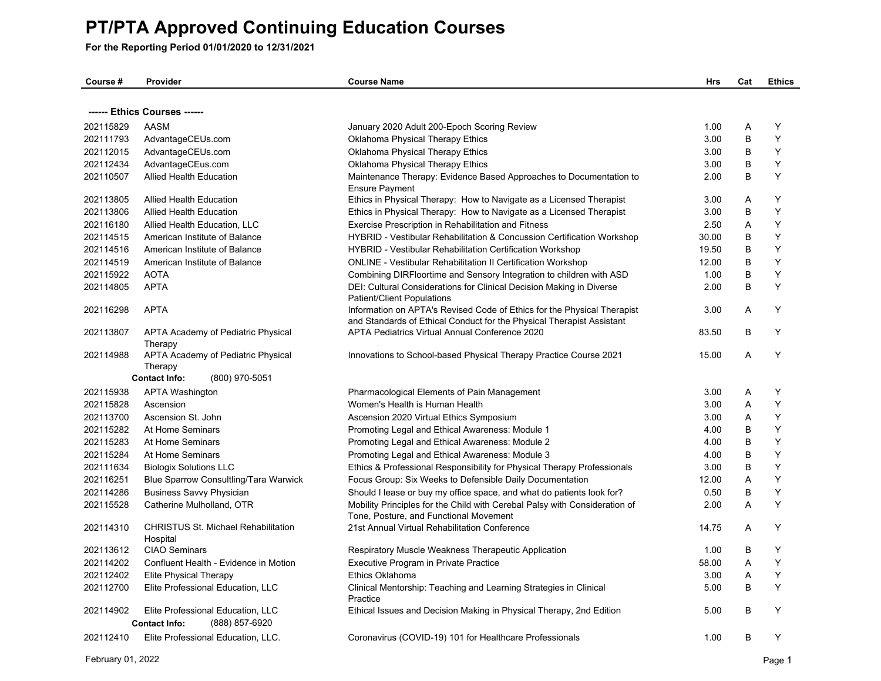# PT/PTA Approved Continuing Education Courses

**For the Reporting Period 01/01/2020 to 12/31/2021**

| Course # | Provider | Course Name | Hrs | Cat | Ethics |
|---|---|---|---|---|---|
| **------ Ethics Courses ------** | | | | | |
| 202115829 | AASM | January 2020 Adult 200-Epoch Scoring Review | 1.00 | A | Y |
| 202111793 | AdvantageCEUs.com | Oklahoma Physical Therapy Ethics | 3.00 | B | Y |
| 202112015 | AdvantageCEUs.com | Oklahoma Physical Therapy Ethics | 3.00 | B | Y |
| 202112434 | AdvantageCEus.com | Oklahoma Physical Therapy Ethics | 3.00 | B | Y |
| 202110507 | Allied Health Education | Maintenance Therapy: Evidence Based Approaches to Documentation to Ensure Payment | 2.00 | B | Y |
| 202113805 | Allied Health Education | Ethics in Physical Therapy: How to Navigate as a Licensed Therapist | 3.00 | A | Y |
| 202113806 | Allied Health Education | Ethics in Physical Therapy: How to Navigate as a Licensed Therapist | 3.00 | B | Y |
| 202116180 | Allied Health Education, LLC | Exercise Prescription in Rehabilitation and Fitness | 2.50 | A | Y |
| 202114515 | American Institute of Balance | HYBRID - Vestibular Rehabilitation & Concussion Certification Workshop | 30.00 | B | Y |
| 202114516 | American Institute of Balance | HYBRID - Vestibular Rehabilitation Certification Workshop | 19.50 | B | Y |
| 202114519 | American Institute of Balance | ONLINE - Vestibular Rehabilitation II Certification Workshop | 12.00 | B | Y |
| 202115922 | AOTA | Combining DIRFloortime and Sensory Integration to children with ASD | 1.00 | B | Y |
| 202114805 | APTA | DEI: Cultural Considerations for Clinical Decision Making in Diverse Patient/Client Populations | 2.00 | B | Y |
| 202116298 | APTA | Information on APTA's Revised Code of Ethics for the Physical Therapist and Standards of Ethical Conduct for the Physical Therapist Assistant | 3.00 | A | Y |
| 202113807 | APTA Academy of Pediatric Physical Therapy | APTA Pediatrics Virtual Annual Conference 2020 | 83.50 | B | Y |
| 202114988 | APTA Academy of Pediatric Physical Therapy | Innovations to School-based Physical Therapy Practice Course 2021 | 15.00 | A | Y |
| | **Contact Info:** (800) 970-5051 | | | | |
| 202115938 | APTA Washington | Pharmacological Elements of Pain Management | 3.00 | A | Y |
| 202115828 | Ascension | Women's Health is Human Health | 3.00 | A | Y |
| 202113700 | Ascension St. John | Ascension 2020 Virtual Ethics Symposium | 3.00 | A | Y |
| 202115282 | At Home Seminars | Promoting Legal and Ethical Awareness: Module 1 | 4.00 | B | Y |
| 202115283 | At Home Seminars | Promoting Legal and Ethical Awareness: Module 2 | 4.00 | B | Y |
| 202115284 | At Home Seminars | Promoting Legal and Ethical Awareness: Module 3 | 4.00 | B | Y |
| 202111634 | Biologix Solutions LLC | Ethics & Professional Responsibility for Physical Therapy Professionals | 3.00 | B | Y |
| 202116251 | Blue Sparrow Consultling/Tara Warwick | Focus Group: Six Weeks to Defensible Daily Documentation | 12.00 | A | Y |
| 202114286 | Business Savvy Physician | Should I lease or buy my office space, and what do patients look for? | 0.50 | B | Y |
| 202115528 | Catherine Mulholland, OTR | Mobility Principles for the Child with Cerebal Palsy with Consideration of Tone, Posture, and Functional Movement | 2.00 | A | Y |
| 202114310 | CHRISTUS St. Michael Rehabilitation Hospital | 21st Annual Virtual Rehabilitation Conference | 14.75 | A | Y |
| 202113612 | CIAO Seminars | Respiratory Muscle Weakness Therapeutic Application | 1.00 | B | Y |
| 202114202 | Confluent Health - Evidence in Motion | Executive Program in Private Practice | 58.00 | A | Y |
| 202112402 | Elite Physical Therapy | Ethics Oklahoma | 3.00 | A | Y |
| 202112700 | Elite Professional Education, LLC | Clinical Mentorship: Teaching and Learning Strategies in Clinical Practice | 5.00 | B | Y |
| 202114902 | Elite Professional Education, LLC | Ethical Issues and Decision Making in Physical Therapy, 2nd Edition | 5.00 | B | Y |
| | **Contact Info:** (888) 857-6920 | | | | |
| 202112410 | Elite Professional Education, LLC. | Coronavirus (COVID-19) 101 for Healthcare Professionals | 1.00 | B | Y |

February 01, 2022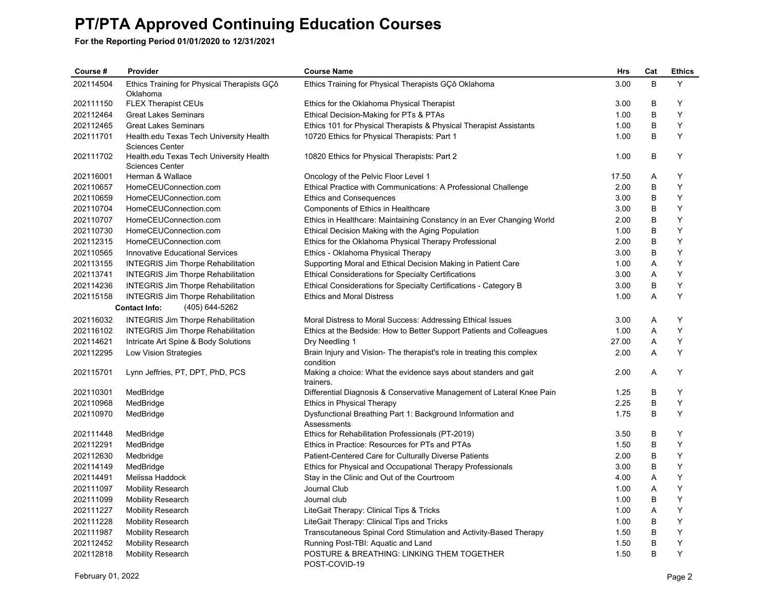# PT/PTA Approved Continuing Education Courses

**For the Reporting Period 01/01/2020 to 12/31/2021**

| Course # | Provider | Course Name | Hrs | Cat | Ethics |
|---|---|---|---|---|---|
| 202114504 | Ethics Training for Physical Therapists GÇô Oklahoma | Ethics Training for Physical Therapists GÇô Oklahoma | 3.00 | B | Y |
| 202111150 | FLEX Therapist CEUs | Ethics for the Oklahoma Physical Therapist | 3.00 | B | Y |
| 202112464 | Great Lakes Seminars | Ethical Decision-Making for PTs & PTAs | 1.00 | B | Y |
| 202112465 | Great Lakes Seminars | Ethics 101 for Physical Therapists & Physical Therapist Assistants | 1.00 | B | Y |
| 202111701 | Health.edu Texas Tech University Health Sciences Center | 10720 Ethics for Physical Therapists: Part 1 | 1.00 | B | Y |
| 202111702 | Health.edu Texas Tech University Health Sciences Center | 10820 Ethics for Physical Therapists: Part 2 | 1.00 | B | Y |
| 202116001 | Herman & Wallace | Oncology of the Pelvic Floor Level 1 | 17.50 | A | Y |
| 202110657 | HomeCEUConnection.com | Ethical Practice with Communications: A Professional Challenge | 2.00 | B | Y |
| 202110659 | HomeCEUConnection.com | Ethics and Consequences | 3.00 | B | Y |
| 202110704 | HomeCEUConnection.com | Components of Ethics in Healthcare | 3.00 | B | Y |
| 202110707 | HomeCEUConnection.com | Ethics in Healthcare: Maintaining Constancy in an Ever Changing World | 2.00 | B | Y |
| 202110730 | HomeCEUConnection.com | Ethical Decision Making with the Aging Population | 1.00 | B | Y |
| 202112315 | HomeCEUConnection.com | Ethics for the Oklahoma Physical Therapy Professional | 2.00 | B | Y |
| 202110565 | Innovative Educational Services | Ethics - Oklahoma Physical Therapy | 3.00 | B | Y |
| 202113155 | INTEGRIS Jim Thorpe Rehabilitation | Supporting Moral and Ethical Decision Making in Patient Care | 1.00 | A | Y |
| 202113741 | INTEGRIS Jim Thorpe Rehabilitation | Ethical Considerations for Specialty Certifications | 3.00 | A | Y |
| 202114236 | INTEGRIS Jim Thorpe Rehabilitation | Ethical Considerations for Specialty Certifications - Category B | 3.00 | B | Y |
| 202115158 | INTEGRIS Jim Thorpe Rehabilitation | Ethics and Moral Distress | 1.00 | A | Y |
| | **Contact Info:** (405) 644-5262 | | | | |
| 202116032 | INTEGRIS Jim Thorpe Rehabilitation | Moral Distress to Moral Success: Addressing Ethical Issues | 3.00 | A | Y |
| 202116102 | INTEGRIS Jim Thorpe Rehabilitation | Ethics at the Bedside: How to Better Support Patients and Colleagues | 1.00 | A | Y |
| 202114621 | Intricate Art Spine & Body Solutions | Dry Needling 1 | 27.00 | A | Y |
| 202112295 | Low Vision Strategies | Brain Injury and Vision- The therapist's role in treating this complex condition | 2.00 | A | Y |
| 202115701 | Lynn Jeffries, PT, DPT, PhD, PCS | Making a choice: What the evidence says about standers and gait trainers. | 2.00 | A | Y |
| 202110301 | MedBridge | Differential Diagnosis & Conservative Management of Lateral Knee Pain | 1.25 | B | Y |
| 202110968 | MedBridge | Ethics in Physical Therapy | 2.25 | B | Y |
| 202110970 | MedBridge | Dysfunctional Breathing Part 1: Background Information and Assessments | 1.75 | B | Y |
| 202111448 | MedBridge | Ethics for Rehabilitation Professionals (PT-2019) | 3.50 | B | Y |
| 202112291 | MedBridge | Ethics in Practice: Resources for PTs and PTAs | 1.50 | B | Y |
| 202112630 | Medbridge | Patient-Centered Care for Culturally Diverse Patients | 2.00 | B | Y |
| 202114149 | MedBridge | Ethics for Physical and Occupational Therapy Professionals | 3.00 | B | Y |
| 202114491 | Melissa Haddock | Stay in the Clinic and Out of the Courtroom | 4.00 | A | Y |
| 202111097 | Mobility Research | Journal Club | 1.00 | A | Y |
| 202111099 | Mobility Research | Journal club | 1.00 | B | Y |
| 202111227 | Mobility Research | LiteGait Therapy: Clinical Tips & Tricks | 1.00 | A | Y |
| 202111228 | Mobility Research | LiteGait Therapy: Clinical Tips and Tricks | 1.00 | B | Y |
| 202111987 | Mobility Research | Transcutaneous Spinal Cord Stimulation and Activity-Based Therapy | 1.50 | B | Y |
| 202112452 | Mobility Research | Running Post-TBI: Aquatic and Land | 1.50 | B | Y |
| 202112818 | Mobility Research | POSTURE & BREATHING: LINKING THEM TOGETHER POST-COVID-19 | 1.50 | B | Y |

February 01, 2022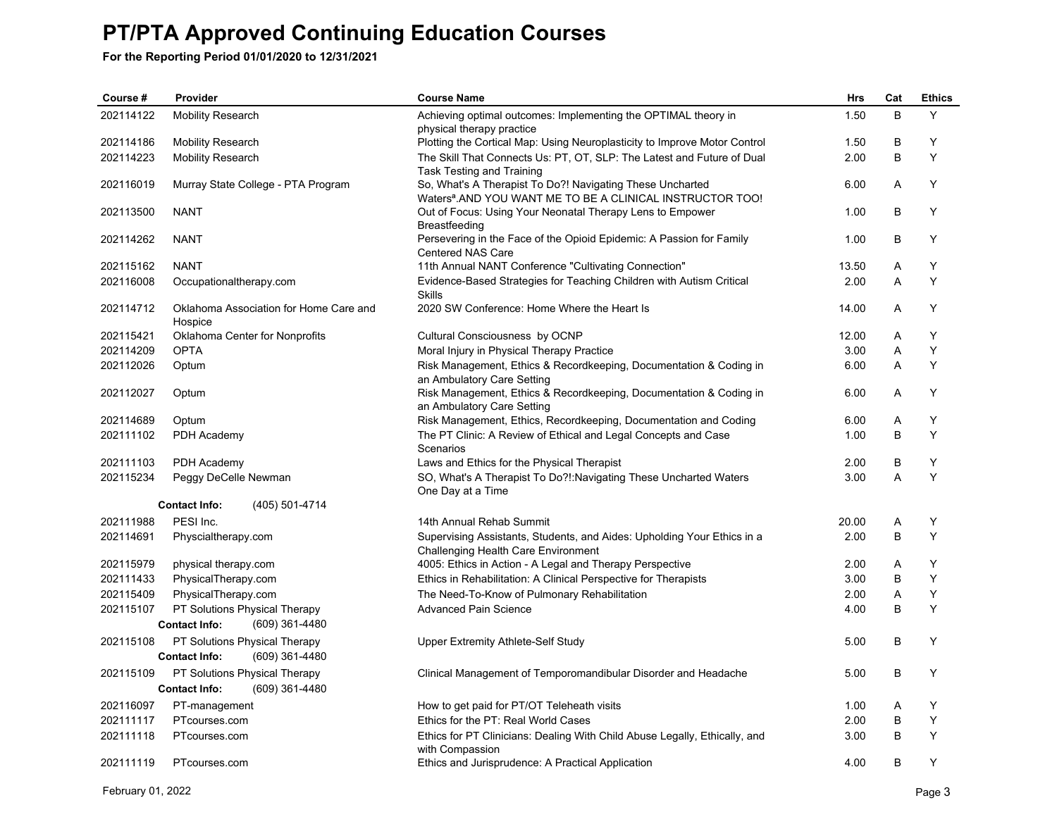# PT/PTA Approved Continuing Education Courses

**For the Reporting Period 01/01/2020 to 12/31/2021**

| Course # | Provider | Course Name | Hrs | Cat | Ethics |
|---|---|---|---|---|---|
| 202114122 | Mobility Research | Achieving optimal outcomes: Implementing the OPTIMAL theory in physical therapy practice | 1.50 | B | Y |
| 202114186 | Mobility Research | Plotting the Cortical Map: Using Neuroplasticity to Improve Motor Control | 1.50 | B | Y |
| 202114223 | Mobility Research | The Skill That Connects Us: PT, OT, SLP: The Latest and Future of Dual Task Testing and Training | 2.00 | B | Y |
| 202116019 | Murray State College - PTA Program | So, What's A Therapist To Do?! Navigating These Uncharted Watersª.AND YOU WANT ME TO BE A CLINICAL INSTRUCTOR TOO! | 6.00 | A | Y |
| 202113500 | NANT | Out of Focus: Using Your Neonatal Therapy Lens to Empower Breastfeeding | 1.00 | B | Y |
| 202114262 | NANT | Persevering in the Face of the Opioid Epidemic: A Passion for Family Centered NAS Care | 1.00 | B | Y |
| 202115162 | NANT | 11th Annual NANT Conference "Cultivating Connection" | 13.50 | A | Y |
| 202116008 | Occupationaltherapy.com | Evidence-Based Strategies for Teaching Children with Autism Critical Skills | 2.00 | A | Y |
| 202114712 | Oklahoma Association for Home Care and Hospice | 2020 SW Conference: Home Where the Heart Is | 14.00 | A | Y |
| 202115421 | Oklahoma Center for Nonprofits | Cultural Consciousness by OCNP | 12.00 | A | Y |
| 202114209 | OPTA | Moral Injury in Physical Therapy Practice | 3.00 | A | Y |
| 202112026 | Optum | Risk Management, Ethics & Recordkeeping, Documentation & Coding in an Ambulatory Care Setting | 6.00 | A | Y |
| 202112027 | Optum | Risk Management, Ethics & Recordkeeping, Documentation & Coding in an Ambulatory Care Setting | 6.00 | A | Y |
| 202114689 | Optum | Risk Management, Ethics, Recordkeeping, Documentation and Coding | 6.00 | A | Y |
| 202111102 | PDH Academy | The PT Clinic: A Review of Ethical and Legal Concepts and Case Scenarios | 1.00 | B | Y |
| 202111103 | PDH Academy | Laws and Ethics for the Physical Therapist | 2.00 | B | Y |
| 202115234 | Peggy DeCelle Newman | SO, What's A Therapist To Do?!:Navigating These Uncharted Waters One Day at a Time | 3.00 | A | Y |
| | **Contact Info:** (405) 501-4714 | | | | |
| 202111988 | PESI Inc. | 14th Annual Rehab Summit | 20.00 | A | Y |
| 202114691 | Physcialtherapy.com | Supervising Assistants, Students, and Aides: Upholding Your Ethics in a Challenging Health Care Environment | 2.00 | B | Y |
| 202115979 | physical therapy.com | 4005: Ethics in Action - A Legal and Therapy Perspective | 2.00 | A | Y |
| 202111433 | PhysicalTherapy.com | Ethics in Rehabilitation: A Clinical Perspective for Therapists | 3.00 | B | Y |
| 202115409 | PhysicalTherapy.com | The Need-To-Know of Pulmonary Rehabilitation | 2.00 | A | Y |
| 202115107 | PT Solutions Physical Therapy | Advanced Pain Science | 4.00 | B | Y |
| | **Contact Info:** (609) 361-4480 | | | | |
| 202115108 | PT Solutions Physical Therapy | Upper Extremity Athlete-Self Study | 5.00 | B | Y |
| | **Contact Info:** (609) 361-4480 | | | | |
| 202115109 | PT Solutions Physical Therapy | Clinical Management of Temporomandibular Disorder and Headache | 5.00 | B | Y |
| | **Contact Info:** (609) 361-4480 | | | | |
| 202116097 | PT-management | How to get paid for PT/OT Teleheath visits | 1.00 | A | Y |
| 202111117 | PTcourses.com | Ethics for the PT: Real World Cases | 2.00 | B | Y |
| 202111118 | PTcourses.com | Ethics for PT Clinicians: Dealing With Child Abuse Legally, Ethically, and with Compassion | 3.00 | B | Y |
| 202111119 | PTcourses.com | Ethics and Jurisprudence: A Practical Application | 4.00 | B | Y |

February 01, 2022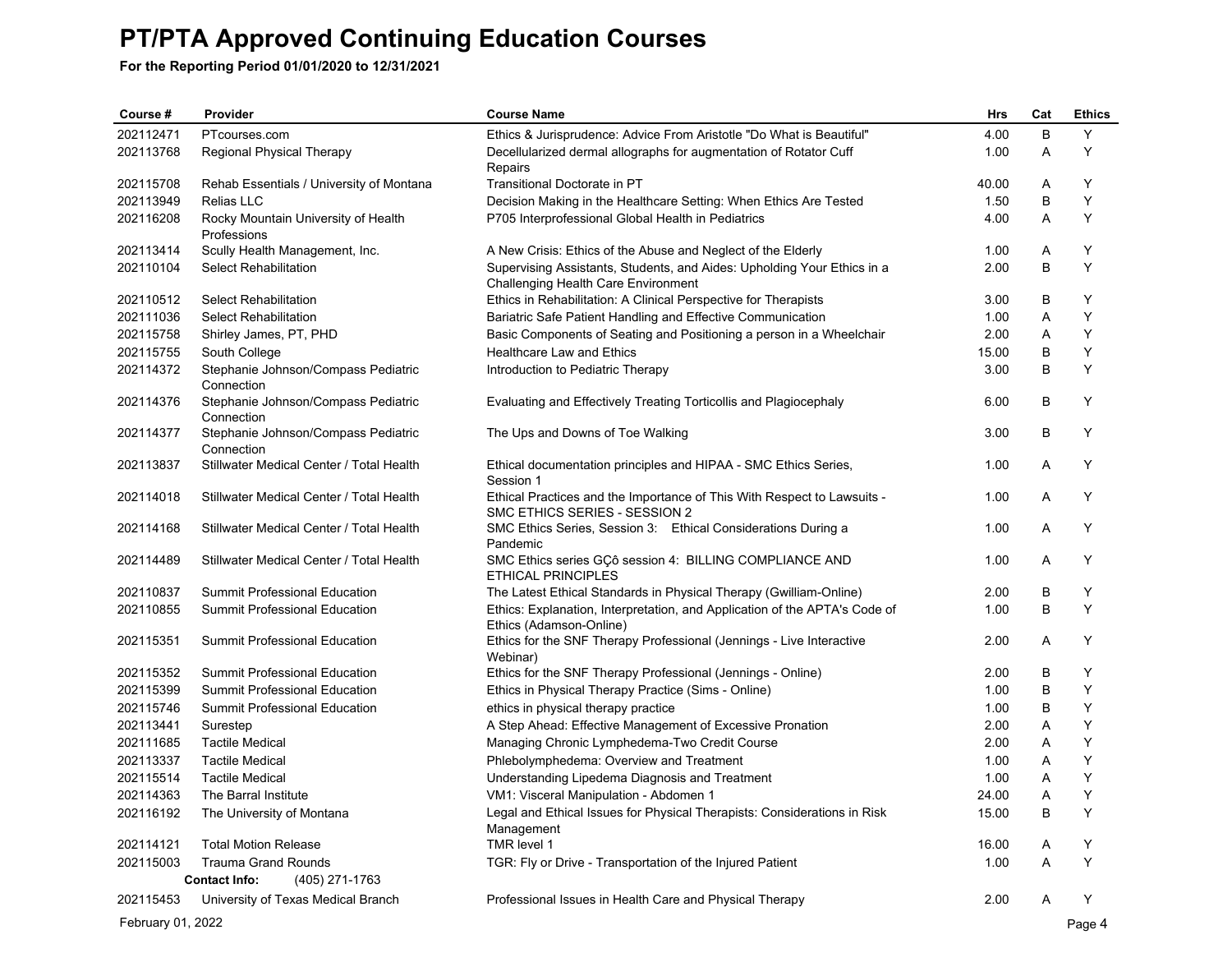# PT/PTA Approved Continuing Education Courses

**For the Reporting Period 01/01/2020 to 12/31/2021**

| Course # | Provider | Course Name | Hrs | Cat | Ethics |
|---|---|---|---|---|---|
| 202112471 | PTcourses.com | Ethics & Jurisprudence: Advice From Aristotle "Do What is Beautiful" | 4.00 | B | Y |
| 202113768 | Regional Physical Therapy | Decellularized dermal allographs for augmentation of Rotator Cuff Repairs | 1.00 | A | Y |
| 202115708 | Rehab Essentials / University of Montana | Transitional Doctorate in PT | 40.00 | A | Y |
| 202113949 | Relias LLC | Decision Making in the Healthcare Setting: When Ethics Are Tested | 1.50 | B | Y |
| 202116208 | Rocky Mountain University of Health Professions | P705 Interprofessional Global Health in Pediatrics | 4.00 | A | Y |
| 202113414 | Scully Health Management, Inc. | A New Crisis: Ethics of the Abuse and Neglect of the Elderly | 1.00 | A | Y |
| 202110104 | Select Rehabilitation | Supervising Assistants, Students, and Aides: Upholding Your Ethics in a Challenging Health Care Environment | 2.00 | B | Y |
| 202110512 | Select Rehabilitation | Ethics in Rehabilitation: A Clinical Perspective for Therapists | 3.00 | B | Y |
| 202111036 | Select Rehabilitation | Bariatric Safe Patient Handling and Effective Communication | 1.00 | A | Y |
| 202115758 | Shirley James, PT, PHD | Basic Components of Seating and Positioning a person in a Wheelchair | 2.00 | A | Y |
| 202115755 | South College | Healthcare Law and Ethics | 15.00 | B | Y |
| 202114372 | Stephanie Johnson/Compass Pediatric Connection | Introduction to Pediatric Therapy | 3.00 | B | Y |
| 202114376 | Stephanie Johnson/Compass Pediatric Connection | Evaluating and Effectively Treating Torticollis and Plagiocephaly | 6.00 | B | Y |
| 202114377 | Stephanie Johnson/Compass Pediatric Connection | The Ups and Downs of Toe Walking | 3.00 | B | Y |
| 202113837 | Stillwater Medical Center / Total Health | Ethical documentation principles and HIPAA - SMC Ethics Series, Session 1 | 1.00 | A | Y |
| 202114018 | Stillwater Medical Center / Total Health | Ethical Practices and the Importance of This With Respect to Lawsuits - SMC ETHICS SERIES - SESSION 2 | 1.00 | A | Y |
| 202114168 | Stillwater Medical Center / Total Health | SMC Ethics Series, Session 3: Ethical Considerations During a Pandemic | 1.00 | A | Y |
| 202114489 | Stillwater Medical Center / Total Health | SMC Ethics series GÇô session 4: BILLING COMPLIANCE AND ETHICAL PRINCIPLES | 1.00 | A | Y |
| 202110837 | Summit Professional Education | The Latest Ethical Standards in Physical Therapy (Gwilliam-Online) | 2.00 | B | Y |
| 202110855 | Summit Professional Education | Ethics: Explanation, Interpretation, and Application of the APTA's Code of Ethics (Adamson-Online) | 1.00 | B | Y |
| 202115351 | Summit Professional Education | Ethics for the SNF Therapy Professional (Jennings - Live Interactive Webinar) | 2.00 | A | Y |
| 202115352 | Summit Professional Education | Ethics for the SNF Therapy Professional (Jennings - Online) | 2.00 | B | Y |
| 202115399 | Summit Professional Education | Ethics in Physical Therapy Practice (Sims - Online) | 1.00 | B | Y |
| 202115746 | Summit Professional Education | ethics in physical therapy practice | 1.00 | B | Y |
| 202113441 | Surestep | A Step Ahead: Effective Management of Excessive Pronation | 2.00 | A | Y |
| 202111685 | Tactile Medical | Managing Chronic Lymphedema-Two Credit Course | 2.00 | A | Y |
| 202113337 | Tactile Medical | Phlebolymphedema: Overview and Treatment | 1.00 | A | Y |
| 202115514 | Tactile Medical | Understanding Lipedema Diagnosis and Treatment | 1.00 | A | Y |
| 202114363 | The Barral Institute | VM1: Visceral Manipulation - Abdomen 1 | 24.00 | A | Y |
| 202116192 | The University of Montana | Legal and Ethical Issues for Physical Therapists: Considerations in Risk Management | 15.00 | B | Y |
| 202114121 | Total Motion Release | TMR level 1 | 16.00 | A | Y |
| 202115003 | Trauma Grand Rounds<br>**Contact Info:** (405) 271-1763 | TGR: Fly or Drive - Transportation of the Injured Patient | 1.00 | A | Y |
| 202115453 | University of Texas Medical Branch | Professional Issues in Health Care and Physical Therapy | 2.00 | A | Y |

February 01, 2022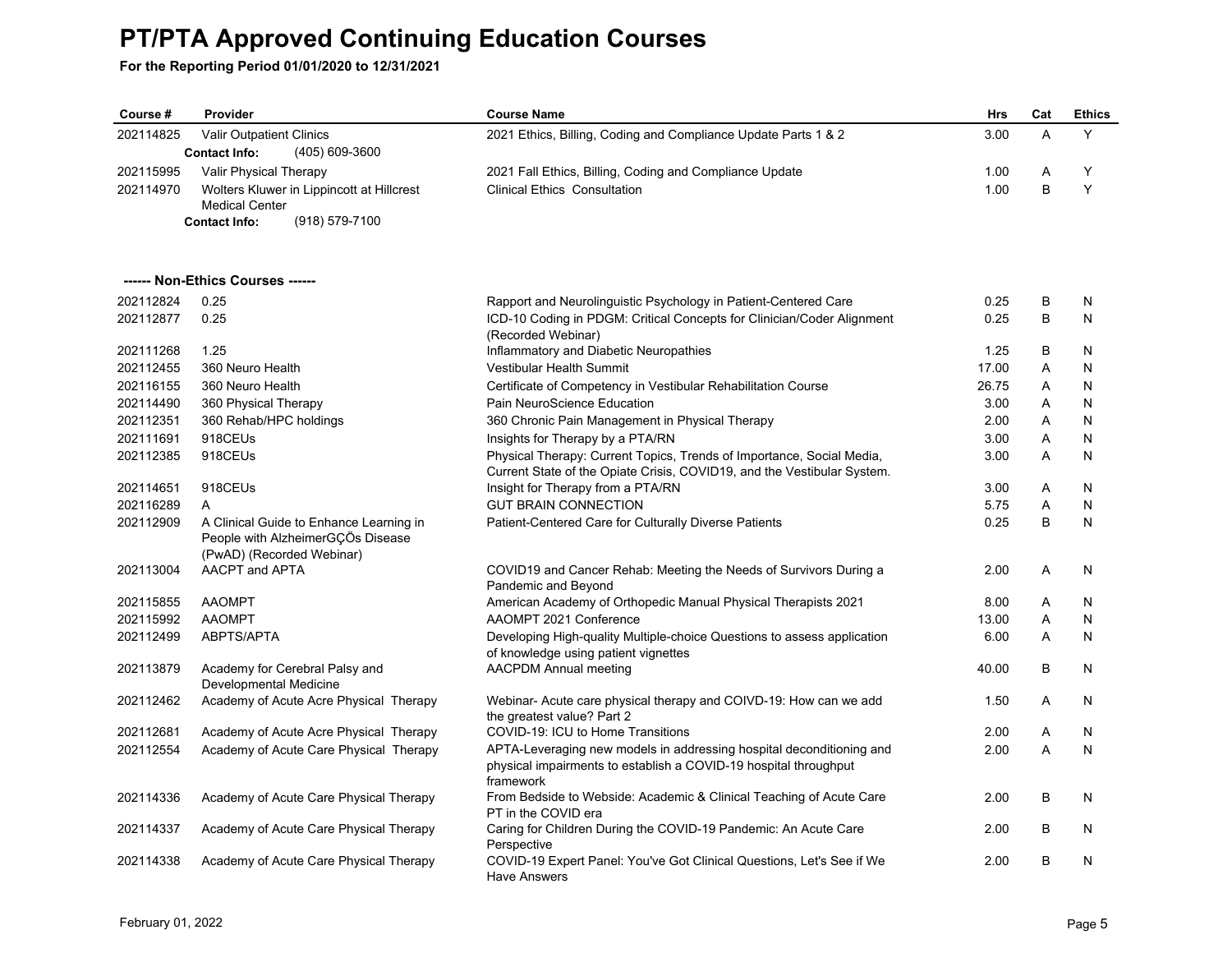# PT/PTA Approved Continuing Education Courses

**For the Reporting Period 01/01/2020 to 12/31/2021**

| Course # | Provider | Course Name | Hrs | Cat | Ethics |
|---|---|---|---|---|---|
| 202114825 | Valir Outpatient Clinics<br>**Contact Info:** (405) 609-3600 | 2021 Ethics, Billing, Coding and Compliance Update Parts 1 & 2 | 3.00 | A | Y |
| 202115995 | Valir Physical Therapy | 2021 Fall Ethics, Billing, Coding and Compliance Update | 1.00 | A | Y |
| 202114970 | Wolters Kluwer in Lippincott at Hillcrest Medical Center<br>**Contact Info:** (918) 579-7100 | Clinical Ethics Consultation | 1.00 | B | Y |

**------ Non-Ethics Courses ------**

| Course # | Provider | Course Name | Hrs | Cat | Ethics |
|---|---|---|---|---|---|
| 202112824 | 0.25 | Rapport and Neurolinguistic Psychology in Patient-Centered Care | 0.25 | B | N |
| 202112877 | 0.25 | ICD-10 Coding in PDGM: Critical Concepts for Clinician/Coder Alignment (Recorded Webinar) | 0.25 | B | N |
| 202111268 | 1.25 | Inflammatory and Diabetic Neuropathies | 1.25 | B | N |
| 202112455 | 360 Neuro Health | Vestibular Health Summit | 17.00 | A | N |
| 202116155 | 360 Neuro Health | Certificate of Competency in Vestibular Rehabilitation Course | 26.75 | A | N |
| 202114490 | 360 Physical Therapy | Pain NeuroScience Education | 3.00 | A | N |
| 202112351 | 360 Rehab/HPC holdings | 360 Chronic Pain Management in Physical Therapy | 2.00 | A | N |
| 202111691 | 918CEUs | Insights for Therapy by a PTA/RN | 3.00 | A | N |
| 202112385 | 918CEUs | Physical Therapy: Current Topics, Trends of Importance, Social Media, Current State of the Opiate Crisis, COVID19, and the Vestibular System. | 3.00 | A | N |
| 202114651 | 918CEUs | Insight for Therapy from a PTA/RN | 3.00 | A | N |
| 202116289 | A | GUT BRAIN CONNECTION | 5.75 | A | N |
| 202112909 | A Clinical Guide to Enhance Learning in People with AlzheimerGÇÖs Disease (PwAD) (Recorded Webinar) | Patient-Centered Care for Culturally Diverse Patients | 0.25 | B | N |
| 202113004 | AACPT and APTA | COVID19 and Cancer Rehab: Meeting the Needs of Survivors During a Pandemic and Beyond | 2.00 | A | N |
| 202115855 | AAOMPT | American Academy of Orthopedic Manual Physical Therapists 2021 | 8.00 | A | N |
| 202115992 | AAOMPT | AAOMPT 2021 Conference | 13.00 | A | N |
| 202112499 | ABPTS/APTA | Developing High-quality Multiple-choice Questions to assess application of knowledge using patient vignettes | 6.00 | A | N |
| 202113879 | Academy for Cerebral Palsy and Developmental Medicine | AACPDM Annual meeting | 40.00 | B | N |
| 202112462 | Academy of Acute Acre Physical Therapy | Webinar- Acute care physical therapy and COIVD-19: How can we add the greatest value? Part 2 | 1.50 | A | N |
| 202112681 | Academy of Acute Acre Physical Therapy | COVID-19: ICU to Home Transitions | 2.00 | A | N |
| 202112554 | Academy of Acute Care Physical Therapy | APTA-Leveraging new models in addressing hospital deconditioning and physical impairments to establish a COVID-19 hospital throughput framework | 2.00 | A | N |
| 202114336 | Academy of Acute Care Physical Therapy | From Bedside to Webside: Academic & Clinical Teaching of Acute Care PT in the COVID era | 2.00 | B | N |
| 202114337 | Academy of Acute Care Physical Therapy | Caring for Children During the COVID-19 Pandemic: An Acute Care Perspective | 2.00 | B | N |
| 202114338 | Academy of Acute Care Physical Therapy | COVID-19 Expert Panel: You've Got Clinical Questions, Let's See if We Have Answers | 2.00 | B | N |

February 01, 2022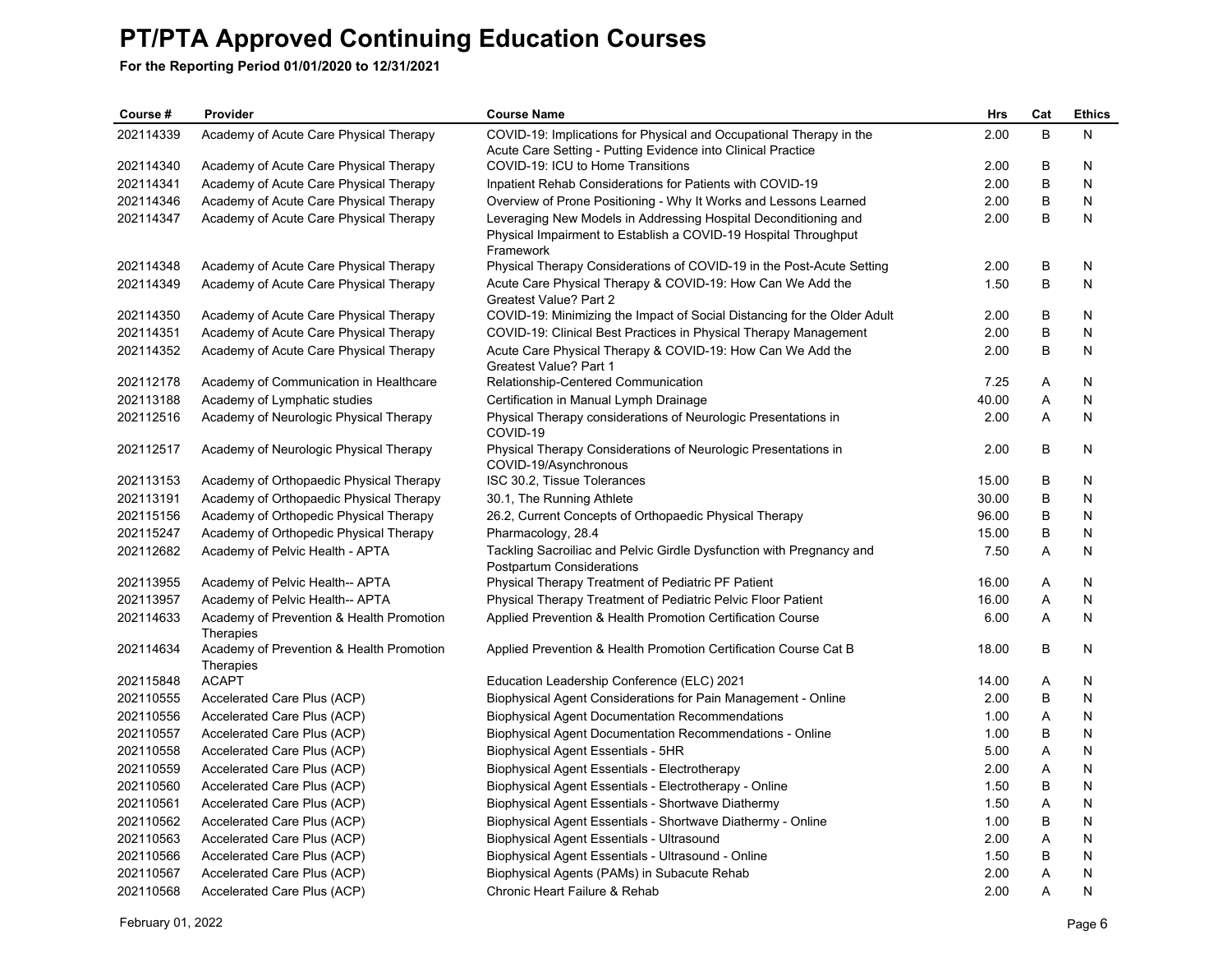# PT/PTA Approved Continuing Education Courses

**For the Reporting Period 01/01/2020 to 12/31/2021**

| Course # | Provider | Course Name | Hrs | Cat | Ethics |
|---|---|---|---|---|---|
| 202114339 | Academy of Acute Care Physical Therapy | COVID-19: Implications for Physical and Occupational Therapy in the Acute Care Setting - Putting Evidence into Clinical Practice | 2.00 | B | N |
| 202114340 | Academy of Acute Care Physical Therapy | COVID-19: ICU to Home Transitions | 2.00 | B | N |
| 202114341 | Academy of Acute Care Physical Therapy | Inpatient Rehab Considerations for Patients with COVID-19 | 2.00 | B | N |
| 202114346 | Academy of Acute Care Physical Therapy | Overview of Prone Positioning - Why It Works and Lessons Learned | 2.00 | B | N |
| 202114347 | Academy of Acute Care Physical Therapy | Leveraging New Models in Addressing Hospital Deconditioning and Physical Impairment to Establish a COVID-19 Hospital Throughput Framework | 2.00 | B | N |
| 202114348 | Academy of Acute Care Physical Therapy | Physical Therapy Considerations of COVID-19 in the Post-Acute Setting | 2.00 | B | N |
| 202114349 | Academy of Acute Care Physical Therapy | Acute Care Physical Therapy & COVID-19: How Can We Add the Greatest Value? Part 2 | 1.50 | B | N |
| 202114350 | Academy of Acute Care Physical Therapy | COVID-19: Minimizing the Impact of Social Distancing for the Older Adult | 2.00 | B | N |
| 202114351 | Academy of Acute Care Physical Therapy | COVID-19: Clinical Best Practices in Physical Therapy Management | 2.00 | B | N |
| 202114352 | Academy of Acute Care Physical Therapy | Acute Care Physical Therapy & COVID-19: How Can We Add the Greatest Value? Part 1 | 2.00 | B | N |
| 202112178 | Academy of Communication in Healthcare | Relationship-Centered Communication | 7.25 | A | N |
| 202113188 | Academy of Lymphatic studies | Certification in Manual Lymph Drainage | 40.00 | A | N |
| 202112516 | Academy of Neurologic Physical Therapy | Physical Therapy considerations of Neurologic Presentations in COVID-19 | 2.00 | A | N |
| 202112517 | Academy of Neurologic Physical Therapy | Physical Therapy Considerations of Neurologic Presentations in COVID-19/Asynchronous | 2.00 | B | N |
| 202113153 | Academy of Orthopaedic Physical Therapy | ISC 30.2, Tissue Tolerances | 15.00 | B | N |
| 202113191 | Academy of Orthopaedic Physical Therapy | 30.1, The Running Athlete | 30.00 | B | N |
| 202115156 | Academy of Orthopedic Physical Therapy | 26.2, Current Concepts of Orthopaedic Physical Therapy | 96.00 | B | N |
| 202115247 | Academy of Orthopedic Physical Therapy | Pharmacology, 28.4 | 15.00 | B | N |
| 202112682 | Academy of Pelvic Health - APTA | Tackling Sacroiliac and Pelvic Girdle Dysfunction with Pregnancy and Postpartum Considerations | 7.50 | A | N |
| 202113955 | Academy of Pelvic Health-- APTA | Physical Therapy Treatment of Pediatric PF Patient | 16.00 | A | N |
| 202113957 | Academy of Pelvic Health-- APTA | Physical Therapy Treatment of Pediatric Pelvic Floor Patient | 16.00 | A | N |
| 202114633 | Academy of Prevention & Health Promotion Therapies | Applied Prevention & Health Promotion Certification Course | 6.00 | A | N |
| 202114634 | Academy of Prevention & Health Promotion Therapies | Applied Prevention & Health Promotion Certification Course Cat B | 18.00 | B | N |
| 202115848 | ACAPT | Education Leadership Conference (ELC) 2021 | 14.00 | A | N |
| 202110555 | Accelerated Care Plus (ACP) | Biophysical Agent Considerations for Pain Management - Online | 2.00 | B | N |
| 202110556 | Accelerated Care Plus (ACP) | Biophysical Agent Documentation Recommendations | 1.00 | A | N |
| 202110557 | Accelerated Care Plus (ACP) | Biophysical Agent Documentation Recommendations - Online | 1.00 | B | N |
| 202110558 | Accelerated Care Plus (ACP) | Biophysical Agent Essentials - 5HR | 5.00 | A | N |
| 202110559 | Accelerated Care Plus (ACP) | Biophysical Agent Essentials - Electrotherapy | 2.00 | A | N |
| 202110560 | Accelerated Care Plus (ACP) | Biophysical Agent Essentials - Electrotherapy - Online | 1.50 | B | N |
| 202110561 | Accelerated Care Plus (ACP) | Biophysical Agent Essentials - Shortwave Diathermy | 1.50 | A | N |
| 202110562 | Accelerated Care Plus (ACP) | Biophysical Agent Essentials - Shortwave Diathermy - Online | 1.00 | B | N |
| 202110563 | Accelerated Care Plus (ACP) | Biophysical Agent Essentials - Ultrasound | 2.00 | A | N |
| 202110566 | Accelerated Care Plus (ACP) | Biophysical Agent Essentials - Ultrasound - Online | 1.50 | B | N |
| 202110567 | Accelerated Care Plus (ACP) | Biophysical Agents (PAMs) in Subacute Rehab | 2.00 | A | N |
| 202110568 | Accelerated Care Plus (ACP) | Chronic Heart Failure & Rehab | 2.00 | A | N |

February 01, 2022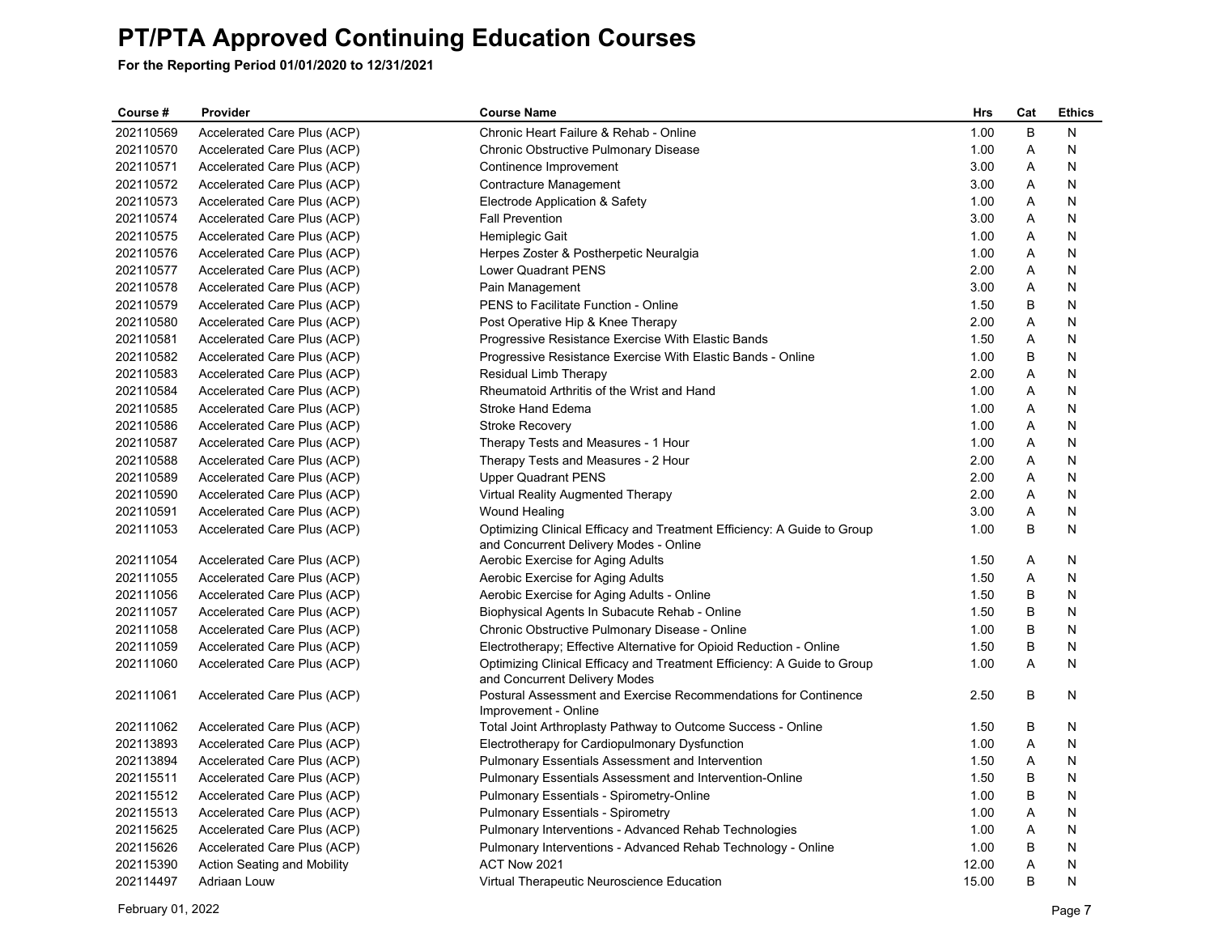# PT/PTA Approved Continuing Education Courses

**For the Reporting Period 01/01/2020 to 12/31/2021**

| Course # | Provider | Course Name | Hrs | Cat | Ethics |
|---|---|---|---|---|---|
| 202110569 | Accelerated Care Plus (ACP) | Chronic Heart Failure & Rehab - Online | 1.00 | B | N |
| 202110570 | Accelerated Care Plus (ACP) | Chronic Obstructive Pulmonary Disease | 1.00 | A | N |
| 202110571 | Accelerated Care Plus (ACP) | Continence Improvement | 3.00 | A | N |
| 202110572 | Accelerated Care Plus (ACP) | Contracture Management | 3.00 | A | N |
| 202110573 | Accelerated Care Plus (ACP) | Electrode Application & Safety | 1.00 | A | N |
| 202110574 | Accelerated Care Plus (ACP) | Fall Prevention | 3.00 | A | N |
| 202110575 | Accelerated Care Plus (ACP) | Hemiplegic Gait | 1.00 | A | N |
| 202110576 | Accelerated Care Plus (ACP) | Herpes Zoster & Postherpetic Neuralgia | 1.00 | A | N |
| 202110577 | Accelerated Care Plus (ACP) | Lower Quadrant PENS | 2.00 | A | N |
| 202110578 | Accelerated Care Plus (ACP) | Pain Management | 3.00 | A | N |
| 202110579 | Accelerated Care Plus (ACP) | PENS to Facilitate Function - Online | 1.50 | B | N |
| 202110580 | Accelerated Care Plus (ACP) | Post Operative Hip & Knee Therapy | 2.00 | A | N |
| 202110581 | Accelerated Care Plus (ACP) | Progressive Resistance Exercise With Elastic Bands | 1.50 | A | N |
| 202110582 | Accelerated Care Plus (ACP) | Progressive Resistance Exercise With Elastic Bands - Online | 1.00 | B | N |
| 202110583 | Accelerated Care Plus (ACP) | Residual Limb Therapy | 2.00 | A | N |
| 202110584 | Accelerated Care Plus (ACP) | Rheumatoid Arthritis of the Wrist and Hand | 1.00 | A | N |
| 202110585 | Accelerated Care Plus (ACP) | Stroke Hand Edema | 1.00 | A | N |
| 202110586 | Accelerated Care Plus (ACP) | Stroke Recovery | 1.00 | A | N |
| 202110587 | Accelerated Care Plus (ACP) | Therapy Tests and Measures - 1 Hour | 1.00 | A | N |
| 202110588 | Accelerated Care Plus (ACP) | Therapy Tests and Measures - 2 Hour | 2.00 | A | N |
| 202110589 | Accelerated Care Plus (ACP) | Upper Quadrant PENS | 2.00 | A | N |
| 202110590 | Accelerated Care Plus (ACP) | Virtual Reality Augmented Therapy | 2.00 | A | N |
| 202110591 | Accelerated Care Plus (ACP) | Wound Healing | 3.00 | A | N |
| 202111053 | Accelerated Care Plus (ACP) | Optimizing Clinical Efficacy and Treatment Efficiency: A Guide to Group and Concurrent Delivery Modes - Online | 1.00 | B | N |
| 202111054 | Accelerated Care Plus (ACP) | Aerobic Exercise for Aging Adults | 1.50 | A | N |
| 202111055 | Accelerated Care Plus (ACP) | Aerobic Exercise for Aging Adults | 1.50 | A | N |
| 202111056 | Accelerated Care Plus (ACP) | Aerobic Exercise for Aging Adults - Online | 1.50 | B | N |
| 202111057 | Accelerated Care Plus (ACP) | Biophysical Agents In Subacute Rehab - Online | 1.50 | B | N |
| 202111058 | Accelerated Care Plus (ACP) | Chronic Obstructive Pulmonary Disease - Online | 1.00 | B | N |
| 202111059 | Accelerated Care Plus (ACP) | Electrotherapy; Effective Alternative for Opioid Reduction - Online | 1.50 | B | N |
| 202111060 | Accelerated Care Plus (ACP) | Optimizing Clinical Efficacy and Treatment Efficiency: A Guide to Group and Concurrent Delivery Modes | 1.00 | A | N |
| 202111061 | Accelerated Care Plus (ACP) | Postural Assessment and Exercise Recommendations for Continence Improvement - Online | 2.50 | B | N |
| 202111062 | Accelerated Care Plus (ACP) | Total Joint Arthroplasty Pathway to Outcome Success - Online | 1.50 | B | N |
| 202113893 | Accelerated Care Plus (ACP) | Electrotherapy for Cardiopulmonary Dysfunction | 1.00 | A | N |
| 202113894 | Accelerated Care Plus (ACP) | Pulmonary Essentials Assessment and Intervention | 1.50 | A | N |
| 202115511 | Accelerated Care Plus (ACP) | Pulmonary Essentials Assessment and Intervention-Online | 1.50 | B | N |
| 202115512 | Accelerated Care Plus (ACP) | Pulmonary Essentials - Spirometry-Online | 1.00 | B | N |
| 202115513 | Accelerated Care Plus (ACP) | Pulmonary Essentials - Spirometry | 1.00 | A | N |
| 202115625 | Accelerated Care Plus (ACP) | Pulmonary Interventions - Advanced Rehab Technologies | 1.00 | A | N |
| 202115626 | Accelerated Care Plus (ACP) | Pulmonary Interventions - Advanced Rehab Technology - Online | 1.00 | B | N |
| 202115390 | Action Seating and Mobility | ACT Now 2021 | 12.00 | A | N |
| 202114497 | Adriaan Louw | Virtual Therapeutic Neuroscience Education | 15.00 | B | N |

February 01, 2022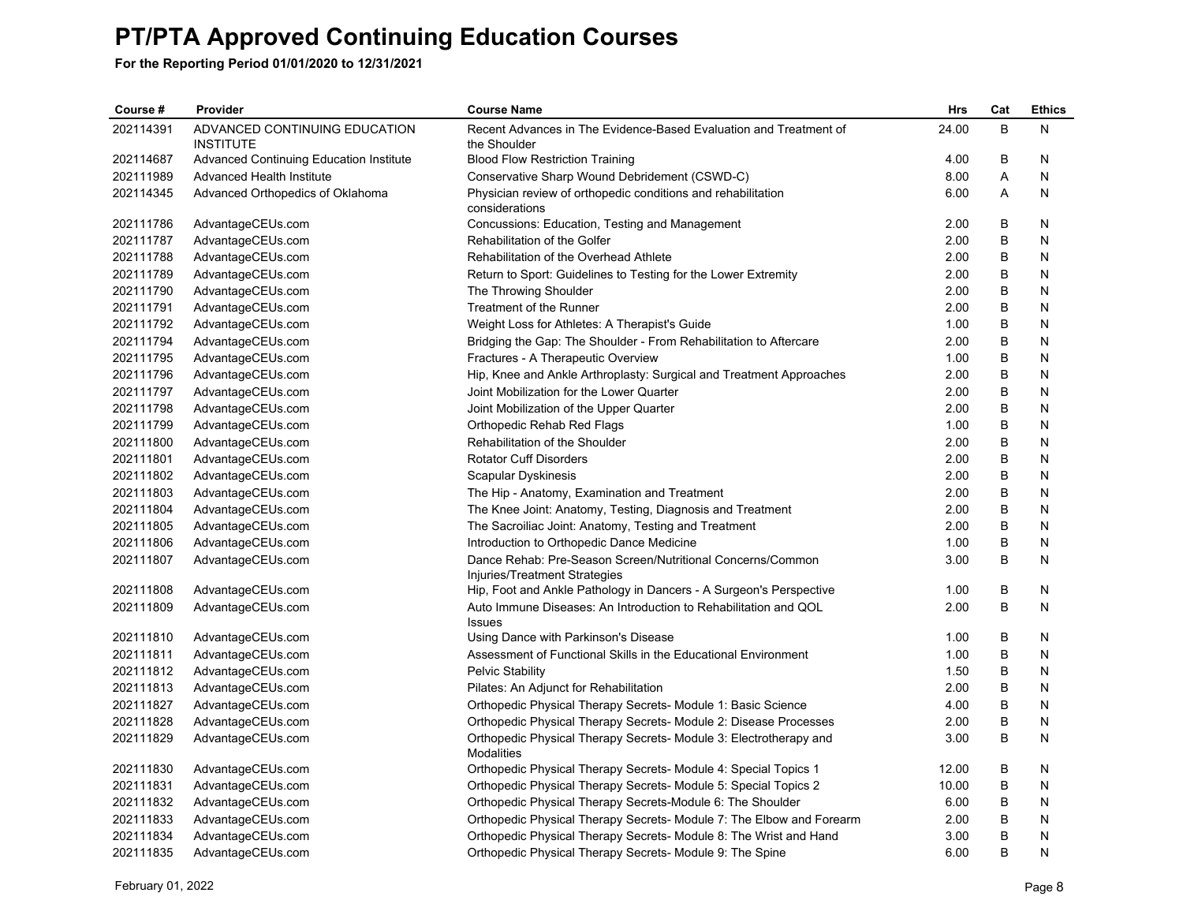# PT/PTA Approved Continuing Education Courses

**For the Reporting Period 01/01/2020 to 12/31/2021**

| Course # | Provider | Course Name | Hrs | Cat | Ethics |
|---|---|---|---|---|---|
| 202114391 | ADVANCED CONTINUING EDUCATION INSTITUTE | Recent Advances in The Evidence-Based Evaluation and Treatment of the Shoulder | 24.00 | B | N |
| 202114687 | Advanced Continuing Education Institute | Blood Flow Restriction Training | 4.00 | B | N |
| 202111989 | Advanced Health Institute | Conservative Sharp Wound Debridement (CSWD-C) | 8.00 | A | N |
| 202114345 | Advanced Orthopedics of Oklahoma | Physician review of orthopedic conditions and rehabilitation considerations | 6.00 | A | N |
| 202111786 | AdvantageCEUs.com | Concussions: Education, Testing and Management | 2.00 | B | N |
| 202111787 | AdvantageCEUs.com | Rehabilitation of the Golfer | 2.00 | B | N |
| 202111788 | AdvantageCEUs.com | Rehabilitation of the Overhead Athlete | 2.00 | B | N |
| 202111789 | AdvantageCEUs.com | Return to Sport: Guidelines to Testing for the Lower Extremity | 2.00 | B | N |
| 202111790 | AdvantageCEUs.com | The Throwing Shoulder | 2.00 | B | N |
| 202111791 | AdvantageCEUs.com | Treatment of the Runner | 2.00 | B | N |
| 202111792 | AdvantageCEUs.com | Weight Loss for Athletes: A Therapist's Guide | 1.00 | B | N |
| 202111794 | AdvantageCEUs.com | Bridging the Gap: The Shoulder - From Rehabilitation to Aftercare | 2.00 | B | N |
| 202111795 | AdvantageCEUs.com | Fractures - A Therapeutic Overview | 1.00 | B | N |
| 202111796 | AdvantageCEUs.com | Hip, Knee and Ankle Arthroplasty: Surgical and Treatment Approaches | 2.00 | B | N |
| 202111797 | AdvantageCEUs.com | Joint Mobilization for the Lower Quarter | 2.00 | B | N |
| 202111798 | AdvantageCEUs.com | Joint Mobilization of the Upper Quarter | 2.00 | B | N |
| 202111799 | AdvantageCEUs.com | Orthopedic Rehab Red Flags | 1.00 | B | N |
| 202111800 | AdvantageCEUs.com | Rehabilitation of the Shoulder | 2.00 | B | N |
| 202111801 | AdvantageCEUs.com | Rotator Cuff Disorders | 2.00 | B | N |
| 202111802 | AdvantageCEUs.com | Scapular Dyskinesis | 2.00 | B | N |
| 202111803 | AdvantageCEUs.com | The Hip - Anatomy, Examination and Treatment | 2.00 | B | N |
| 202111804 | AdvantageCEUs.com | The Knee Joint: Anatomy, Testing, Diagnosis and Treatment | 2.00 | B | N |
| 202111805 | AdvantageCEUs.com | The Sacroiliac Joint: Anatomy, Testing and Treatment | 2.00 | B | N |
| 202111806 | AdvantageCEUs.com | Introduction to Orthopedic Dance Medicine | 1.00 | B | N |
| 202111807 | AdvantageCEUs.com | Dance Rehab: Pre-Season Screen/Nutritional Concerns/Common Injuries/Treatment Strategies | 3.00 | B | N |
| 202111808 | AdvantageCEUs.com | Hip, Foot and Ankle Pathology in Dancers - A Surgeon's Perspective | 1.00 | B | N |
| 202111809 | AdvantageCEUs.com | Auto Immune Diseases: An Introduction to Rehabilitation and QOL Issues | 2.00 | B | N |
| 202111810 | AdvantageCEUs.com | Using Dance with Parkinson's Disease | 1.00 | B | N |
| 202111811 | AdvantageCEUs.com | Assessment of Functional Skills in the Educational Environment | 1.00 | B | N |
| 202111812 | AdvantageCEUs.com | Pelvic Stability | 1.50 | B | N |
| 202111813 | AdvantageCEUs.com | Pilates: An Adjunct for Rehabilitation | 2.00 | B | N |
| 202111827 | AdvantageCEUs.com | Orthopedic Physical Therapy Secrets- Module 1: Basic Science | 4.00 | B | N |
| 202111828 | AdvantageCEUs.com | Orthopedic Physical Therapy Secrets- Module 2: Disease Processes | 2.00 | B | N |
| 202111829 | AdvantageCEUs.com | Orthopedic Physical Therapy Secrets- Module 3: Electrotherapy and Modalities | 3.00 | B | N |
| 202111830 | AdvantageCEUs.com | Orthopedic Physical Therapy Secrets- Module 4: Special Topics 1 | 12.00 | B | N |
| 202111831 | AdvantageCEUs.com | Orthopedic Physical Therapy Secrets- Module 5: Special Topics 2 | 10.00 | B | N |
| 202111832 | AdvantageCEUs.com | Orthopedic Physical Therapy Secrets-Module 6: The Shoulder | 6.00 | B | N |
| 202111833 | AdvantageCEUs.com | Orthopedic Physical Therapy Secrets- Module 7: The Elbow and Forearm | 2.00 | B | N |
| 202111834 | AdvantageCEUs.com | Orthopedic Physical Therapy Secrets- Module 8: The Wrist and Hand | 3.00 | B | N |
| 202111835 | AdvantageCEUs.com | Orthopedic Physical Therapy Secrets- Module 9: The Spine | 6.00 | B | N |

February 01, 2022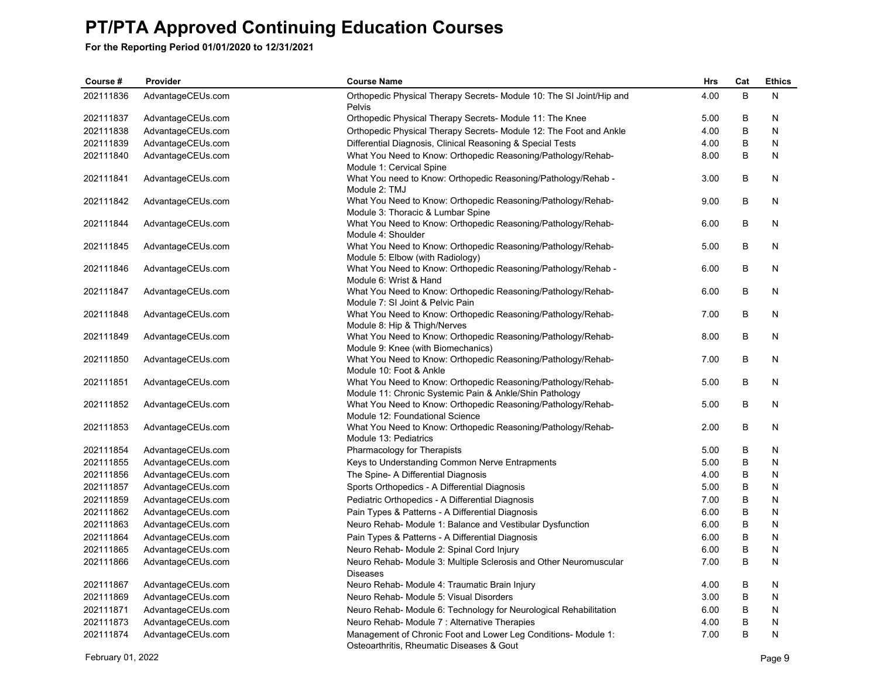# PT/PTA Approved Continuing Education Courses

**For the Reporting Period 01/01/2020 to 12/31/2021**

| Course # | Provider | Course Name | Hrs | Cat | Ethics |
|---|---|---|---|---|---|
| 202111836 | AdvantageCEUs.com | Orthopedic Physical Therapy Secrets- Module 10: The SI Joint/Hip and Pelvis | 4.00 | B | N |
| 202111837 | AdvantageCEUs.com | Orthopedic Physical Therapy Secrets- Module 11: The Knee | 5.00 | B | N |
| 202111838 | AdvantageCEUs.com | Orthopedic Physical Therapy Secrets- Module 12: The Foot and Ankle | 4.00 | B | N |
| 202111839 | AdvantageCEUs.com | Differential Diagnosis, Clinical Reasoning & Special Tests | 4.00 | B | N |
| 202111840 | AdvantageCEUs.com | What You Need to Know: Orthopedic Reasoning/Pathology/Rehab- Module 1: Cervical Spine | 8.00 | B | N |
| 202111841 | AdvantageCEUs.com | What You need to Know: Orthopedic Reasoning/Pathology/Rehab - Module 2: TMJ | 3.00 | B | N |
| 202111842 | AdvantageCEUs.com | What You Need to Know: Orthopedic Reasoning/Pathology/Rehab- Module 3: Thoracic & Lumbar Spine | 9.00 | B | N |
| 202111844 | AdvantageCEUs.com | What You Need to Know: Orthopedic Reasoning/Pathology/Rehab- Module 4: Shoulder | 6.00 | B | N |
| 202111845 | AdvantageCEUs.com | What You Need to Know: Orthopedic Reasoning/Pathology/Rehab- Module 5: Elbow (with Radiology) | 5.00 | B | N |
| 202111846 | AdvantageCEUs.com | What You Need to Know: Orthopedic Reasoning/Pathology/Rehab - Module 6: Wrist & Hand | 6.00 | B | N |
| 202111847 | AdvantageCEUs.com | What You Need to Know: Orthopedic Reasoning/Pathology/Rehab- Module 7: SI Joint & Pelvic Pain | 6.00 | B | N |
| 202111848 | AdvantageCEUs.com | What You Need to Know: Orthopedic Reasoning/Pathology/Rehab- Module 8: Hip & Thigh/Nerves | 7.00 | B | N |
| 202111849 | AdvantageCEUs.com | What You Need to Know: Orthopedic Reasoning/Pathology/Rehab- Module 9: Knee (with Biomechanics) | 8.00 | B | N |
| 202111850 | AdvantageCEUs.com | What You Need to Know: Orthopedic Reasoning/Pathology/Rehab- Module 10: Foot & Ankle | 7.00 | B | N |
| 202111851 | AdvantageCEUs.com | What You Need to Know: Orthopedic Reasoning/Pathology/Rehab- Module 11: Chronic Systemic Pain & Ankle/Shin Pathology | 5.00 | B | N |
| 202111852 | AdvantageCEUs.com | What You Need to Know: Orthopedic Reasoning/Pathology/Rehab- Module 12: Foundational Science | 5.00 | B | N |
| 202111853 | AdvantageCEUs.com | What You Need to Know: Orthopedic Reasoning/Pathology/Rehab- Module 13: Pediatrics | 2.00 | B | N |
| 202111854 | AdvantageCEUs.com | Pharmacology for Therapists | 5.00 | B | N |
| 202111855 | AdvantageCEUs.com | Keys to Understanding Common Nerve Entrapments | 5.00 | B | N |
| 202111856 | AdvantageCEUs.com | The Spine- A Differential Diagnosis | 4.00 | B | N |
| 202111857 | AdvantageCEUs.com | Sports Orthopedics - A Differential Diagnosis | 5.00 | B | N |
| 202111859 | AdvantageCEUs.com | Pediatric Orthopedics - A Differential Diagnosis | 7.00 | B | N |
| 202111862 | AdvantageCEUs.com | Pain Types & Patterns - A Differential Diagnosis | 6.00 | B | N |
| 202111863 | AdvantageCEUs.com | Neuro Rehab- Module 1: Balance and Vestibular Dysfunction | 6.00 | B | N |
| 202111864 | AdvantageCEUs.com | Pain Types & Patterns - A Differential Diagnosis | 6.00 | B | N |
| 202111865 | AdvantageCEUs.com | Neuro Rehab- Module 2: Spinal Cord Injury | 6.00 | B | N |
| 202111866 | AdvantageCEUs.com | Neuro Rehab- Module 3: Multiple Sclerosis and Other Neuromuscular Diseases | 7.00 | B | N |
| 202111867 | AdvantageCEUs.com | Neuro Rehab- Module 4: Traumatic Brain Injury | 4.00 | B | N |
| 202111869 | AdvantageCEUs.com | Neuro Rehab- Module 5: Visual Disorders | 3.00 | B | N |
| 202111871 | AdvantageCEUs.com | Neuro Rehab- Module 6: Technology for Neurological Rehabilitation | 6.00 | B | N |
| 202111873 | AdvantageCEUs.com | Neuro Rehab- Module 7 : Alternative Therapies | 4.00 | B | N |
| 202111874 | AdvantageCEUs.com | Management of Chronic Foot and Lower Leg Conditions- Module 1: Osteoarthritis, Rheumatic Diseases & Gout | 7.00 | B | N |

February 01, 2022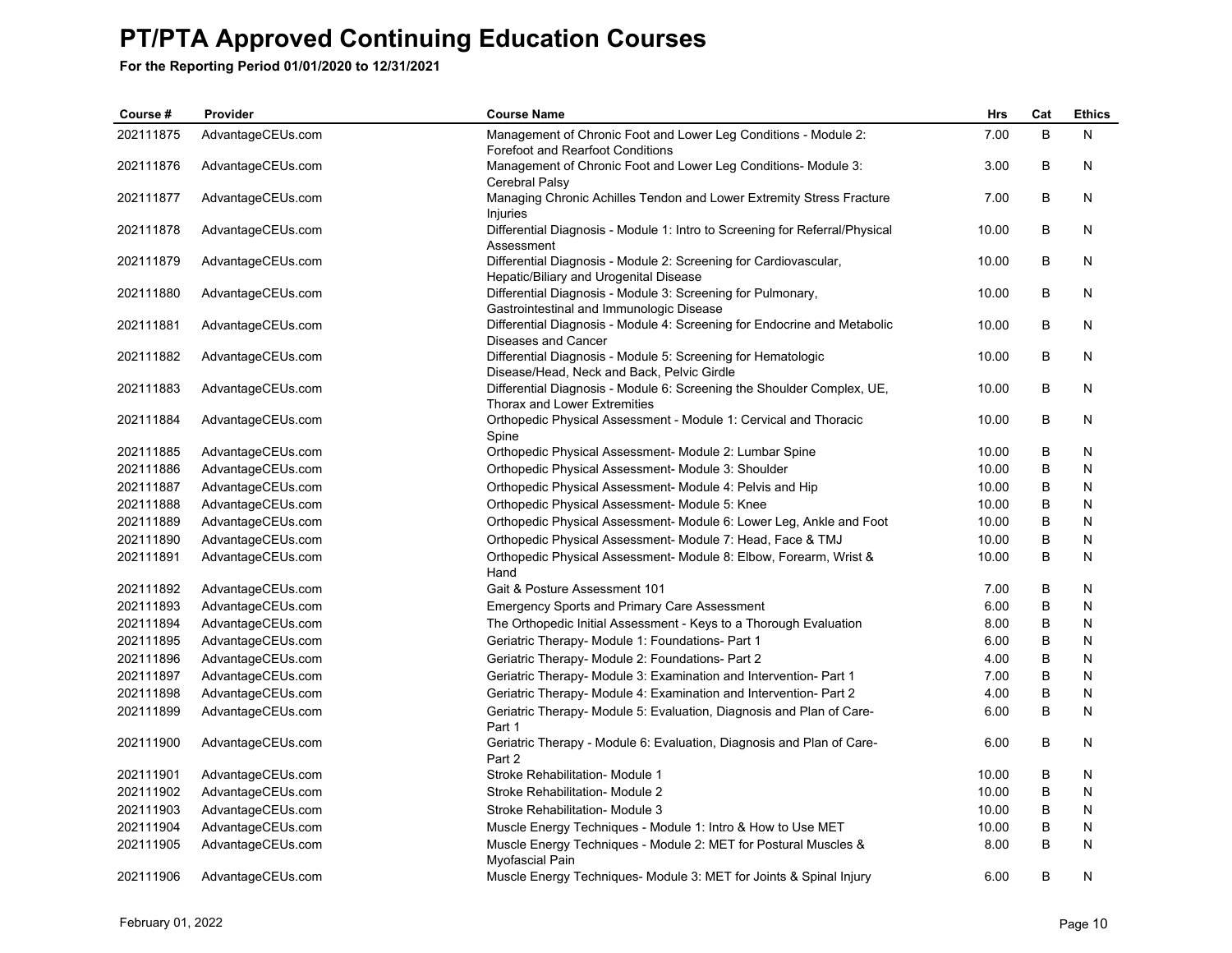# PT/PTA Approved Continuing Education Courses

**For the Reporting Period 01/01/2020 to 12/31/2021**

| Course # | Provider | Course Name | Hrs | Cat | Ethics |
|---|---|---|---|---|---|
| 202111875 | AdvantageCEUs.com | Management of Chronic Foot and Lower Leg Conditions - Module 2: Forefoot and Rearfoot Conditions | 7.00 | B | N |
| 202111876 | AdvantageCEUs.com | Management of Chronic Foot and Lower Leg Conditions- Module 3: Cerebral Palsy | 3.00 | B | N |
| 202111877 | AdvantageCEUs.com | Managing Chronic Achilles Tendon and Lower Extremity Stress Fracture Injuries | 7.00 | B | N |
| 202111878 | AdvantageCEUs.com | Differential Diagnosis - Module 1: Intro to Screening for Referral/Physical Assessment | 10.00 | B | N |
| 202111879 | AdvantageCEUs.com | Differential Diagnosis - Module 2: Screening for Cardiovascular, Hepatic/Biliary and Urogenital Disease | 10.00 | B | N |
| 202111880 | AdvantageCEUs.com | Differential Diagnosis - Module 3: Screening for Pulmonary, Gastrointestinal and Immunologic Disease | 10.00 | B | N |
| 202111881 | AdvantageCEUs.com | Differential Diagnosis - Module 4: Screening for Endocrine and Metabolic Diseases and Cancer | 10.00 | B | N |
| 202111882 | AdvantageCEUs.com | Differential Diagnosis - Module 5: Screening for Hematologic Disease/Head, Neck and Back, Pelvic Girdle | 10.00 | B | N |
| 202111883 | AdvantageCEUs.com | Differential Diagnosis - Module 6: Screening the Shoulder Complex, UE, Thorax and Lower Extremities | 10.00 | B | N |
| 202111884 | AdvantageCEUs.com | Orthopedic Physical Assessment - Module 1: Cervical and Thoracic Spine | 10.00 | B | N |
| 202111885 | AdvantageCEUs.com | Orthopedic Physical Assessment- Module 2: Lumbar Spine | 10.00 | B | N |
| 202111886 | AdvantageCEUs.com | Orthopedic Physical Assessment- Module 3: Shoulder | 10.00 | B | N |
| 202111887 | AdvantageCEUs.com | Orthopedic Physical Assessment- Module 4: Pelvis and Hip | 10.00 | B | N |
| 202111888 | AdvantageCEUs.com | Orthopedic Physical Assessment- Module 5: Knee | 10.00 | B | N |
| 202111889 | AdvantageCEUs.com | Orthopedic Physical Assessment- Module 6: Lower Leg, Ankle and Foot | 10.00 | B | N |
| 202111890 | AdvantageCEUs.com | Orthopedic Physical Assessment- Module 7: Head, Face & TMJ | 10.00 | B | N |
| 202111891 | AdvantageCEUs.com | Orthopedic Physical Assessment- Module 8: Elbow, Forearm, Wrist & Hand | 10.00 | B | N |
| 202111892 | AdvantageCEUs.com | Gait & Posture Assessment 101 | 7.00 | B | N |
| 202111893 | AdvantageCEUs.com | Emergency Sports and Primary Care Assessment | 6.00 | B | N |
| 202111894 | AdvantageCEUs.com | The Orthopedic Initial Assessment - Keys to a Thorough Evaluation | 8.00 | B | N |
| 202111895 | AdvantageCEUs.com | Geriatric Therapy- Module 1: Foundations- Part 1 | 6.00 | B | N |
| 202111896 | AdvantageCEUs.com | Geriatric Therapy- Module 2: Foundations- Part 2 | 4.00 | B | N |
| 202111897 | AdvantageCEUs.com | Geriatric Therapy- Module 3: Examination and Intervention- Part 1 | 7.00 | B | N |
| 202111898 | AdvantageCEUs.com | Geriatric Therapy- Module 4: Examination and Intervention- Part 2 | 4.00 | B | N |
| 202111899 | AdvantageCEUs.com | Geriatric Therapy- Module 5: Evaluation, Diagnosis and Plan of Care- Part 1 | 6.00 | B | N |
| 202111900 | AdvantageCEUs.com | Geriatric Therapy - Module 6: Evaluation, Diagnosis and Plan of Care- Part 2 | 6.00 | B | N |
| 202111901 | AdvantageCEUs.com | Stroke Rehabilitation- Module 1 | 10.00 | B | N |
| 202111902 | AdvantageCEUs.com | Stroke Rehabilitation- Module 2 | 10.00 | B | N |
| 202111903 | AdvantageCEUs.com | Stroke Rehabilitation- Module 3 | 10.00 | B | N |
| 202111904 | AdvantageCEUs.com | Muscle Energy Techniques - Module 1: Intro & How to Use MET | 10.00 | B | N |
| 202111905 | AdvantageCEUs.com | Muscle Energy Techniques - Module 2: MET for Postural Muscles & Myofascial Pain | 8.00 | B | N |
| 202111906 | AdvantageCEUs.com | Muscle Energy Techniques- Module 3: MET for Joints & Spinal Injury | 6.00 | B | N |

February 01, 2022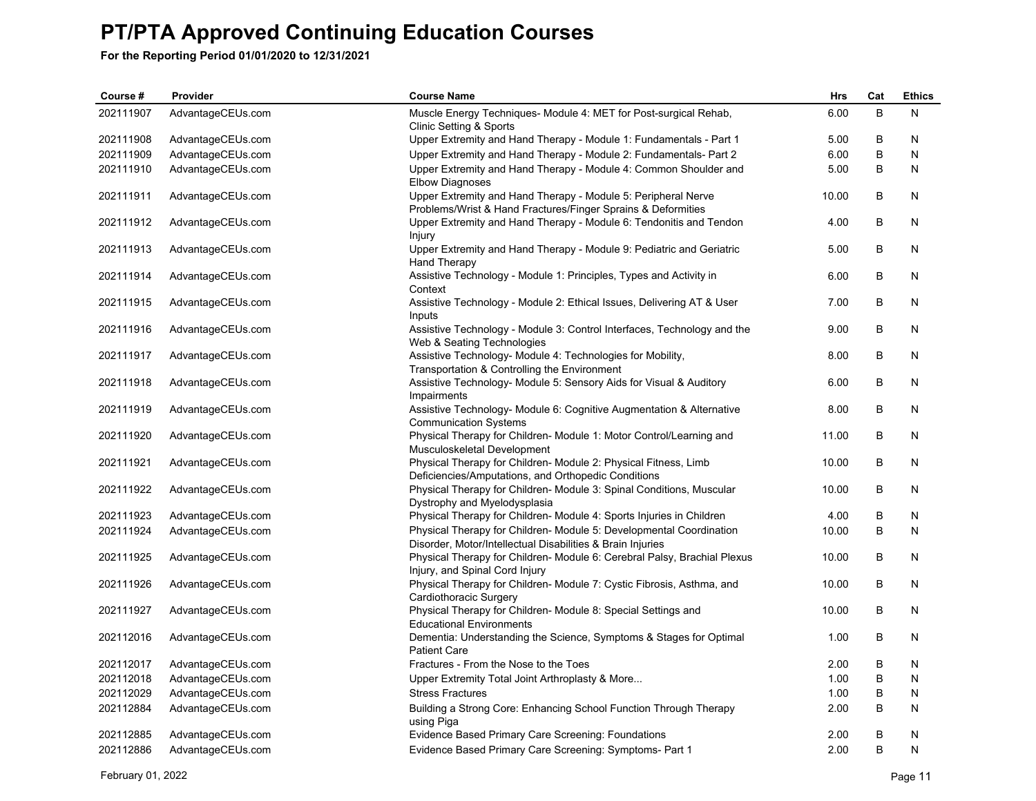# PT/PTA Approved Continuing Education Courses

**For the Reporting Period 01/01/2020 to 12/31/2021**

| Course # | Provider | Course Name | Hrs | Cat | Ethics |
|---|---|---|---|---|---|
| 202111907 | AdvantageCEUs.com | Muscle Energy Techniques- Module 4: MET for Post-surgical Rehab, Clinic Setting & Sports | 6.00 | B | N |
| 202111908 | AdvantageCEUs.com | Upper Extremity and Hand Therapy - Module 1: Fundamentals - Part 1 | 5.00 | B | N |
| 202111909 | AdvantageCEUs.com | Upper Extremity and Hand Therapy - Module 2: Fundamentals- Part 2 | 6.00 | B | N |
| 202111910 | AdvantageCEUs.com | Upper Extremity and Hand Therapy - Module 4: Common Shoulder and Elbow Diagnoses | 5.00 | B | N |
| 202111911 | AdvantageCEUs.com | Upper Extremity and Hand Therapy - Module 5: Peripheral Nerve Problems/Wrist & Hand Fractures/Finger Sprains & Deformities | 10.00 | B | N |
| 202111912 | AdvantageCEUs.com | Upper Extremity and Hand Therapy - Module 6: Tendonitis and Tendon Injury | 4.00 | B | N |
| 202111913 | AdvantageCEUs.com | Upper Extremity and Hand Therapy - Module 9: Pediatric and Geriatric Hand Therapy | 5.00 | B | N |
| 202111914 | AdvantageCEUs.com | Assistive Technology - Module 1: Principles, Types and Activity in Context | 6.00 | B | N |
| 202111915 | AdvantageCEUs.com | Assistive Technology - Module 2: Ethical Issues, Delivering AT & User Inputs | 7.00 | B | N |
| 202111916 | AdvantageCEUs.com | Assistive Technology - Module 3: Control Interfaces, Technology and the Web & Seating Technologies | 9.00 | B | N |
| 202111917 | AdvantageCEUs.com | Assistive Technology- Module 4: Technologies for Mobility, Transportation & Controlling the Environment | 8.00 | B | N |
| 202111918 | AdvantageCEUs.com | Assistive Technology- Module 5: Sensory Aids for Visual & Auditory Impairments | 6.00 | B | N |
| 202111919 | AdvantageCEUs.com | Assistive Technology- Module 6: Cognitive Augmentation & Alternative Communication Systems | 8.00 | B | N |
| 202111920 | AdvantageCEUs.com | Physical Therapy for Children- Module 1: Motor Control/Learning and Musculoskeletal Development | 11.00 | B | N |
| 202111921 | AdvantageCEUs.com | Physical Therapy for Children- Module 2: Physical Fitness, Limb Deficiencies/Amputations, and Orthopedic Conditions | 10.00 | B | N |
| 202111922 | AdvantageCEUs.com | Physical Therapy for Children- Module 3: Spinal Conditions, Muscular Dystrophy and Myelodysplasia | 10.00 | B | N |
| 202111923 | AdvantageCEUs.com | Physical Therapy for Children- Module 4: Sports Injuries in Children | 4.00 | B | N |
| 202111924 | AdvantageCEUs.com | Physical Therapy for Children- Module 5: Developmental Coordination Disorder, Motor/Intellectual Disabilities & Brain Injuries | 10.00 | B | N |
| 202111925 | AdvantageCEUs.com | Physical Therapy for Children- Module 6: Cerebral Palsy, Brachial Plexus Injury, and Spinal Cord Injury | 10.00 | B | N |
| 202111926 | AdvantageCEUs.com | Physical Therapy for Children- Module 7: Cystic Fibrosis, Asthma, and Cardiothoracic Surgery | 10.00 | B | N |
| 202111927 | AdvantageCEUs.com | Physical Therapy for Children- Module 8: Special Settings and Educational Environments | 10.00 | B | N |
| 202112016 | AdvantageCEUs.com | Dementia: Understanding the Science, Symptoms & Stages for Optimal Patient Care | 1.00 | B | N |
| 202112017 | AdvantageCEUs.com | Fractures - From the Nose to the Toes | 2.00 | B | N |
| 202112018 | AdvantageCEUs.com | Upper Extremity Total Joint Arthroplasty & More... | 1.00 | B | N |
| 202112029 | AdvantageCEUs.com | Stress Fractures | 1.00 | B | N |
| 202112884 | AdvantageCEUs.com | Building a Strong Core: Enhancing School Function Through Therapy using Piga | 2.00 | B | N |
| 202112885 | AdvantageCEUs.com | Evidence Based Primary Care Screening: Foundations | 2.00 | B | N |
| 202112886 | AdvantageCEUs.com | Evidence Based Primary Care Screening: Symptoms- Part 1 | 2.00 | B | N |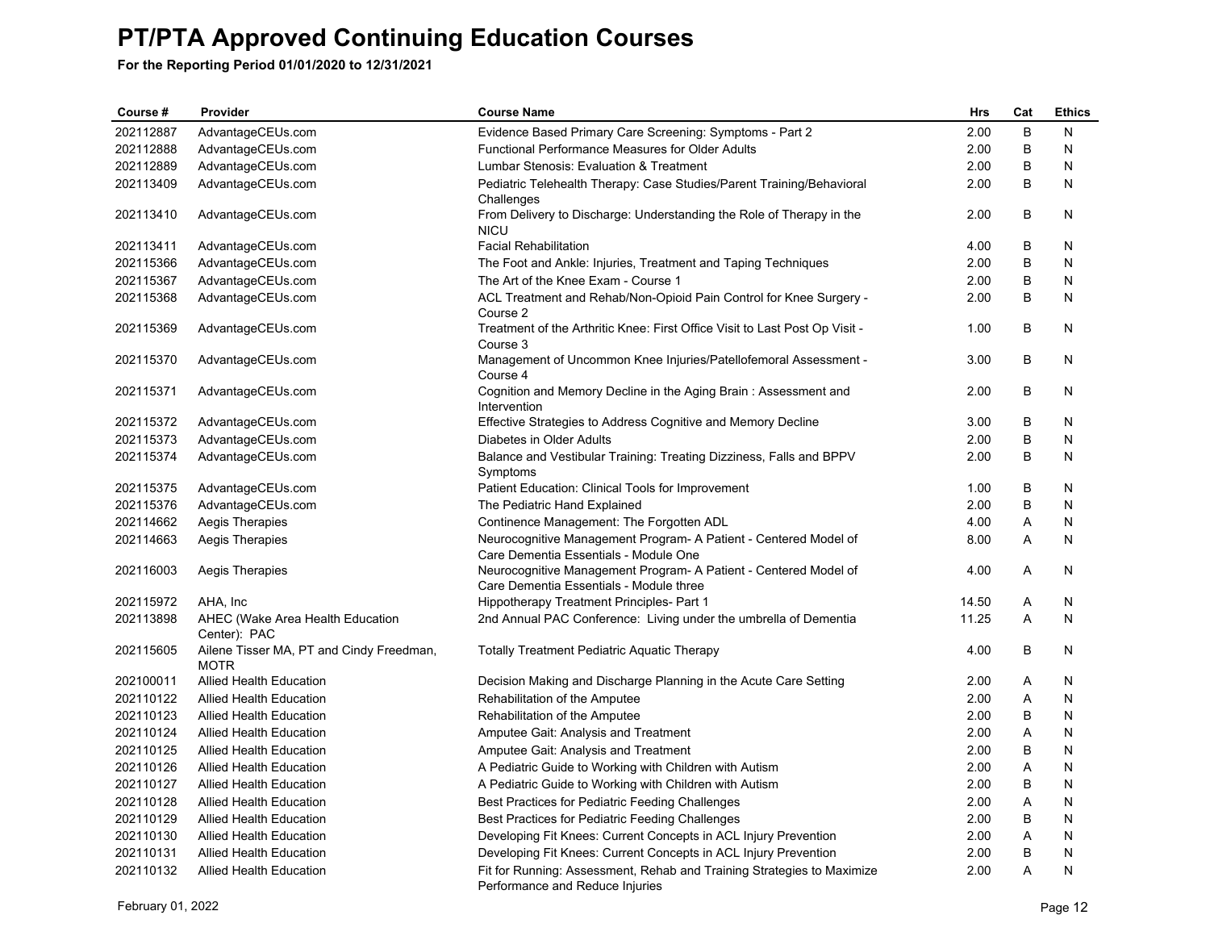# PT/PTA Approved Continuing Education Courses

**For the Reporting Period 01/01/2020 to 12/31/2021**

| Course # | Provider | Course Name | Hrs | Cat | Ethics |
|---|---|---|---|---|---|
| 202112887 | AdvantageCEUs.com | Evidence Based Primary Care Screening: Symptoms - Part 2 | 2.00 | B | N |
| 202112888 | AdvantageCEUs.com | Functional Performance Measures for Older Adults | 2.00 | B | N |
| 202112889 | AdvantageCEUs.com | Lumbar Stenosis: Evaluation & Treatment | 2.00 | B | N |
| 202113409 | AdvantageCEUs.com | Pediatric Telehealth Therapy: Case Studies/Parent Training/Behavioral Challenges | 2.00 | B | N |
| 202113410 | AdvantageCEUs.com | From Delivery to Discharge: Understanding the Role of Therapy in the NICU | 2.00 | B | N |
| 202113411 | AdvantageCEUs.com | Facial Rehabilitation | 4.00 | B | N |
| 202115366 | AdvantageCEUs.com | The Foot and Ankle: Injuries, Treatment and Taping Techniques | 2.00 | B | N |
| 202115367 | AdvantageCEUs.com | The Art of the Knee Exam - Course 1 | 2.00 | B | N |
| 202115368 | AdvantageCEUs.com | ACL Treatment and Rehab/Non-Opioid Pain Control for Knee Surgery - Course 2 | 2.00 | B | N |
| 202115369 | AdvantageCEUs.com | Treatment of the Arthritic Knee: First Office Visit to Last Post Op Visit - Course 3 | 1.00 | B | N |
| 202115370 | AdvantageCEUs.com | Management of Uncommon Knee Injuries/Patellofemoral Assessment - Course 4 | 3.00 | B | N |
| 202115371 | AdvantageCEUs.com | Cognition and Memory Decline in the Aging Brain : Assessment and Intervention | 2.00 | B | N |
| 202115372 | AdvantageCEUs.com | Effective Strategies to Address Cognitive and Memory Decline | 3.00 | B | N |
| 202115373 | AdvantageCEUs.com | Diabetes in Older Adults | 2.00 | B | N |
| 202115374 | AdvantageCEUs.com | Balance and Vestibular Training: Treating Dizziness, Falls and BPPV Symptoms | 2.00 | B | N |
| 202115375 | AdvantageCEUs.com | Patient Education: Clinical Tools for Improvement | 1.00 | B | N |
| 202115376 | AdvantageCEUs.com | The Pediatric Hand Explained | 2.00 | B | N |
| 202114662 | Aegis Therapies | Continence Management: The Forgotten ADL | 4.00 | A | N |
| 202114663 | Aegis Therapies | Neurocognitive Management Program- A Patient - Centered Model of Care Dementia Essentials - Module One | 8.00 | A | N |
| 202116003 | Aegis Therapies | Neurocognitive Management Program- A Patient - Centered Model of Care Dementia Essentials - Module three | 4.00 | A | N |
| 202115972 | AHA, Inc | Hippotherapy Treatment Principles- Part 1 | 14.50 | A | N |
| 202113898 | AHEC (Wake Area Health Education Center): PAC | 2nd Annual PAC Conference: Living under the umbrella of Dementia | 11.25 | A | N |
| 202115605 | Ailene Tisser MA, PT and Cindy Freedman, MOTR | Totally Treatment Pediatric Aquatic Therapy | 4.00 | B | N |
| 202100011 | Allied Health Education | Decision Making and Discharge Planning in the Acute Care Setting | 2.00 | A | N |
| 202110122 | Allied Health Education | Rehabilitation of the Amputee | 2.00 | A | N |
| 202110123 | Allied Health Education | Rehabilitation of the Amputee | 2.00 | B | N |
| 202110124 | Allied Health Education | Amputee Gait: Analysis and Treatment | 2.00 | A | N |
| 202110125 | Allied Health Education | Amputee Gait: Analysis and Treatment | 2.00 | B | N |
| 202110126 | Allied Health Education | A Pediatric Guide to Working with Children with Autism | 2.00 | A | N |
| 202110127 | Allied Health Education | A Pediatric Guide to Working with Children with Autism | 2.00 | B | N |
| 202110128 | Allied Health Education | Best Practices for Pediatric Feeding Challenges | 2.00 | A | N |
| 202110129 | Allied Health Education | Best Practices for Pediatric Feeding Challenges | 2.00 | B | N |
| 202110130 | Allied Health Education | Developing Fit Knees: Current Concepts in ACL Injury Prevention | 2.00 | A | N |
| 202110131 | Allied Health Education | Developing Fit Knees: Current Concepts in ACL Injury Prevention | 2.00 | B | N |
| 202110132 | Allied Health Education | Fit for Running: Assessment, Rehab and Training Strategies to Maximize Performance and Reduce Injuries | 2.00 | A | N |

February 01, 2022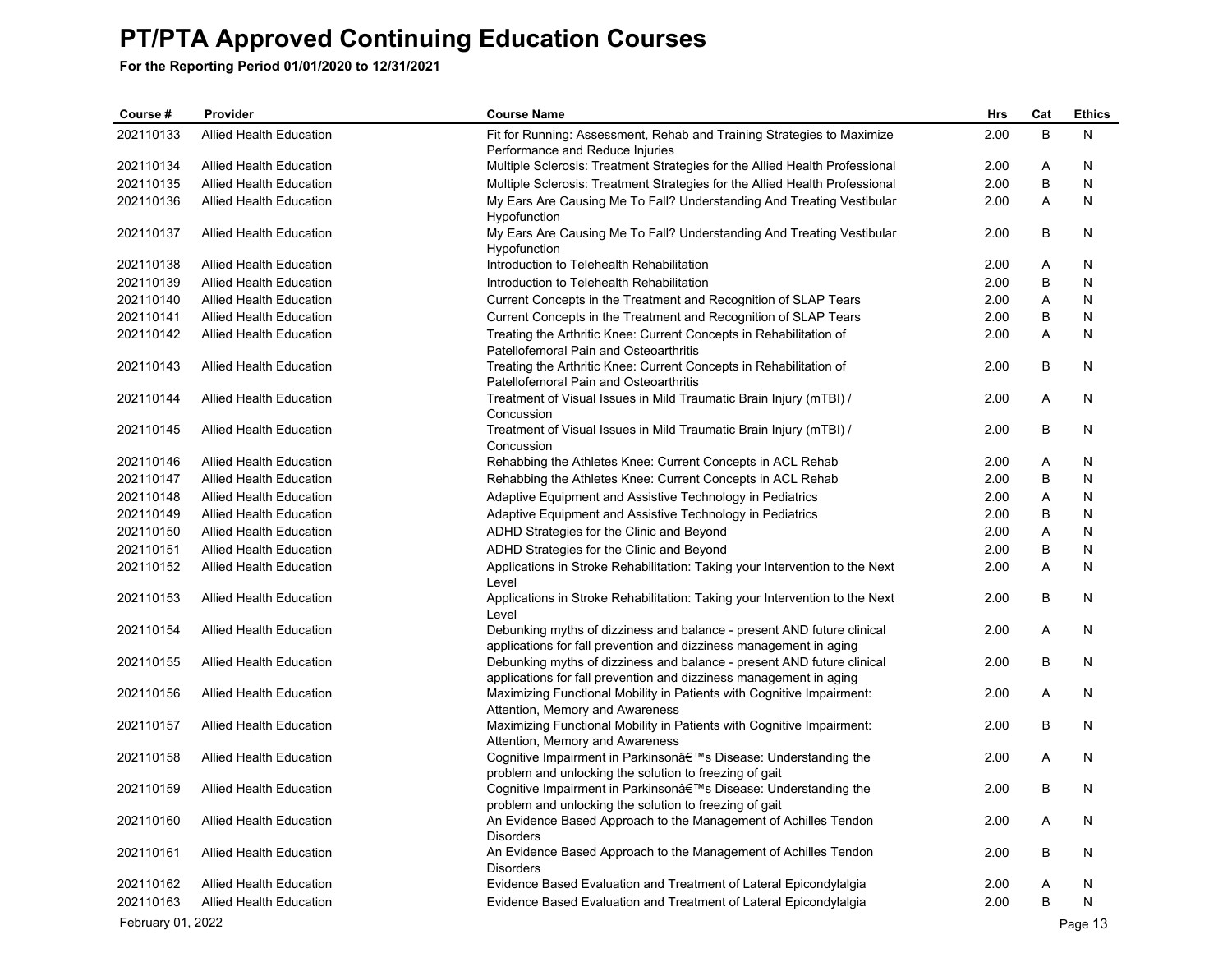# PT/PTA Approved Continuing Education Courses

**For the Reporting Period 01/01/2020 to 12/31/2021**

| Course # | Provider | Course Name | Hrs | Cat | Ethics |
|---|---|---|---|---|---|
| 202110133 | Allied Health Education | Fit for Running: Assessment, Rehab and Training Strategies to Maximize Performance and Reduce Injuries | 2.00 | B | N |
| 202110134 | Allied Health Education | Multiple Sclerosis: Treatment Strategies for the Allied Health Professional | 2.00 | A | N |
| 202110135 | Allied Health Education | Multiple Sclerosis: Treatment Strategies for the Allied Health Professional | 2.00 | B | N |
| 202110136 | Allied Health Education | My Ears Are Causing Me To Fall? Understanding And Treating Vestibular Hypofunction | 2.00 | A | N |
| 202110137 | Allied Health Education | My Ears Are Causing Me To Fall? Understanding And Treating Vestibular Hypofunction | 2.00 | B | N |
| 202110138 | Allied Health Education | Introduction to Telehealth Rehabilitation | 2.00 | A | N |
| 202110139 | Allied Health Education | Introduction to Telehealth Rehabilitation | 2.00 | B | N |
| 202110140 | Allied Health Education | Current Concepts in the Treatment and Recognition of SLAP Tears | 2.00 | A | N |
| 202110141 | Allied Health Education | Current Concepts in the Treatment and Recognition of SLAP Tears | 2.00 | B | N |
| 202110142 | Allied Health Education | Treating the Arthritic Knee: Current Concepts in Rehabilitation of Patellofemoral Pain and Osteoarthritis | 2.00 | A | N |
| 202110143 | Allied Health Education | Treating the Arthritic Knee: Current Concepts in Rehabilitation of Patellofemoral Pain and Osteoarthritis | 2.00 | B | N |
| 202110144 | Allied Health Education | Treatment of Visual Issues in Mild Traumatic Brain Injury (mTBI) / Concussion | 2.00 | A | N |
| 202110145 | Allied Health Education | Treatment of Visual Issues in Mild Traumatic Brain Injury (mTBI) / Concussion | 2.00 | B | N |
| 202110146 | Allied Health Education | Rehabbing the Athletes Knee: Current Concepts in ACL Rehab | 2.00 | A | N |
| 202110147 | Allied Health Education | Rehabbing the Athletes Knee: Current Concepts in ACL Rehab | 2.00 | B | N |
| 202110148 | Allied Health Education | Adaptive Equipment and Assistive Technology in Pediatrics | 2.00 | A | N |
| 202110149 | Allied Health Education | Adaptive Equipment and Assistive Technology in Pediatrics | 2.00 | B | N |
| 202110150 | Allied Health Education | ADHD Strategies for the Clinic and Beyond | 2.00 | A | N |
| 202110151 | Allied Health Education | ADHD Strategies for the Clinic and Beyond | 2.00 | B | N |
| 202110152 | Allied Health Education | Applications in Stroke Rehabilitation: Taking your Intervention to the Next Level | 2.00 | A | N |
| 202110153 | Allied Health Education | Applications in Stroke Rehabilitation: Taking your Intervention to the Next Level | 2.00 | B | N |
| 202110154 | Allied Health Education | Debunking myths of dizziness and balance - present AND future clinical applications for fall prevention and dizziness management in aging | 2.00 | A | N |
| 202110155 | Allied Health Education | Debunking myths of dizziness and balance - present AND future clinical applications for fall prevention and dizziness management in aging | 2.00 | B | N |
| 202110156 | Allied Health Education | Maximizing Functional Mobility in Patients with Cognitive Impairment: Attention, Memory and Awareness | 2.00 | A | N |
| 202110157 | Allied Health Education | Maximizing Functional Mobility in Patients with Cognitive Impairment: Attention, Memory and Awareness | 2.00 | B | N |
| 202110158 | Allied Health Education | Cognitive Impairment in Parkinsonâ€™s Disease: Understanding the problem and unlocking the solution to freezing of gait | 2.00 | A | N |
| 202110159 | Allied Health Education | Cognitive Impairment in Parkinsonâ€™s Disease: Understanding the problem and unlocking the solution to freezing of gait | 2.00 | B | N |
| 202110160 | Allied Health Education | An Evidence Based Approach to the Management of Achilles Tendon Disorders | 2.00 | A | N |
| 202110161 | Allied Health Education | An Evidence Based Approach to the Management of Achilles Tendon Disorders | 2.00 | B | N |
| 202110162 | Allied Health Education | Evidence Based Evaluation and Treatment of Lateral Epicondylalgia | 2.00 | A | N |
| 202110163 | Allied Health Education | Evidence Based Evaluation and Treatment of Lateral Epicondylalgia | 2.00 | B | N |

February 01, 2022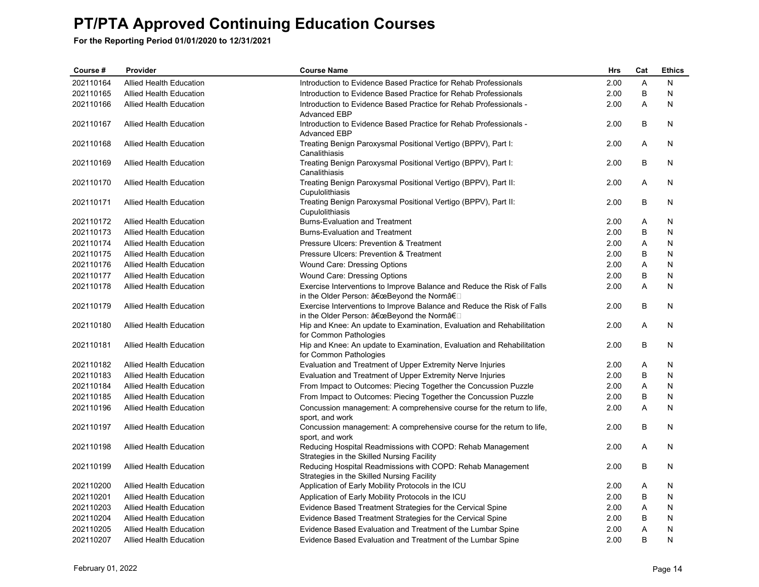# PT/PTA Approved Continuing Education Courses

**For the Reporting Period 01/01/2020 to 12/31/2021**

| Course # | Provider | Course Name | Hrs | Cat | Ethics |
|---|---|---|---|---|---|
| 202110164 | Allied Health Education | Introduction to Evidence Based Practice for Rehab Professionals | 2.00 | A | N |
| 202110165 | Allied Health Education | Introduction to Evidence Based Practice for Rehab Professionals | 2.00 | B | N |
| 202110166 | Allied Health Education | Introduction to Evidence Based Practice for Rehab Professionals - Advanced EBP | 2.00 | A | N |
| 202110167 | Allied Health Education | Introduction to Evidence Based Practice for Rehab Professionals - Advanced EBP | 2.00 | B | N |
| 202110168 | Allied Health Education | Treating Benign Paroxysmal Positional Vertigo (BPPV), Part I: Canalithiasis | 2.00 | A | N |
| 202110169 | Allied Health Education | Treating Benign Paroxysmal Positional Vertigo (BPPV), Part I: Canalithiasis | 2.00 | B | N |
| 202110170 | Allied Health Education | Treating Benign Paroxysmal Positional Vertigo (BPPV), Part II: Cupulolithiasis | 2.00 | A | N |
| 202110171 | Allied Health Education | Treating Benign Paroxysmal Positional Vertigo (BPPV), Part II: Cupulolithiasis | 2.00 | B | N |
| 202110172 | Allied Health Education | Burns-Evaluation and Treatment | 2.00 | A | N |
| 202110173 | Allied Health Education | Burns-Evaluation and Treatment | 2.00 | B | N |
| 202110174 | Allied Health Education | Pressure Ulcers: Prevention & Treatment | 2.00 | A | N |
| 202110175 | Allied Health Education | Pressure Ulcers: Prevention & Treatment | 2.00 | B | N |
| 202110176 | Allied Health Education | Wound Care: Dressing Options | 2.00 | A | N |
| 202110177 | Allied Health Education | Wound Care: Dressing Options | 2.00 | B | N |
| 202110178 | Allied Health Education | Exercise Interventions to Improve Balance and Reduce the Risk of Falls in the Older Person: â€œBeyond the Normâ€ | 2.00 | A | N |
| 202110179 | Allied Health Education | Exercise Interventions to Improve Balance and Reduce the Risk of Falls in the Older Person: â€œBeyond the Normâ€ | 2.00 | B | N |
| 202110180 | Allied Health Education | Hip and Knee: An update to Examination, Evaluation and Rehabilitation for Common Pathologies | 2.00 | A | N |
| 202110181 | Allied Health Education | Hip and Knee: An update to Examination, Evaluation and Rehabilitation for Common Pathologies | 2.00 | B | N |
| 202110182 | Allied Health Education | Evaluation and Treatment of Upper Extremity Nerve Injuries | 2.00 | A | N |
| 202110183 | Allied Health Education | Evaluation and Treatment of Upper Extremity Nerve Injuries | 2.00 | B | N |
| 202110184 | Allied Health Education | From Impact to Outcomes: Piecing Together the Concussion Puzzle | 2.00 | A | N |
| 202110185 | Allied Health Education | From Impact to Outcomes: Piecing Together the Concussion Puzzle | 2.00 | B | N |
| 202110196 | Allied Health Education | Concussion management: A comprehensive course for the return to life, sport, and work | 2.00 | A | N |
| 202110197 | Allied Health Education | Concussion management: A comprehensive course for the return to life, sport, and work | 2.00 | B | N |
| 202110198 | Allied Health Education | Reducing Hospital Readmissions with COPD: Rehab Management Strategies in the Skilled Nursing Facility | 2.00 | A | N |
| 202110199 | Allied Health Education | Reducing Hospital Readmissions with COPD: Rehab Management Strategies in the Skilled Nursing Facility | 2.00 | B | N |
| 202110200 | Allied Health Education | Application of Early Mobility Protocols in the ICU | 2.00 | A | N |
| 202110201 | Allied Health Education | Application of Early Mobility Protocols in the ICU | 2.00 | B | N |
| 202110203 | Allied Health Education | Evidence Based Treatment Strategies for the Cervical Spine | 2.00 | A | N |
| 202110204 | Allied Health Education | Evidence Based Treatment Strategies for the Cervical Spine | 2.00 | B | N |
| 202110205 | Allied Health Education | Evidence Based Evaluation and Treatment of the Lumbar Spine | 2.00 | A | N |
| 202110207 | Allied Health Education | Evidence Based Evaluation and Treatment of the Lumbar Spine | 2.00 | B | N |

February 01, 2022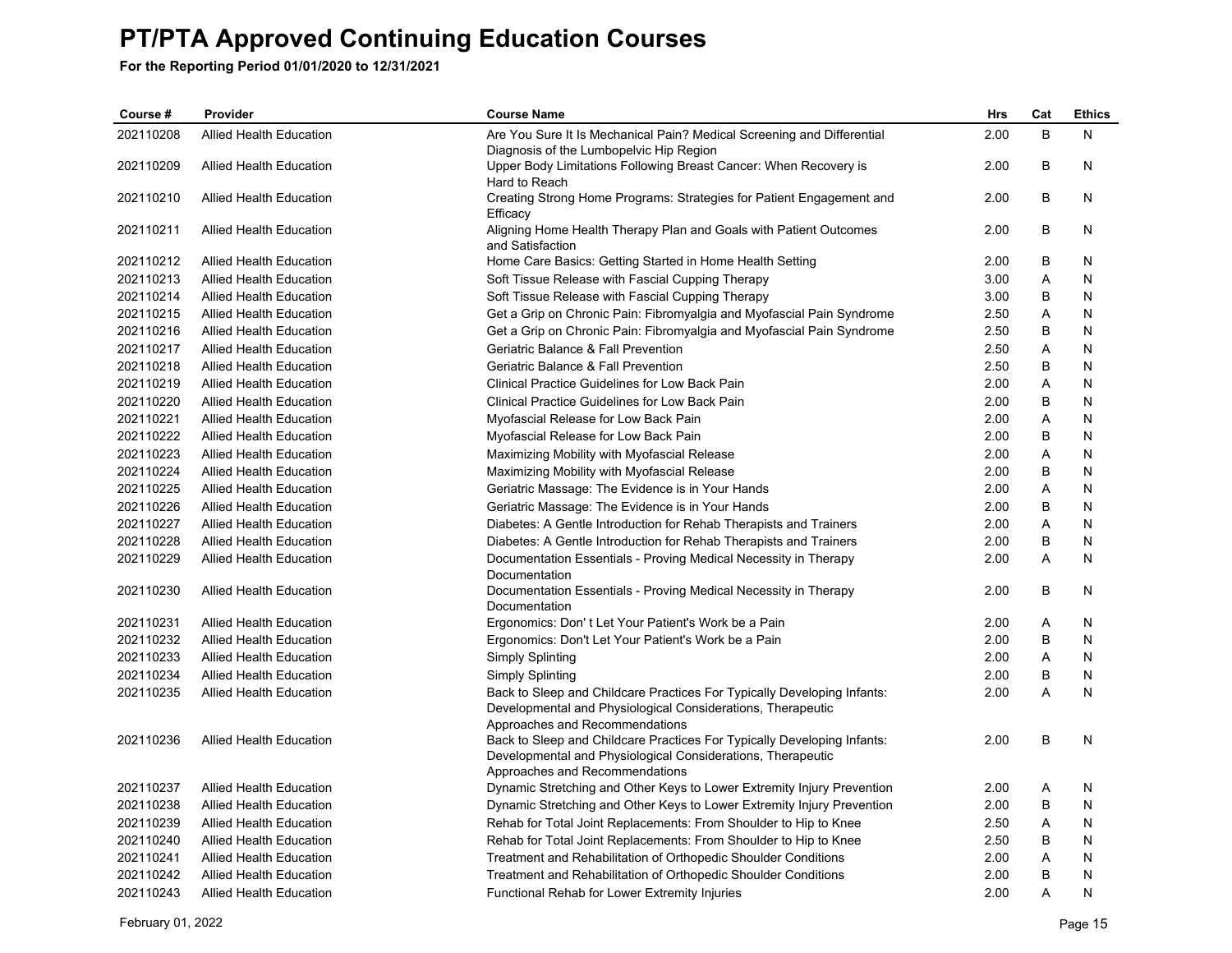# PT/PTA Approved Continuing Education Courses

**For the Reporting Period 01/01/2020 to 12/31/2021**

| Course # | Provider | Course Name | Hrs | Cat | Ethics |
|---|---|---|---|---|---|
| 202110208 | Allied Health Education | Are You Sure It Is Mechanical Pain? Medical Screening and Differential Diagnosis of the Lumbopelvic Hip Region | 2.00 | B | N |
| 202110209 | Allied Health Education | Upper Body Limitations Following Breast Cancer: When Recovery is Hard to Reach | 2.00 | B | N |
| 202110210 | Allied Health Education | Creating Strong Home Programs: Strategies for Patient Engagement and Efficacy | 2.00 | B | N |
| 202110211 | Allied Health Education | Aligning Home Health Therapy Plan and Goals with Patient Outcomes and Satisfaction | 2.00 | B | N |
| 202110212 | Allied Health Education | Home Care Basics: Getting Started in Home Health Setting | 2.00 | B | N |
| 202110213 | Allied Health Education | Soft Tissue Release with Fascial Cupping Therapy | 3.00 | A | N |
| 202110214 | Allied Health Education | Soft Tissue Release with Fascial Cupping Therapy | 3.00 | B | N |
| 202110215 | Allied Health Education | Get a Grip on Chronic Pain: Fibromyalgia and Myofascial Pain Syndrome | 2.50 | A | N |
| 202110216 | Allied Health Education | Get a Grip on Chronic Pain: Fibromyalgia and Myofascial Pain Syndrome | 2.50 | B | N |
| 202110217 | Allied Health Education | Geriatric Balance & Fall Prevention | 2.50 | A | N |
| 202110218 | Allied Health Education | Geriatric Balance & Fall Prevention | 2.50 | B | N |
| 202110219 | Allied Health Education | Clinical Practice Guidelines for Low Back Pain | 2.00 | A | N |
| 202110220 | Allied Health Education | Clinical Practice Guidelines for Low Back Pain | 2.00 | B | N |
| 202110221 | Allied Health Education | Myofascial Release for Low Back Pain | 2.00 | A | N |
| 202110222 | Allied Health Education | Myofascial Release for Low Back Pain | 2.00 | B | N |
| 202110223 | Allied Health Education | Maximizing Mobility with Myofascial Release | 2.00 | A | N |
| 202110224 | Allied Health Education | Maximizing Mobility with Myofascial Release | 2.00 | B | N |
| 202110225 | Allied Health Education | Geriatric Massage: The Evidence is in Your Hands | 2.00 | A | N |
| 202110226 | Allied Health Education | Geriatric Massage: The Evidence is in Your Hands | 2.00 | B | N |
| 202110227 | Allied Health Education | Diabetes: A Gentle Introduction for Rehab Therapists and Trainers | 2.00 | A | N |
| 202110228 | Allied Health Education | Diabetes: A Gentle Introduction for Rehab Therapists and Trainers | 2.00 | B | N |
| 202110229 | Allied Health Education | Documentation Essentials - Proving Medical Necessity in Therapy Documentation | 2.00 | A | N |
| 202110230 | Allied Health Education | Documentation Essentials - Proving Medical Necessity in Therapy Documentation | 2.00 | B | N |
| 202110231 | Allied Health Education | Ergonomics: Don' t Let Your Patient's Work be a Pain | 2.00 | A | N |
| 202110232 | Allied Health Education | Ergonomics: Don't Let Your Patient's Work be a Pain | 2.00 | B | N |
| 202110233 | Allied Health Education | Simply Splinting | 2.00 | A | N |
| 202110234 | Allied Health Education | Simply Splinting | 2.00 | B | N |
| 202110235 | Allied Health Education | Back to Sleep and Childcare Practices For Typically Developing Infants: Developmental and Physiological Considerations, Therapeutic Approaches and Recommendations | 2.00 | A | N |
| 202110236 | Allied Health Education | Back to Sleep and Childcare Practices For Typically Developing Infants: Developmental and Physiological Considerations, Therapeutic Approaches and Recommendations | 2.00 | B | N |
| 202110237 | Allied Health Education | Dynamic Stretching and Other Keys to Lower Extremity Injury Prevention | 2.00 | A | N |
| 202110238 | Allied Health Education | Dynamic Stretching and Other Keys to Lower Extremity Injury Prevention | 2.00 | B | N |
| 202110239 | Allied Health Education | Rehab for Total Joint Replacements: From Shoulder to Hip to Knee | 2.50 | A | N |
| 202110240 | Allied Health Education | Rehab for Total Joint Replacements: From Shoulder to Hip to Knee | 2.50 | B | N |
| 202110241 | Allied Health Education | Treatment and Rehabilitation of Orthopedic Shoulder Conditions | 2.00 | A | N |
| 202110242 | Allied Health Education | Treatment and Rehabilitation of Orthopedic Shoulder Conditions | 2.00 | B | N |
| 202110243 | Allied Health Education | Functional Rehab for Lower Extremity Injuries | 2.00 | A | N |

February 01, 2022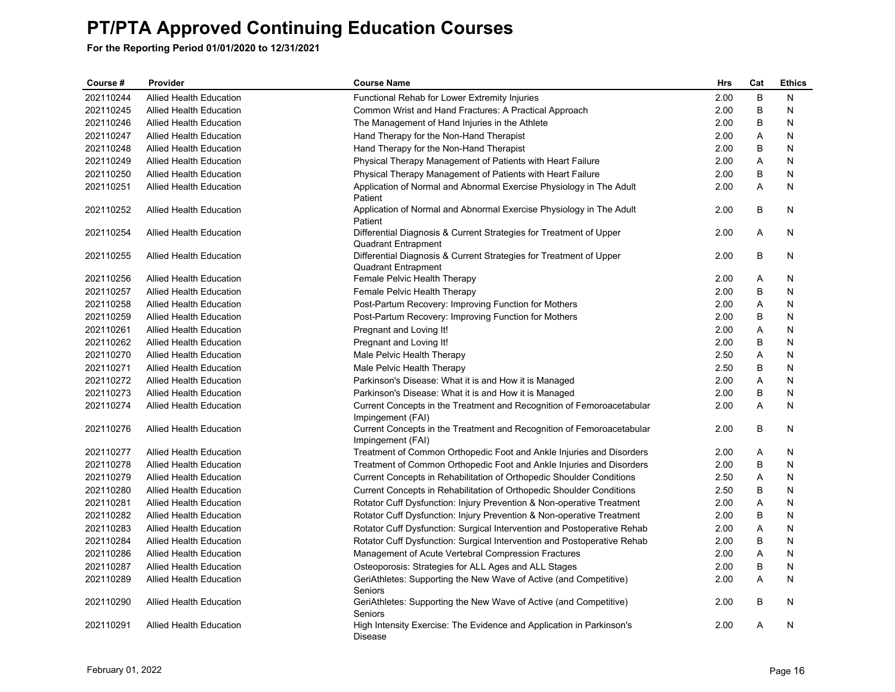# PT/PTA Approved Continuing Education Courses

**For the Reporting Period 01/01/2020 to 12/31/2021**

| Course # | Provider | Course Name | Hrs | Cat | Ethics |
|---|---|---|---|---|---|
| 202110244 | Allied Health Education | Functional Rehab for Lower Extremity Injuries | 2.00 | B | N |
| 202110245 | Allied Health Education | Common Wrist and Hand Fractures: A Practical Approach | 2.00 | B | N |
| 202110246 | Allied Health Education | The Management of Hand Injuries in the Athlete | 2.00 | B | N |
| 202110247 | Allied Health Education | Hand Therapy for the Non-Hand Therapist | 2.00 | A | N |
| 202110248 | Allied Health Education | Hand Therapy for the Non-Hand Therapist | 2.00 | B | N |
| 202110249 | Allied Health Education | Physical Therapy Management of Patients with Heart Failure | 2.00 | A | N |
| 202110250 | Allied Health Education | Physical Therapy Management of Patients with Heart Failure | 2.00 | B | N |
| 202110251 | Allied Health Education | Application of Normal and Abnormal Exercise Physiology in The Adult Patient | 2.00 | A | N |
| 202110252 | Allied Health Education | Application of Normal and Abnormal Exercise Physiology in The Adult Patient | 2.00 | B | N |
| 202110254 | Allied Health Education | Differential Diagnosis & Current Strategies for Treatment of Upper Quadrant Entrapment | 2.00 | A | N |
| 202110255 | Allied Health Education | Differential Diagnosis & Current Strategies for Treatment of Upper Quadrant Entrapment | 2.00 | B | N |
| 202110256 | Allied Health Education | Female Pelvic Health Therapy | 2.00 | A | N |
| 202110257 | Allied Health Education | Female Pelvic Health Therapy | 2.00 | B | N |
| 202110258 | Allied Health Education | Post-Partum Recovery: Improving Function for Mothers | 2.00 | A | N |
| 202110259 | Allied Health Education | Post-Partum Recovery: Improving Function for Mothers | 2.00 | B | N |
| 202110261 | Allied Health Education | Pregnant and Loving It! | 2.00 | A | N |
| 202110262 | Allied Health Education | Pregnant and Loving It! | 2.00 | B | N |
| 202110270 | Allied Health Education | Male Pelvic Health Therapy | 2.50 | A | N |
| 202110271 | Allied Health Education | Male Pelvic Health Therapy | 2.50 | B | N |
| 202110272 | Allied Health Education | Parkinson's Disease: What it is and How it is Managed | 2.00 | A | N |
| 202110273 | Allied Health Education | Parkinson's Disease: What it is and How it is Managed | 2.00 | B | N |
| 202110274 | Allied Health Education | Current Concepts in the Treatment and Recognition of Femoroacetabular Impingement (FAI) | 2.00 | A | N |
| 202110276 | Allied Health Education | Current Concepts in the Treatment and Recognition of Femoroacetabular Impingement (FAI) | 2.00 | B | N |
| 202110277 | Allied Health Education | Treatment of Common Orthopedic Foot and Ankle Injuries and Disorders | 2.00 | A | N |
| 202110278 | Allied Health Education | Treatment of Common Orthopedic Foot and Ankle Injuries and Disorders | 2.00 | B | N |
| 202110279 | Allied Health Education | Current Concepts in Rehabilitation of Orthopedic Shoulder Conditions | 2.50 | A | N |
| 202110280 | Allied Health Education | Current Concepts in Rehabilitation of Orthopedic Shoulder Conditions | 2.50 | B | N |
| 202110281 | Allied Health Education | Rotator Cuff Dysfunction: Injury Prevention & Non-operative Treatment | 2.00 | A | N |
| 202110282 | Allied Health Education | Rotator Cuff Dysfunction: Injury Prevention & Non-operative Treatment | 2.00 | B | N |
| 202110283 | Allied Health Education | Rotator Cuff Dysfunction: Surgical Intervention and Postoperative Rehab | 2.00 | A | N |
| 202110284 | Allied Health Education | Rotator Cuff Dysfunction: Surgical Intervention and Postoperative Rehab | 2.00 | B | N |
| 202110286 | Allied Health Education | Management of Acute Vertebral Compression Fractures | 2.00 | A | N |
| 202110287 | Allied Health Education | Osteoporosis: Strategies for ALL Ages and ALL Stages | 2.00 | B | N |
| 202110289 | Allied Health Education | GeriAthletes: Supporting the New Wave of Active (and Competitive) Seniors | 2.00 | A | N |
| 202110290 | Allied Health Education | GeriAthletes: Supporting the New Wave of Active (and Competitive) Seniors | 2.00 | B | N |
| 202110291 | Allied Health Education | High Intensity Exercise: The Evidence and Application in Parkinson's Disease | 2.00 | A | N |

February 01, 2022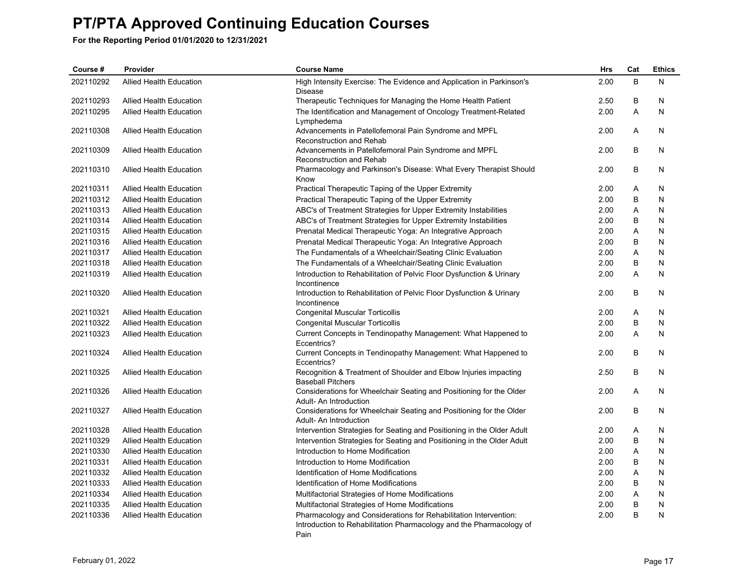# PT/PTA Approved Continuing Education Courses

**For the Reporting Period 01/01/2020 to 12/31/2021**

| Course # | Provider | Course Name | Hrs | Cat | Ethics |
|---|---|---|---|---|---|
| 202110292 | Allied Health Education | High Intensity Exercise: The Evidence and Application in Parkinson's Disease | 2.00 | B | N |
| 202110293 | Allied Health Education | Therapeutic Techniques for Managing the Home Health Patient | 2.50 | B | N |
| 202110295 | Allied Health Education | The Identification and Management of Oncology Treatment-Related Lymphedema | 2.00 | A | N |
| 202110308 | Allied Health Education | Advancements in Patellofemoral Pain Syndrome and MPFL Reconstruction and Rehab | 2.00 | A | N |
| 202110309 | Allied Health Education | Advancements in Patellofemoral Pain Syndrome and MPFL Reconstruction and Rehab | 2.00 | B | N |
| 202110310 | Allied Health Education | Pharmacology and Parkinson's Disease: What Every Therapist Should Know | 2.00 | B | N |
| 202110311 | Allied Health Education | Practical Therapeutic Taping of the Upper Extremity | 2.00 | A | N |
| 202110312 | Allied Health Education | Practical Therapeutic Taping of the Upper Extremity | 2.00 | B | N |
| 202110313 | Allied Health Education | ABC's of Treatment Strategies for Upper Extremity Instabilities | 2.00 | A | N |
| 202110314 | Allied Health Education | ABC's of Treatment Strategies for Upper Extremity Instabilities | 2.00 | B | N |
| 202110315 | Allied Health Education | Prenatal Medical Therapeutic Yoga: An Integrative Approach | 2.00 | A | N |
| 202110316 | Allied Health Education | Prenatal Medical Therapeutic Yoga: An Integrative Approach | 2.00 | B | N |
| 202110317 | Allied Health Education | The Fundamentals of a Wheelchair/Seating Clinic Evaluation | 2.00 | A | N |
| 202110318 | Allied Health Education | The Fundamentals of a Wheelchair/Seating Clinic Evaluation | 2.00 | B | N |
| 202110319 | Allied Health Education | Introduction to Rehabilitation of Pelvic Floor Dysfunction & Urinary Incontinence | 2.00 | A | N |
| 202110320 | Allied Health Education | Introduction to Rehabilitation of Pelvic Floor Dysfunction & Urinary Incontinence | 2.00 | B | N |
| 202110321 | Allied Health Education | Congenital Muscular Torticollis | 2.00 | A | N |
| 202110322 | Allied Health Education | Congenital Muscular Torticollis | 2.00 | B | N |
| 202110323 | Allied Health Education | Current Concepts in Tendinopathy Management: What Happened to Eccentrics? | 2.00 | A | N |
| 202110324 | Allied Health Education | Current Concepts in Tendinopathy Management: What Happened to Eccentrics? | 2.00 | B | N |
| 202110325 | Allied Health Education | Recognition & Treatment of Shoulder and Elbow Injuries impacting Baseball Pitchers | 2.50 | B | N |
| 202110326 | Allied Health Education | Considerations for Wheelchair Seating and Positioning for the Older Adult- An Introduction | 2.00 | A | N |
| 202110327 | Allied Health Education | Considerations for Wheelchair Seating and Positioning for the Older Adult- An Introduction | 2.00 | B | N |
| 202110328 | Allied Health Education | Intervention Strategies for Seating and Positioning in the Older Adult | 2.00 | A | N |
| 202110329 | Allied Health Education | Intervention Strategies for Seating and Positioning in the Older Adult | 2.00 | B | N |
| 202110330 | Allied Health Education | Introduction to Home Modification | 2.00 | A | N |
| 202110331 | Allied Health Education | Introduction to Home Modification | 2.00 | B | N |
| 202110332 | Allied Health Education | Identification of Home Modifications | 2.00 | A | N |
| 202110333 | Allied Health Education | Identification of Home Modifications | 2.00 | B | N |
| 202110334 | Allied Health Education | Multifactorial Strategies of Home Modifications | 2.00 | A | N |
| 202110335 | Allied Health Education | Multifactorial Strategies of Home Modifications | 2.00 | B | N |
| 202110336 | Allied Health Education | Pharmacology and Considerations for Rehabilitation Intervention: Introduction to Rehabilitation Pharmacology and the Pharmacology of Pain | 2.00 | B | N |

February 01, 2022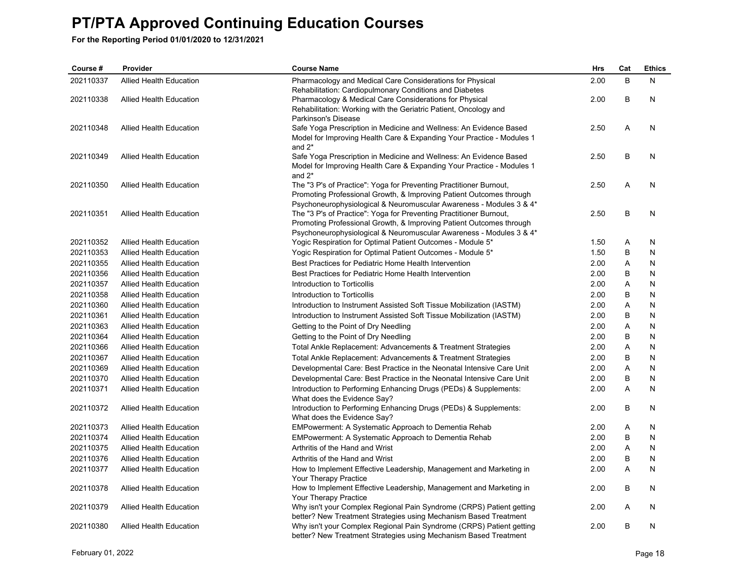# PT/PTA Approved Continuing Education Courses

**For the Reporting Period 01/01/2020 to 12/31/2021**

| Course # | Provider | Course Name | Hrs | Cat | Ethics |
|---|---|---|---|---|---|
| 202110337 | Allied Health Education | Pharmacology and Medical Care Considerations for Physical Rehabilitation: Cardiopulmonary Conditions and Diabetes | 2.00 | B | N |
| 202110338 | Allied Health Education | Pharmacology & Medical Care Considerations for Physical Rehabilitation: Working with the Geriatric Patient, Oncology and Parkinson's Disease | 2.00 | B | N |
| 202110348 | Allied Health Education | Safe Yoga Prescription in Medicine and Wellness: An Evidence Based Model for Improving Health Care & Expanding Your Practice - Modules 1 and 2* | 2.50 | A | N |
| 202110349 | Allied Health Education | Safe Yoga Prescription in Medicine and Wellness: An Evidence Based Model for Improving Health Care & Expanding Your Practice - Modules 1 and 2* | 2.50 | B | N |
| 202110350 | Allied Health Education | The "3 P's of Practice": Yoga for Preventing Practitioner Burnout, Promoting Professional Growth, & Improving Patient Outcomes through Psychoneurophysiological & Neuromuscular Awareness - Modules 3 & 4* | 2.50 | A | N |
| 202110351 | Allied Health Education | The "3 P's of Practice": Yoga for Preventing Practitioner Burnout, Promoting Professional Growth, & Improving Patient Outcomes through Psychoneurophysiological & Neuromuscular Awareness - Modules 3 & 4* | 2.50 | B | N |
| 202110352 | Allied Health Education | Yogic Respiration for Optimal Patient Outcomes - Module 5* | 1.50 | A | N |
| 202110353 | Allied Health Education | Yogic Respiration for Optimal Patient Outcomes - Module 5* | 1.50 | B | N |
| 202110355 | Allied Health Education | Best Practices for Pediatric Home Health Intervention | 2.00 | A | N |
| 202110356 | Allied Health Education | Best Practices for Pediatric Home Health Intervention | 2.00 | B | N |
| 202110357 | Allied Health Education | Introduction to Torticollis | 2.00 | A | N |
| 202110358 | Allied Health Education | Introduction to Torticollis | 2.00 | B | N |
| 202110360 | Allied Health Education | Introduction to Instrument Assisted Soft Tissue Mobilization (IASTM) | 2.00 | A | N |
| 202110361 | Allied Health Education | Introduction to Instrument Assisted Soft Tissue Mobilization (IASTM) | 2.00 | B | N |
| 202110363 | Allied Health Education | Getting to the Point of Dry Needling | 2.00 | A | N |
| 202110364 | Allied Health Education | Getting to the Point of Dry Needling | 2.00 | B | N |
| 202110366 | Allied Health Education | Total Ankle Replacement: Advancements & Treatment Strategies | 2.00 | A | N |
| 202110367 | Allied Health Education | Total Ankle Replacement: Advancements & Treatment Strategies | 2.00 | B | N |
| 202110369 | Allied Health Education | Developmental Care: Best Practice in the Neonatal Intensive Care Unit | 2.00 | A | N |
| 202110370 | Allied Health Education | Developmental Care: Best Practice in the Neonatal Intensive Care Unit | 2.00 | B | N |
| 202110371 | Allied Health Education | Introduction to Performing Enhancing Drugs (PEDs) & Supplements: What does the Evidence Say? | 2.00 | A | N |
| 202110372 | Allied Health Education | Introduction to Performing Enhancing Drugs (PEDs) & Supplements: What does the Evidence Say? | 2.00 | B | N |
| 202110373 | Allied Health Education | EMPowerment: A Systematic Approach to Dementia Rehab | 2.00 | A | N |
| 202110374 | Allied Health Education | EMPowerment: A Systematic Approach to Dementia Rehab | 2.00 | B | N |
| 202110375 | Allied Health Education | Arthritis of the Hand and Wrist | 2.00 | A | N |
| 202110376 | Allied Health Education | Arthritis of the Hand and Wrist | 2.00 | B | N |
| 202110377 | Allied Health Education | How to Implement Effective Leadership, Management and Marketing in Your Therapy Practice | 2.00 | A | N |
| 202110378 | Allied Health Education | How to Implement Effective Leadership, Management and Marketing in Your Therapy Practice | 2.00 | B | N |
| 202110379 | Allied Health Education | Why isn't your Complex Regional Pain Syndrome (CRPS) Patient getting better? New Treatment Strategies using Mechanism Based Treatment | 2.00 | A | N |
| 202110380 | Allied Health Education | Why isn't your Complex Regional Pain Syndrome (CRPS) Patient getting better? New Treatment Strategies using Mechanism Based Treatment | 2.00 | B | N |

February 01, 2022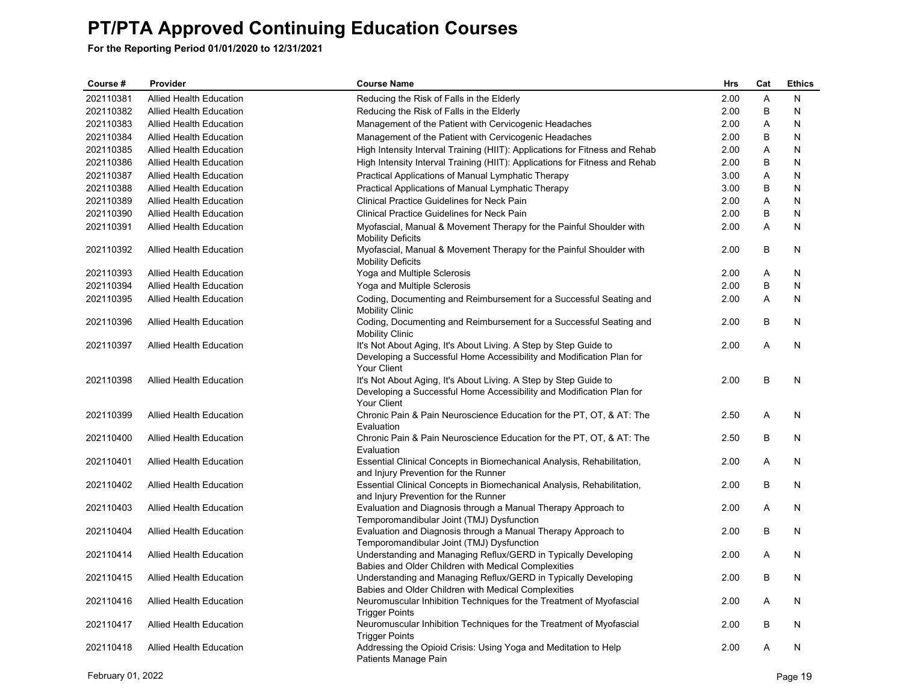# PT/PTA Approved Continuing Education Courses

**For the Reporting Period 01/01/2020 to 12/31/2021**

| Course # | Provider | Course Name | Hrs | Cat | Ethics |
|---|---|---|---|---|---|
| 202110381 | Allied Health Education | Reducing the Risk of Falls in the Elderly | 2.00 | A | N |
| 202110382 | Allied Health Education | Reducing the Risk of Falls in the Elderly | 2.00 | B | N |
| 202110383 | Allied Health Education | Management of the Patient with Cervicogenic Headaches | 2.00 | A | N |
| 202110384 | Allied Health Education | Management of the Patient with Cervicogenic Headaches | 2.00 | B | N |
| 202110385 | Allied Health Education | High Intensity Interval Training (HIIT): Applications for Fitness and Rehab | 2.00 | A | N |
| 202110386 | Allied Health Education | High Intensity Interval Training (HIIT): Applications for Fitness and Rehab | 2.00 | B | N |
| 202110387 | Allied Health Education | Practical Applications of Manual Lymphatic Therapy | 3.00 | A | N |
| 202110388 | Allied Health Education | Practical Applications of Manual Lymphatic Therapy | 3.00 | B | N |
| 202110389 | Allied Health Education | Clinical Practice Guidelines for Neck Pain | 2.00 | A | N |
| 202110390 | Allied Health Education | Clinical Practice Guidelines for Neck Pain | 2.00 | B | N |
| 202110391 | Allied Health Education | Myofascial, Manual & Movement Therapy for the Painful Shoulder with Mobility Deficits | 2.00 | A | N |
| 202110392 | Allied Health Education | Myofascial, Manual & Movement Therapy for the Painful Shoulder with Mobility Deficits | 2.00 | B | N |
| 202110393 | Allied Health Education | Yoga and Multiple Sclerosis | 2.00 | A | N |
| 202110394 | Allied Health Education | Yoga and Multiple Sclerosis | 2.00 | B | N |
| 202110395 | Allied Health Education | Coding, Documenting and Reimbursement for a Successful Seating and Mobility Clinic | 2.00 | A | N |
| 202110396 | Allied Health Education | Coding, Documenting and Reimbursement for a Successful Seating and Mobility Clinic | 2.00 | B | N |
| 202110397 | Allied Health Education | It's Not About Aging, It's About Living. A Step by Step Guide to Developing a Successful Home Accessibility and Modification Plan for Your Client | 2.00 | A | N |
| 202110398 | Allied Health Education | It's Not About Aging, It's About Living. A Step by Step Guide to Developing a Successful Home Accessibility and Modification Plan for Your Client | 2.00 | B | N |
| 202110399 | Allied Health Education | Chronic Pain & Pain Neuroscience Education for the PT, OT, & AT: The Evaluation | 2.50 | A | N |
| 202110400 | Allied Health Education | Chronic Pain & Pain Neuroscience Education for the PT, OT, & AT: The Evaluation | 2.50 | B | N |
| 202110401 | Allied Health Education | Essential Clinical Concepts in Biomechanical Analysis, Rehabilitation, and Injury Prevention for the Runner | 2.00 | A | N |
| 202110402 | Allied Health Education | Essential Clinical Concepts in Biomechanical Analysis, Rehabilitation, and Injury Prevention for the Runner | 2.00 | B | N |
| 202110403 | Allied Health Education | Evaluation and Diagnosis through a Manual Therapy Approach to Temporomandibular Joint (TMJ) Dysfunction | 2.00 | A | N |
| 202110404 | Allied Health Education | Evaluation and Diagnosis through a Manual Therapy Approach to Temporomandibular Joint (TMJ) Dysfunction | 2.00 | B | N |
| 202110414 | Allied Health Education | Understanding and Managing Reflux/GERD in Typically Developing Babies and Older Children with Medical Complexities | 2.00 | A | N |
| 202110415 | Allied Health Education | Understanding and Managing Reflux/GERD in Typically Developing Babies and Older Children with Medical Complexities | 2.00 | B | N |
| 202110416 | Allied Health Education | Neuromuscular Inhibition Techniques for the Treatment of Myofascial Trigger Points | 2.00 | A | N |
| 202110417 | Allied Health Education | Neuromuscular Inhibition Techniques for the Treatment of Myofascial Trigger Points | 2.00 | B | N |
| 202110418 | Allied Health Education | Addressing the Opioid Crisis: Using Yoga and Meditation to Help Patients Manage Pain | 2.00 | A | N |

February 01, 2022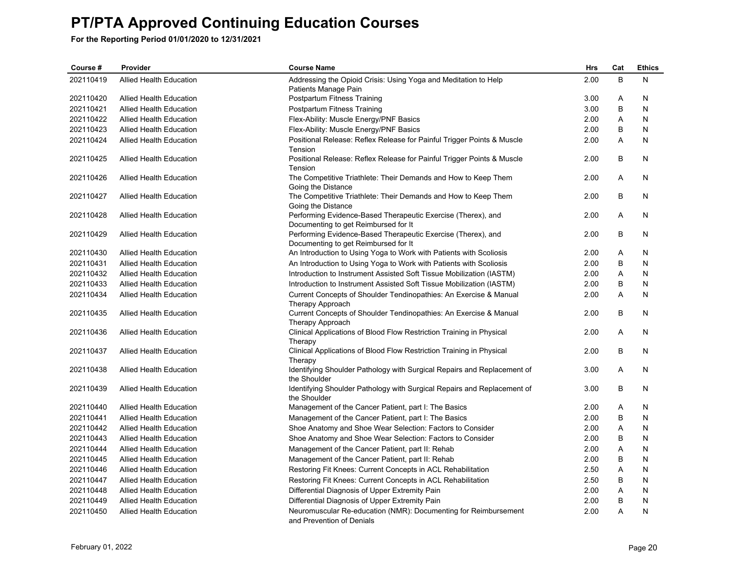# PT/PTA Approved Continuing Education Courses

**For the Reporting Period 01/01/2020 to 12/31/2021**

| Course # | Provider | Course Name | Hrs | Cat | Ethics |
|---|---|---|---|---|---|
| 202110419 | Allied Health Education | Addressing the Opioid Crisis: Using Yoga and Meditation to Help Patients Manage Pain | 2.00 | B | N |
| 202110420 | Allied Health Education | Postpartum Fitness Training | 3.00 | A | N |
| 202110421 | Allied Health Education | Postpartum Fitness Training | 3.00 | B | N |
| 202110422 | Allied Health Education | Flex-Ability: Muscle Energy/PNF Basics | 2.00 | A | N |
| 202110423 | Allied Health Education | Flex-Ability: Muscle Energy/PNF Basics | 2.00 | B | N |
| 202110424 | Allied Health Education | Positional Release: Reflex Release for Painful Trigger Points & Muscle Tension | 2.00 | A | N |
| 202110425 | Allied Health Education | Positional Release: Reflex Release for Painful Trigger Points & Muscle Tension | 2.00 | B | N |
| 202110426 | Allied Health Education | The Competitive Triathlete: Their Demands and How to Keep Them Going the Distance | 2.00 | A | N |
| 202110427 | Allied Health Education | The Competitive Triathlete: Their Demands and How to Keep Them Going the Distance | 2.00 | B | N |
| 202110428 | Allied Health Education | Performing Evidence-Based Therapeutic Exercise (Therex), and Documenting to get Reimbursed for It | 2.00 | A | N |
| 202110429 | Allied Health Education | Performing Evidence-Based Therapeutic Exercise (Therex), and Documenting to get Reimbursed for It | 2.00 | B | N |
| 202110430 | Allied Health Education | An Introduction to Using Yoga to Work with Patients with Scoliosis | 2.00 | A | N |
| 202110431 | Allied Health Education | An Introduction to Using Yoga to Work with Patients with Scoliosis | 2.00 | B | N |
| 202110432 | Allied Health Education | Introduction to Instrument Assisted Soft Tissue Mobilization (IASTM) | 2.00 | A | N |
| 202110433 | Allied Health Education | Introduction to Instrument Assisted Soft Tissue Mobilization (IASTM) | 2.00 | B | N |
| 202110434 | Allied Health Education | Current Concepts of Shoulder Tendinopathies: An Exercise & Manual Therapy Approach | 2.00 | A | N |
| 202110435 | Allied Health Education | Current Concepts of Shoulder Tendinopathies: An Exercise & Manual Therapy Approach | 2.00 | B | N |
| 202110436 | Allied Health Education | Clinical Applications of Blood Flow Restriction Training in Physical Therapy | 2.00 | A | N |
| 202110437 | Allied Health Education | Clinical Applications of Blood Flow Restriction Training in Physical Therapy | 2.00 | B | N |
| 202110438 | Allied Health Education | Identifying Shoulder Pathology with Surgical Repairs and Replacement of the Shoulder | 3.00 | A | N |
| 202110439 | Allied Health Education | Identifying Shoulder Pathology with Surgical Repairs and Replacement of the Shoulder | 3.00 | B | N |
| 202110440 | Allied Health Education | Management of the Cancer Patient, part I: The Basics | 2.00 | A | N |
| 202110441 | Allied Health Education | Management of the Cancer Patient, part I: The Basics | 2.00 | B | N |
| 202110442 | Allied Health Education | Shoe Anatomy and Shoe Wear Selection: Factors to Consider | 2.00 | A | N |
| 202110443 | Allied Health Education | Shoe Anatomy and Shoe Wear Selection: Factors to Consider | 2.00 | B | N |
| 202110444 | Allied Health Education | Management of the Cancer Patient, part II: Rehab | 2.00 | A | N |
| 202110445 | Allied Health Education | Management of the Cancer Patient, part II: Rehab | 2.00 | B | N |
| 202110446 | Allied Health Education | Restoring Fit Knees: Current Concepts in ACL Rehabilitation | 2.50 | A | N |
| 202110447 | Allied Health Education | Restoring Fit Knees: Current Concepts in ACL Rehabilitation | 2.50 | B | N |
| 202110448 | Allied Health Education | Differential Diagnosis of Upper Extremity Pain | 2.00 | A | N |
| 202110449 | Allied Health Education | Differential Diagnosis of Upper Extremity Pain | 2.00 | B | N |
| 202110450 | Allied Health Education | Neuromuscular Re-education (NMR): Documenting for Reimbursement and Prevention of Denials | 2.00 | A | N |

February 01, 2022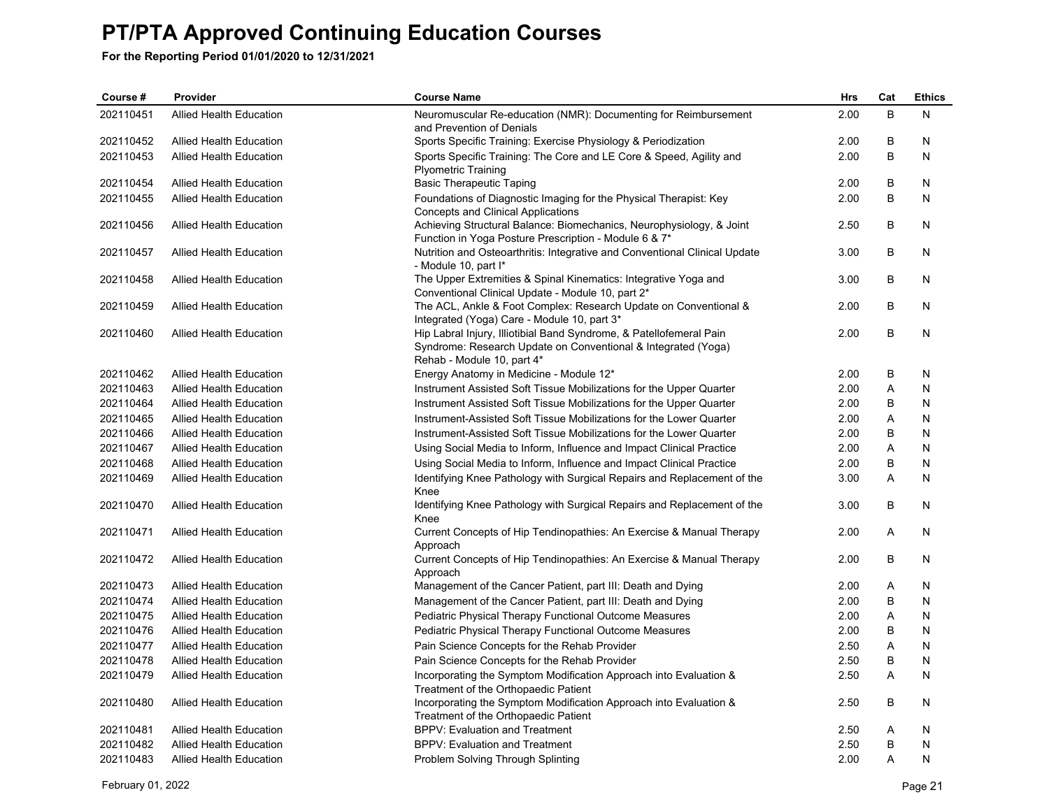# PT/PTA Approved Continuing Education Courses

**For the Reporting Period 01/01/2020 to 12/31/2021**

| Course # | Provider | Course Name | Hrs | Cat | Ethics |
|---|---|---|---|---|---|
| 202110451 | Allied Health Education | Neuromuscular Re-education (NMR): Documenting for Reimbursement and Prevention of Denials | 2.00 | B | N |
| 202110452 | Allied Health Education | Sports Specific Training: Exercise Physiology & Periodization | 2.00 | B | N |
| 202110453 | Allied Health Education | Sports Specific Training: The Core and LE Core & Speed, Agility and Plyometric Training | 2.00 | B | N |
| 202110454 | Allied Health Education | Basic Therapeutic Taping | 2.00 | B | N |
| 202110455 | Allied Health Education | Foundations of Diagnostic Imaging for the Physical Therapist: Key Concepts and Clinical Applications | 2.00 | B | N |
| 202110456 | Allied Health Education | Achieving Structural Balance: Biomechanics, Neurophysiology, & Joint Function in Yoga Posture Prescription - Module 6 & 7* | 2.50 | B | N |
| 202110457 | Allied Health Education | Nutrition and Osteoarthritis: Integrative and Conventional Clinical Update - Module 10, part I* | 3.00 | B | N |
| 202110458 | Allied Health Education | The Upper Extremities & Spinal Kinematics: Integrative Yoga and Conventional Clinical Update - Module 10, part 2* | 3.00 | B | N |
| 202110459 | Allied Health Education | The ACL, Ankle & Foot Complex: Research Update on Conventional & Integrated (Yoga) Care - Module 10, part 3* | 2.00 | B | N |
| 202110460 | Allied Health Education | Hip Labral Injury, Illiotibial Band Syndrome, & Patellofemeral Pain Syndrome: Research Update on Conventional & Integrated (Yoga) Rehab - Module 10, part 4* | 2.00 | B | N |
| 202110462 | Allied Health Education | Energy Anatomy in Medicine - Module 12* | 2.00 | B | N |
| 202110463 | Allied Health Education | Instrument Assisted Soft Tissue Mobilizations for the Upper Quarter | 2.00 | A | N |
| 202110464 | Allied Health Education | Instrument Assisted Soft Tissue Mobilizations for the Upper Quarter | 2.00 | B | N |
| 202110465 | Allied Health Education | Instrument-Assisted Soft Tissue Mobilizations for the Lower Quarter | 2.00 | A | N |
| 202110466 | Allied Health Education | Instrument-Assisted Soft Tissue Mobilizations for the Lower Quarter | 2.00 | B | N |
| 202110467 | Allied Health Education | Using Social Media to Inform, Influence and Impact Clinical Practice | 2.00 | A | N |
| 202110468 | Allied Health Education | Using Social Media to Inform, Influence and Impact Clinical Practice | 2.00 | B | N |
| 202110469 | Allied Health Education | Identifying Knee Pathology with Surgical Repairs and Replacement of the Knee | 3.00 | A | N |
| 202110470 | Allied Health Education | Identifying Knee Pathology with Surgical Repairs and Replacement of the Knee | 3.00 | B | N |
| 202110471 | Allied Health Education | Current Concepts of Hip Tendinopathies: An Exercise & Manual Therapy Approach | 2.00 | A | N |
| 202110472 | Allied Health Education | Current Concepts of Hip Tendinopathies: An Exercise & Manual Therapy Approach | 2.00 | B | N |
| 202110473 | Allied Health Education | Management of the Cancer Patient, part III: Death and Dying | 2.00 | A | N |
| 202110474 | Allied Health Education | Management of the Cancer Patient, part III: Death and Dying | 2.00 | B | N |
| 202110475 | Allied Health Education | Pediatric Physical Therapy Functional Outcome Measures | 2.00 | A | N |
| 202110476 | Allied Health Education | Pediatric Physical Therapy Functional Outcome Measures | 2.00 | B | N |
| 202110477 | Allied Health Education | Pain Science Concepts for the Rehab Provider | 2.50 | A | N |
| 202110478 | Allied Health Education | Pain Science Concepts for the Rehab Provider | 2.50 | B | N |
| 202110479 | Allied Health Education | Incorporating the Symptom Modification Approach into Evaluation & Treatment of the Orthopaedic Patient | 2.50 | A | N |
| 202110480 | Allied Health Education | Incorporating the Symptom Modification Approach into Evaluation & Treatment of the Orthopaedic Patient | 2.50 | B | N |
| 202110481 | Allied Health Education | BPPV: Evaluation and Treatment | 2.50 | A | N |
| 202110482 | Allied Health Education | BPPV: Evaluation and Treatment | 2.50 | B | N |
| 202110483 | Allied Health Education | Problem Solving Through Splinting | 2.00 | A | N |

February 01, 2022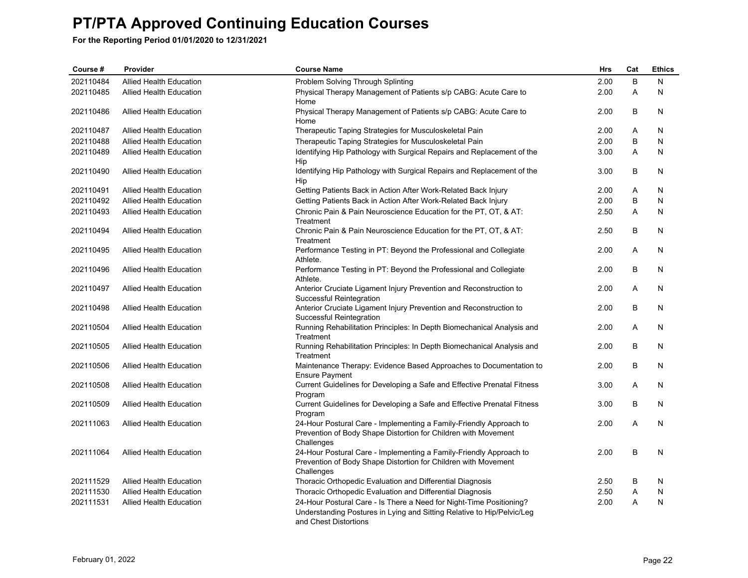# PT/PTA Approved Continuing Education Courses

**For the Reporting Period 01/01/2020 to 12/31/2021**

| Course # | Provider | Course Name | Hrs | Cat | Ethics |
|---|---|---|---|---|---|
| 202110484 | Allied Health Education | Problem Solving Through Splinting | 2.00 | B | N |
| 202110485 | Allied Health Education | Physical Therapy Management of Patients s/p CABG: Acute Care to Home | 2.00 | A | N |
| 202110486 | Allied Health Education | Physical Therapy Management of Patients s/p CABG: Acute Care to Home | 2.00 | B | N |
| 202110487 | Allied Health Education | Therapeutic Taping Strategies for Musculoskeletal Pain | 2.00 | A | N |
| 202110488 | Allied Health Education | Therapeutic Taping Strategies for Musculoskeletal Pain | 2.00 | B | N |
| 202110489 | Allied Health Education | Identifying Hip Pathology with Surgical Repairs and Replacement of the Hip | 3.00 | A | N |
| 202110490 | Allied Health Education | Identifying Hip Pathology with Surgical Repairs and Replacement of the Hip | 3.00 | B | N |
| 202110491 | Allied Health Education | Getting Patients Back in Action After Work-Related Back Injury | 2.00 | A | N |
| 202110492 | Allied Health Education | Getting Patients Back in Action After Work-Related Back Injury | 2.00 | B | N |
| 202110493 | Allied Health Education | Chronic Pain & Pain Neuroscience Education for the PT, OT, & AT: Treatment | 2.50 | A | N |
| 202110494 | Allied Health Education | Chronic Pain & Pain Neuroscience Education for the PT, OT, & AT: Treatment | 2.50 | B | N |
| 202110495 | Allied Health Education | Performance Testing in PT: Beyond the Professional and Collegiate Athlete. | 2.00 | A | N |
| 202110496 | Allied Health Education | Performance Testing in PT: Beyond the Professional and Collegiate Athlete. | 2.00 | B | N |
| 202110497 | Allied Health Education | Anterior Cruciate Ligament Injury Prevention and Reconstruction to Successful Reintegration | 2.00 | A | N |
| 202110498 | Allied Health Education | Anterior Cruciate Ligament Injury Prevention and Reconstruction to Successful Reintegration | 2.00 | B | N |
| 202110504 | Allied Health Education | Running Rehabilitation Principles: In Depth Biomechanical Analysis and Treatment | 2.00 | A | N |
| 202110505 | Allied Health Education | Running Rehabilitation Principles: In Depth Biomechanical Analysis and Treatment | 2.00 | B | N |
| 202110506 | Allied Health Education | Maintenance Therapy: Evidence Based Approaches to Documentation to Ensure Payment | 2.00 | B | N |
| 202110508 | Allied Health Education | Current Guidelines for Developing a Safe and Effective Prenatal Fitness Program | 3.00 | A | N |
| 202110509 | Allied Health Education | Current Guidelines for Developing a Safe and Effective Prenatal Fitness Program | 3.00 | B | N |
| 202111063 | Allied Health Education | 24-Hour Postural Care - Implementing a Family-Friendly Approach to Prevention of Body Shape Distortion for Children with Movement Challenges | 2.00 | A | N |
| 202111064 | Allied Health Education | 24-Hour Postural Care - Implementing a Family-Friendly Approach to Prevention of Body Shape Distortion for Children with Movement Challenges | 2.00 | B | N |
| 202111529 | Allied Health Education | Thoracic Orthopedic Evaluation and Differential Diagnosis | 2.50 | B | N |
| 202111530 | Allied Health Education | Thoracic Orthopedic Evaluation and Differential Diagnosis | 2.50 | A | N |
| 202111531 | Allied Health Education | 24-Hour Postural Care - Is There a Need for Night-Time Positioning? Understanding Postures in Lying and Sitting Relative to Hip/Pelvic/Leg and Chest Distortions | 2.00 | A | N |

February 01, 2022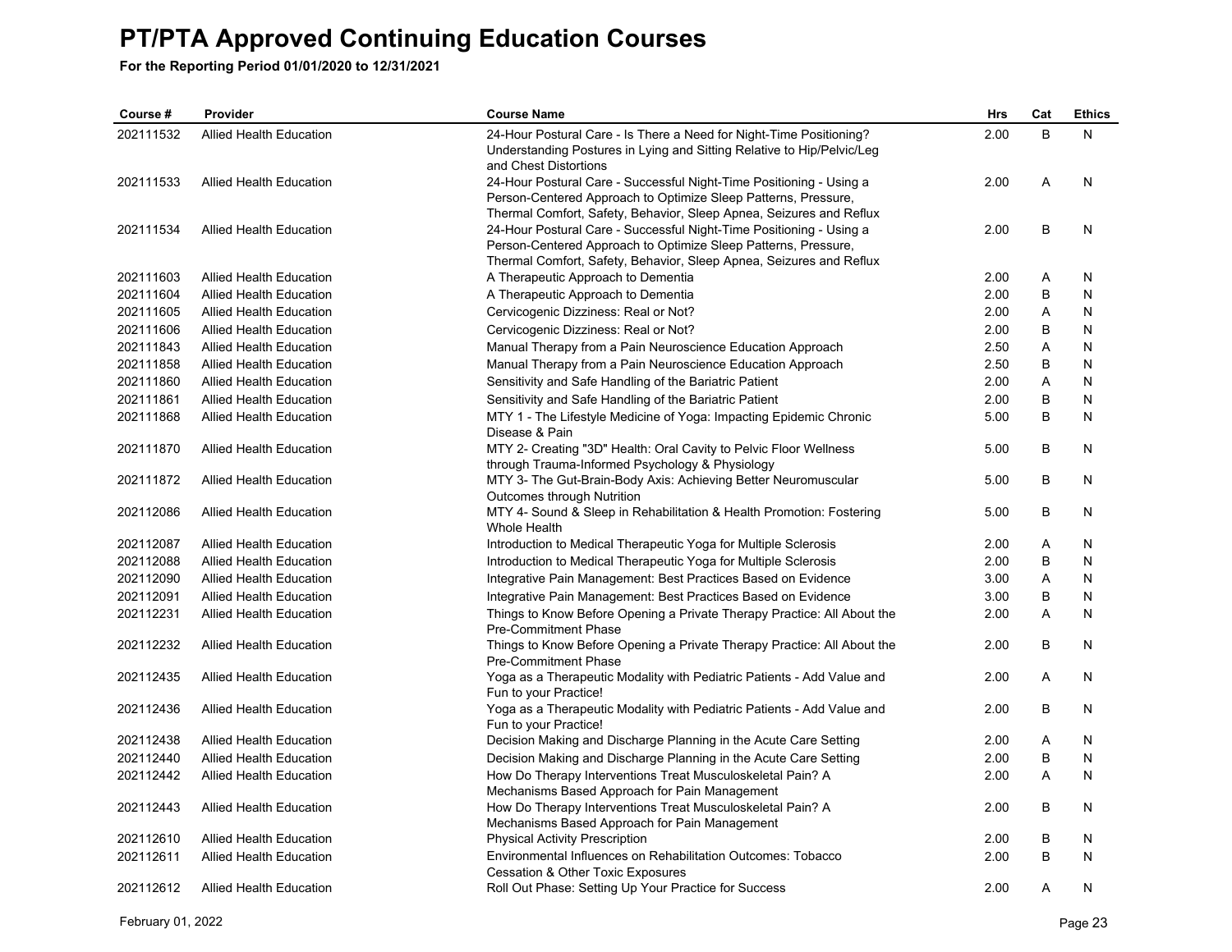# PT/PTA Approved Continuing Education Courses

**For the Reporting Period 01/01/2020 to 12/31/2021**

| Course # | Provider | Course Name | Hrs | Cat | Ethics |
|---|---|---|---|---|---|
| 202111532 | Allied Health Education | 24-Hour Postural Care - Is There a Need for Night-Time Positioning? Understanding Postures in Lying and Sitting Relative to Hip/Pelvic/Leg and Chest Distortions | 2.00 | B | N |
| 202111533 | Allied Health Education | 24-Hour Postural Care - Successful Night-Time Positioning - Using a Person-Centered Approach to Optimize Sleep Patterns, Pressure, Thermal Comfort, Safety, Behavior, Sleep Apnea, Seizures and Reflux | 2.00 | A | N |
| 202111534 | Allied Health Education | 24-Hour Postural Care - Successful Night-Time Positioning - Using a Person-Centered Approach to Optimize Sleep Patterns, Pressure, Thermal Comfort, Safety, Behavior, Sleep Apnea, Seizures and Reflux | 2.00 | B | N |
| 202111603 | Allied Health Education | A Therapeutic Approach to Dementia | 2.00 | A | N |
| 202111604 | Allied Health Education | A Therapeutic Approach to Dementia | 2.00 | B | N |
| 202111605 | Allied Health Education | Cervicogenic Dizziness: Real or Not? | 2.00 | A | N |
| 202111606 | Allied Health Education | Cervicogenic Dizziness: Real or Not? | 2.00 | B | N |
| 202111843 | Allied Health Education | Manual Therapy from a Pain Neuroscience Education Approach | 2.50 | A | N |
| 202111858 | Allied Health Education | Manual Therapy from a Pain Neuroscience Education Approach | 2.50 | B | N |
| 202111860 | Allied Health Education | Sensitivity and Safe Handling of the Bariatric Patient | 2.00 | A | N |
| 202111861 | Allied Health Education | Sensitivity and Safe Handling of the Bariatric Patient | 2.00 | B | N |
| 202111868 | Allied Health Education | MTY 1 - The Lifestyle Medicine of Yoga: Impacting Epidemic Chronic Disease & Pain | 5.00 | B | N |
| 202111870 | Allied Health Education | MTY 2- Creating "3D" Health: Oral Cavity to Pelvic Floor Wellness through Trauma-Informed Psychology & Physiology | 5.00 | B | N |
| 202111872 | Allied Health Education | MTY 3- The Gut-Brain-Body Axis: Achieving Better Neuromuscular Outcomes through Nutrition | 5.00 | B | N |
| 202112086 | Allied Health Education | MTY 4- Sound & Sleep in Rehabilitation & Health Promotion: Fostering Whole Health | 5.00 | B | N |
| 202112087 | Allied Health Education | Introduction to Medical Therapeutic Yoga for Multiple Sclerosis | 2.00 | A | N |
| 202112088 | Allied Health Education | Introduction to Medical Therapeutic Yoga for Multiple Sclerosis | 2.00 | B | N |
| 202112090 | Allied Health Education | Integrative Pain Management: Best Practices Based on Evidence | 3.00 | A | N |
| 202112091 | Allied Health Education | Integrative Pain Management: Best Practices Based on Evidence | 3.00 | B | N |
| 202112231 | Allied Health Education | Things to Know Before Opening a Private Therapy Practice: All About the Pre-Commitment Phase | 2.00 | A | N |
| 202112232 | Allied Health Education | Things to Know Before Opening a Private Therapy Practice: All About the Pre-Commitment Phase | 2.00 | B | N |
| 202112435 | Allied Health Education | Yoga as a Therapeutic Modality with Pediatric Patients - Add Value and Fun to your Practice! | 2.00 | A | N |
| 202112436 | Allied Health Education | Yoga as a Therapeutic Modality with Pediatric Patients - Add Value and Fun to your Practice! | 2.00 | B | N |
| 202112438 | Allied Health Education | Decision Making and Discharge Planning in the Acute Care Setting | 2.00 | A | N |
| 202112440 | Allied Health Education | Decision Making and Discharge Planning in the Acute Care Setting | 2.00 | B | N |
| 202112442 | Allied Health Education | How Do Therapy Interventions Treat Musculoskeletal Pain? A Mechanisms Based Approach for Pain Management | 2.00 | A | N |
| 202112443 | Allied Health Education | How Do Therapy Interventions Treat Musculoskeletal Pain? A Mechanisms Based Approach for Pain Management | 2.00 | B | N |
| 202112610 | Allied Health Education | Physical Activity Prescription | 2.00 | B | N |
| 202112611 | Allied Health Education | Environmental Influences on Rehabilitation Outcomes: Tobacco Cessation & Other Toxic Exposures | 2.00 | B | N |
| 202112612 | Allied Health Education | Roll Out Phase: Setting Up Your Practice for Success | 2.00 | A | N |

February 01, 2022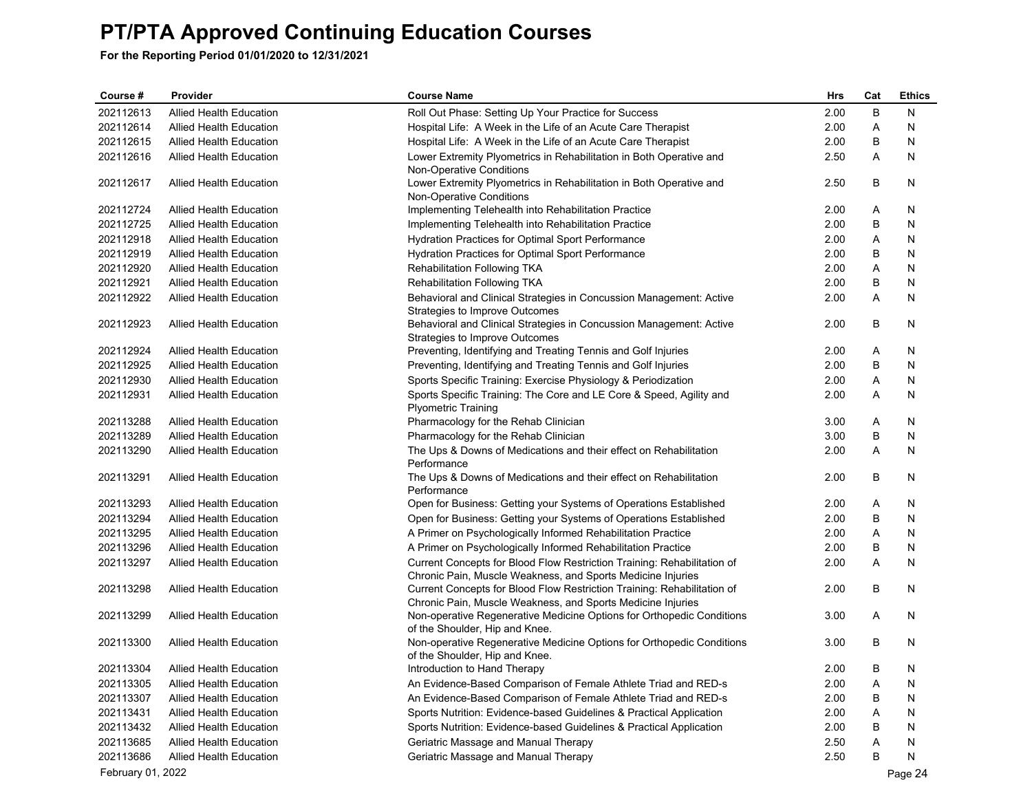# PT/PTA Approved Continuing Education Courses

**For the Reporting Period 01/01/2020 to 12/31/2021**

| Course # | Provider | Course Name | Hrs | Cat | Ethics |
|---|---|---|---|---|---|
| 202112613 | Allied Health Education | Roll Out Phase: Setting Up Your Practice for Success | 2.00 | B | N |
| 202112614 | Allied Health Education | Hospital Life: A Week in the Life of an Acute Care Therapist | 2.00 | A | N |
| 202112615 | Allied Health Education | Hospital Life: A Week in the Life of an Acute Care Therapist | 2.00 | B | N |
| 202112616 | Allied Health Education | Lower Extremity Plyometrics in Rehabilitation in Both Operative and Non-Operative Conditions | 2.50 | A | N |
| 202112617 | Allied Health Education | Lower Extremity Plyometrics in Rehabilitation in Both Operative and Non-Operative Conditions | 2.50 | B | N |
| 202112724 | Allied Health Education | Implementing Telehealth into Rehabilitation Practice | 2.00 | A | N |
| 202112725 | Allied Health Education | Implementing Telehealth into Rehabilitation Practice | 2.00 | B | N |
| 202112918 | Allied Health Education | Hydration Practices for Optimal Sport Performance | 2.00 | A | N |
| 202112919 | Allied Health Education | Hydration Practices for Optimal Sport Performance | 2.00 | B | N |
| 202112920 | Allied Health Education | Rehabilitation Following TKA | 2.00 | A | N |
| 202112921 | Allied Health Education | Rehabilitation Following TKA | 2.00 | B | N |
| 202112922 | Allied Health Education | Behavioral and Clinical Strategies in Concussion Management: Active Strategies to Improve Outcomes | 2.00 | A | N |
| 202112923 | Allied Health Education | Behavioral and Clinical Strategies in Concussion Management: Active Strategies to Improve Outcomes | 2.00 | B | N |
| 202112924 | Allied Health Education | Preventing, Identifying and Treating Tennis and Golf Injuries | 2.00 | A | N |
| 202112925 | Allied Health Education | Preventing, Identifying and Treating Tennis and Golf Injuries | 2.00 | B | N |
| 202112930 | Allied Health Education | Sports Specific Training: Exercise Physiology & Periodization | 2.00 | A | N |
| 202112931 | Allied Health Education | Sports Specific Training: The Core and LE Core & Speed, Agility and Plyometric Training | 2.00 | A | N |
| 202113288 | Allied Health Education | Pharmacology for the Rehab Clinician | 3.00 | A | N |
| 202113289 | Allied Health Education | Pharmacology for the Rehab Clinician | 3.00 | B | N |
| 202113290 | Allied Health Education | The Ups & Downs of Medications and their effect on Rehabilitation Performance | 2.00 | A | N |
| 202113291 | Allied Health Education | The Ups & Downs of Medications and their effect on Rehabilitation Performance | 2.00 | B | N |
| 202113293 | Allied Health Education | Open for Business: Getting your Systems of Operations Established | 2.00 | A | N |
| 202113294 | Allied Health Education | Open for Business: Getting your Systems of Operations Established | 2.00 | B | N |
| 202113295 | Allied Health Education | A Primer on Psychologically Informed Rehabilitation Practice | 2.00 | A | N |
| 202113296 | Allied Health Education | A Primer on Psychologically Informed Rehabilitation Practice | 2.00 | B | N |
| 202113297 | Allied Health Education | Current Concepts for Blood Flow Restriction Training: Rehabilitation of Chronic Pain, Muscle Weakness, and Sports Medicine Injuries | 2.00 | A | N |
| 202113298 | Allied Health Education | Current Concepts for Blood Flow Restriction Training: Rehabilitation of Chronic Pain, Muscle Weakness, and Sports Medicine Injuries | 2.00 | B | N |
| 202113299 | Allied Health Education | Non-operative Regenerative Medicine Options for Orthopedic Conditions of the Shoulder, Hip and Knee. | 3.00 | A | N |
| 202113300 | Allied Health Education | Non-operative Regenerative Medicine Options for Orthopedic Conditions of the Shoulder, Hip and Knee. | 3.00 | B | N |
| 202113304 | Allied Health Education | Introduction to Hand Therapy | 2.00 | B | N |
| 202113305 | Allied Health Education | An Evidence-Based Comparison of Female Athlete Triad and RED-s | 2.00 | A | N |
| 202113307 | Allied Health Education | An Evidence-Based Comparison of Female Athlete Triad and RED-s | 2.00 | B | N |
| 202113431 | Allied Health Education | Sports Nutrition: Evidence-based Guidelines & Practical Application | 2.00 | A | N |
| 202113432 | Allied Health Education | Sports Nutrition: Evidence-based Guidelines & Practical Application | 2.00 | B | N |
| 202113685 | Allied Health Education | Geriatric Massage and Manual Therapy | 2.50 | A | N |
| 202113686 | Allied Health Education | Geriatric Massage and Manual Therapy | 2.50 | B | N |

February 01, 2022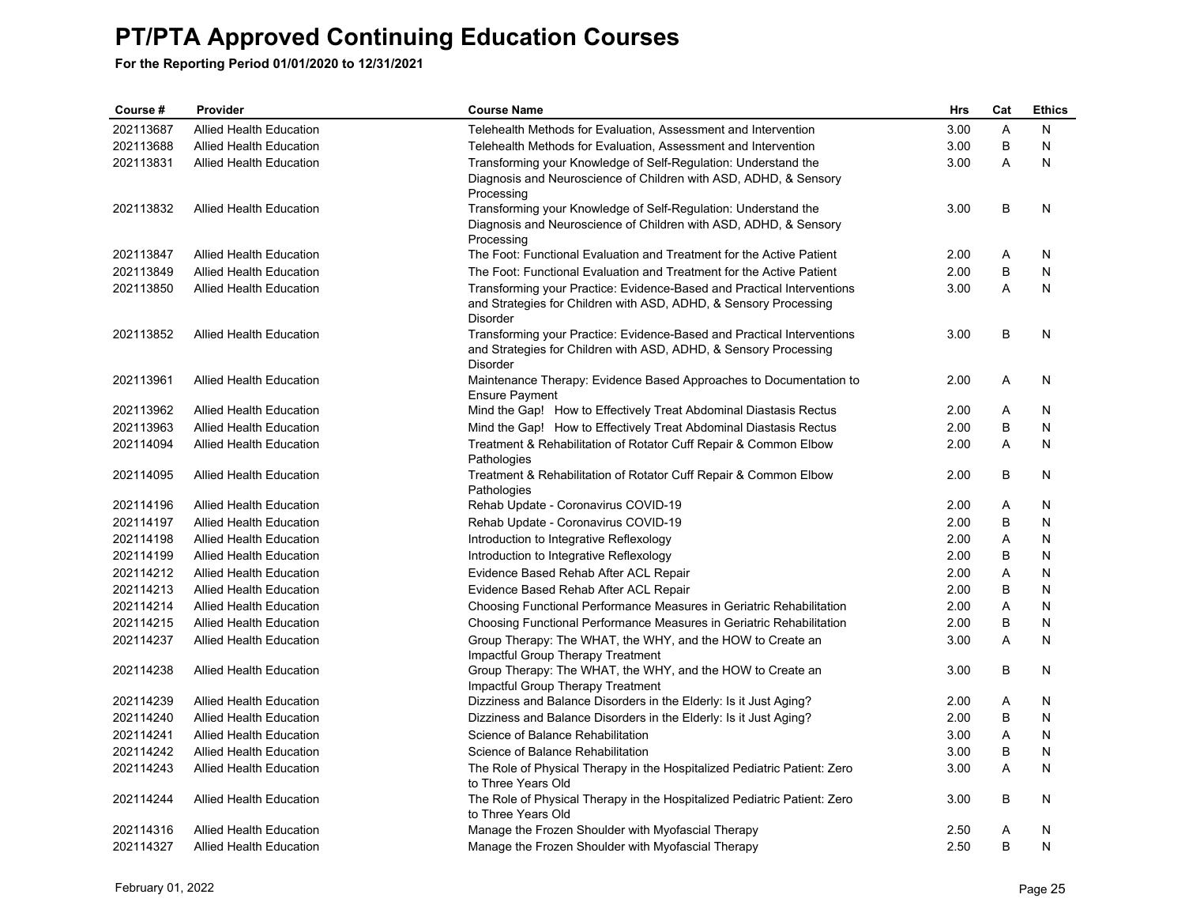# PT/PTA Approved Continuing Education Courses

**For the Reporting Period 01/01/2020 to 12/31/2021**

| Course # | Provider | Course Name | Hrs | Cat | Ethics |
|---|---|---|---|---|---|
| 202113687 | Allied Health Education | Telehealth Methods for Evaluation, Assessment and Intervention | 3.00 | A | N |
| 202113688 | Allied Health Education | Telehealth Methods for Evaluation, Assessment and Intervention | 3.00 | B | N |
| 202113831 | Allied Health Education | Transforming your Knowledge of Self-Regulation: Understand the Diagnosis and Neuroscience of Children with ASD, ADHD, & Sensory Processing | 3.00 | A | N |
| 202113832 | Allied Health Education | Transforming your Knowledge of Self-Regulation: Understand the Diagnosis and Neuroscience of Children with ASD, ADHD, & Sensory Processing | 3.00 | B | N |
| 202113847 | Allied Health Education | The Foot: Functional Evaluation and Treatment for the Active Patient | 2.00 | A | N |
| 202113849 | Allied Health Education | The Foot: Functional Evaluation and Treatment for the Active Patient | 2.00 | B | N |
| 202113850 | Allied Health Education | Transforming your Practice: Evidence-Based and Practical Interventions and Strategies for Children with ASD, ADHD, & Sensory Processing Disorder | 3.00 | A | N |
| 202113852 | Allied Health Education | Transforming your Practice: Evidence-Based and Practical Interventions and Strategies for Children with ASD, ADHD, & Sensory Processing Disorder | 3.00 | B | N |
| 202113961 | Allied Health Education | Maintenance Therapy: Evidence Based Approaches to Documentation to Ensure Payment | 2.00 | A | N |
| 202113962 | Allied Health Education | Mind the Gap! How to Effectively Treat Abdominal Diastasis Rectus | 2.00 | A | N |
| 202113963 | Allied Health Education | Mind the Gap! How to Effectively Treat Abdominal Diastasis Rectus | 2.00 | B | N |
| 202114094 | Allied Health Education | Treatment & Rehabilitation of Rotator Cuff Repair & Common Elbow Pathologies | 2.00 | A | N |
| 202114095 | Allied Health Education | Treatment & Rehabilitation of Rotator Cuff Repair & Common Elbow Pathologies | 2.00 | B | N |
| 202114196 | Allied Health Education | Rehab Update - Coronavirus COVID-19 | 2.00 | A | N |
| 202114197 | Allied Health Education | Rehab Update - Coronavirus COVID-19 | 2.00 | B | N |
| 202114198 | Allied Health Education | Introduction to Integrative Reflexology | 2.00 | A | N |
| 202114199 | Allied Health Education | Introduction to Integrative Reflexology | 2.00 | B | N |
| 202114212 | Allied Health Education | Evidence Based Rehab After ACL Repair | 2.00 | A | N |
| 202114213 | Allied Health Education | Evidence Based Rehab After ACL Repair | 2.00 | B | N |
| 202114214 | Allied Health Education | Choosing Functional Performance Measures in Geriatric Rehabilitation | 2.00 | A | N |
| 202114215 | Allied Health Education | Choosing Functional Performance Measures in Geriatric Rehabilitation | 2.00 | B | N |
| 202114237 | Allied Health Education | Group Therapy: The WHAT, the WHY, and the HOW to Create an Impactful Group Therapy Treatment | 3.00 | A | N |
| 202114238 | Allied Health Education | Group Therapy: The WHAT, the WHY, and the HOW to Create an Impactful Group Therapy Treatment | 3.00 | B | N |
| 202114239 | Allied Health Education | Dizziness and Balance Disorders in the Elderly: Is it Just Aging? | 2.00 | A | N |
| 202114240 | Allied Health Education | Dizziness and Balance Disorders in the Elderly: Is it Just Aging? | 2.00 | B | N |
| 202114241 | Allied Health Education | Science of Balance Rehabilitation | 3.00 | A | N |
| 202114242 | Allied Health Education | Science of Balance Rehabilitation | 3.00 | B | N |
| 202114243 | Allied Health Education | The Role of Physical Therapy in the Hospitalized Pediatric Patient: Zero to Three Years Old | 3.00 | A | N |
| 202114244 | Allied Health Education | The Role of Physical Therapy in the Hospitalized Pediatric Patient: Zero to Three Years Old | 3.00 | B | N |
| 202114316 | Allied Health Education | Manage the Frozen Shoulder with Myofascial Therapy | 2.50 | A | N |
| 202114327 | Allied Health Education | Manage the Frozen Shoulder with Myofascial Therapy | 2.50 | B | N |

February 01, 2022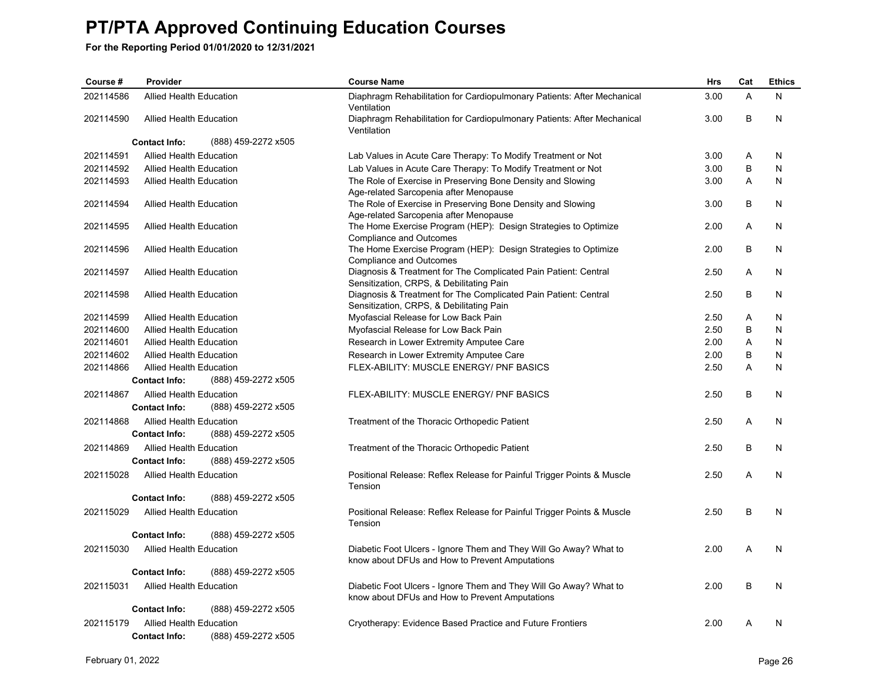# PT/PTA Approved Continuing Education Courses

**For the Reporting Period 01/01/2020 to 12/31/2021**

| Course # | Provider | Course Name | Hrs | Cat | Ethics |
|---|---|---|---|---|---|
| 202114586 | Allied Health Education | Diaphragm Rehabilitation for Cardiopulmonary Patients: After Mechanical Ventilation | 3.00 | A | N |
| 202114590 | Allied Health Education | Diaphragm Rehabilitation for Cardiopulmonary Patients: After Mechanical Ventilation | 3.00 | B | N |
| | **Contact Info:** (888) 459-2272 x505 | | | | |
| 202114591 | Allied Health Education | Lab Values in Acute Care Therapy: To Modify Treatment or Not | 3.00 | A | N |
| 202114592 | Allied Health Education | Lab Values in Acute Care Therapy: To Modify Treatment or Not | 3.00 | B | N |
| 202114593 | Allied Health Education | The Role of Exercise in Preserving Bone Density and Slowing Age-related Sarcopenia after Menopause | 3.00 | A | N |
| 202114594 | Allied Health Education | The Role of Exercise in Preserving Bone Density and Slowing Age-related Sarcopenia after Menopause | 3.00 | B | N |
| 202114595 | Allied Health Education | The Home Exercise Program (HEP): Design Strategies to Optimize Compliance and Outcomes | 2.00 | A | N |
| 202114596 | Allied Health Education | The Home Exercise Program (HEP): Design Strategies to Optimize Compliance and Outcomes | 2.00 | B | N |
| 202114597 | Allied Health Education | Diagnosis & Treatment for The Complicated Pain Patient: Central Sensitization, CRPS, & Debilitating Pain | 2.50 | A | N |
| 202114598 | Allied Health Education | Diagnosis & Treatment for The Complicated Pain Patient: Central Sensitization, CRPS, & Debilitating Pain | 2.50 | B | N |
| 202114599 | Allied Health Education | Myofascial Release for Low Back Pain | 2.50 | A | N |
| 202114600 | Allied Health Education | Myofascial Release for Low Back Pain | 2.50 | B | N |
| 202114601 | Allied Health Education | Research in Lower Extremity Amputee Care | 2.00 | A | N |
| 202114602 | Allied Health Education | Research in Lower Extremity Amputee Care | 2.00 | B | N |
| 202114866 | Allied Health Education | FLEX-ABILITY: MUSCLE ENERGY/ PNF BASICS | 2.50 | A | N |
| | **Contact Info:** (888) 459-2272 x505 | | | | |
| 202114867 | Allied Health Education | FLEX-ABILITY: MUSCLE ENERGY/ PNF BASICS | 2.50 | B | N |
| | **Contact Info:** (888) 459-2272 x505 | | | | |
| 202114868 | Allied Health Education | Treatment of the Thoracic Orthopedic Patient | 2.50 | A | N |
| | **Contact Info:** (888) 459-2272 x505 | | | | |
| 202114869 | Allied Health Education | Treatment of the Thoracic Orthopedic Patient | 2.50 | B | N |
| | **Contact Info:** (888) 459-2272 x505 | | | | |
| 202115028 | Allied Health Education | Positional Release: Reflex Release for Painful Trigger Points & Muscle Tension | 2.50 | A | N |
| | **Contact Info:** (888) 459-2272 x505 | | | | |
| 202115029 | Allied Health Education | Positional Release: Reflex Release for Painful Trigger Points & Muscle Tension | 2.50 | B | N |
| | **Contact Info:** (888) 459-2272 x505 | | | | |
| 202115030 | Allied Health Education | Diabetic Foot Ulcers - Ignore Them and They Will Go Away? What to know about DFUs and How to Prevent Amputations | 2.00 | A | N |
| | **Contact Info:** (888) 459-2272 x505 | | | | |
| 202115031 | Allied Health Education | Diabetic Foot Ulcers - Ignore Them and They Will Go Away? What to know about DFUs and How to Prevent Amputations | 2.00 | B | N |
| | **Contact Info:** (888) 459-2272 x505 | | | | |
| 202115179 | Allied Health Education | Cryotherapy: Evidence Based Practice and Future Frontiers | 2.00 | A | N |
| | **Contact Info:** (888) 459-2272 x505 | | | | |

February 01, 2022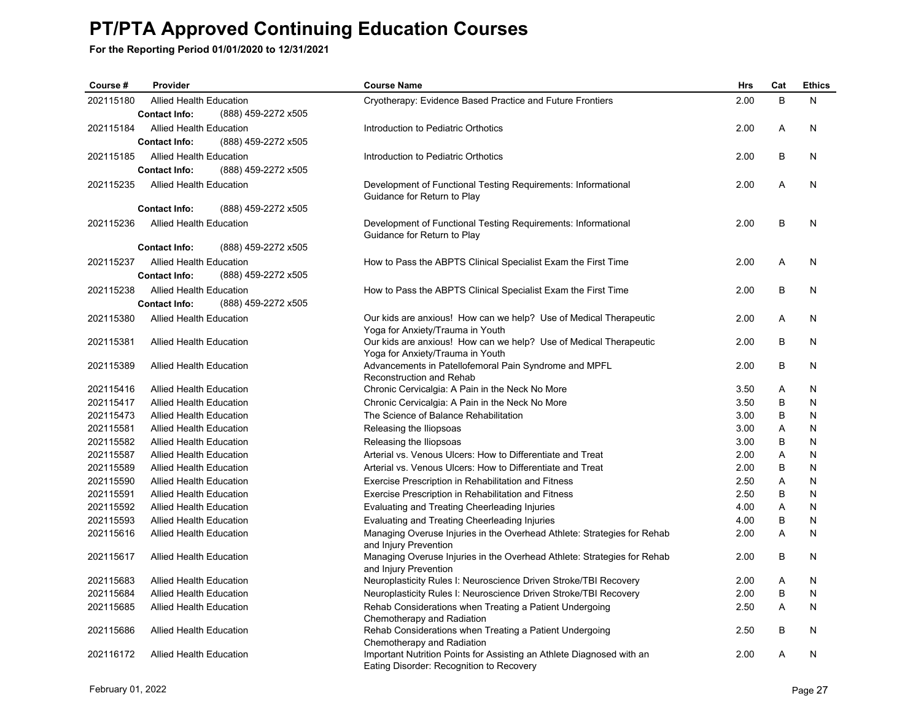# PT/PTA Approved Continuing Education Courses

**For the Reporting Period 01/01/2020 to 12/31/2021**

| Course # | Provider | Course Name | Hrs | Cat | Ethics |
|---|---|---|---|---|---|
| 202115180 | Allied Health Education<br>**Contact Info:** (888) 459-2272 x505 | Cryotherapy: Evidence Based Practice and Future Frontiers | 2.00 | B | N |
| 202115184 | Allied Health Education<br>**Contact Info:** (888) 459-2272 x505 | Introduction to Pediatric Orthotics | 2.00 | A | N |
| 202115185 | Allied Health Education<br>**Contact Info:** (888) 459-2272 x505 | Introduction to Pediatric Orthotics | 2.00 | B | N |
| 202115235 | Allied Health Education<br>**Contact Info:** (888) 459-2272 x505 | Development of Functional Testing Requirements: Informational Guidance for Return to Play | 2.00 | A | N |
| 202115236 | Allied Health Education<br>**Contact Info:** (888) 459-2272 x505 | Development of Functional Testing Requirements: Informational Guidance for Return to Play | 2.00 | B | N |
| 202115237 | Allied Health Education<br>**Contact Info:** (888) 459-2272 x505 | How to Pass the ABPTS Clinical Specialist Exam the First Time | 2.00 | A | N |
| 202115238 | Allied Health Education<br>**Contact Info:** (888) 459-2272 x505 | How to Pass the ABPTS Clinical Specialist Exam the First Time | 2.00 | B | N |
| 202115380 | Allied Health Education | Our kids are anxious! How can we help? Use of Medical Therapeutic Yoga for Anxiety/Trauma in Youth | 2.00 | A | N |
| 202115381 | Allied Health Education | Our kids are anxious! How can we help? Use of Medical Therapeutic Yoga for Anxiety/Trauma in Youth | 2.00 | B | N |
| 202115389 | Allied Health Education | Advancements in Patellofemoral Pain Syndrome and MPFL Reconstruction and Rehab | 2.00 | B | N |
| 202115416 | Allied Health Education | Chronic Cervicalgia: A Pain in the Neck No More | 3.50 | A | N |
| 202115417 | Allied Health Education | Chronic Cervicalgia: A Pain in the Neck No More | 3.50 | B | N |
| 202115473 | Allied Health Education | The Science of Balance Rehabilitation | 3.00 | B | N |
| 202115581 | Allied Health Education | Releasing the Iliopsoas | 3.00 | A | N |
| 202115582 | Allied Health Education | Releasing the Iliopsoas | 3.00 | B | N |
| 202115587 | Allied Health Education | Arterial vs. Venous Ulcers: How to Differentiate and Treat | 2.00 | A | N |
| 202115589 | Allied Health Education | Arterial vs. Venous Ulcers: How to Differentiate and Treat | 2.00 | B | N |
| 202115590 | Allied Health Education | Exercise Prescription in Rehabilitation and Fitness | 2.50 | A | N |
| 202115591 | Allied Health Education | Exercise Prescription in Rehabilitation and Fitness | 2.50 | B | N |
| 202115592 | Allied Health Education | Evaluating and Treating Cheerleading Injuries | 4.00 | A | N |
| 202115593 | Allied Health Education | Evaluating and Treating Cheerleading Injuries | 4.00 | B | N |
| 202115616 | Allied Health Education | Managing Overuse Injuries in the Overhead Athlete: Strategies for Rehab and Injury Prevention | 2.00 | A | N |
| 202115617 | Allied Health Education | Managing Overuse Injuries in the Overhead Athlete: Strategies for Rehab and Injury Prevention | 2.00 | B | N |
| 202115683 | Allied Health Education | Neuroplasticity Rules I: Neuroscience Driven Stroke/TBI Recovery | 2.00 | A | N |
| 202115684 | Allied Health Education | Neuroplasticity Rules I: Neuroscience Driven Stroke/TBI Recovery | 2.00 | B | N |
| 202115685 | Allied Health Education | Rehab Considerations when Treating a Patient Undergoing Chemotherapy and Radiation | 2.50 | A | N |
| 202115686 | Allied Health Education | Rehab Considerations when Treating a Patient Undergoing Chemotherapy and Radiation | 2.50 | B | N |
| 202116172 | Allied Health Education | Important Nutrition Points for Assisting an Athlete Diagnosed with an Eating Disorder: Recognition to Recovery | 2.00 | A | N |

February 01, 2022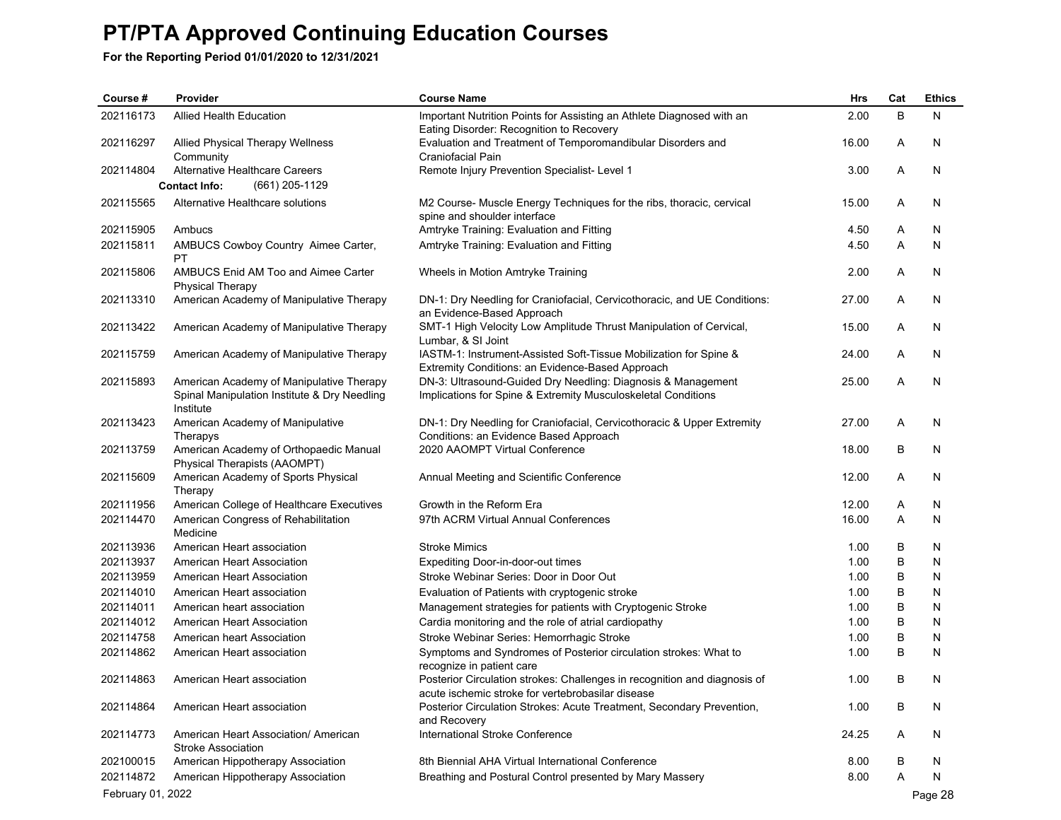# PT/PTA Approved Continuing Education Courses

**For the Reporting Period 01/01/2020 to 12/31/2021**

| Course # | Provider | Course Name | Hrs | Cat | Ethics |
|---|---|---|---|---|---|
| 202116173 | Allied Health Education | Important Nutrition Points for Assisting an Athlete Diagnosed with an Eating Disorder: Recognition to Recovery | 2.00 | B | N |
| 202116297 | Allied Physical Therapy Wellness Community | Evaluation and Treatment of Temporomandibular Disorders and Craniofacial Pain | 16.00 | A | N |
| 202114804 | Alternative Healthcare Careers<br>**Contact Info:** (661) 205-1129 | Remote Injury Prevention Specialist- Level 1 | 3.00 | A | N |
| 202115565 | Alternative Healthcare solutions | M2 Course- Muscle Energy Techniques for the ribs, thoracic, cervical spine and shoulder interface | 15.00 | A | N |
| 202115905 | Ambucs | Amtryke Training: Evaluation and Fitting | 4.50 | A | N |
| 202115811 | AMBUCS Cowboy Country Aimee Carter, PT | Amtryke Training: Evaluation and Fitting | 4.50 | A | N |
| 202115806 | AMBUCS Enid AM Too and Aimee Carter Physical Therapy | Wheels in Motion Amtryke Training | 2.00 | A | N |
| 202113310 | American Academy of Manipulative Therapy | DN-1: Dry Needling for Craniofacial, Cervicothoracic, and UE Conditions: an Evidence-Based Approach | 27.00 | A | N |
| 202113422 | American Academy of Manipulative Therapy | SMT-1 High Velocity Low Amplitude Thrust Manipulation of Cervical, Lumbar, & SI Joint | 15.00 | A | N |
| 202115759 | American Academy of Manipulative Therapy | IASTM-1: Instrument-Assisted Soft-Tissue Mobilization for Spine & Extremity Conditions: an Evidence-Based Approach | 24.00 | A | N |
| 202115893 | American Academy of Manipulative Therapy Spinal Manipulation Institute & Dry Needling Institute | DN-3: Ultrasound-Guided Dry Needling: Diagnosis & Management Implications for Spine & Extremity Musculoskeletal Conditions | 25.00 | A | N |
| 202113423 | American Academy of Manipulative Therapys | DN-1: Dry Needling for Craniofacial, Cervicothoracic & Upper Extremity Conditions: an Evidence Based Approach | 27.00 | A | N |
| 202113759 | American Academy of Orthopaedic Manual Physical Therapists (AAOMPT) | 2020 AAOMPT Virtual Conference | 18.00 | B | N |
| 202115609 | American Academy of Sports Physical Therapy | Annual Meeting and Scientific Conference | 12.00 | A | N |
| 202111956 | American College of Healthcare Executives | Growth in the Reform Era | 12.00 | A | N |
| 202114470 | American Congress of Rehabilitation Medicine | 97th ACRM Virtual Annual Conferences | 16.00 | A | N |
| 202113936 | American Heart association | Stroke Mimics | 1.00 | B | N |
| 202113937 | American Heart Association | Expediting Door-in-door-out times | 1.00 | B | N |
| 202113959 | American Heart Association | Stroke Webinar Series: Door in Door Out | 1.00 | B | N |
| 202114010 | American Heart association | Evaluation of Patients with cryptogenic stroke | 1.00 | B | N |
| 202114011 | American heart association | Management strategies for patients with Cryptogenic Stroke | 1.00 | B | N |
| 202114012 | American Heart Association | Cardia monitoring and the role of atrial cardiopathy | 1.00 | B | N |
| 202114758 | American heart Association | Stroke Webinar Series: Hemorrhagic Stroke | 1.00 | B | N |
| 202114862 | American Heart association | Symptoms and Syndromes of Posterior circulation strokes: What to recognize in patient care | 1.00 | B | N |
| 202114863 | American Heart association | Posterior Circulation strokes: Challenges in recognition and diagnosis of acute ischemic stroke for vertebrobasilar disease | 1.00 | B | N |
| 202114864 | American Heart association | Posterior Circulation Strokes: Acute Treatment, Secondary Prevention, and Recovery | 1.00 | B | N |
| 202114773 | American Heart Association/ American Stroke Association | International Stroke Conference | 24.25 | A | N |
| 202100015 | American Hippotherapy Association | 8th Biennial AHA Virtual International Conference | 8.00 | B | N |
| 202114872 | American Hippotherapy Association | Breathing and Postural Control presented by Mary Massery | 8.00 | A | N |

February 01, 2022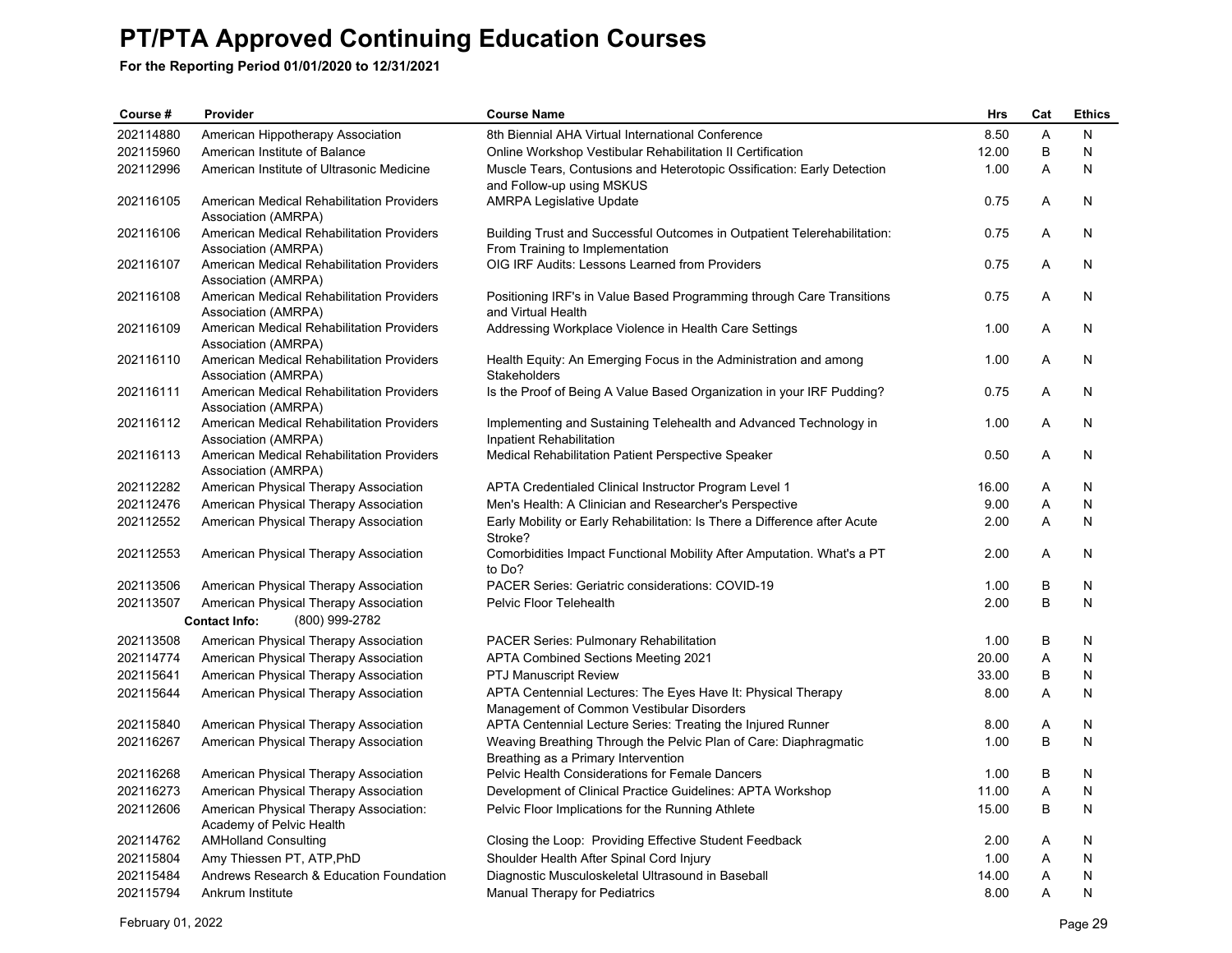# PT/PTA Approved Continuing Education Courses

**For the Reporting Period 01/01/2020 to 12/31/2021**

| Course # | Provider | Course Name | Hrs | Cat | Ethics |
|---|---|---|---|---|---|
| 202114880 | American Hippotherapy Association | 8th Biennial AHA Virtual International Conference | 8.50 | A | N |
| 202115960 | American Institute of Balance | Online Workshop Vestibular Rehabilitation II Certification | 12.00 | B | N |
| 202112996 | American Institute of Ultrasonic Medicine | Muscle Tears, Contusions and Heterotopic Ossification: Early Detection and Follow-up using MSKUS | 1.00 | A | N |
| 202116105 | American Medical Rehabilitation Providers Association (AMRPA) | AMRPA Legislative Update | 0.75 | A | N |
| 202116106 | American Medical Rehabilitation Providers Association (AMRPA) | Building Trust and Successful Outcomes in Outpatient Telerehabilitation: From Training to Implementation | 0.75 | A | N |
| 202116107 | American Medical Rehabilitation Providers Association (AMRPA) | OIG IRF Audits: Lessons Learned from Providers | 0.75 | A | N |
| 202116108 | American Medical Rehabilitation Providers Association (AMRPA) | Positioning IRF's in Value Based Programming through Care Transitions and Virtual Health | 0.75 | A | N |
| 202116109 | American Medical Rehabilitation Providers Association (AMRPA) | Addressing Workplace Violence in Health Care Settings | 1.00 | A | N |
| 202116110 | American Medical Rehabilitation Providers Association (AMRPA) | Health Equity: An Emerging Focus in the Administration and among Stakeholders | 1.00 | A | N |
| 202116111 | American Medical Rehabilitation Providers Association (AMRPA) | Is the Proof of Being A Value Based Organization in your IRF Pudding? | 0.75 | A | N |
| 202116112 | American Medical Rehabilitation Providers Association (AMRPA) | Implementing and Sustaining Telehealth and Advanced Technology in Inpatient Rehabilitation | 1.00 | A | N |
| 202116113 | American Medical Rehabilitation Providers Association (AMRPA) | Medical Rehabilitation Patient Perspective Speaker | 0.50 | A | N |
| 202112282 | American Physical Therapy Association | APTA Credentialed Clinical Instructor Program Level 1 | 16.00 | A | N |
| 202112476 | American Physical Therapy Association | Men's Health: A Clinician and Researcher's Perspective | 9.00 | A | N |
| 202112552 | American Physical Therapy Association | Early Mobility or Early Rehabilitation: Is There a Difference after Acute Stroke? | 2.00 | A | N |
| 202112553 | American Physical Therapy Association | Comorbidities Impact Functional Mobility After Amputation. What's a PT to Do? | 2.00 | A | N |
| 202113506 | American Physical Therapy Association | PACER Series: Geriatric considerations: COVID-19 | 1.00 | B | N |
| 202113507 | American Physical Therapy Association | Pelvic Floor Telehealth | 2.00 | B | N |
| **Contact Info:** | (800) 999-2782 | | | | |
| 202113508 | American Physical Therapy Association | PACER Series: Pulmonary Rehabilitation | 1.00 | B | N |
| 202114774 | American Physical Therapy Association | APTA Combined Sections Meeting 2021 | 20.00 | A | N |
| 202115641 | American Physical Therapy Association | PTJ Manuscript Review | 33.00 | B | N |
| 202115644 | American Physical Therapy Association | APTA Centennial Lectures: The Eyes Have It: Physical Therapy Management of Common Vestibular Disorders | 8.00 | A | N |
| 202115840 | American Physical Therapy Association | APTA Centennial Lecture Series: Treating the Injured Runner | 8.00 | A | N |
| 202116267 | American Physical Therapy Association | Weaving Breathing Through the Pelvic Plan of Care: Diaphragmatic Breathing as a Primary Intervention | 1.00 | B | N |
| 202116268 | American Physical Therapy Association | Pelvic Health Considerations for Female Dancers | 1.00 | B | N |
| 202116273 | American Physical Therapy Association | Development of Clinical Practice Guidelines: APTA Workshop | 11.00 | A | N |
| 202112606 | American Physical Therapy Association: Academy of Pelvic Health | Pelvic Floor Implications for the Running Athlete | 15.00 | B | N |
| 202114762 | AMHolland Consulting | Closing the Loop: Providing Effective Student Feedback | 2.00 | A | N |
| 202115804 | Amy Thiessen PT, ATP,PhD | Shoulder Health After Spinal Cord Injury | 1.00 | A | N |
| 202115484 | Andrews Research & Education Foundation | Diagnostic Musculoskeletal Ultrasound in Baseball | 14.00 | A | N |
| 202115794 | Ankrum Institute | Manual Therapy for Pediatrics | 8.00 | A | N |

February 01, 2022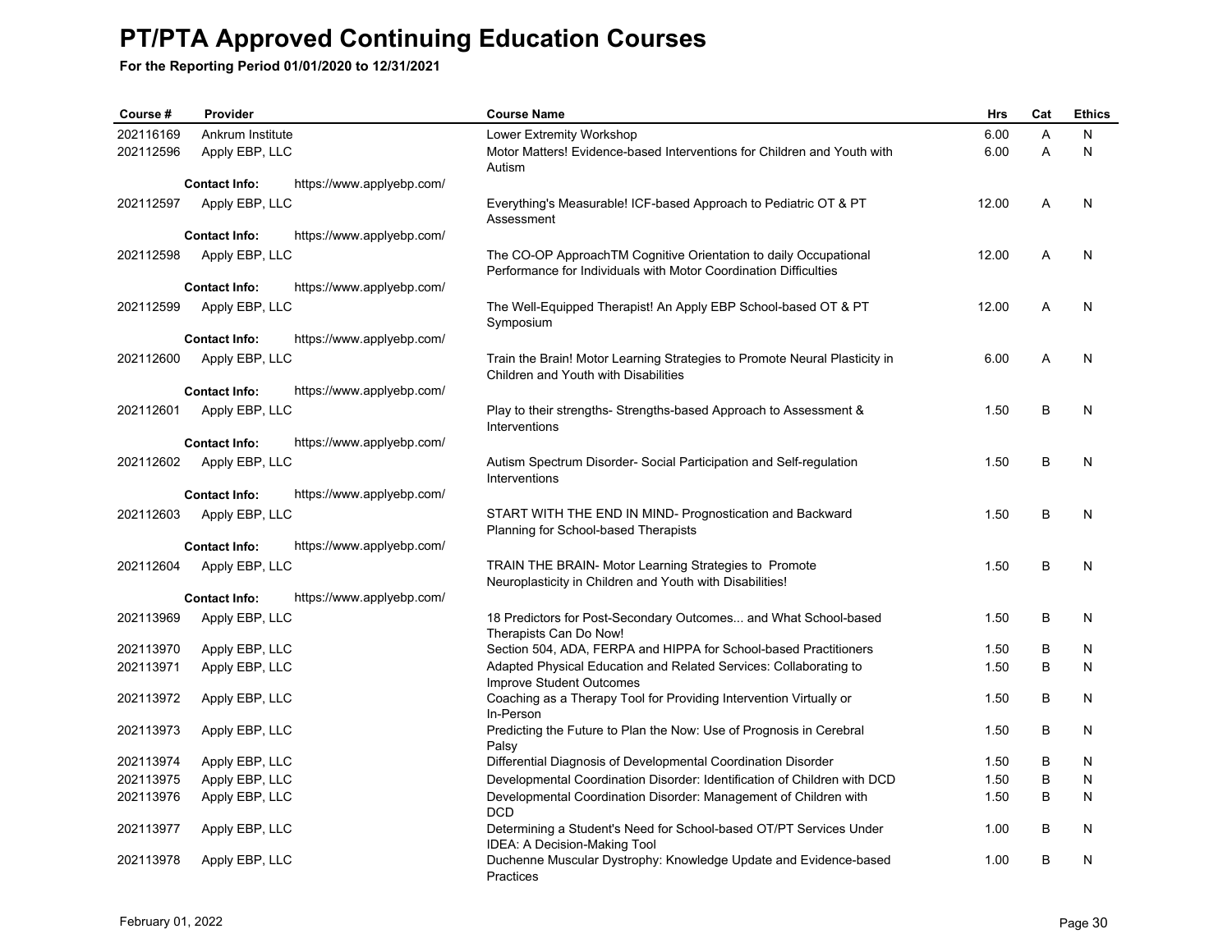# PT/PTA Approved Continuing Education Courses

**For the Reporting Period 01/01/2020 to 12/31/2021**

| Course # | Provider | Course Name | Hrs | Cat | Ethics |
|---|---|---|---|---|---|
| 202116169 | Ankrum Institute | Lower Extremity Workshop | 6.00 | A | N |
| 202112596 | Apply EBP, LLC | Motor Matters! Evidence-based Interventions for Children and Youth with Autism | 6.00 | A | N |
| | **Contact Info:** https://www.applyebp.com/ | | | | |
| 202112597 | Apply EBP, LLC | Everything's Measurable! ICF-based Approach to Pediatric OT & PT Assessment | 12.00 | A | N |
| | **Contact Info:** https://www.applyebp.com/ | | | | |
| 202112598 | Apply EBP, LLC | The CO-OP ApproachTM Cognitive Orientation to daily Occupational Performance for Individuals with Motor Coordination Difficulties | 12.00 | A | N |
| | **Contact Info:** https://www.applyebp.com/ | | | | |
| 202112599 | Apply EBP, LLC | The Well-Equipped Therapist! An Apply EBP School-based OT & PT Symposium | 12.00 | A | N |
| | **Contact Info:** https://www.applyebp.com/ | | | | |
| 202112600 | Apply EBP, LLC | Train the Brain! Motor Learning Strategies to Promote Neural Plasticity in Children and Youth with Disabilities | 6.00 | A | N |
| | **Contact Info:** https://www.applyebp.com/ | | | | |
| 202112601 | Apply EBP, LLC | Play to their strengths- Strengths-based Approach to Assessment & Interventions | 1.50 | B | N |
| | **Contact Info:** https://www.applyebp.com/ | | | | |
| 202112602 | Apply EBP, LLC | Autism Spectrum Disorder- Social Participation and Self-regulation Interventions | 1.50 | B | N |
| | **Contact Info:** https://www.applyebp.com/ | | | | |
| 202112603 | Apply EBP, LLC | START WITH THE END IN MIND- Prognostication and Backward Planning for School-based Therapists | 1.50 | B | N |
| | **Contact Info:** https://www.applyebp.com/ | | | | |
| 202112604 | Apply EBP, LLC | TRAIN THE BRAIN- Motor Learning Strategies to Promote Neuroplasticity in Children and Youth with Disabilities! | 1.50 | B | N |
| | **Contact Info:** https://www.applyebp.com/ | | | | |
| 202113969 | Apply EBP, LLC | 18 Predictors for Post-Secondary Outcomes... and What School-based Therapists Can Do Now! | 1.50 | B | N |
| 202113970 | Apply EBP, LLC | Section 504, ADA, FERPA and HIPPA for School-based Practitioners | 1.50 | B | N |
| 202113971 | Apply EBP, LLC | Adapted Physical Education and Related Services: Collaborating to Improve Student Outcomes | 1.50 | B | N |
| 202113972 | Apply EBP, LLC | Coaching as a Therapy Tool for Providing Intervention Virtually or In-Person | 1.50 | B | N |
| 202113973 | Apply EBP, LLC | Predicting the Future to Plan the Now: Use of Prognosis in Cerebral Palsy | 1.50 | B | N |
| 202113974 | Apply EBP, LLC | Differential Diagnosis of Developmental Coordination Disorder | 1.50 | B | N |
| 202113975 | Apply EBP, LLC | Developmental Coordination Disorder: Identification of Children with DCD | 1.50 | B | N |
| 202113976 | Apply EBP, LLC | Developmental Coordination Disorder: Management of Children with DCD | 1.50 | B | N |
| 202113977 | Apply EBP, LLC | Determining a Student's Need for School-based OT/PT Services Under IDEA: A Decision-Making Tool | 1.00 | B | N |
| 202113978 | Apply EBP, LLC | Duchenne Muscular Dystrophy: Knowledge Update and Evidence-based Practices | 1.00 | B | N |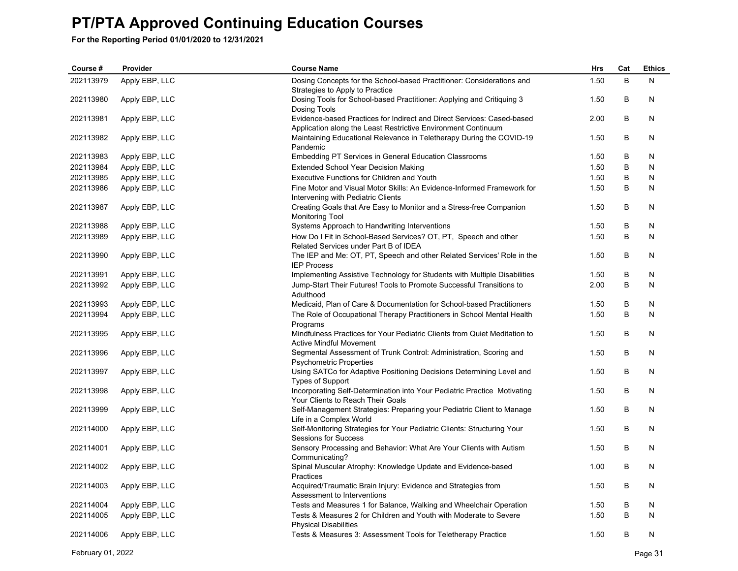# PT/PTA Approved Continuing Education Courses

**For the Reporting Period 01/01/2020 to 12/31/2021**

| Course # | Provider | Course Name | Hrs | Cat | Ethics |
|---|---|---|---|---|---|
| 202113979 | Apply EBP, LLC | Dosing Concepts for the School-based Practitioner: Considerations and Strategies to Apply to Practice | 1.50 | B | N |
| 202113980 | Apply EBP, LLC | Dosing Tools for School-based Practitioner: Applying and Critiquing 3 Dosing Tools | 1.50 | B | N |
| 202113981 | Apply EBP, LLC | Evidence-based Practices for Indirect and Direct Services: Cased-based Application along the Least Restrictive Environment Continuum | 2.00 | B | N |
| 202113982 | Apply EBP, LLC | Maintaining Educational Relevance in Teletherapy During the COVID-19 Pandemic | 1.50 | B | N |
| 202113983 | Apply EBP, LLC | Embedding PT Services in General Education Classrooms | 1.50 | B | N |
| 202113984 | Apply EBP, LLC | Extended School Year Decision Making | 1.50 | B | N |
| 202113985 | Apply EBP, LLC | Executive Functions for Children and Youth | 1.50 | B | N |
| 202113986 | Apply EBP, LLC | Fine Motor and Visual Motor Skills: An Evidence-Informed Framework for Intervening with Pediatric Clients | 1.50 | B | N |
| 202113987 | Apply EBP, LLC | Creating Goals that Are Easy to Monitor and a Stress-free Companion Monitoring Tool | 1.50 | B | N |
| 202113988 | Apply EBP, LLC | Systems Approach to Handwriting Interventions | 1.50 | B | N |
| 202113989 | Apply EBP, LLC | How Do I Fit in School-Based Services? OT, PT, Speech and other Related Services under Part B of IDEA | 1.50 | B | N |
| 202113990 | Apply EBP, LLC | The IEP and Me: OT, PT, Speech and other Related Services' Role in the IEP Process | 1.50 | B | N |
| 202113991 | Apply EBP, LLC | Implementing Assistive Technology for Students with Multiple Disabilities | 1.50 | B | N |
| 202113992 | Apply EBP, LLC | Jump-Start Their Futures! Tools to Promote Successful Transitions to Adulthood | 2.00 | B | N |
| 202113993 | Apply EBP, LLC | Medicaid, Plan of Care & Documentation for School-based Practitioners | 1.50 | B | N |
| 202113994 | Apply EBP, LLC | The Role of Occupational Therapy Practitioners in School Mental Health Programs | 1.50 | B | N |
| 202113995 | Apply EBP, LLC | Mindfulness Practices for Your Pediatric Clients from Quiet Meditation to Active Mindful Movement | 1.50 | B | N |
| 202113996 | Apply EBP, LLC | Segmental Assessment of Trunk Control: Administration, Scoring and Psychometric Properties | 1.50 | B | N |
| 202113997 | Apply EBP, LLC | Using SATCo for Adaptive Positioning Decisions Determining Level and Types of Support | 1.50 | B | N |
| 202113998 | Apply EBP, LLC | Incorporating Self-Determination into Your Pediatric Practice Motivating Your Clients to Reach Their Goals | 1.50 | B | N |
| 202113999 | Apply EBP, LLC | Self-Management Strategies: Preparing your Pediatric Client to Manage Life in a Complex World | 1.50 | B | N |
| 202114000 | Apply EBP, LLC | Self-Monitoring Strategies for Your Pediatric Clients: Structuring Your Sessions for Success | 1.50 | B | N |
| 202114001 | Apply EBP, LLC | Sensory Processing and Behavior: What Are Your Clients with Autism Communicating? | 1.50 | B | N |
| 202114002 | Apply EBP, LLC | Spinal Muscular Atrophy: Knowledge Update and Evidence-based Practices | 1.00 | B | N |
| 202114003 | Apply EBP, LLC | Acquired/Traumatic Brain Injury: Evidence and Strategies from Assessment to Interventions | 1.50 | B | N |
| 202114004 | Apply EBP, LLC | Tests and Measures 1 for Balance, Walking and Wheelchair Operation | 1.50 | B | N |
| 202114005 | Apply EBP, LLC | Tests & Measures 2 for Children and Youth with Moderate to Severe Physical Disabilities | 1.50 | B | N |
| 202114006 | Apply EBP, LLC | Tests & Measures 3: Assessment Tools for Teletherapy Practice | 1.50 | B | N |

February 01, 2022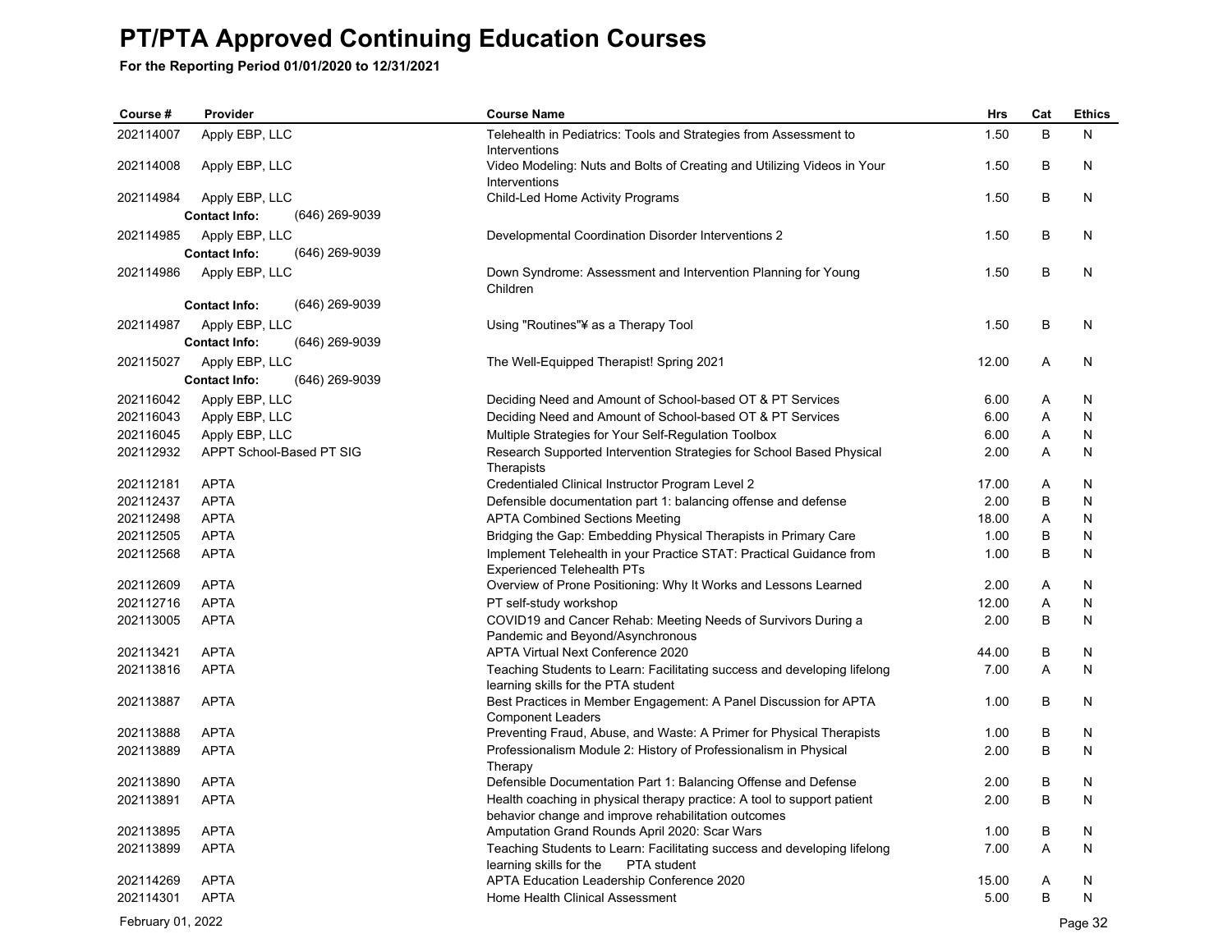# PT/PTA Approved Continuing Education Courses

**For the Reporting Period 01/01/2020 to 12/31/2021**

| Course # | Provider | Course Name | Hrs | Cat | Ethics |
|---|---|---|---|---|---|
| 202114007 | Apply EBP, LLC | Telehealth in Pediatrics: Tools and Strategies from Assessment to Interventions | 1.50 | B | N |
| 202114008 | Apply EBP, LLC | Video Modeling: Nuts and Bolts of Creating and Utilizing Videos in Your Interventions | 1.50 | B | N |
| 202114984 | Apply EBP, LLC<br>**Contact Info:** (646) 269-9039 | Child-Led Home Activity Programs | 1.50 | B | N |
| 202114985 | Apply EBP, LLC<br>**Contact Info:** (646) 269-9039 | Developmental Coordination Disorder Interventions 2 | 1.50 | B | N |
| 202114986 | Apply EBP, LLC<br>**Contact Info:** (646) 269-9039 | Down Syndrome: Assessment and Intervention Planning for Young Children | 1.50 | B | N |
| 202114987 | Apply EBP, LLC<br>**Contact Info:** (646) 269-9039 | Using "Routines"¥ as a Therapy Tool | 1.50 | B | N |
| 202115027 | Apply EBP, LLC<br>**Contact Info:** (646) 269-9039 | The Well-Equipped Therapist! Spring 2021 | 12.00 | A | N |
| 202116042 | Apply EBP, LLC | Deciding Need and Amount of School-based OT & PT Services | 6.00 | A | N |
| 202116043 | Apply EBP, LLC | Deciding Need and Amount of School-based OT & PT Services | 6.00 | A | N |
| 202116045 | Apply EBP, LLC | Multiple Strategies for Your Self-Regulation Toolbox | 6.00 | A | N |
| 202112932 | APPT School-Based PT SIG | Research Supported Intervention Strategies for School Based Physical Therapists | 2.00 | A | N |
| 202112181 | APTA | Credentialed Clinical Instructor Program Level 2 | 17.00 | A | N |
| 202112437 | APTA | Defensible documentation part 1: balancing offense and defense | 2.00 | B | N |
| 202112498 | APTA | APTA Combined Sections Meeting | 18.00 | A | N |
| 202112505 | APTA | Bridging the Gap: Embedding Physical Therapists in Primary Care | 1.00 | B | N |
| 202112568 | APTA | Implement Telehealth in your Practice STAT: Practical Guidance from Experienced Telehealth PTs | 1.00 | B | N |
| 202112609 | APTA | Overview of Prone Positioning: Why It Works and Lessons Learned | 2.00 | A | N |
| 202112716 | APTA | PT self-study workshop | 12.00 | A | N |
| 202113005 | APTA | COVID19 and Cancer Rehab: Meeting Needs of Survivors During a Pandemic and Beyond/Asynchronous | 2.00 | B | N |
| 202113421 | APTA | APTA Virtual Next Conference 2020 | 44.00 | B | N |
| 202113816 | APTA | Teaching Students to Learn: Facilitating success and developing lifelong learning skills for the PTA student | 7.00 | A | N |
| 202113887 | APTA | Best Practices in Member Engagement: A Panel Discussion for APTA Component Leaders | 1.00 | B | N |
| 202113888 | APTA | Preventing Fraud, Abuse, and Waste: A Primer for Physical Therapists | 1.00 | B | N |
| 202113889 | APTA | Professionalism Module 2: History of Professionalism in Physical Therapy | 2.00 | B | N |
| 202113890 | APTA | Defensible Documentation Part 1: Balancing Offense and Defense | 2.00 | B | N |
| 202113891 | APTA | Health coaching in physical therapy practice: A tool to support patient behavior change and improve rehabilitation outcomes | 2.00 | B | N |
| 202113895 | APTA | Amputation Grand Rounds April 2020: Scar Wars | 1.00 | B | N |
| 202113899 | APTA | Teaching Students to Learn: Facilitating success and developing lifelong learning skills for the PTA student | 7.00 | A | N |
| 202114269 | APTA | APTA Education Leadership Conference 2020 | 15.00 | A | N |
| 202114301 | APTA | Home Health Clinical Assessment | 5.00 | B | N |

February 01, 2022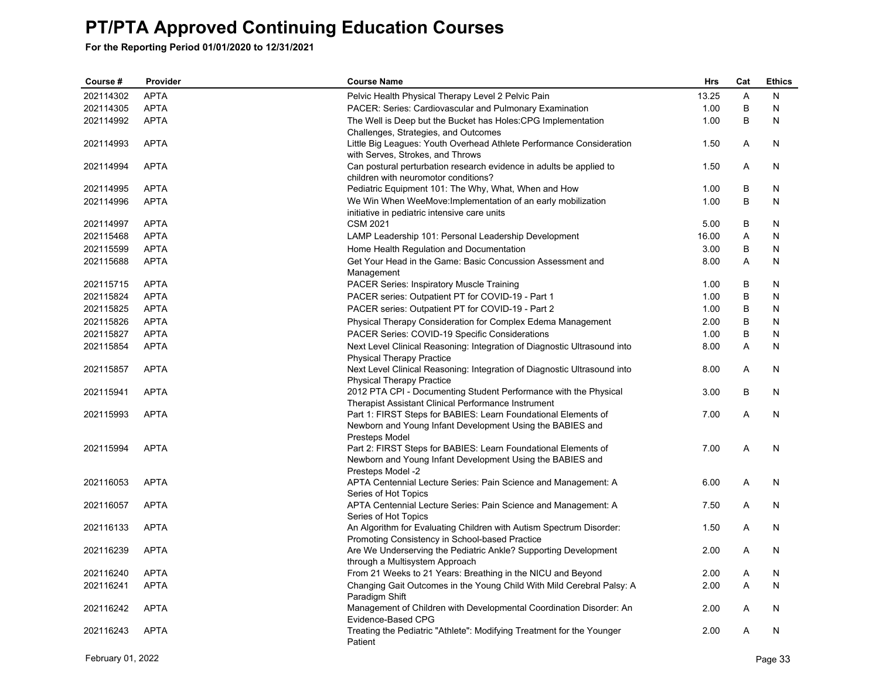# PT/PTA Approved Continuing Education Courses

**For the Reporting Period 01/01/2020 to 12/31/2021**

| Course # | Provider | Course Name | Hrs | Cat | Ethics |
|---|---|---|---|---|---|
| 202114302 | APTA | Pelvic Health Physical Therapy Level 2 Pelvic Pain | 13.25 | A | N |
| 202114305 | APTA | PACER: Series: Cardiovascular and Pulmonary Examination | 1.00 | B | N |
| 202114992 | APTA | The Well is Deep but the Bucket has Holes:CPG Implementation Challenges, Strategies, and Outcomes | 1.00 | B | N |
| 202114993 | APTA | Little Big Leagues: Youth Overhead Athlete Performance Consideration with Serves, Strokes, and Throws | 1.50 | A | N |
| 202114994 | APTA | Can postural perturbation research evidence in adults be applied to children with neuromotor conditions? | 1.50 | A | N |
| 202114995 | APTA | Pediatric Equipment 101: The Why, What, When and How | 1.00 | B | N |
| 202114996 | APTA | We Win When WeeMove:Implementation of an early mobilization initiative in pediatric intensive care units | 1.00 | B | N |
| 202114997 | APTA | CSM 2021 | 5.00 | B | N |
| 202115468 | APTA | LAMP Leadership 101: Personal Leadership Development | 16.00 | A | N |
| 202115599 | APTA | Home Health Regulation and Documentation | 3.00 | B | N |
| 202115688 | APTA | Get Your Head in the Game: Basic Concussion Assessment and Management | 8.00 | A | N |
| 202115715 | APTA | PACER Series: Inspiratory Muscle Training | 1.00 | B | N |
| 202115824 | APTA | PACER series: Outpatient PT for COVID-19 - Part 1 | 1.00 | B | N |
| 202115825 | APTA | PACER series: Outpatient PT for COVID-19 - Part 2 | 1.00 | B | N |
| 202115826 | APTA | Physical Therapy Consideration for Complex Edema Management | 2.00 | B | N |
| 202115827 | APTA | PACER Series: COVID-19 Specific Considerations | 1.00 | B | N |
| 202115854 | APTA | Next Level Clinical Reasoning: Integration of Diagnostic Ultrasound into Physical Therapy Practice | 8.00 | A | N |
| 202115857 | APTA | Next Level Clinical Reasoning: Integration of Diagnostic Ultrasound into Physical Therapy Practice | 8.00 | A | N |
| 202115941 | APTA | 2012 PTA CPI - Documenting Student Performance with the Physical Therapist Assistant Clinical Performance Instrument | 3.00 | B | N |
| 202115993 | APTA | Part 1: FIRST Steps for BABIES: Learn Foundational Elements of Newborn and Young Infant Development Using the BABIES and Presteps Model | 7.00 | A | N |
| 202115994 | APTA | Part 2: FIRST Steps for BABIES: Learn Foundational Elements of Newborn and Young Infant Development Using the BABIES and Presteps Model -2 | 7.00 | A | N |
| 202116053 | APTA | APTA Centennial Lecture Series: Pain Science and Management: A Series of Hot Topics | 6.00 | A | N |
| 202116057 | APTA | APTA Centennial Lecture Series: Pain Science and Management: A Series of Hot Topics | 7.50 | A | N |
| 202116133 | APTA | An Algorithm for Evaluating Children with Autism Spectrum Disorder: Promoting Consistency in School-based Practice | 1.50 | A | N |
| 202116239 | APTA | Are We Underserving the Pediatric Ankle? Supporting Development through a Multisystem Approach | 2.00 | A | N |
| 202116240 | APTA | From 21 Weeks to 21 Years: Breathing in the NICU and Beyond | 2.00 | A | N |
| 202116241 | APTA | Changing Gait Outcomes in the Young Child With Mild Cerebral Palsy: A Paradigm Shift | 2.00 | A | N |
| 202116242 | APTA | Management of Children with Developmental Coordination Disorder: An Evidence-Based CPG | 2.00 | A | N |
| 202116243 | APTA | Treating the Pediatric "Athlete": Modifying Treatment for the Younger Patient | 2.00 | A | N |

February 01, 2022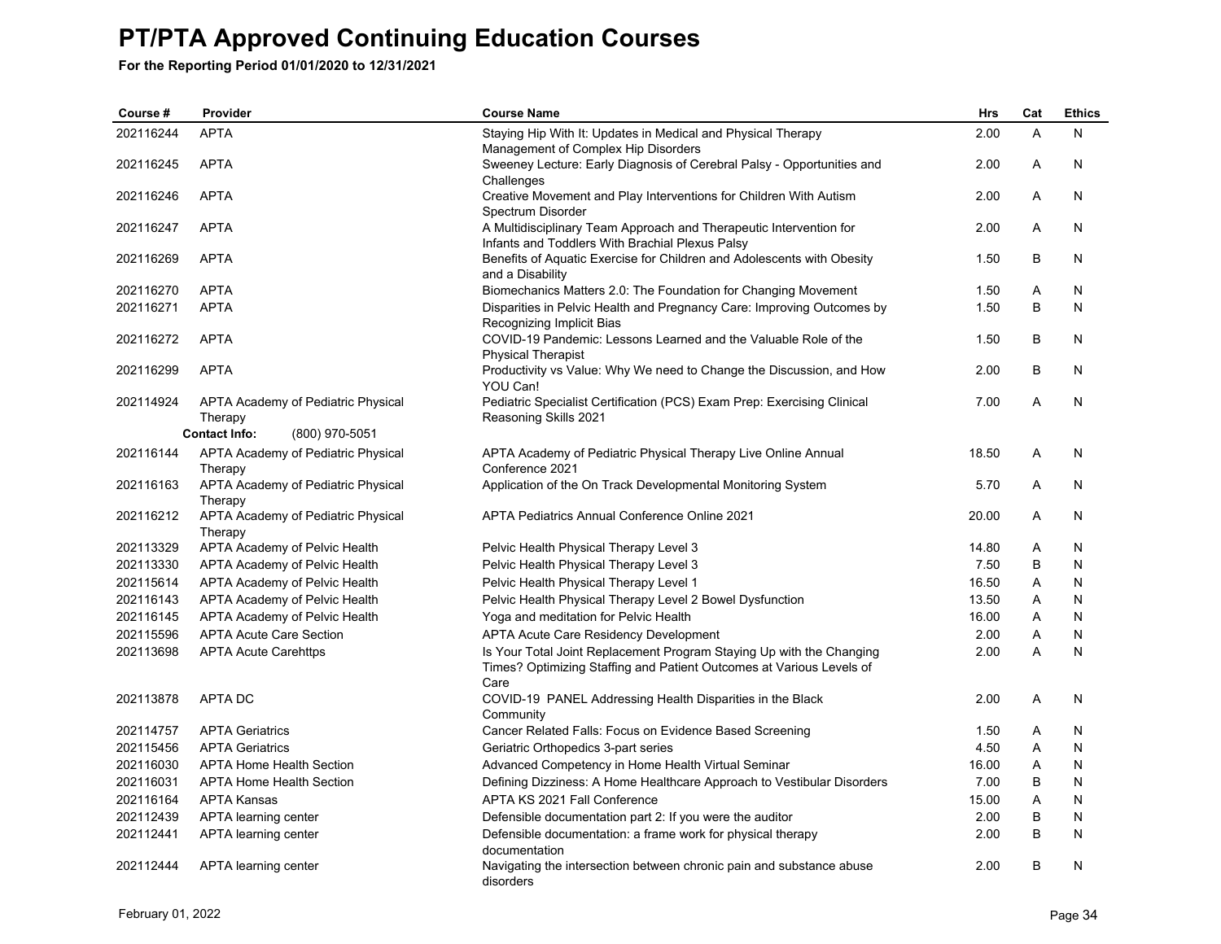# PT/PTA Approved Continuing Education Courses

**For the Reporting Period 01/01/2020 to 12/31/2021**

| Course # | Provider | Course Name | Hrs | Cat | Ethics |
|---|---|---|---|---|---|
| 202116244 | APTA | Staying Hip With It: Updates in Medical and Physical Therapy Management of Complex Hip Disorders | 2.00 | A | N |
| 202116245 | APTA | Sweeney Lecture: Early Diagnosis of Cerebral Palsy - Opportunities and Challenges | 2.00 | A | N |
| 202116246 | APTA | Creative Movement and Play Interventions for Children With Autism Spectrum Disorder | 2.00 | A | N |
| 202116247 | APTA | A Multidisciplinary Team Approach and Therapeutic Intervention for Infants and Toddlers With Brachial Plexus Palsy | 2.00 | A | N |
| 202116269 | APTA | Benefits of Aquatic Exercise for Children and Adolescents with Obesity and a Disability | 1.50 | B | N |
| 202116270 | APTA | Biomechanics Matters 2.0: The Foundation for Changing Movement | 1.50 | A | N |
| 202116271 | APTA | Disparities in Pelvic Health and Pregnancy Care: Improving Outcomes by Recognizing Implicit Bias | 1.50 | B | N |
| 202116272 | APTA | COVID-19 Pandemic: Lessons Learned and the Valuable Role of the Physical Therapist | 1.50 | B | N |
| 202116299 | APTA | Productivity vs Value: Why We need to Change the Discussion, and How YOU Can! | 2.00 | B | N |
| 202114924 | APTA Academy of Pediatric Physical Therapy | Pediatric Specialist Certification (PCS) Exam Prep: Exercising Clinical Reasoning Skills 2021 | 7.00 | A | N |
| | **Contact Info:** (800) 970-5051 | | | | |
| 202116144 | APTA Academy of Pediatric Physical Therapy | APTA Academy of Pediatric Physical Therapy Live Online Annual Conference 2021 | 18.50 | A | N |
| 202116163 | APTA Academy of Pediatric Physical Therapy | Application of the On Track Developmental Monitoring System | 5.70 | A | N |
| 202116212 | APTA Academy of Pediatric Physical Therapy | APTA Pediatrics Annual Conference Online 2021 | 20.00 | A | N |
| 202113329 | APTA Academy of Pelvic Health | Pelvic Health Physical Therapy Level 3 | 14.80 | A | N |
| 202113330 | APTA Academy of Pelvic Health | Pelvic Health Physical Therapy Level 3 | 7.50 | B | N |
| 202115614 | APTA Academy of Pelvic Health | Pelvic Health Physical Therapy Level 1 | 16.50 | A | N |
| 202116143 | APTA Academy of Pelvic Health | Pelvic Health Physical Therapy Level 2 Bowel Dysfunction | 13.50 | A | N |
| 202116145 | APTA Academy of Pelvic Health | Yoga and meditation for Pelvic Health | 16.00 | A | N |
| 202115596 | APTA Acute Care Section | APTA Acute Care Residency Development | 2.00 | A | N |
| 202113698 | APTA Acute Carehttps | Is Your Total Joint Replacement Program Staying Up with the Changing Times? Optimizing Staffing and Patient Outcomes at Various Levels of Care | 2.00 | A | N |
| 202113878 | APTA DC | COVID-19 PANEL Addressing Health Disparities in the Black Community | 2.00 | A | N |
| 202114757 | APTA Geriatrics | Cancer Related Falls: Focus on Evidence Based Screening | 1.50 | A | N |
| 202115456 | APTA Geriatrics | Geriatric Orthopedics 3-part series | 4.50 | A | N |
| 202116030 | APTA Home Health Section | Advanced Competency in Home Health Virtual Seminar | 16.00 | A | N |
| 202116031 | APTA Home Health Section | Defining Dizziness: A Home Healthcare Approach to Vestibular Disorders | 7.00 | B | N |
| 202116164 | APTA Kansas | APTA KS 2021 Fall Conference | 15.00 | A | N |
| 202112439 | APTA learning center | Defensible documentation part 2: If you were the auditor | 2.00 | B | N |
| 202112441 | APTA learning center | Defensible documentation: a frame work for physical therapy documentation | 2.00 | B | N |
| 202112444 | APTA learning center | Navigating the intersection between chronic pain and substance abuse disorders | 2.00 | B | N |

February 01, 2022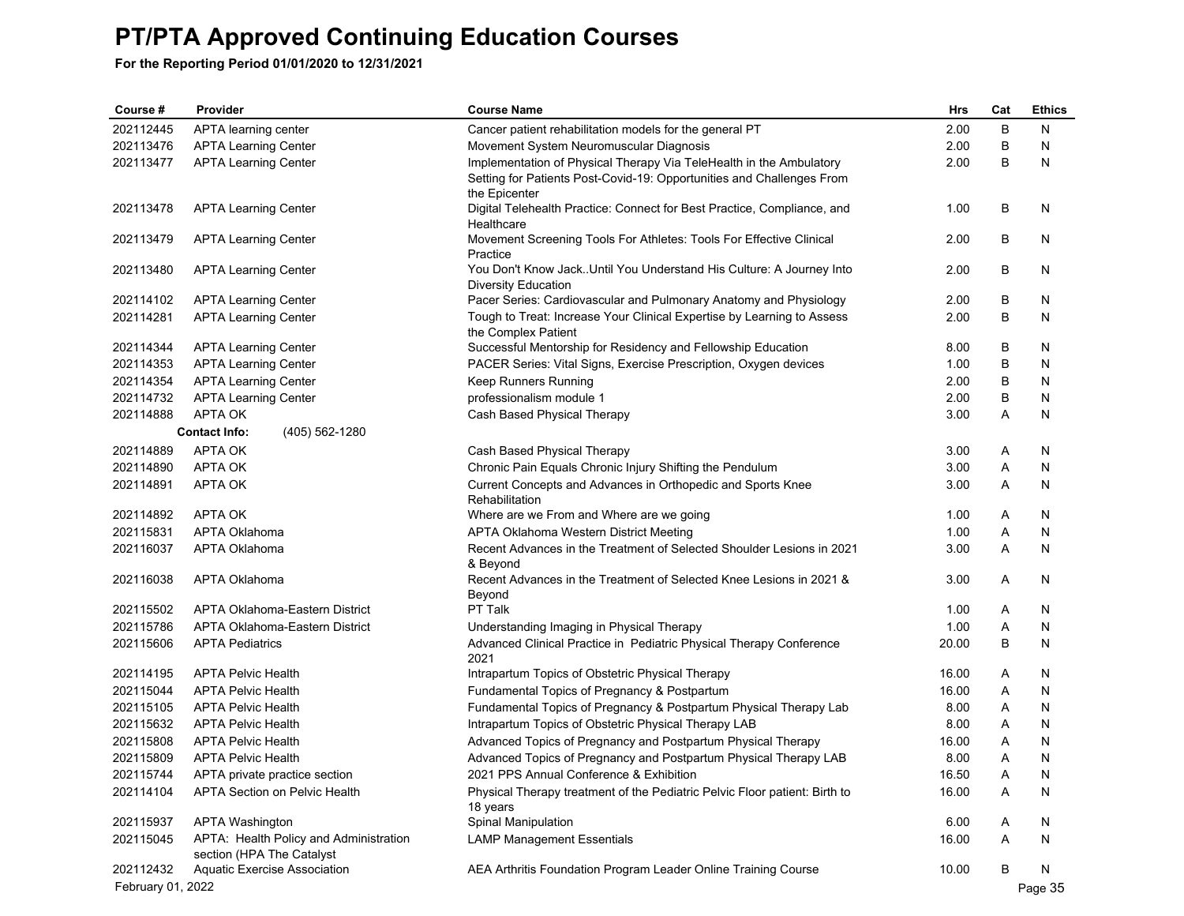# PT/PTA Approved Continuing Education Courses

**For the Reporting Period 01/01/2020 to 12/31/2021**

| Course # | Provider | Course Name | Hrs | Cat | Ethics |
|---|---|---|---|---|---|
| 202112445 | APTA learning center | Cancer patient rehabilitation models for the general PT | 2.00 | B | N |
| 202113476 | APTA Learning Center | Movement System Neuromuscular Diagnosis | 2.00 | B | N |
| 202113477 | APTA Learning Center | Implementation of Physical Therapy Via TeleHealth in the Ambulatory Setting for Patients Post-Covid-19: Opportunities and Challenges From the Epicenter | 2.00 | B | N |
| 202113478 | APTA Learning Center | Digital Telehealth Practice: Connect for Best Practice, Compliance, and Healthcare | 1.00 | B | N |
| 202113479 | APTA Learning Center | Movement Screening Tools For Athletes: Tools For Effective Clinical Practice | 2.00 | B | N |
| 202113480 | APTA Learning Center | You Don't Know Jack..Until You Understand His Culture: A Journey Into Diversity Education | 2.00 | B | N |
| 202114102 | APTA Learning Center | Pacer Series: Cardiovascular and Pulmonary Anatomy and Physiology | 2.00 | B | N |
| 202114281 | APTA Learning Center | Tough to Treat: Increase Your Clinical Expertise by Learning to Assess the Complex Patient | 2.00 | B | N |
| 202114344 | APTA Learning Center | Successful Mentorship for Residency and Fellowship Education | 8.00 | B | N |
| 202114353 | APTA Learning Center | PACER Series: Vital Signs, Exercise Prescription, Oxygen devices | 1.00 | B | N |
| 202114354 | APTA Learning Center | Keep Runners Running | 2.00 | B | N |
| 202114732 | APTA Learning Center | professionalism module 1 | 2.00 | B | N |
| 202114888 | APTA OK | Cash Based Physical Therapy | 3.00 | A | N |
| | **Contact Info:** (405) 562-1280 | | | | |
| 202114889 | APTA OK | Cash Based Physical Therapy | 3.00 | A | N |
| 202114890 | APTA OK | Chronic Pain Equals Chronic Injury Shifting the Pendulum | 3.00 | A | N |
| 202114891 | APTA OK | Current Concepts and Advances in Orthopedic and Sports Knee Rehabilitation | 3.00 | A | N |
| 202114892 | APTA OK | Where are we From and Where are we going | 1.00 | A | N |
| 202115831 | APTA Oklahoma | APTA Oklahoma Western District Meeting | 1.00 | A | N |
| 202116037 | APTA Oklahoma | Recent Advances in the Treatment of Selected Shoulder Lesions in 2021 & Beyond | 3.00 | A | N |
| 202116038 | APTA Oklahoma | Recent Advances in the Treatment of Selected Knee Lesions in 2021 & Beyond | 3.00 | A | N |
| 202115502 | APTA Oklahoma-Eastern District | PT Talk | 1.00 | A | N |
| 202115786 | APTA Oklahoma-Eastern District | Understanding Imaging in Physical Therapy | 1.00 | A | N |
| 202115606 | APTA Pediatrics | Advanced Clinical Practice in Pediatric Physical Therapy Conference 2021 | 20.00 | B | N |
| 202114195 | APTA Pelvic Health | Intrapartum Topics of Obstetric Physical Therapy | 16.00 | A | N |
| 202115044 | APTA Pelvic Health | Fundamental Topics of Pregnancy & Postpartum | 16.00 | A | N |
| 202115105 | APTA Pelvic Health | Fundamental Topics of Pregnancy & Postpartum Physical Therapy Lab | 8.00 | A | N |
| 202115632 | APTA Pelvic Health | Intrapartum Topics of Obstetric Physical Therapy LAB | 8.00 | A | N |
| 202115808 | APTA Pelvic Health | Advanced Topics of Pregnancy and Postpartum Physical Therapy | 16.00 | A | N |
| 202115809 | APTA Pelvic Health | Advanced Topics of Pregnancy and Postpartum Physical Therapy LAB | 8.00 | A | N |
| 202115744 | APTA private practice section | 2021 PPS Annual Conference & Exhibition | 16.50 | A | N |
| 202114104 | APTA Section on Pelvic Health | Physical Therapy treatment of the Pediatric Pelvic Floor patient: Birth to 18 years | 16.00 | A | N |
| 202115937 | APTA Washington | Spinal Manipulation | 6.00 | A | N |
| 202115045 | APTA: Health Policy and Administration section (HPA The Catalyst | LAMP Management Essentials | 16.00 | A | N |
| 202112432 | Aquatic Exercise Association | AEA Arthritis Foundation Program Leader Online Training Course | 10.00 | B | N |

February 01, 2022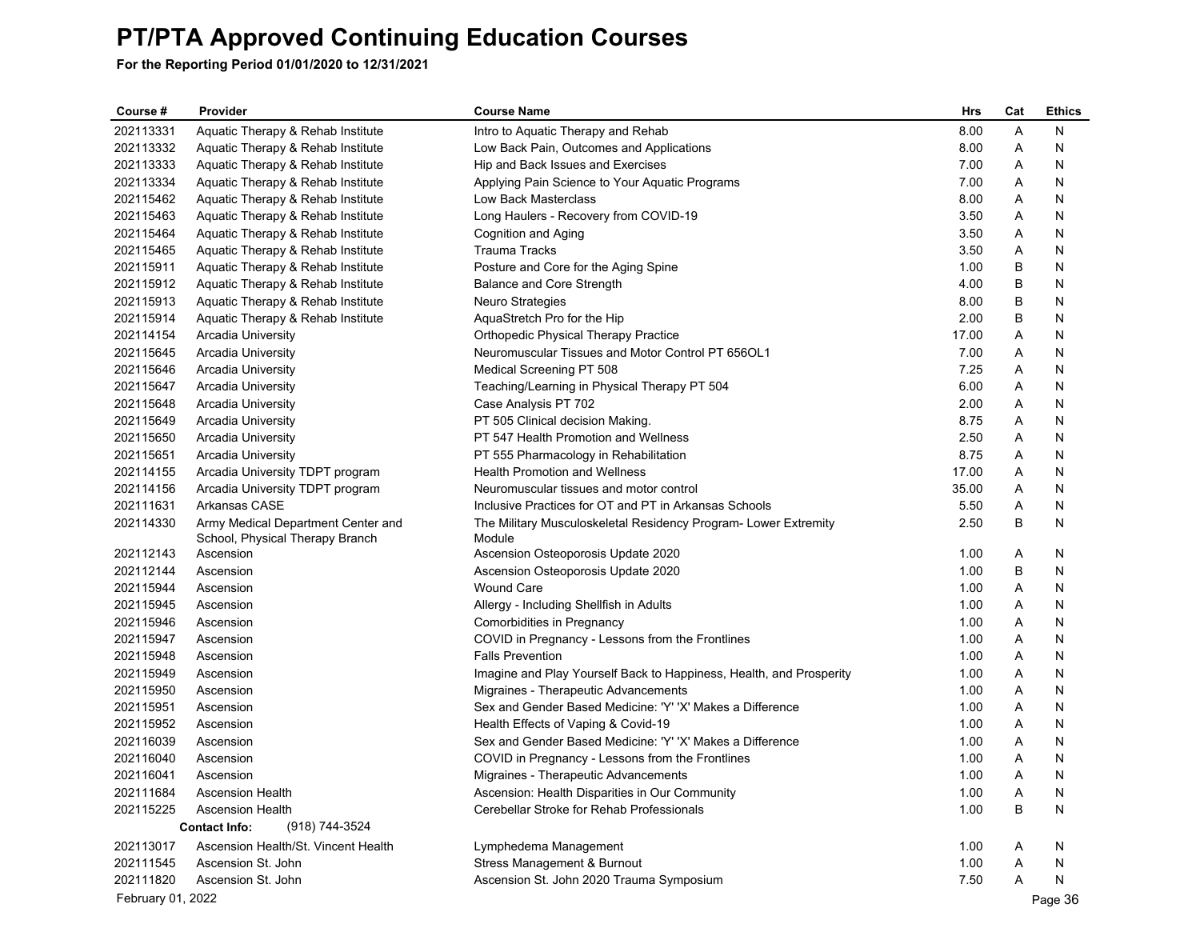# PT/PTA Approved Continuing Education Courses

**For the Reporting Period 01/01/2020 to 12/31/2021**

| Course # | Provider | Course Name | Hrs | Cat | Ethics |
|---|---|---|---|---|---|
| 202113331 | Aquatic Therapy & Rehab Institute | Intro to Aquatic Therapy and Rehab | 8.00 | A | N |
| 202113332 | Aquatic Therapy & Rehab Institute | Low Back Pain, Outcomes and Applications | 8.00 | A | N |
| 202113333 | Aquatic Therapy & Rehab Institute | Hip and Back Issues and Exercises | 7.00 | A | N |
| 202113334 | Aquatic Therapy & Rehab Institute | Applying Pain Science to Your Aquatic Programs | 7.00 | A | N |
| 202115462 | Aquatic Therapy & Rehab Institute | Low Back Masterclass | 8.00 | A | N |
| 202115463 | Aquatic Therapy & Rehab Institute | Long Haulers - Recovery from COVID-19 | 3.50 | A | N |
| 202115464 | Aquatic Therapy & Rehab Institute | Cognition and Aging | 3.50 | A | N |
| 202115465 | Aquatic Therapy & Rehab Institute | Trauma Tracks | 3.50 | A | N |
| 202115911 | Aquatic Therapy & Rehab Institute | Posture and Core for the Aging Spine | 1.00 | B | N |
| 202115912 | Aquatic Therapy & Rehab Institute | Balance and Core Strength | 4.00 | B | N |
| 202115913 | Aquatic Therapy & Rehab Institute | Neuro Strategies | 8.00 | B | N |
| 202115914 | Aquatic Therapy & Rehab Institute | AquaStretch Pro for the Hip | 2.00 | B | N |
| 202114154 | Arcadia University | Orthopedic Physical Therapy Practice | 17.00 | A | N |
| 202115645 | Arcadia University | Neuromuscular Tissues and Motor Control PT 656OL1 | 7.00 | A | N |
| 202115646 | Arcadia University | Medical Screening PT 508 | 7.25 | A | N |
| 202115647 | Arcadia University | Teaching/Learning in Physical Therapy PT 504 | 6.00 | A | N |
| 202115648 | Arcadia University | Case Analysis PT 702 | 2.00 | A | N |
| 202115649 | Arcadia University | PT 505 Clinical decision Making. | 8.75 | A | N |
| 202115650 | Arcadia University | PT 547 Health Promotion and Wellness | 2.50 | A | N |
| 202115651 | Arcadia University | PT 555 Pharmacology in Rehabilitation | 8.75 | A | N |
| 202114155 | Arcadia University TDPT program | Health Promotion and Wellness | 17.00 | A | N |
| 202114156 | Arcadia University TDPT program | Neuromuscular tissues and motor control | 35.00 | A | N |
| 202111631 | Arkansas CASE | Inclusive Practices for OT and PT in Arkansas Schools | 5.50 | A | N |
| 202114330 | Army Medical Department Center and School, Physical Therapy Branch | The Military Musculoskeletal Residency Program- Lower Extremity Module | 2.50 | B | N |
| 202112143 | Ascension | Ascension Osteoporosis Update 2020 | 1.00 | A | N |
| 202112144 | Ascension | Ascension Osteoporosis Update 2020 | 1.00 | B | N |
| 202115944 | Ascension | Wound Care | 1.00 | A | N |
| 202115945 | Ascension | Allergy - Including Shellfish in Adults | 1.00 | A | N |
| 202115946 | Ascension | Comorbidities in Pregnancy | 1.00 | A | N |
| 202115947 | Ascension | COVID in Pregnancy - Lessons from the Frontlines | 1.00 | A | N |
| 202115948 | Ascension | Falls Prevention | 1.00 | A | N |
| 202115949 | Ascension | Imagine and Play Yourself Back to Happiness, Health, and Prosperity | 1.00 | A | N |
| 202115950 | Ascension | Migraines - Therapeutic Advancements | 1.00 | A | N |
| 202115951 | Ascension | Sex and Gender Based Medicine: 'Y' 'X' Makes a Difference | 1.00 | A | N |
| 202115952 | Ascension | Health Effects of Vaping & Covid-19 | 1.00 | A | N |
| 202116039 | Ascension | Sex and Gender Based Medicine: 'Y' 'X' Makes a Difference | 1.00 | A | N |
| 202116040 | Ascension | COVID in Pregnancy - Lessons from the Frontlines | 1.00 | A | N |
| 202116041 | Ascension | Migraines - Therapeutic Advancements | 1.00 | A | N |
| 202111684 | Ascension Health | Ascension: Health Disparities in Our Community | 1.00 | A | N |
| 202115225 | Ascension Health | Cerebellar Stroke for Rehab Professionals | 1.00 | B | N |
| | **Contact Info:** (918) 744-3524 | | | | |
| 202113017 | Ascension Health/St. Vincent Health | Lymphedema Management | 1.00 | A | N |
| 202111545 | Ascension St. John | Stress Management & Burnout | 1.00 | A | N |
| 202111820 | Ascension St. John | Ascension St. John 2020 Trauma Symposium | 7.50 | A | N |

February 01, 2022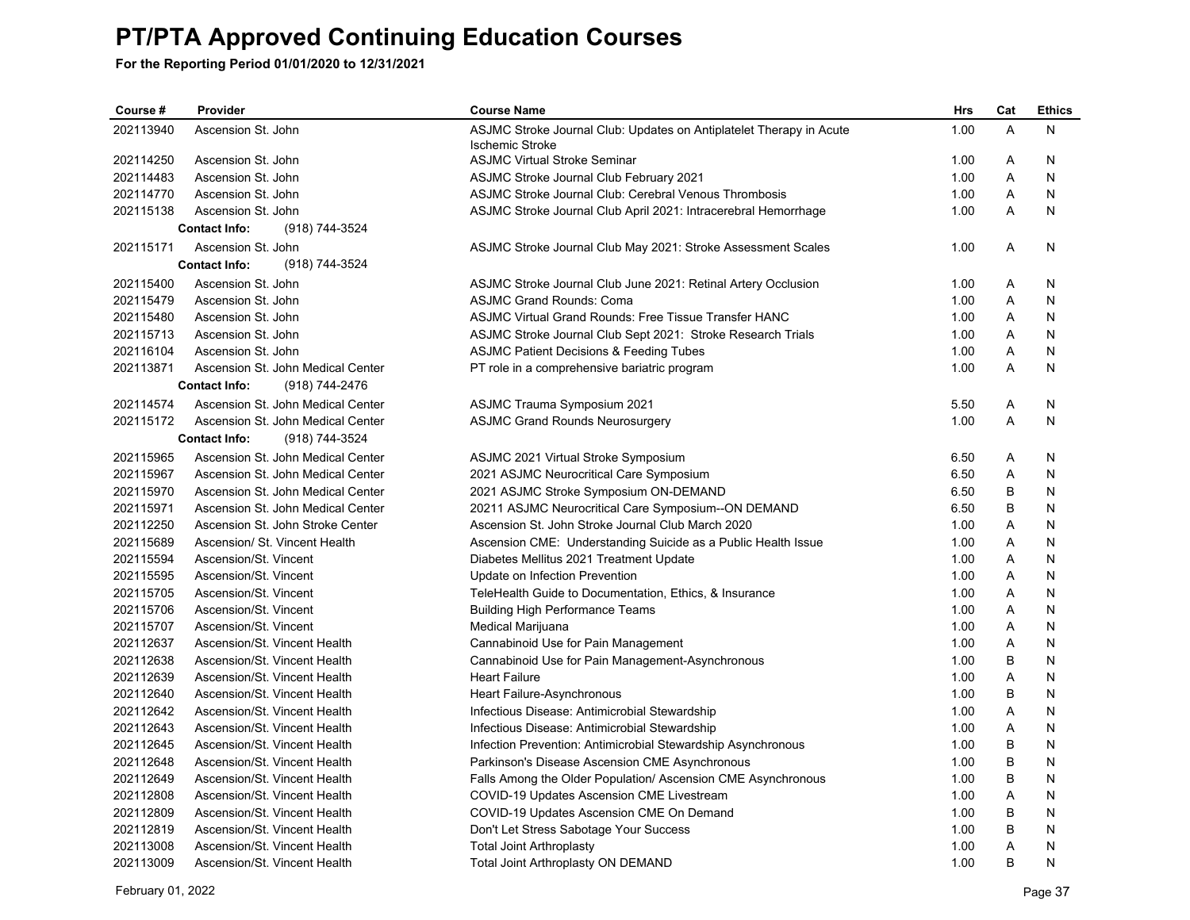# PT/PTA Approved Continuing Education Courses

**For the Reporting Period 01/01/2020 to 12/31/2021**

| Course # | Provider | Course Name | Hrs | Cat | Ethics |
|---|---|---|---|---|---|
| 202113940 | Ascension St. John | ASJMC Stroke Journal Club: Updates on Antiplatelet Therapy in Acute Ischemic Stroke | 1.00 | A | N |
| 202114250 | Ascension St. John | ASJMC Virtual Stroke Seminar | 1.00 | A | N |
| 202114483 | Ascension St. John | ASJMC Stroke Journal Club February 2021 | 1.00 | A | N |
| 202114770 | Ascension St. John | ASJMC Stroke Journal Club: Cerebral Venous Thrombosis | 1.00 | A | N |
| 202115138 | Ascension St. John | ASJMC Stroke Journal Club April 2021: Intracerebral Hemorrhage | 1.00 | A | N |
| | **Contact Info:** (918) 744-3524 | | | | |
| 202115171 | Ascension St. John | ASJMC Stroke Journal Club May 2021: Stroke Assessment Scales | 1.00 | A | N |
| | **Contact Info:** (918) 744-3524 | | | | |
| 202115400 | Ascension St. John | ASJMC Stroke Journal Club June 2021: Retinal Artery Occlusion | 1.00 | A | N |
| 202115479 | Ascension St. John | ASJMC Grand Rounds: Coma | 1.00 | A | N |
| 202115480 | Ascension St. John | ASJMC Virtual Grand Rounds: Free Tissue Transfer HANC | 1.00 | A | N |
| 202115713 | Ascension St. John | ASJMC Stroke Journal Club Sept 2021: Stroke Research Trials | 1.00 | A | N |
| 202116104 | Ascension St. John | ASJMC Patient Decisions & Feeding Tubes | 1.00 | A | N |
| 202113871 | Ascension St. John Medical Center | PT role in a comprehensive bariatric program | 1.00 | A | N |
| | **Contact Info:** (918) 744-2476 | | | | |
| 202114574 | Ascension St. John Medical Center | ASJMC Trauma Symposium 2021 | 5.50 | A | N |
| 202115172 | Ascension St. John Medical Center | ASJMC Grand Rounds Neurosurgery | 1.00 | A | N |
| | **Contact Info:** (918) 744-3524 | | | | |
| 202115965 | Ascension St. John Medical Center | ASJMC 2021 Virtual Stroke Symposium | 6.50 | A | N |
| 202115967 | Ascension St. John Medical Center | 2021 ASJMC Neurocritical Care Symposium | 6.50 | A | N |
| 202115970 | Ascension St. John Medical Center | 2021 ASJMC Stroke Symposium ON-DEMAND | 6.50 | B | N |
| 202115971 | Ascension St. John Medical Center | 20211 ASJMC Neurocritical Care Symposium--ON DEMAND | 6.50 | B | N |
| 202112250 | Ascension St. John Stroke Center | Ascension St. John Stroke Journal Club March 2020 | 1.00 | A | N |
| 202115689 | Ascension/ St. Vincent Health | Ascension CME: Understanding Suicide as a Public Health Issue | 1.00 | A | N |
| 202115594 | Ascension/St. Vincent | Diabetes Mellitus 2021 Treatment Update | 1.00 | A | N |
| 202115595 | Ascension/St. Vincent | Update on Infection Prevention | 1.00 | A | N |
| 202115705 | Ascension/St. Vincent | TeleHealth Guide to Documentation, Ethics, & Insurance | 1.00 | A | N |
| 202115706 | Ascension/St. Vincent | Building High Performance Teams | 1.00 | A | N |
| 202115707 | Ascension/St. Vincent | Medical Marijuana | 1.00 | A | N |
| 202112637 | Ascension/St. Vincent Health | Cannabinoid Use for Pain Management | 1.00 | A | N |
| 202112638 | Ascension/St. Vincent Health | Cannabinoid Use for Pain Management-Asynchronous | 1.00 | B | N |
| 202112639 | Ascension/St. Vincent Health | Heart Failure | 1.00 | A | N |
| 202112640 | Ascension/St. Vincent Health | Heart Failure-Asynchronous | 1.00 | B | N |
| 202112642 | Ascension/St. Vincent Health | Infectious Disease: Antimicrobial Stewardship | 1.00 | A | N |
| 202112643 | Ascension/St. Vincent Health | Infectious Disease: Antimicrobial Stewardship | 1.00 | A | N |
| 202112645 | Ascension/St. Vincent Health | Infection Prevention: Antimicrobial Stewardship Asynchronous | 1.00 | B | N |
| 202112648 | Ascension/St. Vincent Health | Parkinson's Disease Ascension CME Asynchronous | 1.00 | B | N |
| 202112649 | Ascension/St. Vincent Health | Falls Among the Older Population/ Ascension CME Asynchronous | 1.00 | B | N |
| 202112808 | Ascension/St. Vincent Health | COVID-19 Updates Ascension CME Livestream | 1.00 | A | N |
| 202112809 | Ascension/St. Vincent Health | COVID-19 Updates Ascension CME On Demand | 1.00 | B | N |
| 202112819 | Ascension/St. Vincent Health | Don't Let Stress Sabotage Your Success | 1.00 | B | N |
| 202113008 | Ascension/St. Vincent Health | Total Joint Arthroplasty | 1.00 | A | N |
| 202113009 | Ascension/St. Vincent Health | Total Joint Arthroplasty ON DEMAND | 1.00 | B | N |

February 01, 2022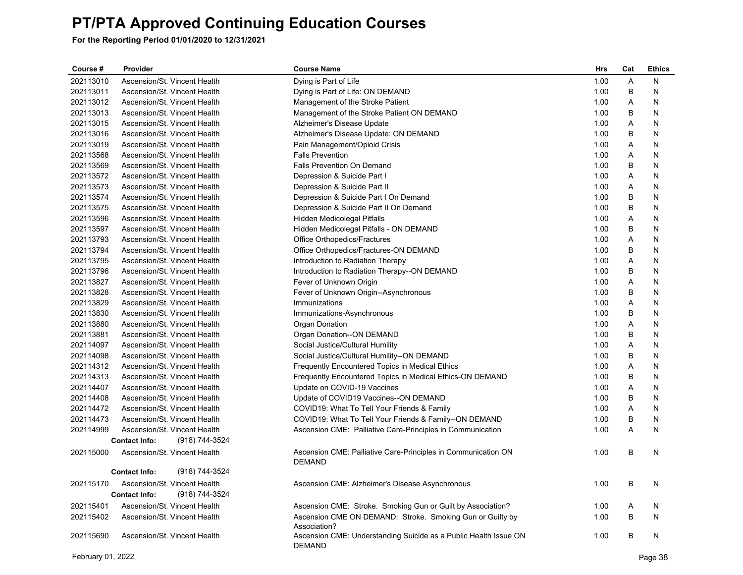# PT/PTA Approved Continuing Education Courses

**For the Reporting Period 01/01/2020 to 12/31/2021**

| Course # | Provider | Course Name | Hrs | Cat | Ethics |
|---|---|---|---|---|---|
| 202113010 | Ascension/St. Vincent Health | Dying is Part of Life | 1.00 | A | N |
| 202113011 | Ascension/St. Vincent Health | Dying is Part of Life: ON DEMAND | 1.00 | B | N |
| 202113012 | Ascension/St. Vincent Health | Management of the Stroke Patient | 1.00 | A | N |
| 202113013 | Ascension/St. Vincent Health | Management of the Stroke Patient ON DEMAND | 1.00 | B | N |
| 202113015 | Ascension/St. Vincent Health | Alzheimer's Disease Update | 1.00 | A | N |
| 202113016 | Ascension/St. Vincent Health | Alzheimer's Disease Update: ON DEMAND | 1.00 | B | N |
| 202113019 | Ascension/St. Vincent Health | Pain Management/Opioid Crisis | 1.00 | A | N |
| 202113568 | Ascension/St. Vincent Health | Falls Prevention | 1.00 | A | N |
| 202113569 | Ascension/St. Vincent Health | Falls Prevention On Demand | 1.00 | B | N |
| 202113572 | Ascension/St. Vincent Health | Depression & Suicide Part I | 1.00 | A | N |
| 202113573 | Ascension/St. Vincent Health | Depression & Suicide Part II | 1.00 | A | N |
| 202113574 | Ascension/St. Vincent Health | Depression & Suicide Part I On Demand | 1.00 | B | N |
| 202113575 | Ascension/St. Vincent Health | Depression & Suicide Part II On Demand | 1.00 | B | N |
| 202113596 | Ascension/St. Vincent Health | Hidden Medicolegal Pitfalls | 1.00 | A | N |
| 202113597 | Ascension/St. Vincent Health | Hidden Medicolegal Pitfalls - ON DEMAND | 1.00 | B | N |
| 202113793 | Ascension/St. Vincent Health | Office Orthopedics/Fractures | 1.00 | A | N |
| 202113794 | Ascension/St. Vincent Health | Office Orthopedics/Fractures-ON DEMAND | 1.00 | B | N |
| 202113795 | Ascension/St. Vincent Health | Introduction to Radiation Therapy | 1.00 | A | N |
| 202113796 | Ascension/St. Vincent Health | Introduction to Radiation Therapy--ON DEMAND | 1.00 | B | N |
| 202113827 | Ascension/St. Vincent Health | Fever of Unknown Origin | 1.00 | A | N |
| 202113828 | Ascension/St. Vincent Health | Fever of Unknown Origin--Asynchronous | 1.00 | B | N |
| 202113829 | Ascension/St. Vincent Health | Immunizations | 1.00 | A | N |
| 202113830 | Ascension/St. Vincent Health | Immunizations-Asynchronous | 1.00 | B | N |
| 202113880 | Ascension/St. Vincent Health | Organ Donation | 1.00 | A | N |
| 202113881 | Ascension/St. Vincent Health | Organ Donation--ON DEMAND | 1.00 | B | N |
| 202114097 | Ascension/St. Vincent Health | Social Justice/Cultural Humility | 1.00 | A | N |
| 202114098 | Ascension/St. Vincent Health | Social Justice/Cultural Humility--ON DEMAND | 1.00 | B | N |
| 202114312 | Ascension/St. Vincent Health | Frequently Encountered Topics in Medical Ethics | 1.00 | A | N |
| 202114313 | Ascension/St. Vincent Health | Frequently Encountered Topics in Medical Ethics-ON DEMAND | 1.00 | B | N |
| 202114407 | Ascension/St. Vincent Health | Update on COVID-19 Vaccines | 1.00 | A | N |
| 202114408 | Ascension/St. Vincent Health | Update of COVID19 Vaccines--ON DEMAND | 1.00 | B | N |
| 202114472 | Ascension/St. Vincent Health | COVID19: What To Tell Your Friends & Family | 1.00 | A | N |
| 202114473 | Ascension/St. Vincent Health | COVID19: What To Tell Your Friends & Family--ON DEMAND | 1.00 | B | N |
| 202114999 | Ascension/St. Vincent Health | Ascension CME: Palliative Care-Principles in Communication | 1.00 | A | N |
| | **Contact Info:** (918) 744-3524 | | | | |
| 202115000 | Ascension/St. Vincent Health | Ascension CME: Palliative Care-Principles in Communication ON DEMAND | 1.00 | B | N |
| | **Contact Info:** (918) 744-3524 | | | | |
| 202115170 | Ascension/St. Vincent Health | Ascension CME: Alzheimer's Disease Asynchronous | 1.00 | B | N |
| | **Contact Info:** (918) 744-3524 | | | | |
| 202115401 | Ascension/St. Vincent Health | Ascension CME: Stroke. Smoking Gun or Guilt by Association? | 1.00 | A | N |
| 202115402 | Ascension/St. Vincent Health | Ascension CME ON DEMAND: Stroke. Smoking Gun or Guilty by Association? | 1.00 | B | N |
| 202115690 | Ascension/St. Vincent Health | Ascension CME: Understanding Suicide as a Public Health Issue ON DEMAND | 1.00 | B | N |

February 01, 2022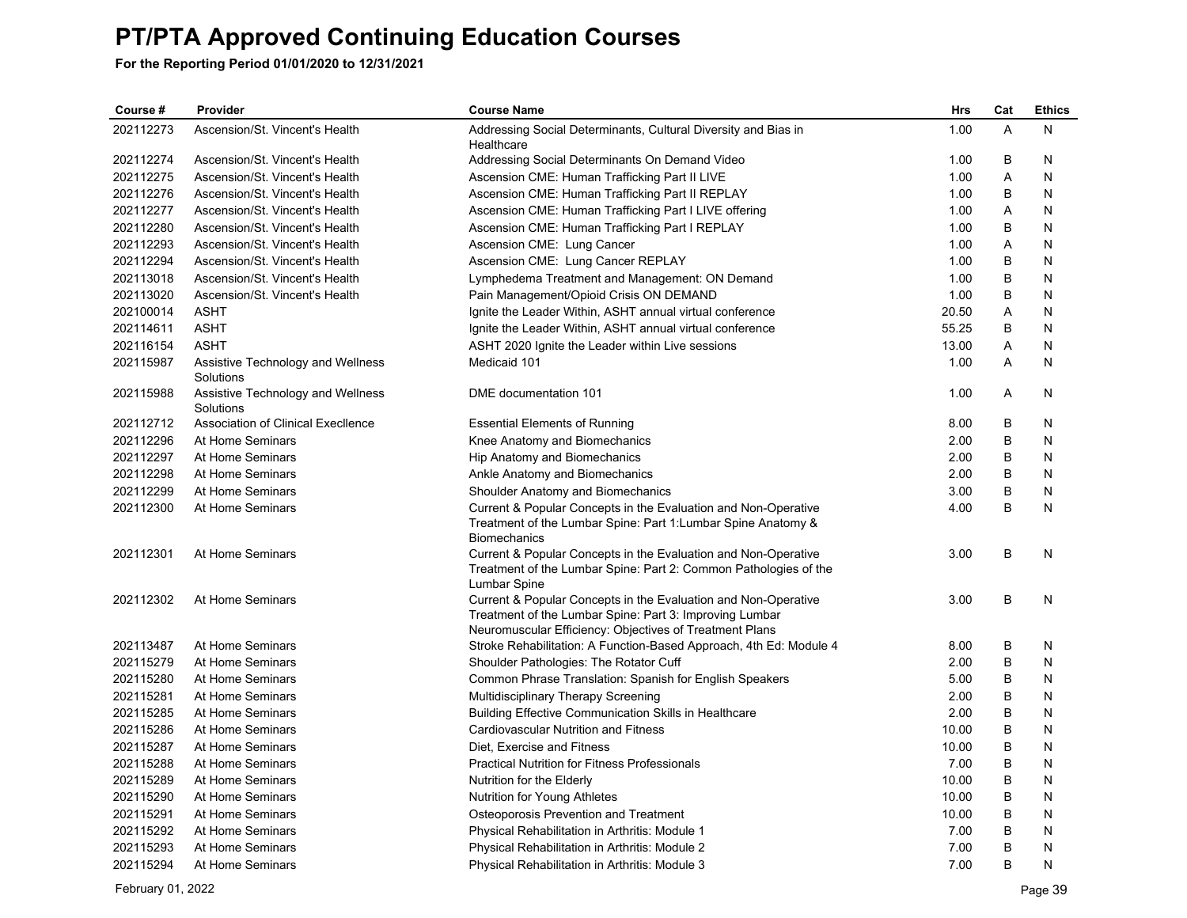# PT/PTA Approved Continuing Education Courses

**For the Reporting Period 01/01/2020 to 12/31/2021**

| Course # | Provider | Course Name | Hrs | Cat | Ethics |
|---|---|---|---|---|---|
| 202112273 | Ascension/St. Vincent's Health | Addressing Social Determinants, Cultural Diversity and Bias in Healthcare | 1.00 | A | N |
| 202112274 | Ascension/St. Vincent's Health | Addressing Social Determinants On Demand Video | 1.00 | B | N |
| 202112275 | Ascension/St. Vincent's Health | Ascension CME: Human Trafficking Part II LIVE | 1.00 | A | N |
| 202112276 | Ascension/St. Vincent's Health | Ascension CME: Human Trafficking Part II REPLAY | 1.00 | B | N |
| 202112277 | Ascension/St. Vincent's Health | Ascension CME: Human Trafficking Part I LIVE offering | 1.00 | A | N |
| 202112280 | Ascension/St. Vincent's Health | Ascension CME: Human Trafficking Part I REPLAY | 1.00 | B | N |
| 202112293 | Ascension/St. Vincent's Health | Ascension CME: Lung Cancer | 1.00 | A | N |
| 202112294 | Ascension/St. Vincent's Health | Ascension CME: Lung Cancer REPLAY | 1.00 | B | N |
| 202113018 | Ascension/St. Vincent's Health | Lymphedema Treatment and Management: ON Demand | 1.00 | B | N |
| 202113020 | Ascension/St. Vincent's Health | Pain Management/Opioid Crisis ON DEMAND | 1.00 | B | N |
| 202100014 | ASHT | Ignite the Leader Within, ASHT annual virtual conference | 20.50 | A | N |
| 202114611 | ASHT | Ignite the Leader Within, ASHT annual virtual conference | 55.25 | B | N |
| 202116154 | ASHT | ASHT 2020 Ignite the Leader within Live sessions | 13.00 | A | N |
| 202115987 | Assistive Technology and Wellness Solutions | Medicaid 101 | 1.00 | A | N |
| 202115988 | Assistive Technology and Wellness Solutions | DME documentation 101 | 1.00 | A | N |
| 202112712 | Association of Clinical Execllence | Essential Elements of Running | 8.00 | B | N |
| 202112296 | At Home Seminars | Knee Anatomy and Biomechanics | 2.00 | B | N |
| 202112297 | At Home Seminars | Hip Anatomy and Biomechanics | 2.00 | B | N |
| 202112298 | At Home Seminars | Ankle Anatomy and Biomechanics | 2.00 | B | N |
| 202112299 | At Home Seminars | Shoulder Anatomy and Biomechanics | 3.00 | B | N |
| 202112300 | At Home Seminars | Current & Popular Concepts in the Evaluation and Non-Operative Treatment of the Lumbar Spine: Part 1:Lumbar Spine Anatomy & Biomechanics | 4.00 | B | N |
| 202112301 | At Home Seminars | Current & Popular Concepts in the Evaluation and Non-Operative Treatment of the Lumbar Spine: Part 2: Common Pathologies of the Lumbar Spine | 3.00 | B | N |
| 202112302 | At Home Seminars | Current & Popular Concepts in the Evaluation and Non-Operative Treatment of the Lumbar Spine: Part 3: Improving Lumbar Neuromuscular Efficiency: Objectives of Treatment Plans | 3.00 | B | N |
| 202113487 | At Home Seminars | Stroke Rehabilitation: A Function-Based Approach, 4th Ed: Module 4 | 8.00 | B | N |
| 202115279 | At Home Seminars | Shoulder Pathologies: The Rotator Cuff | 2.00 | B | N |
| 202115280 | At Home Seminars | Common Phrase Translation: Spanish for English Speakers | 5.00 | B | N |
| 202115281 | At Home Seminars | Multidisciplinary Therapy Screening | 2.00 | B | N |
| 202115285 | At Home Seminars | Building Effective Communication Skills in Healthcare | 2.00 | B | N |
| 202115286 | At Home Seminars | Cardiovascular Nutrition and Fitness | 10.00 | B | N |
| 202115287 | At Home Seminars | Diet, Exercise and Fitness | 10.00 | B | N |
| 202115288 | At Home Seminars | Practical Nutrition for Fitness Professionals | 7.00 | B | N |
| 202115289 | At Home Seminars | Nutrition for the Elderly | 10.00 | B | N |
| 202115290 | At Home Seminars | Nutrition for Young Athletes | 10.00 | B | N |
| 202115291 | At Home Seminars | Osteoporosis Prevention and Treatment | 10.00 | B | N |
| 202115292 | At Home Seminars | Physical Rehabilitation in Arthritis: Module 1 | 7.00 | B | N |
| 202115293 | At Home Seminars | Physical Rehabilitation in Arthritis: Module 2 | 7.00 | B | N |
| 202115294 | At Home Seminars | Physical Rehabilitation in Arthritis: Module 3 | 7.00 | B | N |

February 01, 2022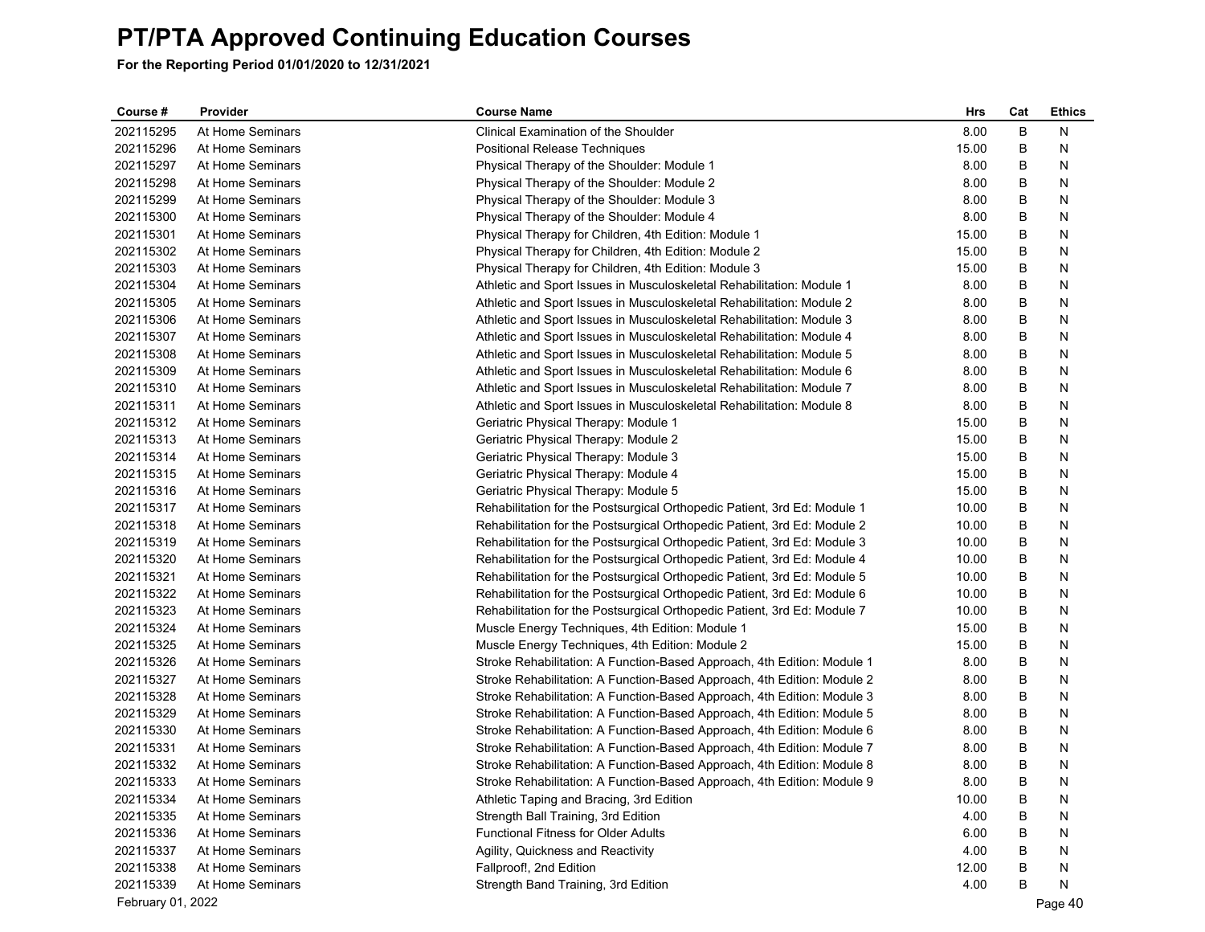# PT/PTA Approved Continuing Education Courses

**For the Reporting Period 01/01/2020 to 12/31/2021**

| Course # | Provider | Course Name | Hrs | Cat | Ethics |
|---|---|---|---|---|---|
| 202115295 | At Home Seminars | Clinical Examination of the Shoulder | 8.00 | B | N |
| 202115296 | At Home Seminars | Positional Release Techniques | 15.00 | B | N |
| 202115297 | At Home Seminars | Physical Therapy of the Shoulder: Module 1 | 8.00 | B | N |
| 202115298 | At Home Seminars | Physical Therapy of the Shoulder: Module 2 | 8.00 | B | N |
| 202115299 | At Home Seminars | Physical Therapy of the Shoulder: Module 3 | 8.00 | B | N |
| 202115300 | At Home Seminars | Physical Therapy of the Shoulder: Module 4 | 8.00 | B | N |
| 202115301 | At Home Seminars | Physical Therapy for Children, 4th Edition: Module 1 | 15.00 | B | N |
| 202115302 | At Home Seminars | Physical Therapy for Children, 4th Edition: Module 2 | 15.00 | B | N |
| 202115303 | At Home Seminars | Physical Therapy for Children, 4th Edition: Module 3 | 15.00 | B | N |
| 202115304 | At Home Seminars | Athletic and Sport Issues in Musculoskeletal Rehabilitation: Module 1 | 8.00 | B | N |
| 202115305 | At Home Seminars | Athletic and Sport Issues in Musculoskeletal Rehabilitation: Module 2 | 8.00 | B | N |
| 202115306 | At Home Seminars | Athletic and Sport Issues in Musculoskeletal Rehabilitation: Module 3 | 8.00 | B | N |
| 202115307 | At Home Seminars | Athletic and Sport Issues in Musculoskeletal Rehabilitation: Module 4 | 8.00 | B | N |
| 202115308 | At Home Seminars | Athletic and Sport Issues in Musculoskeletal Rehabilitation: Module 5 | 8.00 | B | N |
| 202115309 | At Home Seminars | Athletic and Sport Issues in Musculoskeletal Rehabilitation: Module 6 | 8.00 | B | N |
| 202115310 | At Home Seminars | Athletic and Sport Issues in Musculoskeletal Rehabilitation: Module 7 | 8.00 | B | N |
| 202115311 | At Home Seminars | Athletic and Sport Issues in Musculoskeletal Rehabilitation: Module 8 | 8.00 | B | N |
| 202115312 | At Home Seminars | Geriatric Physical Therapy: Module 1 | 15.00 | B | N |
| 202115313 | At Home Seminars | Geriatric Physical Therapy: Module 2 | 15.00 | B | N |
| 202115314 | At Home Seminars | Geriatric Physical Therapy: Module 3 | 15.00 | B | N |
| 202115315 | At Home Seminars | Geriatric Physical Therapy: Module 4 | 15.00 | B | N |
| 202115316 | At Home Seminars | Geriatric Physical Therapy: Module 5 | 15.00 | B | N |
| 202115317 | At Home Seminars | Rehabilitation for the Postsurgical Orthopedic Patient, 3rd Ed: Module 1 | 10.00 | B | N |
| 202115318 | At Home Seminars | Rehabilitation for the Postsurgical Orthopedic Patient, 3rd Ed: Module 2 | 10.00 | B | N |
| 202115319 | At Home Seminars | Rehabilitation for the Postsurgical Orthopedic Patient, 3rd Ed: Module 3 | 10.00 | B | N |
| 202115320 | At Home Seminars | Rehabilitation for the Postsurgical Orthopedic Patient, 3rd Ed: Module 4 | 10.00 | B | N |
| 202115321 | At Home Seminars | Rehabilitation for the Postsurgical Orthopedic Patient, 3rd Ed: Module 5 | 10.00 | B | N |
| 202115322 | At Home Seminars | Rehabilitation for the Postsurgical Orthopedic Patient, 3rd Ed: Module 6 | 10.00 | B | N |
| 202115323 | At Home Seminars | Rehabilitation for the Postsurgical Orthopedic Patient, 3rd Ed: Module 7 | 10.00 | B | N |
| 202115324 | At Home Seminars | Muscle Energy Techniques, 4th Edition: Module 1 | 15.00 | B | N |
| 202115325 | At Home Seminars | Muscle Energy Techniques, 4th Edition: Module 2 | 15.00 | B | N |
| 202115326 | At Home Seminars | Stroke Rehabilitation: A Function-Based Approach, 4th Edition: Module 1 | 8.00 | B | N |
| 202115327 | At Home Seminars | Stroke Rehabilitation: A Function-Based Approach, 4th Edition: Module 2 | 8.00 | B | N |
| 202115328 | At Home Seminars | Stroke Rehabilitation: A Function-Based Approach, 4th Edition: Module 3 | 8.00 | B | N |
| 202115329 | At Home Seminars | Stroke Rehabilitation: A Function-Based Approach, 4th Edition: Module 5 | 8.00 | B | N |
| 202115330 | At Home Seminars | Stroke Rehabilitation: A Function-Based Approach, 4th Edition: Module 6 | 8.00 | B | N |
| 202115331 | At Home Seminars | Stroke Rehabilitation: A Function-Based Approach, 4th Edition: Module 7 | 8.00 | B | N |
| 202115332 | At Home Seminars | Stroke Rehabilitation: A Function-Based Approach, 4th Edition: Module 8 | 8.00 | B | N |
| 202115333 | At Home Seminars | Stroke Rehabilitation: A Function-Based Approach, 4th Edition: Module 9 | 8.00 | B | N |
| 202115334 | At Home Seminars | Athletic Taping and Bracing, 3rd Edition | 10.00 | B | N |
| 202115335 | At Home Seminars | Strength Ball Training, 3rd Edition | 4.00 | B | N |
| 202115336 | At Home Seminars | Functional Fitness for Older Adults | 6.00 | B | N |
| 202115337 | At Home Seminars | Agility, Quickness and Reactivity | 4.00 | B | N |
| 202115338 | At Home Seminars | Fallproof!, 2nd Edition | 12.00 | B | N |
| 202115339 | At Home Seminars | Strength Band Training, 3rd Edition | 4.00 | B | N |

February 01, 2022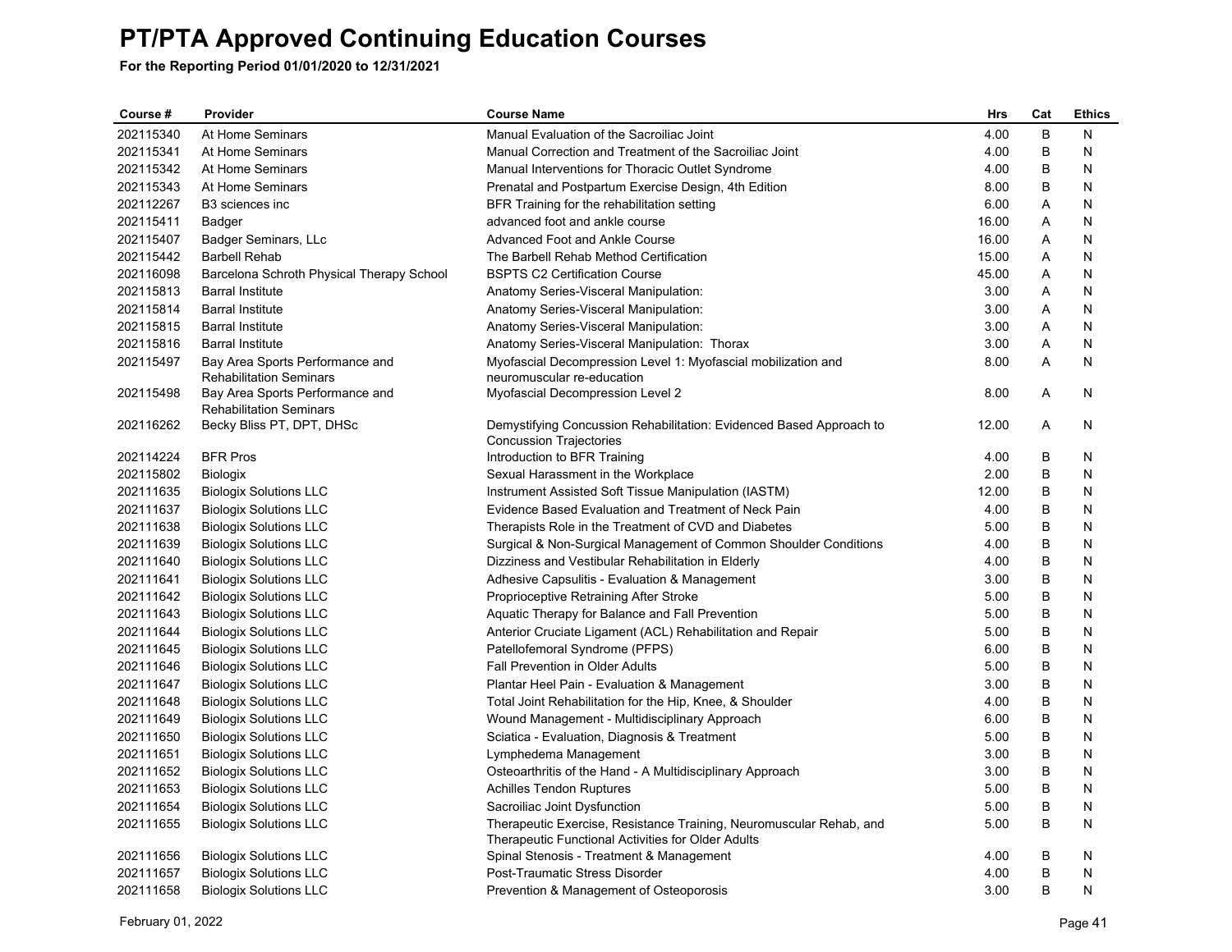# PT/PTA Approved Continuing Education Courses

**For the Reporting Period 01/01/2020 to 12/31/2021**

| Course # | Provider | Course Name | Hrs | Cat | Ethics |
|---|---|---|---|---|---|
| 202115340 | At Home Seminars | Manual Evaluation of the Sacroiliac Joint | 4.00 | B | N |
| 202115341 | At Home Seminars | Manual Correction and Treatment of the Sacroiliac Joint | 4.00 | B | N |
| 202115342 | At Home Seminars | Manual Interventions for Thoracic Outlet Syndrome | 4.00 | B | N |
| 202115343 | At Home Seminars | Prenatal and Postpartum Exercise Design, 4th Edition | 8.00 | B | N |
| 202112267 | B3 sciences inc | BFR Training for the rehabilitation setting | 6.00 | A | N |
| 202115411 | Badger | advanced foot and ankle course | 16.00 | A | N |
| 202115407 | Badger Seminars, LLc | Advanced Foot and Ankle Course | 16.00 | A | N |
| 202115442 | Barbell Rehab | The Barbell Rehab Method Certification | 15.00 | A | N |
| 202116098 | Barcelona Schroth Physical Therapy School | BSPTS C2 Certification Course | 45.00 | A | N |
| 202115813 | Barral Institute | Anatomy Series-Visceral Manipulation: | 3.00 | A | N |
| 202115814 | Barral Institute | Anatomy Series-Visceral Manipulation: | 3.00 | A | N |
| 202115815 | Barral Institute | Anatomy Series-Visceral Manipulation: | 3.00 | A | N |
| 202115816 | Barral Institute | Anatomy Series-Visceral Manipulation: Thorax | 3.00 | A | N |
| 202115497 | Bay Area Sports Performance and Rehabilitation Seminars | Myofascial Decompression Level 1: Myofascial mobilization and neuromuscular re-education | 8.00 | A | N |
| 202115498 | Bay Area Sports Performance and Rehabilitation Seminars | Myofascial Decompression Level 2 | 8.00 | A | N |
| 202116262 | Becky Bliss PT, DPT, DHSc | Demystifying Concussion Rehabilitation: Evidenced Based Approach to Concussion Trajectories | 12.00 | A | N |
| 202114224 | BFR Pros | Introduction to BFR Training | 4.00 | B | N |
| 202115802 | Biologix | Sexual Harassment in the Workplace | 2.00 | B | N |
| 202111635 | Biologix Solutions LLC | Instrument Assisted Soft Tissue Manipulation (IASTM) | 12.00 | B | N |
| 202111637 | Biologix Solutions LLC | Evidence Based Evaluation and Treatment of Neck Pain | 4.00 | B | N |
| 202111638 | Biologix Solutions LLC | Therapists Role in the Treatment of CVD and Diabetes | 5.00 | B | N |
| 202111639 | Biologix Solutions LLC | Surgical & Non-Surgical Management of Common Shoulder Conditions | 4.00 | B | N |
| 202111640 | Biologix Solutions LLC | Dizziness and Vestibular Rehabilitation in Elderly | 4.00 | B | N |
| 202111641 | Biologix Solutions LLC | Adhesive Capsulitis - Evaluation & Management | 3.00 | B | N |
| 202111642 | Biologix Solutions LLC | Proprioceptive Retraining After Stroke | 5.00 | B | N |
| 202111643 | Biologix Solutions LLC | Aquatic Therapy for Balance and Fall Prevention | 5.00 | B | N |
| 202111644 | Biologix Solutions LLC | Anterior Cruciate Ligament (ACL) Rehabilitation and Repair | 5.00 | B | N |
| 202111645 | Biologix Solutions LLC | Patellofemoral Syndrome (PFPS) | 6.00 | B | N |
| 202111646 | Biologix Solutions LLC | Fall Prevention in Older Adults | 5.00 | B | N |
| 202111647 | Biologix Solutions LLC | Plantar Heel Pain - Evaluation & Management | 3.00 | B | N |
| 202111648 | Biologix Solutions LLC | Total Joint Rehabilitation for the Hip, Knee, & Shoulder | 4.00 | B | N |
| 202111649 | Biologix Solutions LLC | Wound Management - Multidisciplinary Approach | 6.00 | B | N |
| 202111650 | Biologix Solutions LLC | Sciatica - Evaluation, Diagnosis & Treatment | 5.00 | B | N |
| 202111651 | Biologix Solutions LLC | Lymphedema Management | 3.00 | B | N |
| 202111652 | Biologix Solutions LLC | Osteoarthritis of the Hand - A Multidisciplinary Approach | 3.00 | B | N |
| 202111653 | Biologix Solutions LLC | Achilles Tendon Ruptures | 5.00 | B | N |
| 202111654 | Biologix Solutions LLC | Sacroiliac Joint Dysfunction | 5.00 | B | N |
| 202111655 | Biologix Solutions LLC | Therapeutic Exercise, Resistance Training, Neuromuscular Rehab, and Therapeutic Functional Activities for Older Adults | 5.00 | B | N |
| 202111656 | Biologix Solutions LLC | Spinal Stenosis - Treatment & Management | 4.00 | B | N |
| 202111657 | Biologix Solutions LLC | Post-Traumatic Stress Disorder | 4.00 | B | N |
| 202111658 | Biologix Solutions LLC | Prevention & Management of Osteoporosis | 3.00 | B | N |

February 01, 2022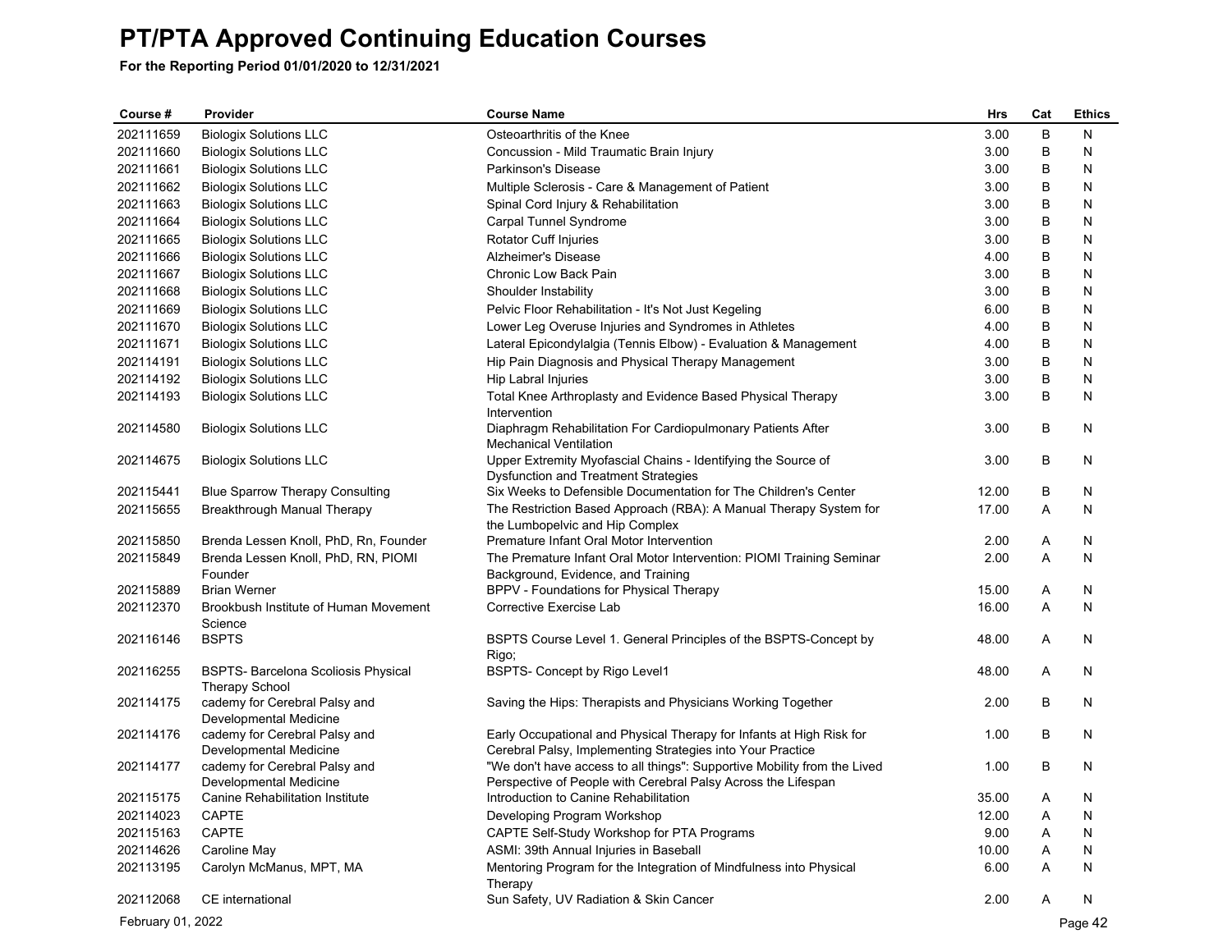# PT/PTA Approved Continuing Education Courses

**For the Reporting Period 01/01/2020 to 12/31/2021**

| Course # | Provider | Course Name | Hrs | Cat | Ethics |
|---|---|---|---|---|---|
| 202111659 | Biologix Solutions LLC | Osteoarthritis of the Knee | 3.00 | B | N |
| 202111660 | Biologix Solutions LLC | Concussion - Mild Traumatic Brain Injury | 3.00 | B | N |
| 202111661 | Biologix Solutions LLC | Parkinson's Disease | 3.00 | B | N |
| 202111662 | Biologix Solutions LLC | Multiple Sclerosis - Care & Management of Patient | 3.00 | B | N |
| 202111663 | Biologix Solutions LLC | Spinal Cord Injury & Rehabilitation | 3.00 | B | N |
| 202111664 | Biologix Solutions LLC | Carpal Tunnel Syndrome | 3.00 | B | N |
| 202111665 | Biologix Solutions LLC | Rotator Cuff Injuries | 3.00 | B | N |
| 202111666 | Biologix Solutions LLC | Alzheimer's Disease | 4.00 | B | N |
| 202111667 | Biologix Solutions LLC | Chronic Low Back Pain | 3.00 | B | N |
| 202111668 | Biologix Solutions LLC | Shoulder Instability | 3.00 | B | N |
| 202111669 | Biologix Solutions LLC | Pelvic Floor Rehabilitation - It's Not Just Kegeling | 6.00 | B | N |
| 202111670 | Biologix Solutions LLC | Lower Leg Overuse Injuries and Syndromes in Athletes | 4.00 | B | N |
| 202111671 | Biologix Solutions LLC | Lateral Epicondylalgia (Tennis Elbow) - Evaluation & Management | 4.00 | B | N |
| 202114191 | Biologix Solutions LLC | Hip Pain Diagnosis and Physical Therapy Management | 3.00 | B | N |
| 202114192 | Biologix Solutions LLC | Hip Labral Injuries | 3.00 | B | N |
| 202114193 | Biologix Solutions LLC | Total Knee Arthroplasty and Evidence Based Physical Therapy Intervention | 3.00 | B | N |
| 202114580 | Biologix Solutions LLC | Diaphragm Rehabilitation For Cardiopulmonary Patients After Mechanical Ventilation | 3.00 | B | N |
| 202114675 | Biologix Solutions LLC | Upper Extremity Myofascial Chains - Identifying the Source of Dysfunction and Treatment Strategies | 3.00 | B | N |
| 202115441 | Blue Sparrow Therapy Consulting | Six Weeks to Defensible Documentation for The Children's Center | 12.00 | B | N |
| 202115655 | Breakthrough Manual Therapy | The Restriction Based Approach (RBA): A Manual Therapy System for the Lumbopelvic and Hip Complex | 17.00 | A | N |
| 202115850 | Brenda Lessen Knoll, PhD, Rn, Founder | Premature Infant Oral Motor Intervention | 2.00 | A | N |
| 202115849 | Brenda Lessen Knoll, PhD, RN, PIOMI Founder | The Premature Infant Oral Motor Intervention: PIOMI Training Seminar Background, Evidence, and Training | 2.00 | A | N |
| 202115889 | Brian Werner | BPPV - Foundations for Physical Therapy | 15.00 | A | N |
| 202112370 | Brookbush Institute of Human Movement Science | Corrective Exercise Lab | 16.00 | A | N |
| 202116146 | BSPTS | BSPTS Course Level 1. General Principles of the BSPTS-Concept by Rigo; | 48.00 | A | N |
| 202116255 | BSPTS- Barcelona Scoliosis Physical Therapy School | BSPTS- Concept by Rigo Level1 | 48.00 | A | N |
| 202114175 | cademy for Cerebral Palsy and Developmental Medicine | Saving the Hips: Therapists and Physicians Working Together | 2.00 | B | N |
| 202114176 | cademy for Cerebral Palsy and Developmental Medicine | Early Occupational and Physical Therapy for Infants at High Risk for Cerebral Palsy, Implementing Strategies into Your Practice | 1.00 | B | N |
| 202114177 | cademy for Cerebral Palsy and Developmental Medicine | "We don't have access to all things": Supportive Mobility from the Lived Perspective of People with Cerebral Palsy Across the Lifespan | 1.00 | B | N |
| 202115175 | Canine Rehabilitation Institute | Introduction to Canine Rehabilitation | 35.00 | A | N |
| 202114023 | CAPTE | Developing Program Workshop | 12.00 | A | N |
| 202115163 | CAPTE | CAPTE Self-Study Workshop for PTA Programs | 9.00 | A | N |
| 202114626 | Caroline May | ASMI: 39th Annual Injuries in Baseball | 10.00 | A | N |
| 202113195 | Carolyn McManus, MPT, MA | Mentoring Program for the Integration of Mindfulness into Physical Therapy | 6.00 | A | N |
| 202112068 | CE international | Sun Safety, UV Radiation & Skin Cancer | 2.00 | A | N |

February 01, 2022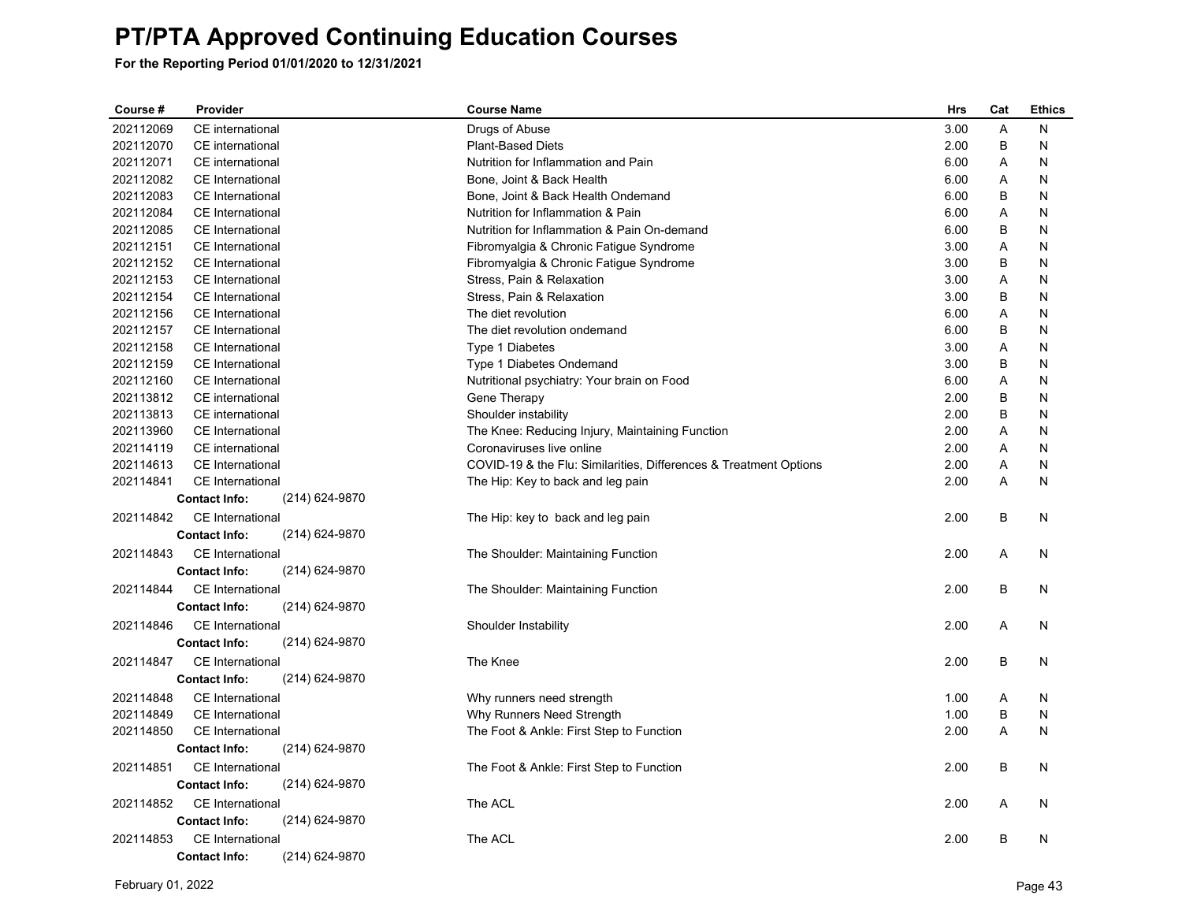# PT/PTA Approved Continuing Education Courses

**For the Reporting Period 01/01/2020 to 12/31/2021**

| Course # | Provider | Course Name | Hrs | Cat | Ethics |
|---|---|---|---|---|---|
| 202112069 | CE international | Drugs of Abuse | 3.00 | A | N |
| 202112070 | CE international | Plant-Based Diets | 2.00 | B | N |
| 202112071 | CE international | Nutrition for Inflammation and Pain | 6.00 | A | N |
| 202112082 | CE International | Bone, Joint & Back Health | 6.00 | A | N |
| 202112083 | CE International | Bone, Joint & Back Health Ondemand | 6.00 | B | N |
| 202112084 | CE International | Nutrition for Inflammation & Pain | 6.00 | A | N |
| 202112085 | CE International | Nutrition for Inflammation & Pain On-demand | 6.00 | B | N |
| 202112151 | CE International | Fibromyalgia & Chronic Fatigue Syndrome | 3.00 | A | N |
| 202112152 | CE International | Fibromyalgia & Chronic Fatigue Syndrome | 3.00 | B | N |
| 202112153 | CE International | Stress, Pain & Relaxation | 3.00 | A | N |
| 202112154 | CE International | Stress, Pain & Relaxation | 3.00 | B | N |
| 202112156 | CE International | The diet revolution | 6.00 | A | N |
| 202112157 | CE International | The diet revolution ondemand | 6.00 | B | N |
| 202112158 | CE International | Type 1 Diabetes | 3.00 | A | N |
| 202112159 | CE International | Type 1 Diabetes Ondemand | 3.00 | B | N |
| 202112160 | CE International | Nutritional psychiatry: Your brain on Food | 6.00 | A | N |
| 202113812 | CE international | Gene Therapy | 2.00 | B | N |
| 202113813 | CE international | Shoulder instability | 2.00 | B | N |
| 202113960 | CE International | The Knee: Reducing Injury, Maintaining Function | 2.00 | A | N |
| 202114119 | CE international | Coronaviruses live online | 2.00 | A | N |
| 202114613 | CE International | COVID-19 & the Flu: Similarities, Differences & Treatment Options | 2.00 | A | N |
| 202114841 | CE International | The Hip: Key to back and leg pain | 2.00 | A | N |
| | **Contact Info:** (214) 624-9870 | | | | |
| 202114842 | CE International | The Hip: key to back and leg pain | 2.00 | B | N |
| | **Contact Info:** (214) 624-9870 | | | | |
| 202114843 | CE International | The Shoulder: Maintaining Function | 2.00 | A | N |
| | **Contact Info:** (214) 624-9870 | | | | |
| 202114844 | CE International | The Shoulder: Maintaining Function | 2.00 | B | N |
| | **Contact Info:** (214) 624-9870 | | | | |
| 202114846 | CE International | Shoulder Instability | 2.00 | A | N |
| | **Contact Info:** (214) 624-9870 | | | | |
| 202114847 | CE International | The Knee | 2.00 | B | N |
| | **Contact Info:** (214) 624-9870 | | | | |
| 202114848 | CE International | Why runners need strength | 1.00 | A | N |
| 202114849 | CE International | Why Runners Need Strength | 1.00 | B | N |
| 202114850 | CE International | The Foot & Ankle: First Step to Function | 2.00 | A | N |
| | **Contact Info:** (214) 624-9870 | | | | |
| 202114851 | CE International | The Foot & Ankle: First Step to Function | 2.00 | B | N |
| | **Contact Info:** (214) 624-9870 | | | | |
| 202114852 | CE International | The ACL | 2.00 | A | N |
| | **Contact Info:** (214) 624-9870 | | | | |
| 202114853 | CE International | The ACL | 2.00 | B | N |
| | **Contact Info:** (214) 624-9870 | | | | |

February 01, 2022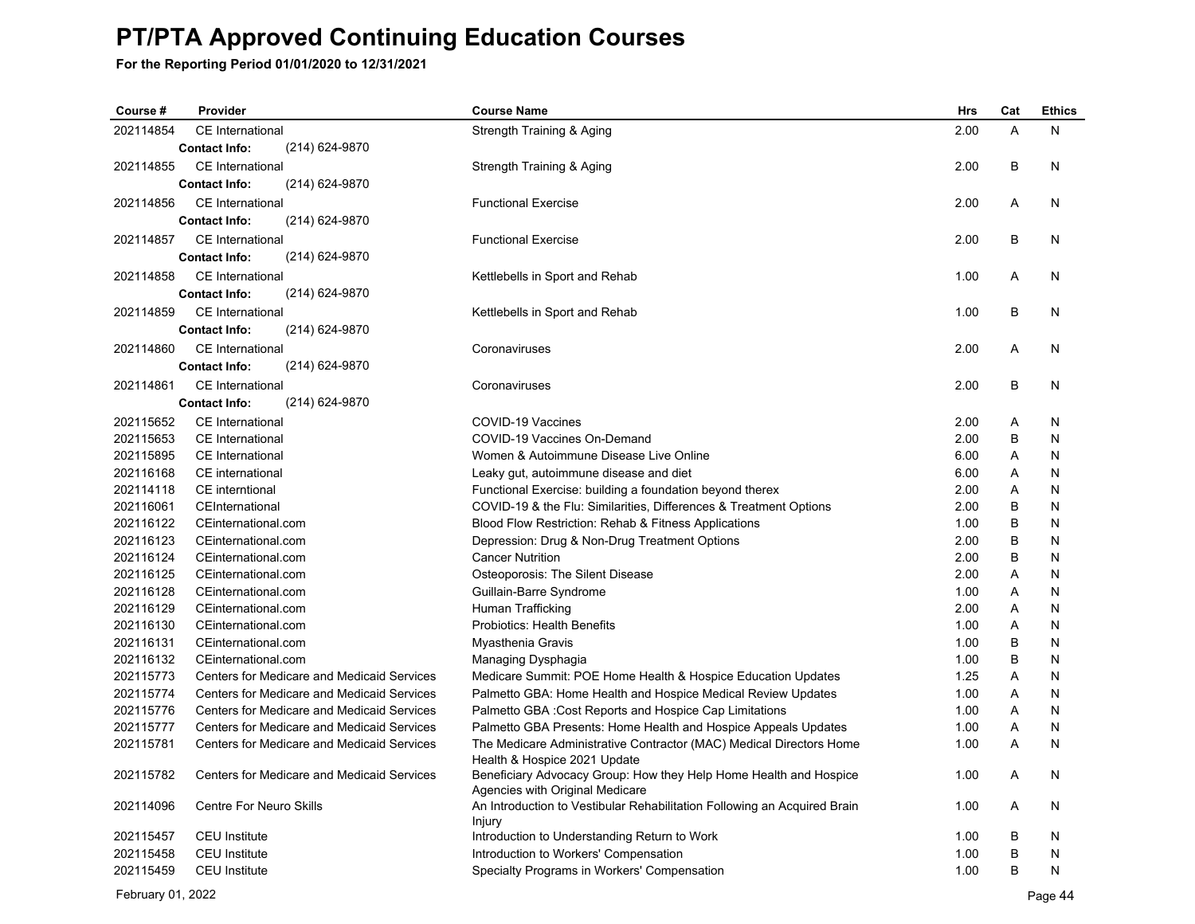# PT/PTA Approved Continuing Education Courses

**For the Reporting Period 01/01/2020 to 12/31/2021**

| Course # | Provider | Course Name | Hrs | Cat | Ethics |
|---|---|---|---|---|---|
| 202114854 | CE International | Strength Training & Aging | 2.00 | A | N |
| | **Contact Info:** (214) 624-9870 | | | | |
| 202114855 | CE International | Strength Training & Aging | 2.00 | B | N |
| | **Contact Info:** (214) 624-9870 | | | | |
| 202114856 | CE International | Functional Exercise | 2.00 | A | N |
| | **Contact Info:** (214) 624-9870 | | | | |
| 202114857 | CE International | Functional Exercise | 2.00 | B | N |
| | **Contact Info:** (214) 624-9870 | | | | |
| 202114858 | CE International | Kettlebells in Sport and Rehab | 1.00 | A | N |
| | **Contact Info:** (214) 624-9870 | | | | |
| 202114859 | CE International | Kettlebells in Sport and Rehab | 1.00 | B | N |
| | **Contact Info:** (214) 624-9870 | | | | |
| 202114860 | CE International | Coronaviruses | 2.00 | A | N |
| | **Contact Info:** (214) 624-9870 | | | | |
| 202114861 | CE International | Coronaviruses | 2.00 | B | N |
| | **Contact Info:** (214) 624-9870 | | | | |
| 202115652 | CE International | COVID-19 Vaccines | 2.00 | A | N |
| 202115653 | CE International | COVID-19 Vaccines On-Demand | 2.00 | B | N |
| 202115895 | CE International | Women & Autoimmune Disease Live Online | 6.00 | A | N |
| 202116168 | CE international | Leaky gut, autoimmune disease and diet | 6.00 | A | N |
| 202114118 | CE interntional | Functional Exercise: building a foundation beyond therex | 2.00 | A | N |
| 202116061 | CEInternational | COVID-19 & the Flu: Similarities, Differences & Treatment Options | 2.00 | B | N |
| 202116122 | CEinternational.com | Blood Flow Restriction: Rehab & Fitness Applications | 1.00 | B | N |
| 202116123 | CEinternational.com | Depression: Drug & Non-Drug Treatment Options | 2.00 | B | N |
| 202116124 | CEinternational.com | Cancer Nutrition | 2.00 | B | N |
| 202116125 | CEinternational.com | Osteoporosis: The Silent Disease | 2.00 | A | N |
| 202116128 | CEinternational.com | Guillain-Barre Syndrome | 1.00 | A | N |
| 202116129 | CEinternational.com | Human Trafficking | 2.00 | A | N |
| 202116130 | CEinternational.com | Probiotics: Health Benefits | 1.00 | A | N |
| 202116131 | CEinternational.com | Myasthenia Gravis | 1.00 | B | N |
| 202116132 | CEinternational.com | Managing Dysphagia | 1.00 | B | N |
| 202115773 | Centers for Medicare and Medicaid Services | Medicare Summit: POE Home Health & Hospice Education Updates | 1.25 | A | N |
| 202115774 | Centers for Medicare and Medicaid Services | Palmetto GBA: Home Health and Hospice Medical Review Updates | 1.00 | A | N |
| 202115776 | Centers for Medicare and Medicaid Services | Palmetto GBA :Cost Reports and Hospice Cap Limitations | 1.00 | A | N |
| 202115777 | Centers for Medicare and Medicaid Services | Palmetto GBA Presents: Home Health and Hospice Appeals Updates | 1.00 | A | N |
| 202115781 | Centers for Medicare and Medicaid Services | The Medicare Administrative Contractor (MAC) Medical Directors Home Health & Hospice 2021 Update | 1.00 | A | N |
| 202115782 | Centers for Medicare and Medicaid Services | Beneficiary Advocacy Group: How they Help Home Health and Hospice Agencies with Original Medicare | 1.00 | A | N |
| 202114096 | Centre For Neuro Skills | An Introduction to Vestibular Rehabilitation Following an Acquired Brain Injury | 1.00 | A | N |
| 202115457 | CEU Institute | Introduction to Understanding Return to Work | 1.00 | B | N |
| 202115458 | CEU Institute | Introduction to Workers' Compensation | 1.00 | B | N |
| 202115459 | CEU Institute | Specialty Programs in Workers' Compensation | 1.00 | B | N |

February 01, 2022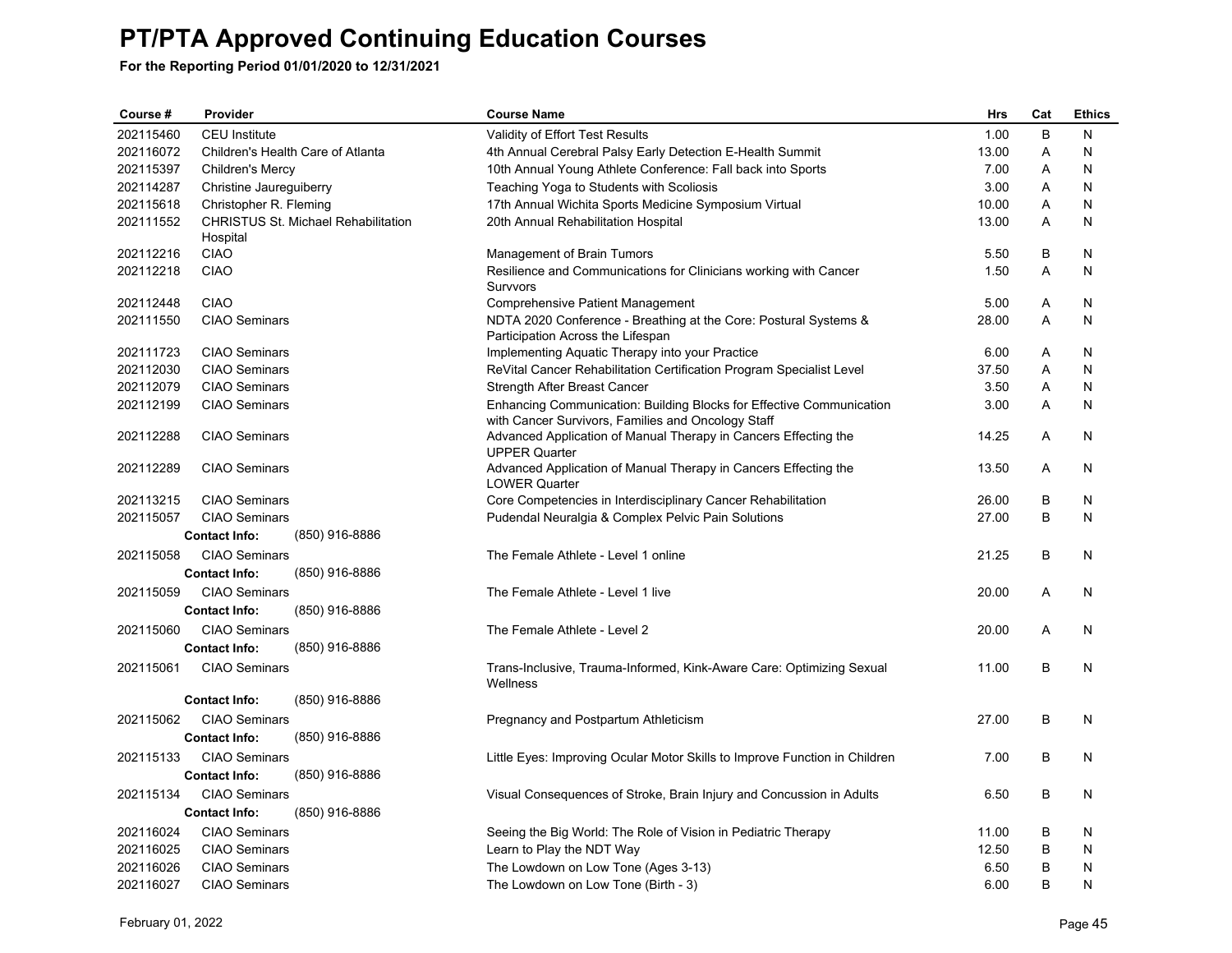# PT/PTA Approved Continuing Education Courses

**For the Reporting Period 01/01/2020 to 12/31/2021**

| Course # | Provider | Course Name | Hrs | Cat | Ethics |
|---|---|---|---|---|---|
| 202115460 | CEU Institute | Validity of Effort Test Results | 1.00 | B | N |
| 202116072 | Children's Health Care of Atlanta | 4th Annual Cerebral Palsy Early Detection E-Health Summit | 13.00 | A | N |
| 202115397 | Children's Mercy | 10th Annual Young Athlete Conference: Fall back into Sports | 7.00 | A | N |
| 202114287 | Christine Jaureguiberry | Teaching Yoga to Students with Scoliosis | 3.00 | A | N |
| 202115618 | Christopher R. Fleming | 17th Annual Wichita Sports Medicine Symposium Virtual | 10.00 | A | N |
| 202111552 | CHRISTUS St. Michael Rehabilitation Hospital | 20th Annual Rehabilitation Hospital | 13.00 | A | N |
| 202112216 | CIAO | Management of Brain Tumors | 5.50 | B | N |
| 202112218 | CIAO | Resilience and Communications for Clinicians working with Cancer Survvors | 1.50 | A | N |
| 202112448 | CIAO | Comprehensive Patient Management | 5.00 | A | N |
| 202111550 | CIAO Seminars | NDTA 2020 Conference - Breathing at the Core: Postural Systems & Participation Across the Lifespan | 28.00 | A | N |
| 202111723 | CIAO Seminars | Implementing Aquatic Therapy into your Practice | 6.00 | A | N |
| 202112030 | CIAO Seminars | ReVital Cancer Rehabilitation Certification Program Specialist Level | 37.50 | A | N |
| 202112079 | CIAO Seminars | Strength After Breast Cancer | 3.50 | A | N |
| 202112199 | CIAO Seminars | Enhancing Communication: Building Blocks for Effective Communication with Cancer Survivors, Families and Oncology Staff | 3.00 | A | N |
| 202112288 | CIAO Seminars | Advanced Application of Manual Therapy in Cancers Effecting the UPPER Quarter | 14.25 | A | N |
| 202112289 | CIAO Seminars | Advanced Application of Manual Therapy in Cancers Effecting the LOWER Quarter | 13.50 | A | N |
| 202113215 | CIAO Seminars | Core Competencies in Interdisciplinary Cancer Rehabilitation | 26.00 | B | N |
| 202115057 | CIAO Seminars<br>**Contact Info:** (850) 916-8886 | Pudendal Neuralgia & Complex Pelvic Pain Solutions | 27.00 | B | N |
| 202115058 | CIAO Seminars<br>**Contact Info:** (850) 916-8886 | The Female Athlete - Level 1 online | 21.25 | B | N |
| 202115059 | CIAO Seminars<br>**Contact Info:** (850) 916-8886 | The Female Athlete - Level 1 live | 20.00 | A | N |
| 202115060 | CIAO Seminars<br>**Contact Info:** (850) 916-8886 | The Female Athlete - Level 2 | 20.00 | A | N |
| 202115061 | CIAO Seminars<br>**Contact Info:** (850) 916-8886 | Trans-Inclusive, Trauma-Informed, Kink-Aware Care: Optimizing Sexual Wellness | 11.00 | B | N |
| 202115062 | CIAO Seminars<br>**Contact Info:** (850) 916-8886 | Pregnancy and Postpartum Athleticism | 27.00 | B | N |
| 202115133 | CIAO Seminars<br>**Contact Info:** (850) 916-8886 | Little Eyes: Improving Ocular Motor Skills to Improve Function in Children | 7.00 | B | N |
| 202115134 | CIAO Seminars<br>**Contact Info:** (850) 916-8886 | Visual Consequences of Stroke, Brain Injury and Concussion in Adults | 6.50 | B | N |
| 202116024 | CIAO Seminars | Seeing the Big World: The Role of Vision in Pediatric Therapy | 11.00 | B | N |
| 202116025 | CIAO Seminars | Learn to Play the NDT Way | 12.50 | B | N |
| 202116026 | CIAO Seminars | The Lowdown on Low Tone (Ages 3-13) | 6.50 | B | N |
| 202116027 | CIAO Seminars | The Lowdown on Low Tone (Birth - 3) | 6.00 | B | N |

February 01, 2022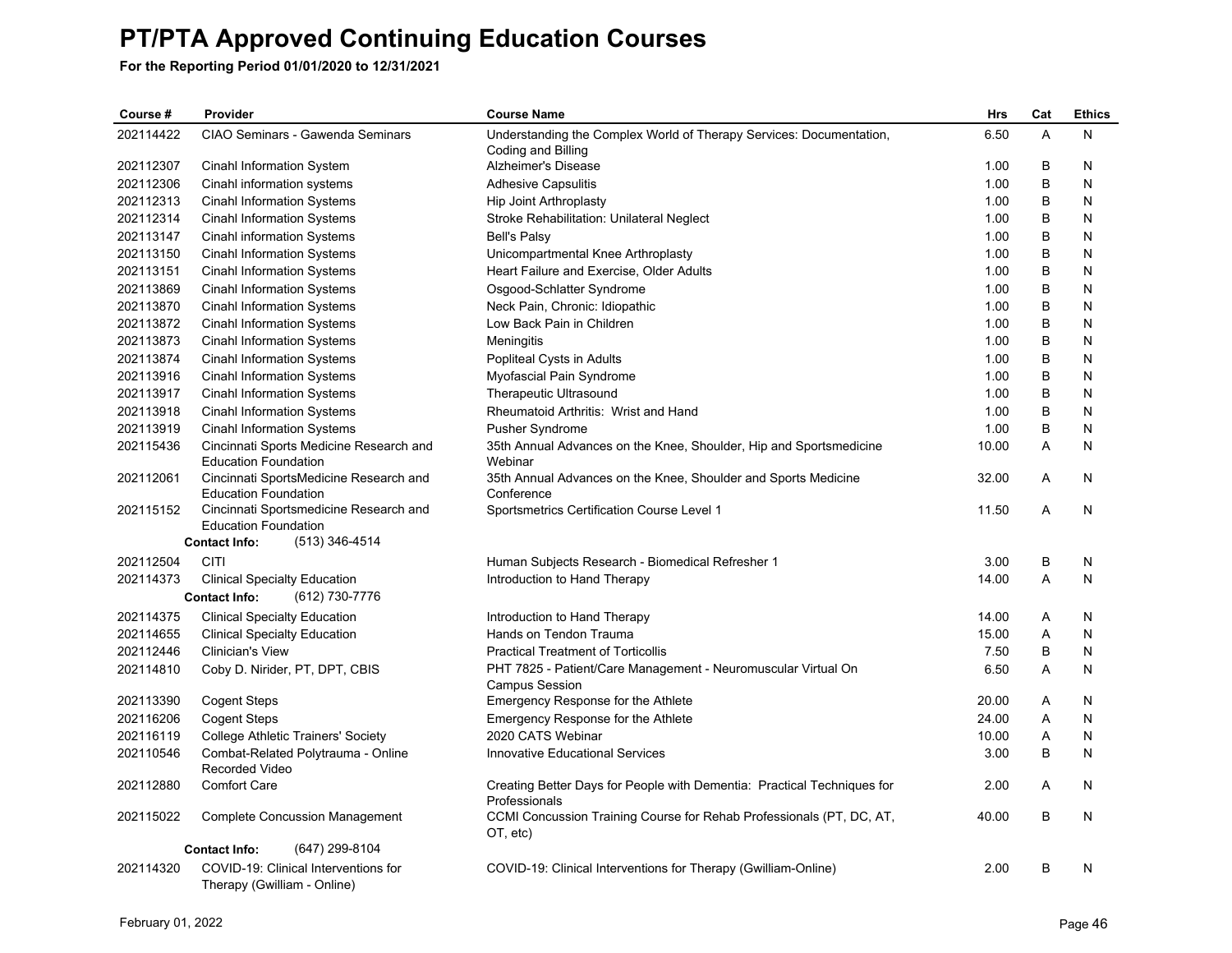# PT/PTA Approved Continuing Education Courses

**For the Reporting Period 01/01/2020 to 12/31/2021**

| Course # | Provider | Course Name | Hrs | Cat | Ethics |
|---|---|---|---|---|---|
| 202114422 | CIAO Seminars - Gawenda Seminars | Understanding the Complex World of Therapy Services: Documentation, Coding and Billing | 6.50 | A | N |
| 202112307 | Cinahl Information System | Alzheimer's Disease | 1.00 | B | N |
| 202112306 | Cinahl information systems | Adhesive Capsulitis | 1.00 | B | N |
| 202112313 | Cinahl Information Systems | Hip Joint Arthroplasty | 1.00 | B | N |
| 202112314 | Cinahl Information Systems | Stroke Rehabilitation: Unilateral Neglect | 1.00 | B | N |
| 202113147 | Cinahl information Systems | Bell's Palsy | 1.00 | B | N |
| 202113150 | Cinahl Information Systems | Unicompartmental Knee Arthroplasty | 1.00 | B | N |
| 202113151 | Cinahl Information Systems | Heart Failure and Exercise, Older Adults | 1.00 | B | N |
| 202113869 | Cinahl Information Systems | Osgood-Schlatter Syndrome | 1.00 | B | N |
| 202113870 | Cinahl Information Systems | Neck Pain, Chronic: Idiopathic | 1.00 | B | N |
| 202113872 | Cinahl Information Systems | Low Back Pain in Children | 1.00 | B | N |
| 202113873 | Cinahl Information Systems | Meningitis | 1.00 | B | N |
| 202113874 | Cinahl Information Systems | Popliteal Cysts in Adults | 1.00 | B | N |
| 202113916 | Cinahl Information Systems | Myofascial Pain Syndrome | 1.00 | B | N |
| 202113917 | Cinahl Information Systems | Therapeutic Ultrasound | 1.00 | B | N |
| 202113918 | Cinahl Information Systems | Rheumatoid Arthritis: Wrist and Hand | 1.00 | B | N |
| 202113919 | Cinahl Information Systems | Pusher Syndrome | 1.00 | B | N |
| 202115436 | Cincinnati Sports Medicine Research and Education Foundation | 35th Annual Advances on the Knee, Shoulder, Hip and Sportsmedicine Webinar | 10.00 | A | N |
| 202112061 | Cincinnati SportsMedicine Research and Education Foundation | 35th Annual Advances on the Knee, Shoulder and Sports Medicine Conference | 32.00 | A | N |
| 202115152 | Cincinnati Sportsmedicine Research and Education Foundation | Sportsmetrics Certification Course Level 1 | 11.50 | A | N |
| | **Contact Info:** (513) 346-4514 | | | | |
| 202112504 | CITI | Human Subjects Research - Biomedical Refresher 1 | 3.00 | B | N |
| 202114373 | Clinical Specialty Education | Introduction to Hand Therapy | 14.00 | A | N |
| | **Contact Info:** (612) 730-7776 | | | | |
| 202114375 | Clinical Specialty Education | Introduction to Hand Therapy | 14.00 | A | N |
| 202114655 | Clinical Specialty Education | Hands on Tendon Trauma | 15.00 | A | N |
| 202112446 | Clinician's View | Practical Treatment of Torticollis | 7.50 | B | N |
| 202114810 | Coby D. Nirider, PT, DPT, CBIS | PHT 7825 - Patient/Care Management - Neuromuscular Virtual On Campus Session | 6.50 | A | N |
| 202113390 | Cogent Steps | Emergency Response for the Athlete | 20.00 | A | N |
| 202116206 | Cogent Steps | Emergency Response for the Athlete | 24.00 | A | N |
| 202116119 | College Athletic Trainers' Society | 2020 CATS Webinar | 10.00 | A | N |
| 202110546 | Combat-Related Polytrauma - Online Recorded Video | Innovative Educational Services | 3.00 | B | N |
| 202112880 | Comfort Care | Creating Better Days for People with Dementia: Practical Techniques for Professionals | 2.00 | A | N |
| 202115022 | Complete Concussion Management | CCMI Concussion Training Course for Rehab Professionals (PT, DC, AT, OT, etc) | 40.00 | B | N |
| | **Contact Info:** (647) 299-8104 | | | | |
| 202114320 | COVID-19: Clinical Interventions for Therapy (Gwilliam - Online) | COVID-19: Clinical Interventions for Therapy (Gwilliam-Online) | 2.00 | B | N |

February 01, 2022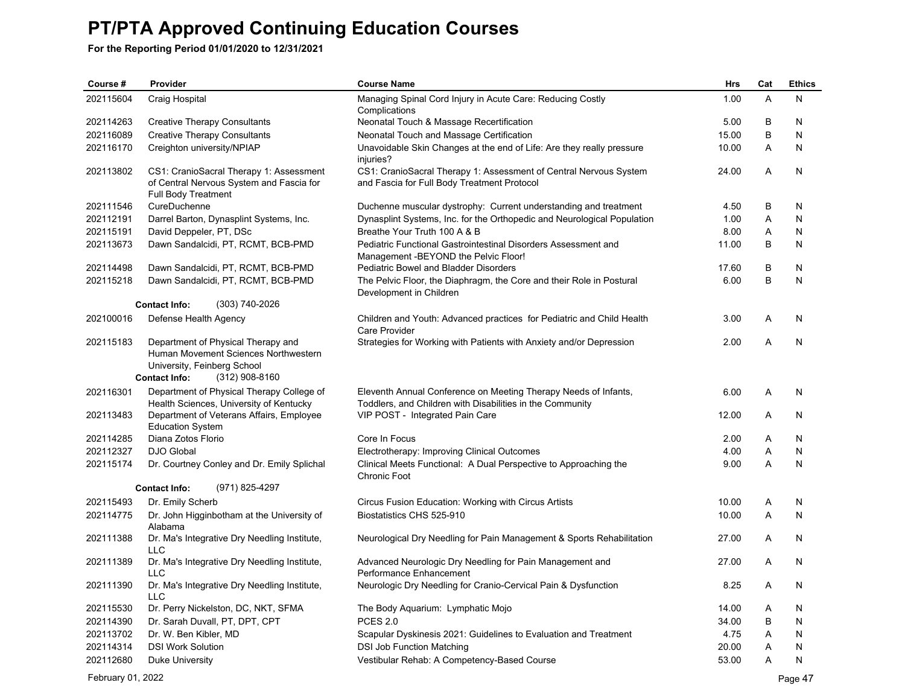# PT/PTA Approved Continuing Education Courses

**For the Reporting Period 01/01/2020 to 12/31/2021**

| Course # | Provider | Course Name | Hrs | Cat | Ethics |
|---|---|---|---|---|---|
| 202115604 | Craig Hospital | Managing Spinal Cord Injury in Acute Care: Reducing Costly Complications | 1.00 | A | N |
| 202114263 | Creative Therapy Consultants | Neonatal Touch & Massage Recertification | 5.00 | B | N |
| 202116089 | Creative Therapy Consultants | Neonatal Touch and Massage Certification | 15.00 | B | N |
| 202116170 | Creighton university/NPIAP | Unavoidable Skin Changes at the end of Life: Are they really pressure injuries? | 10.00 | A | N |
| 202113802 | CS1: CranioSacral Therapy 1: Assessment of Central Nervous System and Fascia for Full Body Treatment | CS1: CranioSacral Therapy 1: Assessment of Central Nervous System and Fascia for Full Body Treatment Protocol | 24.00 | A | N |
| 202111546 | CureDuchenne | Duchenne muscular dystrophy: Current understanding and treatment | 4.50 | B | N |
| 202112191 | Darrel Barton, Dynasplint Systems, Inc. | Dynasplint Systems, Inc. for the Orthopedic and Neurological Population | 1.00 | A | N |
| 202115191 | David Deppeler, PT, DSc | Breathe Your Truth 100 A & B | 8.00 | A | N |
| 202113673 | Dawn Sandalcidi, PT, RCMT, BCB-PMD | Pediatric Functional Gastrointestinal Disorders Assessment and Management -BEYOND the Pelvic Floor! | 11.00 | B | N |
| 202114498 | Dawn Sandalcidi, PT, RCMT, BCB-PMD | Pediatric Bowel and Bladder Disorders | 17.60 | B | N |
| 202115218 | Dawn Sandalcidi, PT, RCMT, BCB-PMD | The Pelvic Floor, the Diaphragm, the Core and their Role in Postural Development in Children | 6.00 | B | N |
| | **Contact Info:** (303) 740-2026 | | | | |
| 202100016 | Defense Health Agency | Children and Youth: Advanced practices for Pediatric and Child Health Care Provider | 3.00 | A | N |
| 202115183 | Department of Physical Therapy and Human Movement Sciences Northwestern University, Feinberg School | Strategies for Working with Patients with Anxiety and/or Depression | 2.00 | A | N |
| | **Contact Info:** (312) 908-8160 | | | | |
| 202116301 | Department of Physical Therapy College of Health Sciences, University of Kentucky | Eleventh Annual Conference on Meeting Therapy Needs of Infants, Toddlers, and Children with Disabilities in the Community | 6.00 | A | N |
| 202113483 | Department of Veterans Affairs, Employee Education System | VIP POST - Integrated Pain Care | 12.00 | A | N |
| 202114285 | Diana Zotos Florio | Core In Focus | 2.00 | A | N |
| 202112327 | DJO Global | Electrotherapy: Improving Clinical Outcomes | 4.00 | A | N |
| 202115174 | Dr. Courtney Conley and Dr. Emily Splichal | Clinical Meets Functional: A Dual Perspective to Approaching the Chronic Foot | 9.00 | A | N |
| | **Contact Info:** (971) 825-4297 | | | | |
| 202115493 | Dr. Emily Scherb | Circus Fusion Education: Working with Circus Artists | 10.00 | A | N |
| 202114775 | Dr. John Higginbotham at the University of Alabama | Biostatistics CHS 525-910 | 10.00 | A | N |
| 202111388 | Dr. Ma's Integrative Dry Needling Institute, LLC | Neurological Dry Needling for Pain Management & Sports Rehabilitation | 27.00 | A | N |
| 202111389 | Dr. Ma's Integrative Dry Needling Institute, LLC | Advanced Neurologic Dry Needling for Pain Management and Performance Enhancement | 27.00 | A | N |
| 202111390 | Dr. Ma's Integrative Dry Needling Institute, LLC | Neurologic Dry Needling for Cranio-Cervical Pain & Dysfunction | 8.25 | A | N |
| 202115530 | Dr. Perry Nickelston, DC, NKT, SFMA | The Body Aquarium: Lymphatic Mojo | 14.00 | A | N |
| 202114390 | Dr. Sarah Duvall, PT, DPT, CPT | PCES 2.0 | 34.00 | B | N |
| 202113702 | Dr. W. Ben Kibler, MD | Scapular Dyskinesis 2021: Guidelines to Evaluation and Treatment | 4.75 | A | N |
| 202114314 | DSI Work Solution | DSI Job Function Matching | 20.00 | A | N |
| 202112680 | Duke University | Vestibular Rehab: A Competency-Based Course | 53.00 | A | N |

February 01, 2022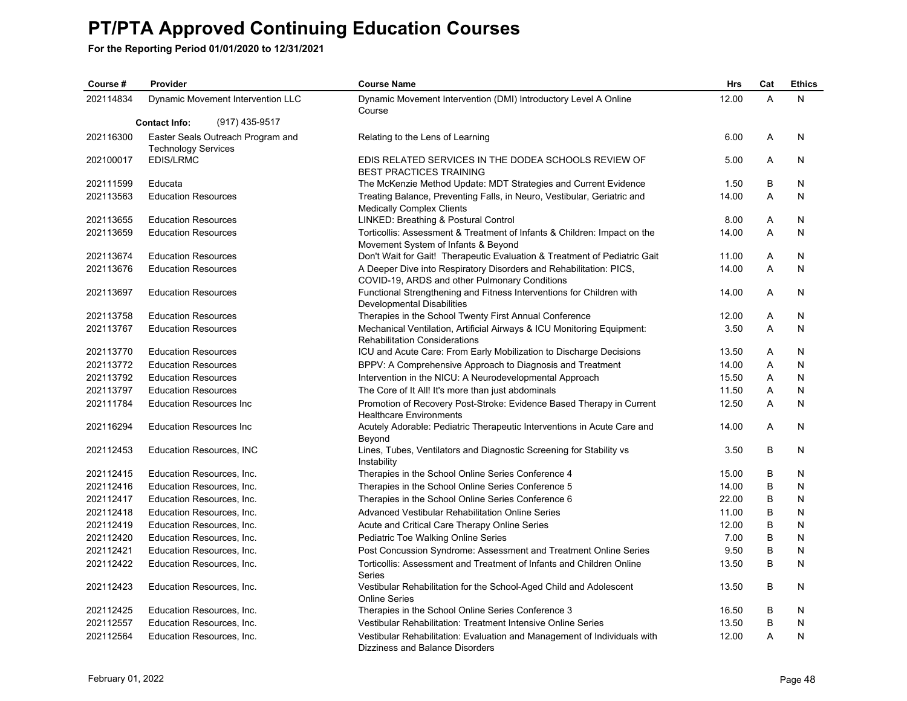# PT/PTA Approved Continuing Education Courses

**For the Reporting Period 01/01/2020 to 12/31/2021**

| Course # | Provider | Course Name | Hrs | Cat | Ethics |
|---|---|---|---|---|---|
| 202114834 | Dynamic Movement Intervention LLC | Dynamic Movement Intervention (DMI) Introductory Level A Online Course | 12.00 | A | N |
| | **Contact Info:** (917) 435-9517 | | | | |
| 202116300 | Easter Seals Outreach Program and Technology Services | Relating to the Lens of Learning | 6.00 | A | N |
| 202100017 | EDIS/LRMC | EDIS RELATED SERVICES IN THE DODEA SCHOOLS REVIEW OF BEST PRACTICES TRAINING | 5.00 | A | N |
| 202111599 | Educata | The McKenzie Method Update: MDT Strategies and Current Evidence | 1.50 | B | N |
| 202113563 | Education Resources | Treating Balance, Preventing Falls, in Neuro, Vestibular, Geriatric and Medically Complex Clients | 14.00 | A | N |
| 202113655 | Education Resources | LINKED: Breathing & Postural Control | 8.00 | A | N |
| 202113659 | Education Resources | Torticollis: Assessment & Treatment of Infants & Children: Impact on the Movement System of Infants & Beyond | 14.00 | A | N |
| 202113674 | Education Resources | Don't Wait for Gait! Therapeutic Evaluation & Treatment of Pediatric Gait | 11.00 | A | N |
| 202113676 | Education Resources | A Deeper Dive into Respiratory Disorders and Rehabilitation: PICS, COVID-19, ARDS and other Pulmonary Conditions | 14.00 | A | N |
| 202113697 | Education Resources | Functional Strengthening and Fitness Interventions for Children with Developmental Disabilities | 14.00 | A | N |
| 202113758 | Education Resources | Therapies in the School Twenty First Annual Conference | 12.00 | A | N |
| 202113767 | Education Resources | Mechanical Ventilation, Artificial Airways & ICU Monitoring Equipment: Rehabilitation Considerations | 3.50 | A | N |
| 202113770 | Education Resources | ICU and Acute Care: From Early Mobilization to Discharge Decisions | 13.50 | A | N |
| 202113772 | Education Resources | BPPV: A Comprehensive Approach to Diagnosis and Treatment | 14.00 | A | N |
| 202113792 | Education Resources | Intervention in the NICU: A Neurodevelopmental Approach | 15.50 | A | N |
| 202113797 | Education Resources | The Core of It All! It's more than just abdominals | 11.50 | A | N |
| 202111784 | Education Resources Inc | Promotion of Recovery Post-Stroke: Evidence Based Therapy in Current Healthcare Environments | 12.50 | A | N |
| 202116294 | Education Resources Inc | Acutely Adorable: Pediatric Therapeutic Interventions in Acute Care and Beyond | 14.00 | A | N |
| 202112453 | Education Resources, INC | Lines, Tubes, Ventilators and Diagnostic Screening for Stability vs Instability | 3.50 | B | N |
| 202112415 | Education Resources, Inc. | Therapies in the School Online Series Conference 4 | 15.00 | B | N |
| 202112416 | Education Resources, Inc. | Therapies in the School Online Series Conference 5 | 14.00 | B | N |
| 202112417 | Education Resources, Inc. | Therapies in the School Online Series Conference 6 | 22.00 | B | N |
| 202112418 | Education Resources, Inc. | Advanced Vestibular Rehabilitation Online Series | 11.00 | B | N |
| 202112419 | Education Resources, Inc. | Acute and Critical Care Therapy Online Series | 12.00 | B | N |
| 202112420 | Education Resources, Inc. | Pediatric Toe Walking Online Series | 7.00 | B | N |
| 202112421 | Education Resources, Inc. | Post Concussion Syndrome: Assessment and Treatment Online Series | 9.50 | B | N |
| 202112422 | Education Resources, Inc. | Torticollis: Assessment and Treatment of Infants and Children Online Series | 13.50 | B | N |
| 202112423 | Education Resources, Inc. | Vestibular Rehabilitation for the School-Aged Child and Adolescent Online Series | 13.50 | B | N |
| 202112425 | Education Resources, Inc. | Therapies in the School Online Series Conference 3 | 16.50 | B | N |
| 202112557 | Education Resources, Inc. | Vestibular Rehabilitation: Treatment Intensive Online Series | 13.50 | B | N |
| 202112564 | Education Resources, Inc. | Vestibular Rehabilitation: Evaluation and Management of Individuals with Dizziness and Balance Disorders | 12.00 | A | N |

February 01, 2022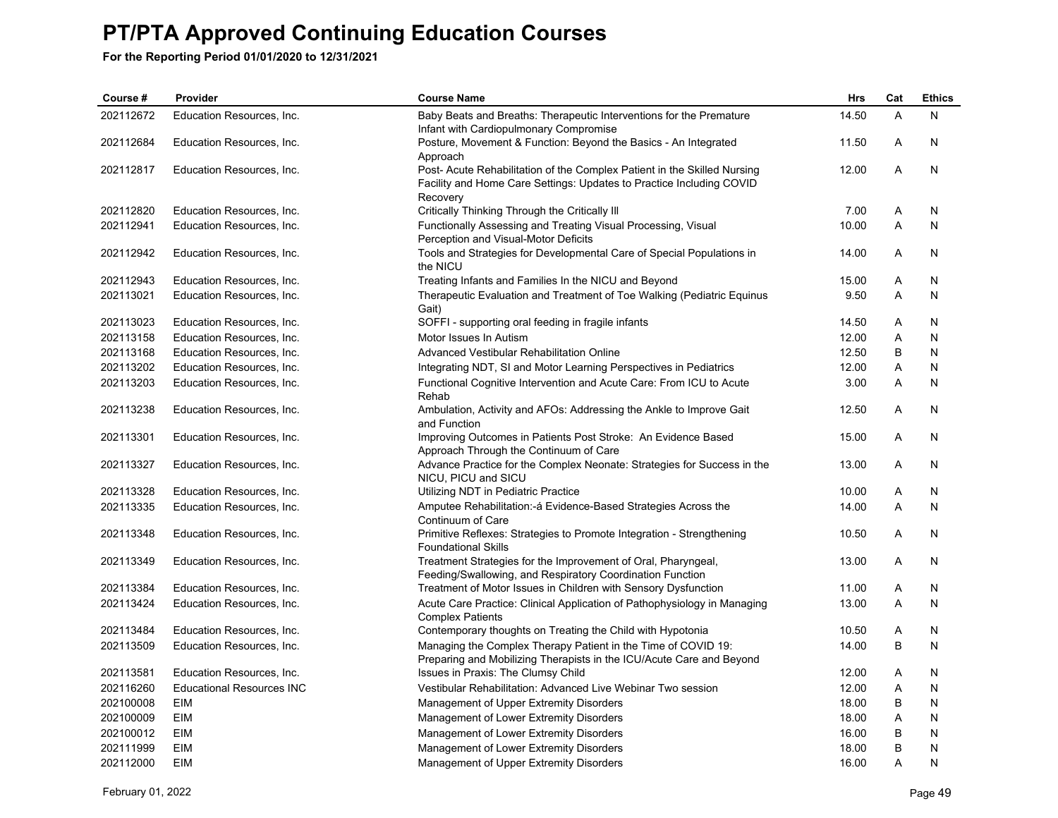# PT/PTA Approved Continuing Education Courses

**For the Reporting Period 01/01/2020 to 12/31/2021**

| Course # | Provider | Course Name | Hrs | Cat | Ethics |
|---|---|---|---|---|---|
| 202112672 | Education Resources, Inc. | Baby Beats and Breaths: Therapeutic Interventions for the Premature Infant with Cardiopulmonary Compromise | 14.50 | A | N |
| 202112684 | Education Resources, Inc. | Posture, Movement & Function: Beyond the Basics - An Integrated Approach | 11.50 | A | N |
| 202112817 | Education Resources, Inc. | Post- Acute Rehabilitation of the Complex Patient in the Skilled Nursing Facility and Home Care Settings: Updates to Practice Including COVID Recovery | 12.00 | A | N |
| 202112820 | Education Resources, Inc. | Critically Thinking Through the Critically Ill | 7.00 | A | N |
| 202112941 | Education Resources, Inc. | Functionally Assessing and Treating Visual Processing, Visual Perception and Visual-Motor Deficits | 10.00 | A | N |
| 202112942 | Education Resources, Inc. | Tools and Strategies for Developmental Care of Special Populations in the NICU | 14.00 | A | N |
| 202112943 | Education Resources, Inc. | Treating Infants and Families In the NICU and Beyond | 15.00 | A | N |
| 202113021 | Education Resources, Inc. | Therapeutic Evaluation and Treatment of Toe Walking (Pediatric Equinus Gait) | 9.50 | A | N |
| 202113023 | Education Resources, Inc. | SOFFI - supporting oral feeding in fragile infants | 14.50 | A | N |
| 202113158 | Education Resources, Inc. | Motor Issues In Autism | 12.00 | A | N |
| 202113168 | Education Resources, Inc. | Advanced Vestibular Rehabilitation Online | 12.50 | B | N |
| 202113202 | Education Resources, Inc. | Integrating NDT, SI and Motor Learning Perspectives in Pediatrics | 12.00 | A | N |
| 202113203 | Education Resources, Inc. | Functional Cognitive Intervention and Acute Care: From ICU to Acute Rehab | 3.00 | A | N |
| 202113238 | Education Resources, Inc. | Ambulation, Activity and AFOs: Addressing the Ankle to Improve Gait and Function | 12.50 | A | N |
| 202113301 | Education Resources, Inc. | Improving Outcomes in Patients Post Stroke: An Evidence Based Approach Through the Continuum of Care | 15.00 | A | N |
| 202113327 | Education Resources, Inc. | Advance Practice for the Complex Neonate: Strategies for Success in the NICU, PICU and SICU | 13.00 | A | N |
| 202113328 | Education Resources, Inc. | Utilizing NDT in Pediatric Practice | 10.00 | A | N |
| 202113335 | Education Resources, Inc. | Amputee Rehabilitation:-á Evidence-Based Strategies Across the Continuum of Care | 14.00 | A | N |
| 202113348 | Education Resources, Inc. | Primitive Reflexes: Strategies to Promote Integration - Strengthening Foundational Skills | 10.50 | A | N |
| 202113349 | Education Resources, Inc. | Treatment Strategies for the Improvement of Oral, Pharyngeal, Feeding/Swallowing, and Respiratory Coordination Function | 13.00 | A | N |
| 202113384 | Education Resources, Inc. | Treatment of Motor Issues in Children with Sensory Dysfunction | 11.00 | A | N |
| 202113424 | Education Resources, Inc. | Acute Care Practice: Clinical Application of Pathophysiology in Managing Complex Patients | 13.00 | A | N |
| 202113484 | Education Resources, Inc. | Contemporary thoughts on Treating the Child with Hypotonia | 10.50 | A | N |
| 202113509 | Education Resources, Inc. | Managing the Complex Therapy Patient in the Time of COVID 19: Preparing and Mobilizing Therapists in the ICU/Acute Care and Beyond | 14.00 | B | N |
| 202113581 | Education Resources, Inc. | Issues in Praxis: The Clumsy Child | 12.00 | A | N |
| 202116260 | Educational Resources INC | Vestibular Rehabilitation: Advanced Live Webinar Two session | 12.00 | A | N |
| 202100008 | EIM | Management of Upper Extremity Disorders | 18.00 | B | N |
| 202100009 | EIM | Management of Lower Extremity Disorders | 18.00 | A | N |
| 202100012 | EIM | Management of Lower Extremity Disorders | 16.00 | B | N |
| 202111999 | EIM | Management of Lower Extremity Disorders | 18.00 | B | N |
| 202112000 | EIM | Management of Upper Extremity Disorders | 16.00 | A | N |

February 01, 2022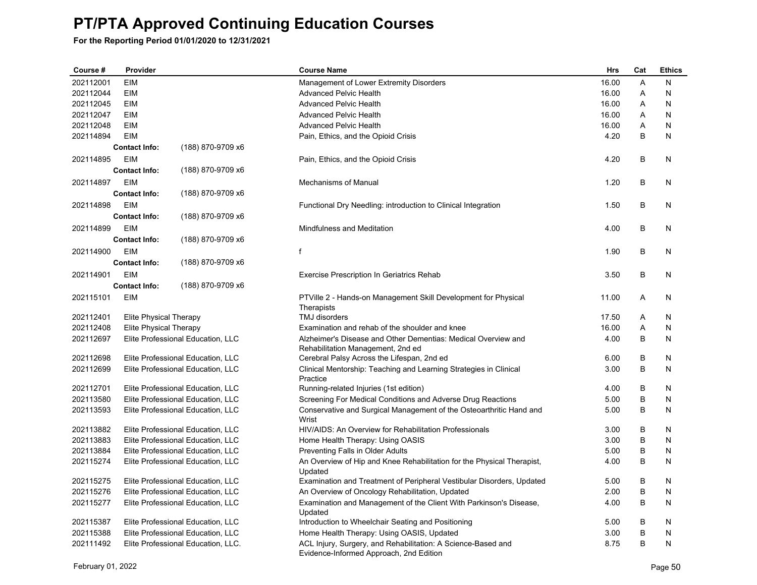# PT/PTA Approved Continuing Education Courses

**For the Reporting Period 01/01/2020 to 12/31/2021**

| Course # | Provider | Course Name | Hrs | Cat | Ethics |
|---|---|---|---|---|---|
| 202112001 | EIM | Management of Lower Extremity Disorders | 16.00 | A | N |
| 202112044 | EIM | Advanced Pelvic Health | 16.00 | A | N |
| 202112045 | EIM | Advanced Pelvic Health | 16.00 | A | N |
| 202112047 | EIM | Advanced Pelvic Health | 16.00 | A | N |
| 202112048 | EIM | Advanced Pelvic Health | 16.00 | A | N |
| 202114894 | EIM<br>**Contact Info:** (188) 870-9709 x6 | Pain, Ethics, and the Opioid Crisis | 4.20 | B | N |
| 202114895 | EIM<br>**Contact Info:** (188) 870-9709 x6 | Pain, Ethics, and the Opioid Crisis | 4.20 | B | N |
| 202114897 | EIM<br>**Contact Info:** (188) 870-9709 x6 | Mechanisms of Manual | 1.20 | B | N |
| 202114898 | EIM<br>**Contact Info:** (188) 870-9709 x6 | Functional Dry Needling: introduction to Clinical Integration | 1.50 | B | N |
| 202114899 | EIM<br>**Contact Info:** (188) 870-9709 x6 | Mindfulness and Meditation | 4.00 | B | N |
| 202114900 | EIM<br>**Contact Info:** (188) 870-9709 x6 | f | 1.90 | B | N |
| 202114901 | EIM<br>**Contact Info:** (188) 870-9709 x6 | Exercise Prescription In Geriatrics Rehab | 3.50 | B | N |
| 202115101 | EIM | PTVille 2 - Hands-on Management Skill Development for Physical Therapists | 11.00 | A | N |
| 202112401 | Elite Physical Therapy | TMJ disorders | 17.50 | A | N |
| 202112408 | Elite Physical Therapy | Examination and rehab of the shoulder and knee | 16.00 | A | N |
| 202112697 | Elite Professional Education, LLC | Alzheimer's Disease and Other Dementias: Medical Overview and Rehabilitation Management, 2nd ed | 4.00 | B | N |
| 202112698 | Elite Professional Education, LLC | Cerebral Palsy Across the Lifespan, 2nd ed | 6.00 | B | N |
| 202112699 | Elite Professional Education, LLC | Clinical Mentorship: Teaching and Learning Strategies in Clinical Practice | 3.00 | B | N |
| 202112701 | Elite Professional Education, LLC | Running-related Injuries (1st edition) | 4.00 | B | N |
| 202113580 | Elite Professional Education, LLC | Screening For Medical Conditions and Adverse Drug Reactions | 5.00 | B | N |
| 202113593 | Elite Professional Education, LLC | Conservative and Surgical Management of the Osteoarthritic Hand and Wrist | 5.00 | B | N |
| 202113882 | Elite Professional Education, LLC | HIV/AIDS: An Overview for Rehabilitation Professionals | 3.00 | B | N |
| 202113883 | Elite Professional Education, LLC | Home Health Therapy: Using OASIS | 3.00 | B | N |
| 202113884 | Elite Professional Education, LLC | Preventing Falls in Older Adults | 5.00 | B | N |
| 202115274 | Elite Professional Education, LLC | An Overview of Hip and Knee Rehabilitation for the Physical Therapist, Updated | 4.00 | B | N |
| 202115275 | Elite Professional Education, LLC | Examination and Treatment of Peripheral Vestibular Disorders, Updated | 5.00 | B | N |
| 202115276 | Elite Professional Education, LLC | An Overview of Oncology Rehabilitation, Updated | 2.00 | B | N |
| 202115277 | Elite Professional Education, LLC | Examination and Management of the Client With Parkinson's Disease, Updated | 4.00 | B | N |
| 202115387 | Elite Professional Education, LLC | Introduction to Wheelchair Seating and Positioning | 5.00 | B | N |
| 202115388 | Elite Professional Education, LLC | Home Health Therapy: Using OASIS, Updated | 3.00 | B | N |
| 202111492 | Elite Professional Education, LLC. | ACL Injury, Surgery, and Rehabilitation: A Science-Based and Evidence-Informed Approach, 2nd Edition | 8.75 | B | N |

February 01, 2022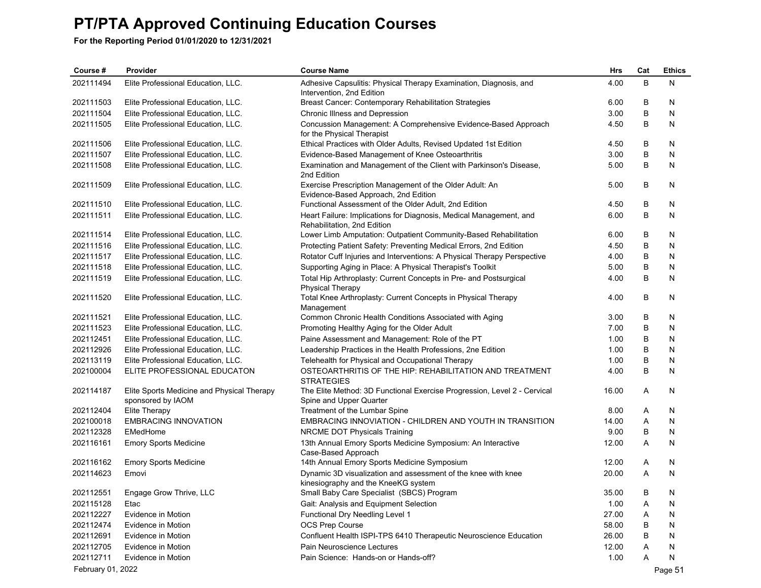# PT/PTA Approved Continuing Education Courses

**For the Reporting Period 01/01/2020 to 12/31/2021**

| Course # | Provider | Course Name | Hrs | Cat | Ethics |
|---|---|---|---|---|---|
| 202111494 | Elite Professional Education, LLC. | Adhesive Capsulitis: Physical Therapy Examination, Diagnosis, and Intervention, 2nd Edition | 4.00 | B | N |
| 202111503 | Elite Professional Education, LLC. | Breast Cancer: Contemporary Rehabilitation Strategies | 6.00 | B | N |
| 202111504 | Elite Professional Education, LLC. | Chronic Illness and Depression | 3.00 | B | N |
| 202111505 | Elite Professional Education, LLC. | Concussion Management: A Comprehensive Evidence-Based Approach for the Physical Therapist | 4.50 | B | N |
| 202111506 | Elite Professional Education, LLC. | Ethical Practices with Older Adults, Revised Updated 1st Edition | 4.50 | B | N |
| 202111507 | Elite Professional Education, LLC. | Evidence-Based Management of Knee Osteoarthritis | 3.00 | B | N |
| 202111508 | Elite Professional Education, LLC. | Examination and Management of the Client with Parkinson's Disease, 2nd Edition | 5.00 | B | N |
| 202111509 | Elite Professional Education, LLC. | Exercise Prescription Management of the Older Adult: An Evidence-Based Approach, 2nd Edition | 5.00 | B | N |
| 202111510 | Elite Professional Education, LLC. | Functional Assessment of the Older Adult, 2nd Edition | 4.50 | B | N |
| 202111511 | Elite Professional Education, LLC. | Heart Failure: Implications for Diagnosis, Medical Management, and Rehabilitation, 2nd Edition | 6.00 | B | N |
| 202111514 | Elite Professional Education, LLC. | Lower Limb Amputation: Outpatient Community-Based Rehabilitation | 6.00 | B | N |
| 202111516 | Elite Professional Education, LLC. | Protecting Patient Safety: Preventing Medical Errors, 2nd Edition | 4.50 | B | N |
| 202111517 | Elite Professional Education, LLC. | Rotator Cuff Injuries and Interventions: A Physical Therapy Perspective | 4.00 | B | N |
| 202111518 | Elite Professional Education, LLC. | Supporting Aging in Place: A Physical Therapist's Toolkit | 5.00 | B | N |
| 202111519 | Elite Professional Education, LLC. | Total Hip Arthroplasty: Current Concepts in Pre- and Postsurgical Physical Therapy | 4.00 | B | N |
| 202111520 | Elite Professional Education, LLC. | Total Knee Arthroplasty: Current Concepts in Physical Therapy Management | 4.00 | B | N |
| 202111521 | Elite Professional Education, LLC. | Common Chronic Health Conditions Associated with Aging | 3.00 | B | N |
| 202111523 | Elite Professional Education, LLC. | Promoting Healthy Aging for the Older Adult | 7.00 | B | N |
| 202112451 | Elite Professional Education, LLC. | Paine Assessment and Management: Role of the PT | 1.00 | B | N |
| 202112926 | Elite Professional Education, LLC. | Leadership Practices in the Health Professions, 2ne Edition | 1.00 | B | N |
| 202113119 | Elite Professional Education, LLC. | Telehealth for Physical and Occupational Therapy | 1.00 | B | N |
| 202100004 | ELITE PROFESSIONAL EDUCATON | OSTEOARTHRITIS OF THE HIP: REHABILITATION AND TREATMENT STRATEGIES | 4.00 | B | N |
| 202114187 | Elite Sports Medicine and Physical Therapy sponsored by IAOM | The Elite Method: 3D Functional Exercise Progression, Level 2 - Cervical Spine and Upper Quarter | 16.00 | A | N |
| 202112404 | Elite Therapy | Treatment of the Lumbar Spine | 8.00 | A | N |
| 202100018 | EMBRACING INNOVATION | EMBRACING INNOVIATION - CHILDREN AND YOUTH IN TRANSITION | 14.00 | A | N |
| 202112328 | EMedHome | NRCME DOT Physicals Training | 9.00 | B | N |
| 202116161 | Emory Sports Medicine | 13th Annual Emory Sports Medicine Symposium: An Interactive Case-Based Approach | 12.00 | A | N |
| 202116162 | Emory Sports Medicine | 14th Annual Emory Sports Medicine Symposium | 12.00 | A | N |
| 202114623 | Emovi | Dynamic 3D visualization and assessment of the knee with knee kinesiography and the KneeKG system | 20.00 | A | N |
| 202112551 | Engage Grow Thrive, LLC | Small Baby Care Specialist (SBCS) Program | 35.00 | B | N |
| 202115128 | Etac | Gait: Analysis and Equipment Selection | 1.00 | A | N |
| 202112227 | Evidence in Motion | Functional Dry Needling Level 1 | 27.00 | A | N |
| 202112474 | Evidence in Motion | OCS Prep Course | 58.00 | B | N |
| 202112691 | Evidence in Motion | Confluent Health ISPI-TPS 6410 Therapeutic Neuroscience Education | 26.00 | B | N |
| 202112705 | Evidence in Motion | Pain Neuroscience Lectures | 12.00 | A | N |
| 202112711 | Evidence in Motion | Pain Science: Hands-on or Hands-off? | 1.00 | A | N |

February 01, 2022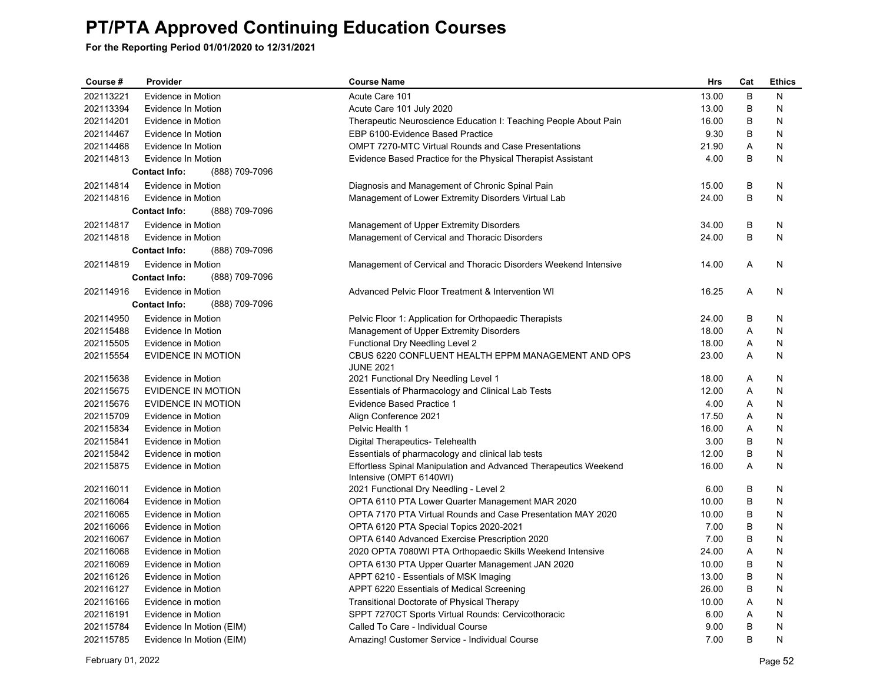# PT/PTA Approved Continuing Education Courses

**For the Reporting Period 01/01/2020 to 12/31/2021**

| Course # | Provider | Course Name | Hrs | Cat | Ethics |
|---|---|---|---|---|---|
| 202113221 | Evidence in Motion | Acute Care 101 | 13.00 | B | N |
| 202113394 | Evidence In Motion | Acute Care 101 July 2020 | 13.00 | B | N |
| 202114201 | Evidence in Motion | Therapeutic Neuroscience Education I: Teaching People About Pain | 16.00 | B | N |
| 202114467 | Evidence in Motion | EBP 6100-Evidence Based Practice | 9.30 | B | N |
| 202114468 | Evidence In Motion | OMPT 7270-MTC Virtual Rounds and Case Presentations | 21.90 | A | N |
| 202114813 | Evidence In Motion | Evidence Based Practice for the Physical Therapist Assistant | 4.00 | B | N |
| | **Contact Info:** (888) 709-7096 | | | | |
| 202114814 | Evidence in Motion | Diagnosis and Management of Chronic Spinal Pain | 15.00 | B | N |
| 202114816 | Evidence in Motion | Management of Lower Extremity Disorders Virtual Lab | 24.00 | B | N |
| | **Contact Info:** (888) 709-7096 | | | | |
| 202114817 | Evidence in Motion | Management of Upper Extremity Disorders | 34.00 | B | N |
| 202114818 | Evidence in Motion | Management of Cervical and Thoracic Disorders | 24.00 | B | N |
| | **Contact Info:** (888) 709-7096 | | | | |
| 202114819 | Evidence in Motion | Management of Cervical and Thoracic Disorders Weekend Intensive | 14.00 | A | N |
| | **Contact Info:** (888) 709-7096 | | | | |
| 202114916 | Evidence in Motion | Advanced Pelvic Floor Treatment & Intervention WI | 16.25 | A | N |
| | **Contact Info:** (888) 709-7096 | | | | |
| 202114950 | Evidence in Motion | Pelvic Floor 1: Application for Orthopaedic Therapists | 24.00 | B | N |
| 202115488 | Evidence In Motion | Management of Upper Extremity Disorders | 18.00 | A | N |
| 202115505 | Evidence in Motion | Functional Dry Needling Level 2 | 18.00 | A | N |
| 202115554 | EVIDENCE IN MOTION | CBUS 6220 CONFLUENT HEALTH EPPM MANAGEMENT AND OPS JUNE 2021 | 23.00 | A | N |
| 202115638 | Evidence in Motion | 2021 Functional Dry Needling Level 1 | 18.00 | A | N |
| 202115675 | EVIDENCE IN MOTION | Essentials of Pharmacology and Clinical Lab Tests | 12.00 | A | N |
| 202115676 | EVIDENCE IN MOTION | Evidence Based Practice 1 | 4.00 | A | N |
| 202115709 | Evidence in Motion | Align Conference 2021 | 17.50 | A | N |
| 202115834 | Evidence in Motion | Pelvic Health 1 | 16.00 | A | N |
| 202115841 | Evidence in Motion | Digital Therapeutics- Telehealth | 3.00 | B | N |
| 202115842 | Evidence in motion | Essentials of pharmacology and clinical lab tests | 12.00 | B | N |
| 202115875 | Evidence in Motion | Effortless Spinal Manipulation and Advanced Therapeutics Weekend Intensive (OMPT 6140WI) | 16.00 | A | N |
| 202116011 | Evidence in Motion | 2021 Functional Dry Needling - Level 2 | 6.00 | B | N |
| 202116064 | Evidence in Motion | OPTA 6110 PTA Lower Quarter Management MAR 2020 | 10.00 | B | N |
| 202116065 | Evidence in Motion | OPTA 7170 PTA Virtual Rounds and Case Presentation MAY 2020 | 10.00 | B | N |
| 202116066 | Evidence in Motion | OPTA 6120 PTA Special Topics 2020-2021 | 7.00 | B | N |
| 202116067 | Evidence in Motion | OPTA 6140 Advanced Exercise Prescription 2020 | 7.00 | B | N |
| 202116068 | Evidence in Motion | 2020 OPTA 7080WI PTA Orthopaedic Skills Weekend Intensive | 24.00 | A | N |
| 202116069 | Evidence in Motion | OPTA 6130 PTA Upper Quarter Management JAN 2020 | 10.00 | B | N |
| 202116126 | Evidence in Motion | APPT 6210 - Essentials of MSK Imaging | 13.00 | B | N |
| 202116127 | Evidence in Motion | APPT 6220 Essentials of Medical Screening | 26.00 | B | N |
| 202116166 | Evidence in motion | Transitional Doctorate of Physical Therapy | 10.00 | A | N |
| 202116191 | Evidence in Motion | SPPT 7270CT Sports Virtual Rounds: Cervicothoracic | 6.00 | A | N |
| 202115784 | Evidence In Motion (EIM) | Called To Care - Individual Course | 9.00 | B | N |
| 202115785 | Evidence In Motion (EIM) | Amazing! Customer Service - Individual Course | 7.00 | B | N |

February 01, 2022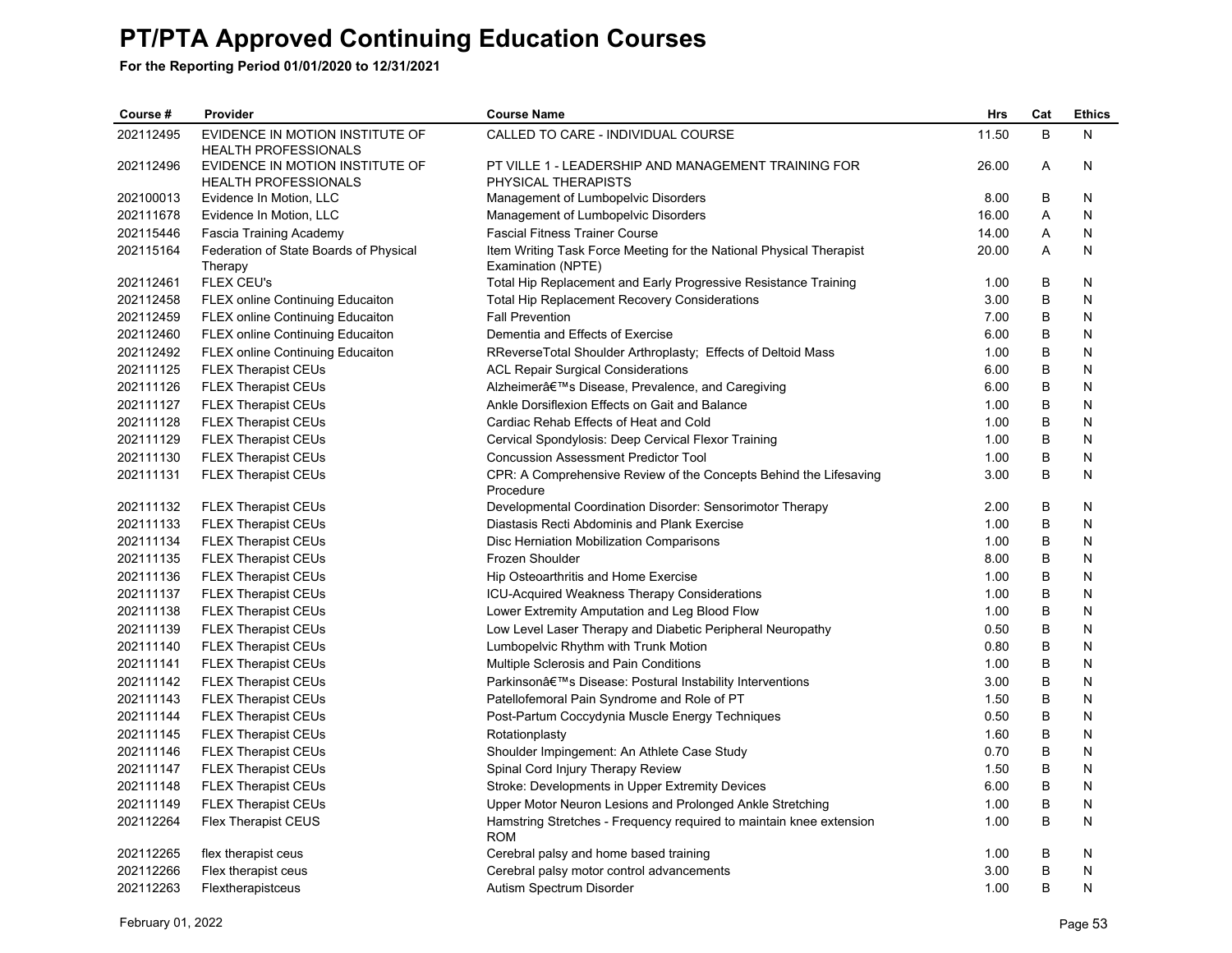# PT/PTA Approved Continuing Education Courses

**For the Reporting Period 01/01/2020 to 12/31/2021**

| Course # | Provider | Course Name | Hrs | Cat | Ethics |
|---|---|---|---|---|---|
| 202112495 | EVIDENCE IN MOTION INSTITUTE OF HEALTH PROFESSIONALS | CALLED TO CARE - INDIVIDUAL COURSE | 11.50 | B | N |
| 202112496 | EVIDENCE IN MOTION INSTITUTE OF HEALTH PROFESSIONALS | PT VILLE 1 - LEADERSHIP AND MANAGEMENT TRAINING FOR PHYSICAL THERAPISTS | 26.00 | A | N |
| 202100013 | Evidence In Motion, LLC | Management of Lumbopelvic Disorders | 8.00 | B | N |
| 202111678 | Evidence In Motion, LLC | Management of Lumbopelvic Disorders | 16.00 | A | N |
| 202115446 | Fascia Training Academy | Fascial Fitness Trainer Course | 14.00 | A | N |
| 202115164 | Federation of State Boards of Physical Therapy | Item Writing Task Force Meeting for the National Physical Therapist Examination (NPTE) | 20.00 | A | N |
| 202112461 | FLEX CEU's | Total Hip Replacement and Early Progressive Resistance Training | 1.00 | B | N |
| 202112458 | FLEX online Continuing Educaiton | Total Hip Replacement Recovery Considerations | 3.00 | B | N |
| 202112459 | FLEX online Continuing Educaiton | Fall Prevention | 7.00 | B | N |
| 202112460 | FLEX online Continuing Educaiton | Dementia and Effects of Exercise | 6.00 | B | N |
| 202112492 | FLEX online Continuing Educaiton | RReverseTotal Shoulder Arthroplasty; Effects of Deltoid Mass | 1.00 | B | N |
| 202111125 | FLEX Therapist CEUs | ACL Repair Surgical Considerations | 6.00 | B | N |
| 202111126 | FLEX Therapist CEUs | Alzheimerâ€™s Disease, Prevalence, and Caregiving | 6.00 | B | N |
| 202111127 | FLEX Therapist CEUs | Ankle Dorsiflexion Effects on Gait and Balance | 1.00 | B | N |
| 202111128 | FLEX Therapist CEUs | Cardiac Rehab Effects of Heat and Cold | 1.00 | B | N |
| 202111129 | FLEX Therapist CEUs | Cervical Spondylosis: Deep Cervical Flexor Training | 1.00 | B | N |
| 202111130 | FLEX Therapist CEUs | Concussion Assessment Predictor Tool | 1.00 | B | N |
| 202111131 | FLEX Therapist CEUs | CPR: A Comprehensive Review of the Concepts Behind the Lifesaving Procedure | 3.00 | B | N |
| 202111132 | FLEX Therapist CEUs | Developmental Coordination Disorder: Sensorimotor Therapy | 2.00 | B | N |
| 202111133 | FLEX Therapist CEUs | Diastasis Recti Abdominis and Plank Exercise | 1.00 | B | N |
| 202111134 | FLEX Therapist CEUs | Disc Herniation Mobilization Comparisons | 1.00 | B | N |
| 202111135 | FLEX Therapist CEUs | Frozen Shoulder | 8.00 | B | N |
| 202111136 | FLEX Therapist CEUs | Hip Osteoarthritis and Home Exercise | 1.00 | B | N |
| 202111137 | FLEX Therapist CEUs | ICU-Acquired Weakness Therapy Considerations | 1.00 | B | N |
| 202111138 | FLEX Therapist CEUs | Lower Extremity Amputation and Leg Blood Flow | 1.00 | B | N |
| 202111139 | FLEX Therapist CEUs | Low Level Laser Therapy and Diabetic Peripheral Neuropathy | 0.50 | B | N |
| 202111140 | FLEX Therapist CEUs | Lumbopelvic Rhythm with Trunk Motion | 0.80 | B | N |
| 202111141 | FLEX Therapist CEUs | Multiple Sclerosis and Pain Conditions | 1.00 | B | N |
| 202111142 | FLEX Therapist CEUs | Parkinsonâ€™s Disease: Postural Instability Interventions | 3.00 | B | N |
| 202111143 | FLEX Therapist CEUs | Patellofemoral Pain Syndrome and Role of PT | 1.50 | B | N |
| 202111144 | FLEX Therapist CEUs | Post-Partum Coccydynia Muscle Energy Techniques | 0.50 | B | N |
| 202111145 | FLEX Therapist CEUs | Rotationplasty | 1.60 | B | N |
| 202111146 | FLEX Therapist CEUs | Shoulder Impingement: An Athlete Case Study | 0.70 | B | N |
| 202111147 | FLEX Therapist CEUs | Spinal Cord Injury Therapy Review | 1.50 | B | N |
| 202111148 | FLEX Therapist CEUs | Stroke: Developments in Upper Extremity Devices | 6.00 | B | N |
| 202111149 | FLEX Therapist CEUs | Upper Motor Neuron Lesions and Prolonged Ankle Stretching | 1.00 | B | N |
| 202112264 | Flex Therapist CEUS | Hamstring Stretches - Frequency required to maintain knee extension ROM | 1.00 | B | N |
| 202112265 | flex therapist ceus | Cerebral palsy and home based training | 1.00 | B | N |
| 202112266 | Flex therapist ceus | Cerebral palsy motor control advancements | 3.00 | B | N |
| 202112263 | Flextherapistceus | Autism Spectrum Disorder | 1.00 | B | N |

February 01, 2022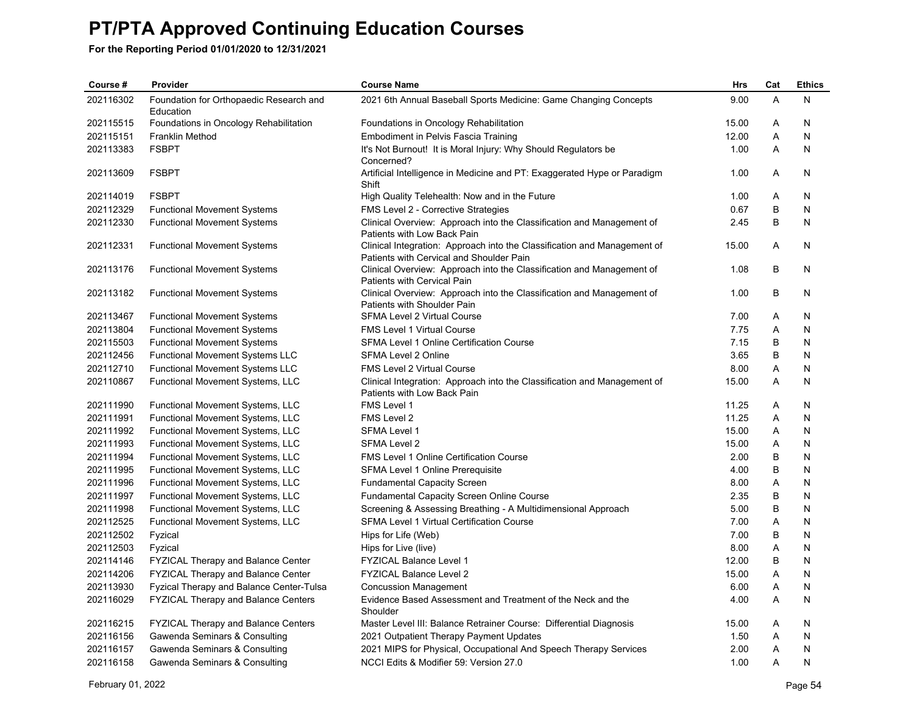# PT/PTA Approved Continuing Education Courses

**For the Reporting Period 01/01/2020 to 12/31/2021**

| Course # | Provider | Course Name | Hrs | Cat | Ethics |
|---|---|---|---|---|---|
| 202116302 | Foundation for Orthopaedic Research and Education | 2021 6th Annual Baseball Sports Medicine: Game Changing Concepts | 9.00 | A | N |
| 202115515 | Foundations in Oncology Rehabilitation | Foundations in Oncology Rehabilitation | 15.00 | A | N |
| 202115151 | Franklin Method | Embodiment in Pelvis Fascia Training | 12.00 | A | N |
| 202113383 | FSBPT | It's Not Burnout! It is Moral Injury: Why Should Regulators be Concerned? | 1.00 | A | N |
| 202113609 | FSBPT | Artificial Intelligence in Medicine and PT: Exaggerated Hype or Paradigm Shift | 1.00 | A | N |
| 202114019 | FSBPT | High Quality Telehealth: Now and in the Future | 1.00 | A | N |
| 202112329 | Functional Movement Systems | FMS Level 2 - Corrective Strategies | 0.67 | B | N |
| 202112330 | Functional Movement Systems | Clinical Overview: Approach into the Classification and Management of Patients with Low Back Pain | 2.45 | B | N |
| 202112331 | Functional Movement Systems | Clinical Integration: Approach into the Classification and Management of Patients with Cervical and Shoulder Pain | 15.00 | A | N |
| 202113176 | Functional Movement Systems | Clinical Overview: Approach into the Classification and Management of Patients with Cervical Pain | 1.08 | B | N |
| 202113182 | Functional Movement Systems | Clinical Overview: Approach into the Classification and Management of Patients with Shoulder Pain | 1.00 | B | N |
| 202113467 | Functional Movement Systems | SFMA Level 2 Virtual Course | 7.00 | A | N |
| 202113804 | Functional Movement Systems | FMS Level 1 Virtual Course | 7.75 | A | N |
| 202115503 | Functional Movement Systems | SFMA Level 1 Online Certification Course | 7.15 | B | N |
| 202112456 | Functional Movement Systems LLC | SFMA Level 2 Online | 3.65 | B | N |
| 202112710 | Functional Movement Systems LLC | FMS Level 2 Virtual Course | 8.00 | A | N |
| 202110867 | Functional Movement Systems, LLC | Clinical Integration: Approach into the Classification and Management of Patients with Low Back Pain | 15.00 | A | N |
| 202111990 | Functional Movement Systems, LLC | FMS Level 1 | 11.25 | A | N |
| 202111991 | Functional Movement Systems, LLC | FMS Level 2 | 11.25 | A | N |
| 202111992 | Functional Movement Systems, LLC | SFMA Level 1 | 15.00 | A | N |
| 202111993 | Functional Movement Systems, LLC | SFMA Level 2 | 15.00 | A | N |
| 202111994 | Functional Movement Systems, LLC | FMS Level 1 Online Certification Course | 2.00 | B | N |
| 202111995 | Functional Movement Systems, LLC | SFMA Level 1 Online Prerequisite | 4.00 | B | N |
| 202111996 | Functional Movement Systems, LLC | Fundamental Capacity Screen | 8.00 | A | N |
| 202111997 | Functional Movement Systems, LLC | Fundamental Capacity Screen Online Course | 2.35 | B | N |
| 202111998 | Functional Movement Systems, LLC | Screening & Assessing Breathing - A Multidimensional Approach | 5.00 | B | N |
| 202112525 | Functional Movement Systems, LLC | SFMA Level 1 Virtual Certification Course | 7.00 | A | N |
| 202112502 | Fyzical | Hips for Life (Web) | 7.00 | B | N |
| 202112503 | Fyzical | Hips for Live (live) | 8.00 | A | N |
| 202114146 | FYZICAL Therapy and Balance Center | FYZICAL Balance Level 1 | 12.00 | B | N |
| 202114206 | FYZICAL Therapy and Balance Center | FYZICAL Balance Level 2 | 15.00 | A | N |
| 202113930 | Fyzical Therapy and Balance Center-Tulsa | Concussion Management | 6.00 | A | N |
| 202116029 | FYZICAL Therapy and Balance Centers | Evidence Based Assessment and Treatment of the Neck and the Shoulder | 4.00 | A | N |
| 202116215 | FYZICAL Therapy and Balance Centers | Master Level III: Balance Retrainer Course: Differential Diagnosis | 15.00 | A | N |
| 202116156 | Gawenda Seminars & Consulting | 2021 Outpatient Therapy Payment Updates | 1.50 | A | N |
| 202116157 | Gawenda Seminars & Consulting | 2021 MIPS for Physical, Occupational And Speech Therapy Services | 2.00 | A | N |
| 202116158 | Gawenda Seminars & Consulting | NCCI Edits & Modifier 59: Version 27.0 | 1.00 | A | N |

February 01, 2022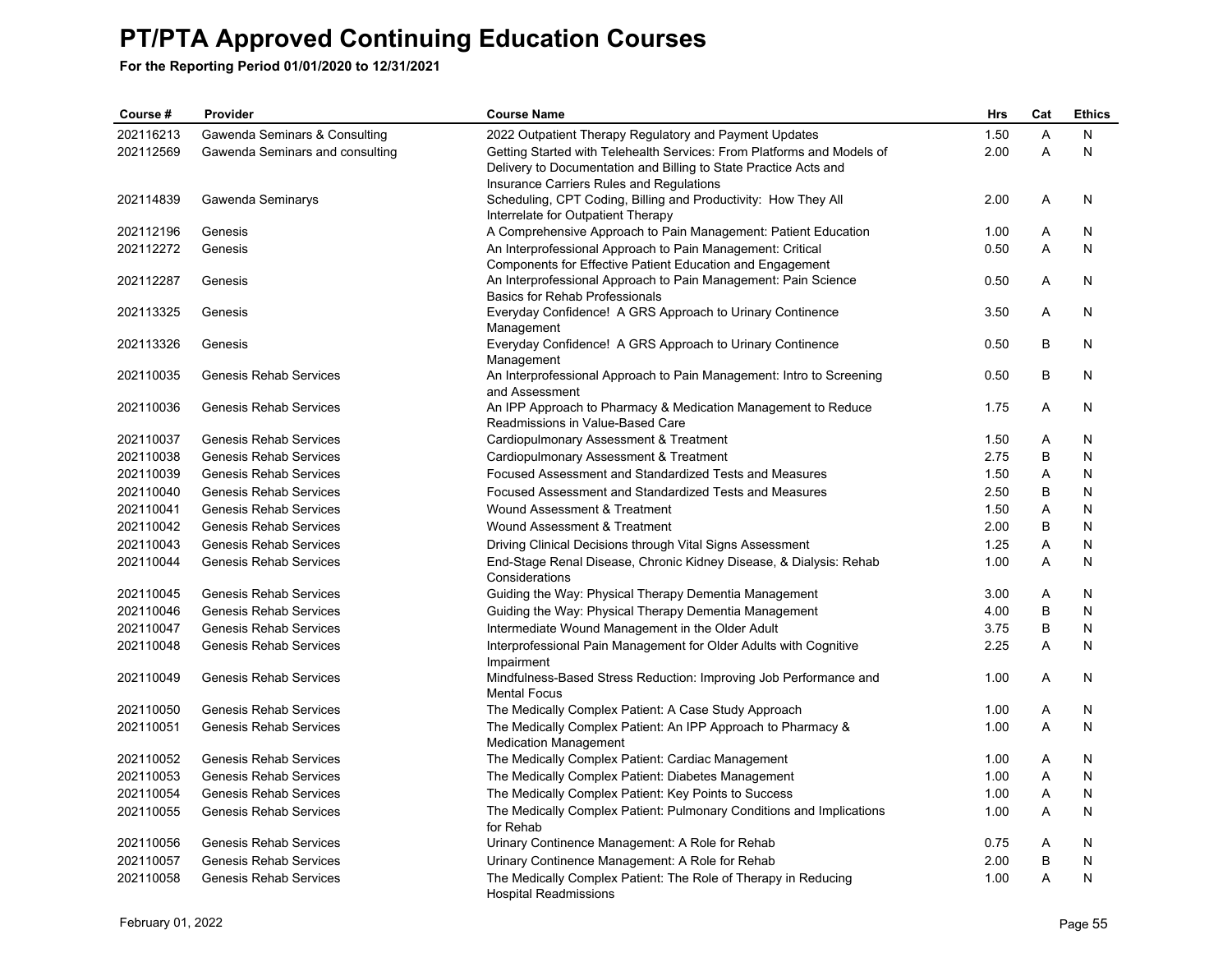# PT/PTA Approved Continuing Education Courses

**For the Reporting Period 01/01/2020 to 12/31/2021**

| Course # | Provider | Course Name | Hrs | Cat | Ethics |
|---|---|---|---|---|---|
| 202116213 | Gawenda Seminars & Consulting | 2022 Outpatient Therapy Regulatory and Payment Updates | 1.50 | A | N |
| 202112569 | Gawenda Seminars and consulting | Getting Started with Telehealth Services: From Platforms and Models of Delivery to Documentation and Billing to State Practice Acts and Insurance Carriers Rules and Regulations | 2.00 | A | N |
| 202114839 | Gawenda Seminarys | Scheduling, CPT Coding, Billing and Productivity: How They All Interrelate for Outpatient Therapy | 2.00 | A | N |
| 202112196 | Genesis | A Comprehensive Approach to Pain Management: Patient Education | 1.00 | A | N |
| 202112272 | Genesis | An Interprofessional Approach to Pain Management: Critical Components for Effective Patient Education and Engagement | 0.50 | A | N |
| 202112287 | Genesis | An Interprofessional Approach to Pain Management: Pain Science Basics for Rehab Professionals | 0.50 | A | N |
| 202113325 | Genesis | Everyday Confidence! A GRS Approach to Urinary Continence Management | 3.50 | A | N |
| 202113326 | Genesis | Everyday Confidence! A GRS Approach to Urinary Continence Management | 0.50 | B | N |
| 202110035 | Genesis Rehab Services | An Interprofessional Approach to Pain Management: Intro to Screening and Assessment | 0.50 | B | N |
| 202110036 | Genesis Rehab Services | An IPP Approach to Pharmacy & Medication Management to Reduce Readmissions in Value-Based Care | 1.75 | A | N |
| 202110037 | Genesis Rehab Services | Cardiopulmonary Assessment & Treatment | 1.50 | A | N |
| 202110038 | Genesis Rehab Services | Cardiopulmonary Assessment & Treatment | 2.75 | B | N |
| 202110039 | Genesis Rehab Services | Focused Assessment and Standardized Tests and Measures | 1.50 | A | N |
| 202110040 | Genesis Rehab Services | Focused Assessment and Standardized Tests and Measures | 2.50 | B | N |
| 202110041 | Genesis Rehab Services | Wound Assessment & Treatment | 1.50 | A | N |
| 202110042 | Genesis Rehab Services | Wound Assessment & Treatment | 2.00 | B | N |
| 202110043 | Genesis Rehab Services | Driving Clinical Decisions through Vital Signs Assessment | 1.25 | A | N |
| 202110044 | Genesis Rehab Services | End-Stage Renal Disease, Chronic Kidney Disease, & Dialysis: Rehab Considerations | 1.00 | A | N |
| 202110045 | Genesis Rehab Services | Guiding the Way: Physical Therapy Dementia Management | 3.00 | A | N |
| 202110046 | Genesis Rehab Services | Guiding the Way: Physical Therapy Dementia Management | 4.00 | B | N |
| 202110047 | Genesis Rehab Services | Intermediate Wound Management in the Older Adult | 3.75 | B | N |
| 202110048 | Genesis Rehab Services | Interprofessional Pain Management for Older Adults with Cognitive Impairment | 2.25 | A | N |
| 202110049 | Genesis Rehab Services | Mindfulness-Based Stress Reduction: Improving Job Performance and Mental Focus | 1.00 | A | N |
| 202110050 | Genesis Rehab Services | The Medically Complex Patient: A Case Study Approach | 1.00 | A | N |
| 202110051 | Genesis Rehab Services | The Medically Complex Patient: An IPP Approach to Pharmacy & Medication Management | 1.00 | A | N |
| 202110052 | Genesis Rehab Services | The Medically Complex Patient: Cardiac Management | 1.00 | A | N |
| 202110053 | Genesis Rehab Services | The Medically Complex Patient: Diabetes Management | 1.00 | A | N |
| 202110054 | Genesis Rehab Services | The Medically Complex Patient: Key Points to Success | 1.00 | A | N |
| 202110055 | Genesis Rehab Services | The Medically Complex Patient: Pulmonary Conditions and Implications for Rehab | 1.00 | A | N |
| 202110056 | Genesis Rehab Services | Urinary Continence Management: A Role for Rehab | 0.75 | A | N |
| 202110057 | Genesis Rehab Services | Urinary Continence Management: A Role for Rehab | 2.00 | B | N |
| 202110058 | Genesis Rehab Services | The Medically Complex Patient: The Role of Therapy in Reducing Hospital Readmissions | 1.00 | A | N |

February 01, 2022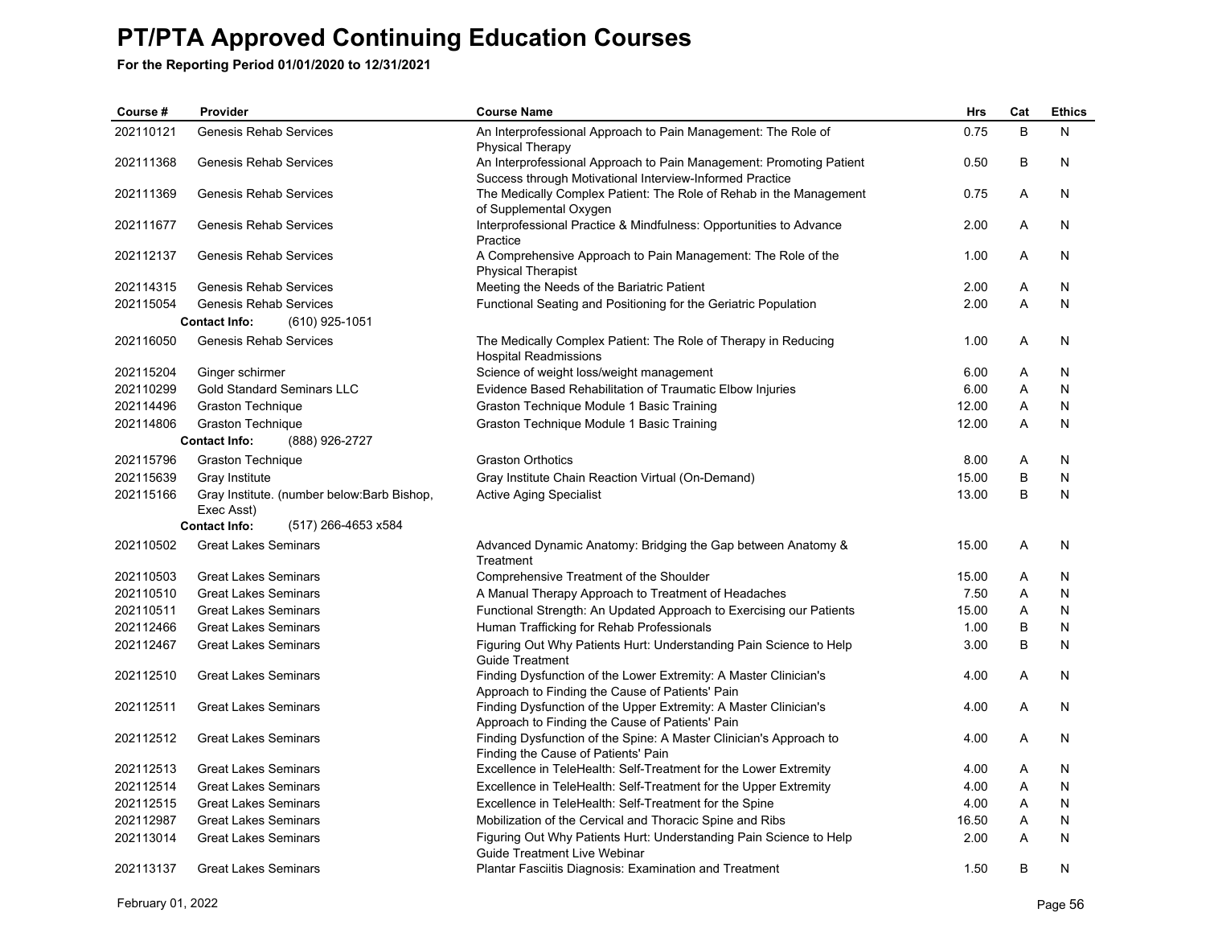# PT/PTA Approved Continuing Education Courses

**For the Reporting Period 01/01/2020 to 12/31/2021**

| Course # | Provider | Course Name | Hrs | Cat | Ethics |
|---|---|---|---|---|---|
| 202110121 | Genesis Rehab Services | An Interprofessional Approach to Pain Management: The Role of Physical Therapy | 0.75 | B | N |
| 202111368 | Genesis Rehab Services | An Interprofessional Approach to Pain Management: Promoting Patient Success through Motivational Interview-Informed Practice | 0.50 | B | N |
| 202111369 | Genesis Rehab Services | The Medically Complex Patient: The Role of Rehab in the Management of Supplemental Oxygen | 0.75 | A | N |
| 202111677 | Genesis Rehab Services | Interprofessional Practice & Mindfulness: Opportunities to Advance Practice | 2.00 | A | N |
| 202112137 | Genesis Rehab Services | A Comprehensive Approach to Pain Management: The Role of the Physical Therapist | 1.00 | A | N |
| 202114315 | Genesis Rehab Services | Meeting the Needs of the Bariatric Patient | 2.00 | A | N |
| 202115054 | Genesis Rehab Services | Functional Seating and Positioning for the Geriatric Population | 2.00 | A | N |
| | **Contact Info:** (610) 925-1051 | | | | |
| 202116050 | Genesis Rehab Services | The Medically Complex Patient: The Role of Therapy in Reducing Hospital Readmissions | 1.00 | A | N |
| 202115204 | Ginger schirmer | Science of weight loss/weight management | 6.00 | A | N |
| 202110299 | Gold Standard Seminars LLC | Evidence Based Rehabilitation of Traumatic Elbow Injuries | 6.00 | A | N |
| 202114496 | Graston Technique | Graston Technique Module 1 Basic Training | 12.00 | A | N |
| 202114806 | Graston Technique | Graston Technique Module 1 Basic Training | 12.00 | A | N |
| | **Contact Info:** (888) 926-2727 | | | | |
| 202115796 | Graston Technique | Graston Orthotics | 8.00 | A | N |
| 202115639 | Gray Institute | Gray Institute Chain Reaction Virtual (On-Demand) | 15.00 | B | N |
| 202115166 | Gray Institute. (number below:Barb Bishop, Exec Asst) | Active Aging Specialist | 13.00 | B | N |
| | **Contact Info:** (517) 266-4653 x584 | | | | |
| 202110502 | Great Lakes Seminars | Advanced Dynamic Anatomy: Bridging the Gap between Anatomy & Treatment | 15.00 | A | N |
| 202110503 | Great Lakes Seminars | Comprehensive Treatment of the Shoulder | 15.00 | A | N |
| 202110510 | Great Lakes Seminars | A Manual Therapy Approach to Treatment of Headaches | 7.50 | A | N |
| 202110511 | Great Lakes Seminars | Functional Strength: An Updated Approach to Exercising our Patients | 15.00 | A | N |
| 202112466 | Great Lakes Seminars | Human Trafficking for Rehab Professionals | 1.00 | B | N |
| 202112467 | Great Lakes Seminars | Figuring Out Why Patients Hurt: Understanding Pain Science to Help Guide Treatment | 3.00 | B | N |
| 202112510 | Great Lakes Seminars | Finding Dysfunction of the Lower Extremity: A Master Clinician's Approach to Finding the Cause of Patients' Pain | 4.00 | A | N |
| 202112511 | Great Lakes Seminars | Finding Dysfunction of the Upper Extremity: A Master Clinician's Approach to Finding the Cause of Patients' Pain | 4.00 | A | N |
| 202112512 | Great Lakes Seminars | Finding Dysfunction of the Spine: A Master Clinician's Approach to Finding the Cause of Patients' Pain | 4.00 | A | N |
| 202112513 | Great Lakes Seminars | Excellence in TeleHealth: Self-Treatment for the Lower Extremity | 4.00 | A | N |
| 202112514 | Great Lakes Seminars | Excellence in TeleHealth: Self-Treatment for the Upper Extremity | 4.00 | A | N |
| 202112515 | Great Lakes Seminars | Excellence in TeleHealth: Self-Treatment for the Spine | 4.00 | A | N |
| 202112987 | Great Lakes Seminars | Mobilization of the Cervical and Thoracic Spine and Ribs | 16.50 | A | N |
| 202113014 | Great Lakes Seminars | Figuring Out Why Patients Hurt: Understanding Pain Science to Help Guide Treatment Live Webinar | 2.00 | A | N |
| 202113137 | Great Lakes Seminars | Plantar Fasciitis Diagnosis: Examination and Treatment | 1.50 | B | N |

February 01, 2022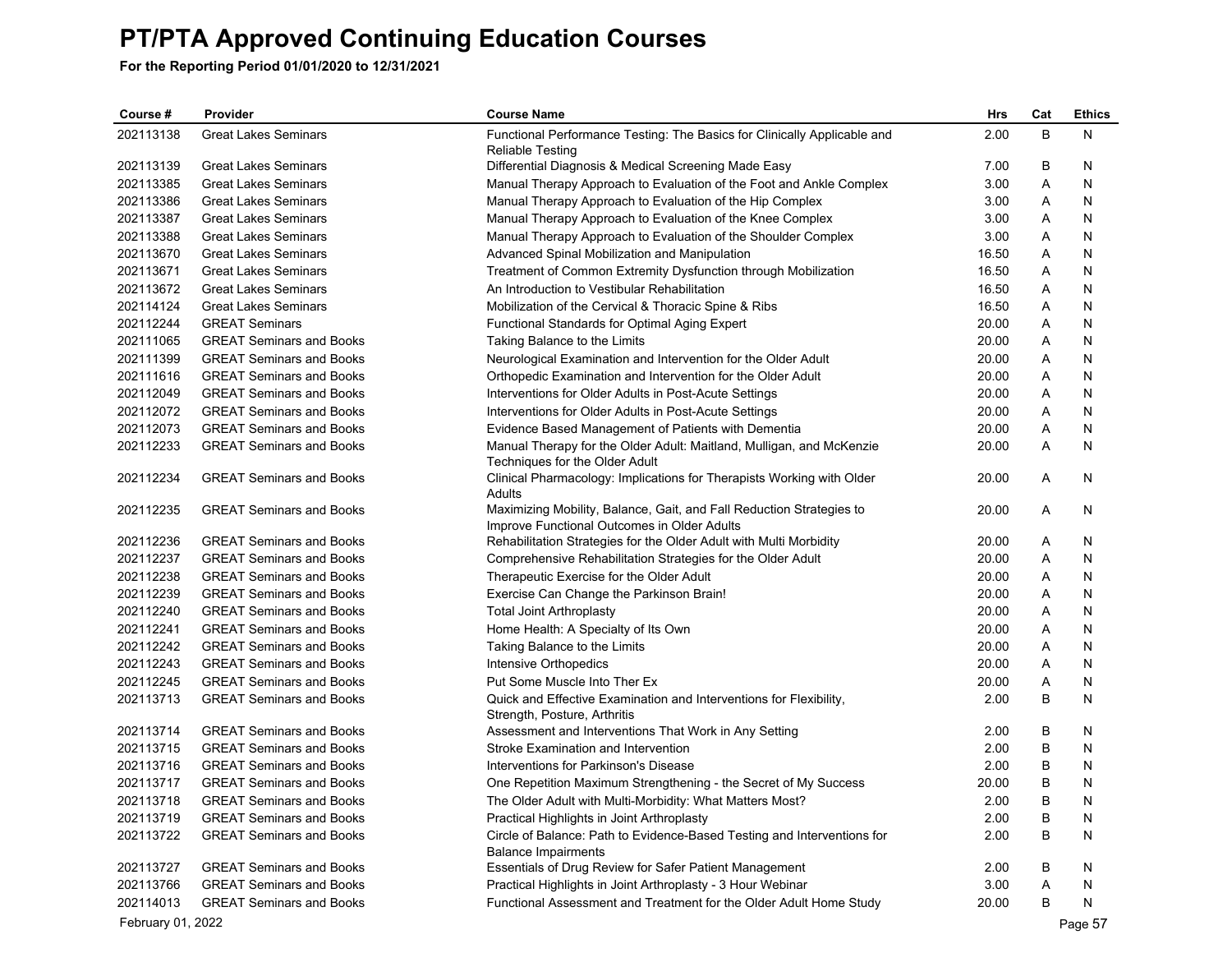# PT/PTA Approved Continuing Education Courses

**For the Reporting Period 01/01/2020 to 12/31/2021**

| Course # | Provider | Course Name | Hrs | Cat | Ethics |
|---|---|---|---|---|---|
| 202113138 | Great Lakes Seminars | Functional Performance Testing: The Basics for Clinically Applicable and Reliable Testing | 2.00 | B | N |
| 202113139 | Great Lakes Seminars | Differential Diagnosis & Medical Screening Made Easy | 7.00 | B | N |
| 202113385 | Great Lakes Seminars | Manual Therapy Approach to Evaluation of the Foot and Ankle Complex | 3.00 | A | N |
| 202113386 | Great Lakes Seminars | Manual Therapy Approach to Evaluation of the Hip Complex | 3.00 | A | N |
| 202113387 | Great Lakes Seminars | Manual Therapy Approach to Evaluation of the Knee Complex | 3.00 | A | N |
| 202113388 | Great Lakes Seminars | Manual Therapy Approach to Evaluation of the Shoulder Complex | 3.00 | A | N |
| 202113670 | Great Lakes Seminars | Advanced Spinal Mobilization and Manipulation | 16.50 | A | N |
| 202113671 | Great Lakes Seminars | Treatment of Common Extremity Dysfunction through Mobilization | 16.50 | A | N |
| 202113672 | Great Lakes Seminars | An Introduction to Vestibular Rehabilitation | 16.50 | A | N |
| 202114124 | Great Lakes Seminars | Mobilization of the Cervical & Thoracic Spine & Ribs | 16.50 | A | N |
| 202112244 | GREAT Seminars | Functional Standards for Optimal Aging Expert | 20.00 | A | N |
| 202111065 | GREAT Seminars and Books | Taking Balance to the Limits | 20.00 | A | N |
| 202111399 | GREAT Seminars and Books | Neurological Examination and Intervention for the Older Adult | 20.00 | A | N |
| 202111616 | GREAT Seminars and Books | Orthopedic Examination and Intervention for the Older Adult | 20.00 | A | N |
| 202112049 | GREAT Seminars and Books | Interventions for Older Adults in Post-Acute Settings | 20.00 | A | N |
| 202112072 | GREAT Seminars and Books | Interventions for Older Adults in Post-Acute Settings | 20.00 | A | N |
| 202112073 | GREAT Seminars and Books | Evidence Based Management of Patients with Dementia | 20.00 | A | N |
| 202112233 | GREAT Seminars and Books | Manual Therapy for the Older Adult: Maitland, Mulligan, and McKenzie Techniques for the Older Adult | 20.00 | A | N |
| 202112234 | GREAT Seminars and Books | Clinical Pharmacology: Implications for Therapists Working with Older Adults | 20.00 | A | N |
| 202112235 | GREAT Seminars and Books | Maximizing Mobility, Balance, Gait, and Fall Reduction Strategies to Improve Functional Outcomes in Older Adults | 20.00 | A | N |
| 202112236 | GREAT Seminars and Books | Rehabilitation Strategies for the Older Adult with Multi Morbidity | 20.00 | A | N |
| 202112237 | GREAT Seminars and Books | Comprehensive Rehabilitation Strategies for the Older Adult | 20.00 | A | N |
| 202112238 | GREAT Seminars and Books | Therapeutic Exercise for the Older Adult | 20.00 | A | N |
| 202112239 | GREAT Seminars and Books | Exercise Can Change the Parkinson Brain! | 20.00 | A | N |
| 202112240 | GREAT Seminars and Books | Total Joint Arthroplasty | 20.00 | A | N |
| 202112241 | GREAT Seminars and Books | Home Health: A Specialty of Its Own | 20.00 | A | N |
| 202112242 | GREAT Seminars and Books | Taking Balance to the Limits | 20.00 | A | N |
| 202112243 | GREAT Seminars and Books | Intensive Orthopedics | 20.00 | A | N |
| 202112245 | GREAT Seminars and Books | Put Some Muscle Into Ther Ex | 20.00 | A | N |
| 202113713 | GREAT Seminars and Books | Quick and Effective Examination and Interventions for Flexibility, Strength, Posture, Arthritis | 2.00 | B | N |
| 202113714 | GREAT Seminars and Books | Assessment and Interventions That Work in Any Setting | 2.00 | B | N |
| 202113715 | GREAT Seminars and Books | Stroke Examination and Intervention | 2.00 | B | N |
| 202113716 | GREAT Seminars and Books | Interventions for Parkinson's Disease | 2.00 | B | N |
| 202113717 | GREAT Seminars and Books | One Repetition Maximum Strengthening - the Secret of My Success | 20.00 | B | N |
| 202113718 | GREAT Seminars and Books | The Older Adult with Multi-Morbidity: What Matters Most? | 2.00 | B | N |
| 202113719 | GREAT Seminars and Books | Practical Highlights in Joint Arthroplasty | 2.00 | B | N |
| 202113722 | GREAT Seminars and Books | Circle of Balance: Path to Evidence-Based Testing and Interventions for Balance Impairments | 2.00 | B | N |
| 202113727 | GREAT Seminars and Books | Essentials of Drug Review for Safer Patient Management | 2.00 | B | N |
| 202113766 | GREAT Seminars and Books | Practical Highlights in Joint Arthroplasty - 3 Hour Webinar | 3.00 | A | N |
| 202114013 | GREAT Seminars and Books | Functional Assessment and Treatment for the Older Adult Home Study | 20.00 | B | N |

February 01, 2022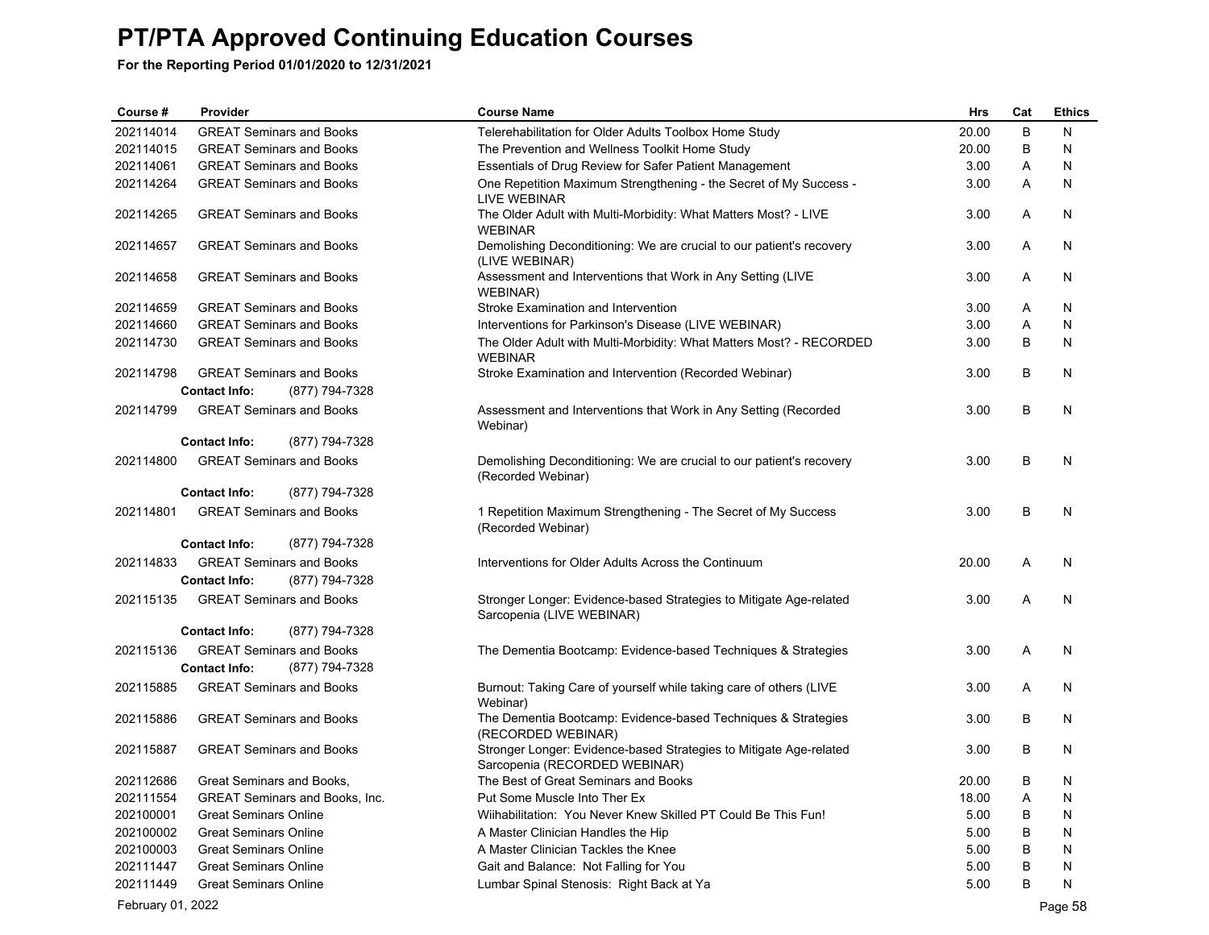# PT/PTA Approved Continuing Education Courses

**For the Reporting Period 01/01/2020 to 12/31/2021**

| Course # | Provider | Course Name | Hrs | Cat | Ethics |
|---|---|---|---|---|---|
| 202114014 | GREAT Seminars and Books | Telerehabilitation for Older Adults Toolbox Home Study | 20.00 | B | N |
| 202114015 | GREAT Seminars and Books | The Prevention and Wellness Toolkit Home Study | 20.00 | B | N |
| 202114061 | GREAT Seminars and Books | Essentials of Drug Review for Safer Patient Management | 3.00 | A | N |
| 202114264 | GREAT Seminars and Books | One Repetition Maximum Strengthening - the Secret of My Success - LIVE WEBINAR | 3.00 | A | N |
| 202114265 | GREAT Seminars and Books | The Older Adult with Multi-Morbidity: What Matters Most? - LIVE WEBINAR | 3.00 | A | N |
| 202114657 | GREAT Seminars and Books | Demolishing Deconditioning: We are crucial to our patient's recovery (LIVE WEBINAR) | 3.00 | A | N |
| 202114658 | GREAT Seminars and Books | Assessment and Interventions that Work in Any Setting (LIVE WEBINAR) | 3.00 | A | N |
| 202114659 | GREAT Seminars and Books | Stroke Examination and Intervention | 3.00 | A | N |
| 202114660 | GREAT Seminars and Books | Interventions for Parkinson's Disease (LIVE WEBINAR) | 3.00 | A | N |
| 202114730 | GREAT Seminars and Books | The Older Adult with Multi-Morbidity: What Matters Most? - RECORDED WEBINAR | 3.00 | B | N |
| 202114798 | GREAT Seminars and Books<br>**Contact Info:** (877) 794-7328 | Stroke Examination and Intervention (Recorded Webinar) | 3.00 | B | N |
| 202114799 | GREAT Seminars and Books<br>**Contact Info:** (877) 794-7328 | Assessment and Interventions that Work in Any Setting (Recorded Webinar) | 3.00 | B | N |
| 202114800 | GREAT Seminars and Books<br>**Contact Info:** (877) 794-7328 | Demolishing Deconditioning: We are crucial to our patient's recovery (Recorded Webinar) | 3.00 | B | N |
| 202114801 | GREAT Seminars and Books<br>**Contact Info:** (877) 794-7328 | 1 Repetition Maximum Strengthening - The Secret of My Success (Recorded Webinar) | 3.00 | B | N |
| 202114833 | GREAT Seminars and Books<br>**Contact Info:** (877) 794-7328 | Interventions for Older Adults Across the Continuum | 20.00 | A | N |
| 202115135 | GREAT Seminars and Books<br>**Contact Info:** (877) 794-7328 | Stronger Longer: Evidence-based Strategies to Mitigate Age-related Sarcopenia (LIVE WEBINAR) | 3.00 | A | N |
| 202115136 | GREAT Seminars and Books<br>**Contact Info:** (877) 794-7328 | The Dementia Bootcamp: Evidence-based Techniques & Strategies | 3.00 | A | N |
| 202115885 | GREAT Seminars and Books | Burnout: Taking Care of yourself while taking care of others (LIVE Webinar) | 3.00 | A | N |
| 202115886 | GREAT Seminars and Books | The Dementia Bootcamp: Evidence-based Techniques & Strategies (RECORDED WEBINAR) | 3.00 | B | N |
| 202115887 | GREAT Seminars and Books | Stronger Longer: Evidence-based Strategies to Mitigate Age-related Sarcopenia (RECORDED WEBINAR) | 3.00 | B | N |
| 202112686 | Great Seminars and Books, | The Best of Great Seminars and Books | 20.00 | B | N |
| 202111554 | GREAT Seminars and Books, Inc. | Put Some Muscle Into Ther Ex | 18.00 | A | N |
| 202100001 | Great Seminars Online | Wiihabilitation: You Never Knew Skilled PT Could Be This Fun! | 5.00 | B | N |
| 202100002 | Great Seminars Online | A Master Clinician Handles the Hip | 5.00 | B | N |
| 202100003 | Great Seminars Online | A Master Clinician Tackles the Knee | 5.00 | B | N |
| 202111447 | Great Seminars Online | Gait and Balance: Not Falling for You | 5.00 | B | N |
| 202111449 | Great Seminars Online | Lumbar Spinal Stenosis: Right Back at Ya | 5.00 | B | N |

February 01, 2022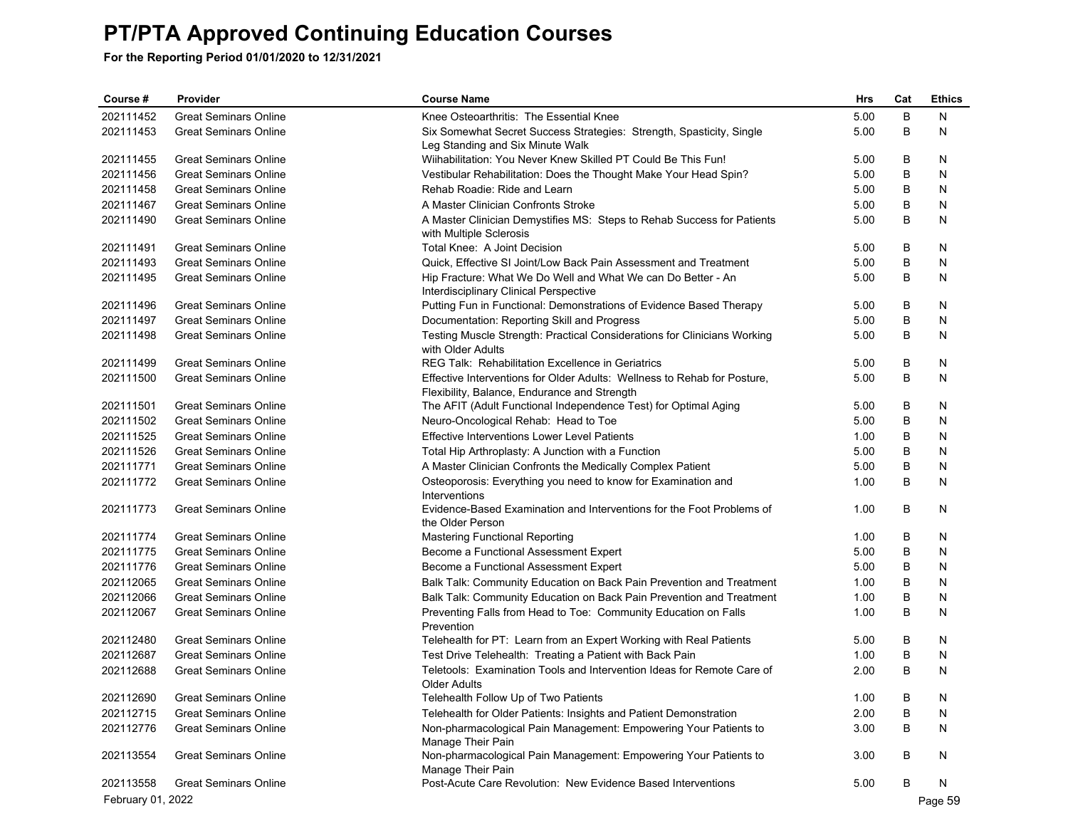# PT/PTA Approved Continuing Education Courses

**For the Reporting Period 01/01/2020 to 12/31/2021**

| Course # | Provider | Course Name | Hrs | Cat | Ethics |
|---|---|---|---|---|---|
| 202111452 | Great Seminars Online | Knee Osteoarthritis: The Essential Knee | 5.00 | B | N |
| 202111453 | Great Seminars Online | Six Somewhat Secret Success Strategies: Strength, Spasticity, Single Leg Standing and Six Minute Walk | 5.00 | B | N |
| 202111455 | Great Seminars Online | Wiihabilitation: You Never Knew Skilled PT Could Be This Fun! | 5.00 | B | N |
| 202111456 | Great Seminars Online | Vestibular Rehabilitation: Does the Thought Make Your Head Spin? | 5.00 | B | N |
| 202111458 | Great Seminars Online | Rehab Roadie: Ride and Learn | 5.00 | B | N |
| 202111467 | Great Seminars Online | A Master Clinician Confronts Stroke | 5.00 | B | N |
| 202111490 | Great Seminars Online | A Master Clinician Demystifies MS: Steps to Rehab Success for Patients with Multiple Sclerosis | 5.00 | B | N |
| 202111491 | Great Seminars Online | Total Knee: A Joint Decision | 5.00 | B | N |
| 202111493 | Great Seminars Online | Quick, Effective SI Joint/Low Back Pain Assessment and Treatment | 5.00 | B | N |
| 202111495 | Great Seminars Online | Hip Fracture: What We Do Well and What We can Do Better - An Interdisciplinary Clinical Perspective | 5.00 | B | N |
| 202111496 | Great Seminars Online | Putting Fun in Functional: Demonstrations of Evidence Based Therapy | 5.00 | B | N |
| 202111497 | Great Seminars Online | Documentation: Reporting Skill and Progress | 5.00 | B | N |
| 202111498 | Great Seminars Online | Testing Muscle Strength: Practical Considerations for Clinicians Working with Older Adults | 5.00 | B | N |
| 202111499 | Great Seminars Online | REG Talk: Rehabilitation Excellence in Geriatrics | 5.00 | B | N |
| 202111500 | Great Seminars Online | Effective Interventions for Older Adults: Wellness to Rehab for Posture, Flexibility, Balance, Endurance and Strength | 5.00 | B | N |
| 202111501 | Great Seminars Online | The AFIT (Adult Functional Independence Test) for Optimal Aging | 5.00 | B | N |
| 202111502 | Great Seminars Online | Neuro-Oncological Rehab: Head to Toe | 5.00 | B | N |
| 202111525 | Great Seminars Online | Effective Interventions Lower Level Patients | 1.00 | B | N |
| 202111526 | Great Seminars Online | Total Hip Arthroplasty: A Junction with a Function | 5.00 | B | N |
| 202111771 | Great Seminars Online | A Master Clinician Confronts the Medically Complex Patient | 5.00 | B | N |
| 202111772 | Great Seminars Online | Osteoporosis: Everything you need to know for Examination and Interventions | 1.00 | B | N |
| 202111773 | Great Seminars Online | Evidence-Based Examination and Interventions for the Foot Problems of the Older Person | 1.00 | B | N |
| 202111774 | Great Seminars Online | Mastering Functional Reporting | 1.00 | B | N |
| 202111775 | Great Seminars Online | Become a Functional Assessment Expert | 5.00 | B | N |
| 202111776 | Great Seminars Online | Become a Functional Assessment Expert | 5.00 | B | N |
| 202112065 | Great Seminars Online | Balk Talk: Community Education on Back Pain Prevention and Treatment | 1.00 | B | N |
| 202112066 | Great Seminars Online | Balk Talk: Community Education on Back Pain Prevention and Treatment | 1.00 | B | N |
| 202112067 | Great Seminars Online | Preventing Falls from Head to Toe: Community Education on Falls Prevention | 1.00 | B | N |
| 202112480 | Great Seminars Online | Telehealth for PT: Learn from an Expert Working with Real Patients | 5.00 | B | N |
| 202112687 | Great Seminars Online | Test Drive Telehealth: Treating a Patient with Back Pain | 1.00 | B | N |
| 202112688 | Great Seminars Online | Teletools: Examination Tools and Intervention Ideas for Remote Care of Older Adults | 2.00 | B | N |
| 202112690 | Great Seminars Online | Telehealth Follow Up of Two Patients | 1.00 | B | N |
| 202112715 | Great Seminars Online | Telehealth for Older Patients: Insights and Patient Demonstration | 2.00 | B | N |
| 202112776 | Great Seminars Online | Non-pharmacological Pain Management: Empowering Your Patients to Manage Their Pain | 3.00 | B | N |
| 202113554 | Great Seminars Online | Non-pharmacological Pain Management: Empowering Your Patients to Manage Their Pain | 3.00 | B | N |
| 202113558 | Great Seminars Online | Post-Acute Care Revolution: New Evidence Based Interventions | 5.00 | B | N |

February 01, 2022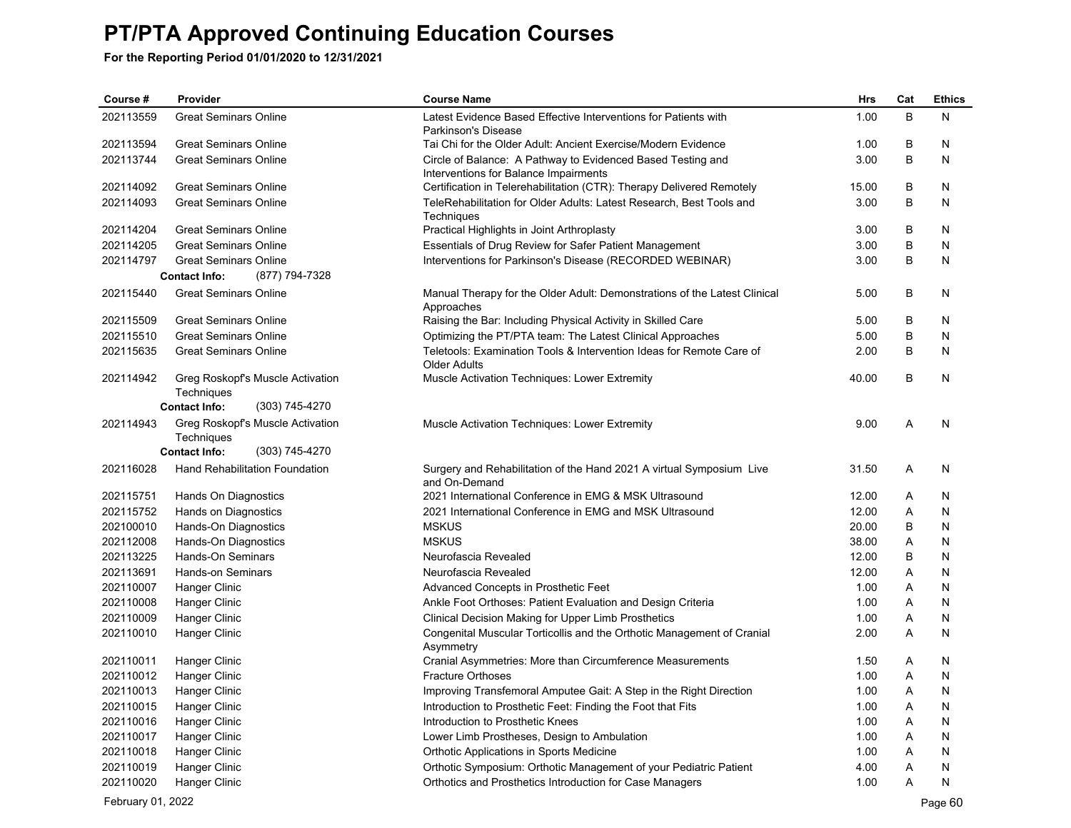# PT/PTA Approved Continuing Education Courses

**For the Reporting Period 01/01/2020 to 12/31/2021**

| Course # | Provider | Course Name | Hrs | Cat | Ethics |
|---|---|---|---|---|---|
| 202113559 | Great Seminars Online | Latest Evidence Based Effective Interventions for Patients with Parkinson's Disease | 1.00 | B | N |
| 202113594 | Great Seminars Online | Tai Chi for the Older Adult: Ancient Exercise/Modern Evidence | 1.00 | B | N |
| 202113744 | Great Seminars Online | Circle of Balance: A Pathway to Evidenced Based Testing and Interventions for Balance Impairments | 3.00 | B | N |
| 202114092 | Great Seminars Online | Certification in Telerehabilitation (CTR): Therapy Delivered Remotely | 15.00 | B | N |
| 202114093 | Great Seminars Online | TeleRehabilitation for Older Adults: Latest Research, Best Tools and Techniques | 3.00 | B | N |
| 202114204 | Great Seminars Online | Practical Highlights in Joint Arthroplasty | 3.00 | B | N |
| 202114205 | Great Seminars Online | Essentials of Drug Review for Safer Patient Management | 3.00 | B | N |
| 202114797 | Great Seminars Online | Interventions for Parkinson's Disease (RECORDED WEBINAR) | 3.00 | B | N |
| | **Contact Info:** (877) 794-7328 | | | | |
| 202115440 | Great Seminars Online | Manual Therapy for the Older Adult: Demonstrations of the Latest Clinical Approaches | 5.00 | B | N |
| 202115509 | Great Seminars Online | Raising the Bar: Including Physical Activity in Skilled Care | 5.00 | B | N |
| 202115510 | Great Seminars Online | Optimizing the PT/PTA team: The Latest Clinical Approaches | 5.00 | B | N |
| 202115635 | Great Seminars Online | Teletools: Examination Tools & Intervention Ideas for Remote Care of Older Adults | 2.00 | B | N |
| 202114942 | Greg Roskopf's Muscle Activation Techniques | Muscle Activation Techniques: Lower Extremity | 40.00 | B | N |
| | **Contact Info:** (303) 745-4270 | | | | |
| 202114943 | Greg Roskopf's Muscle Activation Techniques | Muscle Activation Techniques: Lower Extremity | 9.00 | A | N |
| | **Contact Info:** (303) 745-4270 | | | | |
| 202116028 | Hand Rehabilitation Foundation | Surgery and Rehabilitation of the Hand 2021 A virtual Symposium Live and On-Demand | 31.50 | A | N |
| 202115751 | Hands On Diagnostics | 2021 International Conference in EMG & MSK Ultrasound | 12.00 | A | N |
| 202115752 | Hands on Diagnostics | 2021 International Conference in EMG and MSK Ultrasound | 12.00 | A | N |
| 202100010 | Hands-On Diagnostics | MSKUS | 20.00 | B | N |
| 202112008 | Hands-On Diagnostics | MSKUS | 38.00 | A | N |
| 202113225 | Hands-On Seminars | Neurofascia Revealed | 12.00 | B | N |
| 202113691 | Hands-on Seminars | Neurofascia Revealed | 12.00 | A | N |
| 202110007 | Hanger Clinic | Advanced Concepts in Prosthetic Feet | 1.00 | A | N |
| 202110008 | Hanger Clinic | Ankle Foot Orthoses: Patient Evaluation and Design Criteria | 1.00 | A | N |
| 202110009 | Hanger Clinic | Clinical Decision Making for Upper Limb Prosthetics | 1.00 | A | N |
| 202110010 | Hanger Clinic | Congenital Muscular Torticollis and the Orthotic Management of Cranial Asymmetry | 2.00 | A | N |
| 202110011 | Hanger Clinic | Cranial Asymmetries: More than Circumference Measurements | 1.50 | A | N |
| 202110012 | Hanger Clinic | Fracture Orthoses | 1.00 | A | N |
| 202110013 | Hanger Clinic | Improving Transfemoral Amputee Gait: A Step in the Right Direction | 1.00 | A | N |
| 202110015 | Hanger Clinic | Introduction to Prosthetic Feet: Finding the Foot that Fits | 1.00 | A | N |
| 202110016 | Hanger Clinic | Introduction to Prosthetic Knees | 1.00 | A | N |
| 202110017 | Hanger Clinic | Lower Limb Prostheses, Design to Ambulation | 1.00 | A | N |
| 202110018 | Hanger Clinic | Orthotic Applications in Sports Medicine | 1.00 | A | N |
| 202110019 | Hanger Clinic | Orthotic Symposium: Orthotic Management of your Pediatric Patient | 4.00 | A | N |
| 202110020 | Hanger Clinic | Orthotics and Prosthetics Introduction for Case Managers | 1.00 | A | N |

February 01, 2022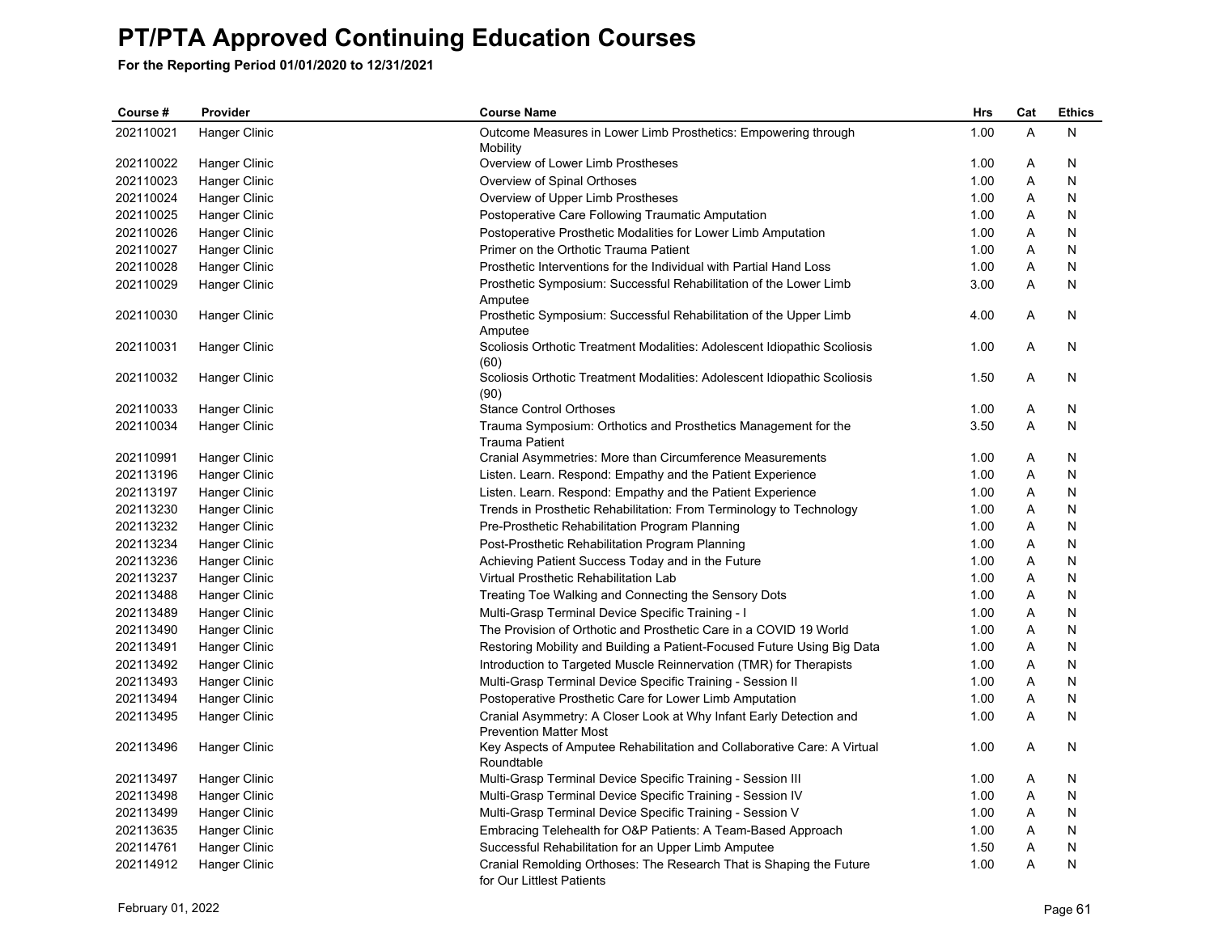# PT/PTA Approved Continuing Education Courses

**For the Reporting Period 01/01/2020 to 12/31/2021**

| Course # | Provider | Course Name | Hrs | Cat | Ethics |
|---|---|---|---|---|---|
| 202110021 | Hanger Clinic | Outcome Measures in Lower Limb Prosthetics: Empowering through Mobility | 1.00 | A | N |
| 202110022 | Hanger Clinic | Overview of Lower Limb Prostheses | 1.00 | A | N |
| 202110023 | Hanger Clinic | Overview of Spinal Orthoses | 1.00 | A | N |
| 202110024 | Hanger Clinic | Overview of Upper Limb Prostheses | 1.00 | A | N |
| 202110025 | Hanger Clinic | Postoperative Care Following Traumatic Amputation | 1.00 | A | N |
| 202110026 | Hanger Clinic | Postoperative Prosthetic Modalities for Lower Limb Amputation | 1.00 | A | N |
| 202110027 | Hanger Clinic | Primer on the Orthotic Trauma Patient | 1.00 | A | N |
| 202110028 | Hanger Clinic | Prosthetic Interventions for the Individual with Partial Hand Loss | 1.00 | A | N |
| 202110029 | Hanger Clinic | Prosthetic Symposium: Successful Rehabilitation of the Lower Limb Amputee | 3.00 | A | N |
| 202110030 | Hanger Clinic | Prosthetic Symposium: Successful Rehabilitation of the Upper Limb Amputee | 4.00 | A | N |
| 202110031 | Hanger Clinic | Scoliosis Orthotic Treatment Modalities: Adolescent Idiopathic Scoliosis (60) | 1.00 | A | N |
| 202110032 | Hanger Clinic | Scoliosis Orthotic Treatment Modalities: Adolescent Idiopathic Scoliosis (90) | 1.50 | A | N |
| 202110033 | Hanger Clinic | Stance Control Orthoses | 1.00 | A | N |
| 202110034 | Hanger Clinic | Trauma Symposium: Orthotics and Prosthetics Management for the Trauma Patient | 3.50 | A | N |
| 202110991 | Hanger Clinic | Cranial Asymmetries: More than Circumference Measurements | 1.00 | A | N |
| 202113196 | Hanger Clinic | Listen. Learn. Respond: Empathy and the Patient Experience | 1.00 | A | N |
| 202113197 | Hanger Clinic | Listen. Learn. Respond: Empathy and the Patient Experience | 1.00 | A | N |
| 202113230 | Hanger Clinic | Trends in Prosthetic Rehabilitation: From Terminology to Technology | 1.00 | A | N |
| 202113232 | Hanger Clinic | Pre-Prosthetic Rehabilitation Program Planning | 1.00 | A | N |
| 202113234 | Hanger Clinic | Post-Prosthetic Rehabilitation Program Planning | 1.00 | A | N |
| 202113236 | Hanger Clinic | Achieving Patient Success Today and in the Future | 1.00 | A | N |
| 202113237 | Hanger Clinic | Virtual Prosthetic Rehabilitation Lab | 1.00 | A | N |
| 202113488 | Hanger Clinic | Treating Toe Walking and Connecting the Sensory Dots | 1.00 | A | N |
| 202113489 | Hanger Clinic | Multi-Grasp Terminal Device Specific Training - I | 1.00 | A | N |
| 202113490 | Hanger Clinic | The Provision of Orthotic and Prosthetic Care in a COVID 19 World | 1.00 | A | N |
| 202113491 | Hanger Clinic | Restoring Mobility and Building a Patient-Focused Future Using Big Data | 1.00 | A | N |
| 202113492 | Hanger Clinic | Introduction to Targeted Muscle Reinnervation (TMR) for Therapists | 1.00 | A | N |
| 202113493 | Hanger Clinic | Multi-Grasp Terminal Device Specific Training - Session II | 1.00 | A | N |
| 202113494 | Hanger Clinic | Postoperative Prosthetic Care for Lower Limb Amputation | 1.00 | A | N |
| 202113495 | Hanger Clinic | Cranial Asymmetry: A Closer Look at Why Infant Early Detection and Prevention Matter Most | 1.00 | A | N |
| 202113496 | Hanger Clinic | Key Aspects of Amputee Rehabilitation and Collaborative Care: A Virtual Roundtable | 1.00 | A | N |
| 202113497 | Hanger Clinic | Multi-Grasp Terminal Device Specific Training - Session III | 1.00 | A | N |
| 202113498 | Hanger Clinic | Multi-Grasp Terminal Device Specific Training - Session IV | 1.00 | A | N |
| 202113499 | Hanger Clinic | Multi-Grasp Terminal Device Specific Training - Session V | 1.00 | A | N |
| 202113635 | Hanger Clinic | Embracing Telehealth for O&P Patients: A Team-Based Approach | 1.00 | A | N |
| 202114761 | Hanger Clinic | Successful Rehabilitation for an Upper Limb Amputee | 1.50 | A | N |
| 202114912 | Hanger Clinic | Cranial Remolding Orthoses: The Research That is Shaping the Future for Our Littlest Patients | 1.00 | A | N |

February 01, 2022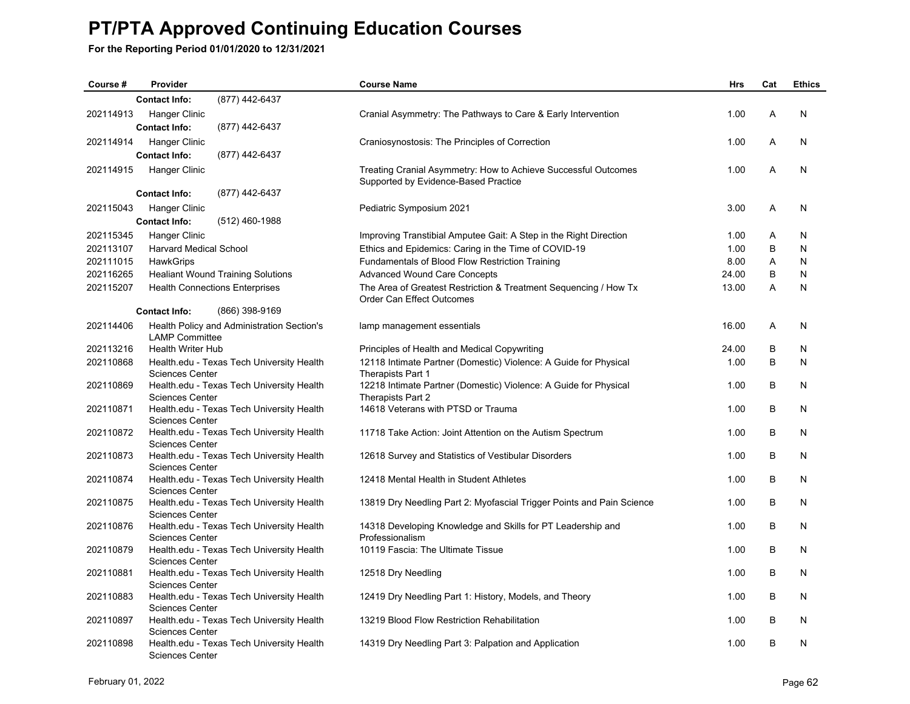# PT/PTA Approved Continuing Education Courses

**For the Reporting Period 01/01/2020 to 12/31/2021**

| Course # | Provider | Course Name | Hrs | Cat | Ethics |
|---|---|---|---|---|---|
| | **Contact Info:** (877) 442-6437 | | | | |
| 202114913 | Hanger Clinic | Cranial Asymmetry: The Pathways to Care & Early Intervention | 1.00 | A | N |
| | **Contact Info:** (877) 442-6437 | | | | |
| 202114914 | Hanger Clinic | Craniosynostosis: The Principles of Correction | 1.00 | A | N |
| | **Contact Info:** (877) 442-6437 | | | | |
| 202114915 | Hanger Clinic | Treating Cranial Asymmetry: How to Achieve Successful Outcomes Supported by Evidence-Based Practice | 1.00 | A | N |
| | **Contact Info:** (877) 442-6437 | | | | |
| 202115043 | Hanger Clinic | Pediatric Symposium 2021 | 3.00 | A | N |
| | **Contact Info:** (512) 460-1988 | | | | |
| 202115345 | Hanger Clinic | Improving Transtibial Amputee Gait: A Step in the Right Direction | 1.00 | A | N |
| 202113107 | Harvard Medical School | Ethics and Epidemics: Caring in the Time of COVID-19 | 1.00 | B | N |
| 202111015 | HawkGrips | Fundamentals of Blood Flow Restriction Training | 8.00 | A | N |
| 202116265 | Healiant Wound Training Solutions | Advanced Wound Care Concepts | 24.00 | B | N |
| 202115207 | Health Connections Enterprises | The Area of Greatest Restriction & Treatment Sequencing / How Tx Order Can Effect Outcomes | 13.00 | A | N |
| | **Contact Info:** (866) 398-9169 | | | | |
| 202114406 | Health Policy and Administration Section's LAMP Committee | lamp management essentials | 16.00 | A | N |
| 202113216 | Health Writer Hub | Principles of Health and Medical Copywriting | 24.00 | B | N |
| 202110868 | Health.edu - Texas Tech University Health Sciences Center | 12118 Intimate Partner (Domestic) Violence: A Guide for Physical Therapists Part 1 | 1.00 | B | N |
| 202110869 | Health.edu - Texas Tech University Health Sciences Center | 12218 Intimate Partner (Domestic) Violence: A Guide for Physical Therapists Part 2 | 1.00 | B | N |
| 202110871 | Health.edu - Texas Tech University Health Sciences Center | 14618 Veterans with PTSD or Trauma | 1.00 | B | N |
| 202110872 | Health.edu - Texas Tech University Health Sciences Center | 11718 Take Action: Joint Attention on the Autism Spectrum | 1.00 | B | N |
| 202110873 | Health.edu - Texas Tech University Health Sciences Center | 12618 Survey and Statistics of Vestibular Disorders | 1.00 | B | N |
| 202110874 | Health.edu - Texas Tech University Health Sciences Center | 12418 Mental Health in Student Athletes | 1.00 | B | N |
| 202110875 | Health.edu - Texas Tech University Health Sciences Center | 13819 Dry Needling Part 2: Myofascial Trigger Points and Pain Science | 1.00 | B | N |
| 202110876 | Health.edu - Texas Tech University Health Sciences Center | 14318 Developing Knowledge and Skills for PT Leadership and Professionalism | 1.00 | B | N |
| 202110879 | Health.edu - Texas Tech University Health Sciences Center | 10119 Fascia: The Ultimate Tissue | 1.00 | B | N |
| 202110881 | Health.edu - Texas Tech University Health Sciences Center | 12518 Dry Needling | 1.00 | B | N |
| 202110883 | Health.edu - Texas Tech University Health Sciences Center | 12419 Dry Needling Part 1: History, Models, and Theory | 1.00 | B | N |
| 202110897 | Health.edu - Texas Tech University Health Sciences Center | 13219 Blood Flow Restriction Rehabilitation | 1.00 | B | N |
| 202110898 | Health.edu - Texas Tech University Health Sciences Center | 14319 Dry Needling Part 3: Palpation and Application | 1.00 | B | N |

February 01, 2022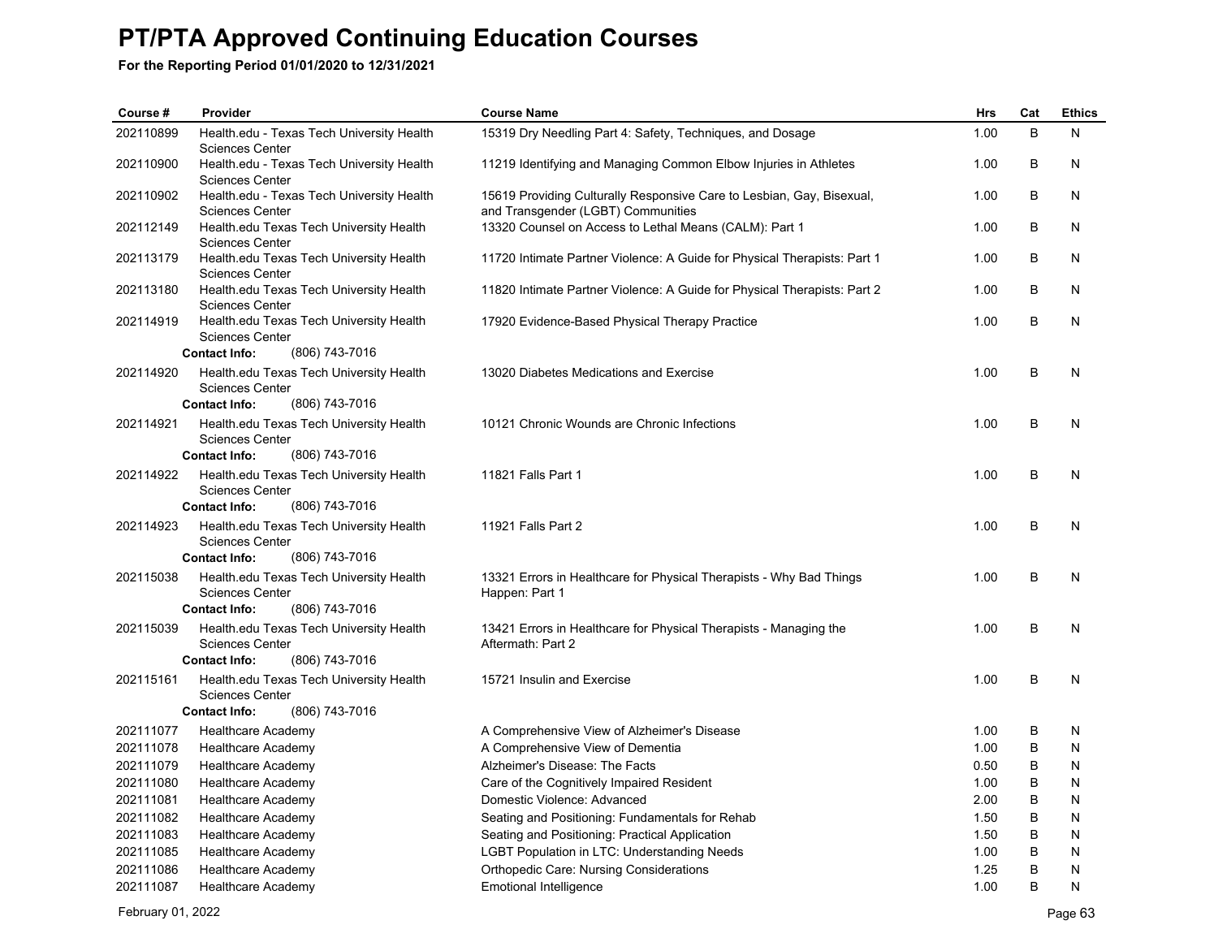# PT/PTA Approved Continuing Education Courses

**For the Reporting Period 01/01/2020 to 12/31/2021**

| Course # | Provider | Course Name | Hrs | Cat | Ethics |
|---|---|---|---|---|---|
| 202110899 | Health.edu - Texas Tech University Health Sciences Center | 15319 Dry Needling Part 4: Safety, Techniques, and Dosage | 1.00 | B | N |
| 202110900 | Health.edu - Texas Tech University Health Sciences Center | 11219 Identifying and Managing Common Elbow Injuries in Athletes | 1.00 | B | N |
| 202110902 | Health.edu - Texas Tech University Health Sciences Center | 15619 Providing Culturally Responsive Care to Lesbian, Gay, Bisexual, and Transgender (LGBT) Communities | 1.00 | B | N |
| 202112149 | Health.edu Texas Tech University Health Sciences Center | 13320 Counsel on Access to Lethal Means (CALM): Part 1 | 1.00 | B | N |
| 202113179 | Health.edu Texas Tech University Health Sciences Center | 11720 Intimate Partner Violence: A Guide for Physical Therapists: Part 1 | 1.00 | B | N |
| 202113180 | Health.edu Texas Tech University Health Sciences Center | 11820 Intimate Partner Violence: A Guide for Physical Therapists: Part 2 | 1.00 | B | N |
| 202114919 | Health.edu Texas Tech University Health Sciences Center<br>**Contact Info:** (806) 743-7016 | 17920 Evidence-Based Physical Therapy Practice | 1.00 | B | N |
| 202114920 | Health.edu Texas Tech University Health Sciences Center<br>**Contact Info:** (806) 743-7016 | 13020 Diabetes Medications and Exercise | 1.00 | B | N |
| 202114921 | Health.edu Texas Tech University Health Sciences Center<br>**Contact Info:** (806) 743-7016 | 10121 Chronic Wounds are Chronic Infections | 1.00 | B | N |
| 202114922 | Health.edu Texas Tech University Health Sciences Center<br>**Contact Info:** (806) 743-7016 | 11821 Falls Part 1 | 1.00 | B | N |
| 202114923 | Health.edu Texas Tech University Health Sciences Center<br>**Contact Info:** (806) 743-7016 | 11921 Falls Part 2 | 1.00 | B | N |
| 202115038 | Health.edu Texas Tech University Health Sciences Center<br>**Contact Info:** (806) 743-7016 | 13321 Errors in Healthcare for Physical Therapists - Why Bad Things Happen: Part 1 | 1.00 | B | N |
| 202115039 | Health.edu Texas Tech University Health Sciences Center<br>**Contact Info:** (806) 743-7016 | 13421 Errors in Healthcare for Physical Therapists - Managing the Aftermath: Part 2 | 1.00 | B | N |
| 202115161 | Health.edu Texas Tech University Health Sciences Center<br>**Contact Info:** (806) 743-7016 | 15721 Insulin and Exercise | 1.00 | B | N |
| 202111077 | Healthcare Academy | A Comprehensive View of Alzheimer's Disease | 1.00 | B | N |
| 202111078 | Healthcare Academy | A Comprehensive View of Dementia | 1.00 | B | N |
| 202111079 | Healthcare Academy | Alzheimer's Disease: The Facts | 0.50 | B | N |
| 202111080 | Healthcare Academy | Care of the Cognitively Impaired Resident | 1.00 | B | N |
| 202111081 | Healthcare Academy | Domestic Violence: Advanced | 2.00 | B | N |
| 202111082 | Healthcare Academy | Seating and Positioning: Fundamentals for Rehab | 1.50 | B | N |
| 202111083 | Healthcare Academy | Seating and Positioning: Practical Application | 1.50 | B | N |
| 202111085 | Healthcare Academy | LGBT Population in LTC: Understanding Needs | 1.00 | B | N |
| 202111086 | Healthcare Academy | Orthopedic Care: Nursing Considerations | 1.25 | B | N |
| 202111087 | Healthcare Academy | Emotional Intelligence | 1.00 | B | N |

February 01, 2022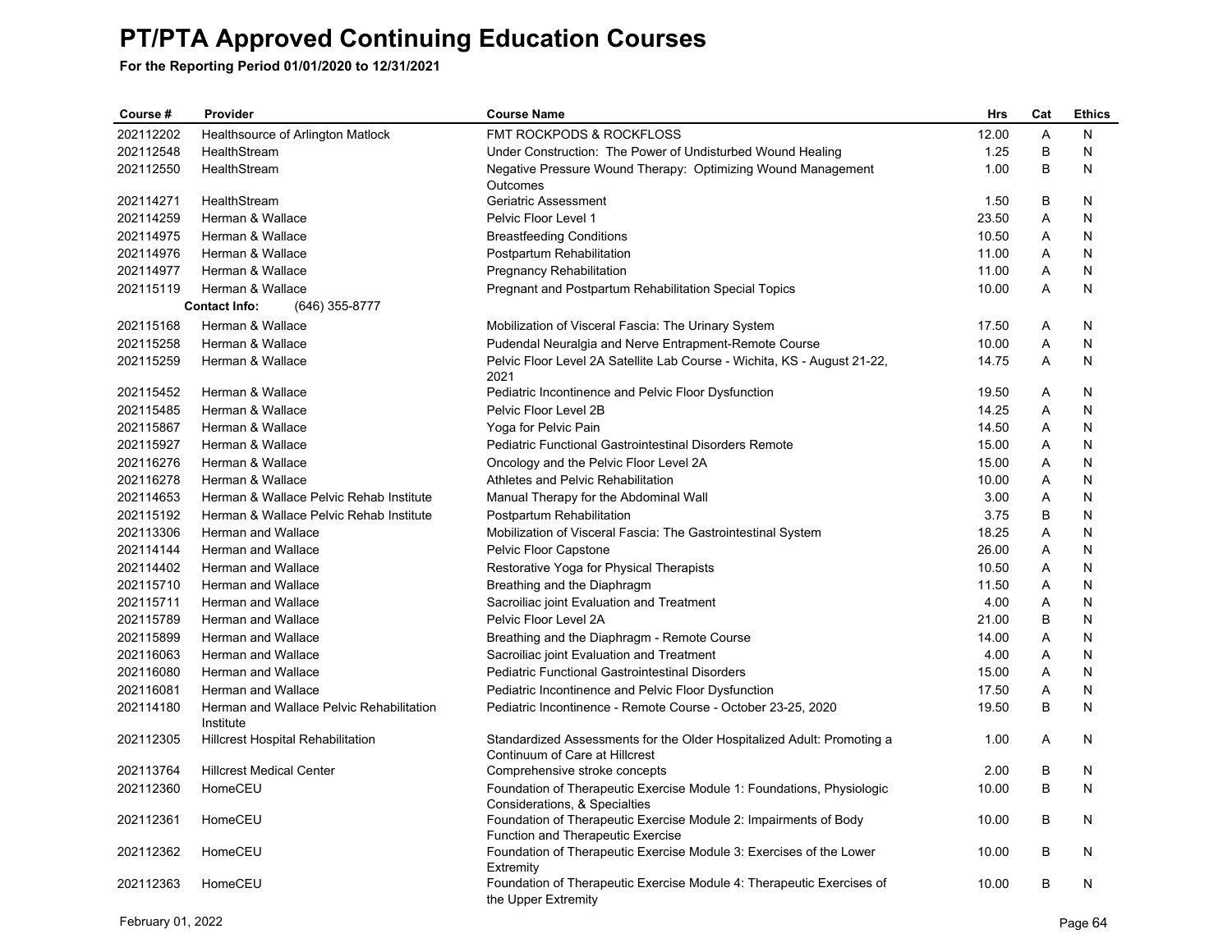# PT/PTA Approved Continuing Education Courses

**For the Reporting Period 01/01/2020 to 12/31/2021**

| Course # | Provider | Course Name | Hrs | Cat | Ethics |
|---|---|---|---|---|---|
| 202112202 | Healthsource of Arlington Matlock | FMT ROCKPODS & ROCKFLOSS | 12.00 | A | N |
| 202112548 | HealthStream | Under Construction: The Power of Undisturbed Wound Healing | 1.25 | B | N |
| 202112550 | HealthStream | Negative Pressure Wound Therapy: Optimizing Wound Management Outcomes | 1.00 | B | N |
| 202114271 | HealthStream | Geriatric Assessment | 1.50 | B | N |
| 202114259 | Herman & Wallace | Pelvic Floor Level 1 | 23.50 | A | N |
| 202114975 | Herman & Wallace | Breastfeeding Conditions | 10.50 | A | N |
| 202114976 | Herman & Wallace | Postpartum Rehabilitation | 11.00 | A | N |
| 202114977 | Herman & Wallace | Pregnancy Rehabilitation | 11.00 | A | N |
| 202115119 | Herman & Wallace | Pregnant and Postpartum Rehabilitation Special Topics | 10.00 | A | N |
| | **Contact Info:** (646) 355-8777 | | | | |
| 202115168 | Herman & Wallace | Mobilization of Visceral Fascia: The Urinary System | 17.50 | A | N |
| 202115258 | Herman & Wallace | Pudendal Neuralgia and Nerve Entrapment-Remote Course | 10.00 | A | N |
| 202115259 | Herman & Wallace | Pelvic Floor Level 2A Satellite Lab Course - Wichita, KS - August 21-22, 2021 | 14.75 | A | N |
| 202115452 | Herman & Wallace | Pediatric Incontinence and Pelvic Floor Dysfunction | 19.50 | A | N |
| 202115485 | Herman & Wallace | Pelvic Floor Level 2B | 14.25 | A | N |
| 202115867 | Herman & Wallace | Yoga for Pelvic Pain | 14.50 | A | N |
| 202115927 | Herman & Wallace | Pediatric Functional Gastrointestinal Disorders Remote | 15.00 | A | N |
| 202116276 | Herman & Wallace | Oncology and the Pelvic Floor Level 2A | 15.00 | A | N |
| 202116278 | Herman & Wallace | Athletes and Pelvic Rehabilitation | 10.00 | A | N |
| 202114653 | Herman & Wallace Pelvic Rehab Institute | Manual Therapy for the Abdominal Wall | 3.00 | A | N |
| 202115192 | Herman & Wallace Pelvic Rehab Institute | Postpartum Rehabilitation | 3.75 | B | N |
| 202113306 | Herman and Wallace | Mobilization of Visceral Fascia: The Gastrointestinal System | 18.25 | A | N |
| 202114144 | Herman and Wallace | Pelvic Floor Capstone | 26.00 | A | N |
| 202114402 | Herman and Wallace | Restorative Yoga for Physical Therapists | 10.50 | A | N |
| 202115710 | Herman and Wallace | Breathing and the Diaphragm | 11.50 | A | N |
| 202115711 | Herman and Wallace | Sacroiliac joint Evaluation and Treatment | 4.00 | A | N |
| 202115789 | Herman and Wallace | Pelvic Floor Level 2A | 21.00 | B | N |
| 202115899 | Herman and Wallace | Breathing and the Diaphragm - Remote Course | 14.00 | A | N |
| 202116063 | Herman and Wallace | Sacroiliac joint Evaluation and Treatment | 4.00 | A | N |
| 202116080 | Herman and Wallace | Pediatric Functional Gastrointestinal Disorders | 15.00 | A | N |
| 202116081 | Herman and Wallace | Pediatric Incontinence and Pelvic Floor Dysfunction | 17.50 | A | N |
| 202114180 | Herman and Wallace Pelvic Rehabilitation Institute | Pediatric Incontinence - Remote Course - October 23-25, 2020 | 19.50 | B | N |
| 202112305 | Hillcrest Hospital Rehabilitation | Standardized Assessments for the Older Hospitalized Adult: Promoting a Continuum of Care at Hillcrest | 1.00 | A | N |
| 202113764 | Hillcrest Medical Center | Comprehensive stroke concepts | 2.00 | B | N |
| 202112360 | HomeCEU | Foundation of Therapeutic Exercise Module 1: Foundations, Physiologic Considerations, & Specialties | 10.00 | B | N |
| 202112361 | HomeCEU | Foundation of Therapeutic Exercise Module 2: Impairments of Body Function and Therapeutic Exercise | 10.00 | B | N |
| 202112362 | HomeCEU | Foundation of Therapeutic Exercise Module 3: Exercises of the Lower Extremity | 10.00 | B | N |
| 202112363 | HomeCEU | Foundation of Therapeutic Exercise Module 4: Therapeutic Exercises of the Upper Extremity | 10.00 | B | N |

February 01, 2022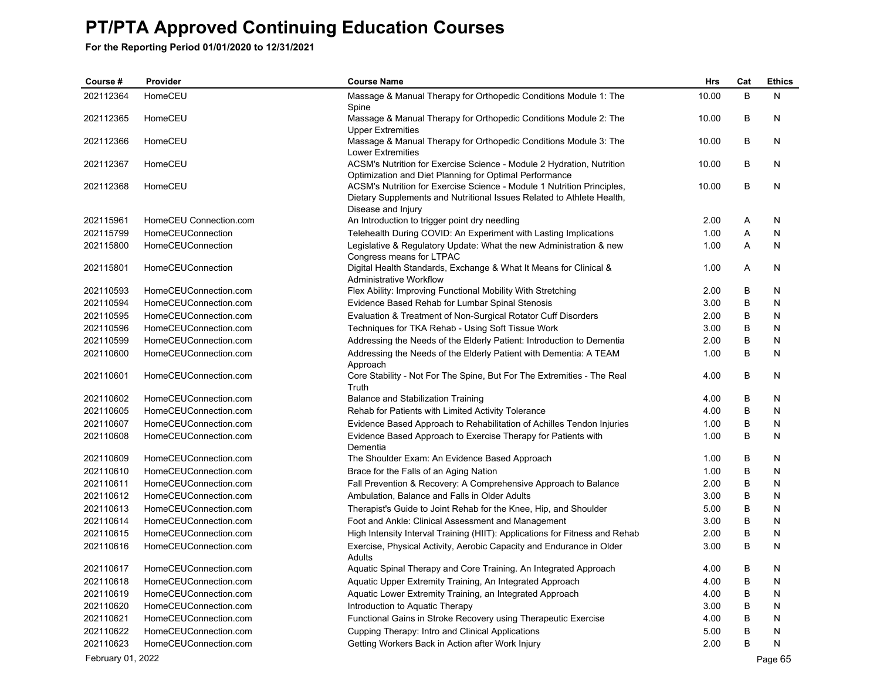# PT/PTA Approved Continuing Education Courses

**For the Reporting Period 01/01/2020 to 12/31/2021**

| Course # | Provider | Course Name | Hrs | Cat | Ethics |
|---|---|---|---|---|---|
| 202112364 | HomeCEU | Massage & Manual Therapy for Orthopedic Conditions Module 1: The Spine | 10.00 | B | N |
| 202112365 | HomeCEU | Massage & Manual Therapy for Orthopedic Conditions Module 2: The Upper Extremities | 10.00 | B | N |
| 202112366 | HomeCEU | Massage & Manual Therapy for Orthopedic Conditions Module 3: The Lower Extremities | 10.00 | B | N |
| 202112367 | HomeCEU | ACSM's Nutrition for Exercise Science - Module 2 Hydration, Nutrition Optimization and Diet Planning for Optimal Performance | 10.00 | B | N |
| 202112368 | HomeCEU | ACSM's Nutrition for Exercise Science - Module 1 Nutrition Principles, Dietary Supplements and Nutritional Issues Related to Athlete Health, Disease and Injury | 10.00 | B | N |
| 202115961 | HomeCEU Connection.com | An Introduction to trigger point dry needling | 2.00 | A | N |
| 202115799 | HomeCEUConnection | Telehealth During COVID: An Experiment with Lasting Implications | 1.00 | A | N |
| 202115800 | HomeCEUConnection | Legislative & Regulatory Update: What the new Administration & new Congress means for LTPAC | 1.00 | A | N |
| 202115801 | HomeCEUConnection | Digital Health Standards, Exchange & What It Means for Clinical & Administrative Workflow | 1.00 | A | N |
| 202110593 | HomeCEUConnection.com | Flex Ability: Improving Functional Mobility With Stretching | 2.00 | B | N |
| 202110594 | HomeCEUConnection.com | Evidence Based Rehab for Lumbar Spinal Stenosis | 3.00 | B | N |
| 202110595 | HomeCEUConnection.com | Evaluation & Treatment of Non-Surgical Rotator Cuff Disorders | 2.00 | B | N |
| 202110596 | HomeCEUConnection.com | Techniques for TKA Rehab - Using Soft Tissue Work | 3.00 | B | N |
| 202110599 | HomeCEUConnection.com | Addressing the Needs of the Elderly Patient: Introduction to Dementia | 2.00 | B | N |
| 202110600 | HomeCEUConnection.com | Addressing the Needs of the Elderly Patient with Dementia: A TEAM Approach | 1.00 | B | N |
| 202110601 | HomeCEUConnection.com | Core Stability - Not For The Spine, But For The Extremities - The Real Truth | 4.00 | B | N |
| 202110602 | HomeCEUConnection.com | Balance and Stabilization Training | 4.00 | B | N |
| 202110605 | HomeCEUConnection.com | Rehab for Patients with Limited Activity Tolerance | 4.00 | B | N |
| 202110607 | HomeCEUConnection.com | Evidence Based Approach to Rehabilitation of Achilles Tendon Injuries | 1.00 | B | N |
| 202110608 | HomeCEUConnection.com | Evidence Based Approach to Exercise Therapy for Patients with Dementia | 1.00 | B | N |
| 202110609 | HomeCEUConnection.com | The Shoulder Exam: An Evidence Based Approach | 1.00 | B | N |
| 202110610 | HomeCEUConnection.com | Brace for the Falls of an Aging Nation | 1.00 | B | N |
| 202110611 | HomeCEUConnection.com | Fall Prevention & Recovery: A Comprehensive Approach to Balance | 2.00 | B | N |
| 202110612 | HomeCEUConnection.com | Ambulation, Balance and Falls in Older Adults | 3.00 | B | N |
| 202110613 | HomeCEUConnection.com | Therapist's Guide to Joint Rehab for the Knee, Hip, and Shoulder | 5.00 | B | N |
| 202110614 | HomeCEUConnection.com | Foot and Ankle: Clinical Assessment and Management | 3.00 | B | N |
| 202110615 | HomeCEUConnection.com | High Intensity Interval Training (HIIT): Applications for Fitness and Rehab | 2.00 | B | N |
| 202110616 | HomeCEUConnection.com | Exercise, Physical Activity, Aerobic Capacity and Endurance in Older Adults | 3.00 | B | N |
| 202110617 | HomeCEUConnection.com | Aquatic Spinal Therapy and Core Training. An Integrated Approach | 4.00 | B | N |
| 202110618 | HomeCEUConnection.com | Aquatic Upper Extremity Training, An Integrated Approach | 4.00 | B | N |
| 202110619 | HomeCEUConnection.com | Aquatic Lower Extremity Training, an Integrated Approach | 4.00 | B | N |
| 202110620 | HomeCEUConnection.com | Introduction to Aquatic Therapy | 3.00 | B | N |
| 202110621 | HomeCEUConnection.com | Functional Gains in Stroke Recovery using Therapeutic Exercise | 4.00 | B | N |
| 202110622 | HomeCEUConnection.com | Cupping Therapy: Intro and Clinical Applications | 5.00 | B | N |
| 202110623 | HomeCEUConnection.com | Getting Workers Back in Action after Work Injury | 2.00 | B | N |

February 01, 2022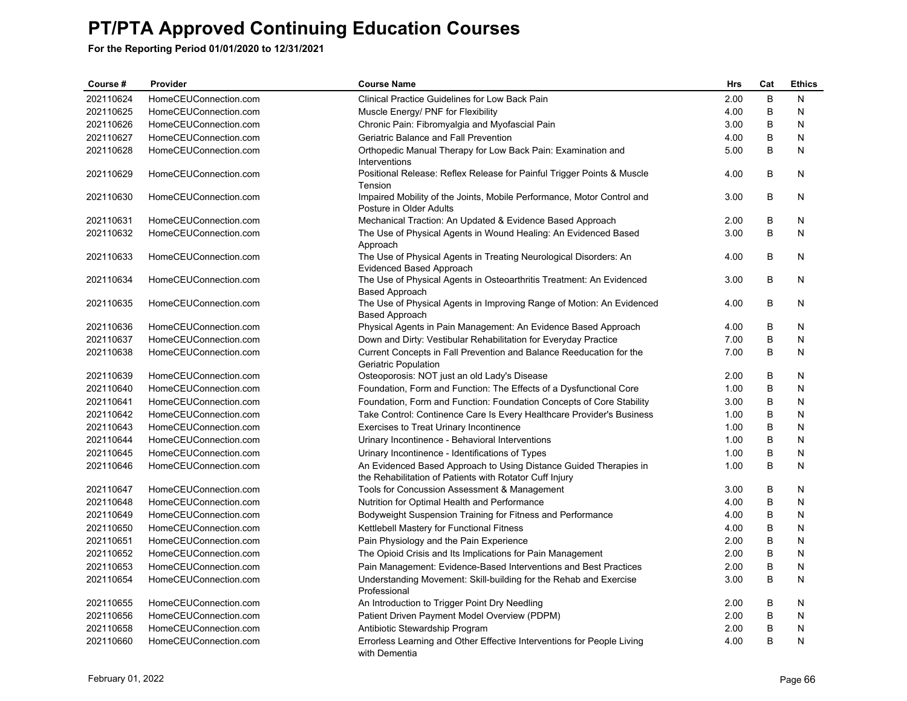# PT/PTA Approved Continuing Education Courses

**For the Reporting Period 01/01/2020 to 12/31/2021**

| Course # | Provider | Course Name | Hrs | Cat | Ethics |
|---|---|---|---|---|---|
| 202110624 | HomeCEUConnection.com | Clinical Practice Guidelines for Low Back Pain | 2.00 | B | N |
| 202110625 | HomeCEUConnection.com | Muscle Energy/ PNF for Flexibility | 4.00 | B | N |
| 202110626 | HomeCEUConnection.com | Chronic Pain: Fibromyalgia and Myofascial Pain | 3.00 | B | N |
| 202110627 | HomeCEUConnection.com | Geriatric Balance and Fall Prevention | 4.00 | B | N |
| 202110628 | HomeCEUConnection.com | Orthopedic Manual Therapy for Low Back Pain: Examination and Interventions | 5.00 | B | N |
| 202110629 | HomeCEUConnection.com | Positional Release: Reflex Release for Painful Trigger Points & Muscle Tension | 4.00 | B | N |
| 202110630 | HomeCEUConnection.com | Impaired Mobility of the Joints, Mobile Performance, Motor Control and Posture in Older Adults | 3.00 | B | N |
| 202110631 | HomeCEUConnection.com | Mechanical Traction: An Updated & Evidence Based Approach | 2.00 | B | N |
| 202110632 | HomeCEUConnection.com | The Use of Physical Agents in Wound Healing: An Evidenced Based Approach | 3.00 | B | N |
| 202110633 | HomeCEUConnection.com | The Use of Physical Agents in Treating Neurological Disorders: An Evidenced Based Approach | 4.00 | B | N |
| 202110634 | HomeCEUConnection.com | The Use of Physical Agents in Osteoarthritis Treatment: An Evidenced Based Approach | 3.00 | B | N |
| 202110635 | HomeCEUConnection.com | The Use of Physical Agents in Improving Range of Motion: An Evidenced Based Approach | 4.00 | B | N |
| 202110636 | HomeCEUConnection.com | Physical Agents in Pain Management: An Evidence Based Approach | 4.00 | B | N |
| 202110637 | HomeCEUConnection.com | Down and Dirty: Vestibular Rehabilitation for Everyday Practice | 7.00 | B | N |
| 202110638 | HomeCEUConnection.com | Current Concepts in Fall Prevention and Balance Reeducation for the Geriatric Population | 7.00 | B | N |
| 202110639 | HomeCEUConnection.com | Osteoporosis: NOT just an old Lady's Disease | 2.00 | B | N |
| 202110640 | HomeCEUConnection.com | Foundation, Form and Function: The Effects of a Dysfunctional Core | 1.00 | B | N |
| 202110641 | HomeCEUConnection.com | Foundation, Form and Function: Foundation Concepts of Core Stability | 3.00 | B | N |
| 202110642 | HomeCEUConnection.com | Take Control: Continence Care Is Every Healthcare Provider's Business | 1.00 | B | N |
| 202110643 | HomeCEUConnection.com | Exercises to Treat Urinary Incontinence | 1.00 | B | N |
| 202110644 | HomeCEUConnection.com | Urinary Incontinence - Behavioral Interventions | 1.00 | B | N |
| 202110645 | HomeCEUConnection.com | Urinary Incontinence - Identifications of Types | 1.00 | B | N |
| 202110646 | HomeCEUConnection.com | An Evidenced Based Approach to Using Distance Guided Therapies in the Rehabilitation of Patients with Rotator Cuff Injury | 1.00 | B | N |
| 202110647 | HomeCEUConnection.com | Tools for Concussion Assessment & Management | 3.00 | B | N |
| 202110648 | HomeCEUConnection.com | Nutrition for Optimal Health and Performance | 4.00 | B | N |
| 202110649 | HomeCEUConnection.com | Bodyweight Suspension Training for Fitness and Performance | 4.00 | B | N |
| 202110650 | HomeCEUConnection.com | Kettlebell Mastery for Functional Fitness | 4.00 | B | N |
| 202110651 | HomeCEUConnection.com | Pain Physiology and the Pain Experience | 2.00 | B | N |
| 202110652 | HomeCEUConnection.com | The Opioid Crisis and Its Implications for Pain Management | 2.00 | B | N |
| 202110653 | HomeCEUConnection.com | Pain Management: Evidence-Based Interventions and Best Practices | 2.00 | B | N |
| 202110654 | HomeCEUConnection.com | Understanding Movement: Skill-building for the Rehab and Exercise Professional | 3.00 | B | N |
| 202110655 | HomeCEUConnection.com | An Introduction to Trigger Point Dry Needling | 2.00 | B | N |
| 202110656 | HomeCEUConnection.com | Patient Driven Payment Model Overview (PDPM) | 2.00 | B | N |
| 202110658 | HomeCEUConnection.com | Antibiotic Stewardship Program | 2.00 | B | N |
| 202110660 | HomeCEUConnection.com | Errorless Learning and Other Effective Interventions for People Living with Dementia | 4.00 | B | N |

February 01, 2022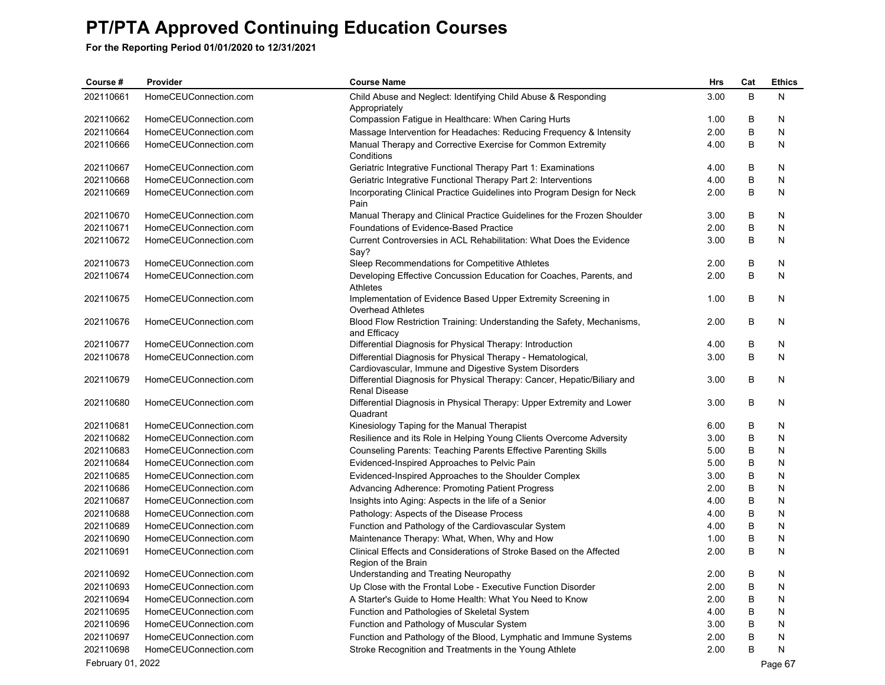# PT/PTA Approved Continuing Education Courses

**For the Reporting Period 01/01/2020 to 12/31/2021**

| Course # | Provider | Course Name | Hrs | Cat | Ethics |
|---|---|---|---|---|---|
| 202110661 | HomeCEUConnection.com | Child Abuse and Neglect: Identifying Child Abuse & Responding Appropriately | 3.00 | B | N |
| 202110662 | HomeCEUConnection.com | Compassion Fatigue in Healthcare: When Caring Hurts | 1.00 | B | N |
| 202110664 | HomeCEUConnection.com | Massage Intervention for Headaches: Reducing Frequency & Intensity | 2.00 | B | N |
| 202110666 | HomeCEUConnection.com | Manual Therapy and Corrective Exercise for Common Extremity Conditions | 4.00 | B | N |
| 202110667 | HomeCEUConnection.com | Geriatric Integrative Functional Therapy Part 1: Examinations | 4.00 | B | N |
| 202110668 | HomeCEUConnection.com | Geriatric Integrative Functional Therapy Part 2: Interventions | 4.00 | B | N |
| 202110669 | HomeCEUConnection.com | Incorporating Clinical Practice Guidelines into Program Design for Neck Pain | 2.00 | B | N |
| 202110670 | HomeCEUConnection.com | Manual Therapy and Clinical Practice Guidelines for the Frozen Shoulder | 3.00 | B | N |
| 202110671 | HomeCEUConnection.com | Foundations of Evidence-Based Practice | 2.00 | B | N |
| 202110672 | HomeCEUConnection.com | Current Controversies in ACL Rehabilitation: What Does the Evidence Say? | 3.00 | B | N |
| 202110673 | HomeCEUConnection.com | Sleep Recommendations for Competitive Athletes | 2.00 | B | N |
| 202110674 | HomeCEUConnection.com | Developing Effective Concussion Education for Coaches, Parents, and Athletes | 2.00 | B | N |
| 202110675 | HomeCEUConnection.com | Implementation of Evidence Based Upper Extremity Screening in Overhead Athletes | 1.00 | B | N |
| 202110676 | HomeCEUConnection.com | Blood Flow Restriction Training: Understanding the Safety, Mechanisms, and Efficacy | 2.00 | B | N |
| 202110677 | HomeCEUConnection.com | Differential Diagnosis for Physical Therapy: Introduction | 4.00 | B | N |
| 202110678 | HomeCEUConnection.com | Differential Diagnosis for Physical Therapy - Hematological, Cardiovascular, Immune and Digestive System Disorders | 3.00 | B | N |
| 202110679 | HomeCEUConnection.com | Differential Diagnosis for Physical Therapy: Cancer, Hepatic/Biliary and Renal Disease | 3.00 | B | N |
| 202110680 | HomeCEUConnection.com | Differential Diagnosis in Physical Therapy: Upper Extremity and Lower Quadrant | 3.00 | B | N |
| 202110681 | HomeCEUConnection.com | Kinesiology Taping for the Manual Therapist | 6.00 | B | N |
| 202110682 | HomeCEUConnection.com | Resilience and its Role in Helping Young Clients Overcome Adversity | 3.00 | B | N |
| 202110683 | HomeCEUConnection.com | Counseling Parents: Teaching Parents Effective Parenting Skills | 5.00 | B | N |
| 202110684 | HomeCEUConnection.com | Evidenced-Inspired Approaches to Pelvic Pain | 5.00 | B | N |
| 202110685 | HomeCEUConnection.com | Evidenced-Inspired Approaches to the Shoulder Complex | 3.00 | B | N |
| 202110686 | HomeCEUConnection.com | Advancing Adherence: Promoting Patient Progress | 2.00 | B | N |
| 202110687 | HomeCEUConnection.com | Insights into Aging: Aspects in the life of a Senior | 4.00 | B | N |
| 202110688 | HomeCEUConnection.com | Pathology: Aspects of the Disease Process | 4.00 | B | N |
| 202110689 | HomeCEUConnection.com | Function and Pathology of the Cardiovascular System | 4.00 | B | N |
| 202110690 | HomeCEUConnection.com | Maintenance Therapy: What, When, Why and How | 1.00 | B | N |
| 202110691 | HomeCEUConnection.com | Clinical Effects and Considerations of Stroke Based on the Affected Region of the Brain | 2.00 | B | N |
| 202110692 | HomeCEUConnection.com | Understanding and Treating Neuropathy | 2.00 | B | N |
| 202110693 | HomeCEUConnection.com | Up Close with the Frontal Lobe - Executive Function Disorder | 2.00 | B | N |
| 202110694 | HomeCEUConnection.com | A Starter's Guide to Home Health: What You Need to Know | 2.00 | B | N |
| 202110695 | HomeCEUConnection.com | Function and Pathologies of Skeletal System | 4.00 | B | N |
| 202110696 | HomeCEUConnection.com | Function and Pathology of Muscular System | 3.00 | B | N |
| 202110697 | HomeCEUConnection.com | Function and Pathology of the Blood, Lymphatic and Immune Systems | 2.00 | B | N |
| 202110698 | HomeCEUConnection.com | Stroke Recognition and Treatments in the Young Athlete | 2.00 | B | N |

February 01, 2022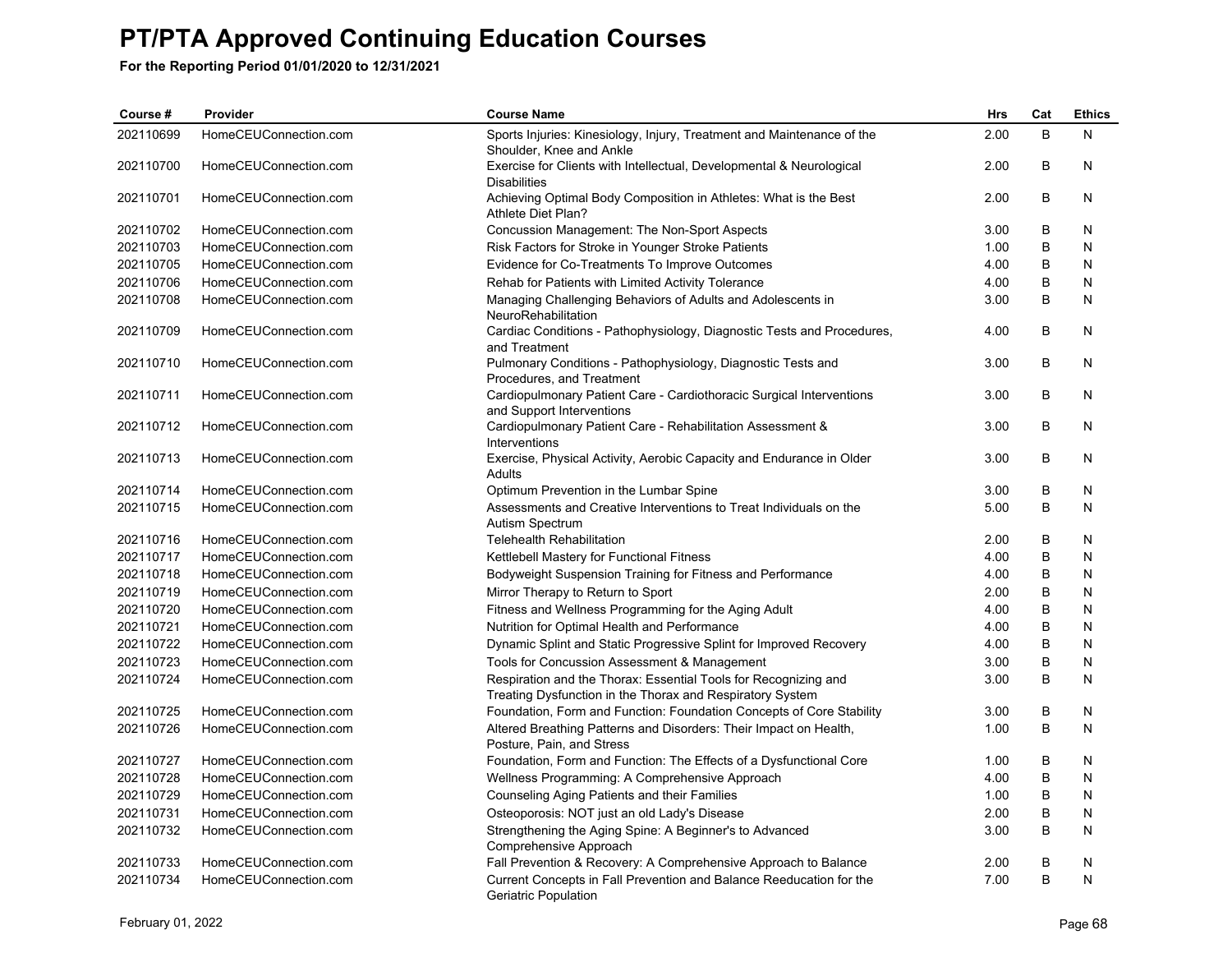# PT/PTA Approved Continuing Education Courses

**For the Reporting Period 01/01/2020 to 12/31/2021**

| Course # | Provider | Course Name | Hrs | Cat | Ethics |
|---|---|---|---|---|---|
| 202110699 | HomeCEUConnection.com | Sports Injuries: Kinesiology, Injury, Treatment and Maintenance of the Shoulder, Knee and Ankle | 2.00 | B | N |
| 202110700 | HomeCEUConnection.com | Exercise for Clients with Intellectual, Developmental & Neurological Disabilities | 2.00 | B | N |
| 202110701 | HomeCEUConnection.com | Achieving Optimal Body Composition in Athletes: What is the Best Athlete Diet Plan? | 2.00 | B | N |
| 202110702 | HomeCEUConnection.com | Concussion Management: The Non-Sport Aspects | 3.00 | B | N |
| 202110703 | HomeCEUConnection.com | Risk Factors for Stroke in Younger Stroke Patients | 1.00 | B | N |
| 202110705 | HomeCEUConnection.com | Evidence for Co-Treatments To Improve Outcomes | 4.00 | B | N |
| 202110706 | HomeCEUConnection.com | Rehab for Patients with Limited Activity Tolerance | 4.00 | B | N |
| 202110708 | HomeCEUConnection.com | Managing Challenging Behaviors of Adults and Adolescents in NeuroRehabilitation | 3.00 | B | N |
| 202110709 | HomeCEUConnection.com | Cardiac Conditions - Pathophysiology, Diagnostic Tests and Procedures, and Treatment | 4.00 | B | N |
| 202110710 | HomeCEUConnection.com | Pulmonary Conditions - Pathophysiology, Diagnostic Tests and Procedures, and Treatment | 3.00 | B | N |
| 202110711 | HomeCEUConnection.com | Cardiopulmonary Patient Care - Cardiothoracic Surgical Interventions and Support Interventions | 3.00 | B | N |
| 202110712 | HomeCEUConnection.com | Cardiopulmonary Patient Care - Rehabilitation Assessment & Interventions | 3.00 | B | N |
| 202110713 | HomeCEUConnection.com | Exercise, Physical Activity, Aerobic Capacity and Endurance in Older Adults | 3.00 | B | N |
| 202110714 | HomeCEUConnection.com | Optimum Prevention in the Lumbar Spine | 3.00 | B | N |
| 202110715 | HomeCEUConnection.com | Assessments and Creative Interventions to Treat Individuals on the Autism Spectrum | 5.00 | B | N |
| 202110716 | HomeCEUConnection.com | Telehealth Rehabilitation | 2.00 | B | N |
| 202110717 | HomeCEUConnection.com | Kettlebell Mastery for Functional Fitness | 4.00 | B | N |
| 202110718 | HomeCEUConnection.com | Bodyweight Suspension Training for Fitness and Performance | 4.00 | B | N |
| 202110719 | HomeCEUConnection.com | Mirror Therapy to Return to Sport | 2.00 | B | N |
| 202110720 | HomeCEUConnection.com | Fitness and Wellness Programming for the Aging Adult | 4.00 | B | N |
| 202110721 | HomeCEUConnection.com | Nutrition for Optimal Health and Performance | 4.00 | B | N |
| 202110722 | HomeCEUConnection.com | Dynamic Splint and Static Progressive Splint for Improved Recovery | 4.00 | B | N |
| 202110723 | HomeCEUConnection.com | Tools for Concussion Assessment & Management | 3.00 | B | N |
| 202110724 | HomeCEUConnection.com | Respiration and the Thorax: Essential Tools for Recognizing and Treating Dysfunction in the Thorax and Respiratory System | 3.00 | B | N |
| 202110725 | HomeCEUConnection.com | Foundation, Form and Function: Foundation Concepts of Core Stability | 3.00 | B | N |
| 202110726 | HomeCEUConnection.com | Altered Breathing Patterns and Disorders: Their Impact on Health, Posture, Pain, and Stress | 1.00 | B | N |
| 202110727 | HomeCEUConnection.com | Foundation, Form and Function: The Effects of a Dysfunctional Core | 1.00 | B | N |
| 202110728 | HomeCEUConnection.com | Wellness Programming: A Comprehensive Approach | 4.00 | B | N |
| 202110729 | HomeCEUConnection.com | Counseling Aging Patients and their Families | 1.00 | B | N |
| 202110731 | HomeCEUConnection.com | Osteoporosis: NOT just an old Lady's Disease | 2.00 | B | N |
| 202110732 | HomeCEUConnection.com | Strengthening the Aging Spine: A Beginner's to Advanced Comprehensive Approach | 3.00 | B | N |
| 202110733 | HomeCEUConnection.com | Fall Prevention & Recovery: A Comprehensive Approach to Balance | 2.00 | B | N |
| 202110734 | HomeCEUConnection.com | Current Concepts in Fall Prevention and Balance Reeducation for the Geriatric Population | 7.00 | B | N |

February 01, 2022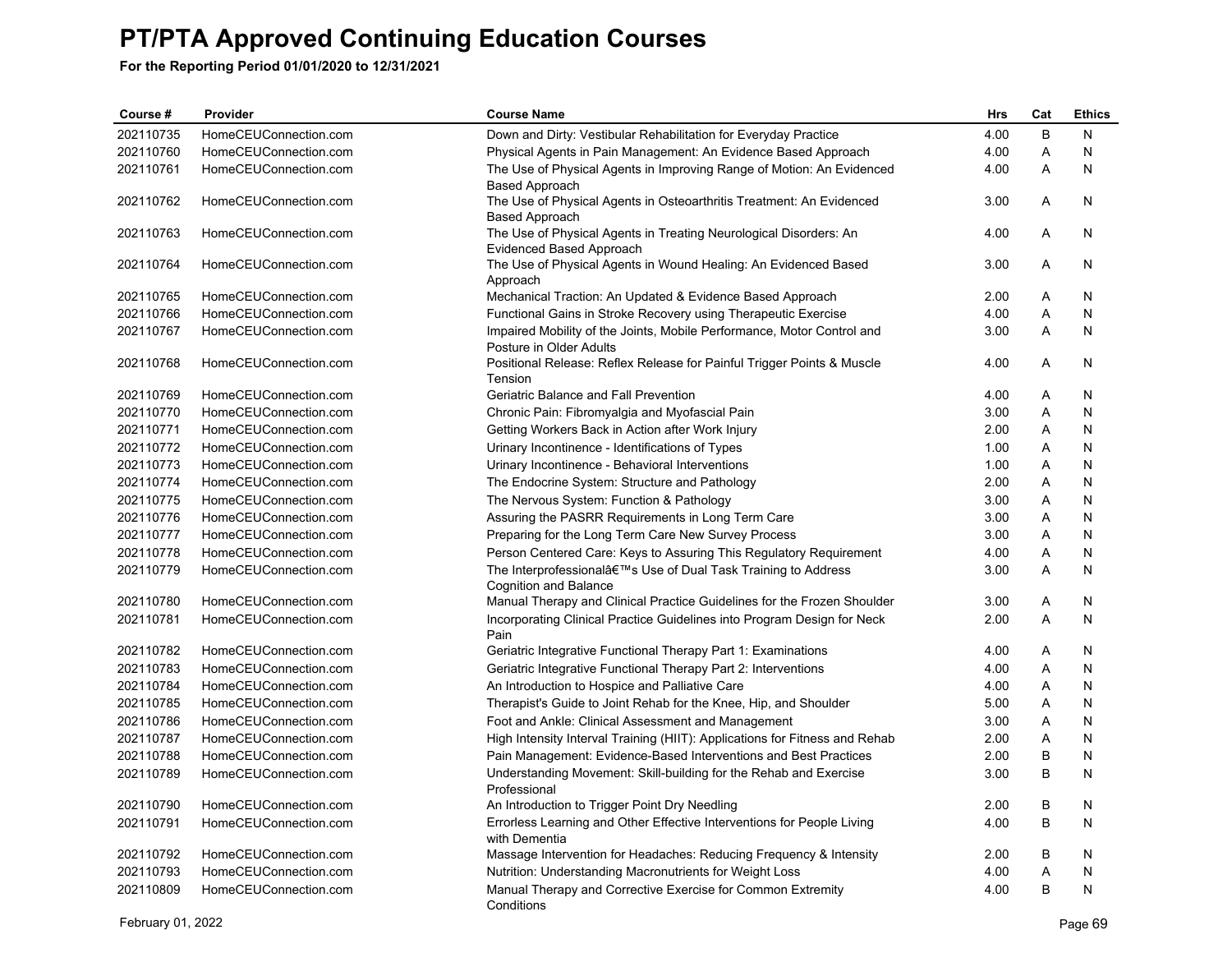# PT/PTA Approved Continuing Education Courses

**For the Reporting Period 01/01/2020 to 12/31/2021**

| Course # | Provider | Course Name | Hrs | Cat | Ethics |
|---|---|---|---|---|---|
| 202110735 | HomeCEUConnection.com | Down and Dirty: Vestibular Rehabilitation for Everyday Practice | 4.00 | B | N |
| 202110760 | HomeCEUConnection.com | Physical Agents in Pain Management: An Evidence Based Approach | 4.00 | A | N |
| 202110761 | HomeCEUConnection.com | The Use of Physical Agents in Improving Range of Motion: An Evidenced Based Approach | 4.00 | A | N |
| 202110762 | HomeCEUConnection.com | The Use of Physical Agents in Osteoarthritis Treatment: An Evidenced Based Approach | 3.00 | A | N |
| 202110763 | HomeCEUConnection.com | The Use of Physical Agents in Treating Neurological Disorders: An Evidenced Based Approach | 4.00 | A | N |
| 202110764 | HomeCEUConnection.com | The Use of Physical Agents in Wound Healing: An Evidenced Based Approach | 3.00 | A | N |
| 202110765 | HomeCEUConnection.com | Mechanical Traction: An Updated & Evidence Based Approach | 2.00 | A | N |
| 202110766 | HomeCEUConnection.com | Functional Gains in Stroke Recovery using Therapeutic Exercise | 4.00 | A | N |
| 202110767 | HomeCEUConnection.com | Impaired Mobility of the Joints, Mobile Performance, Motor Control and Posture in Older Adults | 3.00 | A | N |
| 202110768 | HomeCEUConnection.com | Positional Release: Reflex Release for Painful Trigger Points & Muscle Tension | 4.00 | A | N |
| 202110769 | HomeCEUConnection.com | Geriatric Balance and Fall Prevention | 4.00 | A | N |
| 202110770 | HomeCEUConnection.com | Chronic Pain: Fibromyalgia and Myofascial Pain | 3.00 | A | N |
| 202110771 | HomeCEUConnection.com | Getting Workers Back in Action after Work Injury | 2.00 | A | N |
| 202110772 | HomeCEUConnection.com | Urinary Incontinence - Identifications of Types | 1.00 | A | N |
| 202110773 | HomeCEUConnection.com | Urinary Incontinence - Behavioral Interventions | 1.00 | A | N |
| 202110774 | HomeCEUConnection.com | The Endocrine System: Structure and Pathology | 2.00 | A | N |
| 202110775 | HomeCEUConnection.com | The Nervous System: Function & Pathology | 3.00 | A | N |
| 202110776 | HomeCEUConnection.com | Assuring the PASRR Requirements in Long Term Care | 3.00 | A | N |
| 202110777 | HomeCEUConnection.com | Preparing for the Long Term Care New Survey Process | 3.00 | A | N |
| 202110778 | HomeCEUConnection.com | Person Centered Care: Keys to Assuring This Regulatory Requirement | 4.00 | A | N |
| 202110779 | HomeCEUConnection.com | The Interprofessionalâ€™s Use of Dual Task Training to Address Cognition and Balance | 3.00 | A | N |
| 202110780 | HomeCEUConnection.com | Manual Therapy and Clinical Practice Guidelines for the Frozen Shoulder | 3.00 | A | N |
| 202110781 | HomeCEUConnection.com | Incorporating Clinical Practice Guidelines into Program Design for Neck Pain | 2.00 | A | N |
| 202110782 | HomeCEUConnection.com | Geriatric Integrative Functional Therapy Part 1: Examinations | 4.00 | A | N |
| 202110783 | HomeCEUConnection.com | Geriatric Integrative Functional Therapy Part 2: Interventions | 4.00 | A | N |
| 202110784 | HomeCEUConnection.com | An Introduction to Hospice and Palliative Care | 4.00 | A | N |
| 202110785 | HomeCEUConnection.com | Therapist's Guide to Joint Rehab for the Knee, Hip, and Shoulder | 5.00 | A | N |
| 202110786 | HomeCEUConnection.com | Foot and Ankle: Clinical Assessment and Management | 3.00 | A | N |
| 202110787 | HomeCEUConnection.com | High Intensity Interval Training (HIIT): Applications for Fitness and Rehab | 2.00 | A | N |
| 202110788 | HomeCEUConnection.com | Pain Management: Evidence-Based Interventions and Best Practices | 2.00 | B | N |
| 202110789 | HomeCEUConnection.com | Understanding Movement: Skill-building for the Rehab and Exercise Professional | 3.00 | B | N |
| 202110790 | HomeCEUConnection.com | An Introduction to Trigger Point Dry Needling | 2.00 | B | N |
| 202110791 | HomeCEUConnection.com | Errorless Learning and Other Effective Interventions for People Living with Dementia | 4.00 | B | N |
| 202110792 | HomeCEUConnection.com | Massage Intervention for Headaches: Reducing Frequency & Intensity | 2.00 | B | N |
| 202110793 | HomeCEUConnection.com | Nutrition: Understanding Macronutrients for Weight Loss | 4.00 | A | N |
| 202110809 | HomeCEUConnection.com | Manual Therapy and Corrective Exercise for Common Extremity Conditions | 4.00 | B | N |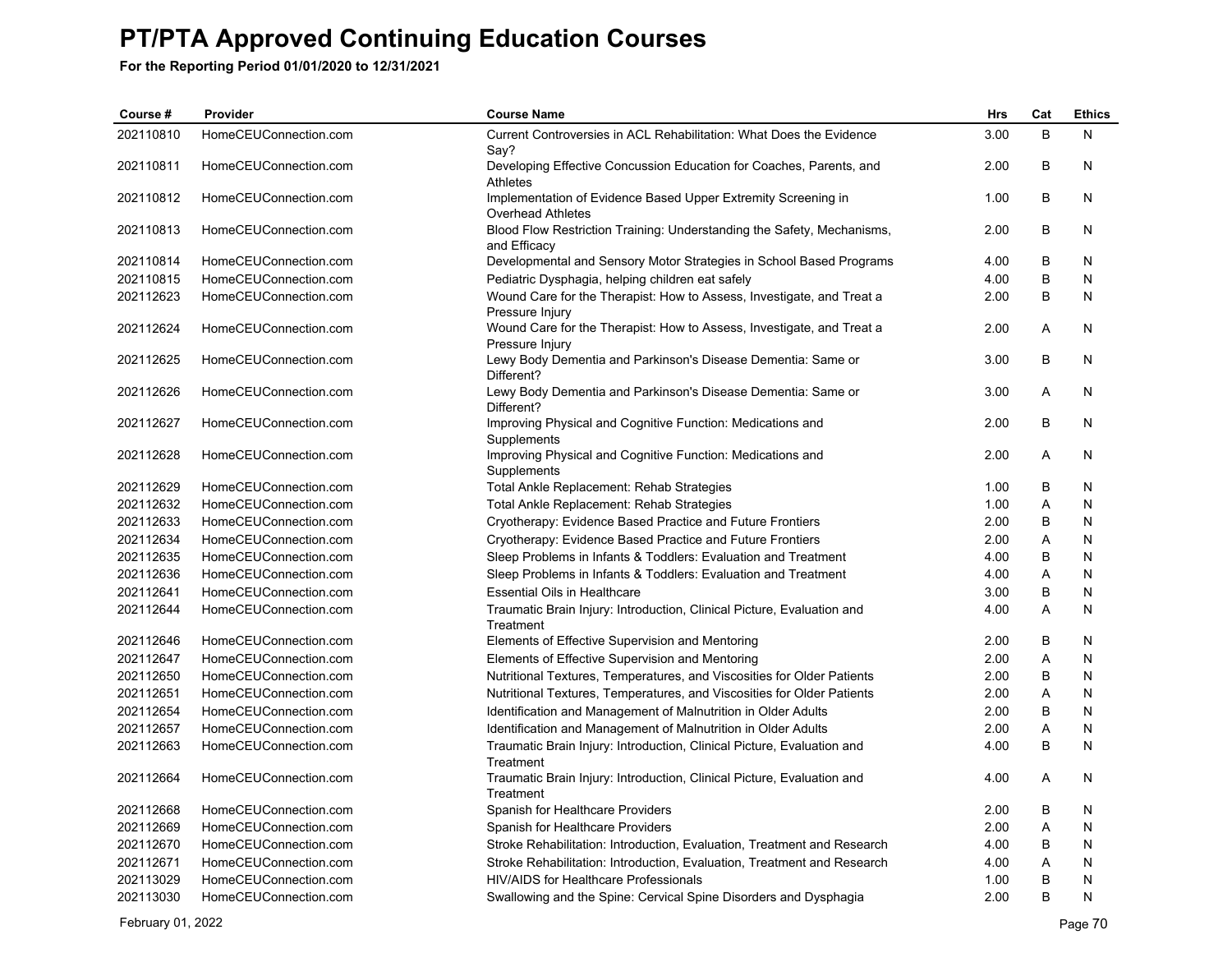# PT/PTA Approved Continuing Education Courses

**For the Reporting Period 01/01/2020 to 12/31/2021**

| Course # | Provider | Course Name | Hrs | Cat | Ethics |
|---|---|---|---|---|---|
| 202110810 | HomeCEUConnection.com | Current Controversies in ACL Rehabilitation: What Does the Evidence Say? | 3.00 | B | N |
| 202110811 | HomeCEUConnection.com | Developing Effective Concussion Education for Coaches, Parents, and Athletes | 2.00 | B | N |
| 202110812 | HomeCEUConnection.com | Implementation of Evidence Based Upper Extremity Screening in Overhead Athletes | 1.00 | B | N |
| 202110813 | HomeCEUConnection.com | Blood Flow Restriction Training: Understanding the Safety, Mechanisms, and Efficacy | 2.00 | B | N |
| 202110814 | HomeCEUConnection.com | Developmental and Sensory Motor Strategies in School Based Programs | 4.00 | B | N |
| 202110815 | HomeCEUConnection.com | Pediatric Dysphagia, helping children eat safely | 4.00 | B | N |
| 202112623 | HomeCEUConnection.com | Wound Care for the Therapist: How to Assess, Investigate, and Treat a Pressure Injury | 2.00 | B | N |
| 202112624 | HomeCEUConnection.com | Wound Care for the Therapist: How to Assess, Investigate, and Treat a Pressure Injury | 2.00 | A | N |
| 202112625 | HomeCEUConnection.com | Lewy Body Dementia and Parkinson's Disease Dementia: Same or Different? | 3.00 | B | N |
| 202112626 | HomeCEUConnection.com | Lewy Body Dementia and Parkinson's Disease Dementia: Same or Different? | 3.00 | A | N |
| 202112627 | HomeCEUConnection.com | Improving Physical and Cognitive Function: Medications and Supplements | 2.00 | B | N |
| 202112628 | HomeCEUConnection.com | Improving Physical and Cognitive Function: Medications and Supplements | 2.00 | A | N |
| 202112629 | HomeCEUConnection.com | Total Ankle Replacement: Rehab Strategies | 1.00 | B | N |
| 202112632 | HomeCEUConnection.com | Total Ankle Replacement: Rehab Strategies | 1.00 | A | N |
| 202112633 | HomeCEUConnection.com | Cryotherapy: Evidence Based Practice and Future Frontiers | 2.00 | B | N |
| 202112634 | HomeCEUConnection.com | Cryotherapy: Evidence Based Practice and Future Frontiers | 2.00 | A | N |
| 202112635 | HomeCEUConnection.com | Sleep Problems in Infants & Toddlers: Evaluation and Treatment | 4.00 | B | N |
| 202112636 | HomeCEUConnection.com | Sleep Problems in Infants & Toddlers: Evaluation and Treatment | 4.00 | A | N |
| 202112641 | HomeCEUConnection.com | Essential Oils in Healthcare | 3.00 | B | N |
| 202112644 | HomeCEUConnection.com | Traumatic Brain Injury: Introduction, Clinical Picture, Evaluation and Treatment | 4.00 | A | N |
| 202112646 | HomeCEUConnection.com | Elements of Effective Supervision and Mentoring | 2.00 | B | N |
| 202112647 | HomeCEUConnection.com | Elements of Effective Supervision and Mentoring | 2.00 | A | N |
| 202112650 | HomeCEUConnection.com | Nutritional Textures, Temperatures, and Viscosities for Older Patients | 2.00 | B | N |
| 202112651 | HomeCEUConnection.com | Nutritional Textures, Temperatures, and Viscosities for Older Patients | 2.00 | A | N |
| 202112654 | HomeCEUConnection.com | Identification and Management of Malnutrition in Older Adults | 2.00 | B | N |
| 202112657 | HomeCEUConnection.com | Identification and Management of Malnutrition in Older Adults | 2.00 | A | N |
| 202112663 | HomeCEUConnection.com | Traumatic Brain Injury: Introduction, Clinical Picture, Evaluation and Treatment | 4.00 | B | N |
| 202112664 | HomeCEUConnection.com | Traumatic Brain Injury: Introduction, Clinical Picture, Evaluation and Treatment | 4.00 | A | N |
| 202112668 | HomeCEUConnection.com | Spanish for Healthcare Providers | 2.00 | B | N |
| 202112669 | HomeCEUConnection.com | Spanish for Healthcare Providers | 2.00 | A | N |
| 202112670 | HomeCEUConnection.com | Stroke Rehabilitation: Introduction, Evaluation, Treatment and Research | 4.00 | B | N |
| 202112671 | HomeCEUConnection.com | Stroke Rehabilitation: Introduction, Evaluation, Treatment and Research | 4.00 | A | N |
| 202113029 | HomeCEUConnection.com | HIV/AIDS for Healthcare Professionals | 1.00 | B | N |
| 202113030 | HomeCEUConnection.com | Swallowing and the Spine: Cervical Spine Disorders and Dysphagia | 2.00 | B | N |

February 01, 2022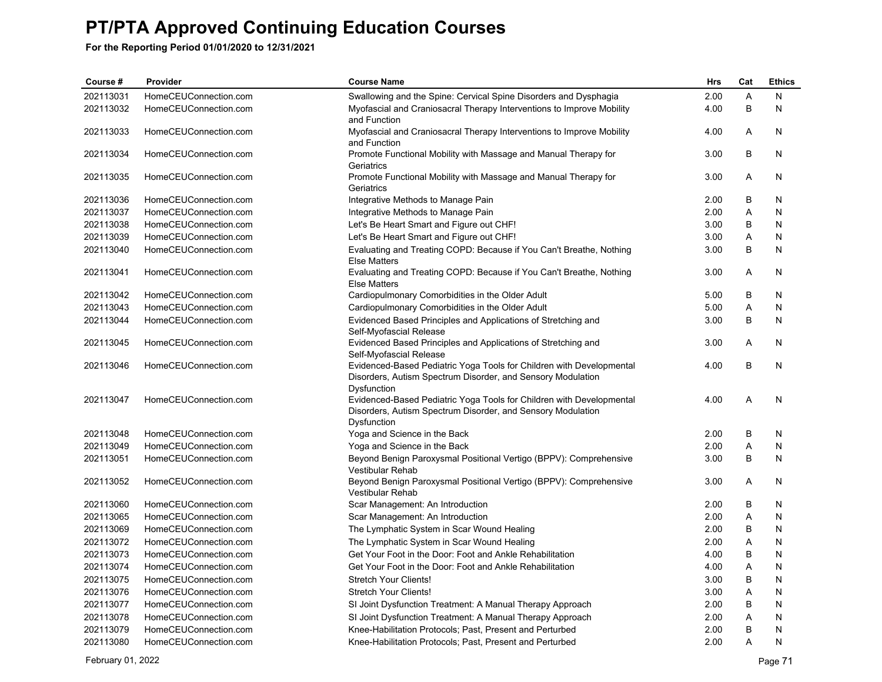# PT/PTA Approved Continuing Education Courses

**For the Reporting Period 01/01/2020 to 12/31/2021**

| Course # | Provider | Course Name | Hrs | Cat | Ethics |
|---|---|---|---|---|---|
| 202113031 | HomeCEUConnection.com | Swallowing and the Spine: Cervical Spine Disorders and Dysphagia | 2.00 | A | N |
| 202113032 | HomeCEUConnection.com | Myofascial and Craniosacral Therapy Interventions to Improve Mobility and Function | 4.00 | B | N |
| 202113033 | HomeCEUConnection.com | Myofascial and Craniosacral Therapy Interventions to Improve Mobility and Function | 4.00 | A | N |
| 202113034 | HomeCEUConnection.com | Promote Functional Mobility with Massage and Manual Therapy for Geriatrics | 3.00 | B | N |
| 202113035 | HomeCEUConnection.com | Promote Functional Mobility with Massage and Manual Therapy for Geriatrics | 3.00 | A | N |
| 202113036 | HomeCEUConnection.com | Integrative Methods to Manage Pain | 2.00 | B | N |
| 202113037 | HomeCEUConnection.com | Integrative Methods to Manage Pain | 2.00 | A | N |
| 202113038 | HomeCEUConnection.com | Let's Be Heart Smart and Figure out CHF! | 3.00 | B | N |
| 202113039 | HomeCEUConnection.com | Let's Be Heart Smart and Figure out CHF! | 3.00 | A | N |
| 202113040 | HomeCEUConnection.com | Evaluating and Treating COPD: Because if You Can't Breathe, Nothing Else Matters | 3.00 | B | N |
| 202113041 | HomeCEUConnection.com | Evaluating and Treating COPD: Because if You Can't Breathe, Nothing Else Matters | 3.00 | A | N |
| 202113042 | HomeCEUConnection.com | Cardiopulmonary Comorbidities in the Older Adult | 5.00 | B | N |
| 202113043 | HomeCEUConnection.com | Cardiopulmonary Comorbidities in the Older Adult | 5.00 | A | N |
| 202113044 | HomeCEUConnection.com | Evidenced Based Principles and Applications of Stretching and Self-Myofascial Release | 3.00 | B | N |
| 202113045 | HomeCEUConnection.com | Evidenced Based Principles and Applications of Stretching and Self-Myofascial Release | 3.00 | A | N |
| 202113046 | HomeCEUConnection.com | Evidenced-Based Pediatric Yoga Tools for Children with Developmental Disorders, Autism Spectrum Disorder, and Sensory Modulation Dysfunction | 4.00 | B | N |
| 202113047 | HomeCEUConnection.com | Evidenced-Based Pediatric Yoga Tools for Children with Developmental Disorders, Autism Spectrum Disorder, and Sensory Modulation Dysfunction | 4.00 | A | N |
| 202113048 | HomeCEUConnection.com | Yoga and Science in the Back | 2.00 | B | N |
| 202113049 | HomeCEUConnection.com | Yoga and Science in the Back | 2.00 | A | N |
| 202113051 | HomeCEUConnection.com | Beyond Benign Paroxysmal Positional Vertigo (BPPV): Comprehensive Vestibular Rehab | 3.00 | B | N |
| 202113052 | HomeCEUConnection.com | Beyond Benign Paroxysmal Positional Vertigo (BPPV): Comprehensive Vestibular Rehab | 3.00 | A | N |
| 202113060 | HomeCEUConnection.com | Scar Management: An Introduction | 2.00 | B | N |
| 202113065 | HomeCEUConnection.com | Scar Management: An Introduction | 2.00 | A | N |
| 202113069 | HomeCEUConnection.com | The Lymphatic System in Scar Wound Healing | 2.00 | B | N |
| 202113072 | HomeCEUConnection.com | The Lymphatic System in Scar Wound Healing | 2.00 | A | N |
| 202113073 | HomeCEUConnection.com | Get Your Foot in the Door: Foot and Ankle Rehabilitation | 4.00 | B | N |
| 202113074 | HomeCEUConnection.com | Get Your Foot in the Door: Foot and Ankle Rehabilitation | 4.00 | A | N |
| 202113075 | HomeCEUConnection.com | Stretch Your Clients! | 3.00 | B | N |
| 202113076 | HomeCEUConnection.com | Stretch Your Clients! | 3.00 | A | N |
| 202113077 | HomeCEUConnection.com | SI Joint Dysfunction Treatment: A Manual Therapy Approach | 2.00 | B | N |
| 202113078 | HomeCEUConnection.com | SI Joint Dysfunction Treatment: A Manual Therapy Approach | 2.00 | A | N |
| 202113079 | HomeCEUConnection.com | Knee-Habilitation Protocols; Past, Present and Perturbed | 2.00 | B | N |
| 202113080 | HomeCEUConnection.com | Knee-Habilitation Protocols; Past, Present and Perturbed | 2.00 | A | N |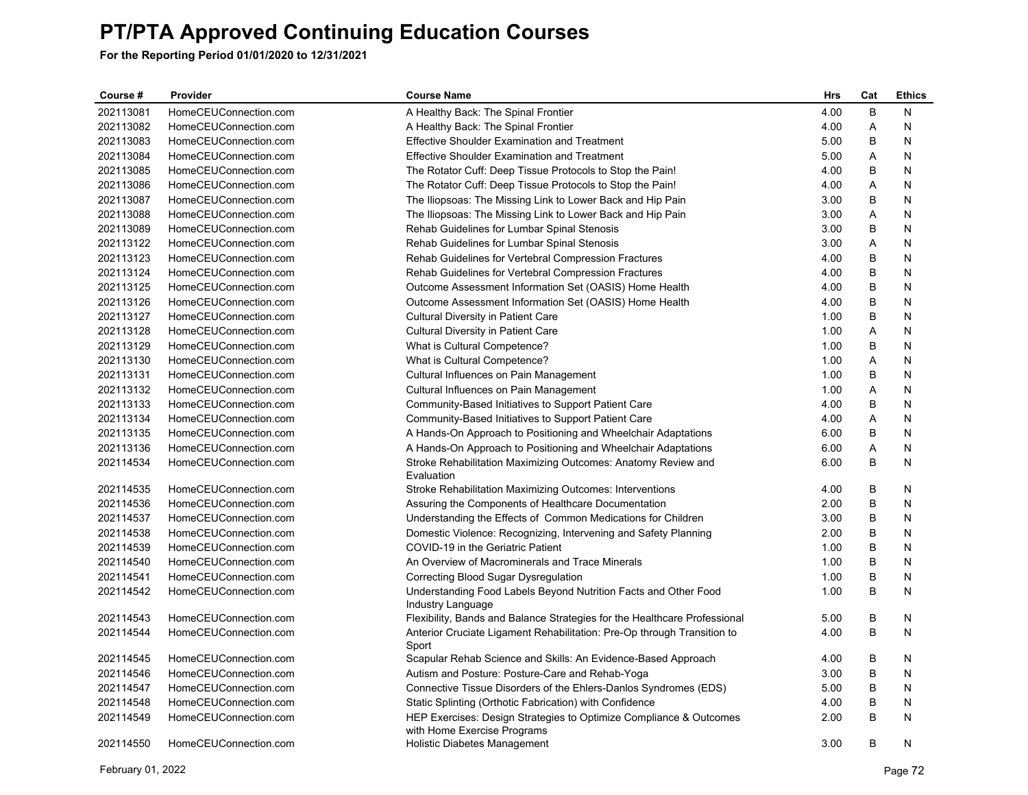# PT/PTA Approved Continuing Education Courses

**For the Reporting Period 01/01/2020 to 12/31/2021**

| Course # | Provider | Course Name | Hrs | Cat | Ethics |
|---|---|---|---|---|---|
| 202113081 | HomeCEUConnection.com | A Healthy Back: The Spinal Frontier | 4.00 | B | N |
| 202113082 | HomeCEUConnection.com | A Healthy Back: The Spinal Frontier | 4.00 | A | N |
| 202113083 | HomeCEUConnection.com | Effective Shoulder Examination and Treatment | 5.00 | B | N |
| 202113084 | HomeCEUConnection.com | Effective Shoulder Examination and Treatment | 5.00 | A | N |
| 202113085 | HomeCEUConnection.com | The Rotator Cuff: Deep Tissue Protocols to Stop the Pain! | 4.00 | B | N |
| 202113086 | HomeCEUConnection.com | The Rotator Cuff: Deep Tissue Protocols to Stop the Pain! | 4.00 | A | N |
| 202113087 | HomeCEUConnection.com | The Iliopsoas: The Missing Link to Lower Back and Hip Pain | 3.00 | B | N |
| 202113088 | HomeCEUConnection.com | The Iliopsoas: The Missing Link to Lower Back and Hip Pain | 3.00 | A | N |
| 202113089 | HomeCEUConnection.com | Rehab Guidelines for Lumbar Spinal Stenosis | 3.00 | B | N |
| 202113122 | HomeCEUConnection.com | Rehab Guidelines for Lumbar Spinal Stenosis | 3.00 | A | N |
| 202113123 | HomeCEUConnection.com | Rehab Guidelines for Vertebral Compression Fractures | 4.00 | B | N |
| 202113124 | HomeCEUConnection.com | Rehab Guidelines for Vertebral Compression Fractures | 4.00 | B | N |
| 202113125 | HomeCEUConnection.com | Outcome Assessment Information Set (OASIS) Home Health | 4.00 | B | N |
| 202113126 | HomeCEUConnection.com | Outcome Assessment Information Set (OASIS) Home Health | 4.00 | B | N |
| 202113127 | HomeCEUConnection.com | Cultural Diversity in Patient Care | 1.00 | B | N |
| 202113128 | HomeCEUConnection.com | Cultural Diversity in Patient Care | 1.00 | A | N |
| 202113129 | HomeCEUConnection.com | What is Cultural Competence? | 1.00 | B | N |
| 202113130 | HomeCEUConnection.com | What is Cultural Competence? | 1.00 | A | N |
| 202113131 | HomeCEUConnection.com | Cultural Influences on Pain Management | 1.00 | B | N |
| 202113132 | HomeCEUConnection.com | Cultural Influences on Pain Management | 1.00 | A | N |
| 202113133 | HomeCEUConnection.com | Community-Based Initiatives to Support Patient Care | 4.00 | B | N |
| 202113134 | HomeCEUConnection.com | Community-Based Initiatives to Support Patient Care | 4.00 | A | N |
| 202113135 | HomeCEUConnection.com | A Hands-On Approach to Positioning and Wheelchair Adaptations | 6.00 | B | N |
| 202113136 | HomeCEUConnection.com | A Hands-On Approach to Positioning and Wheelchair Adaptations | 6.00 | A | N |
| 202114534 | HomeCEUConnection.com | Stroke Rehabilitation Maximizing Outcomes: Anatomy Review and Evaluation | 6.00 | B | N |
| 202114535 | HomeCEUConnection.com | Stroke Rehabilitation Maximizing Outcomes: Interventions | 4.00 | B | N |
| 202114536 | HomeCEUConnection.com | Assuring the Components of Healthcare Documentation | 2.00 | B | N |
| 202114537 | HomeCEUConnection.com | Understanding the Effects of Common Medications for Children | 3.00 | B | N |
| 202114538 | HomeCEUConnection.com | Domestic Violence: Recognizing, Intervening and Safety Planning | 2.00 | B | N |
| 202114539 | HomeCEUConnection.com | COVID-19 in the Geriatric Patient | 1.00 | B | N |
| 202114540 | HomeCEUConnection.com | An Overview of Macrominerals and Trace Minerals | 1.00 | B | N |
| 202114541 | HomeCEUConnection.com | Correcting Blood Sugar Dysregulation | 1.00 | B | N |
| 202114542 | HomeCEUConnection.com | Understanding Food Labels Beyond Nutrition Facts and Other Food Industry Language | 1.00 | B | N |
| 202114543 | HomeCEUConnection.com | Flexibility, Bands and Balance Strategies for the Healthcare Professional | 5.00 | B | N |
| 202114544 | HomeCEUConnection.com | Anterior Cruciate Ligament Rehabilitation: Pre-Op through Transition to Sport | 4.00 | B | N |
| 202114545 | HomeCEUConnection.com | Scapular Rehab Science and Skills: An Evidence-Based Approach | 4.00 | B | N |
| 202114546 | HomeCEUConnection.com | Autism and Posture: Posture-Care and Rehab-Yoga | 3.00 | B | N |
| 202114547 | HomeCEUConnection.com | Connective Tissue Disorders of the Ehlers-Danlos Syndromes (EDS) | 5.00 | B | N |
| 202114548 | HomeCEUConnection.com | Static Splinting (Orthotic Fabrication) with Confidence | 4.00 | B | N |
| 202114549 | HomeCEUConnection.com | HEP Exercises: Design Strategies to Optimize Compliance & Outcomes with Home Exercise Programs | 2.00 | B | N |
| 202114550 | HomeCEUConnection.com | Holistic Diabetes Management | 3.00 | B | N |

February 01, 2022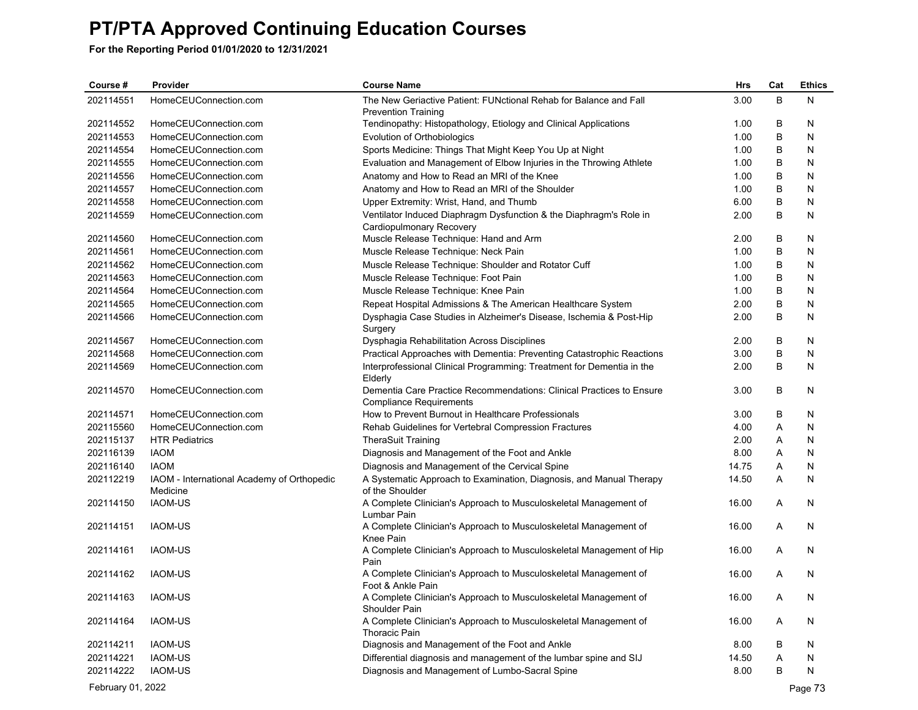# PT/PTA Approved Continuing Education Courses

**For the Reporting Period 01/01/2020 to 12/31/2021**

| Course # | Provider | Course Name | Hrs | Cat | Ethics |
|---|---|---|---|---|---|
| 202114551 | HomeCEUConnection.com | The New Geriactive Patient: FUNctional Rehab for Balance and Fall Prevention Training | 3.00 | B | N |
| 202114552 | HomeCEUConnection.com | Tendinopathy: Histopathology, Etiology and Clinical Applications | 1.00 | B | N |
| 202114553 | HomeCEUConnection.com | Evolution of Orthobiologics | 1.00 | B | N |
| 202114554 | HomeCEUConnection.com | Sports Medicine: Things That Might Keep You Up at Night | 1.00 | B | N |
| 202114555 | HomeCEUConnection.com | Evaluation and Management of Elbow Injuries in the Throwing Athlete | 1.00 | B | N |
| 202114556 | HomeCEUConnection.com | Anatomy and How to Read an MRI of the Knee | 1.00 | B | N |
| 202114557 | HomeCEUConnection.com | Anatomy and How to Read an MRI of the Shoulder | 1.00 | B | N |
| 202114558 | HomeCEUConnection.com | Upper Extremity: Wrist, Hand, and Thumb | 6.00 | B | N |
| 202114559 | HomeCEUConnection.com | Ventilator Induced Diaphragm Dysfunction & the Diaphragm's Role in Cardiopulmonary Recovery | 2.00 | B | N |
| 202114560 | HomeCEUConnection.com | Muscle Release Technique: Hand and Arm | 2.00 | B | N |
| 202114561 | HomeCEUConnection.com | Muscle Release Technique: Neck Pain | 1.00 | B | N |
| 202114562 | HomeCEUConnection.com | Muscle Release Technique: Shoulder and Rotator Cuff | 1.00 | B | N |
| 202114563 | HomeCEUConnection.com | Muscle Release Technique: Foot Pain | 1.00 | B | N |
| 202114564 | HomeCEUConnection.com | Muscle Release Technique: Knee Pain | 1.00 | B | N |
| 202114565 | HomeCEUConnection.com | Repeat Hospital Admissions & The American Healthcare System | 2.00 | B | N |
| 202114566 | HomeCEUConnection.com | Dysphagia Case Studies in Alzheimer's Disease, Ischemia & Post-Hip Surgery | 2.00 | B | N |
| 202114567 | HomeCEUConnection.com | Dysphagia Rehabilitation Across Disciplines | 2.00 | B | N |
| 202114568 | HomeCEUConnection.com | Practical Approaches with Dementia: Preventing Catastrophic Reactions | 3.00 | B | N |
| 202114569 | HomeCEUConnection.com | Interprofessional Clinical Programming: Treatment for Dementia in the Elderly | 2.00 | B | N |
| 202114570 | HomeCEUConnection.com | Dementia Care Practice Recommendations: Clinical Practices to Ensure Compliance Requirements | 3.00 | B | N |
| 202114571 | HomeCEUConnection.com | How to Prevent Burnout in Healthcare Professionals | 3.00 | B | N |
| 202115560 | HomeCEUConnection.com | Rehab Guidelines for Vertebral Compression Fractures | 4.00 | A | N |
| 202115137 | HTR Pediatrics | TheraSuit Training | 2.00 | A | N |
| 202116139 | IAOM | Diagnosis and Management of the Foot and Ankle | 8.00 | A | N |
| 202116140 | IAOM | Diagnosis and Management of the Cervical Spine | 14.75 | A | N |
| 202112219 | IAOM - International Academy of Orthopedic Medicine | A Systematic Approach to Examination, Diagnosis, and Manual Therapy of the Shoulder | 14.50 | A | N |
| 202114150 | IAOM-US | A Complete Clinician's Approach to Musculoskeletal Management of Lumbar Pain | 16.00 | A | N |
| 202114151 | IAOM-US | A Complete Clinician's Approach to Musculoskeletal Management of Knee Pain | 16.00 | A | N |
| 202114161 | IAOM-US | A Complete Clinician's Approach to Musculoskeletal Management of Hip Pain | 16.00 | A | N |
| 202114162 | IAOM-US | A Complete Clinician's Approach to Musculoskeletal Management of Foot & Ankle Pain | 16.00 | A | N |
| 202114163 | IAOM-US | A Complete Clinician's Approach to Musculoskeletal Management of Shoulder Pain | 16.00 | A | N |
| 202114164 | IAOM-US | A Complete Clinician's Approach to Musculoskeletal Management of Thoracic Pain | 16.00 | A | N |
| 202114211 | IAOM-US | Diagnosis and Management of the Foot and Ankle | 8.00 | B | N |
| 202114221 | IAOM-US | Differential diagnosis and management of the lumbar spine and SIJ | 14.50 | A | N |
| 202114222 | IAOM-US | Diagnosis and Management of Lumbo-Sacral Spine | 8.00 | B | N |

February 01, 2022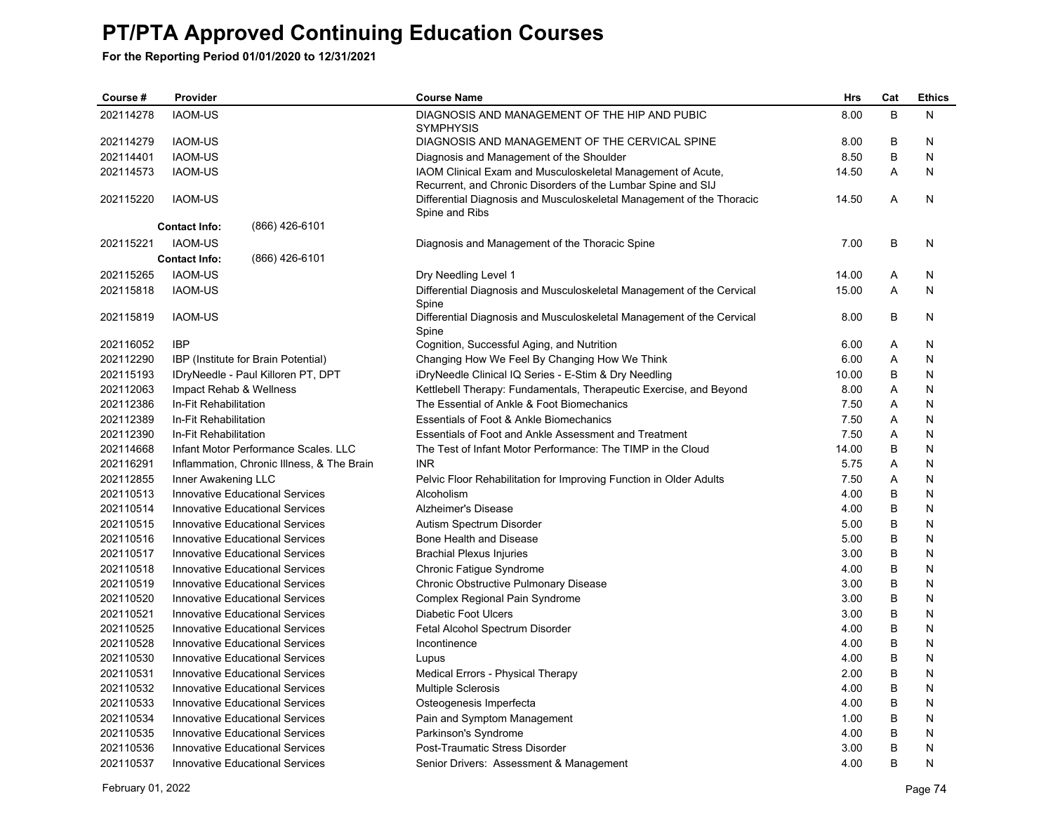# PT/PTA Approved Continuing Education Courses

**For the Reporting Period 01/01/2020 to 12/31/2021**

| Course # | Provider | Course Name | Hrs | Cat | Ethics |
|---|---|---|---|---|---|
| 202114278 | IAOM-US | DIAGNOSIS AND MANAGEMENT OF THE HIP AND PUBIC SYMPHYSIS | 8.00 | B | N |
| 202114279 | IAOM-US | DIAGNOSIS AND MANAGEMENT OF THE CERVICAL SPINE | 8.00 | B | N |
| 202114401 | IAOM-US | Diagnosis and Management of the Shoulder | 8.50 | B | N |
| 202114573 | IAOM-US | IAOM Clinical Exam and Musculoskeletal Management of Acute, Recurrent, and Chronic Disorders of the Lumbar Spine and SIJ | 14.50 | A | N |
| 202115220 | IAOM-US | Differential Diagnosis and Musculoskeletal Management of the Thoracic Spine and Ribs | 14.50 | A | N |
| | **Contact Info:** (866) 426-6101 | | | | |
| 202115221 | IAOM-US | Diagnosis and Management of the Thoracic Spine | 7.00 | B | N |
| | **Contact Info:** (866) 426-6101 | | | | |
| 202115265 | IAOM-US | Dry Needling Level 1 | 14.00 | A | N |
| 202115818 | IAOM-US | Differential Diagnosis and Musculoskeletal Management of the Cervical Spine | 15.00 | A | N |
| 202115819 | IAOM-US | Differential Diagnosis and Musculoskeletal Management of the Cervical Spine | 8.00 | B | N |
| 202116052 | IBP | Cognition, Successful Aging, and Nutrition | 6.00 | A | N |
| 202112290 | IBP (Institute for Brain Potential) | Changing How We Feel By Changing How We Think | 6.00 | A | N |
| 202115193 | IDryNeedle - Paul Killoren PT, DPT | iDryNeedle Clinical IQ Series - E-Stim & Dry Needling | 10.00 | B | N |
| 202112063 | Impact Rehab & Wellness | Kettlebell Therapy: Fundamentals, Therapeutic Exercise, and Beyond | 8.00 | A | N |
| 202112386 | In-Fit Rehabilitation | The Essential of Ankle & Foot Biomechanics | 7.50 | A | N |
| 202112389 | In-Fit Rehabilitation | Essentials of Foot & Ankle Biomechanics | 7.50 | A | N |
| 202112390 | In-Fit Rehabilitation | Essentials of Foot and Ankle Assessment and Treatment | 7.50 | A | N |
| 202114668 | Infant Motor Performance Scales. LLC | The Test of Infant Motor Performance: The TIMP in the Cloud | 14.00 | B | N |
| 202116291 | Inflammation, Chronic Illness, & The Brain | INR | 5.75 | A | N |
| 202112855 | Inner Awakening LLC | Pelvic Floor Rehabilitation for Improving Function in Older Adults | 7.50 | A | N |
| 202110513 | Innovative Educational Services | Alcoholism | 4.00 | B | N |
| 202110514 | Innovative Educational Services | Alzheimer's Disease | 4.00 | B | N |
| 202110515 | Innovative Educational Services | Autism Spectrum Disorder | 5.00 | B | N |
| 202110516 | Innovative Educational Services | Bone Health and Disease | 5.00 | B | N |
| 202110517 | Innovative Educational Services | Brachial Plexus Injuries | 3.00 | B | N |
| 202110518 | Innovative Educational Services | Chronic Fatigue Syndrome | 4.00 | B | N |
| 202110519 | Innovative Educational Services | Chronic Obstructive Pulmonary Disease | 3.00 | B | N |
| 202110520 | Innovative Educational Services | Complex Regional Pain Syndrome | 3.00 | B | N |
| 202110521 | Innovative Educational Services | Diabetic Foot Ulcers | 3.00 | B | N |
| 202110525 | Innovative Educational Services | Fetal Alcohol Spectrum Disorder | 4.00 | B | N |
| 202110528 | Innovative Educational Services | Incontinence | 4.00 | B | N |
| 202110530 | Innovative Educational Services | Lupus | 4.00 | B | N |
| 202110531 | Innovative Educational Services | Medical Errors - Physical Therapy | 2.00 | B | N |
| 202110532 | Innovative Educational Services | Multiple Sclerosis | 4.00 | B | N |
| 202110533 | Innovative Educational Services | Osteogenesis Imperfecta | 4.00 | B | N |
| 202110534 | Innovative Educational Services | Pain and Symptom Management | 1.00 | B | N |
| 202110535 | Innovative Educational Services | Parkinson's Syndrome | 4.00 | B | N |
| 202110536 | Innovative Educational Services | Post-Traumatic Stress Disorder | 3.00 | B | N |
| 202110537 | Innovative Educational Services | Senior Drivers:  Assessment & Management | 4.00 | B | N |

February 01, 2022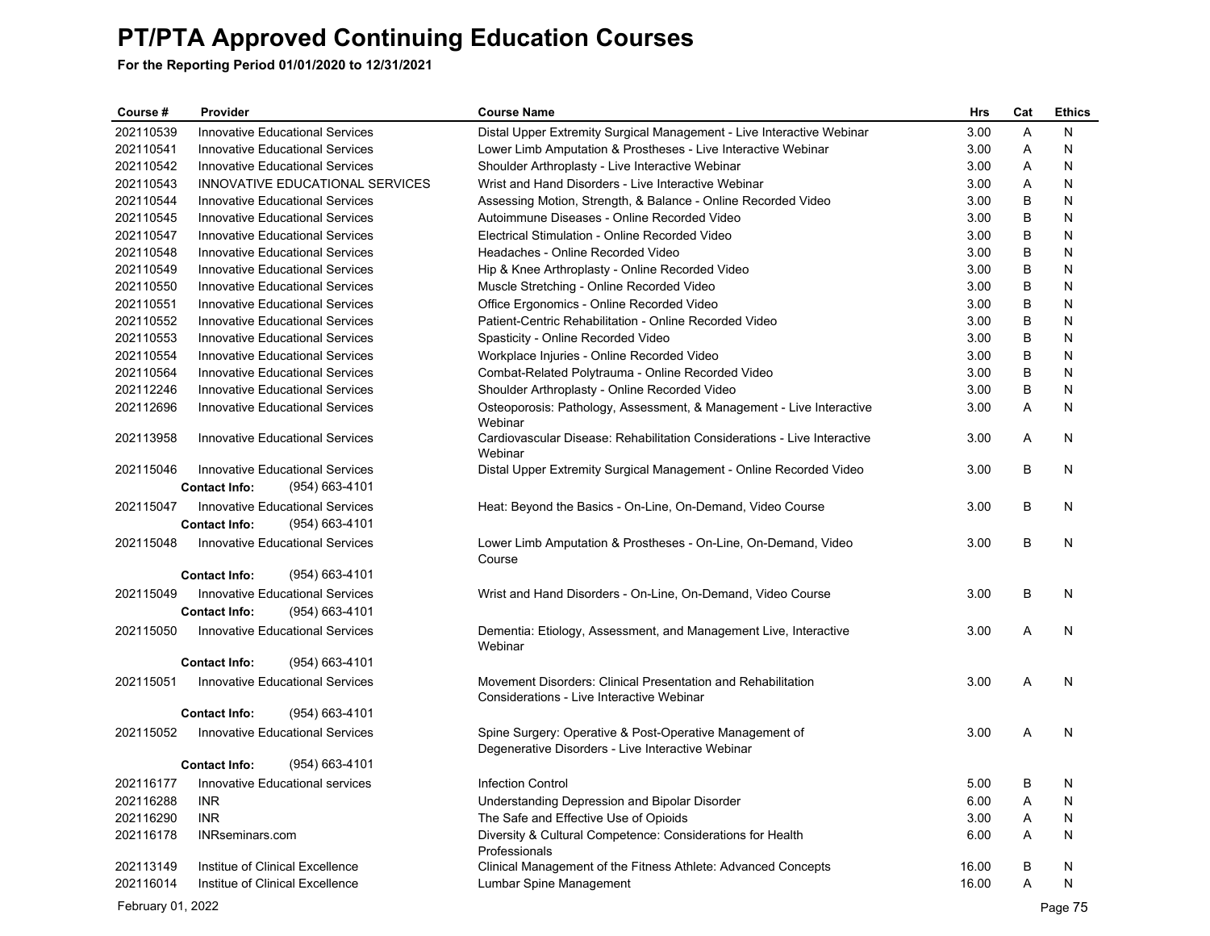# PT/PTA Approved Continuing Education Courses

**For the Reporting Period 01/01/2020 to 12/31/2021**

| Course # | Provider | Course Name | Hrs | Cat | Ethics |
|---|---|---|---|---|---|
| 202110539 | Innovative Educational Services | Distal Upper Extremity Surgical Management - Live Interactive Webinar | 3.00 | A | N |
| 202110541 | Innovative Educational Services | Lower Limb Amputation & Prostheses - Live Interactive Webinar | 3.00 | A | N |
| 202110542 | Innovative Educational Services | Shoulder Arthroplasty - Live Interactive Webinar | 3.00 | A | N |
| 202110543 | INNOVATIVE EDUCATIONAL SERVICES | Wrist and Hand Disorders - Live Interactive Webinar | 3.00 | A | N |
| 202110544 | Innovative Educational Services | Assessing Motion, Strength, & Balance - Online Recorded Video | 3.00 | B | N |
| 202110545 | Innovative Educational Services | Autoimmune Diseases - Online Recorded Video | 3.00 | B | N |
| 202110547 | Innovative Educational Services | Electrical Stimulation - Online Recorded Video | 3.00 | B | N |
| 202110548 | Innovative Educational Services | Headaches - Online Recorded Video | 3.00 | B | N |
| 202110549 | Innovative Educational Services | Hip & Knee Arthroplasty - Online Recorded Video | 3.00 | B | N |
| 202110550 | Innovative Educational Services | Muscle Stretching - Online Recorded Video | 3.00 | B | N |
| 202110551 | Innovative Educational Services | Office Ergonomics - Online Recorded Video | 3.00 | B | N |
| 202110552 | Innovative Educational Services | Patient-Centric Rehabilitation - Online Recorded Video | 3.00 | B | N |
| 202110553 | Innovative Educational Services | Spasticity - Online Recorded Video | 3.00 | B | N |
| 202110554 | Innovative Educational Services | Workplace Injuries - Online Recorded Video | 3.00 | B | N |
| 202110564 | Innovative Educational Services | Combat-Related Polytrauma - Online Recorded Video | 3.00 | B | N |
| 202112246 | Innovative Educational Services | Shoulder Arthroplasty - Online Recorded Video | 3.00 | B | N |
| 202112696 | Innovative Educational Services | Osteoporosis: Pathology, Assessment, & Management - Live Interactive Webinar | 3.00 | A | N |
| 202113958 | Innovative Educational Services | Cardiovascular Disease: Rehabilitation Considerations - Live Interactive Webinar | 3.00 | A | N |
| 202115046 | Innovative Educational Services | Distal Upper Extremity Surgical Management - Online Recorded Video | 3.00 | B | N |
| | **Contact Info:** (954) 663-4101 | | | | |
| 202115047 | Innovative Educational Services | Heat: Beyond the Basics - On-Line, On-Demand, Video Course | 3.00 | B | N |
| | **Contact Info:** (954) 663-4101 | | | | |
| 202115048 | Innovative Educational Services | Lower Limb Amputation & Prostheses - On-Line, On-Demand, Video Course | 3.00 | B | N |
| | **Contact Info:** (954) 663-4101 | | | | |
| 202115049 | Innovative Educational Services | Wrist and Hand Disorders - On-Line, On-Demand, Video Course | 3.00 | B | N |
| | **Contact Info:** (954) 663-4101 | | | | |
| 202115050 | Innovative Educational Services | Dementia: Etiology, Assessment, and Management Live, Interactive Webinar | 3.00 | A | N |
| | **Contact Info:** (954) 663-4101 | | | | |
| 202115051 | Innovative Educational Services | Movement Disorders: Clinical Presentation and Rehabilitation Considerations - Live Interactive Webinar | 3.00 | A | N |
| | **Contact Info:** (954) 663-4101 | | | | |
| 202115052 | Innovative Educational Services | Spine Surgery: Operative & Post-Operative Management of Degenerative Disorders - Live Interactive Webinar | 3.00 | A | N |
| | **Contact Info:** (954) 663-4101 | | | | |
| 202116177 | Innovative Educational services | Infection Control | 5.00 | B | N |
| 202116288 | INR | Understanding Depression and Bipolar Disorder | 6.00 | A | N |
| 202116290 | INR | The Safe and Effective Use of Opioids | 3.00 | A | N |
| 202116178 | INRseminars.com | Diversity & Cultural Competence: Considerations for Health Professionals | 6.00 | A | N |
| 202113149 | Institue of Clinical Excellence | Clinical Management of the Fitness Athlete: Advanced Concepts | 16.00 | B | N |
| 202116014 | Institue of Clinical Excellence | Lumbar Spine Management | 16.00 | A | N |

February 01, 2022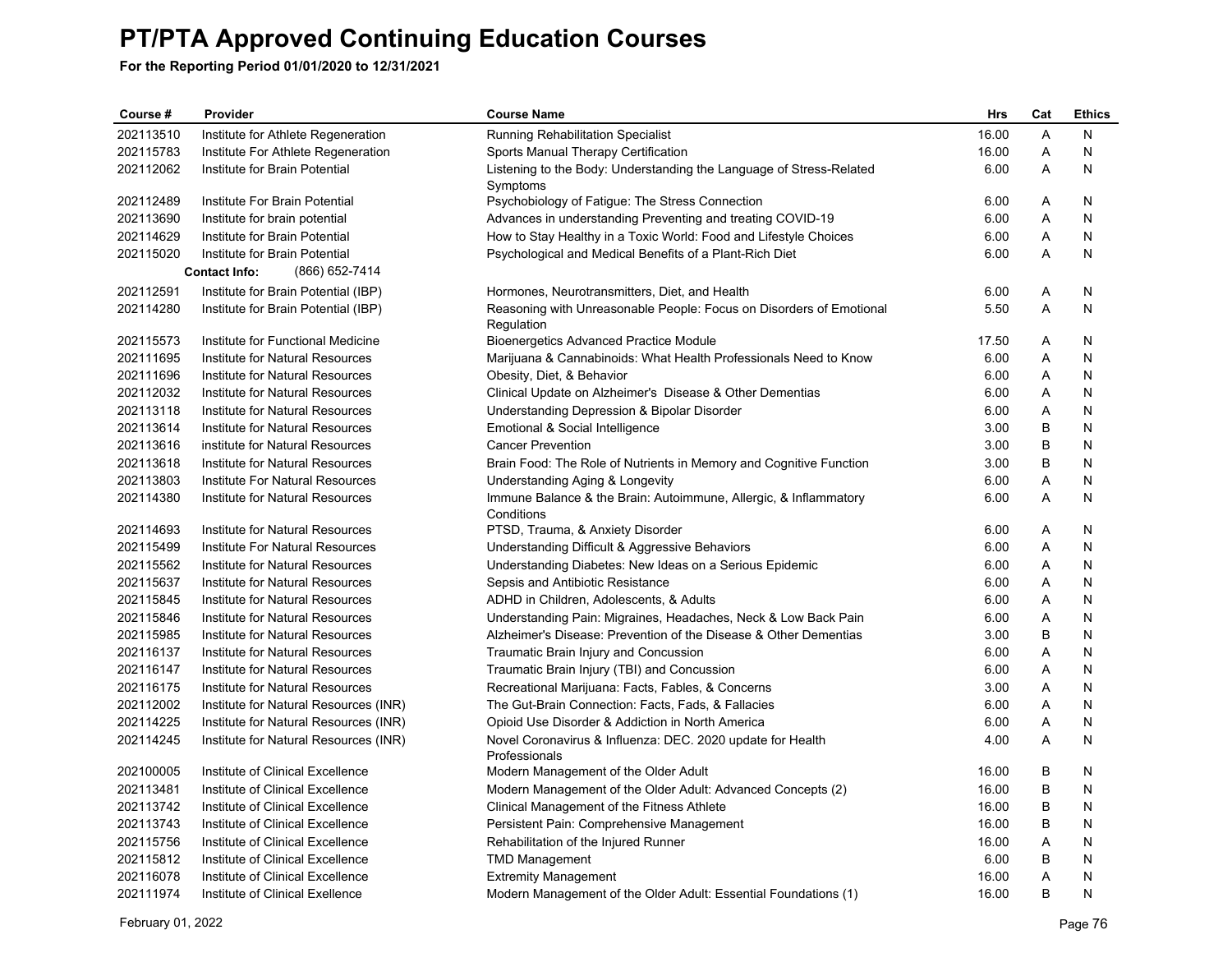# PT/PTA Approved Continuing Education Courses

**For the Reporting Period 01/01/2020 to 12/31/2021**

| Course # | Provider | Course Name | Hrs | Cat | Ethics |
|---|---|---|---|---|---|
| 202113510 | Institute for Athlete Regeneration | Running Rehabilitation Specialist | 16.00 | A | N |
| 202115783 | Institute For Athlete Regeneration | Sports Manual Therapy Certification | 16.00 | A | N |
| 202112062 | Institute for Brain Potential | Listening to the Body: Understanding the Language of Stress-Related Symptoms | 6.00 | A | N |
| 202112489 | Institute For Brain Potential | Psychobiology of Fatigue: The Stress Connection | 6.00 | A | N |
| 202113690 | Institute for brain potential | Advances in understanding Preventing and treating COVID-19 | 6.00 | A | N |
| 202114629 | Institute for Brain Potential | How to Stay Healthy in a Toxic World: Food and Lifestyle Choices | 6.00 | A | N |
| 202115020 | Institute for Brain Potential | Psychological and Medical Benefits of a Plant-Rich Diet | 6.00 | A | N |
| | **Contact Info:** (866) 652-7414 | | | | |
| 202112591 | Institute for Brain Potential (IBP) | Hormones, Neurotransmitters, Diet, and Health | 6.00 | A | N |
| 202114280 | Institute for Brain Potential (IBP) | Reasoning with Unreasonable People: Focus on Disorders of Emotional Regulation | 5.50 | A | N |
| 202115573 | Institute for Functional Medicine | Bioenergetics Advanced Practice Module | 17.50 | A | N |
| 202111695 | Institute for Natural Resources | Marijuana & Cannabinoids: What Health Professionals Need to Know | 6.00 | A | N |
| 202111696 | Institute for Natural Resources | Obesity, Diet, & Behavior | 6.00 | A | N |
| 202112032 | Institute for Natural Resources | Clinical Update on Alzheimer's Disease & Other Dementias | 6.00 | A | N |
| 202113118 | Institute for Natural Resources | Understanding Depression & Bipolar Disorder | 6.00 | A | N |
| 202113614 | Institute for Natural Resources | Emotional & Social Intelligence | 3.00 | B | N |
| 202113616 | institute for Natural Resources | Cancer Prevention | 3.00 | B | N |
| 202113618 | Institute for Natural Resources | Brain Food: The Role of Nutrients in Memory and Cognitive Function | 3.00 | B | N |
| 202113803 | Institute For Natural Resources | Understanding Aging & Longevity | 6.00 | A | N |
| 202114380 | Institute for Natural Resources | Immune Balance & the Brain: Autoimmune, Allergic, & Inflammatory Conditions | 6.00 | A | N |
| 202114693 | Institute for Natural Resources | PTSD, Trauma, & Anxiety Disorder | 6.00 | A | N |
| 202115499 | Institute For Natural Resources | Understanding Difficult & Aggressive Behaviors | 6.00 | A | N |
| 202115562 | Institute for Natural Resources | Understanding Diabetes: New Ideas on a Serious Epidemic | 6.00 | A | N |
| 202115637 | Institute for Natural Resources | Sepsis and Antibiotic Resistance | 6.00 | A | N |
| 202115845 | Institute for Natural Resources | ADHD in Children, Adolescents, & Adults | 6.00 | A | N |
| 202115846 | Institute for Natural Resources | Understanding Pain: Migraines, Headaches, Neck & Low Back Pain | 6.00 | A | N |
| 202115985 | Institute for Natural Resources | Alzheimer's Disease: Prevention of the Disease & Other Dementias | 3.00 | B | N |
| 202116137 | Institute for Natural Resources | Traumatic Brain Injury and Concussion | 6.00 | A | N |
| 202116147 | Institute for Natural Resources | Traumatic Brain Injury (TBI) and Concussion | 6.00 | A | N |
| 202116175 | Institute for Natural Resources | Recreational Marijuana: Facts, Fables, & Concerns | 3.00 | A | N |
| 202112002 | Institute for Natural Resources (INR) | The Gut-Brain Connection: Facts, Fads, & Fallacies | 6.00 | A | N |
| 202114225 | Institute for Natural Resources (INR) | Opioid Use Disorder & Addiction in North America | 6.00 | A | N |
| 202114245 | Institute for Natural Resources (INR) | Novel Coronavirus & Influenza: DEC. 2020 update for Health Professionals | 4.00 | A | N |
| 202100005 | Institute of Clinical Excellence | Modern Management of the Older Adult | 16.00 | B | N |
| 202113481 | Institute of Clinical Excellence | Modern Management of the Older Adult: Advanced Concepts (2) | 16.00 | B | N |
| 202113742 | Institute of Clinical Excellence | Clinical Management of the Fitness Athlete | 16.00 | B | N |
| 202113743 | Institute of Clinical Excellence | Persistent Pain: Comprehensive Management | 16.00 | B | N |
| 202115756 | Institute of Clinical Excellence | Rehabilitation of the Injured Runner | 16.00 | A | N |
| 202115812 | Institute of Clinical Excellence | TMD Management | 6.00 | B | N |
| 202116078 | Institute of Clinical Excellence | Extremity Management | 16.00 | A | N |
| 202111974 | Institute of Clinical Exellence | Modern Management of the Older Adult: Essential Foundations (1) | 16.00 | B | N |

February 01, 2022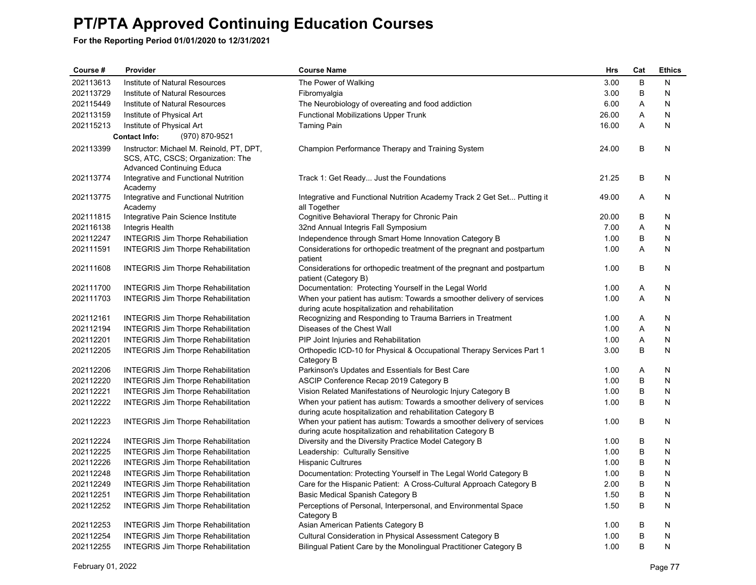# PT/PTA Approved Continuing Education Courses

**For the Reporting Period 01/01/2020 to 12/31/2021**

| Course # | Provider | Course Name | Hrs | Cat | Ethics |
|---|---|---|---|---|---|
| 202113613 | Institute of Natural Resources | The Power of Walking | 3.00 | B | N |
| 202113729 | Institute of Natural Resources | Fibromyalgia | 3.00 | B | N |
| 202115449 | Institute of Natural Resources | The Neurobiology of overeating and food addiction | 6.00 | A | N |
| 202113159 | Institute of Physical Art | Functional Mobilizations Upper Trunk | 26.00 | A | N |
| 202115213 | Institute of Physical Art | Taming Pain | 16.00 | A | N |
| | **Contact Info:** (970) 870-9521 | | | | |
| 202113399 | Instructor: Michael M. Reinold, PT, DPT, SCS, ATC, CSCS; Organization: The Advanced Continuing Educa | Champion Performance Therapy and Training System | 24.00 | B | N |
| 202113774 | Integrative and Functional Nutrition Academy | Track 1: Get Ready... Just the Foundations | 21.25 | B | N |
| 202113775 | Integrative and Functional Nutrition Academy | Integrative and Functional Nutrition Academy Track 2 Get Set... Putting it all Together | 49.00 | A | N |
| 202111815 | Integrative Pain Science Institute | Cognitive Behavioral Therapy for Chronic Pain | 20.00 | B | N |
| 202116138 | Integris Health | 32nd Annual Integris Fall Symposium | 7.00 | A | N |
| 202112247 | INTEGRIS Jim Thorpe Rehabiliation | Independence through Smart Home Innovation Category B | 1.00 | B | N |
| 202111591 | INTEGRIS Jim Thorpe Rehabilitation | Considerations for orthopedic treatment of the pregnant and postpartum patient | 1.00 | A | N |
| 202111608 | INTEGRIS Jim Thorpe Rehabilitation | Considerations for orthopedic treatment of the pregnant and postpartum patient (Category B) | 1.00 | B | N |
| 202111700 | INTEGRIS Jim Thorpe Rehabilitation | Documentation: Protecting Yourself in the Legal World | 1.00 | A | N |
| 202111703 | INTEGRIS Jim Thorpe Rehabilitation | When your patient has autism: Towards a smoother delivery of services during acute hospitalization and rehabilitation | 1.00 | A | N |
| 202112161 | INTEGRIS Jim Thorpe Rehabilitation | Recognizing and Responding to Trauma Barriers in Treatment | 1.00 | A | N |
| 202112194 | INTEGRIS Jim Thorpe Rehabilitation | Diseases of the Chest Wall | 1.00 | A | N |
| 202112201 | INTEGRIS Jim Thorpe Rehabilitation | PIP Joint Injuries and Rehabilitation | 1.00 | A | N |
| 202112205 | INTEGRIS Jim Thorpe Rehabilitation | Orthopedic ICD-10 for Physical & Occupational Therapy Services Part 1 Category B | 3.00 | B | N |
| 202112206 | INTEGRIS Jim Thorpe Rehabilitation | Parkinson's Updates and Essentials for Best Care | 1.00 | A | N |
| 202112220 | INTEGRIS Jim Thorpe Rehabilitation | ASCIP Conference Recap 2019 Category B | 1.00 | B | N |
| 202112221 | INTEGRIS Jim Thorpe Rehabilitation | Vision Related Manifestations of Neurologic Injury Category B | 1.00 | B | N |
| 202112222 | INTEGRIS Jim Thorpe Rehabilitation | When your patient has autism: Towards a smoother delivery of services during acute hospitalization and rehabilitation Category B | 1.00 | B | N |
| 202112223 | INTEGRIS Jim Thorpe Rehabilitation | When your patient has autism: Towards a smoother delivery of services during acute hospitalization and rehabilitation Category B | 1.00 | B | N |
| 202112224 | INTEGRIS Jim Thorpe Rehabilitation | Diversity and the Diversity Practice Model Category B | 1.00 | B | N |
| 202112225 | INTEGRIS Jim Thorpe Rehabilitation | Leadership: Culturally Sensitive | 1.00 | B | N |
| 202112226 | INTEGRIS Jim Thorpe Rehabilitation | Hispanic Cultrures | 1.00 | B | N |
| 202112248 | INTEGRIS Jim Thorpe Rehabilitation | Documentation: Protecting Yourself in The Legal World Category B | 1.00 | B | N |
| 202112249 | INTEGRIS Jim Thorpe Rehabilitation | Care for the Hispanic Patient: A Cross-Cultural Approach Category B | 2.00 | B | N |
| 202112251 | INTEGRIS Jim Thorpe Rehabilitation | Basic Medical Spanish Category B | 1.50 | B | N |
| 202112252 | INTEGRIS Jim Thorpe Rehabilitation | Perceptions of Personal, Interpersonal, and Environmental Space Category B | 1.50 | B | N |
| 202112253 | INTEGRIS Jim Thorpe Rehabilitation | Asian American Patients Category B | 1.00 | B | N |
| 202112254 | INTEGRIS Jim Thorpe Rehabilitation | Cultural Consideration in Physical Assessment Category B | 1.00 | B | N |
| 202112255 | INTEGRIS Jim Thorpe Rehabilitation | Bilingual Patient Care by the Monolingual Practitioner Category B | 1.00 | B | N |

February 01, 2022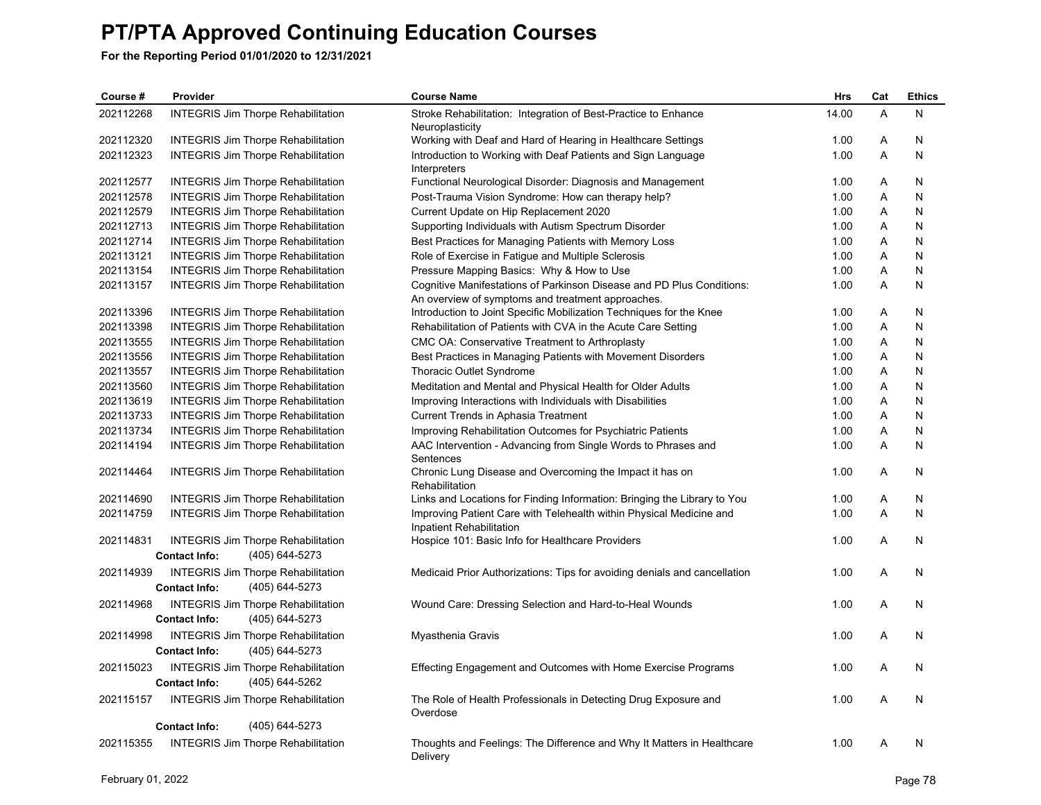# PT/PTA Approved Continuing Education Courses

**For the Reporting Period 01/01/2020 to 12/31/2021**

| Course # | Provider | Course Name | Hrs | Cat | Ethics |
|---|---|---|---|---|---|
| 202112268 | INTEGRIS Jim Thorpe Rehabilitation | Stroke Rehabilitation: Integration of Best-Practice to Enhance Neuroplasticity | 14.00 | A | N |
| 202112320 | INTEGRIS Jim Thorpe Rehabilitation | Working with Deaf and Hard of Hearing in Healthcare Settings | 1.00 | A | N |
| 202112323 | INTEGRIS Jim Thorpe Rehabilitation | Introduction to Working with Deaf Patients and Sign Language Interpreters | 1.00 | A | N |
| 202112577 | INTEGRIS Jim Thorpe Rehabilitation | Functional Neurological Disorder: Diagnosis and Management | 1.00 | A | N |
| 202112578 | INTEGRIS Jim Thorpe Rehabilitation | Post-Trauma Vision Syndrome: How can therapy help? | 1.00 | A | N |
| 202112579 | INTEGRIS Jim Thorpe Rehabilitation | Current Update on Hip Replacement 2020 | 1.00 | A | N |
| 202112713 | INTEGRIS Jim Thorpe Rehabilitation | Supporting Individuals with Autism Spectrum Disorder | 1.00 | A | N |
| 202112714 | INTEGRIS Jim Thorpe Rehabilitation | Best Practices for Managing Patients with Memory Loss | 1.00 | A | N |
| 202113121 | INTEGRIS Jim Thorpe Rehabilitation | Role of Exercise in Fatigue and Multiple Sclerosis | 1.00 | A | N |
| 202113154 | INTEGRIS Jim Thorpe Rehabilitation | Pressure Mapping Basics: Why & How to Use | 1.00 | A | N |
| 202113157 | INTEGRIS Jim Thorpe Rehabilitation | Cognitive Manifestations of Parkinson Disease and PD Plus Conditions: An overview of symptoms and treatment approaches. | 1.00 | A | N |
| 202113396 | INTEGRIS Jim Thorpe Rehabilitation | Introduction to Joint Specific Mobilization Techniques for the Knee | 1.00 | A | N |
| 202113398 | INTEGRIS Jim Thorpe Rehabilitation | Rehabilitation of Patients with CVA in the Acute Care Setting | 1.00 | A | N |
| 202113555 | INTEGRIS Jim Thorpe Rehabilitation | CMC OA: Conservative Treatment to Arthroplasty | 1.00 | A | N |
| 202113556 | INTEGRIS Jim Thorpe Rehabilitation | Best Practices in Managing Patients with Movement Disorders | 1.00 | A | N |
| 202113557 | INTEGRIS Jim Thorpe Rehabilitation | Thoracic Outlet Syndrome | 1.00 | A | N |
| 202113560 | INTEGRIS Jim Thorpe Rehabilitation | Meditation and Mental and Physical Health for Older Adults | 1.00 | A | N |
| 202113619 | INTEGRIS Jim Thorpe Rehabilitation | Improving Interactions with Individuals with Disabilities | 1.00 | A | N |
| 202113733 | INTEGRIS Jim Thorpe Rehabilitation | Current Trends in Aphasia Treatment | 1.00 | A | N |
| 202113734 | INTEGRIS Jim Thorpe Rehabilitation | Improving Rehabilitation Outcomes for Psychiatric Patients | 1.00 | A | N |
| 202114194 | INTEGRIS Jim Thorpe Rehabilitation | AAC Intervention - Advancing from Single Words to Phrases and Sentences | 1.00 | A | N |
| 202114464 | INTEGRIS Jim Thorpe Rehabilitation | Chronic Lung Disease and Overcoming the Impact it has on Rehabilitation | 1.00 | A | N |
| 202114690 | INTEGRIS Jim Thorpe Rehabilitation | Links and Locations for Finding Information: Bringing the Library to You | 1.00 | A | N |
| 202114759 | INTEGRIS Jim Thorpe Rehabilitation | Improving Patient Care with Telehealth within Physical Medicine and Inpatient Rehabilitation | 1.00 | A | N |
| 202114831 | INTEGRIS Jim Thorpe Rehabilitation<br>**Contact Info:** (405) 644-5273 | Hospice 101: Basic Info for Healthcare Providers | 1.00 | A | N |
| 202114939 | INTEGRIS Jim Thorpe Rehabilitation<br>**Contact Info:** (405) 644-5273 | Medicaid Prior Authorizations: Tips for avoiding denials and cancellation | 1.00 | A | N |
| 202114968 | INTEGRIS Jim Thorpe Rehabilitation<br>**Contact Info:** (405) 644-5273 | Wound Care: Dressing Selection and Hard-to-Heal Wounds | 1.00 | A | N |
| 202114998 | INTEGRIS Jim Thorpe Rehabilitation<br>**Contact Info:** (405) 644-5273 | Myasthenia Gravis | 1.00 | A | N |
| 202115023 | INTEGRIS Jim Thorpe Rehabilitation<br>**Contact Info:** (405) 644-5262 | Effecting Engagement and Outcomes with Home Exercise Programs | 1.00 | A | N |
| 202115157 | INTEGRIS Jim Thorpe Rehabilitation<br>**Contact Info:** (405) 644-5273 | The Role of Health Professionals in Detecting Drug Exposure and Overdose | 1.00 | A | N |
| 202115355 | INTEGRIS Jim Thorpe Rehabilitation | Thoughts and Feelings: The Difference and Why It Matters in Healthcare Delivery | 1.00 | A | N |

February 01, 2022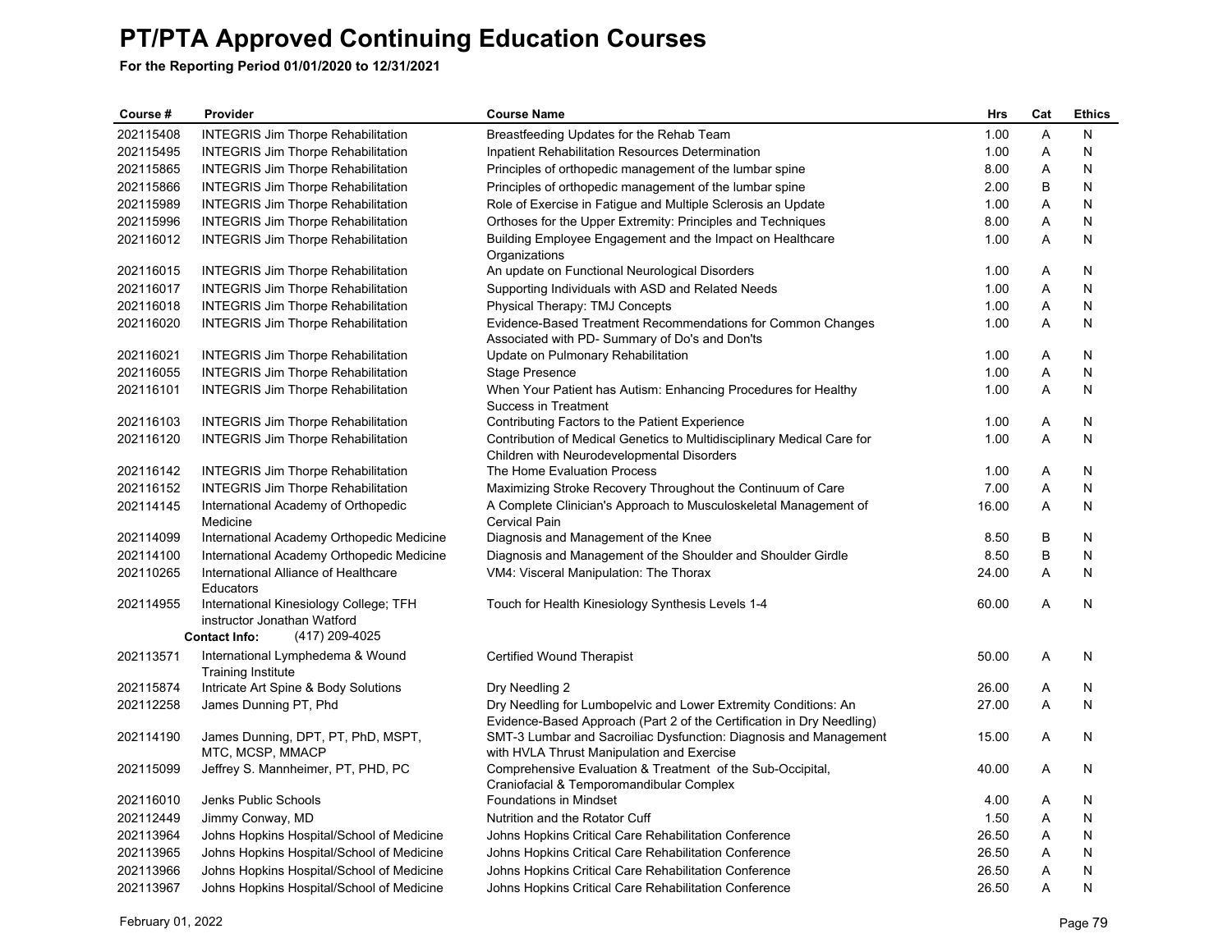# PT/PTA Approved Continuing Education Courses

**For the Reporting Period 01/01/2020 to 12/31/2021**

| Course # | Provider | Course Name | Hrs | Cat | Ethics |
|---|---|---|---|---|---|
| 202115408 | INTEGRIS Jim Thorpe Rehabilitation | Breastfeeding Updates for the Rehab Team | 1.00 | A | N |
| 202115495 | INTEGRIS Jim Thorpe Rehabilitation | Inpatient Rehabilitation Resources Determination | 1.00 | A | N |
| 202115865 | INTEGRIS Jim Thorpe Rehabilitation | Principles of orthopedic management of the lumbar spine | 8.00 | A | N |
| 202115866 | INTEGRIS Jim Thorpe Rehabilitation | Principles of orthopedic management of the lumbar spine | 2.00 | B | N |
| 202115989 | INTEGRIS Jim Thorpe Rehabilitation | Role of Exercise in Fatigue and Multiple Sclerosis an Update | 1.00 | A | N |
| 202115996 | INTEGRIS Jim Thorpe Rehabilitation | Orthoses for the Upper Extremity: Principles and Techniques | 8.00 | A | N |
| 202116012 | INTEGRIS Jim Thorpe Rehabilitation | Building Employee Engagement and the Impact on Healthcare Organizations | 1.00 | A | N |
| 202116015 | INTEGRIS Jim Thorpe Rehabilitation | An update on Functional Neurological Disorders | 1.00 | A | N |
| 202116017 | INTEGRIS Jim Thorpe Rehabilitation | Supporting Individuals with ASD and Related Needs | 1.00 | A | N |
| 202116018 | INTEGRIS Jim Thorpe Rehabilitation | Physical Therapy: TMJ Concepts | 1.00 | A | N |
| 202116020 | INTEGRIS Jim Thorpe Rehabilitation | Evidence-Based Treatment Recommendations for Common Changes Associated with PD- Summary of Do's and Don'ts | 1.00 | A | N |
| 202116021 | INTEGRIS Jim Thorpe Rehabilitation | Update on Pulmonary Rehabilitation | 1.00 | A | N |
| 202116055 | INTEGRIS Jim Thorpe Rehabilitation | Stage Presence | 1.00 | A | N |
| 202116101 | INTEGRIS Jim Thorpe Rehabilitation | When Your Patient has Autism: Enhancing Procedures for Healthy Success in Treatment | 1.00 | A | N |
| 202116103 | INTEGRIS Jim Thorpe Rehabilitation | Contributing Factors to the Patient Experience | 1.00 | A | N |
| 202116120 | INTEGRIS Jim Thorpe Rehabilitation | Contribution of Medical Genetics to Multidisciplinary Medical Care for Children with Neurodevelopmental Disorders | 1.00 | A | N |
| 202116142 | INTEGRIS Jim Thorpe Rehabilitation | The Home Evaluation Process | 1.00 | A | N |
| 202116152 | INTEGRIS Jim Thorpe Rehabilitation | Maximizing Stroke Recovery Throughout the Continuum of Care | 7.00 | A | N |
| 202114145 | International Academy of Orthopedic Medicine | A Complete Clinician's Approach to Musculoskeletal Management of Cervical Pain | 16.00 | A | N |
| 202114099 | International Academy Orthopedic Medicine | Diagnosis and Management of the Knee | 8.50 | B | N |
| 202114100 | International Academy Orthopedic Medicine | Diagnosis and Management of the Shoulder and Shoulder Girdle | 8.50 | B | N |
| 202110265 | International Alliance of Healthcare Educators | VM4: Visceral Manipulation: The Thorax | 24.00 | A | N |
| 202114955 | International Kinesiology College; TFH instructor Jonathan Watford<br>**Contact Info:** (417) 209-4025 | Touch for Health Kinesiology Synthesis Levels 1-4 | 60.00 | A | N |
| 202113571 | International Lymphedema & Wound Training Institute | Certified Wound Therapist | 50.00 | A | N |
| 202115874 | Intricate Art Spine & Body Solutions | Dry Needling 2 | 26.00 | A | N |
| 202112258 | James Dunning PT, Phd | Dry Needling for Lumbopelvic and Lower Extremity Conditions: An Evidence-Based Approach (Part 2 of the Certification in Dry Needling) | 27.00 | A | N |
| 202114190 | James Dunning, DPT, PT, PhD, MSPT, MTC, MCSP, MMACP | SMT-3 Lumbar and Sacroiliac Dysfunction: Diagnosis and Management with HVLA Thrust Manipulation and Exercise | 15.00 | A | N |
| 202115099 | Jeffrey S. Mannheimer, PT, PHD, PC | Comprehensive Evaluation & Treatment of the Sub-Occipital, Craniofacial & Temporomandibular Complex | 40.00 | A | N |
| 202116010 | Jenks Public Schools | Foundations in Mindset | 4.00 | A | N |
| 202112449 | Jimmy Conway, MD | Nutrition and the Rotator Cuff | 1.50 | A | N |
| 202113964 | Johns Hopkins Hospital/School of Medicine | Johns Hopkins Critical Care Rehabilitation Conference | 26.50 | A | N |
| 202113965 | Johns Hopkins Hospital/School of Medicine | Johns Hopkins Critical Care Rehabilitation Conference | 26.50 | A | N |
| 202113966 | Johns Hopkins Hospital/School of Medicine | Johns Hopkins Critical Care Rehabilitation Conference | 26.50 | A | N |
| 202113967 | Johns Hopkins Hospital/School of Medicine | Johns Hopkins Critical Care Rehabilitation Conference | 26.50 | A | N |

February 01, 2022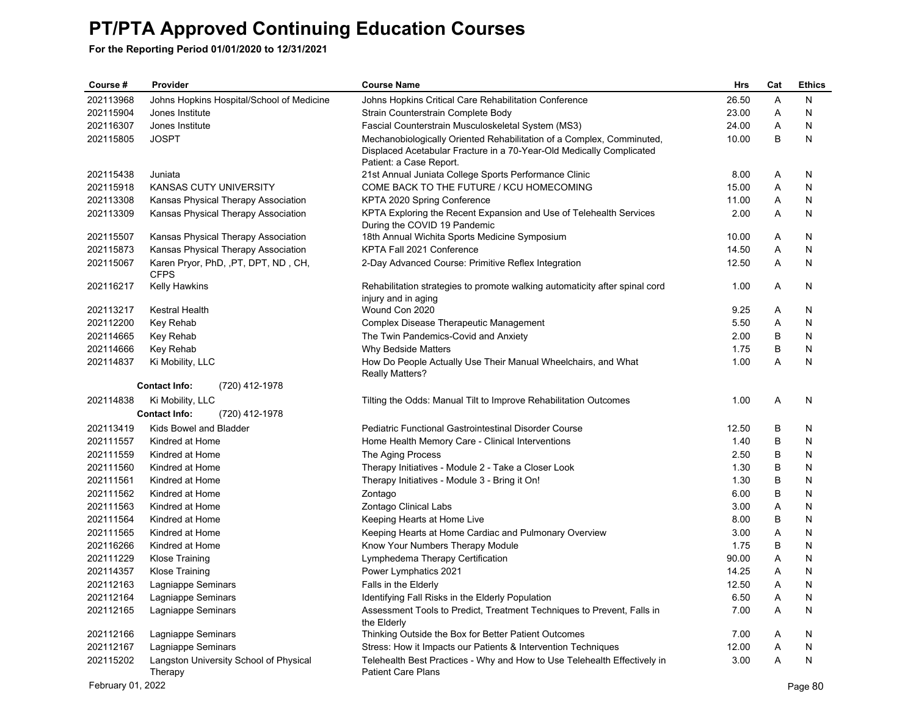# PT/PTA Approved Continuing Education Courses

**For the Reporting Period 01/01/2020 to 12/31/2021**

| Course # | Provider | Course Name | Hrs | Cat | Ethics |
|---|---|---|---|---|---|
| 202113968 | Johns Hopkins Hospital/School of Medicine | Johns Hopkins Critical Care Rehabilitation Conference | 26.50 | A | N |
| 202115904 | Jones Institute | Strain Counterstrain Complete Body | 23.00 | A | N |
| 202116307 | Jones Institute | Fascial Counterstrain Musculoskeletal System (MS3) | 24.00 | A | N |
| 202115805 | JOSPT | Mechanobiologically Oriented Rehabilitation of a Complex, Comminuted, Displaced Acetabular Fracture in a 70-Year-Old Medically Complicated Patient: a Case Report. | 10.00 | B | N |
| 202115438 | Juniata | 21st Annual Juniata College Sports Performance Clinic | 8.00 | A | N |
| 202115918 | KANSAS CUTY UNIVERSITY | COME BACK TO THE FUTURE / KCU HOMECOMING | 15.00 | A | N |
| 202113308 | Kansas Physical Therapy Association | KPTA 2020 Spring Conference | 11.00 | A | N |
| 202113309 | Kansas Physical Therapy Association | KPTA Exploring the Recent Expansion and Use of Telehealth Services During the COVID 19 Pandemic | 2.00 | A | N |
| 202115507 | Kansas Physical Therapy Association | 18th Annual Wichita Sports Medicine Symposium | 10.00 | A | N |
| 202115873 | Kansas Physical Therapy Association | KPTA Fall 2021 Conference | 14.50 | A | N |
| 202115067 | Karen Pryor, PhD, ,PT, DPT, ND , CH, CFPS | 2-Day Advanced Course: Primitive Reflex Integration | 12.50 | A | N |
| 202116217 | Kelly Hawkins | Rehabilitation strategies to promote walking automaticity after spinal cord injury and in aging | 1.00 | A | N |
| 202113217 | Kestral Health | Wound Con 2020 | 9.25 | A | N |
| 202112200 | Key Rehab | Complex Disease Therapeutic Management | 5.50 | A | N |
| 202114665 | Key Rehab | The Twin Pandemics-Covid and Anxiety | 2.00 | B | N |
| 202114666 | Key Rehab | Why Bedside Matters | 1.75 | B | N |
| 202114837 | Ki Mobility, LLC | How Do People Actually Use Their Manual Wheelchairs, and What Really Matters? | 1.00 | A | N |
| | **Contact Info:** (720) 412-1978 | | | | |
| 202114838 | Ki Mobility, LLC | Tilting the Odds: Manual Tilt to Improve Rehabilitation Outcomes | 1.00 | A | N |
| | **Contact Info:** (720) 412-1978 | | | | |
| 202113419 | Kids Bowel and Bladder | Pediatric Functional Gastrointestinal Disorder Course | 12.50 | B | N |
| 202111557 | Kindred at Home | Home Health Memory Care - Clinical Interventions | 1.40 | B | N |
| 202111559 | Kindred at Home | The Aging Process | 2.50 | B | N |
| 202111560 | Kindred at Home | Therapy Initiatives - Module 2 - Take a Closer Look | 1.30 | B | N |
| 202111561 | Kindred at Home | Therapy Initiatives - Module 3 - Bring it On! | 1.30 | B | N |
| 202111562 | Kindred at Home | Zontago | 6.00 | B | N |
| 202111563 | Kindred at Home | Zontago Clinical Labs | 3.00 | A | N |
| 202111564 | Kindred at Home | Keeping Hearts at Home Live | 8.00 | B | N |
| 202111565 | Kindred at Home | Keeping Hearts at Home Cardiac and Pulmonary Overview | 3.00 | A | N |
| 202116266 | Kindred at Home | Know Your Numbers Therapy Module | 1.75 | B | N |
| 202111229 | Klose Training | Lymphedema Therapy Certification | 90.00 | A | N |
| 202114357 | Klose Training | Power Lymphatics 2021 | 14.25 | A | N |
| 202112163 | Lagniappe Seminars | Falls in the Elderly | 12.50 | A | N |
| 202112164 | Lagniappe Seminars | Identifying Fall Risks in the Elderly Population | 6.50 | A | N |
| 202112165 | Lagniappe Seminars | Assessment Tools to Predict, Treatment Techniques to Prevent, Falls in the Elderly | 7.00 | A | N |
| 202112166 | Lagniappe Seminars | Thinking Outside the Box for Better Patient Outcomes | 7.00 | A | N |
| 202112167 | Lagniappe Seminars | Stress: How it Impacts our Patients & Intervention Techniques | 12.00 | A | N |
| 202115202 | Langston University School of Physical Therapy | Telehealth Best Practices - Why and How to Use Telehealth Effectively in Patient Care Plans | 3.00 | A | N |

February 01, 2022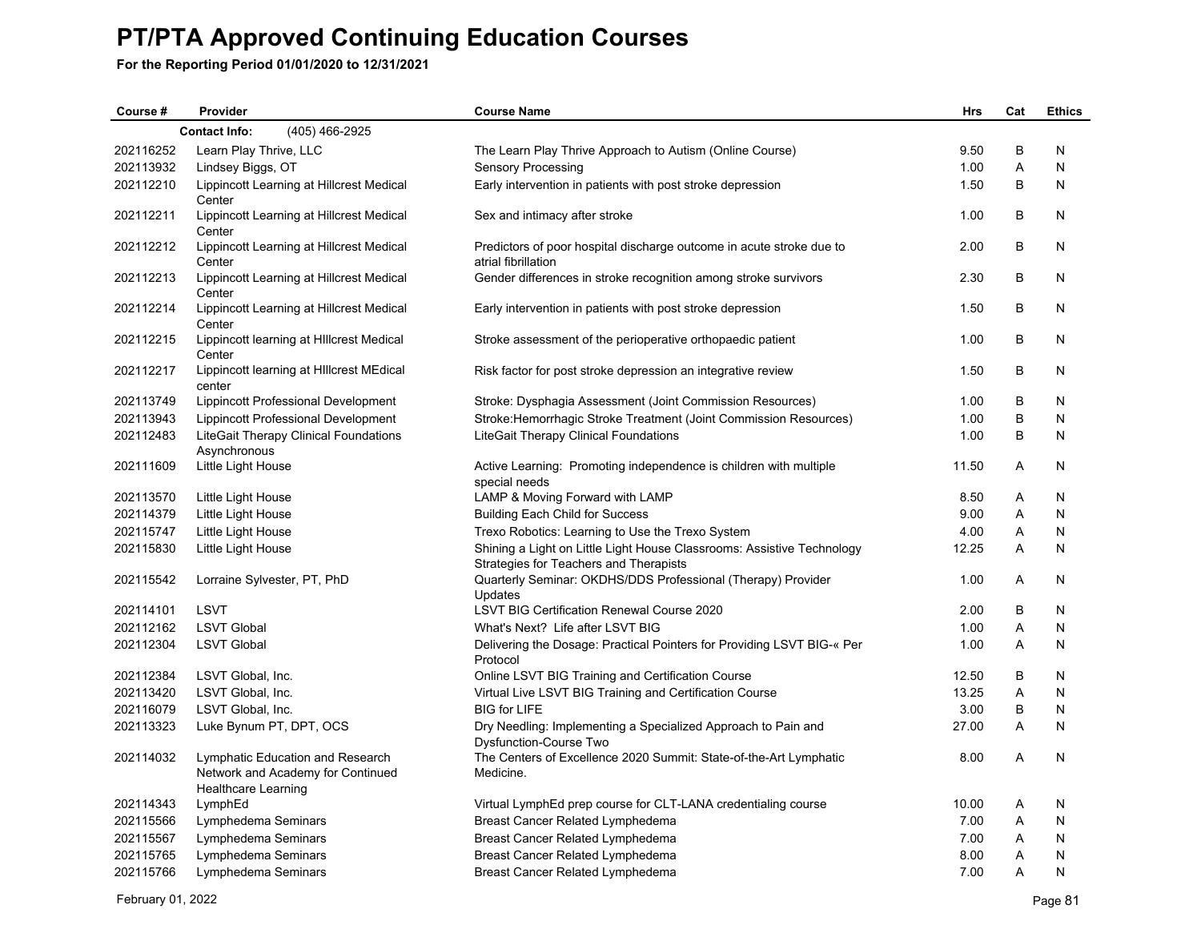# PT/PTA Approved Continuing Education Courses

**For the Reporting Period 01/01/2020 to 12/31/2021**

| Course # | Provider | Course Name | Hrs | Cat | Ethics |
|---|---|---|---|---|---|
| | **Contact Info:** (405) 466-2925 | | | | |
| 202116252 | Learn Play Thrive, LLC | The Learn Play Thrive Approach to Autism (Online Course) | 9.50 | B | N |
| 202113932 | Lindsey Biggs, OT | Sensory Processing | 1.00 | A | N |
| 202112210 | Lippincott Learning at Hillcrest Medical Center | Early intervention in patients with post stroke depression | 1.50 | B | N |
| 202112211 | Lippincott Learning at Hillcrest Medical Center | Sex and intimacy after stroke | 1.00 | B | N |
| 202112212 | Lippincott Learning at Hillcrest Medical Center | Predictors of poor hospital discharge outcome in acute stroke due to atrial fibrillation | 2.00 | B | N |
| 202112213 | Lippincott Learning at Hillcrest Medical Center | Gender differences in stroke recognition among stroke survivors | 2.30 | B | N |
| 202112214 | Lippincott Learning at Hillcrest Medical Center | Early intervention in patients with post stroke depression | 1.50 | B | N |
| 202112215 | Lippincott learning at HIllcrest Medical Center | Stroke assessment of the perioperative orthopaedic patient | 1.00 | B | N |
| 202112217 | Lippincott learning at HIllcrest MEdical center | Risk factor for post stroke depression an integrative review | 1.50 | B | N |
| 202113749 | Lippincott Professional Development | Stroke: Dysphagia Assessment (Joint Commission Resources) | 1.00 | B | N |
| 202113943 | Lippincott Professional Development | Stroke:Hemorrhagic Stroke Treatment (Joint Commission Resources) | 1.00 | B | N |
| 202112483 | LiteGait Therapy Clinical Foundations Asynchronous | LiteGait Therapy Clinical Foundations | 1.00 | B | N |
| 202111609 | Little Light House | Active Learning: Promoting independence is children with multiple special needs | 11.50 | A | N |
| 202113570 | Little Light House | LAMP & Moving Forward with LAMP | 8.50 | A | N |
| 202114379 | Little Light House | Building Each Child for Success | 9.00 | A | N |
| 202115747 | Little Light House | Trexo Robotics: Learning to Use the Trexo System | 4.00 | A | N |
| 202115830 | Little Light House | Shining a Light on Little Light House Classrooms: Assistive Technology Strategies for Teachers and Therapists | 12.25 | A | N |
| 202115542 | Lorraine Sylvester, PT, PhD | Quarterly Seminar: OKDHS/DDS Professional (Therapy) Provider Updates | 1.00 | A | N |
| 202114101 | LSVT | LSVT BIG Certification Renewal Course 2020 | 2.00 | B | N |
| 202112162 | LSVT Global | What's Next? Life after LSVT BIG | 1.00 | A | N |
| 202112304 | LSVT Global | Delivering the Dosage: Practical Pointers for Providing LSVT BIG-« Per Protocol | 1.00 | A | N |
| 202112384 | LSVT Global, Inc. | Online LSVT BIG Training and Certification Course | 12.50 | B | N |
| 202113420 | LSVT Global, Inc. | Virtual Live LSVT BIG Training and Certification Course | 13.25 | A | N |
| 202116079 | LSVT Global, Inc. | BIG for LIFE | 3.00 | B | N |
| 202113323 | Luke Bynum PT, DPT, OCS | Dry Needling: Implementing a Specialized Approach to Pain and Dysfunction-Course Two | 27.00 | A | N |
| 202114032 | Lymphatic Education and Research Network and Academy for Continued Healthcare Learning | The Centers of Excellence 2020 Summit: State-of-the-Art Lymphatic Medicine. | 8.00 | A | N |
| 202114343 | LymphEd | Virtual LymphEd prep course for CLT-LANA credentialing course | 10.00 | A | N |
| 202115566 | Lymphedema Seminars | Breast Cancer Related Lymphedema | 7.00 | A | N |
| 202115567 | Lymphedema Seminars | Breast Cancer Related Lymphedema | 7.00 | A | N |
| 202115765 | Lymphedema Seminars | Breast Cancer Related Lymphedema | 8.00 | A | N |
| 202115766 | Lymphedema Seminars | Breast Cancer Related Lymphedema | 7.00 | A | N |

February 01, 2022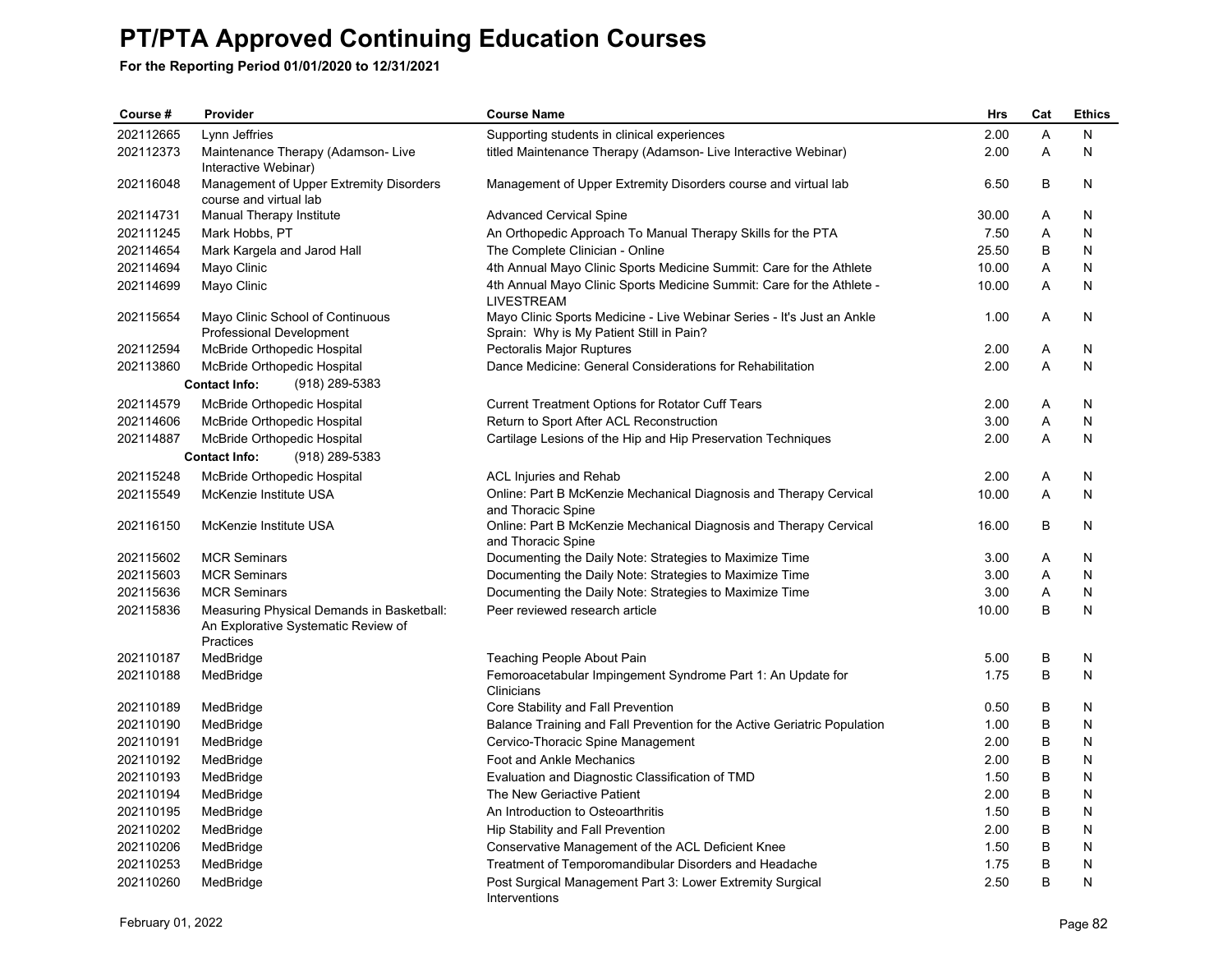# PT/PTA Approved Continuing Education Courses

**For the Reporting Period 01/01/2020 to 12/31/2021**

| Course # | Provider | Course Name | Hrs | Cat | Ethics |
|---|---|---|---|---|---|
| 202112665 | Lynn Jeffries | Supporting students in clinical experiences | 2.00 | A | N |
| 202112373 | Maintenance Therapy (Adamson- Live Interactive Webinar) | titled Maintenance Therapy (Adamson- Live Interactive Webinar) | 2.00 | A | N |
| 202116048 | Management of Upper Extremity Disorders course and virtual lab | Management of Upper Extremity Disorders course and virtual lab | 6.50 | B | N |
| 202114731 | Manual Therapy Institute | Advanced Cervical Spine | 30.00 | A | N |
| 202111245 | Mark Hobbs, PT | An Orthopedic Approach To Manual Therapy Skills for the PTA | 7.50 | A | N |
| 202114654 | Mark Kargela and Jarod Hall | The Complete Clinician - Online | 25.50 | B | N |
| 202114694 | Mayo Clinic | 4th Annual Mayo Clinic Sports Medicine Summit: Care for the Athlete | 10.00 | A | N |
| 202114699 | Mayo Clinic | 4th Annual Mayo Clinic Sports Medicine Summit: Care for the Athlete - LIVESTREAM | 10.00 | A | N |
| 202115654 | Mayo Clinic School of Continuous Professional Development | Mayo Clinic Sports Medicine - Live Webinar Series - It's Just an Ankle Sprain: Why is My Patient Still in Pain? | 1.00 | A | N |
| 202112594 | McBride Orthopedic Hospital | Pectoralis Major Ruptures | 2.00 | A | N |
| 202113860 | McBride Orthopedic Hospital | Dance Medicine: General Considerations for Rehabilitation | 2.00 | A | N |
| | **Contact Info:** (918) 289-5383 | | | | |
| 202114579 | McBride Orthopedic Hospital | Current Treatment Options for Rotator Cuff Tears | 2.00 | A | N |
| 202114606 | McBride Orthopedic Hospital | Return to Sport After ACL Reconstruction | 3.00 | A | N |
| 202114887 | McBride Orthopedic Hospital | Cartilage Lesions of the Hip and Hip Preservation Techniques | 2.00 | A | N |
| | **Contact Info:** (918) 289-5383 | | | | |
| 202115248 | McBride Orthopedic Hospital | ACL Injuries and Rehab | 2.00 | A | N |
| 202115549 | McKenzie Institute USA | Online: Part B McKenzie Mechanical Diagnosis and Therapy Cervical and Thoracic Spine | 10.00 | A | N |
| 202116150 | McKenzie Institute USA | Online: Part B McKenzie Mechanical Diagnosis and Therapy Cervical and Thoracic Spine | 16.00 | B | N |
| 202115602 | MCR Seminars | Documenting the Daily Note: Strategies to Maximize Time | 3.00 | A | N |
| 202115603 | MCR Seminars | Documenting the Daily Note: Strategies to Maximize Time | 3.00 | A | N |
| 202115636 | MCR Seminars | Documenting the Daily Note: Strategies to Maximize Time | 3.00 | A | N |
| 202115836 | Measuring Physical Demands in Basketball: An Explorative Systematic Review of Practices | Peer reviewed research article | 10.00 | B | N |
| 202110187 | MedBridge | Teaching People About Pain | 5.00 | B | N |
| 202110188 | MedBridge | Femoroacetabular Impingement Syndrome Part 1: An Update for Clinicians | 1.75 | B | N |
| 202110189 | MedBridge | Core Stability and Fall Prevention | 0.50 | B | N |
| 202110190 | MedBridge | Balance Training and Fall Prevention for the Active Geriatric Population | 1.00 | B | N |
| 202110191 | MedBridge | Cervico-Thoracic Spine Management | 2.00 | B | N |
| 202110192 | MedBridge | Foot and Ankle Mechanics | 2.00 | B | N |
| 202110193 | MedBridge | Evaluation and Diagnostic Classification of TMD | 1.50 | B | N |
| 202110194 | MedBridge | The New Geriactive Patient | 2.00 | B | N |
| 202110195 | MedBridge | An Introduction to Osteoarthritis | 1.50 | B | N |
| 202110202 | MedBridge | Hip Stability and Fall Prevention | 2.00 | B | N |
| 202110206 | MedBridge | Conservative Management of the ACL Deficient Knee | 1.50 | B | N |
| 202110253 | MedBridge | Treatment of Temporomandibular Disorders and Headache | 1.75 | B | N |
| 202110260 | MedBridge | Post Surgical Management Part 3: Lower Extremity Surgical Interventions | 2.50 | B | N |

February 01, 2022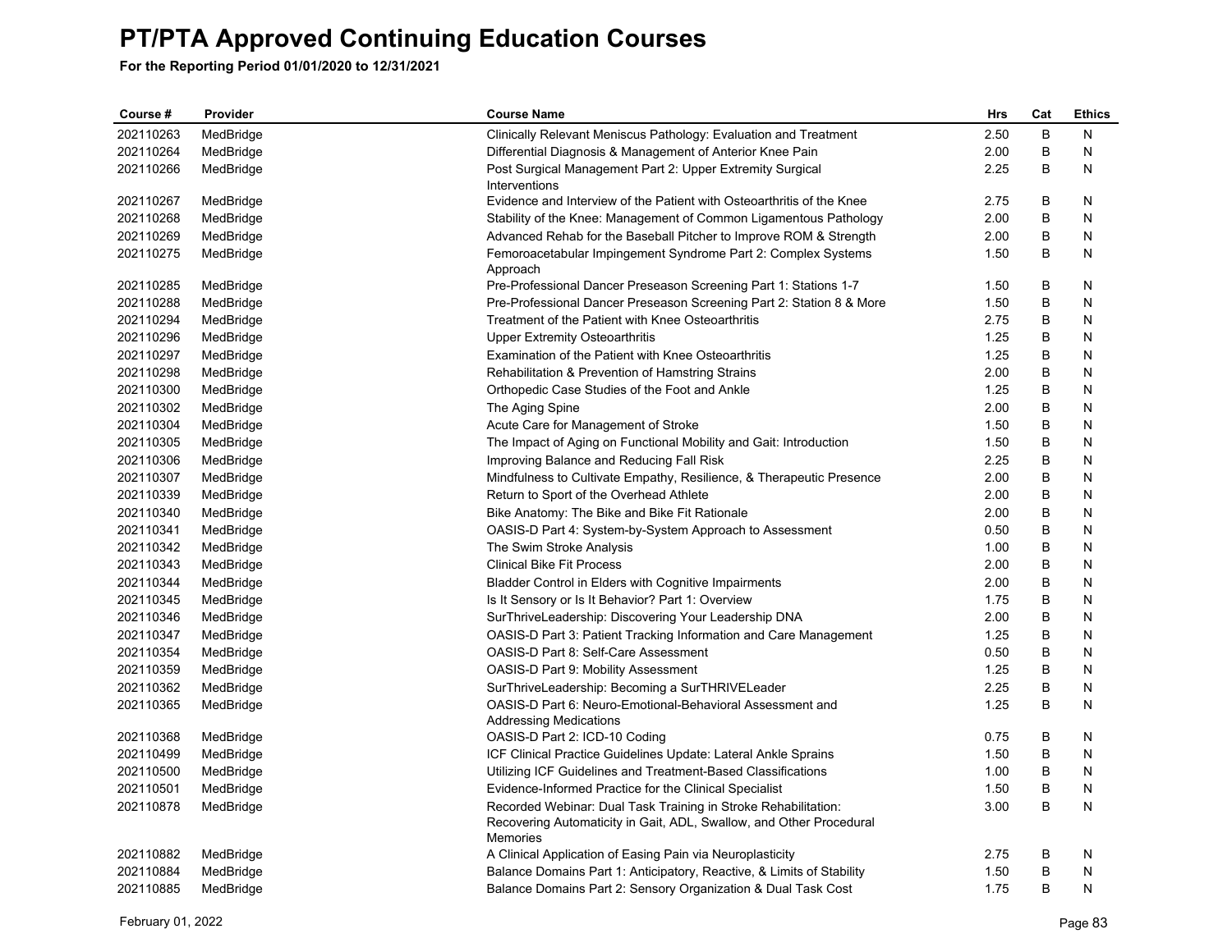# PT/PTA Approved Continuing Education Courses

**For the Reporting Period 01/01/2020 to 12/31/2021**

| Course # | Provider | Course Name | Hrs | Cat | Ethics |
|---|---|---|---|---|---|
| 202110263 | MedBridge | Clinically Relevant Meniscus Pathology: Evaluation and Treatment | 2.50 | B | N |
| 202110264 | MedBridge | Differential Diagnosis & Management of Anterior Knee Pain | 2.00 | B | N |
| 202110266 | MedBridge | Post Surgical Management Part 2: Upper Extremity Surgical Interventions | 2.25 | B | N |
| 202110267 | MedBridge | Evidence and Interview of the Patient with Osteoarthritis of the Knee | 2.75 | B | N |
| 202110268 | MedBridge | Stability of the Knee: Management of Common Ligamentous Pathology | 2.00 | B | N |
| 202110269 | MedBridge | Advanced Rehab for the Baseball Pitcher to Improve ROM & Strength | 2.00 | B | N |
| 202110275 | MedBridge | Femoroacetabular Impingement Syndrome Part 2: Complex Systems Approach | 1.50 | B | N |
| 202110285 | MedBridge | Pre-Professional Dancer Preseason Screening Part 1: Stations 1-7 | 1.50 | B | N |
| 202110288 | MedBridge | Pre-Professional Dancer Preseason Screening Part 2: Station 8 & More | 1.50 | B | N |
| 202110294 | MedBridge | Treatment of the Patient with Knee Osteoarthritis | 2.75 | B | N |
| 202110296 | MedBridge | Upper Extremity Osteoarthritis | 1.25 | B | N |
| 202110297 | MedBridge | Examination of the Patient with Knee Osteoarthritis | 1.25 | B | N |
| 202110298 | MedBridge | Rehabilitation & Prevention of Hamstring Strains | 2.00 | B | N |
| 202110300 | MedBridge | Orthopedic Case Studies of the Foot and Ankle | 1.25 | B | N |
| 202110302 | MedBridge | The Aging Spine | 2.00 | B | N |
| 202110304 | MedBridge | Acute Care for Management of Stroke | 1.50 | B | N |
| 202110305 | MedBridge | The Impact of Aging on Functional Mobility and Gait: Introduction | 1.50 | B | N |
| 202110306 | MedBridge | Improving Balance and Reducing Fall Risk | 2.25 | B | N |
| 202110307 | MedBridge | Mindfulness to Cultivate Empathy, Resilience, & Therapeutic Presence | 2.00 | B | N |
| 202110339 | MedBridge | Return to Sport of the Overhead Athlete | 2.00 | B | N |
| 202110340 | MedBridge | Bike Anatomy: The Bike and Bike Fit Rationale | 2.00 | B | N |
| 202110341 | MedBridge | OASIS-D Part 4: System-by-System Approach to Assessment | 0.50 | B | N |
| 202110342 | MedBridge | The Swim Stroke Analysis | 1.00 | B | N |
| 202110343 | MedBridge | Clinical Bike Fit Process | 2.00 | B | N |
| 202110344 | MedBridge | Bladder Control in Elders with Cognitive Impairments | 2.00 | B | N |
| 202110345 | MedBridge | Is It Sensory or Is It Behavior? Part 1: Overview | 1.75 | B | N |
| 202110346 | MedBridge | SurThriveLeadership: Discovering Your Leadership DNA | 2.00 | B | N |
| 202110347 | MedBridge | OASIS-D Part 3: Patient Tracking Information and Care Management | 1.25 | B | N |
| 202110354 | MedBridge | OASIS-D Part 8: Self-Care Assessment | 0.50 | B | N |
| 202110359 | MedBridge | OASIS-D Part 9: Mobility Assessment | 1.25 | B | N |
| 202110362 | MedBridge | SurThriveLeadership: Becoming a SurTHRIVELeader | 2.25 | B | N |
| 202110365 | MedBridge | OASIS-D Part 6: Neuro-Emotional-Behavioral Assessment and Addressing Medications | 1.25 | B | N |
| 202110368 | MedBridge | OASIS-D Part 2: ICD-10 Coding | 0.75 | B | N |
| 202110499 | MedBridge | ICF Clinical Practice Guidelines Update: Lateral Ankle Sprains | 1.50 | B | N |
| 202110500 | MedBridge | Utilizing ICF Guidelines and Treatment-Based Classifications | 1.00 | B | N |
| 202110501 | MedBridge | Evidence-Informed Practice for the Clinical Specialist | 1.50 | B | N |
| 202110878 | MedBridge | Recorded Webinar: Dual Task Training in Stroke Rehabilitation: Recovering Automaticity in Gait, ADL, Swallow, and Other Procedural Memories | 3.00 | B | N |
| 202110882 | MedBridge | A Clinical Application of Easing Pain via Neuroplasticity | 2.75 | B | N |
| 202110884 | MedBridge | Balance Domains Part 1: Anticipatory, Reactive, & Limits of Stability | 1.50 | B | N |
| 202110885 | MedBridge | Balance Domains Part 2: Sensory Organization & Dual Task Cost | 1.75 | B | N |

February 01, 2022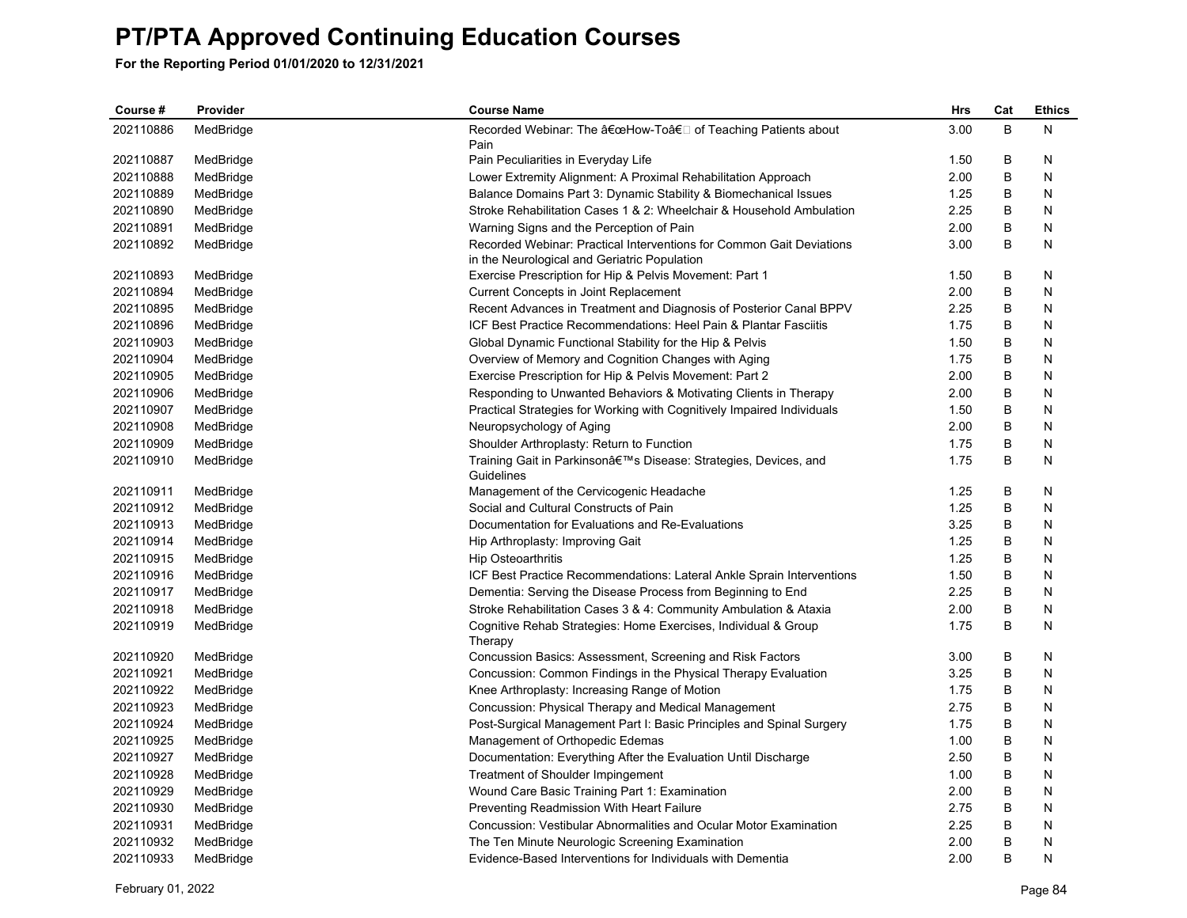# PT/PTA Approved Continuing Education Courses

**For the Reporting Period 01/01/2020 to 12/31/2021**

| Course # | Provider | Course Name | Hrs | Cat | Ethics |
|---|---|---|---|---|---|
| 202110886 | MedBridge | Recorded Webinar: The â€œHow-Toâ€ of Teaching Patients about Pain | 3.00 | B | N |
| 202110887 | MedBridge | Pain Peculiarities in Everyday Life | 1.50 | B | N |
| 202110888 | MedBridge | Lower Extremity Alignment: A Proximal Rehabilitation Approach | 2.00 | B | N |
| 202110889 | MedBridge | Balance Domains Part 3: Dynamic Stability & Biomechanical Issues | 1.25 | B | N |
| 202110890 | MedBridge | Stroke Rehabilitation Cases 1 & 2: Wheelchair & Household Ambulation | 2.25 | B | N |
| 202110891 | MedBridge | Warning Signs and the Perception of Pain | 2.00 | B | N |
| 202110892 | MedBridge | Recorded Webinar: Practical Interventions for Common Gait Deviations in the Neurological and Geriatric Population | 3.00 | B | N |
| 202110893 | MedBridge | Exercise Prescription for Hip & Pelvis Movement: Part 1 | 1.50 | B | N |
| 202110894 | MedBridge | Current Concepts in Joint Replacement | 2.00 | B | N |
| 202110895 | MedBridge | Recent Advances in Treatment and Diagnosis of Posterior Canal BPPV | 2.25 | B | N |
| 202110896 | MedBridge | ICF Best Practice Recommendations: Heel Pain & Plantar Fasciitis | 1.75 | B | N |
| 202110903 | MedBridge | Global Dynamic Functional Stability for the Hip & Pelvis | 1.50 | B | N |
| 202110904 | MedBridge | Overview of Memory and Cognition Changes with Aging | 1.75 | B | N |
| 202110905 | MedBridge | Exercise Prescription for Hip & Pelvis Movement: Part 2 | 2.00 | B | N |
| 202110906 | MedBridge | Responding to Unwanted Behaviors & Motivating Clients in Therapy | 2.00 | B | N |
| 202110907 | MedBridge | Practical Strategies for Working with Cognitively Impaired Individuals | 1.50 | B | N |
| 202110908 | MedBridge | Neuropsychology of Aging | 2.00 | B | N |
| 202110909 | MedBridge | Shoulder Arthroplasty: Return to Function | 1.75 | B | N |
| 202110910 | MedBridge | Training Gait in Parkinsonâ€™s Disease: Strategies, Devices, and Guidelines | 1.75 | B | N |
| 202110911 | MedBridge | Management of the Cervicogenic Headache | 1.25 | B | N |
| 202110912 | MedBridge | Social and Cultural Constructs of Pain | 1.25 | B | N |
| 202110913 | MedBridge | Documentation for Evaluations and Re-Evaluations | 3.25 | B | N |
| 202110914 | MedBridge | Hip Arthroplasty: Improving Gait | 1.25 | B | N |
| 202110915 | MedBridge | Hip Osteoarthritis | 1.25 | B | N |
| 202110916 | MedBridge | ICF Best Practice Recommendations: Lateral Ankle Sprain Interventions | 1.50 | B | N |
| 202110917 | MedBridge | Dementia: Serving the Disease Process from Beginning to End | 2.25 | B | N |
| 202110918 | MedBridge | Stroke Rehabilitation Cases 3 & 4: Community Ambulation & Ataxia | 2.00 | B | N |
| 202110919 | MedBridge | Cognitive Rehab Strategies: Home Exercises, Individual & Group Therapy | 1.75 | B | N |
| 202110920 | MedBridge | Concussion Basics: Assessment, Screening and Risk Factors | 3.00 | B | N |
| 202110921 | MedBridge | Concussion: Common Findings in the Physical Therapy Evaluation | 3.25 | B | N |
| 202110922 | MedBridge | Knee Arthroplasty: Increasing Range of Motion | 1.75 | B | N |
| 202110923 | MedBridge | Concussion: Physical Therapy and Medical Management | 2.75 | B | N |
| 202110924 | MedBridge | Post-Surgical Management Part I: Basic Principles and Spinal Surgery | 1.75 | B | N |
| 202110925 | MedBridge | Management of Orthopedic Edemas | 1.00 | B | N |
| 202110927 | MedBridge | Documentation: Everything After the Evaluation Until Discharge | 2.50 | B | N |
| 202110928 | MedBridge | Treatment of Shoulder Impingement | 1.00 | B | N |
| 202110929 | MedBridge | Wound Care Basic Training Part 1: Examination | 2.00 | B | N |
| 202110930 | MedBridge | Preventing Readmission With Heart Failure | 2.75 | B | N |
| 202110931 | MedBridge | Concussion: Vestibular Abnormalities and Ocular Motor Examination | 2.25 | B | N |
| 202110932 | MedBridge | The Ten Minute Neurologic Screening Examination | 2.00 | B | N |
| 202110933 | MedBridge | Evidence-Based Interventions for Individuals with Dementia | 2.00 | B | N |

February 01, 2022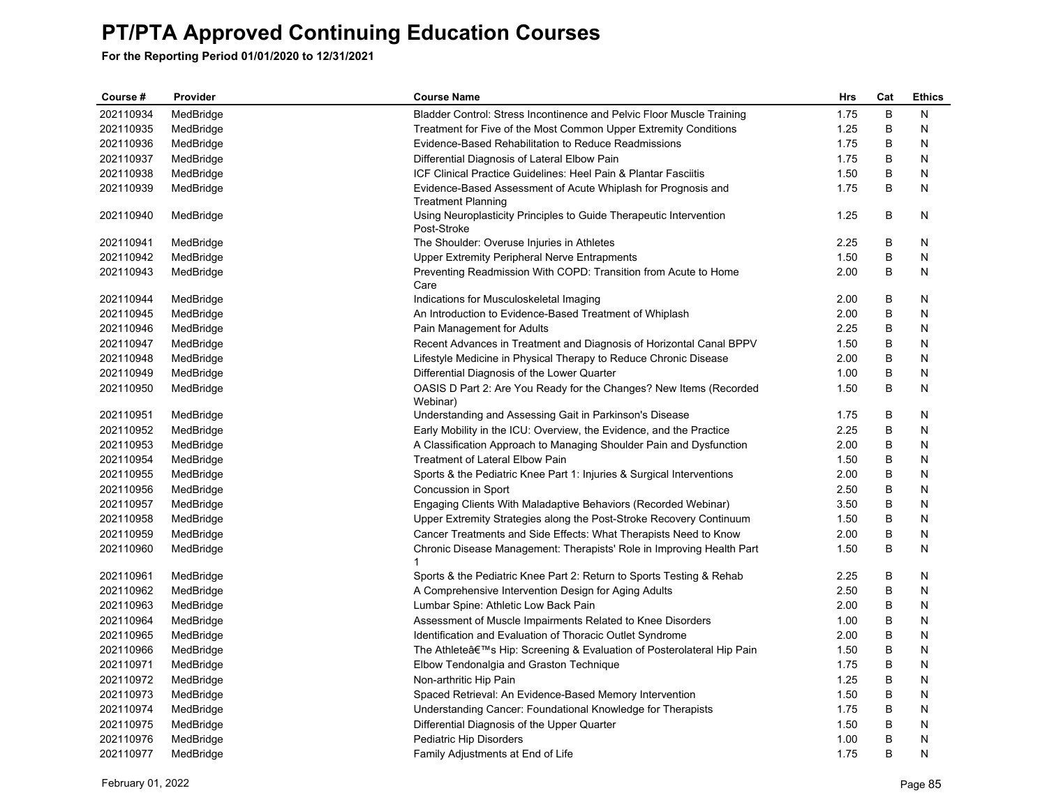# PT/PTA Approved Continuing Education Courses

**For the Reporting Period 01/01/2020 to 12/31/2021**

| Course # | Provider | Course Name | Hrs | Cat | Ethics |
|---|---|---|---|---|---|
| 202110934 | MedBridge | Bladder Control: Stress Incontinence and Pelvic Floor Muscle Training | 1.75 | B | N |
| 202110935 | MedBridge | Treatment for Five of the Most Common Upper Extremity Conditions | 1.25 | B | N |
| 202110936 | MedBridge | Evidence-Based Rehabilitation to Reduce Readmissions | 1.75 | B | N |
| 202110937 | MedBridge | Differential Diagnosis of Lateral Elbow Pain | 1.75 | B | N |
| 202110938 | MedBridge | ICF Clinical Practice Guidelines: Heel Pain & Plantar Fasciitis | 1.50 | B | N |
| 202110939 | MedBridge | Evidence-Based Assessment of Acute Whiplash for Prognosis and Treatment Planning | 1.75 | B | N |
| 202110940 | MedBridge | Using Neuroplasticity Principles to Guide Therapeutic Intervention Post-Stroke | 1.25 | B | N |
| 202110941 | MedBridge | The Shoulder: Overuse Injuries in Athletes | 2.25 | B | N |
| 202110942 | MedBridge | Upper Extremity Peripheral Nerve Entrapments | 1.50 | B | N |
| 202110943 | MedBridge | Preventing Readmission With COPD: Transition from Acute to Home Care | 2.00 | B | N |
| 202110944 | MedBridge | Indications for Musculoskeletal Imaging | 2.00 | B | N |
| 202110945 | MedBridge | An Introduction to Evidence-Based Treatment of Whiplash | 2.00 | B | N |
| 202110946 | MedBridge | Pain Management for Adults | 2.25 | B | N |
| 202110947 | MedBridge | Recent Advances in Treatment and Diagnosis of Horizontal Canal BPPV | 1.50 | B | N |
| 202110948 | MedBridge | Lifestyle Medicine in Physical Therapy to Reduce Chronic Disease | 2.00 | B | N |
| 202110949 | MedBridge | Differential Diagnosis of the Lower Quarter | 1.00 | B | N |
| 202110950 | MedBridge | OASIS D Part 2: Are You Ready for the Changes? New Items (Recorded Webinar) | 1.50 | B | N |
| 202110951 | MedBridge | Understanding and Assessing Gait in Parkinson's Disease | 1.75 | B | N |
| 202110952 | MedBridge | Early Mobility in the ICU: Overview, the Evidence, and the Practice | 2.25 | B | N |
| 202110953 | MedBridge | A Classification Approach to Managing Shoulder Pain and Dysfunction | 2.00 | B | N |
| 202110954 | MedBridge | Treatment of Lateral Elbow Pain | 1.50 | B | N |
| 202110955 | MedBridge | Sports & the Pediatric Knee Part 1: Injuries & Surgical Interventions | 2.00 | B | N |
| 202110956 | MedBridge | Concussion in Sport | 2.50 | B | N |
| 202110957 | MedBridge | Engaging Clients With Maladaptive Behaviors (Recorded Webinar) | 3.50 | B | N |
| 202110958 | MedBridge | Upper Extremity Strategies along the Post-Stroke Recovery Continuum | 1.50 | B | N |
| 202110959 | MedBridge | Cancer Treatments and Side Effects: What Therapists Need to Know | 2.00 | B | N |
| 202110960 | MedBridge | Chronic Disease Management: Therapists' Role in Improving Health Part 1 | 1.50 | B | N |
| 202110961 | MedBridge | Sports & the Pediatric Knee Part 2: Return to Sports Testing & Rehab | 2.25 | B | N |
| 202110962 | MedBridge | A Comprehensive Intervention Design for Aging Adults | 2.50 | B | N |
| 202110963 | MedBridge | Lumbar Spine: Athletic Low Back Pain | 2.00 | B | N |
| 202110964 | MedBridge | Assessment of Muscle Impairments Related to Knee Disorders | 1.00 | B | N |
| 202110965 | MedBridge | Identification and Evaluation of Thoracic Outlet Syndrome | 2.00 | B | N |
| 202110966 | MedBridge | The Athleteâ€™s Hip: Screening & Evaluation of Posterolateral Hip Pain | 1.50 | B | N |
| 202110971 | MedBridge | Elbow Tendonalgia and Graston Technique | 1.75 | B | N |
| 202110972 | MedBridge | Non-arthritic Hip Pain | 1.25 | B | N |
| 202110973 | MedBridge | Spaced Retrieval: An Evidence-Based Memory Intervention | 1.50 | B | N |
| 202110974 | MedBridge | Understanding Cancer: Foundational Knowledge for Therapists | 1.75 | B | N |
| 202110975 | MedBridge | Differential Diagnosis of the Upper Quarter | 1.50 | B | N |
| 202110976 | MedBridge | Pediatric Hip Disorders | 1.00 | B | N |
| 202110977 | MedBridge | Family Adjustments at End of Life | 1.75 | B | N |

February 01, 2022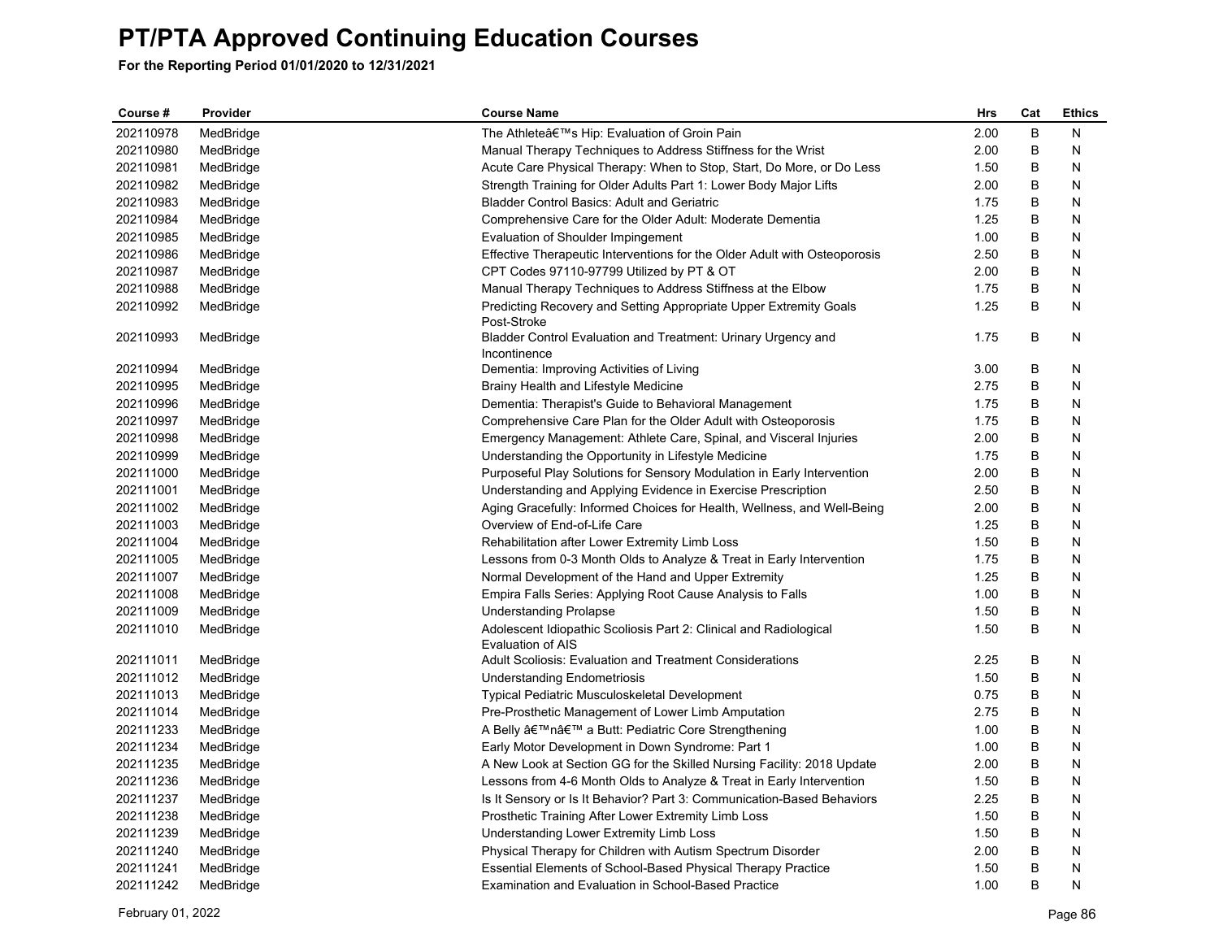# PT/PTA Approved Continuing Education Courses

**For the Reporting Period 01/01/2020 to 12/31/2021**

| Course # | Provider | Course Name | Hrs | Cat | Ethics |
|---|---|---|---|---|---|
| 202110978 | MedBridge | The Athleteâ€™s Hip: Evaluation of Groin Pain | 2.00 | B | N |
| 202110980 | MedBridge | Manual Therapy Techniques to Address Stiffness for the Wrist | 2.00 | B | N |
| 202110981 | MedBridge | Acute Care Physical Therapy: When to Stop, Start, Do More, or Do Less | 1.50 | B | N |
| 202110982 | MedBridge | Strength Training for Older Adults Part 1: Lower Body Major Lifts | 2.00 | B | N |
| 202110983 | MedBridge | Bladder Control Basics: Adult and Geriatric | 1.75 | B | N |
| 202110984 | MedBridge | Comprehensive Care for the Older Adult: Moderate Dementia | 1.25 | B | N |
| 202110985 | MedBridge | Evaluation of Shoulder Impingement | 1.00 | B | N |
| 202110986 | MedBridge | Effective Therapeutic Interventions for the Older Adult with Osteoporosis | 2.50 | B | N |
| 202110987 | MedBridge | CPT Codes 97110-97799 Utilized by PT & OT | 2.00 | B | N |
| 202110988 | MedBridge | Manual Therapy Techniques to Address Stiffness at the Elbow | 1.75 | B | N |
| 202110992 | MedBridge | Predicting Recovery and Setting Appropriate Upper Extremity Goals Post-Stroke | 1.25 | B | N |
| 202110993 | MedBridge | Bladder Control Evaluation and Treatment: Urinary Urgency and Incontinence | 1.75 | B | N |
| 202110994 | MedBridge | Dementia: Improving Activities of Living | 3.00 | B | N |
| 202110995 | MedBridge | Brainy Health and Lifestyle Medicine | 2.75 | B | N |
| 202110996 | MedBridge | Dementia: Therapist's Guide to Behavioral Management | 1.75 | B | N |
| 202110997 | MedBridge | Comprehensive Care Plan for the Older Adult with Osteoporosis | 1.75 | B | N |
| 202110998 | MedBridge | Emergency Management: Athlete Care, Spinal, and Visceral Injuries | 2.00 | B | N |
| 202110999 | MedBridge | Understanding the Opportunity in Lifestyle Medicine | 1.75 | B | N |
| 202111000 | MedBridge | Purposeful Play Solutions for Sensory Modulation in Early Intervention | 2.00 | B | N |
| 202111001 | MedBridge | Understanding and Applying Evidence in Exercise Prescription | 2.50 | B | N |
| 202111002 | MedBridge | Aging Gracefully: Informed Choices for Health, Wellness, and Well-Being | 2.00 | B | N |
| 202111003 | MedBridge | Overview of End-of-Life Care | 1.25 | B | N |
| 202111004 | MedBridge | Rehabilitation after Lower Extremity Limb Loss | 1.50 | B | N |
| 202111005 | MedBridge | Lessons from 0-3 Month Olds to Analyze & Treat in Early Intervention | 1.75 | B | N |
| 202111007 | MedBridge | Normal Development of the Hand and Upper Extremity | 1.25 | B | N |
| 202111008 | MedBridge | Empira Falls Series: Applying Root Cause Analysis to Falls | 1.00 | B | N |
| 202111009 | MedBridge | Understanding Prolapse | 1.50 | B | N |
| 202111010 | MedBridge | Adolescent Idiopathic Scoliosis Part 2: Clinical and Radiological Evaluation of AIS | 1.50 | B | N |
| 202111011 | MedBridge | Adult Scoliosis: Evaluation and Treatment Considerations | 2.25 | B | N |
| 202111012 | MedBridge | Understanding Endometriosis | 1.50 | B | N |
| 202111013 | MedBridge | Typical Pediatric Musculoskeletal Development | 0.75 | B | N |
| 202111014 | MedBridge | Pre-Prosthetic Management of Lower Limb Amputation | 2.75 | B | N |
| 202111233 | MedBridge | A Belly â€™nâ€™ a Butt: Pediatric Core Strengthening | 1.00 | B | N |
| 202111234 | MedBridge | Early Motor Development in Down Syndrome: Part 1 | 1.00 | B | N |
| 202111235 | MedBridge | A New Look at Section GG for the Skilled Nursing Facility: 2018 Update | 2.00 | B | N |
| 202111236 | MedBridge | Lessons from 4-6 Month Olds to Analyze & Treat in Early Intervention | 1.50 | B | N |
| 202111237 | MedBridge | Is It Sensory or Is It Behavior? Part 3: Communication-Based Behaviors | 2.25 | B | N |
| 202111238 | MedBridge | Prosthetic Training After Lower Extremity Limb Loss | 1.50 | B | N |
| 202111239 | MedBridge | Understanding Lower Extremity Limb Loss | 1.50 | B | N |
| 202111240 | MedBridge | Physical Therapy for Children with Autism Spectrum Disorder | 2.00 | B | N |
| 202111241 | MedBridge | Essential Elements of School-Based Physical Therapy Practice | 1.50 | B | N |
| 202111242 | MedBridge | Examination and Evaluation in School-Based Practice | 1.00 | B | N |

February 01, 2022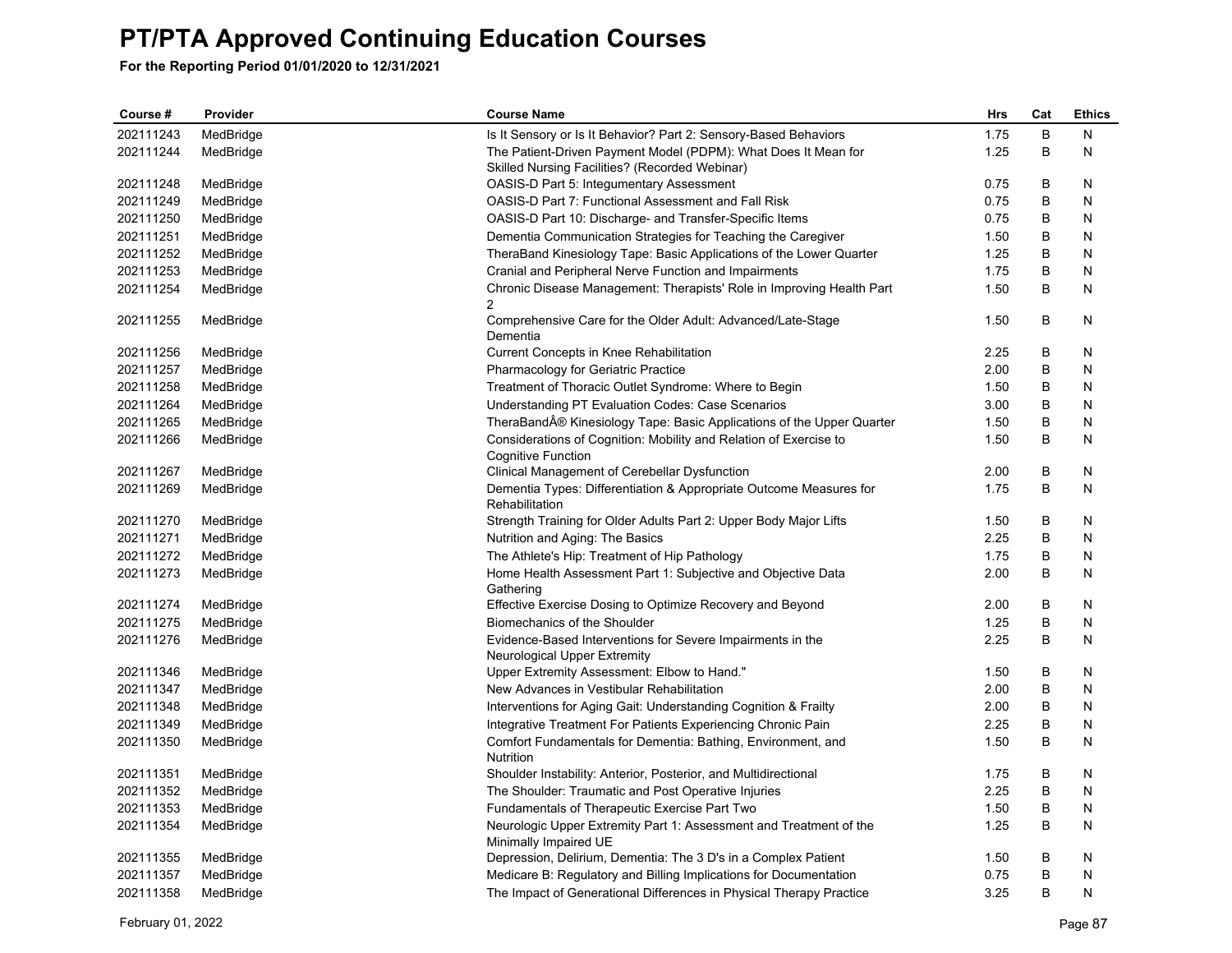# PT/PTA Approved Continuing Education Courses

**For the Reporting Period 01/01/2020 to 12/31/2021**

| Course # | Provider | Course Name | Hrs | Cat | Ethics |
|---|---|---|---|---|---|
| 202111243 | MedBridge | Is It Sensory or Is It Behavior? Part 2: Sensory-Based Behaviors | 1.75 | B | N |
| 202111244 | MedBridge | The Patient-Driven Payment Model (PDPM): What Does It Mean for Skilled Nursing Facilities? (Recorded Webinar) | 1.25 | B | N |
| 202111248 | MedBridge | OASIS-D Part 5: Integumentary Assessment | 0.75 | B | N |
| 202111249 | MedBridge | OASIS-D Part 7: Functional Assessment and Fall Risk | 0.75 | B | N |
| 202111250 | MedBridge | OASIS-D Part 10: Discharge- and Transfer-Specific Items | 0.75 | B | N |
| 202111251 | MedBridge | Dementia Communication Strategies for Teaching the Caregiver | 1.50 | B | N |
| 202111252 | MedBridge | TheraBand Kinesiology Tape: Basic Applications of the Lower Quarter | 1.25 | B | N |
| 202111253 | MedBridge | Cranial and Peripheral Nerve Function and Impairments | 1.75 | B | N |
| 202111254 | MedBridge | Chronic Disease Management: Therapists' Role in Improving Health Part 2 | 1.50 | B | N |
| 202111255 | MedBridge | Comprehensive Care for the Older Adult: Advanced/Late-Stage Dementia | 1.50 | B | N |
| 202111256 | MedBridge | Current Concepts in Knee Rehabilitation | 2.25 | B | N |
| 202111257 | MedBridge | Pharmacology for Geriatric Practice | 2.00 | B | N |
| 202111258 | MedBridge | Treatment of Thoracic Outlet Syndrome: Where to Begin | 1.50 | B | N |
| 202111264 | MedBridge | Understanding PT Evaluation Codes: Case Scenarios | 3.00 | B | N |
| 202111265 | MedBridge | TheraBandÂ® Kinesiology Tape: Basic Applications of the Upper Quarter | 1.50 | B | N |
| 202111266 | MedBridge | Considerations of Cognition: Mobility and Relation of Exercise to Cognitive Function | 1.50 | B | N |
| 202111267 | MedBridge | Clinical Management of Cerebellar Dysfunction | 2.00 | B | N |
| 202111269 | MedBridge | Dementia Types: Differentiation & Appropriate Outcome Measures for Rehabilitation | 1.75 | B | N |
| 202111270 | MedBridge | Strength Training for Older Adults Part 2: Upper Body Major Lifts | 1.50 | B | N |
| 202111271 | MedBridge | Nutrition and Aging: The Basics | 2.25 | B | N |
| 202111272 | MedBridge | The Athlete's Hip: Treatment of Hip Pathology | 1.75 | B | N |
| 202111273 | MedBridge | Home Health Assessment Part 1: Subjective and Objective Data Gathering | 2.00 | B | N |
| 202111274 | MedBridge | Effective Exercise Dosing to Optimize Recovery and Beyond | 2.00 | B | N |
| 202111275 | MedBridge | Biomechanics of the Shoulder | 1.25 | B | N |
| 202111276 | MedBridge | Evidence-Based Interventions for Severe Impairments in the Neurological Upper Extremity | 2.25 | B | N |
| 202111346 | MedBridge | Upper Extremity Assessment: Elbow to Hand." | 1.50 | B | N |
| 202111347 | MedBridge | New Advances in Vestibular Rehabilitation | 2.00 | B | N |
| 202111348 | MedBridge | Interventions for Aging Gait: Understanding Cognition & Frailty | 2.00 | B | N |
| 202111349 | MedBridge | Integrative Treatment For Patients Experiencing Chronic Pain | 2.25 | B | N |
| 202111350 | MedBridge | Comfort Fundamentals for Dementia: Bathing, Environment, and Nutrition | 1.50 | B | N |
| 202111351 | MedBridge | Shoulder Instability: Anterior, Posterior, and Multidirectional | 1.75 | B | N |
| 202111352 | MedBridge | The Shoulder: Traumatic and Post Operative Injuries | 2.25 | B | N |
| 202111353 | MedBridge | Fundamentals of Therapeutic Exercise Part Two | 1.50 | B | N |
| 202111354 | MedBridge | Neurologic Upper Extremity Part 1: Assessment and Treatment of the Minimally Impaired UE | 1.25 | B | N |
| 202111355 | MedBridge | Depression, Delirium, Dementia: The 3 D's in a Complex Patient | 1.50 | B | N |
| 202111357 | MedBridge | Medicare B: Regulatory and Billing Implications for Documentation | 0.75 | B | N |
| 202111358 | MedBridge | The Impact of Generational Differences in Physical Therapy Practice | 3.25 | B | N |

February 01, 2022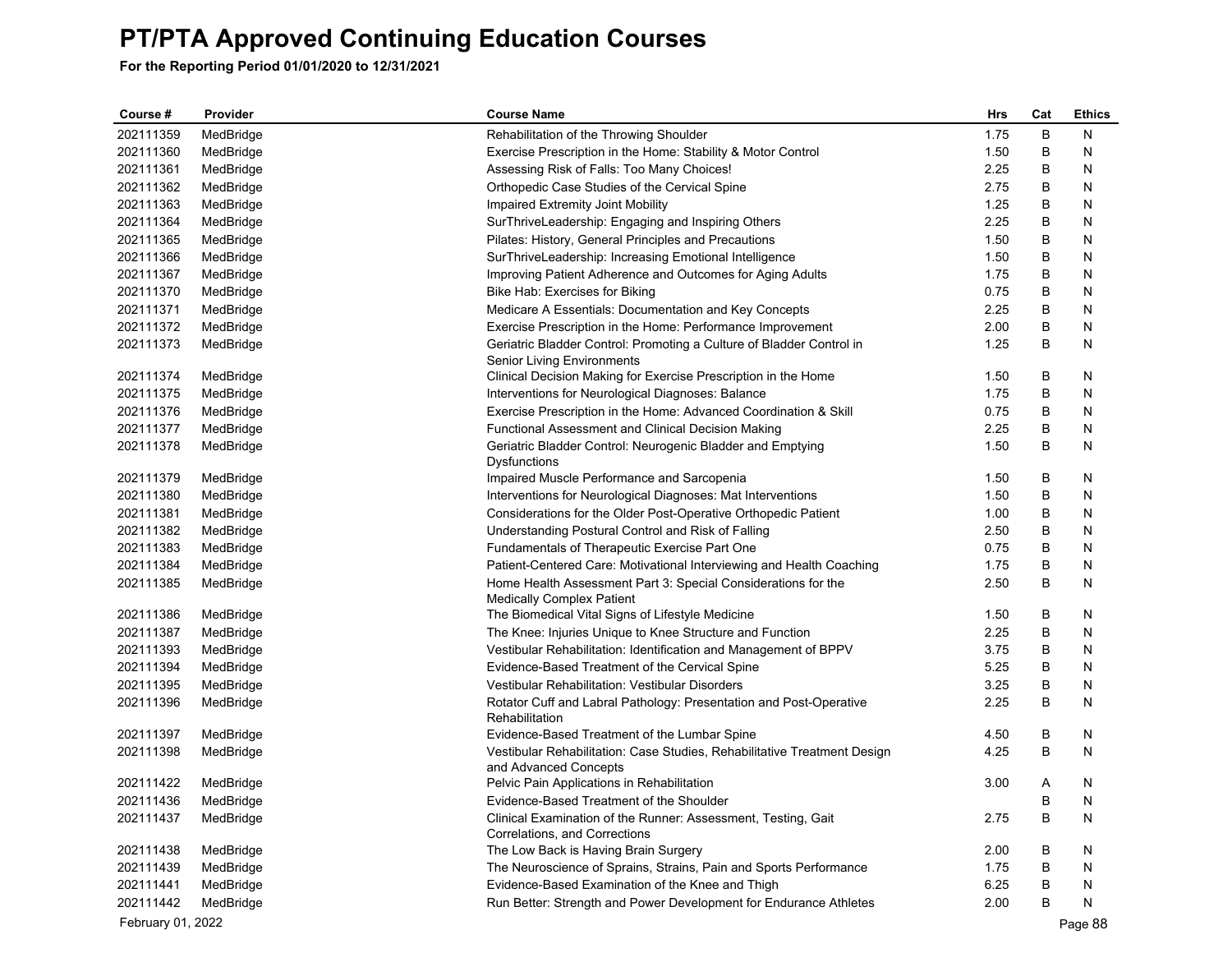# PT/PTA Approved Continuing Education Courses

**For the Reporting Period 01/01/2020 to 12/31/2021**

| Course # | Provider | Course Name | Hrs | Cat | Ethics |
|---|---|---|---|---|---|
| 202111359 | MedBridge | Rehabilitation of the Throwing Shoulder | 1.75 | B | N |
| 202111360 | MedBridge | Exercise Prescription in the Home: Stability & Motor Control | 1.50 | B | N |
| 202111361 | MedBridge | Assessing Risk of Falls: Too Many Choices! | 2.25 | B | N |
| 202111362 | MedBridge | Orthopedic Case Studies of the Cervical Spine | 2.75 | B | N |
| 202111363 | MedBridge | Impaired Extremity Joint Mobility | 1.25 | B | N |
| 202111364 | MedBridge | SurThriveLeadership: Engaging and Inspiring Others | 2.25 | B | N |
| 202111365 | MedBridge | Pilates: History, General Principles and Precautions | 1.50 | B | N |
| 202111366 | MedBridge | SurThriveLeadership: Increasing Emotional Intelligence | 1.50 | B | N |
| 202111367 | MedBridge | Improving Patient Adherence and Outcomes for Aging Adults | 1.75 | B | N |
| 202111370 | MedBridge | Bike Hab: Exercises for Biking | 0.75 | B | N |
| 202111371 | MedBridge | Medicare A Essentials: Documentation and Key Concepts | 2.25 | B | N |
| 202111372 | MedBridge | Exercise Prescription in the Home: Performance Improvement | 2.00 | B | N |
| 202111373 | MedBridge | Geriatric Bladder Control: Promoting a Culture of Bladder Control in Senior Living Environments | 1.25 | B | N |
| 202111374 | MedBridge | Clinical Decision Making for Exercise Prescription in the Home | 1.50 | B | N |
| 202111375 | MedBridge | Interventions for Neurological Diagnoses: Balance | 1.75 | B | N |
| 202111376 | MedBridge | Exercise Prescription in the Home: Advanced Coordination & Skill | 0.75 | B | N |
| 202111377 | MedBridge | Functional Assessment and Clinical Decision Making | 2.25 | B | N |
| 202111378 | MedBridge | Geriatric Bladder Control: Neurogenic Bladder and Emptying Dysfunctions | 1.50 | B | N |
| 202111379 | MedBridge | Impaired Muscle Performance and Sarcopenia | 1.50 | B | N |
| 202111380 | MedBridge | Interventions for Neurological Diagnoses: Mat Interventions | 1.50 | B | N |
| 202111381 | MedBridge | Considerations for the Older Post-Operative Orthopedic Patient | 1.00 | B | N |
| 202111382 | MedBridge | Understanding Postural Control and Risk of Falling | 2.50 | B | N |
| 202111383 | MedBridge | Fundamentals of Therapeutic Exercise Part One | 0.75 | B | N |
| 202111384 | MedBridge | Patient-Centered Care: Motivational Interviewing and Health Coaching | 1.75 | B | N |
| 202111385 | MedBridge | Home Health Assessment Part 3: Special Considerations for the Medically Complex Patient | 2.50 | B | N |
| 202111386 | MedBridge | The Biomedical Vital Signs of Lifestyle Medicine | 1.50 | B | N |
| 202111387 | MedBridge | The Knee: Injuries Unique to Knee Structure and Function | 2.25 | B | N |
| 202111393 | MedBridge | Vestibular Rehabilitation: Identification and Management of BPPV | 3.75 | B | N |
| 202111394 | MedBridge | Evidence-Based Treatment of the Cervical Spine | 5.25 | B | N |
| 202111395 | MedBridge | Vestibular Rehabilitation: Vestibular Disorders | 3.25 | B | N |
| 202111396 | MedBridge | Rotator Cuff and Labral Pathology: Presentation and Post-Operative Rehabilitation | 2.25 | B | N |
| 202111397 | MedBridge | Evidence-Based Treatment of the Lumbar Spine | 4.50 | B | N |
| 202111398 | MedBridge | Vestibular Rehabilitation: Case Studies, Rehabilitative Treatment Design and Advanced Concepts | 4.25 | B | N |
| 202111422 | MedBridge | Pelvic Pain Applications in Rehabilitation | 3.00 | A | N |
| 202111436 | MedBridge | Evidence-Based Treatment of the Shoulder | | B | N |
| 202111437 | MedBridge | Clinical Examination of the Runner: Assessment, Testing, Gait Correlations, and Corrections | 2.75 | B | N |
| 202111438 | MedBridge | The Low Back is Having Brain Surgery | 2.00 | B | N |
| 202111439 | MedBridge | The Neuroscience of Sprains, Strains, Pain and Sports Performance | 1.75 | B | N |
| 202111441 | MedBridge | Evidence-Based Examination of the Knee and Thigh | 6.25 | B | N |
| 202111442 | MedBridge | Run Better: Strength and Power Development for Endurance Athletes | 2.00 | B | N |

February 01, 2022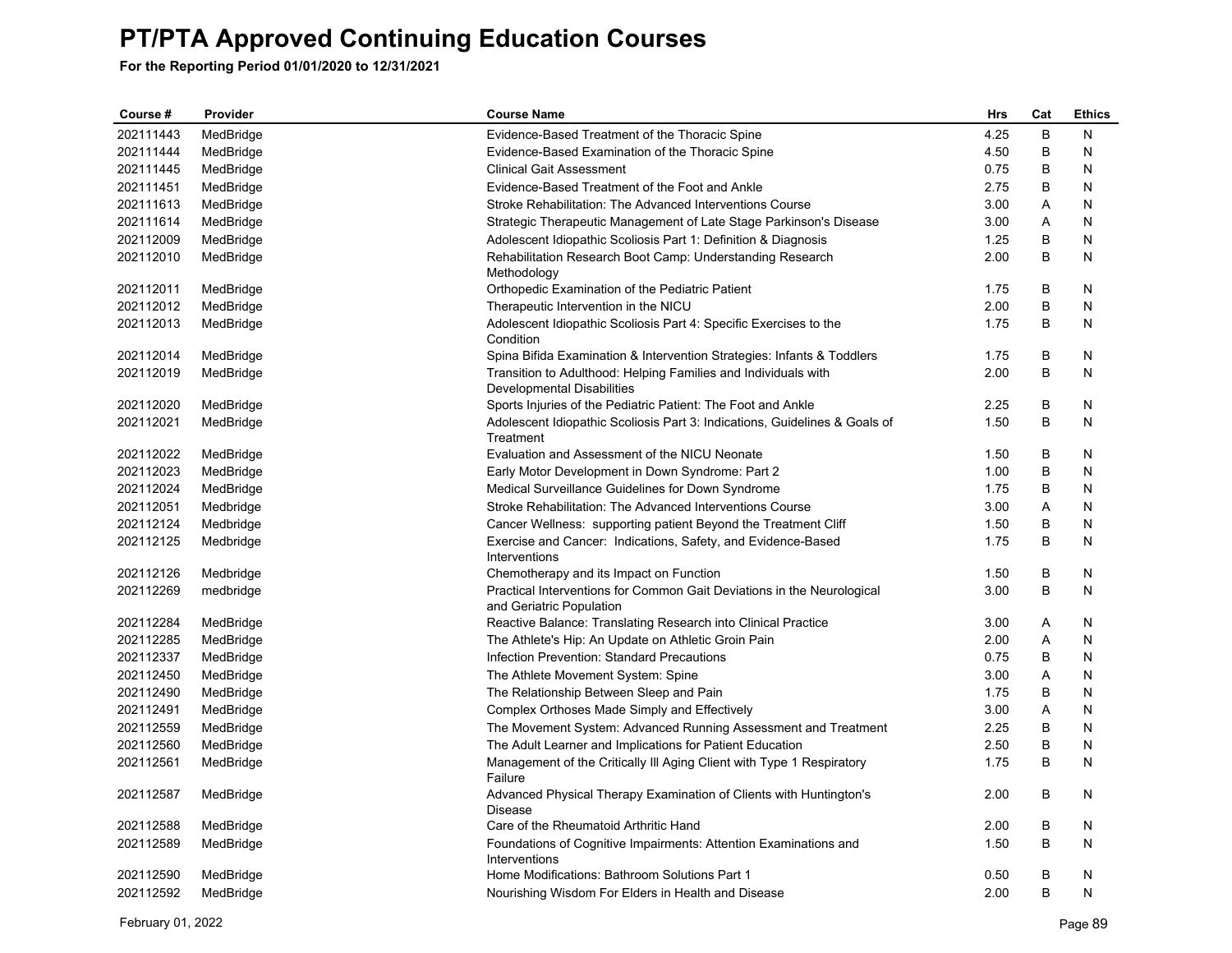# PT/PTA Approved Continuing Education Courses

**For the Reporting Period 01/01/2020 to 12/31/2021**

| Course # | Provider | Course Name | Hrs | Cat | Ethics |
|---|---|---|---|---|---|
| 202111443 | MedBridge | Evidence-Based Treatment of the Thoracic Spine | 4.25 | B | N |
| 202111444 | MedBridge | Evidence-Based Examination of the Thoracic Spine | 4.50 | B | N |
| 202111445 | MedBridge | Clinical Gait Assessment | 0.75 | B | N |
| 202111451 | MedBridge | Evidence-Based Treatment of the Foot and Ankle | 2.75 | B | N |
| 202111613 | MedBridge | Stroke Rehabilitation: The Advanced Interventions Course | 3.00 | A | N |
| 202111614 | MedBridge | Strategic Therapeutic Management of Late Stage Parkinson's Disease | 3.00 | A | N |
| 202112009 | MedBridge | Adolescent Idiopathic Scoliosis Part 1: Definition & Diagnosis | 1.25 | B | N |
| 202112010 | MedBridge | Rehabilitation Research Boot Camp: Understanding Research Methodology | 2.00 | B | N |
| 202112011 | MedBridge | Orthopedic Examination of the Pediatric Patient | 1.75 | B | N |
| 202112012 | MedBridge | Therapeutic Intervention in the NICU | 2.00 | B | N |
| 202112013 | MedBridge | Adolescent Idiopathic Scoliosis Part 4: Specific Exercises to the Condition | 1.75 | B | N |
| 202112014 | MedBridge | Spina Bifida Examination & Intervention Strategies: Infants & Toddlers | 1.75 | B | N |
| 202112019 | MedBridge | Transition to Adulthood: Helping Families and Individuals with Developmental Disabilities | 2.00 | B | N |
| 202112020 | MedBridge | Sports Injuries of the Pediatric Patient: The Foot and Ankle | 2.25 | B | N |
| 202112021 | MedBridge | Adolescent Idiopathic Scoliosis Part 3: Indications, Guidelines & Goals of Treatment | 1.50 | B | N |
| 202112022 | MedBridge | Evaluation and Assessment of the NICU Neonate | 1.50 | B | N |
| 202112023 | MedBridge | Early Motor Development in Down Syndrome: Part 2 | 1.00 | B | N |
| 202112024 | MedBridge | Medical Surveillance Guidelines for Down Syndrome | 1.75 | B | N |
| 202112051 | Medbridge | Stroke Rehabilitation: The Advanced Interventions Course | 3.00 | A | N |
| 202112124 | Medbridge | Cancer Wellness: supporting patient Beyond the Treatment Cliff | 1.50 | B | N |
| 202112125 | Medbridge | Exercise and Cancer: Indications, Safety, and Evidence-Based Interventions | 1.75 | B | N |
| 202112126 | Medbridge | Chemotherapy and its Impact on Function | 1.50 | B | N |
| 202112269 | medbridge | Practical Interventions for Common Gait Deviations in the Neurological and Geriatric Population | 3.00 | B | N |
| 202112284 | MedBridge | Reactive Balance: Translating Research into Clinical Practice | 3.00 | A | N |
| 202112285 | MedBridge | The Athlete's Hip: An Update on Athletic Groin Pain | 2.00 | A | N |
| 202112337 | MedBridge | Infection Prevention: Standard Precautions | 0.75 | B | N |
| 202112450 | MedBridge | The Athlete Movement System: Spine | 3.00 | A | N |
| 202112490 | MedBridge | The Relationship Between Sleep and Pain | 1.75 | B | N |
| 202112491 | MedBridge | Complex Orthoses Made Simply and Effectively | 3.00 | A | N |
| 202112559 | MedBridge | The Movement System: Advanced Running Assessment and Treatment | 2.25 | B | N |
| 202112560 | MedBridge | The Adult Learner and Implications for Patient Education | 2.50 | B | N |
| 202112561 | MedBridge | Management of the Critically Ill Aging Client with Type 1 Respiratory Failure | 1.75 | B | N |
| 202112587 | MedBridge | Advanced Physical Therapy Examination of Clients with Huntington's Disease | 2.00 | B | N |
| 202112588 | MedBridge | Care of the Rheumatoid Arthritic Hand | 2.00 | B | N |
| 202112589 | MedBridge | Foundations of Cognitive Impairments: Attention Examinations and Interventions | 1.50 | B | N |
| 202112590 | MedBridge | Home Modifications: Bathroom Solutions Part 1 | 0.50 | B | N |
| 202112592 | MedBridge | Nourishing Wisdom For Elders in Health and Disease | 2.00 | B | N |

February 01, 2022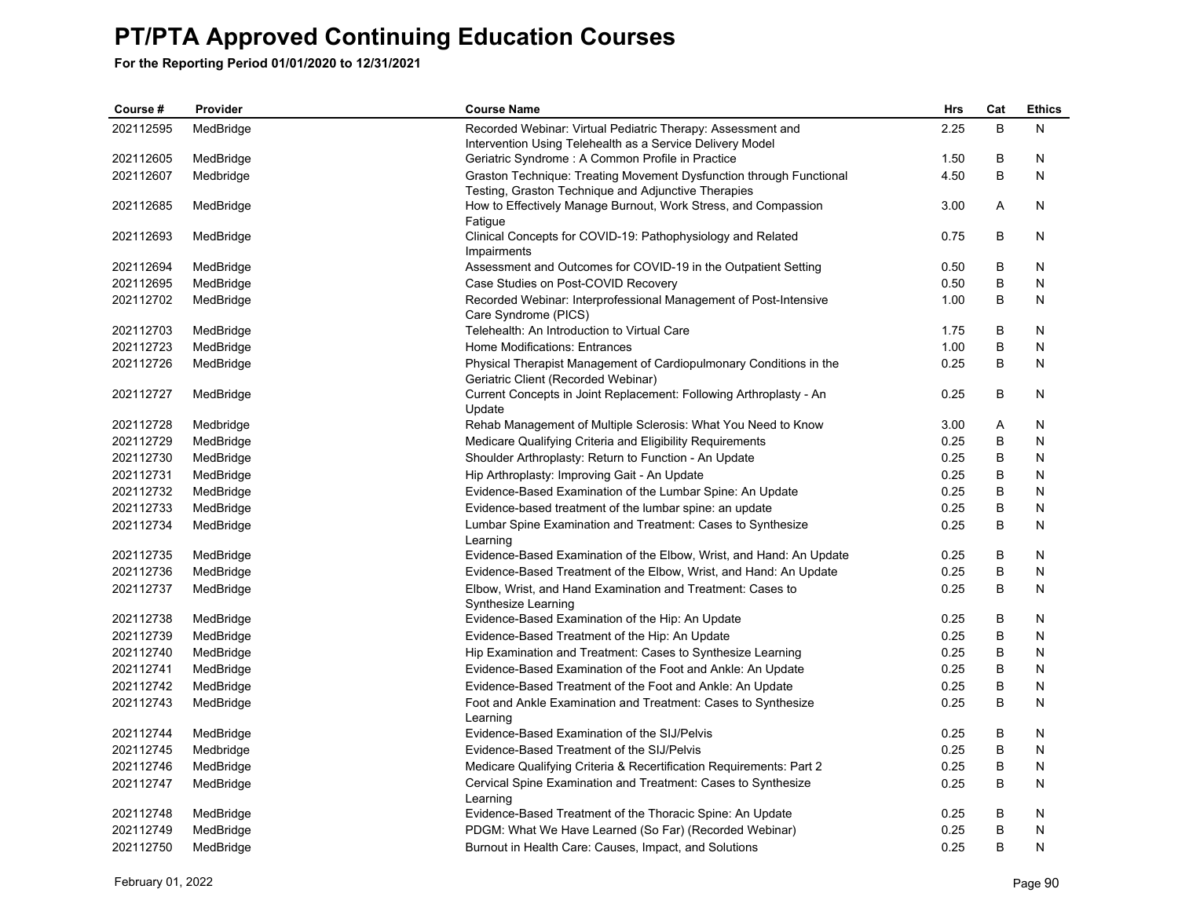# PT/PTA Approved Continuing Education Courses

**For the Reporting Period 01/01/2020 to 12/31/2021**

| Course # | Provider | Course Name | Hrs | Cat | Ethics |
|---|---|---|---|---|---|
| 202112595 | MedBridge | Recorded Webinar: Virtual Pediatric Therapy: Assessment and Intervention Using Telehealth as a Service Delivery Model | 2.25 | B | N |
| 202112605 | MedBridge | Geriatric Syndrome : A Common Profile in Practice | 1.50 | B | N |
| 202112607 | Medbridge | Graston Technique: Treating Movement Dysfunction through Functional Testing, Graston Technique and Adjunctive Therapies | 4.50 | B | N |
| 202112685 | MedBridge | How to Effectively Manage Burnout, Work Stress, and Compassion Fatigue | 3.00 | A | N |
| 202112693 | MedBridge | Clinical Concepts for COVID-19: Pathophysiology and Related Impairments | 0.75 | B | N |
| 202112694 | MedBridge | Assessment and Outcomes for COVID-19 in the Outpatient Setting | 0.50 | B | N |
| 202112695 | MedBridge | Case Studies on Post-COVID Recovery | 0.50 | B | N |
| 202112702 | MedBridge | Recorded Webinar: Interprofessional Management of Post-Intensive Care Syndrome (PICS) | 1.00 | B | N |
| 202112703 | MedBridge | Telehealth: An Introduction to Virtual Care | 1.75 | B | N |
| 202112723 | MedBridge | Home Modifications: Entrances | 1.00 | B | N |
| 202112726 | MedBridge | Physical Therapist Management of Cardiopulmonary Conditions in the Geriatric Client (Recorded Webinar) | 0.25 | B | N |
| 202112727 | MedBridge | Current Concepts in Joint Replacement: Following Arthroplasty - An Update | 0.25 | B | N |
| 202112728 | Medbridge | Rehab Management of Multiple Sclerosis: What You Need to Know | 3.00 | A | N |
| 202112729 | MedBridge | Medicare Qualifying Criteria and Eligibility Requirements | 0.25 | B | N |
| 202112730 | MedBridge | Shoulder Arthroplasty: Return to Function - An Update | 0.25 | B | N |
| 202112731 | MedBridge | Hip Arthroplasty: Improving Gait - An Update | 0.25 | B | N |
| 202112732 | MedBridge | Evidence-Based Examination of the Lumbar Spine: An Update | 0.25 | B | N |
| 202112733 | MedBridge | Evidence-based treatment of the lumbar spine: an update | 0.25 | B | N |
| 202112734 | MedBridge | Lumbar Spine Examination and Treatment: Cases to Synthesize Learning | 0.25 | B | N |
| 202112735 | MedBridge | Evidence-Based Examination of the Elbow, Wrist, and Hand: An Update | 0.25 | B | N |
| 202112736 | MedBridge | Evidence-Based Treatment of the Elbow, Wrist, and Hand: An Update | 0.25 | B | N |
| 202112737 | MedBridge | Elbow, Wrist, and Hand Examination and Treatment: Cases to Synthesize Learning | 0.25 | B | N |
| 202112738 | MedBridge | Evidence-Based Examination of the Hip: An Update | 0.25 | B | N |
| 202112739 | MedBridge | Evidence-Based Treatment of the Hip: An Update | 0.25 | B | N |
| 202112740 | MedBridge | Hip Examination and Treatment: Cases to Synthesize Learning | 0.25 | B | N |
| 202112741 | MedBridge | Evidence-Based Examination of the Foot and Ankle: An Update | 0.25 | B | N |
| 202112742 | MedBridge | Evidence-Based Treatment of the Foot and Ankle: An Update | 0.25 | B | N |
| 202112743 | MedBridge | Foot and Ankle Examination and Treatment: Cases to Synthesize Learning | 0.25 | B | N |
| 202112744 | MedBridge | Evidence-Based Examination of the SIJ/Pelvis | 0.25 | B | N |
| 202112745 | Medbridge | Evidence-Based Treatment of the SIJ/Pelvis | 0.25 | B | N |
| 202112746 | MedBridge | Medicare Qualifying Criteria & Recertification Requirements: Part 2 | 0.25 | B | N |
| 202112747 | MedBridge | Cervical Spine Examination and Treatment: Cases to Synthesize Learning | 0.25 | B | N |
| 202112748 | MedBridge | Evidence-Based Treatment of the Thoracic Spine: An Update | 0.25 | B | N |
| 202112749 | MedBridge | PDGM: What We Have Learned (So Far) (Recorded Webinar) | 0.25 | B | N |
| 202112750 | MedBridge | Burnout in Health Care: Causes, Impact, and Solutions | 0.25 | B | N |

February 01, 2022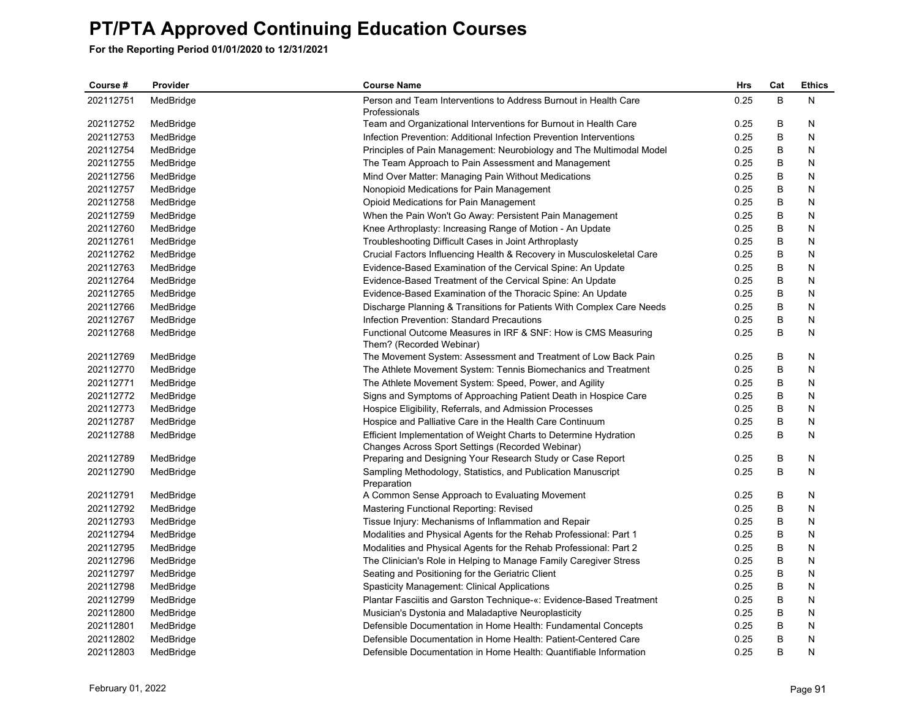# PT/PTA Approved Continuing Education Courses

**For the Reporting Period 01/01/2020 to 12/31/2021**

| Course # | Provider | Course Name | Hrs | Cat | Ethics |
|---|---|---|---|---|---|
| 202112751 | MedBridge | Person and Team Interventions to Address Burnout in Health Care Professionals | 0.25 | B | N |
| 202112752 | MedBridge | Team and Organizational Interventions for Burnout in Health Care | 0.25 | B | N |
| 202112753 | MedBridge | Infection Prevention: Additional Infection Prevention Interventions | 0.25 | B | N |
| 202112754 | MedBridge | Principles of Pain Management: Neurobiology and The Multimodal Model | 0.25 | B | N |
| 202112755 | MedBridge | The Team Approach to Pain Assessment and Management | 0.25 | B | N |
| 202112756 | MedBridge | Mind Over Matter: Managing Pain Without Medications | 0.25 | B | N |
| 202112757 | MedBridge | Nonopioid Medications for Pain Management | 0.25 | B | N |
| 202112758 | MedBridge | Opioid Medications for Pain Management | 0.25 | B | N |
| 202112759 | MedBridge | When the Pain Won't Go Away: Persistent Pain Management | 0.25 | B | N |
| 202112760 | MedBridge | Knee Arthroplasty: Increasing Range of Motion - An Update | 0.25 | B | N |
| 202112761 | MedBridge | Troubleshooting Difficult Cases in Joint Arthroplasty | 0.25 | B | N |
| 202112762 | MedBridge | Crucial Factors Influencing Health & Recovery in Musculoskeletal Care | 0.25 | B | N |
| 202112763 | MedBridge | Evidence-Based Examination of the Cervical Spine: An Update | 0.25 | B | N |
| 202112764 | MedBridge | Evidence-Based Treatment of the Cervical Spine: An Update | 0.25 | B | N |
| 202112765 | MedBridge | Evidence-Based Examination of the Thoracic Spine: An Update | 0.25 | B | N |
| 202112766 | MedBridge | Discharge Planning & Transitions for Patients With Complex Care Needs | 0.25 | B | N |
| 202112767 | MedBridge | Infection Prevention: Standard Precautions | 0.25 | B | N |
| 202112768 | MedBridge | Functional Outcome Measures in IRF & SNF: How is CMS Measuring Them? (Recorded Webinar) | 0.25 | B | N |
| 202112769 | MedBridge | The Movement System: Assessment and Treatment of Low Back Pain | 0.25 | B | N |
| 202112770 | MedBridge | The Athlete Movement System: Tennis Biomechanics and Treatment | 0.25 | B | N |
| 202112771 | MedBridge | The Athlete Movement System: Speed, Power, and Agility | 0.25 | B | N |
| 202112772 | MedBridge | Signs and Symptoms of Approaching Patient Death in Hospice Care | 0.25 | B | N |
| 202112773 | MedBridge | Hospice Eligibility, Referrals, and Admission Processes | 0.25 | B | N |
| 202112787 | MedBridge | Hospice and Palliative Care in the Health Care Continuum | 0.25 | B | N |
| 202112788 | MedBridge | Efficient Implementation of Weight Charts to Determine Hydration Changes Across Sport Settings (Recorded Webinar) | 0.25 | B | N |
| 202112789 | MedBridge | Preparing and Designing Your Research Study or Case Report | 0.25 | B | N |
| 202112790 | MedBridge | Sampling Methodology, Statistics, and Publication Manuscript Preparation | 0.25 | B | N |
| 202112791 | MedBridge | A Common Sense Approach to Evaluating Movement | 0.25 | B | N |
| 202112792 | MedBridge | Mastering Functional Reporting: Revised | 0.25 | B | N |
| 202112793 | MedBridge | Tissue Injury: Mechanisms of Inflammation and Repair | 0.25 | B | N |
| 202112794 | MedBridge | Modalities and Physical Agents for the Rehab Professional: Part 1 | 0.25 | B | N |
| 202112795 | MedBridge | Modalities and Physical Agents for the Rehab Professional: Part 2 | 0.25 | B | N |
| 202112796 | MedBridge | The Clinician's Role in Helping to Manage Family Caregiver Stress | 0.25 | B | N |
| 202112797 | MedBridge | Seating and Positioning for the Geriatric Client | 0.25 | B | N |
| 202112798 | MedBridge | Spasticity Management: Clinical Applications | 0.25 | B | N |
| 202112799 | MedBridge | Plantar Fasciitis and Garston Technique-«: Evidence-Based Treatment | 0.25 | B | N |
| 202112800 | MedBridge | Musician's Dystonia and Maladaptive Neuroplasticity | 0.25 | B | N |
| 202112801 | MedBridge | Defensible Documentation in Home Health: Fundamental Concepts | 0.25 | B | N |
| 202112802 | MedBridge | Defensible Documentation in Home Health: Patient-Centered Care | 0.25 | B | N |
| 202112803 | MedBridge | Defensible Documentation in Home Health: Quantifiable Information | 0.25 | B | N |

February 01, 2022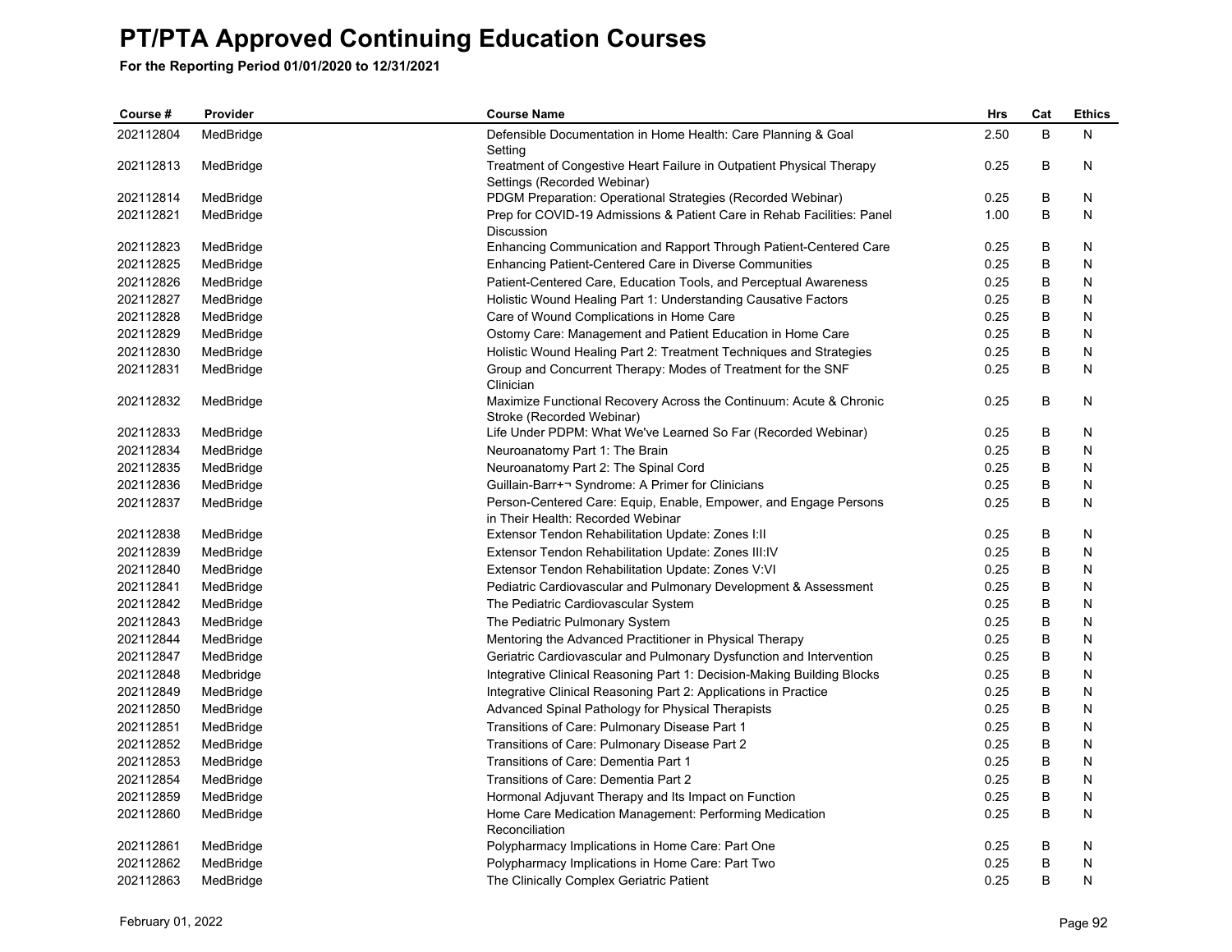# PT/PTA Approved Continuing Education Courses

**For the Reporting Period 01/01/2020 to 12/31/2021**

| Course # | Provider | Course Name | Hrs | Cat | Ethics |
|---|---|---|---|---|---|
| 202112804 | MedBridge | Defensible Documentation in Home Health: Care Planning & Goal Setting | 2.50 | B | N |
| 202112813 | MedBridge | Treatment of Congestive Heart Failure in Outpatient Physical Therapy Settings (Recorded Webinar) | 0.25 | B | N |
| 202112814 | MedBridge | PDGM Preparation: Operational Strategies (Recorded Webinar) | 0.25 | B | N |
| 202112821 | MedBridge | Prep for COVID-19 Admissions & Patient Care in Rehab Facilities: Panel Discussion | 1.00 | B | N |
| 202112823 | MedBridge | Enhancing Communication and Rapport Through Patient-Centered Care | 0.25 | B | N |
| 202112825 | MedBridge | Enhancing Patient-Centered Care in Diverse Communities | 0.25 | B | N |
| 202112826 | MedBridge | Patient-Centered Care, Education Tools, and Perceptual Awareness | 0.25 | B | N |
| 202112827 | MedBridge | Holistic Wound Healing Part 1: Understanding Causative Factors | 0.25 | B | N |
| 202112828 | MedBridge | Care of Wound Complications in Home Care | 0.25 | B | N |
| 202112829 | MedBridge | Ostomy Care: Management and Patient Education in Home Care | 0.25 | B | N |
| 202112830 | MedBridge | Holistic Wound Healing Part 2: Treatment Techniques and Strategies | 0.25 | B | N |
| 202112831 | MedBridge | Group and Concurrent Therapy: Modes of Treatment for the SNF Clinician | 0.25 | B | N |
| 202112832 | MedBridge | Maximize Functional Recovery Across the Continuum: Acute & Chronic Stroke (Recorded Webinar) | 0.25 | B | N |
| 202112833 | MedBridge | Life Under PDPM: What We've Learned So Far (Recorded Webinar) | 0.25 | B | N |
| 202112834 | MedBridge | Neuroanatomy Part 1: The Brain | 0.25 | B | N |
| 202112835 | MedBridge | Neuroanatomy Part 2: The Spinal Cord | 0.25 | B | N |
| 202112836 | MedBridge | Guillain-Barr+¬ Syndrome: A Primer for Clinicians | 0.25 | B | N |
| 202112837 | MedBridge | Person-Centered Care: Equip, Enable, Empower, and Engage Persons in Their Health: Recorded Webinar | 0.25 | B | N |
| 202112838 | MedBridge | Extensor Tendon Rehabilitation Update: Zones I:II | 0.25 | B | N |
| 202112839 | MedBridge | Extensor Tendon Rehabilitation Update: Zones III:IV | 0.25 | B | N |
| 202112840 | MedBridge | Extensor Tendon Rehabilitation Update: Zones V:VI | 0.25 | B | N |
| 202112841 | MedBridge | Pediatric Cardiovascular and Pulmonary Development & Assessment | 0.25 | B | N |
| 202112842 | MedBridge | The Pediatric Cardiovascular System | 0.25 | B | N |
| 202112843 | MedBridge | The Pediatric Pulmonary System | 0.25 | B | N |
| 202112844 | MedBridge | Mentoring the Advanced Practitioner in Physical Therapy | 0.25 | B | N |
| 202112847 | MedBridge | Geriatric Cardiovascular and Pulmonary Dysfunction and Intervention | 0.25 | B | N |
| 202112848 | Medbridge | Integrative Clinical Reasoning Part 1: Decision-Making Building Blocks | 0.25 | B | N |
| 202112849 | MedBridge | Integrative Clinical Reasoning Part 2: Applications in Practice | 0.25 | B | N |
| 202112850 | MedBridge | Advanced Spinal Pathology for Physical Therapists | 0.25 | B | N |
| 202112851 | MedBridge | Transitions of Care: Pulmonary Disease Part 1 | 0.25 | B | N |
| 202112852 | MedBridge | Transitions of Care: Pulmonary Disease Part 2 | 0.25 | B | N |
| 202112853 | MedBridge | Transitions of Care: Dementia Part 1 | 0.25 | B | N |
| 202112854 | MedBridge | Transitions of Care: Dementia Part 2 | 0.25 | B | N |
| 202112859 | MedBridge | Hormonal Adjuvant Therapy and Its Impact on Function | 0.25 | B | N |
| 202112860 | MedBridge | Home Care Medication Management: Performing Medication Reconciliation | 0.25 | B | N |
| 202112861 | MedBridge | Polypharmacy Implications in Home Care: Part One | 0.25 | B | N |
| 202112862 | MedBridge | Polypharmacy Implications in Home Care: Part Two | 0.25 | B | N |
| 202112863 | MedBridge | The Clinically Complex Geriatric Patient | 0.25 | B | N |

February 01, 2022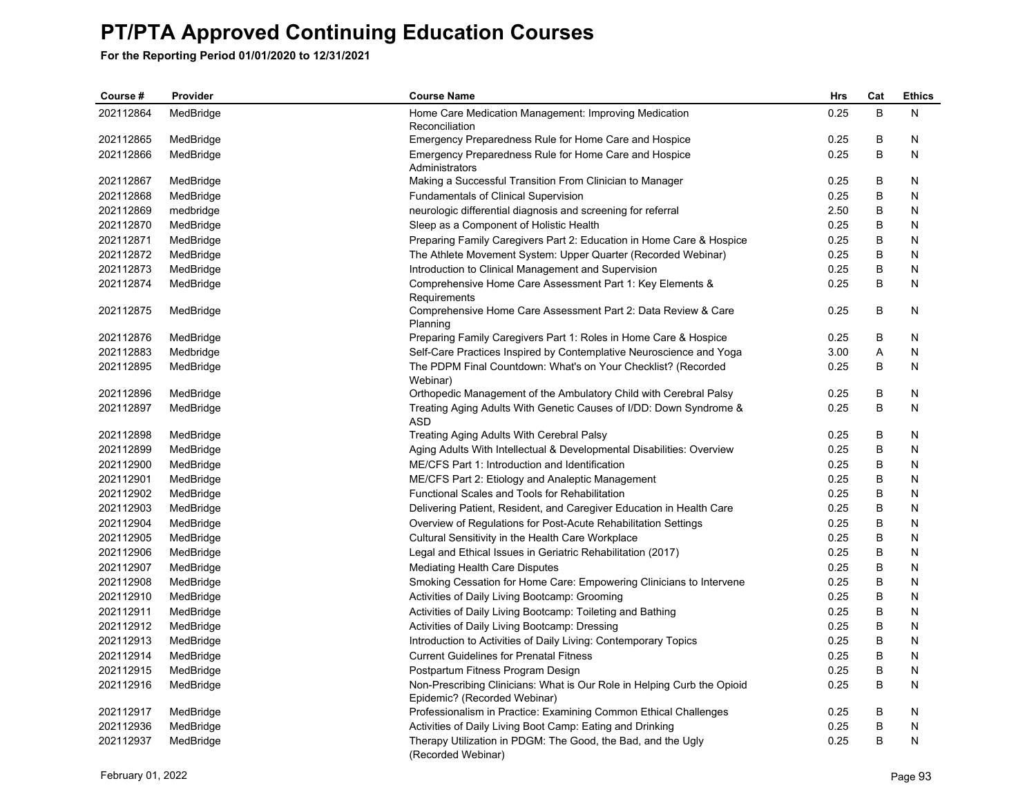# PT/PTA Approved Continuing Education Courses

**For the Reporting Period 01/01/2020 to 12/31/2021**

| Course # | Provider | Course Name | Hrs | Cat | Ethics |
|---|---|---|---|---|---|
| 202112864 | MedBridge | Home Care Medication Management: Improving Medication Reconciliation | 0.25 | B | N |
| 202112865 | MedBridge | Emergency Preparedness Rule for Home Care and Hospice | 0.25 | B | N |
| 202112866 | MedBridge | Emergency Preparedness Rule for Home Care and Hospice Administrators | 0.25 | B | N |
| 202112867 | MedBridge | Making a Successful Transition From Clinician to Manager | 0.25 | B | N |
| 202112868 | MedBridge | Fundamentals of Clinical Supervision | 0.25 | B | N |
| 202112869 | medbridge | neurologic differential diagnosis and screening for referral | 2.50 | B | N |
| 202112870 | MedBridge | Sleep as a Component of Holistic Health | 0.25 | B | N |
| 202112871 | MedBridge | Preparing Family Caregivers Part 2: Education in Home Care & Hospice | 0.25 | B | N |
| 202112872 | MedBridge | The Athlete Movement System: Upper Quarter (Recorded Webinar) | 0.25 | B | N |
| 202112873 | MedBridge | Introduction to Clinical Management and Supervision | 0.25 | B | N |
| 202112874 | MedBridge | Comprehensive Home Care Assessment Part 1: Key Elements & Requirements | 0.25 | B | N |
| 202112875 | MedBridge | Comprehensive Home Care Assessment Part 2: Data Review & Care Planning | 0.25 | B | N |
| 202112876 | MedBridge | Preparing Family Caregivers Part 1: Roles in Home Care & Hospice | 0.25 | B | N |
| 202112883 | Medbridge | Self-Care Practices Inspired by Contemplative Neuroscience and Yoga | 3.00 | A | N |
| 202112895 | MedBridge | The PDPM Final Countdown: What's on Your Checklist? (Recorded Webinar) | 0.25 | B | N |
| 202112896 | MedBridge | Orthopedic Management of the Ambulatory Child with Cerebral Palsy | 0.25 | B | N |
| 202112897 | MedBridge | Treating Aging Adults With Genetic Causes of I/DD: Down Syndrome & ASD | 0.25 | B | N |
| 202112898 | MedBridge | Treating Aging Adults With Cerebral Palsy | 0.25 | B | N |
| 202112899 | MedBridge | Aging Adults With Intellectual & Developmental Disabilities: Overview | 0.25 | B | N |
| 202112900 | MedBridge | ME/CFS Part 1: Introduction and Identification | 0.25 | B | N |
| 202112901 | MedBridge | ME/CFS Part 2: Etiology and Analeptic Management | 0.25 | B | N |
| 202112902 | MedBridge | Functional Scales and Tools for Rehabilitation | 0.25 | B | N |
| 202112903 | MedBridge | Delivering Patient, Resident, and Caregiver Education in Health Care | 0.25 | B | N |
| 202112904 | MedBridge | Overview of Regulations for Post-Acute Rehabilitation Settings | 0.25 | B | N |
| 202112905 | MedBridge | Cultural Sensitivity in the Health Care Workplace | 0.25 | B | N |
| 202112906 | MedBridge | Legal and Ethical Issues in Geriatric Rehabilitation (2017) | 0.25 | B | N |
| 202112907 | MedBridge | Mediating Health Care Disputes | 0.25 | B | N |
| 202112908 | MedBridge | Smoking Cessation for Home Care: Empowering Clinicians to Intervene | 0.25 | B | N |
| 202112910 | MedBridge | Activities of Daily Living Bootcamp: Grooming | 0.25 | B | N |
| 202112911 | MedBridge | Activities of Daily Living Bootcamp: Toileting and Bathing | 0.25 | B | N |
| 202112912 | MedBridge | Activities of Daily Living Bootcamp: Dressing | 0.25 | B | N |
| 202112913 | MedBridge | Introduction to Activities of Daily Living: Contemporary Topics | 0.25 | B | N |
| 202112914 | MedBridge | Current Guidelines for Prenatal Fitness | 0.25 | B | N |
| 202112915 | MedBridge | Postpartum Fitness Program Design | 0.25 | B | N |
| 202112916 | MedBridge | Non-Prescribing Clinicians: What is Our Role in Helping Curb the Opioid Epidemic? (Recorded Webinar) | 0.25 | B | N |
| 202112917 | MedBridge | Professionalism in Practice: Examining Common Ethical Challenges | 0.25 | B | N |
| 202112936 | MedBridge | Activities of Daily Living Boot Camp: Eating and Drinking | 0.25 | B | N |
| 202112937 | MedBridge | Therapy Utilization in PDGM: The Good, the Bad, and the Ugly (Recorded Webinar) | 0.25 | B | N |

February 01, 2022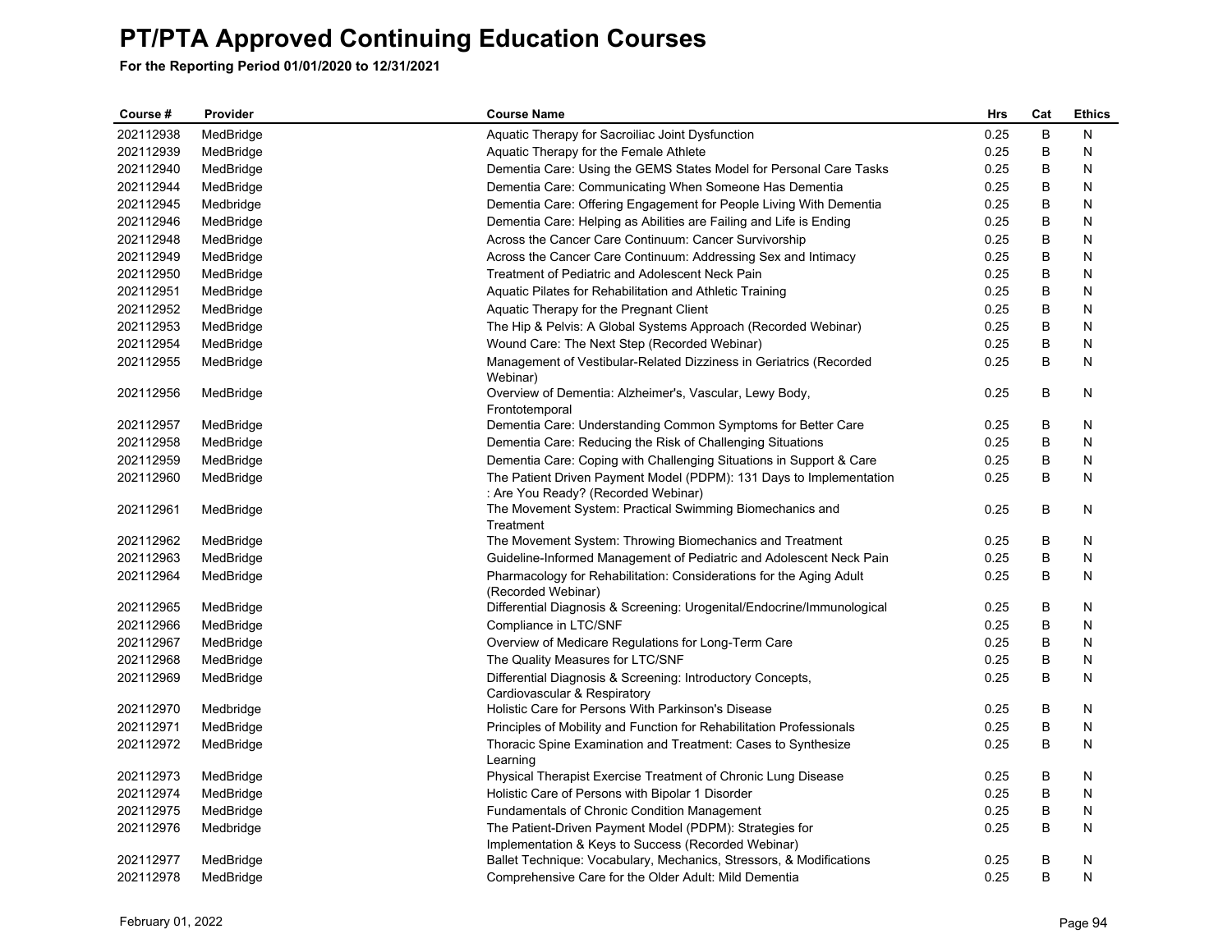# PT/PTA Approved Continuing Education Courses

**For the Reporting Period 01/01/2020 to 12/31/2021**

| Course # | Provider | Course Name | Hrs | Cat | Ethics |
|---|---|---|---|---|---|
| 202112938 | MedBridge | Aquatic Therapy for Sacroiliac Joint Dysfunction | 0.25 | B | N |
| 202112939 | MedBridge | Aquatic Therapy for the Female Athlete | 0.25 | B | N |
| 202112940 | MedBridge | Dementia Care: Using the GEMS States Model for Personal Care Tasks | 0.25 | B | N |
| 202112944 | MedBridge | Dementia Care: Communicating When Someone Has Dementia | 0.25 | B | N |
| 202112945 | Medbridge | Dementia Care: Offering Engagement for People Living With Dementia | 0.25 | B | N |
| 202112946 | MedBridge | Dementia Care: Helping as Abilities are Failing and Life is Ending | 0.25 | B | N |
| 202112948 | MedBridge | Across the Cancer Care Continuum: Cancer Survivorship | 0.25 | B | N |
| 202112949 | MedBridge | Across the Cancer Care Continuum: Addressing Sex and Intimacy | 0.25 | B | N |
| 202112950 | MedBridge | Treatment of Pediatric and Adolescent Neck Pain | 0.25 | B | N |
| 202112951 | MedBridge | Aquatic Pilates for Rehabilitation and Athletic Training | 0.25 | B | N |
| 202112952 | MedBridge | Aquatic Therapy for the Pregnant Client | 0.25 | B | N |
| 202112953 | MedBridge | The Hip & Pelvis: A Global Systems Approach (Recorded Webinar) | 0.25 | B | N |
| 202112954 | MedBridge | Wound Care: The Next Step (Recorded Webinar) | 0.25 | B | N |
| 202112955 | MedBridge | Management of Vestibular-Related Dizziness in Geriatrics (Recorded Webinar) | 0.25 | B | N |
| 202112956 | MedBridge | Overview of Dementia: Alzheimer's, Vascular, Lewy Body, Frontotemporal | 0.25 | B | N |
| 202112957 | MedBridge | Dementia Care: Understanding Common Symptoms for Better Care | 0.25 | B | N |
| 202112958 | MedBridge | Dementia Care: Reducing the Risk of Challenging Situations | 0.25 | B | N |
| 202112959 | MedBridge | Dementia Care: Coping with Challenging Situations in Support & Care | 0.25 | B | N |
| 202112960 | MedBridge | The Patient Driven Payment Model (PDPM): 131 Days to Implementation : Are You Ready? (Recorded Webinar) | 0.25 | B | N |
| 202112961 | MedBridge | The Movement System: Practical Swimming Biomechanics and Treatment | 0.25 | B | N |
| 202112962 | MedBridge | The Movement System: Throwing Biomechanics and Treatment | 0.25 | B | N |
| 202112963 | MedBridge | Guideline-Informed Management of Pediatric and Adolescent Neck Pain | 0.25 | B | N |
| 202112964 | MedBridge | Pharmacology for Rehabilitation: Considerations for the Aging Adult (Recorded Webinar) | 0.25 | B | N |
| 202112965 | MedBridge | Differential Diagnosis & Screening: Urogenital/Endocrine/Immunological | 0.25 | B | N |
| 202112966 | MedBridge | Compliance in LTC/SNF | 0.25 | B | N |
| 202112967 | MedBridge | Overview of Medicare Regulations for Long-Term Care | 0.25 | B | N |
| 202112968 | MedBridge | The Quality Measures for LTC/SNF | 0.25 | B | N |
| 202112969 | MedBridge | Differential Diagnosis & Screening: Introductory Concepts, Cardiovascular & Respiratory | 0.25 | B | N |
| 202112970 | Medbridge | Holistic Care for Persons With Parkinson's Disease | 0.25 | B | N |
| 202112971 | MedBridge | Principles of Mobility and Function for Rehabilitation Professionals | 0.25 | B | N |
| 202112972 | MedBridge | Thoracic Spine Examination and Treatment: Cases to Synthesize Learning | 0.25 | B | N |
| 202112973 | MedBridge | Physical Therapist Exercise Treatment of Chronic Lung Disease | 0.25 | B | N |
| 202112974 | MedBridge | Holistic Care of Persons with Bipolar 1 Disorder | 0.25 | B | N |
| 202112975 | MedBridge | Fundamentals of Chronic Condition Management | 0.25 | B | N |
| 202112976 | Medbridge | The Patient-Driven Payment Model (PDPM): Strategies for Implementation & Keys to Success (Recorded Webinar) | 0.25 | B | N |
| 202112977 | MedBridge | Ballet Technique: Vocabulary, Mechanics, Stressors, & Modifications | 0.25 | B | N |
| 202112978 | MedBridge | Comprehensive Care for the Older Adult: Mild Dementia | 0.25 | B | N |

February 01, 2022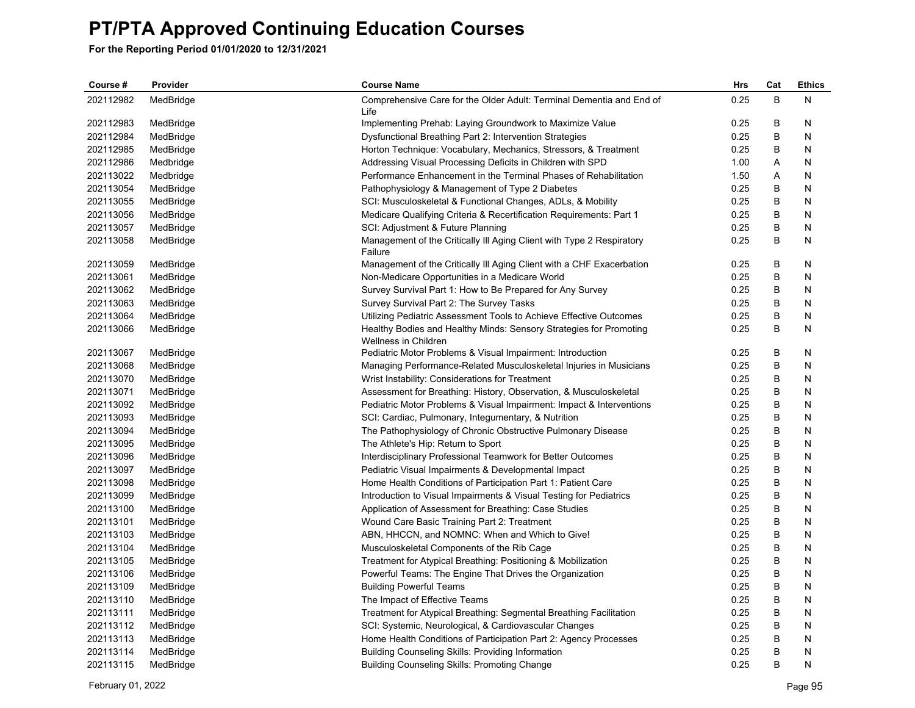# PT/PTA Approved Continuing Education Courses

**For the Reporting Period 01/01/2020 to 12/31/2021**

| Course # | Provider | Course Name | Hrs | Cat | Ethics |
|---|---|---|---|---|---|
| 202112982 | MedBridge | Comprehensive Care for the Older Adult: Terminal Dementia and End of Life | 0.25 | B | N |
| 202112983 | MedBridge | Implementing Prehab: Laying Groundwork to Maximize Value | 0.25 | B | N |
| 202112984 | MedBridge | Dysfunctional Breathing Part 2: Intervention Strategies | 0.25 | B | N |
| 202112985 | MedBridge | Horton Technique: Vocabulary, Mechanics, Stressors, & Treatment | 0.25 | B | N |
| 202112986 | Medbridge | Addressing Visual Processing Deficits in Children with SPD | 1.00 | A | N |
| 202113022 | Medbridge | Performance Enhancement in the Terminal Phases of Rehabilitation | 1.50 | A | N |
| 202113054 | MedBridge | Pathophysiology & Management of Type 2 Diabetes | 0.25 | B | N |
| 202113055 | MedBridge | SCI: Musculoskeletal & Functional Changes, ADLs, & Mobility | 0.25 | B | N |
| 202113056 | MedBridge | Medicare Qualifying Criteria & Recertification Requirements: Part 1 | 0.25 | B | N |
| 202113057 | MedBridge | SCI: Adjustment & Future Planning | 0.25 | B | N |
| 202113058 | MedBridge | Management of the Critically Ill Aging Client with Type 2 Respiratory Failure | 0.25 | B | N |
| 202113059 | MedBridge | Management of the Critically Ill Aging Client with a CHF Exacerbation | 0.25 | B | N |
| 202113061 | MedBridge | Non-Medicare Opportunities in a Medicare World | 0.25 | B | N |
| 202113062 | MedBridge | Survey Survival Part 1: How to Be Prepared for Any Survey | 0.25 | B | N |
| 202113063 | MedBridge | Survey Survival Part 2: The Survey Tasks | 0.25 | B | N |
| 202113064 | MedBridge | Utilizing Pediatric Assessment Tools to Achieve Effective Outcomes | 0.25 | B | N |
| 202113066 | MedBridge | Healthy Bodies and Healthy Minds: Sensory Strategies for Promoting Wellness in Children | 0.25 | B | N |
| 202113067 | MedBridge | Pediatric Motor Problems & Visual Impairment: Introduction | 0.25 | B | N |
| 202113068 | MedBridge | Managing Performance-Related Musculoskeletal Injuries in Musicians | 0.25 | B | N |
| 202113070 | MedBridge | Wrist Instability: Considerations for Treatment | 0.25 | B | N |
| 202113071 | MedBridge | Assessment for Breathing: History, Observation, & Musculoskeletal | 0.25 | B | N |
| 202113092 | MedBridge | Pediatric Motor Problems & Visual Impairment: Impact & Interventions | 0.25 | B | N |
| 202113093 | MedBridge | SCI: Cardiac, Pulmonary, Integumentary, & Nutrition | 0.25 | B | N |
| 202113094 | MedBridge | The Pathophysiology of Chronic Obstructive Pulmonary Disease | 0.25 | B | N |
| 202113095 | MedBridge | The Athlete's Hip: Return to Sport | 0.25 | B | N |
| 202113096 | MedBridge | Interdisciplinary Professional Teamwork for Better Outcomes | 0.25 | B | N |
| 202113097 | MedBridge | Pediatric Visual Impairments & Developmental Impact | 0.25 | B | N |
| 202113098 | MedBridge | Home Health Conditions of Participation Part 1: Patient Care | 0.25 | B | N |
| 202113099 | MedBridge | Introduction to Visual Impairments & Visual Testing for Pediatrics | 0.25 | B | N |
| 202113100 | MedBridge | Application of Assessment for Breathing: Case Studies | 0.25 | B | N |
| 202113101 | MedBridge | Wound Care Basic Training Part 2: Treatment | 0.25 | B | N |
| 202113103 | MedBridge | ABN, HHCCN, and NOMNC: When and Which to Give! | 0.25 | B | N |
| 202113104 | MedBridge | Musculoskeletal Components of the Rib Cage | 0.25 | B | N |
| 202113105 | MedBridge | Treatment for Atypical Breathing: Positioning & Mobilization | 0.25 | B | N |
| 202113106 | MedBridge | Powerful Teams: The Engine That Drives the Organization | 0.25 | B | N |
| 202113109 | MedBridge | Building Powerful Teams | 0.25 | B | N |
| 202113110 | MedBridge | The Impact of Effective Teams | 0.25 | B | N |
| 202113111 | MedBridge | Treatment for Atypical Breathing: Segmental Breathing Facilitation | 0.25 | B | N |
| 202113112 | MedBridge | SCI: Systemic, Neurological, & Cardiovascular Changes | 0.25 | B | N |
| 202113113 | MedBridge | Home Health Conditions of Participation Part 2: Agency Processes | 0.25 | B | N |
| 202113114 | MedBridge | Building Counseling Skills: Providing Information | 0.25 | B | N |
| 202113115 | MedBridge | Building Counseling Skills: Promoting Change | 0.25 | B | N |

February 01, 2022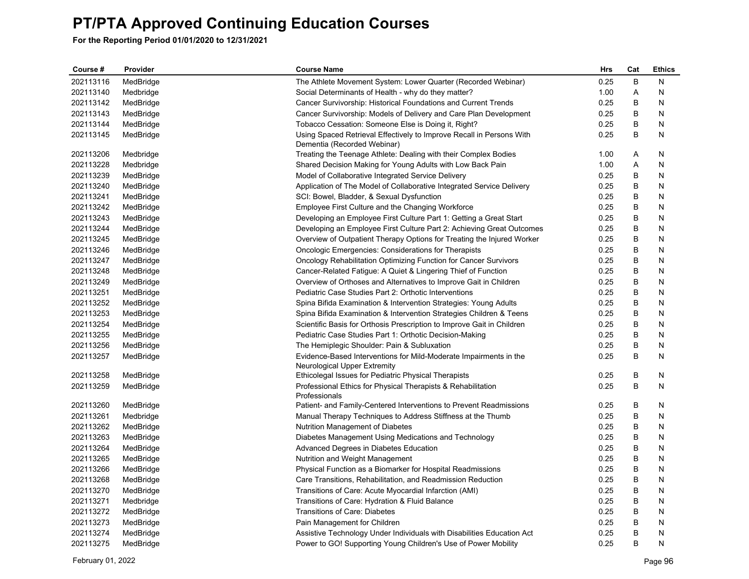# PT/PTA Approved Continuing Education Courses

**For the Reporting Period 01/01/2020 to 12/31/2021**

| Course # | Provider | Course Name | Hrs | Cat | Ethics |
|---|---|---|---|---|---|
| 202113116 | MedBridge | The Athlete Movement System: Lower Quarter (Recorded Webinar) | 0.25 | B | N |
| 202113140 | Medbridge | Social Determinants of Health - why do they matter? | 1.00 | A | N |
| 202113142 | MedBridge | Cancer Survivorship: Historical Foundations and Current Trends | 0.25 | B | N |
| 202113143 | MedBridge | Cancer Survivorship: Models of Delivery and Care Plan Development | 0.25 | B | N |
| 202113144 | MedBridge | Tobacco Cessation: Someone Else is Doing it, Right? | 0.25 | B | N |
| 202113145 | MedBridge | Using Spaced Retrieval Effectively to Improve Recall in Persons With Dementia (Recorded Webinar) | 0.25 | B | N |
| 202113206 | Medbridge | Treating the Teenage Athlete: Dealing with their Complex Bodies | 1.00 | A | N |
| 202113228 | Medbridge | Shared Decision Making for Young Adults with Low Back Pain | 1.00 | A | N |
| 202113239 | MedBridge | Model of Collaborative Integrated Service Delivery | 0.25 | B | N |
| 202113240 | MedBridge | Application of The Model of Collaborative Integrated Service Delivery | 0.25 | B | N |
| 202113241 | MedBridge | SCI: Bowel, Bladder, & Sexual Dysfunction | 0.25 | B | N |
| 202113242 | MedBridge | Employee First Culture and the Changing Workforce | 0.25 | B | N |
| 202113243 | MedBridge | Developing an Employee First Culture Part 1: Getting a Great Start | 0.25 | B | N |
| 202113244 | MedBridge | Developing an Employee First Culture Part 2: Achieving Great Outcomes | 0.25 | B | N |
| 202113245 | MedBridge | Overview of Outpatient Therapy Options for Treating the Injured Worker | 0.25 | B | N |
| 202113246 | MedBridge | Oncologic Emergencies: Considerations for Therapists | 0.25 | B | N |
| 202113247 | MedBridge | Oncology Rehabilitation Optimizing Function for Cancer Survivors | 0.25 | B | N |
| 202113248 | MedBridge | Cancer-Related Fatigue: A Quiet & Lingering Thief of Function | 0.25 | B | N |
| 202113249 | MedBridge | Overview of Orthoses and Alternatives to Improve Gait in Children | 0.25 | B | N |
| 202113251 | MedBridge | Pediatric Case Studies Part 2: Orthotic Interventions | 0.25 | B | N |
| 202113252 | MedBridge | Spina Bifida Examination & Intervention Strategies: Young Adults | 0.25 | B | N |
| 202113253 | MedBridge | Spina Bifida Examination & Intervention Strategies Children & Teens | 0.25 | B | N |
| 202113254 | MedBridge | Scientific Basis for Orthosis Prescription to Improve Gait in Children | 0.25 | B | N |
| 202113255 | MedBridge | Pediatric Case Studies Part 1: Orthotic Decision-Making | 0.25 | B | N |
| 202113256 | MedBridge | The Hemiplegic Shoulder: Pain & Subluxation | 0.25 | B | N |
| 202113257 | MedBridge | Evidence-Based Interventions for Mild-Moderate Impairments in the Neurological Upper Extremity | 0.25 | B | N |
| 202113258 | MedBridge | Ethicolegal Issues for Pediatric Physical Therapists | 0.25 | B | N |
| 202113259 | MedBridge | Professional Ethics for Physical Therapists & Rehabilitation Professionals | 0.25 | B | N |
| 202113260 | MedBridge | Patient- and Family-Centered Interventions to Prevent Readmissions | 0.25 | B | N |
| 202113261 | Medbridge | Manual Therapy Techniques to Address Stiffness at the Thumb | 0.25 | B | N |
| 202113262 | MedBridge | Nutrition Management of Diabetes | 0.25 | B | N |
| 202113263 | MedBridge | Diabetes Management Using Medications and Technology | 0.25 | B | N |
| 202113264 | MedBridge | Advanced Degrees in Diabetes Education | 0.25 | B | N |
| 202113265 | MedBridge | Nutrition and Weight Management | 0.25 | B | N |
| 202113266 | MedBridge | Physical Function as a Biomarker for Hospital Readmissions | 0.25 | B | N |
| 202113268 | MedBridge | Care Transitions, Rehabilitation, and Readmission Reduction | 0.25 | B | N |
| 202113270 | MedBridge | Transitions of Care: Acute Myocardial Infarction (AMI) | 0.25 | B | N |
| 202113271 | Medbridge | Transitions of Care: Hydration & Fluid Balance | 0.25 | B | N |
| 202113272 | MedBridge | Transitions of Care: Diabetes | 0.25 | B | N |
| 202113273 | MedBridge | Pain Management for Children | 0.25 | B | N |
| 202113274 | MedBridge | Assistive Technology Under Individuals with Disabilities Education Act | 0.25 | B | N |
| 202113275 | MedBridge | Power to GO! Supporting Young Children's Use of Power Mobility | 0.25 | B | N |

February 01, 2022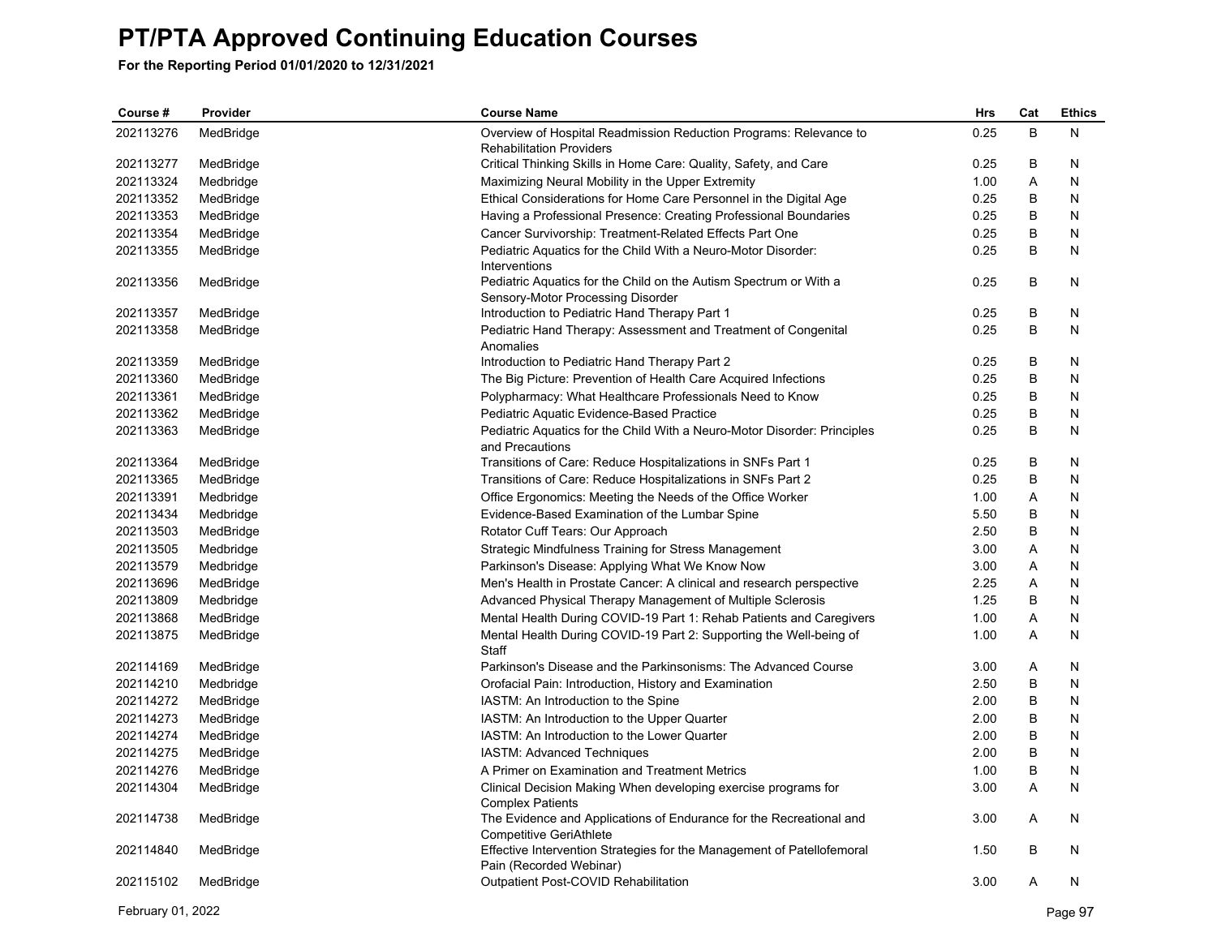# PT/PTA Approved Continuing Education Courses

**For the Reporting Period 01/01/2020 to 12/31/2021**

| Course # | Provider | Course Name | Hrs | Cat | Ethics |
|---|---|---|---|---|---|
| 202113276 | MedBridge | Overview of Hospital Readmission Reduction Programs: Relevance to Rehabilitation Providers | 0.25 | B | N |
| 202113277 | MedBridge | Critical Thinking Skills in Home Care: Quality, Safety, and Care | 0.25 | B | N |
| 202113324 | Medbridge | Maximizing Neural Mobility in the Upper Extremity | 1.00 | A | N |
| 202113352 | MedBridge | Ethical Considerations for Home Care Personnel in the Digital Age | 0.25 | B | N |
| 202113353 | MedBridge | Having a Professional Presence: Creating Professional Boundaries | 0.25 | B | N |
| 202113354 | MedBridge | Cancer Survivorship: Treatment-Related Effects Part One | 0.25 | B | N |
| 202113355 | MedBridge | Pediatric Aquatics for the Child With a Neuro-Motor Disorder: Interventions | 0.25 | B | N |
| 202113356 | MedBridge | Pediatric Aquatics for the Child on the Autism Spectrum or With a Sensory-Motor Processing Disorder | 0.25 | B | N |
| 202113357 | MedBridge | Introduction to Pediatric Hand Therapy Part 1 | 0.25 | B | N |
| 202113358 | MedBridge | Pediatric Hand Therapy: Assessment and Treatment of Congenital Anomalies | 0.25 | B | N |
| 202113359 | MedBridge | Introduction to Pediatric Hand Therapy Part 2 | 0.25 | B | N |
| 202113360 | MedBridge | The Big Picture: Prevention of Health Care Acquired Infections | 0.25 | B | N |
| 202113361 | MedBridge | Polypharmacy: What Healthcare Professionals Need to Know | 0.25 | B | N |
| 202113362 | MedBridge | Pediatric Aquatic Evidence-Based Practice | 0.25 | B | N |
| 202113363 | MedBridge | Pediatric Aquatics for the Child With a Neuro-Motor Disorder: Principles and Precautions | 0.25 | B | N |
| 202113364 | MedBridge | Transitions of Care: Reduce Hospitalizations in SNFs Part 1 | 0.25 | B | N |
| 202113365 | MedBridge | Transitions of Care: Reduce Hospitalizations in SNFs Part 2 | 0.25 | B | N |
| 202113391 | Medbridge | Office Ergonomics: Meeting the Needs of the Office Worker | 1.00 | A | N |
| 202113434 | Medbridge | Evidence-Based Examination of the Lumbar Spine | 5.50 | B | N |
| 202113503 | MedBridge | Rotator Cuff Tears: Our Approach | 2.50 | B | N |
| 202113505 | Medbridge | Strategic Mindfulness Training for Stress Management | 3.00 | A | N |
| 202113579 | Medbridge | Parkinson's Disease: Applying What We Know Now | 3.00 | A | N |
| 202113696 | MedBridge | Men's Health in Prostate Cancer: A clinical and research perspective | 2.25 | A | N |
| 202113809 | Medbridge | Advanced Physical Therapy Management of Multiple Sclerosis | 1.25 | B | N |
| 202113868 | MedBridge | Mental Health During COVID-19 Part 1: Rehab Patients and Caregivers | 1.00 | A | N |
| 202113875 | MedBridge | Mental Health During COVID-19 Part 2: Supporting the Well-being of Staff | 1.00 | A | N |
| 202114169 | MedBridge | Parkinson's Disease and the Parkinsonisms: The Advanced Course | 3.00 | A | N |
| 202114210 | Medbridge | Orofacial Pain: Introduction, History and Examination | 2.50 | B | N |
| 202114272 | MedBridge | IASTM: An Introduction to the Spine | 2.00 | B | N |
| 202114273 | MedBridge | IASTM: An Introduction to the Upper Quarter | 2.00 | B | N |
| 202114274 | MedBridge | IASTM: An Introduction to the Lower Quarter | 2.00 | B | N |
| 202114275 | MedBridge | IASTM: Advanced Techniques | 2.00 | B | N |
| 202114276 | MedBridge | A Primer on Examination and Treatment Metrics | 1.00 | B | N |
| 202114304 | MedBridge | Clinical Decision Making When developing exercise programs for Complex Patients | 3.00 | A | N |
| 202114738 | MedBridge | The Evidence and Applications of Endurance for the Recreational and Competitive GeriAthlete | 3.00 | A | N |
| 202114840 | MedBridge | Effective Intervention Strategies for the Management of Patellofemoral Pain (Recorded Webinar) | 1.50 | B | N |
| 202115102 | MedBridge | Outpatient Post-COVID Rehabilitation | 3.00 | A | N |

February 01, 2022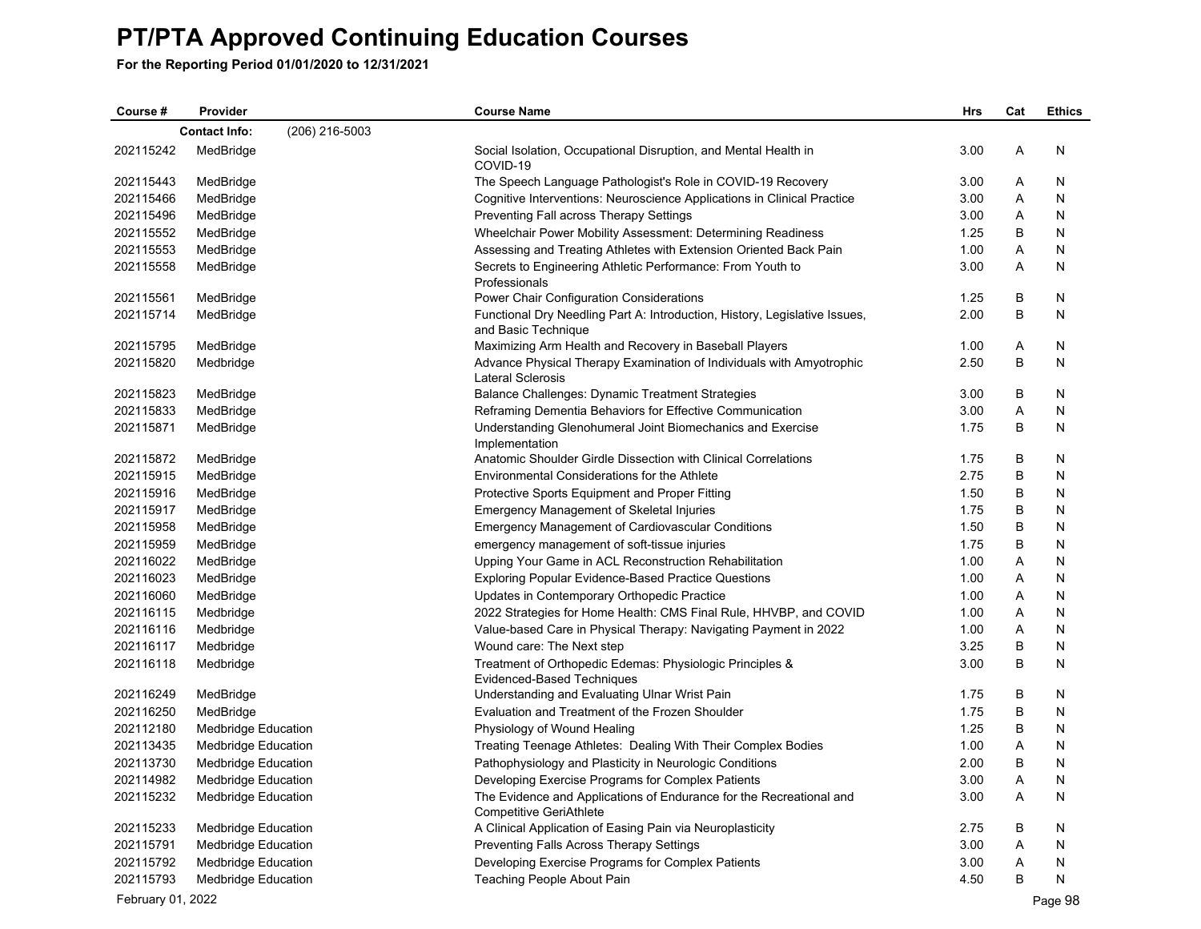# PT/PTA Approved Continuing Education Courses

**For the Reporting Period 01/01/2020 to 12/31/2021**

| Course # | Provider | Course Name | Hrs | Cat | Ethics |
|---|---|---|---|---|---|
| | **Contact Info:** (206) 216-5003 | | | | |
| 202115242 | MedBridge | Social Isolation, Occupational Disruption, and Mental Health in COVID-19 | 3.00 | A | N |
| 202115443 | MedBridge | The Speech Language Pathologist's Role in COVID-19 Recovery | 3.00 | A | N |
| 202115466 | MedBridge | Cognitive Interventions: Neuroscience Applications in Clinical Practice | 3.00 | A | N |
| 202115496 | MedBridge | Preventing Fall across Therapy Settings | 3.00 | A | N |
| 202115552 | MedBridge | Wheelchair Power Mobility Assessment: Determining Readiness | 1.25 | B | N |
| 202115553 | MedBridge | Assessing and Treating Athletes with Extension Oriented Back Pain | 1.00 | A | N |
| 202115558 | MedBridge | Secrets to Engineering Athletic Performance: From Youth to Professionals | 3.00 | A | N |
| 202115561 | MedBridge | Power Chair Configuration Considerations | 1.25 | B | N |
| 202115714 | MedBridge | Functional Dry Needling Part A: Introduction, History, Legislative Issues, and Basic Technique | 2.00 | B | N |
| 202115795 | MedBridge | Maximizing Arm Health and Recovery in Baseball Players | 1.00 | A | N |
| 202115820 | Medbridge | Advance Physical Therapy Examination of Individuals with Amyotrophic Lateral Sclerosis | 2.50 | B | N |
| 202115823 | MedBridge | Balance Challenges: Dynamic Treatment Strategies | 3.00 | B | N |
| 202115833 | MedBridge | Reframing Dementia Behaviors for Effective Communication | 3.00 | A | N |
| 202115871 | MedBridge | Understanding Glenohumeral Joint Biomechanics and Exercise Implementation | 1.75 | B | N |
| 202115872 | MedBridge | Anatomic Shoulder Girdle Dissection with Clinical Correlations | 1.75 | B | N |
| 202115915 | MedBridge | Environmental Considerations for the Athlete | 2.75 | B | N |
| 202115916 | MedBridge | Protective Sports Equipment and Proper Fitting | 1.50 | B | N |
| 202115917 | MedBridge | Emergency Management of Skeletal Injuries | 1.75 | B | N |
| 202115958 | MedBridge | Emergency Management of Cardiovascular Conditions | 1.50 | B | N |
| 202115959 | MedBridge | emergency management of soft-tissue injuries | 1.75 | B | N |
| 202116022 | MedBridge | Upping Your Game in ACL Reconstruction Rehabilitation | 1.00 | A | N |
| 202116023 | MedBridge | Exploring Popular Evidence-Based Practice Questions | 1.00 | A | N |
| 202116060 | MedBridge | Updates in Contemporary Orthopedic Practice | 1.00 | A | N |
| 202116115 | Medbridge | 2022 Strategies for Home Health: CMS Final Rule, HHVBP, and COVID | 1.00 | A | N |
| 202116116 | Medbridge | Value-based Care in Physical Therapy: Navigating Payment in 2022 | 1.00 | A | N |
| 202116117 | Medbridge | Wound care: The Next step | 3.25 | B | N |
| 202116118 | Medbridge | Treatment of Orthopedic Edemas: Physiologic Principles & Evidenced-Based Techniques | 3.00 | B | N |
| 202116249 | MedBridge | Understanding and Evaluating Ulnar Wrist Pain | 1.75 | B | N |
| 202116250 | MedBridge | Evaluation and Treatment of the Frozen Shoulder | 1.75 | B | N |
| 202112180 | Medbridge Education | Physiology of Wound Healing | 1.25 | B | N |
| 202113435 | Medbridge Education | Treating Teenage Athletes: Dealing With Their Complex Bodies | 1.00 | A | N |
| 202113730 | Medbridge Education | Pathophysiology and Plasticity in Neurologic Conditions | 2.00 | B | N |
| 202114982 | Medbridge Education | Developing Exercise Programs for Complex Patients | 3.00 | A | N |
| 202115232 | Medbridge Education | The Evidence and Applications of Endurance for the Recreational and Competitive GeriAthlete | 3.00 | A | N |
| 202115233 | Medbridge Education | A Clinical Application of Easing Pain via Neuroplasticity | 2.75 | B | N |
| 202115791 | Medbridge Education | Preventing Falls Across Therapy Settings | 3.00 | A | N |
| 202115792 | Medbridge Education | Developing Exercise Programs for Complex Patients | 3.00 | A | N |
| 202115793 | Medbridge Education | Teaching People About Pain | 4.50 | B | N |

February 01, 2022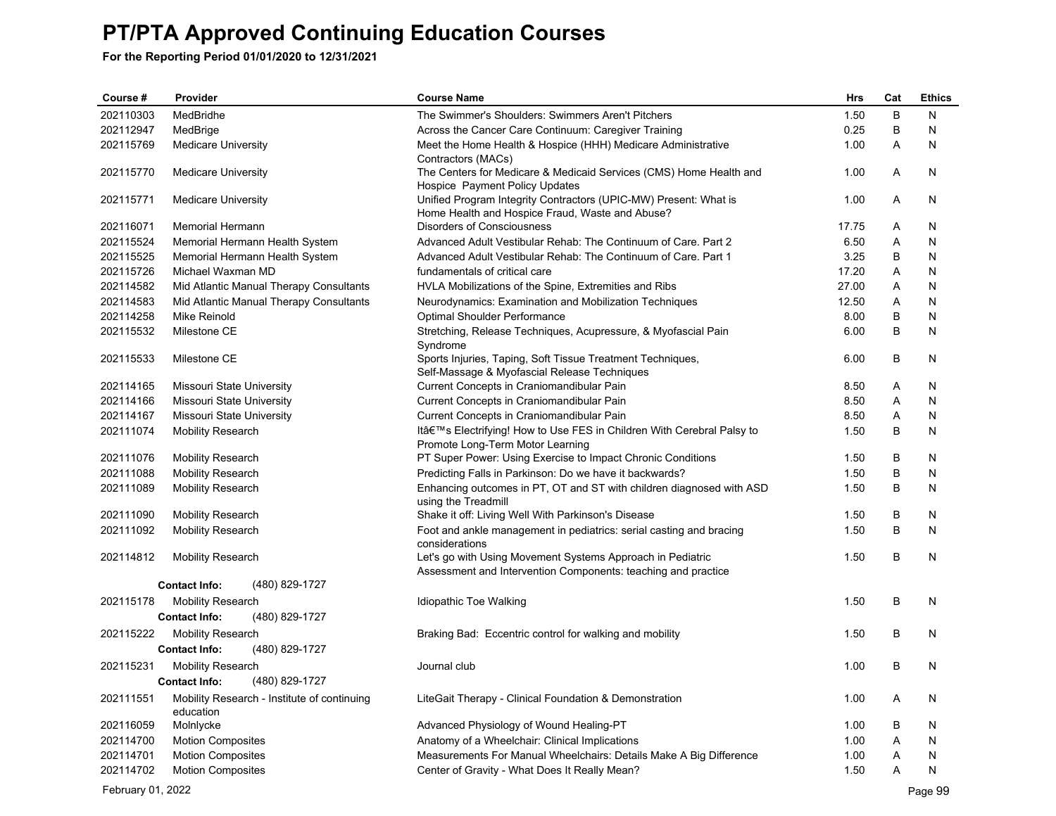# PT/PTA Approved Continuing Education Courses

**For the Reporting Period 01/01/2020 to 12/31/2021**

| Course # | Provider | Course Name | Hrs | Cat | Ethics |
|---|---|---|---|---|---|
| 202110303 | MedBridhe | The Swimmer's Shoulders: Swimmers Aren't Pitchers | 1.50 | B | N |
| 202112947 | MedBrige | Across the Cancer Care Continuum: Caregiver Training | 0.25 | B | N |
| 202115769 | Medicare University | Meet the Home Health & Hospice (HHH) Medicare Administrative Contractors (MACs) | 1.00 | A | N |
| 202115770 | Medicare University | The Centers for Medicare & Medicaid Services (CMS) Home Health and Hospice Payment Policy Updates | 1.00 | A | N |
| 202115771 | Medicare University | Unified Program Integrity Contractors (UPIC-MW) Present: What is Home Health and Hospice Fraud, Waste and Abuse? | 1.00 | A | N |
| 202116071 | Memorial Hermann | Disorders of Consciousness | 17.75 | A | N |
| 202115524 | Memorial Hermann Health System | Advanced Adult Vestibular Rehab: The Continuum of Care. Part 2 | 6.50 | A | N |
| 202115525 | Memorial Hermann Health System | Advanced Adult Vestibular Rehab: The Continuum of Care. Part 1 | 3.25 | B | N |
| 202115726 | Michael Waxman MD | fundamentals of critical care | 17.20 | A | N |
| 202114582 | Mid Atlantic Manual Therapy Consultants | HVLA Mobilizations of the Spine, Extremities and Ribs | 27.00 | A | N |
| 202114583 | Mid Atlantic Manual Therapy Consultants | Neurodynamics: Examination and Mobilization Techniques | 12.50 | A | N |
| 202114258 | Mike Reinold | Optimal Shoulder Performance | 8.00 | B | N |
| 202115532 | Milestone CE | Stretching, Release Techniques, Acupressure, & Myofascial Pain Syndrome | 6.00 | B | N |
| 202115533 | Milestone CE | Sports Injuries, Taping, Soft Tissue Treatment Techniques, Self-Massage & Myofascial Release Techniques | 6.00 | B | N |
| 202114165 | Missouri State University | Current Concepts in Craniomandibular Pain | 8.50 | A | N |
| 202114166 | Missouri State University | Current Concepts in Craniomandibular Pain | 8.50 | A | N |
| 202114167 | Missouri State University | Current Concepts in Craniomandibular Pain | 8.50 | A | N |
| 202111074 | Mobility Research | Itâ€™s Electrifying! How to Use FES in Children With Cerebral Palsy to Promote Long-Term Motor Learning | 1.50 | B | N |
| 202111076 | Mobility Research | PT Super Power: Using Exercise to Impact Chronic Conditions | 1.50 | B | N |
| 202111088 | Mobility Research | Predicting Falls in Parkinson: Do we have it backwards? | 1.50 | B | N |
| 202111089 | Mobility Research | Enhancing outcomes in PT, OT and ST with children diagnosed with ASD using the Treadmill | 1.50 | B | N |
| 202111090 | Mobility Research | Shake it off: Living Well With Parkinson's Disease | 1.50 | B | N |
| 202111092 | Mobility Research | Foot and ankle management in pediatrics: serial casting and bracing considerations | 1.50 | B | N |
| 202114812 | Mobility Research | Let's go with Using Movement Systems Approach in Pediatric Assessment and Intervention Components: teaching and practice | 1.50 | B | N |
| | **Contact Info:** (480) 829-1727 | | | | |
| 202115178 | Mobility Research | Idiopathic Toe Walking | 1.50 | B | N |
| | **Contact Info:** (480) 829-1727 | | | | |
| 202115222 | Mobility Research | Braking Bad: Eccentric control for walking and mobility | 1.50 | B | N |
| | **Contact Info:** (480) 829-1727 | | | | |
| 202115231 | Mobility Research | Journal club | 1.00 | B | N |
| | **Contact Info:** (480) 829-1727 | | | | |
| 202111551 | Mobility Research - Institute of continuing education | LiteGait Therapy - Clinical Foundation & Demonstration | 1.00 | A | N |
| 202116059 | Molnlycke | Advanced Physiology of Wound Healing-PT | 1.00 | B | N |
| 202114700 | Motion Composites | Anatomy of a Wheelchair: Clinical Implications | 1.00 | A | N |
| 202114701 | Motion Composites | Measurements For Manual Wheelchairs: Details Make A Big Difference | 1.00 | A | N |
| 202114702 | Motion Composites | Center of Gravity - What Does It Really Mean? | 1.50 | A | N |

February 01, 2022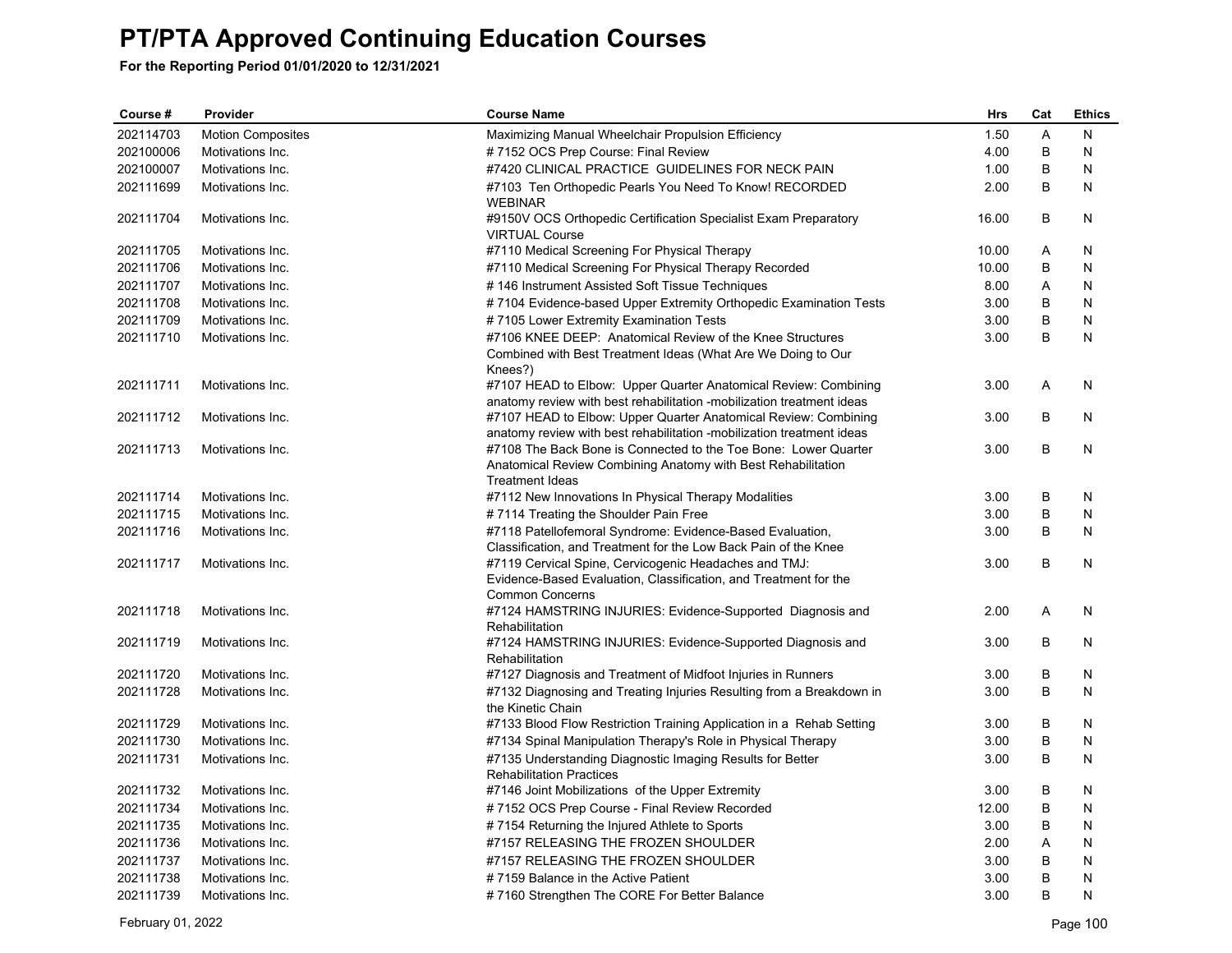# PT/PTA Approved Continuing Education Courses

**For the Reporting Period 01/01/2020 to 12/31/2021**

| Course # | Provider | Course Name | Hrs | Cat | Ethics |
|---|---|---|---|---|---|
| 202114703 | Motion Composites | Maximizing Manual Wheelchair Propulsion Efficiency | 1.50 | A | N |
| 202100006 | Motivations Inc. | # 7152 OCS Prep Course: Final Review | 4.00 | B | N |
| 202100007 | Motivations Inc. | #7420 CLINICAL PRACTICE GUIDELINES FOR NECK PAIN | 1.00 | B | N |
| 202111699 | Motivations Inc. | #7103 Ten Orthopedic Pearls You Need To Know! RECORDED WEBINAR | 2.00 | B | N |
| 202111704 | Motivations Inc. | #9150V OCS Orthopedic Certification Specialist Exam Preparatory VIRTUAL Course | 16.00 | B | N |
| 202111705 | Motivations Inc. | #7110 Medical Screening For Physical Therapy | 10.00 | A | N |
| 202111706 | Motivations Inc. | #7110 Medical Screening For Physical Therapy Recorded | 10.00 | B | N |
| 202111707 | Motivations Inc. | # 146 Instrument Assisted Soft Tissue Techniques | 8.00 | A | N |
| 202111708 | Motivations Inc. | # 7104 Evidence-based Upper Extremity Orthopedic Examination Tests | 3.00 | B | N |
| 202111709 | Motivations Inc. | # 7105 Lower Extremity Examination Tests | 3.00 | B | N |
| 202111710 | Motivations Inc. | #7106 KNEE DEEP: Anatomical Review of the Knee Structures Combined with Best Treatment Ideas (What Are We Doing to Our Knees?) | 3.00 | B | N |
| 202111711 | Motivations Inc. | #7107 HEAD to Elbow: Upper Quarter Anatomical Review: Combining anatomy review with best rehabilitation -mobilization treatment ideas | 3.00 | A | N |
| 202111712 | Motivations Inc. | #7107 HEAD to Elbow: Upper Quarter Anatomical Review: Combining anatomy review with best rehabilitation -mobilization treatment ideas | 3.00 | B | N |
| 202111713 | Motivations Inc. | #7108 The Back Bone is Connected to the Toe Bone: Lower Quarter Anatomical Review Combining Anatomy with Best Rehabilitation Treatment Ideas | 3.00 | B | N |
| 202111714 | Motivations Inc. | #7112 New Innovations In Physical Therapy Modalities | 3.00 | B | N |
| 202111715 | Motivations Inc. | # 7114 Treating the Shoulder Pain Free | 3.00 | B | N |
| 202111716 | Motivations Inc. | #7118 Patellofemoral Syndrome: Evidence-Based Evaluation, Classification, and Treatment for the Low Back Pain of the Knee | 3.00 | B | N |
| 202111717 | Motivations Inc. | #7119 Cervical Spine, Cervicogenic Headaches and TMJ: Evidence-Based Evaluation, Classification, and Treatment for the Common Concerns | 3.00 | B | N |
| 202111718 | Motivations Inc. | #7124 HAMSTRING INJURIES: Evidence-Supported Diagnosis and Rehabilitation | 2.00 | A | N |
| 202111719 | Motivations Inc. | #7124 HAMSTRING INJURIES: Evidence-Supported Diagnosis and Rehabilitation | 3.00 | B | N |
| 202111720 | Motivations Inc. | #7127 Diagnosis and Treatment of Midfoot Injuries in Runners | 3.00 | B | N |
| 202111728 | Motivations Inc. | #7132 Diagnosing and Treating Injuries Resulting from a Breakdown in the Kinetic Chain | 3.00 | B | N |
| 202111729 | Motivations Inc. | #7133 Blood Flow Restriction Training Application in a Rehab Setting | 3.00 | B | N |
| 202111730 | Motivations Inc. | #7134 Spinal Manipulation Therapy's Role in Physical Therapy | 3.00 | B | N |
| 202111731 | Motivations Inc. | #7135 Understanding Diagnostic Imaging Results for Better Rehabilitation Practices | 3.00 | B | N |
| 202111732 | Motivations Inc. | #7146 Joint Mobilizations of the Upper Extremity | 3.00 | B | N |
| 202111734 | Motivations Inc. | # 7152 OCS Prep Course - Final Review Recorded | 12.00 | B | N |
| 202111735 | Motivations Inc. | # 7154 Returning the Injured Athlete to Sports | 3.00 | B | N |
| 202111736 | Motivations Inc. | #7157 RELEASING THE FROZEN SHOULDER | 2.00 | A | N |
| 202111737 | Motivations Inc. | #7157 RELEASING THE FROZEN SHOULDER | 3.00 | B | N |
| 202111738 | Motivations Inc. | # 7159 Balance in the Active Patient | 3.00 | B | N |
| 202111739 | Motivations Inc. | # 7160 Strengthen The CORE For Better Balance | 3.00 | B | N |

February 01, 2022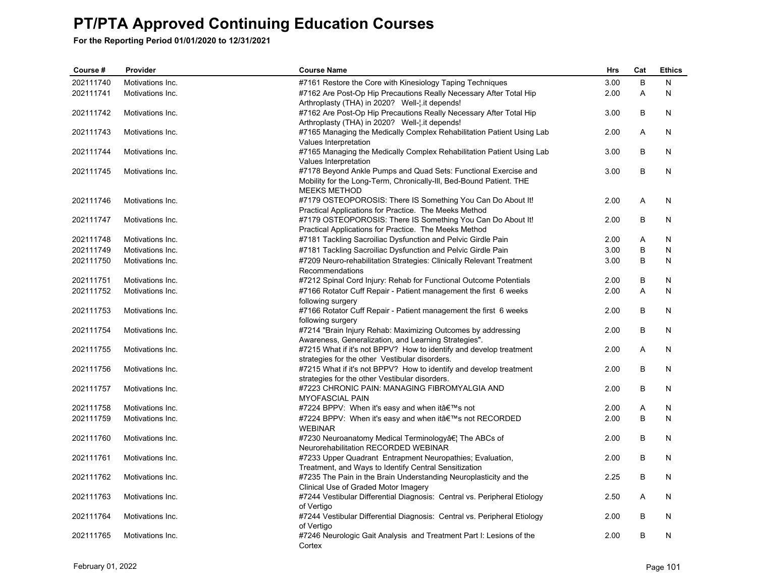# PT/PTA Approved Continuing Education Courses

**For the Reporting Period 01/01/2020 to 12/31/2021**

| Course # | Provider | Course Name | Hrs | Cat | Ethics |
|---|---|---|---|---|---|
| 202111740 | Motivations Inc. | #7161 Restore the Core with Kinesiology Taping Techniques | 3.00 | B | N |
| 202111741 | Motivations Inc. | #7162 Are Post-Op Hip Precautions Really Necessary After Total Hip Arthroplasty (THA) in 2020? Well-¦.it depends! | 2.00 | A | N |
| 202111742 | Motivations Inc. | #7162 Are Post-Op Hip Precautions Really Necessary After Total Hip Arthroplasty (THA) in 2020? Well-¦.it depends! | 3.00 | B | N |
| 202111743 | Motivations Inc. | #7165 Managing the Medically Complex Rehabilitation Patient Using Lab Values Interpretation | 2.00 | A | N |
| 202111744 | Motivations Inc. | #7165 Managing the Medically Complex Rehabilitation Patient Using Lab Values Interpretation | 3.00 | B | N |
| 202111745 | Motivations Inc. | #7178 Beyond Ankle Pumps and Quad Sets: Functional Exercise and Mobility for the Long-Term, Chronically-Ill, Bed-Bound Patient. THE MEEKS METHOD | 3.00 | B | N |
| 202111746 | Motivations Inc. | #7179 OSTEOPOROSIS: There IS Something You Can Do About It! Practical Applications for Practice. The Meeks Method | 2.00 | A | N |
| 202111747 | Motivations Inc. | #7179 OSTEOPOROSIS: There IS Something You Can Do About It! Practical Applications for Practice. The Meeks Method | 2.00 | B | N |
| 202111748 | Motivations Inc. | #7181 Tackling Sacroiliac Dysfunction and Pelvic Girdle Pain | 2.00 | A | N |
| 202111749 | Motivations Inc. | #7181 Tackling Sacroiliac Dysfunction and Pelvic Girdle Pain | 3.00 | B | N |
| 202111750 | Motivations Inc. | #7209 Neuro-rehabilitation Strategies: Clinically Relevant Treatment Recommendations | 3.00 | B | N |
| 202111751 | Motivations Inc. | #7212 Spinal Cord Injury: Rehab for Functional Outcome Potentials | 2.00 | B | N |
| 202111752 | Motivations Inc. | #7166 Rotator Cuff Repair - Patient management the first 6 weeks following surgery | 2.00 | A | N |
| 202111753 | Motivations Inc. | #7166 Rotator Cuff Repair - Patient management the first 6 weeks following surgery | 2.00 | B | N |
| 202111754 | Motivations Inc. | #7214 "Brain Injury Rehab: Maximizing Outcomes by addressing Awareness, Generalization, and Learning Strategies". | 2.00 | B | N |
| 202111755 | Motivations Inc. | #7215 What if it's not BPPV? How to identify and develop treatment strategies for the other Vestibular disorders. | 2.00 | A | N |
| 202111756 | Motivations Inc. | #7215 What if it's not BPPV? How to identify and develop treatment strategies for the other Vestibular disorders. | 2.00 | B | N |
| 202111757 | Motivations Inc. | #7223 CHRONIC PAIN: MANAGING FIBROMYALGIA AND MYOFASCIAL PAIN | 2.00 | B | N |
| 202111758 | Motivations Inc. | #7224 BPPV: When it's easy and when itâ€™s not | 2.00 | A | N |
| 202111759 | Motivations Inc. | #7224 BPPV: When it's easy and when itâ€™s not RECORDED WEBINAR | 2.00 | B | N |
| 202111760 | Motivations Inc. | #7230 Neuroanatomy Medical Terminologyâ€¦ The ABCs of Neurorehabilitation RECORDED WEBINAR | 2.00 | B | N |
| 202111761 | Motivations Inc. | #7233 Upper Quadrant Entrapment Neuropathies; Evaluation, Treatment, and Ways to Identify Central Sensitization | 2.00 | B | N |
| 202111762 | Motivations Inc. | #7235 The Pain in the Brain Understanding Neuroplasticity and the Clinical Use of Graded Motor Imagery | 2.25 | B | N |
| 202111763 | Motivations Inc. | #7244 Vestibular Differential Diagnosis: Central vs. Peripheral Etiology of Vertigo | 2.50 | A | N |
| 202111764 | Motivations Inc. | #7244 Vestibular Differential Diagnosis: Central vs. Peripheral Etiology of Vertigo | 2.00 | B | N |
| 202111765 | Motivations Inc. | #7246 Neurologic Gait Analysis and Treatment Part I: Lesions of the Cortex | 2.00 | B | N |

February 01, 2022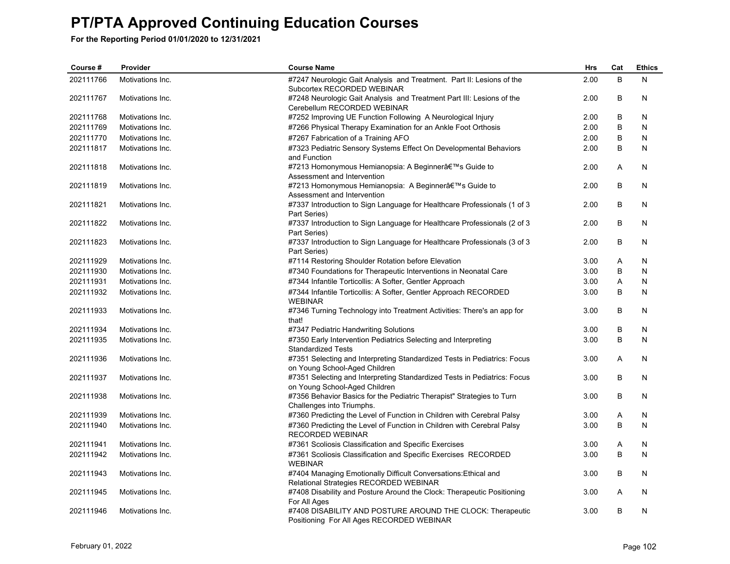# PT/PTA Approved Continuing Education Courses

**For the Reporting Period 01/01/2020 to 12/31/2021**

| Course # | Provider | Course Name | Hrs | Cat | Ethics |
|---|---|---|---|---|---|
| 202111766 | Motivations Inc. | #7247 Neurologic Gait Analysis and Treatment. Part II: Lesions of the Subcortex RECORDED WEBINAR | 2.00 | B | N |
| 202111767 | Motivations Inc. | #7248 Neurologic Gait Analysis and Treatment Part III: Lesions of the Cerebellum RECORDED WEBINAR | 2.00 | B | N |
| 202111768 | Motivations Inc. | #7252 Improving UE Function Following A Neurological Injury | 2.00 | B | N |
| 202111769 | Motivations Inc. | #7266 Physical Therapy Examination for an Ankle Foot Orthosis | 2.00 | B | N |
| 202111770 | Motivations Inc. | #7267 Fabrication of a Training AFO | 2.00 | B | N |
| 202111817 | Motivations Inc. | #7323 Pediatric Sensory Systems Effect On Developmental Behaviors and Function | 2.00 | B | N |
| 202111818 | Motivations Inc. | #7213 Homonymous Hemianopsia: A Beginnerâ€™s Guide to Assessment and Intervention | 2.00 | A | N |
| 202111819 | Motivations Inc. | #7213 Homonymous Hemianopsia: A Beginnerâ€™s Guide to Assessment and Intervention | 2.00 | B | N |
| 202111821 | Motivations Inc. | #7337 Introduction to Sign Language for Healthcare Professionals (1 of 3 Part Series) | 2.00 | B | N |
| 202111822 | Motivations Inc. | #7337 Introduction to Sign Language for Healthcare Professionals (2 of 3 Part Series) | 2.00 | B | N |
| 202111823 | Motivations Inc. | #7337 Introduction to Sign Language for Healthcare Professionals (3 of 3 Part Series) | 2.00 | B | N |
| 202111929 | Motivations Inc. | #7114 Restoring Shoulder Rotation before Elevation | 3.00 | A | N |
| 202111930 | Motivations Inc. | #7340 Foundations for Therapeutic Interventions in Neonatal Care | 3.00 | B | N |
| 202111931 | Motivations Inc. | #7344 Infantile Torticollis: A Softer, Gentler Approach | 3.00 | A | N |
| 202111932 | Motivations Inc. | #7344 Infantile Torticollis: A Softer, Gentler Approach RECORDED WEBINAR | 3.00 | B | N |
| 202111933 | Motivations Inc. | #7346 Turning Technology into Treatment Activities: There's an app for that! | 3.00 | B | N |
| 202111934 | Motivations Inc. | #7347 Pediatric Handwriting Solutions | 3.00 | B | N |
| 202111935 | Motivations Inc. | #7350 Early Intervention Pediatrics Selecting and Interpreting Standardized Tests | 3.00 | B | N |
| 202111936 | Motivations Inc. | #7351 Selecting and Interpreting Standardized Tests in Pediatrics: Focus on Young School-Aged Children | 3.00 | A | N |
| 202111937 | Motivations Inc. | #7351 Selecting and Interpreting Standardized Tests in Pediatrics: Focus on Young School-Aged Children | 3.00 | B | N |
| 202111938 | Motivations Inc. | #7356 Behavior Basics for the Pediatric Therapist" Strategies to Turn Challenges into Triumphs. | 3.00 | B | N |
| 202111939 | Motivations Inc. | #7360 Predicting the Level of Function in Children with Cerebral Palsy | 3.00 | A | N |
| 202111940 | Motivations Inc. | #7360 Predicting the Level of Function in Children with Cerebral Palsy RECORDED WEBINAR | 3.00 | B | N |
| 202111941 | Motivations Inc. | #7361 Scoliosis Classification and Specific Exercises | 3.00 | A | N |
| 202111942 | Motivations Inc. | #7361 Scoliosis Classification and Specific Exercises RECORDED WEBINAR | 3.00 | B | N |
| 202111943 | Motivations Inc. | #7404 Managing Emotionally Difficult Conversations:Ethical and Relational Strategies RECORDED WEBINAR | 3.00 | B | N |
| 202111945 | Motivations Inc. | #7408 Disability and Posture Around the Clock: Therapeutic Positioning For All Ages | 3.00 | A | N |
| 202111946 | Motivations Inc. | #7408 DISABILITY AND POSTURE AROUND THE CLOCK: Therapeutic Positioning For All Ages RECORDED WEBINAR | 3.00 | B | N |

February 01, 2022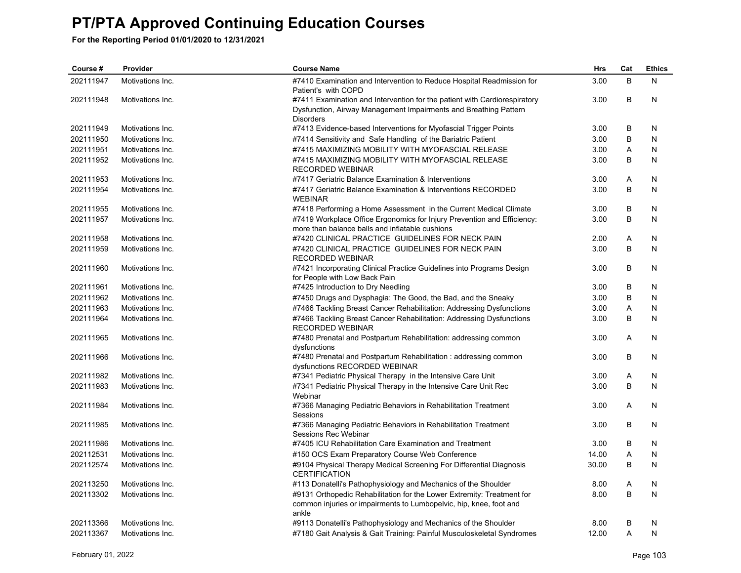# PT/PTA Approved Continuing Education Courses

**For the Reporting Period 01/01/2020 to 12/31/2021**

| Course # | Provider | Course Name | Hrs | Cat | Ethics |
|---|---|---|---|---|---|
| 202111947 | Motivations Inc. | #7410 Examination and Intervention to Reduce Hospital Readmission for Patient's with COPD | 3.00 | B | N |
| 202111948 | Motivations Inc. | #7411 Examination and Intervention for the patient with Cardiorespiratory Dysfunction, Airway Management Impairments and Breathing Pattern Disorders | 3.00 | B | N |
| 202111949 | Motivations Inc. | #7413 Evidence-based Interventions for Myofascial Trigger Points | 3.00 | B | N |
| 202111950 | Motivations Inc. | #7414 Sensitivity and Safe Handling of the Bariatric Patient | 3.00 | B | N |
| 202111951 | Motivations Inc. | #7415 MAXIMIZING MOBILITY WITH MYOFASCIAL RELEASE | 3.00 | A | N |
| 202111952 | Motivations Inc. | #7415 MAXIMIZING MOBILITY WITH MYOFASCIAL RELEASE RECORDED WEBINAR | 3.00 | B | N |
| 202111953 | Motivations Inc. | #7417 Geriatric Balance Examination & Interventions | 3.00 | A | N |
| 202111954 | Motivations Inc. | #7417 Geriatric Balance Examination & Interventions RECORDED WEBINAR | 3.00 | B | N |
| 202111955 | Motivations Inc. | #7418 Performing a Home Assessment in the Current Medical Climate | 3.00 | B | N |
| 202111957 | Motivations Inc. | #7419 Workplace Office Ergonomics for Injury Prevention and Efficiency: more than balance balls and inflatable cushions | 3.00 | B | N |
| 202111958 | Motivations Inc. | #7420 CLINICAL PRACTICE GUIDELINES FOR NECK PAIN | 2.00 | A | N |
| 202111959 | Motivations Inc. | #7420 CLINICAL PRACTICE GUIDELINES FOR NECK PAIN RECORDED WEBINAR | 3.00 | B | N |
| 202111960 | Motivations Inc. | #7421 Incorporating Clinical Practice Guidelines into Programs Design for People with Low Back Pain | 3.00 | B | N |
| 202111961 | Motivations Inc. | #7425 Introduction to Dry Needling | 3.00 | B | N |
| 202111962 | Motivations Inc. | #7450 Drugs and Dysphagia: The Good, the Bad, and the Sneaky | 3.00 | B | N |
| 202111963 | Motivations Inc. | #7466 Tackling Breast Cancer Rehabilitation: Addressing Dysfunctions | 3.00 | A | N |
| 202111964 | Motivations Inc. | #7466 Tackling Breast Cancer Rehabilitation: Addressing Dysfunctions RECORDED WEBINAR | 3.00 | B | N |
| 202111965 | Motivations Inc. | #7480 Prenatal and Postpartum Rehabilitation: addressing common dysfunctions | 3.00 | A | N |
| 202111966 | Motivations Inc. | #7480 Prenatal and Postpartum Rehabilitation : addressing common dysfunctions RECORDED WEBINAR | 3.00 | B | N |
| 202111982 | Motivations Inc. | #7341 Pediatric Physical Therapy in the Intensive Care Unit | 3.00 | A | N |
| 202111983 | Motivations Inc. | #7341 Pediatric Physical Therapy in the Intensive Care Unit Rec Webinar | 3.00 | B | N |
| 202111984 | Motivations Inc. | #7366 Managing Pediatric Behaviors in Rehabilitation Treatment Sessions | 3.00 | A | N |
| 202111985 | Motivations Inc. | #7366 Managing Pediatric Behaviors in Rehabilitation Treatment Sessions Rec Webinar | 3.00 | B | N |
| 202111986 | Motivations Inc. | #7405 ICU Rehabilitation Care Examination and Treatment | 3.00 | B | N |
| 202112531 | Motivations Inc. | #150 OCS Exam Preparatory Course Web Conference | 14.00 | A | N |
| 202112574 | Motivations Inc. | #9104 Physical Therapy Medical Screening For Differential Diagnosis CERTIFICATION | 30.00 | B | N |
| 202113250 | Motivations Inc. | #113 Donatelli's Pathophysiology and Mechanics of the Shoulder | 8.00 | A | N |
| 202113302 | Motivations Inc. | #9131 Orthopedic Rehabilitation for the Lower Extremity: Treatment for common injuries or impairments to Lumbopelvic, hip, knee, foot and ankle | 8.00 | B | N |
| 202113366 | Motivations Inc. | #9113 Donatelli's Pathophysiology and Mechanics of the Shoulder | 8.00 | B | N |
| 202113367 | Motivations Inc. | #7180 Gait Analysis & Gait Training: Painful Musculoskeletal Syndromes | 12.00 | A | N |

February 01, 2022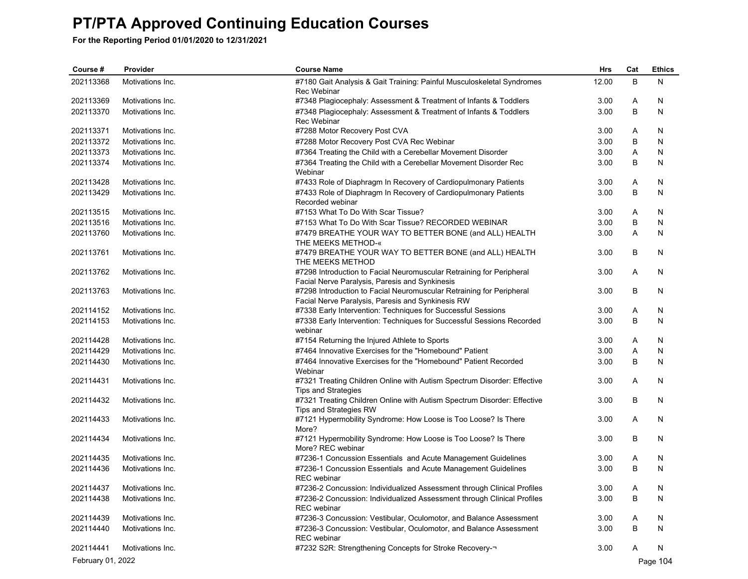# PT/PTA Approved Continuing Education Courses

**For the Reporting Period 01/01/2020 to 12/31/2021**

| Course # | Provider | Course Name | Hrs | Cat | Ethics |
|---|---|---|---|---|---|
| 202113368 | Motivations Inc. | #7180 Gait Analysis & Gait Training: Painful Musculoskeletal Syndromes Rec Webinar | 12.00 | B | N |
| 202113369 | Motivations Inc. | #7348 Plagiocephaly: Assessment & Treatment of Infants & Toddlers | 3.00 | A | N |
| 202113370 | Motivations Inc. | #7348 Plagiocephaly: Assessment & Treatment of Infants & Toddlers Rec Webinar | 3.00 | B | N |
| 202113371 | Motivations Inc. | #7288 Motor Recovery Post CVA | 3.00 | A | N |
| 202113372 | Motivations Inc. | #7288 Motor Recovery Post CVA Rec Webinar | 3.00 | B | N |
| 202113373 | Motivations Inc. | #7364 Treating the Child with a Cerebellar Movement Disorder | 3.00 | A | N |
| 202113374 | Motivations Inc. | #7364 Treating the Child with a Cerebellar Movement Disorder Rec Webinar | 3.00 | B | N |
| 202113428 | Motivations Inc. | #7433 Role of Diaphragm In Recovery of Cardiopulmonary Patients | 3.00 | A | N |
| 202113429 | Motivations Inc. | #7433 Role of Diaphragm In Recovery of Cardiopulmonary Patients Recorded webinar | 3.00 | B | N |
| 202113515 | Motivations Inc. | #7153 What To Do With Scar Tissue? | 3.00 | A | N |
| 202113516 | Motivations Inc. | #7153 What To Do With Scar Tissue? RECORDED WEBINAR | 3.00 | B | N |
| 202113760 | Motivations Inc. | #7479 BREATHE YOUR WAY TO BETTER BONE (and ALL) HEALTH THE MEEKS METHOD-« | 3.00 | A | N |
| 202113761 | Motivations Inc. | #7479 BREATHE YOUR WAY TO BETTER BONE (and ALL) HEALTH THE MEEKS METHOD | 3.00 | B | N |
| 202113762 | Motivations Inc. | #7298 Introduction to Facial Neuromuscular Retraining for Peripheral Facial Nerve Paralysis, Paresis and Synkinesis | 3.00 | A | N |
| 202113763 | Motivations Inc. | #7298 Introduction to Facial Neuromuscular Retraining for Peripheral Facial Nerve Paralysis, Paresis and Synkinesis RW | 3.00 | B | N |
| 202114152 | Motivations Inc. | #7338 Early Intervention: Techniques for Successful Sessions | 3.00 | A | N |
| 202114153 | Motivations Inc. | #7338 Early Intervention: Techniques for Successful Sessions Recorded webinar | 3.00 | B | N |
| 202114428 | Motivations Inc. | #7154 Returning the Injured Athlete to Sports | 3.00 | A | N |
| 202114429 | Motivations Inc. | #7464 Innovative Exercises for the "Homebound" Patient | 3.00 | A | N |
| 202114430 | Motivations Inc. | #7464 Innovative Exercises for the "Homebound" Patient Recorded Webinar | 3.00 | B | N |
| 202114431 | Motivations Inc. | #7321 Treating Children Online with Autism Spectrum Disorder: Effective Tips and Strategies | 3.00 | A | N |
| 202114432 | Motivations Inc. | #7321 Treating Children Online with Autism Spectrum Disorder: Effective Tips and Strategies RW | 3.00 | B | N |
| 202114433 | Motivations Inc. | #7121 Hypermobility Syndrome: How Loose is Too Loose? Is There More? | 3.00 | A | N |
| 202114434 | Motivations Inc. | #7121 Hypermobility Syndrome: How Loose is Too Loose? Is There More? REC webinar | 3.00 | B | N |
| 202114435 | Motivations Inc. | #7236-1 Concussion Essentials and Acute Management Guidelines | 3.00 | A | N |
| 202114436 | Motivations Inc. | #7236-1 Concussion Essentials and Acute Management Guidelines REC webinar | 3.00 | B | N |
| 202114437 | Motivations Inc. | #7236-2 Concussion: Individualized Assessment through Clinical Profiles | 3.00 | A | N |
| 202114438 | Motivations Inc. | #7236-2 Concussion: Individualized Assessment through Clinical Profiles REC webinar | 3.00 | B | N |
| 202114439 | Motivations Inc. | #7236-3 Concussion: Vestibular, Oculomotor, and Balance Assessment | 3.00 | A | N |
| 202114440 | Motivations Inc. | #7236-3 Concussion: Vestibular, Oculomotor, and Balance Assessment REC webinar | 3.00 | B | N |
| 202114441 | Motivations Inc. | #7232 S2R: Strengthening Concepts for Stroke Recovery-¬ | 3.00 | A | N |

February 01, 2022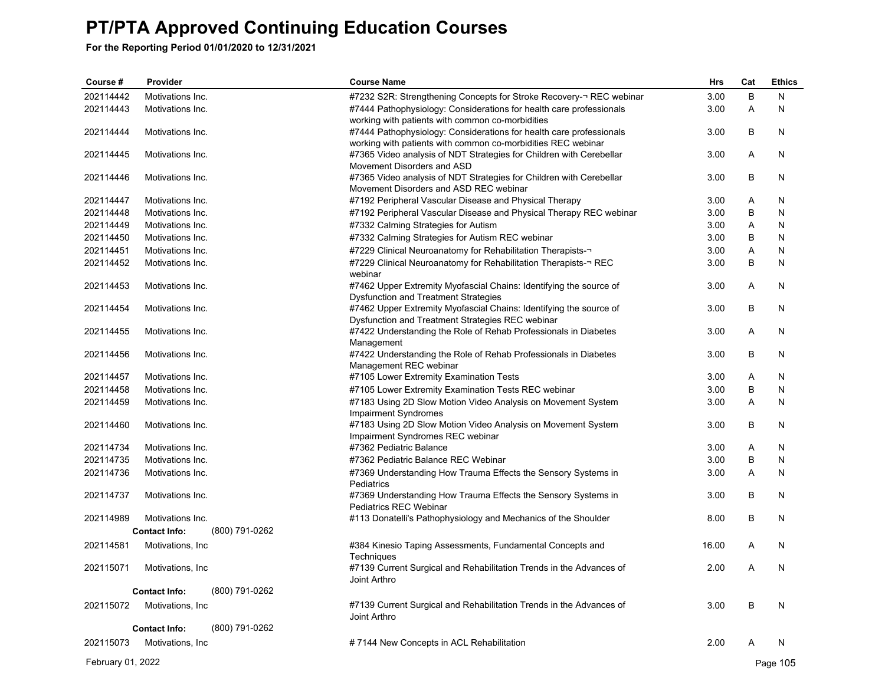# PT/PTA Approved Continuing Education Courses

**For the Reporting Period 01/01/2020 to 12/31/2021**

| Course # | Provider | Course Name | Hrs | Cat | Ethics |
|---|---|---|---|---|---|
| 202114442 | Motivations Inc. | #7232 S2R: Strengthening Concepts for Stroke Recovery-¬ REC webinar | 3.00 | B | N |
| 202114443 | Motivations Inc. | #7444 Pathophysiology: Considerations for health care professionals working with patients with common co-morbidities | 3.00 | A | N |
| 202114444 | Motivations Inc. | #7444 Pathophysiology: Considerations for health care professionals working with patients with common co-morbidities REC webinar | 3.00 | B | N |
| 202114445 | Motivations Inc. | #7365 Video analysis of NDT Strategies for Children with Cerebellar Movement Disorders and ASD | 3.00 | A | N |
| 202114446 | Motivations Inc. | #7365 Video analysis of NDT Strategies for Children with Cerebellar Movement Disorders and ASD REC webinar | 3.00 | B | N |
| 202114447 | Motivations Inc. | #7192 Peripheral Vascular Disease and Physical Therapy | 3.00 | A | N |
| 202114448 | Motivations Inc. | #7192 Peripheral Vascular Disease and Physical Therapy REC webinar | 3.00 | B | N |
| 202114449 | Motivations Inc. | #7332 Calming Strategies for Autism | 3.00 | A | N |
| 202114450 | Motivations Inc. | #7332 Calming Strategies for Autism REC webinar | 3.00 | B | N |
| 202114451 | Motivations Inc. | #7229 Clinical Neuroanatomy for Rehabilitation Therapists-¬ | 3.00 | A | N |
| 202114452 | Motivations Inc. | #7229 Clinical Neuroanatomy for Rehabilitation Therapists-¬ REC webinar | 3.00 | B | N |
| 202114453 | Motivations Inc. | #7462 Upper Extremity Myofascial Chains: Identifying the source of Dysfunction and Treatment Strategies | 3.00 | A | N |
| 202114454 | Motivations Inc. | #7462 Upper Extremity Myofascial Chains: Identifying the source of Dysfunction and Treatment Strategies REC webinar | 3.00 | B | N |
| 202114455 | Motivations Inc. | #7422 Understanding the Role of Rehab Professionals in Diabetes Management | 3.00 | A | N |
| 202114456 | Motivations Inc. | #7422 Understanding the Role of Rehab Professionals in Diabetes Management REC webinar | 3.00 | B | N |
| 202114457 | Motivations Inc. | #7105 Lower Extremity Examination Tests | 3.00 | A | N |
| 202114458 | Motivations Inc. | #7105 Lower Extremity Examination Tests REC webinar | 3.00 | B | N |
| 202114459 | Motivations Inc. | #7183 Using 2D Slow Motion Video Analysis on Movement System Impairment Syndromes | 3.00 | A | N |
| 202114460 | Motivations Inc. | #7183 Using 2D Slow Motion Video Analysis on Movement System Impairment Syndromes REC webinar | 3.00 | B | N |
| 202114734 | Motivations Inc. | #7362 Pediatric Balance | 3.00 | A | N |
| 202114735 | Motivations Inc. | #7362 Pediatric Balance REC Webinar | 3.00 | B | N |
| 202114736 | Motivations Inc. | #7369 Understanding How Trauma Effects the Sensory Systems in Pediatrics | 3.00 | A | N |
| 202114737 | Motivations Inc. | #7369 Understanding How Trauma Effects the Sensory Systems in Pediatrics REC Webinar | 3.00 | B | N |
| 202114989 | Motivations Inc. | #113 Donatelli's Pathophysiology and Mechanics of the Shoulder | 8.00 | B | N |
| | **Contact Info:** (800) 791-0262 | | | | |
| 202114581 | Motivations, Inc | #384 Kinesio Taping Assessments, Fundamental Concepts and Techniques | 16.00 | A | N |
| 202115071 | Motivations, Inc | #7139 Current Surgical and Rehabilitation Trends in the Advances of Joint Arthro | 2.00 | A | N |
| | **Contact Info:** (800) 791-0262 | | | | |
| 202115072 | Motivations, Inc | #7139 Current Surgical and Rehabilitation Trends in the Advances of Joint Arthro | 3.00 | B | N |
| | **Contact Info:** (800) 791-0262 | | | | |
| 202115073 | Motivations, Inc | # 7144 New Concepts in ACL Rehabilitation | 2.00 | A | N |

February 01, 2022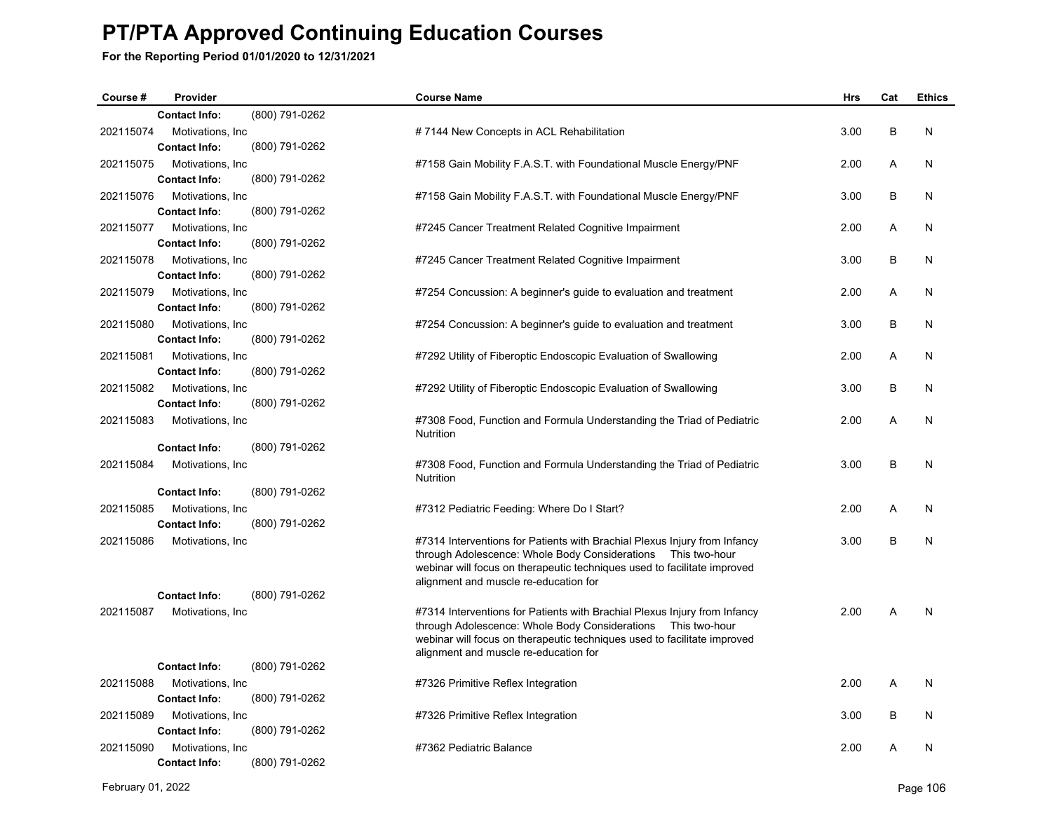# PT/PTA Approved Continuing Education Courses

**For the Reporting Period 01/01/2020 to 12/31/2021**

| Course # | Provider | Course Name | Hrs | Cat | Ethics |
|---|---|---|---|---|---|
| | **Contact Info:** (800) 791-0262 | | | | |
| 202115074 | Motivations, Inc | # 7144 New Concepts in ACL Rehabilitation | 3.00 | B | N |
| | **Contact Info:** (800) 791-0262 | | | | |
| 202115075 | Motivations, Inc | #7158 Gain Mobility F.A.S.T. with Foundational Muscle Energy/PNF | 2.00 | A | N |
| | **Contact Info:** (800) 791-0262 | | | | |
| 202115076 | Motivations, Inc | #7158 Gain Mobility F.A.S.T. with Foundational Muscle Energy/PNF | 3.00 | B | N |
| | **Contact Info:** (800) 791-0262 | | | | |
| 202115077 | Motivations, Inc | #7245 Cancer Treatment Related Cognitive Impairment | 2.00 | A | N |
| | **Contact Info:** (800) 791-0262 | | | | |
| 202115078 | Motivations, Inc | #7245 Cancer Treatment Related Cognitive Impairment | 3.00 | B | N |
| | **Contact Info:** (800) 791-0262 | | | | |
| 202115079 | Motivations, Inc | #7254 Concussion: A beginner's guide to evaluation and treatment | 2.00 | A | N |
| | **Contact Info:** (800) 791-0262 | | | | |
| 202115080 | Motivations, Inc | #7254 Concussion: A beginner's guide to evaluation and treatment | 3.00 | B | N |
| | **Contact Info:** (800) 791-0262 | | | | |
| 202115081 | Motivations, Inc | #7292 Utility of Fiberoptic Endoscopic Evaluation of Swallowing | 2.00 | A | N |
| | **Contact Info:** (800) 791-0262 | | | | |
| 202115082 | Motivations, Inc | #7292 Utility of Fiberoptic Endoscopic Evaluation of Swallowing | 3.00 | B | N |
| | **Contact Info:** (800) 791-0262 | | | | |
| 202115083 | Motivations, Inc | #7308 Food, Function and Formula Understanding the Triad of Pediatric Nutrition | 2.00 | A | N |
| | **Contact Info:** (800) 791-0262 | | | | |
| 202115084 | Motivations, Inc | #7308 Food, Function and Formula Understanding the Triad of Pediatric Nutrition | 3.00 | B | N |
| | **Contact Info:** (800) 791-0262 | | | | |
| 202115085 | Motivations, Inc | #7312 Pediatric Feeding: Where Do I Start? | 2.00 | A | N |
| | **Contact Info:** (800) 791-0262 | | | | |
| 202115086 | Motivations, Inc | #7314 Interventions for Patients with Brachial Plexus Injury from Infancy through Adolescence: Whole Body Considerations This two-hour webinar will focus on therapeutic techniques used to facilitate improved alignment and muscle re-education for | 3.00 | B | N |
| | **Contact Info:** (800) 791-0262 | | | | |
| 202115087 | Motivations, Inc | #7314 Interventions for Patients with Brachial Plexus Injury from Infancy through Adolescence: Whole Body Considerations This two-hour webinar will focus on therapeutic techniques used to facilitate improved alignment and muscle re-education for | 2.00 | A | N |
| | **Contact Info:** (800) 791-0262 | | | | |
| 202115088 | Motivations, Inc | #7326 Primitive Reflex Integration | 2.00 | A | N |
| | **Contact Info:** (800) 791-0262 | | | | |
| 202115089 | Motivations, Inc | #7326 Primitive Reflex Integration | 3.00 | B | N |
| | **Contact Info:** (800) 791-0262 | | | | |
| 202115090 | Motivations, Inc | #7362 Pediatric Balance | 2.00 | A | N |
| | **Contact Info:** (800) 791-0262 | | | | |

February 01, 2022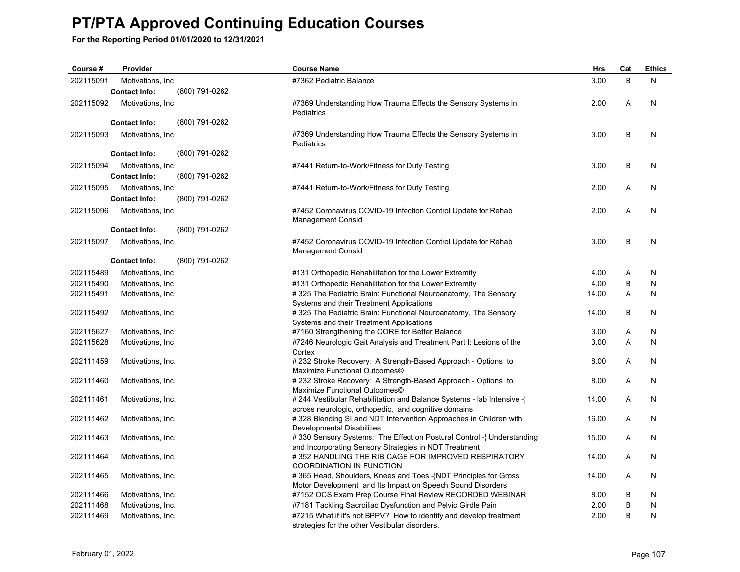# PT/PTA Approved Continuing Education Courses

**For the Reporting Period 01/01/2020 to 12/31/2021**

| Course # | Provider | Course Name | Hrs | Cat | Ethics |
|---|---|---|---|---|---|
| 202115091 | Motivations, Inc<br>**Contact Info:** (800) 791-0262 | #7362 Pediatric Balance | 3.00 | B | N |
| 202115092 | Motivations, Inc<br>**Contact Info:** (800) 791-0262 | #7369 Understanding How Trauma Effects the Sensory Systems in Pediatrics | 2.00 | A | N |
| 202115093 | Motivations, Inc<br>**Contact Info:** (800) 791-0262 | #7369 Understanding How Trauma Effects the Sensory Systems in Pediatrics | 3.00 | B | N |
| 202115094 | Motivations, Inc<br>**Contact Info:** (800) 791-0262 | #7441 Return-to-Work/Fitness for Duty Testing | 3.00 | B | N |
| 202115095 | Motivations, Inc<br>**Contact Info:** (800) 791-0262 | #7441 Return-to-Work/Fitness for Duty Testing | 2.00 | A | N |
| 202115096 | Motivations, Inc<br>**Contact Info:** (800) 791-0262 | #7452 Coronavirus COVID-19 Infection Control Update for Rehab Management Consid | 2.00 | A | N |
| 202115097 | Motivations, Inc<br>**Contact Info:** (800) 791-0262 | #7452 Coronavirus COVID-19 Infection Control Update for Rehab Management Consid | 3.00 | B | N |
| 202115489 | Motivations, Inc | #131 Orthopedic Rehabilitation for the Lower Extremity | 4.00 | A | N |
| 202115490 | Motivations, Inc | #131 Orthopedic Rehabilitation for the Lower Extremity | 4.00 | B | N |
| 202115491 | Motivations, Inc | # 325 The Pediatric Brain: Functional Neuroanatomy, The Sensory Systems and their Treatment Applications | 14.00 | A | N |
| 202115492 | Motivations, Inc | # 325 The Pediatric Brain: Functional Neuroanatomy, The Sensory Systems and their Treatment Applications | 14.00 | B | N |
| 202115627 | Motivations, Inc | #7160 Strengthening the CORE for Better Balance | 3.00 | A | N |
| 202115628 | Motivations, Inc | #7246 Neurologic Gait Analysis and Treatment Part I: Lesions of the Cortex | 3.00 | A | N |
| 202111459 | Motivations, Inc. | # 232 Stroke Recovery: A Strength-Based Approach - Options to Maximize Functional Outcomes© | 8.00 | A | N |
| 202111460 | Motivations, Inc. | # 232 Stroke Recovery: A Strength-Based Approach - Options to Maximize Functional Outcomes© | 8.00 | A | N |
| 202111461 | Motivations, Inc. | # 244 Vestibular Rehabilitation and Balance Systems - lab Intensive -¦ across neurologic, orthopedic, and cognitive domains | 14.00 | A | N |
| 202111462 | Motivations, Inc. | # 328 Blending SI and NDT Intervention Approaches in Children with Developmental Disabilities | 16.00 | A | N |
| 202111463 | Motivations, Inc. | # 330 Sensory Systems: The Effect on Postural Control -¦ Understanding and Incorporating Sensory Strategies in NDT Treatment | 15.00 | A | N |
| 202111464 | Motivations, Inc. | # 352 HANDLING THE RIB CAGE FOR IMPROVED RESPIRATORY COORDINATION IN FUNCTION | 14.00 | A | N |
| 202111465 | Motivations, Inc. | # 365 Head, Shoulders, Knees and Toes -¦NDT Principles for Gross Motor Development and Its Impact on Speech Sound Disorders | 14.00 | A | N |
| 202111466 | Motivations, Inc. | #7152 OCS Exam Prep Course Final Review RECORDED WEBINAR | 8.00 | B | N |
| 202111468 | Motivations, Inc. | #7181 Tackling Sacroiliac Dysfunction and Pelvic Girdle Pain | 2.00 | B | N |
| 202111469 | Motivations, Inc. | #7215 What if it's not BPPV? How to identify and develop treatment strategies for the other Vestibular disorders. | 2.00 | B | N |

February 01, 2022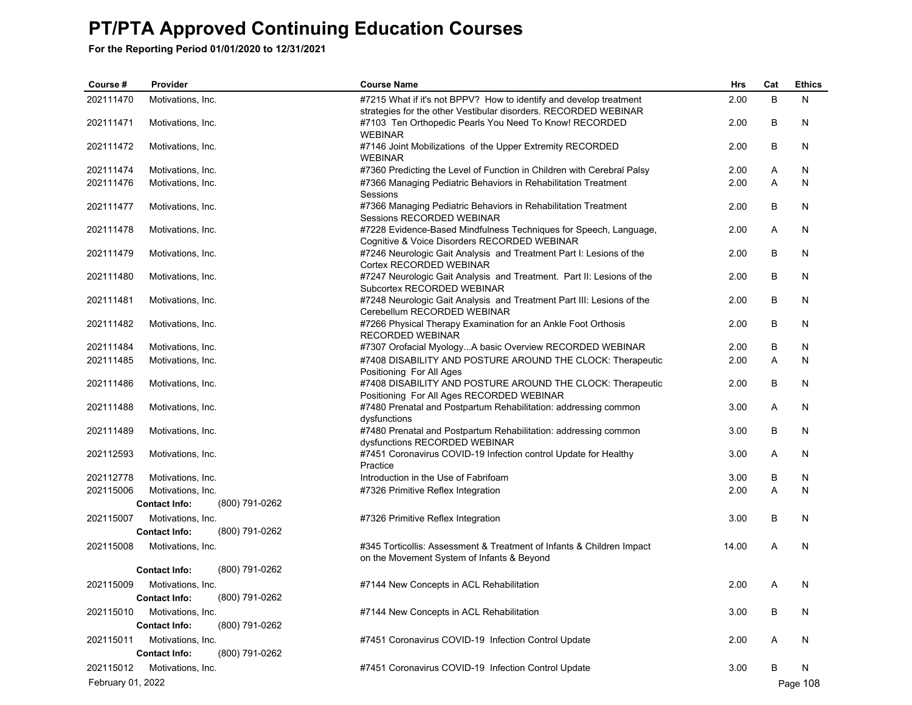# PT/PTA Approved Continuing Education Courses

**For the Reporting Period 01/01/2020 to 12/31/2021**

| Course # | Provider | Course Name | Hrs | Cat | Ethics |
|---|---|---|---|---|---|
| 202111470 | Motivations, Inc. | #7215 What if it's not BPPV? How to identify and develop treatment strategies for the other Vestibular disorders. RECORDED WEBINAR | 2.00 | B | N |
| 202111471 | Motivations, Inc. | #7103 Ten Orthopedic Pearls You Need To Know! RECORDED WEBINAR | 2.00 | B | N |
| 202111472 | Motivations, Inc. | #7146 Joint Mobilizations of the Upper Extremity RECORDED WEBINAR | 2.00 | B | N |
| 202111474 | Motivations, Inc. | #7360 Predicting the Level of Function in Children with Cerebral Palsy | 2.00 | A | N |
| 202111476 | Motivations, Inc. | #7366 Managing Pediatric Behaviors in Rehabilitation Treatment Sessions | 2.00 | A | N |
| 202111477 | Motivations, Inc. | #7366 Managing Pediatric Behaviors in Rehabilitation Treatment Sessions RECORDED WEBINAR | 2.00 | B | N |
| 202111478 | Motivations, Inc. | #7228 Evidence-Based Mindfulness Techniques for Speech, Language, Cognitive & Voice Disorders RECORDED WEBINAR | 2.00 | A | N |
| 202111479 | Motivations, Inc. | #7246 Neurologic Gait Analysis and Treatment Part I: Lesions of the Cortex RECORDED WEBINAR | 2.00 | B | N |
| 202111480 | Motivations, Inc. | #7247 Neurologic Gait Analysis and Treatment. Part II: Lesions of the Subcortex RECORDED WEBINAR | 2.00 | B | N |
| 202111481 | Motivations, Inc. | #7248 Neurologic Gait Analysis and Treatment Part III: Lesions of the Cerebellum RECORDED WEBINAR | 2.00 | B | N |
| 202111482 | Motivations, Inc. | #7266 Physical Therapy Examination for an Ankle Foot Orthosis RECORDED WEBINAR | 2.00 | B | N |
| 202111484 | Motivations, Inc. | #7307 Orofacial Myology...A basic Overview RECORDED WEBINAR | 2.00 | B | N |
| 202111485 | Motivations, Inc. | #7408 DISABILITY AND POSTURE AROUND THE CLOCK: Therapeutic Positioning For All Ages | 2.00 | A | N |
| 202111486 | Motivations, Inc. | #7408 DISABILITY AND POSTURE AROUND THE CLOCK: Therapeutic Positioning For All Ages RECORDED WEBINAR | 2.00 | B | N |
| 202111488 | Motivations, Inc. | #7480 Prenatal and Postpartum Rehabilitation: addressing common dysfunctions | 3.00 | A | N |
| 202111489 | Motivations, Inc. | #7480 Prenatal and Postpartum Rehabilitation: addressing common dysfunctions RECORDED WEBINAR | 3.00 | B | N |
| 202112593 | Motivations, Inc. | #7451 Coronavirus COVID-19 Infection control Update for Healthy Practice | 3.00 | A | N |
| 202112778 | Motivations, Inc. | Introduction in the Use of Fabrifoam | 3.00 | B | N |
| 202115006 | Motivations, Inc. **Contact Info:** (800) 791-0262 | #7326 Primitive Reflex Integration | 2.00 | A | N |
| 202115007 | Motivations, Inc. **Contact Info:** (800) 791-0262 | #7326 Primitive Reflex Integration | 3.00 | B | N |
| 202115008 | Motivations, Inc. **Contact Info:** (800) 791-0262 | #345 Torticollis: Assessment & Treatment of Infants & Children Impact on the Movement System of Infants & Beyond | 14.00 | A | N |
| 202115009 | Motivations, Inc. **Contact Info:** (800) 791-0262 | #7144 New Concepts in ACL Rehabilitation | 2.00 | A | N |
| 202115010 | Motivations, Inc. **Contact Info:** (800) 791-0262 | #7144 New Concepts in ACL Rehabilitation | 3.00 | B | N |
| 202115011 | Motivations, Inc. **Contact Info:** (800) 791-0262 | #7451 Coronavirus COVID-19 Infection Control Update | 2.00 | A | N |
| 202115012 | Motivations, Inc. | #7451 Coronavirus COVID-19 Infection Control Update | 3.00 | B | N |

February 01, 2022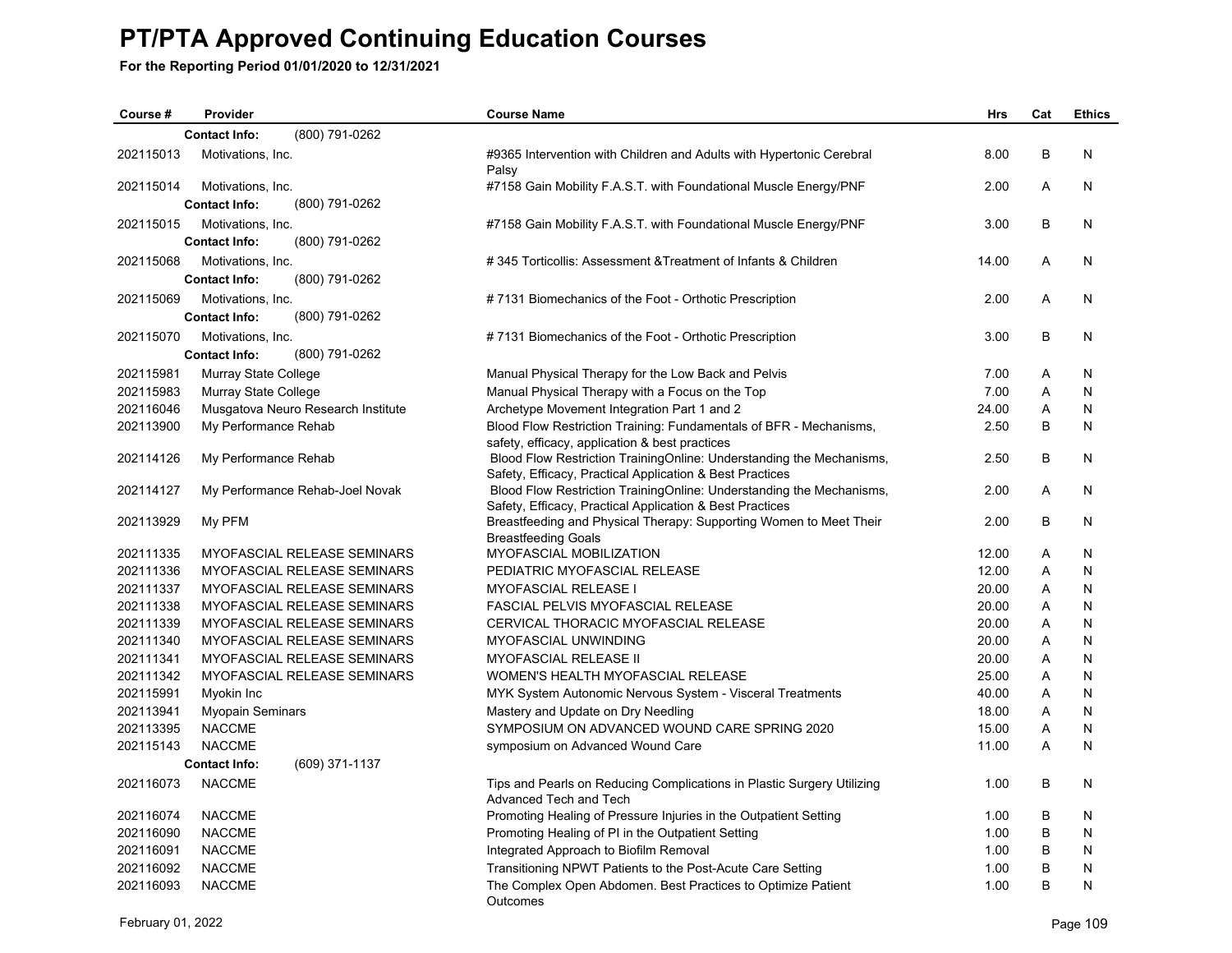# PT/PTA Approved Continuing Education Courses

**For the Reporting Period 01/01/2020 to 12/31/2021**

| Course # | Provider | Course Name | Hrs | Cat | Ethics |
|---|---|---|---|---|---|
| | **Contact Info:** (800) 791-0262 | | | | |
| 202115013 | Motivations, Inc. | #9365 Intervention with Children and Adults with Hypertonic Cerebral Palsy | 8.00 | B | N |
| 202115014 | Motivations, Inc. | #7158 Gain Mobility F.A.S.T. with Foundational Muscle Energy/PNF | 2.00 | A | N |
| | **Contact Info:** (800) 791-0262 | | | | |
| 202115015 | Motivations, Inc. | #7158 Gain Mobility F.A.S.T. with Foundational Muscle Energy/PNF | 3.00 | B | N |
| | **Contact Info:** (800) 791-0262 | | | | |
| 202115068 | Motivations, Inc. | # 345 Torticollis: Assessment &Treatment of Infants & Children | 14.00 | A | N |
| | **Contact Info:** (800) 791-0262 | | | | |
| 202115069 | Motivations, Inc. | # 7131 Biomechanics of the Foot - Orthotic Prescription | 2.00 | A | N |
| | **Contact Info:** (800) 791-0262 | | | | |
| 202115070 | Motivations, Inc. | # 7131 Biomechanics of the Foot - Orthotic Prescription | 3.00 | B | N |
| | **Contact Info:** (800) 791-0262 | | | | |
| 202115981 | Murray State College | Manual Physical Therapy for the Low Back and Pelvis | 7.00 | A | N |
| 202115983 | Murray State College | Manual Physical Therapy with a Focus on the Top | 7.00 | A | N |
| 202116046 | Musgatova Neuro Research Institute | Archetype Movement Integration Part 1 and 2 | 24.00 | A | N |
| 202113900 | My Performance Rehab | Blood Flow Restriction Training: Fundamentals of BFR - Mechanisms, safety, efficacy, application & best practices | 2.50 | B | N |
| 202114126 | My Performance Rehab | Blood Flow Restriction TrainingOnline: Understanding the Mechanisms, Safety, Efficacy, Practical Application & Best Practices | 2.50 | B | N |
| 202114127 | My Performance Rehab-Joel Novak | Blood Flow Restriction TrainingOnline: Understanding the Mechanisms, Safety, Efficacy, Practical Application & Best Practices | 2.00 | A | N |
| 202113929 | My PFM | Breastfeeding and Physical Therapy: Supporting Women to Meet Their Breastfeeding Goals | 2.00 | B | N |
| 202111335 | MYOFASCIAL RELEASE SEMINARS | MYOFASCIAL MOBILIZATION | 12.00 | A | N |
| 202111336 | MYOFASCIAL RELEASE SEMINARS | PEDIATRIC MYOFASCIAL RELEASE | 12.00 | A | N |
| 202111337 | MYOFASCIAL RELEASE SEMINARS | MYOFASCIAL RELEASE I | 20.00 | A | N |
| 202111338 | MYOFASCIAL RELEASE SEMINARS | FASCIAL PELVIS MYOFASCIAL RELEASE | 20.00 | A | N |
| 202111339 | MYOFASCIAL RELEASE SEMINARS | CERVICAL THORACIC MYOFASCIAL RELEASE | 20.00 | A | N |
| 202111340 | MYOFASCIAL RELEASE SEMINARS | MYOFASCIAL UNWINDING | 20.00 | A | N |
| 202111341 | MYOFASCIAL RELEASE SEMINARS | MYOFASCIAL RELEASE II | 20.00 | A | N |
| 202111342 | MYOFASCIAL RELEASE SEMINARS | WOMEN'S HEALTH MYOFASCIAL RELEASE | 25.00 | A | N |
| 202115991 | Myokin Inc | MYK System Autonomic Nervous System - Visceral Treatments | 40.00 | A | N |
| 202113941 | Myopain Seminars | Mastery and Update on Dry Needling | 18.00 | A | N |
| 202113395 | NACCME | SYMPOSIUM ON ADVANCED WOUND CARE SPRING 2020 | 15.00 | A | N |
| 202115143 | NACCME | symposium on Advanced Wound Care | 11.00 | A | N |
| | **Contact Info:** (609) 371-1137 | | | | |
| 202116073 | NACCME | Tips and Pearls on Reducing Complications in Plastic Surgery Utilizing Advanced Tech and Tech | 1.00 | B | N |
| 202116074 | NACCME | Promoting Healing of Pressure Injuries in the Outpatient Setting | 1.00 | B | N |
| 202116090 | NACCME | Promoting Healing of PI in the Outpatient Setting | 1.00 | B | N |
| 202116091 | NACCME | Integrated Approach to Biofilm Removal | 1.00 | B | N |
| 202116092 | NACCME | Transitioning NPWT Patients to the Post-Acute Care Setting | 1.00 | B | N |
| 202116093 | NACCME | The Complex Open Abdomen. Best Practices to Optimize Patient Outcomes | 1.00 | B | N |

February 01, 2022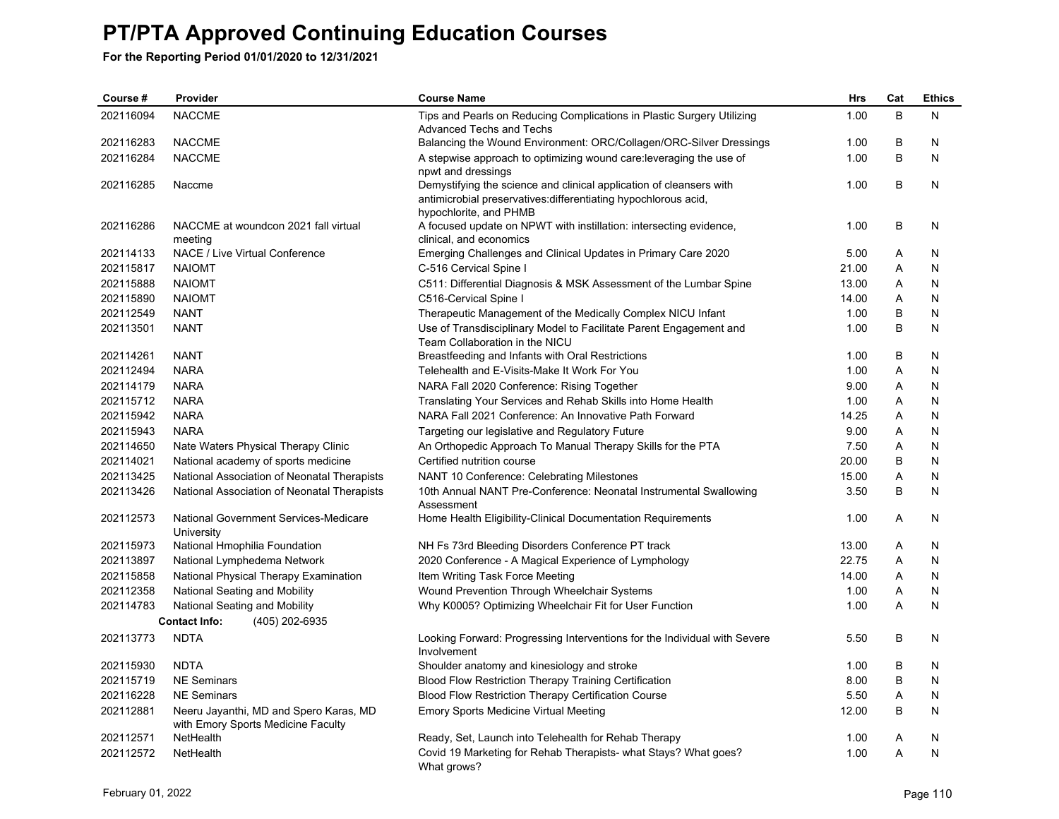# PT/PTA Approved Continuing Education Courses

**For the Reporting Period 01/01/2020 to 12/31/2021**

| Course # | Provider | Course Name | Hrs | Cat | Ethics |
|---|---|---|---|---|---|
| 202116094 | NACCME | Tips and Pearls on Reducing Complications in Plastic Surgery Utilizing Advanced Techs and Techs | 1.00 | B | N |
| 202116283 | NACCME | Balancing the Wound Environment: ORC/Collagen/ORC-Silver Dressings | 1.00 | B | N |
| 202116284 | NACCME | A stepwise approach to optimizing wound care:leveraging the use of npwt and dressings | 1.00 | B | N |
| 202116285 | Naccme | Demystifying the science and clinical application of cleansers with antimicrobial preservatives:differentiating hypochlorous acid, hypochlorite, and PHMB | 1.00 | B | N |
| 202116286 | NACCME at woundcon 2021 fall virtual meeting | A focused update on NPWT with instillation: intersecting evidence, clinical, and economics | 1.00 | B | N |
| 202114133 | NACE / Live Virtual Conference | Emerging Challenges and Clinical Updates in Primary Care 2020 | 5.00 | A | N |
| 202115817 | NAIOMT | C-516 Cervical Spine I | 21.00 | A | N |
| 202115888 | NAIOMT | C511: Differential Diagnosis & MSK Assessment of the Lumbar Spine | 13.00 | A | N |
| 202115890 | NAIOMT | C516-Cervical Spine I | 14.00 | A | N |
| 202112549 | NANT | Therapeutic Management of the Medically Complex NICU Infant | 1.00 | B | N |
| 202113501 | NANT | Use of Transdisciplinary Model to Facilitate Parent Engagement and Team Collaboration in the NICU | 1.00 | B | N |
| 202114261 | NANT | Breastfeeding and Infants with Oral Restrictions | 1.00 | B | N |
| 202112494 | NARA | Telehealth and E-Visits-Make It Work For You | 1.00 | A | N |
| 202114179 | NARA | NARA Fall 2020 Conference: Rising Together | 9.00 | A | N |
| 202115712 | NARA | Translating Your Services and Rehab Skills into Home Health | 1.00 | A | N |
| 202115942 | NARA | NARA Fall 2021 Conference: An Innovative Path Forward | 14.25 | A | N |
| 202115943 | NARA | Targeting our legislative and Regulatory Future | 9.00 | A | N |
| 202114650 | Nate Waters Physical Therapy Clinic | An Orthopedic Approach To Manual Therapy Skills for the PTA | 7.50 | A | N |
| 202114021 | National academy of sports medicine | Certified nutrition course | 20.00 | B | N |
| 202113425 | National Association of Neonatal Therapists | NANT 10 Conference: Celebrating Milestones | 15.00 | A | N |
| 202113426 | National Association of Neonatal Therapists | 10th Annual NANT Pre-Conference: Neonatal Instrumental Swallowing Assessment | 3.50 | B | N |
| 202112573 | National Government Services-Medicare University | Home Health Eligibility-Clinical Documentation Requirements | 1.00 | A | N |
| 202115973 | National Hmophilia Foundation | NH Fs 73rd Bleeding Disorders Conference PT track | 13.00 | A | N |
| 202113897 | National Lymphedema Network | 2020 Conference - A Magical Experience of Lymphology | 22.75 | A | N |
| 202115858 | National Physical Therapy Examination | Item Writing Task Force Meeting | 14.00 | A | N |
| 202112358 | National Seating and Mobility | Wound Prevention Through Wheelchair Systems | 1.00 | A | N |
| 202114783 | National Seating and Mobility | Why K0005? Optimizing Wheelchair Fit for User Function | 1.00 | A | N |
| | **Contact Info:** (405) 202-6935 | | | | |
| 202113773 | NDTA | Looking Forward: Progressing Interventions for the Individual with Severe Involvement | 5.50 | B | N |
| 202115930 | NDTA | Shoulder anatomy and kinesiology and stroke | 1.00 | B | N |
| 202115719 | NE Seminars | Blood Flow Restriction Therapy Training Certification | 8.00 | B | N |
| 202116228 | NE Seminars | Blood Flow Restriction Therapy Certification Course | 5.50 | A | N |
| 202112881 | Neeru Jayanthi, MD and Spero Karas, MD with Emory Sports Medicine Faculty | Emory Sports Medicine Virtual Meeting | 12.00 | B | N |
| 202112571 | NetHealth | Ready, Set, Launch into Telehealth for Rehab Therapy | 1.00 | A | N |
| 202112572 | NetHealth | Covid 19 Marketing for Rehab Therapists- what Stays? What goes? What grows? | 1.00 | A | N |

February 01, 2022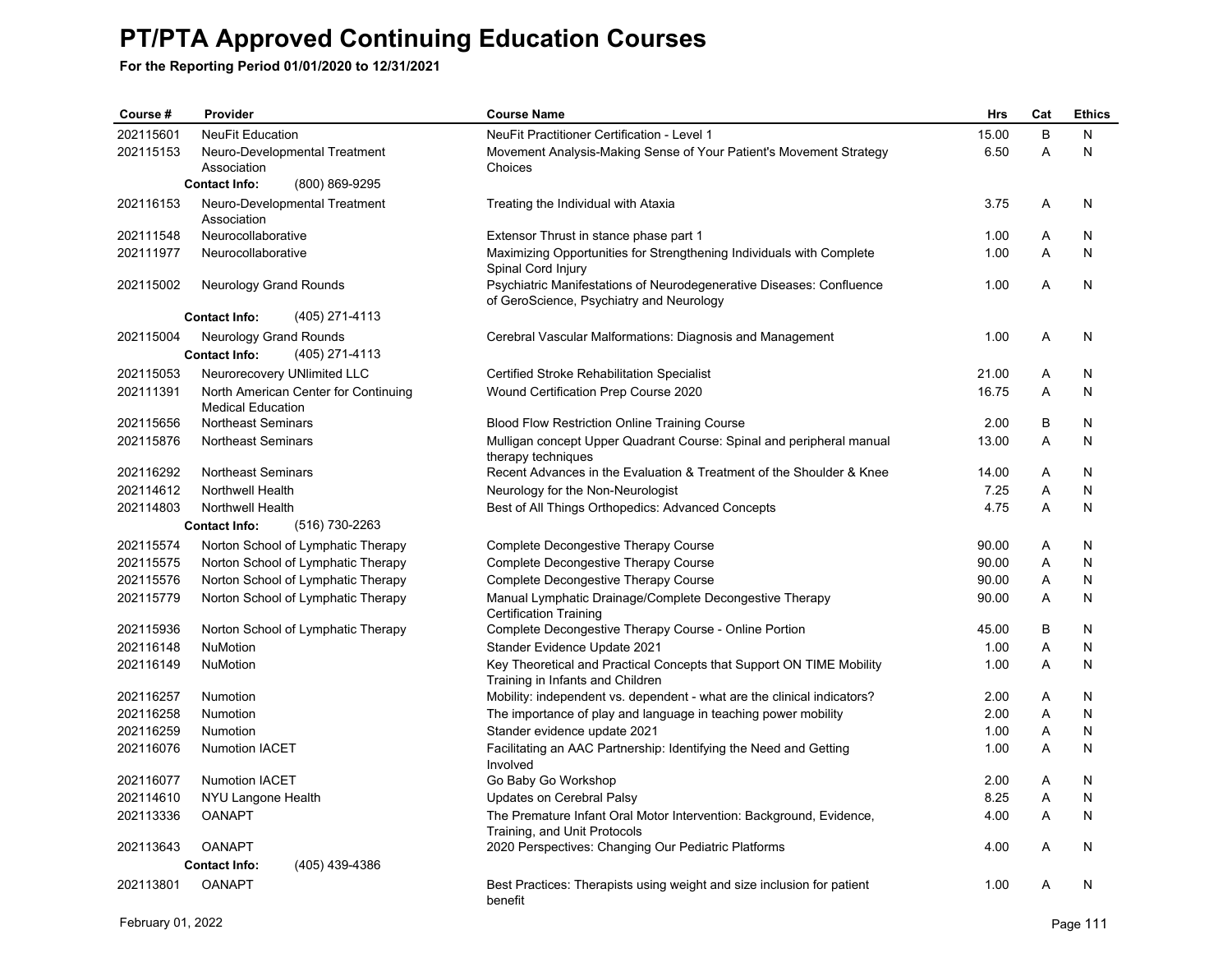# PT/PTA Approved Continuing Education Courses

**For the Reporting Period 01/01/2020 to 12/31/2021**

| Course # | Provider | Course Name | Hrs | Cat | Ethics |
|---|---|---|---|---|---|
| 202115601 | NeuFit Education | NeuFit Practitioner Certification - Level 1 | 15.00 | B | N |
| 202115153 | Neuro-Developmental Treatment Association | Movement Analysis-Making Sense of Your Patient's Movement Strategy Choices | 6.50 | A | N |
| | **Contact Info:** (800) 869-9295 | | | | |
| 202116153 | Neuro-Developmental Treatment Association | Treating the Individual with Ataxia | 3.75 | A | N |
| 202111548 | Neurocollaborative | Extensor Thrust in stance phase part 1 | 1.00 | A | N |
| 202111977 | Neurocollaborative | Maximizing Opportunities for Strengthening Individuals with Complete Spinal Cord Injury | 1.00 | A | N |
| 202115002 | Neurology Grand Rounds | Psychiatric Manifestations of Neurodegenerative Diseases: Confluence of GeroScience, Psychiatry and Neurology | 1.00 | A | N |
| | **Contact Info:** (405) 271-4113 | | | | |
| 202115004 | Neurology Grand Rounds | Cerebral Vascular Malformations: Diagnosis and Management | 1.00 | A | N |
| | **Contact Info:** (405) 271-4113 | | | | |
| 202115053 | Neurorecovery UNlimited LLC | Certified Stroke Rehabilitation Specialist | 21.00 | A | N |
| 202111391 | North American Center for Continuing Medical Education | Wound Certification Prep Course 2020 | 16.75 | A | N |
| 202115656 | Northeast Seminars | Blood Flow Restriction Online Training Course | 2.00 | B | N |
| 202115876 | Northeast Seminars | Mulligan concept Upper Quadrant Course: Spinal and peripheral manual therapy techniques | 13.00 | A | N |
| 202116292 | Northeast Seminars | Recent Advances in the Evaluation & Treatment of the Shoulder & Knee | 14.00 | A | N |
| 202114612 | Northwell Health | Neurology for the Non-Neurologist | 7.25 | A | N |
| 202114803 | Northwell Health | Best of All Things Orthopedics: Advanced Concepts | 4.75 | A | N |
| | **Contact Info:** (516) 730-2263 | | | | |
| 202115574 | Norton School of Lymphatic Therapy | Complete Decongestive Therapy Course | 90.00 | A | N |
| 202115575 | Norton School of Lymphatic Therapy | Complete Decongestive Therapy Course | 90.00 | A | N |
| 202115576 | Norton School of Lymphatic Therapy | Complete Decongestive Therapy Course | 90.00 | A | N |
| 202115779 | Norton School of Lymphatic Therapy | Manual Lymphatic Drainage/Complete Decongestive Therapy Certification Training | 90.00 | A | N |
| 202115936 | Norton School of Lymphatic Therapy | Complete Decongestive Therapy Course - Online Portion | 45.00 | B | N |
| 202116148 | NuMotion | Stander Evidence Update 2021 | 1.00 | A | N |
| 202116149 | NuMotion | Key Theoretical and Practical Concepts that Support ON TIME Mobility Training in Infants and Children | 1.00 | A | N |
| 202116257 | Numotion | Mobility: independent vs. dependent - what are the clinical indicators? | 2.00 | A | N |
| 202116258 | Numotion | The importance of play and language in teaching power mobility | 2.00 | A | N |
| 202116259 | Numotion | Stander evidence update 2021 | 1.00 | A | N |
| 202116076 | Numotion IACET | Facilitating an AAC Partnership: Identifying the Need and Getting Involved | 1.00 | A | N |
| 202116077 | Numotion IACET | Go Baby Go Workshop | 2.00 | A | N |
| 202114610 | NYU Langone Health | Updates on Cerebral Palsy | 8.25 | A | N |
| 202113336 | OANAPT | The Premature Infant Oral Motor Intervention: Background, Evidence, Training, and Unit Protocols | 4.00 | A | N |
| 202113643 | OANAPT | 2020 Perspectives: Changing Our Pediatric Platforms | 4.00 | A | N |
| | **Contact Info:** (405) 439-4386 | | | | |
| 202113801 | OANAPT | Best Practices: Therapists using weight and size inclusion for patient benefit | 1.00 | A | N |

February 01, 2022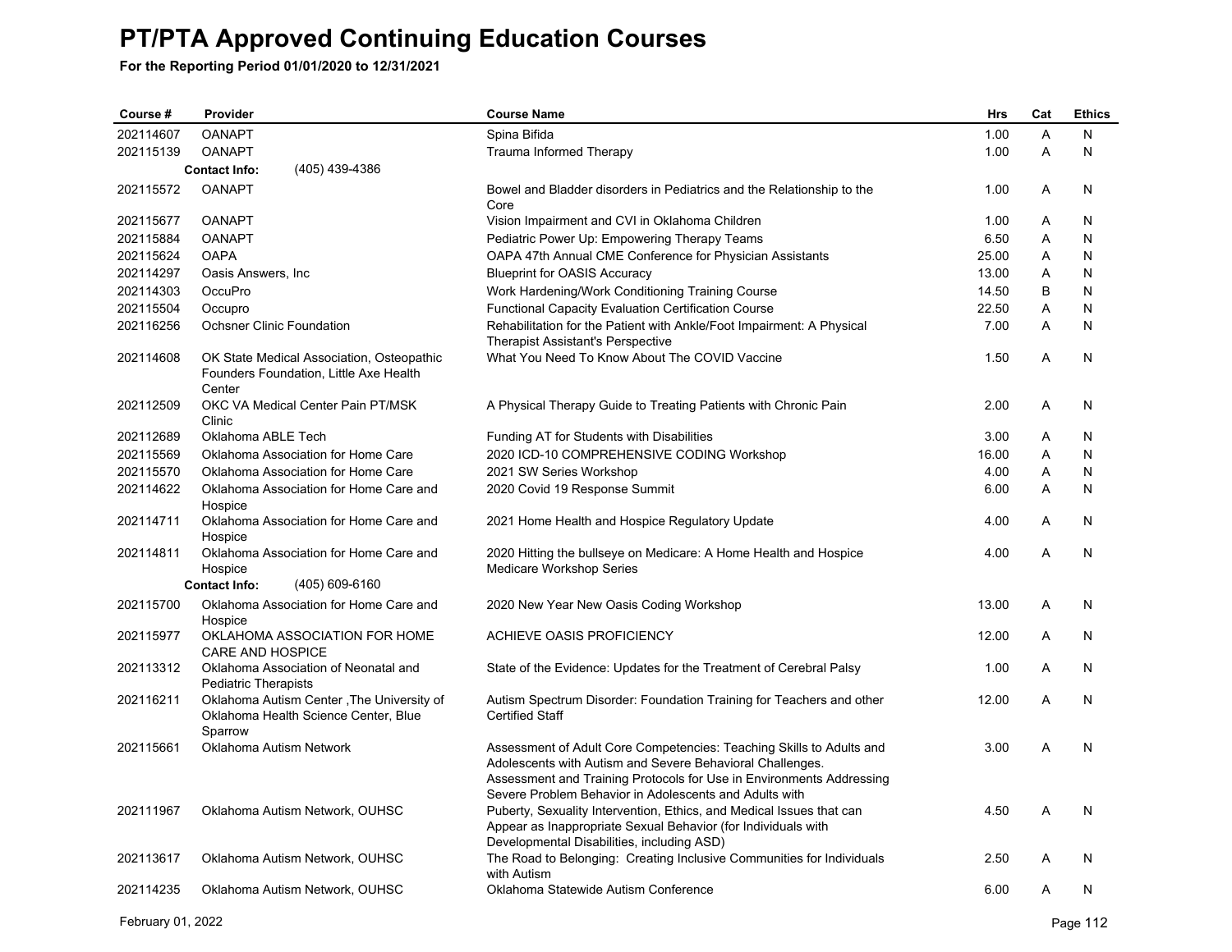# PT/PTA Approved Continuing Education Courses

**For the Reporting Period 01/01/2020 to 12/31/2021**

| Course # | Provider | Course Name | Hrs | Cat | Ethics |
|---|---|---|---|---|---|
| 202114607 | OANAPT | Spina Bifida | 1.00 | A | N |
| 202115139 | OANAPT | Trauma Informed Therapy | 1.00 | A | N |
| | **Contact Info:** (405) 439-4386 | | | | |
| 202115572 | OANAPT | Bowel and Bladder disorders in Pediatrics and the Relationship to the Core | 1.00 | A | N |
| 202115677 | OANAPT | Vision Impairment and CVI in Oklahoma Children | 1.00 | A | N |
| 202115884 | OANAPT | Pediatric Power Up: Empowering Therapy Teams | 6.50 | A | N |
| 202115624 | OAPA | OAPA 47th Annual CME Conference for Physician Assistants | 25.00 | A | N |
| 202114297 | Oasis Answers, Inc | Blueprint for OASIS Accuracy | 13.00 | A | N |
| 202114303 | OccuPro | Work Hardening/Work Conditioning Training Course | 14.50 | B | N |
| 202115504 | Occupro | Functional Capacity Evaluation Certification Course | 22.50 | A | N |
| 202116256 | Ochsner Clinic Foundation | Rehabilitation for the Patient with Ankle/Foot Impairment: A Physical Therapist Assistant's Perspective | 7.00 | A | N |
| 202114608 | OK State Medical Association, Osteopathic Founders Foundation, Little Axe Health Center | What You Need To Know About The COVID Vaccine | 1.50 | A | N |
| 202112509 | OKC VA Medical Center Pain PT/MSK Clinic | A Physical Therapy Guide to Treating Patients with Chronic Pain | 2.00 | A | N |
| 202112689 | Oklahoma ABLE Tech | Funding AT for Students with Disabilities | 3.00 | A | N |
| 202115569 | Oklahoma Association for Home Care | 2020 ICD-10 COMPREHENSIVE CODING Workshop | 16.00 | A | N |
| 202115570 | Oklahoma Association for Home Care | 2021 SW Series Workshop | 4.00 | A | N |
| 202114622 | Oklahoma Association for Home Care and Hospice | 2020 Covid 19 Response Summit | 6.00 | A | N |
| 202114711 | Oklahoma Association for Home Care and Hospice | 2021 Home Health and Hospice Regulatory Update | 4.00 | A | N |
| 202114811 | Oklahoma Association for Home Care and Hospice | 2020 Hitting the bullseye on Medicare: A Home Health and Hospice Medicare Workshop Series | 4.00 | A | N |
| | **Contact Info:** (405) 609-6160 | | | | |
| 202115700 | Oklahoma Association for Home Care and Hospice | 2020 New Year New Oasis Coding Workshop | 13.00 | A | N |
| 202115977 | OKLAHOMA ASSOCIATION FOR HOME CARE AND HOSPICE | ACHIEVE OASIS PROFICIENCY | 12.00 | A | N |
| 202113312 | Oklahoma Association of Neonatal and Pediatric Therapists | State of the Evidence: Updates for the Treatment of Cerebral Palsy | 1.00 | A | N |
| 202116211 | Oklahoma Autism Center ,The University of Oklahoma Health Science Center, Blue Sparrow | Autism Spectrum Disorder: Foundation Training for Teachers and other Certified Staff | 12.00 | A | N |
| 202115661 | Oklahoma Autism Network | Assessment of Adult Core Competencies: Teaching Skills to Adults and Adolescents with Autism and Severe Behavioral Challenges. Assessment and Training Protocols for Use in Environments Addressing Severe Problem Behavior in Adolescents and Adults with | 3.00 | A | N |
| 202111967 | Oklahoma Autism Network, OUHSC | Puberty, Sexuality Intervention, Ethics, and Medical Issues that can Appear as Inappropriate Sexual Behavior (for Individuals with Developmental Disabilities, including ASD) | 4.50 | A | N |
| 202113617 | Oklahoma Autism Network, OUHSC | The Road to Belonging: Creating Inclusive Communities for Individuals with Autism | 2.50 | A | N |
| 202114235 | Oklahoma Autism Network, OUHSC | Oklahoma Statewide Autism Conference | 6.00 | A | N |

February 01, 2022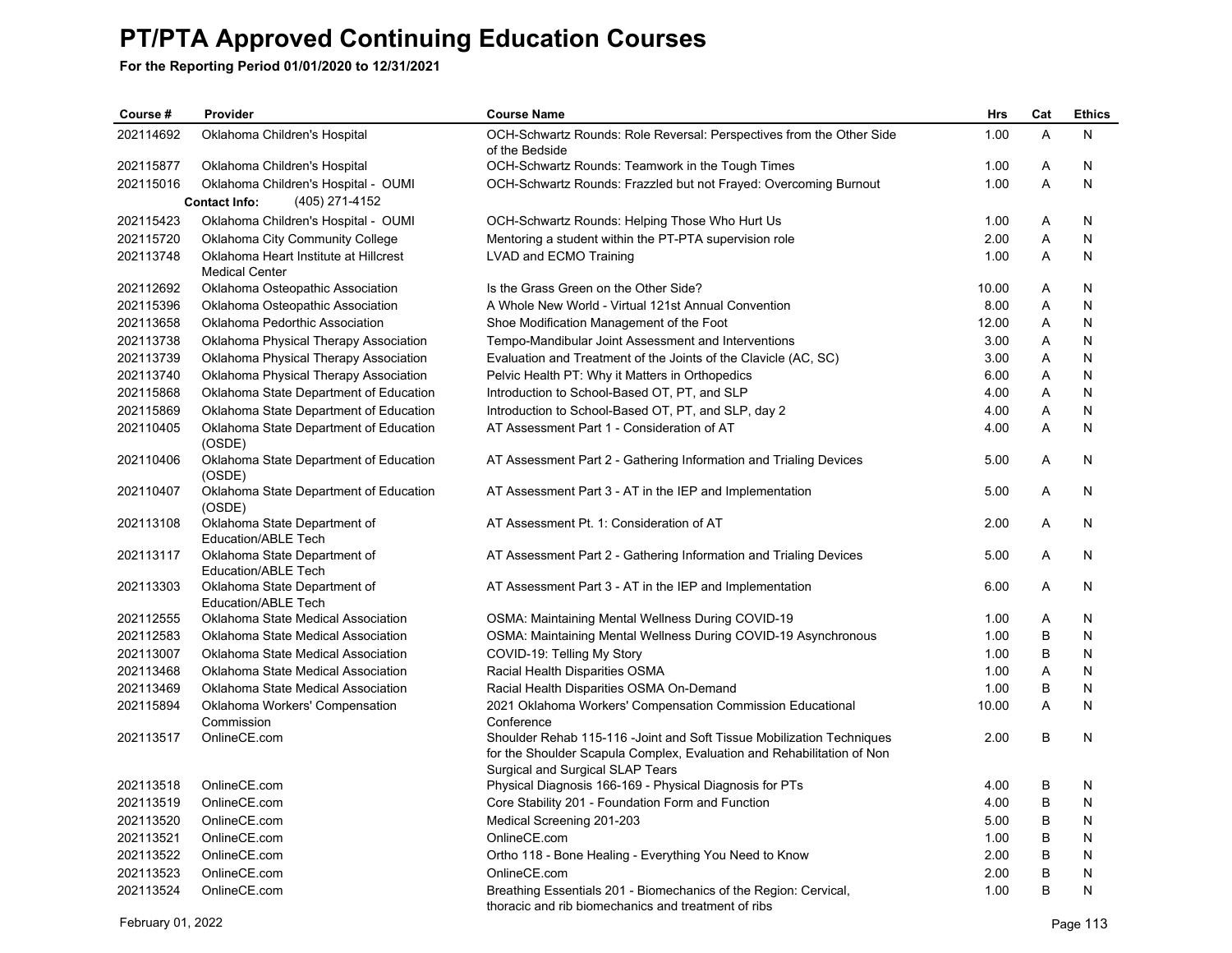# PT/PTA Approved Continuing Education Courses

**For the Reporting Period 01/01/2020 to 12/31/2021**

| Course # | Provider | Course Name | Hrs | Cat | Ethics |
|---|---|---|---|---|---|
| 202114692 | Oklahoma Children's Hospital | OCH-Schwartz Rounds: Role Reversal: Perspectives from the Other Side of the Bedside | 1.00 | A | N |
| 202115877 | Oklahoma Children's Hospital | OCH-Schwartz Rounds: Teamwork in the Tough Times | 1.00 | A | N |
| 202115016 | Oklahoma Children's Hospital - OUMI | OCH-Schwartz Rounds: Frazzled but not Frayed: Overcoming Burnout | 1.00 | A | N |
| | **Contact Info:** (405) 271-4152 | | | | |
| 202115423 | Oklahoma Children's Hospital - OUMI | OCH-Schwartz Rounds: Helping Those Who Hurt Us | 1.00 | A | N |
| 202115720 | Oklahoma City Community College | Mentoring a student within the PT-PTA supervision role | 2.00 | A | N |
| 202113748 | Oklahoma Heart Institute at Hillcrest Medical Center | LVAD and ECMO Training | 1.00 | A | N |
| 202112692 | Oklahoma Osteopathic Association | Is the Grass Green on the Other Side? | 10.00 | A | N |
| 202115396 | Oklahoma Osteopathic Association | A Whole New World - Virtual 121st Annual Convention | 8.00 | A | N |
| 202113658 | Oklahoma Pedorthic Association | Shoe Modification Management of the Foot | 12.00 | A | N |
| 202113738 | Oklahoma Physical Therapy Association | Tempo-Mandibular Joint Assessment and Interventions | 3.00 | A | N |
| 202113739 | Oklahoma Physical Therapy Association | Evaluation and Treatment of the Joints of the Clavicle (AC, SC) | 3.00 | A | N |
| 202113740 | Oklahoma Physical Therapy Association | Pelvic Health PT: Why it Matters in Orthopedics | 6.00 | A | N |
| 202115868 | Oklahoma State Department of Education | Introduction to School-Based OT, PT, and SLP | 4.00 | A | N |
| 202115869 | Oklahoma State Department of Education | Introduction to School-Based OT, PT, and SLP, day 2 | 4.00 | A | N |
| 202110405 | Oklahoma State Department of Education (OSDE) | AT Assessment Part 1 - Consideration of AT | 4.00 | A | N |
| 202110406 | Oklahoma State Department of Education (OSDE) | AT Assessment Part 2 - Gathering Information and Trialing Devices | 5.00 | A | N |
| 202110407 | Oklahoma State Department of Education (OSDE) | AT Assessment Part 3 - AT in the IEP and Implementation | 5.00 | A | N |
| 202113108 | Oklahoma State Department of Education/ABLE Tech | AT Assessment Pt. 1: Consideration of AT | 2.00 | A | N |
| 202113117 | Oklahoma State Department of Education/ABLE Tech | AT Assessment Part 2 - Gathering Information and Trialing Devices | 5.00 | A | N |
| 202113303 | Oklahoma State Department of Education/ABLE Tech | AT Assessment Part 3 - AT in the IEP and Implementation | 6.00 | A | N |
| 202112555 | Oklahoma State Medical Association | OSMA: Maintaining Mental Wellness During COVID-19 | 1.00 | A | N |
| 202112583 | Oklahoma State Medical Association | OSMA: Maintaining Mental Wellness During COVID-19 Asynchronous | 1.00 | B | N |
| 202113007 | Oklahoma State Medical Association | COVID-19: Telling My Story | 1.00 | B | N |
| 202113468 | Oklahoma State Medical Association | Racial Health Disparities OSMA | 1.00 | A | N |
| 202113469 | Oklahoma State Medical Association | Racial Health Disparities OSMA On-Demand | 1.00 | B | N |
| 202115894 | Oklahoma Workers' Compensation Commission | 2021 Oklahoma Workers' Compensation Commission Educational Conference | 10.00 | A | N |
| 202113517 | OnlineCE.com | Shoulder Rehab 115-116 -Joint and Soft Tissue Mobilization Techniques for the Shoulder Scapula Complex, Evaluation and Rehabilitation of Non Surgical and Surgical SLAP Tears | 2.00 | B | N |
| 202113518 | OnlineCE.com | Physical Diagnosis 166-169 - Physical Diagnosis for PTs | 4.00 | B | N |
| 202113519 | OnlineCE.com | Core Stability 201 - Foundation Form and Function | 4.00 | B | N |
| 202113520 | OnlineCE.com | Medical Screening 201-203 | 5.00 | B | N |
| 202113521 | OnlineCE.com | OnlineCE.com | 1.00 | B | N |
| 202113522 | OnlineCE.com | Ortho 118 - Bone Healing - Everything You Need to Know | 2.00 | B | N |
| 202113523 | OnlineCE.com | OnlineCE.com | 2.00 | B | N |
| 202113524 | OnlineCE.com | Breathing Essentials 201 - Biomechanics of the Region: Cervical, thoracic and rib biomechanics and treatment of ribs | 1.00 | B | N |

February 01, 2022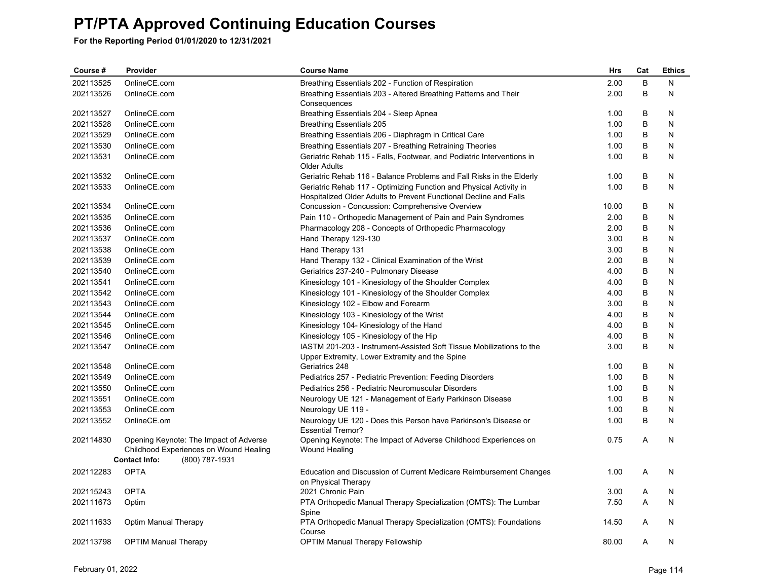# PT/PTA Approved Continuing Education Courses

**For the Reporting Period 01/01/2020 to 12/31/2021**

| Course # | Provider | Course Name | Hrs | Cat | Ethics |
|---|---|---|---|---|---|
| 202113525 | OnlineCE.com | Breathing Essentials 202 - Function of Respiration | 2.00 | B | N |
| 202113526 | OnlineCE.com | Breathing Essentials 203 - Altered Breathing Patterns and Their Consequences | 2.00 | B | N |
| 202113527 | OnlineCE.com | Breathing Essentials 204 - Sleep Apnea | 1.00 | B | N |
| 202113528 | OnlineCE.com | Breathing Essentials 205 | 1.00 | B | N |
| 202113529 | OnlineCE.com | Breathing Essentials 206 - Diaphragm in Critical Care | 1.00 | B | N |
| 202113530 | OnlineCE.com | Breathing Essentials 207 - Breathing Retraining Theories | 1.00 | B | N |
| 202113531 | OnlineCE.com | Geriatric Rehab 115 - Falls, Footwear, and Podiatric Interventions in Older Adults | 1.00 | B | N |
| 202113532 | OnlineCE.com | Geriatric Rehab 116 - Balance Problems and Fall Risks in the Elderly | 1.00 | B | N |
| 202113533 | OnlineCE.com | Geriatric Rehab 117 - Optimizing Function and Physical Activity in Hospitalized Older Adults to Prevent Functional Decline and Falls | 1.00 | B | N |
| 202113534 | OnlineCE.com | Concussion - Concussion: Comprehensive Overview | 10.00 | B | N |
| 202113535 | OnlineCE.com | Pain 110 - Orthopedic Management of Pain and Pain Syndromes | 2.00 | B | N |
| 202113536 | OnlineCE.com | Pharmacology 208 - Concepts of Orthopedic Pharmacology | 2.00 | B | N |
| 202113537 | OnlineCE.com | Hand Therapy 129-130 | 3.00 | B | N |
| 202113538 | OnlineCE.com | Hand Therapy 131 | 3.00 | B | N |
| 202113539 | OnlineCE.com | Hand Therapy 132 - Clinical Examination of the Wrist | 2.00 | B | N |
| 202113540 | OnlineCE.com | Geriatrics 237-240 - Pulmonary Disease | 4.00 | B | N |
| 202113541 | OnlineCE.com | Kinesiology 101 - Kinesiology of the Shoulder Complex | 4.00 | B | N |
| 202113542 | OnlineCE.com | Kinesiology 101 - Kinesiology of the Shoulder Complex | 4.00 | B | N |
| 202113543 | OnlineCE.com | Kinesiology 102 - Elbow and Forearm | 3.00 | B | N |
| 202113544 | OnlineCE.com | Kinesiology 103 - Kinesiology of the Wrist | 4.00 | B | N |
| 202113545 | OnlineCE.com | Kinesiology 104- Kinesiology of the Hand | 4.00 | B | N |
| 202113546 | OnlineCE.com | Kinesiology 105 - Kinesiology of the Hip | 4.00 | B | N |
| 202113547 | OnlineCE.com | IASTM 201-203 - Instrument-Assisted Soft Tissue Mobilizations to the Upper Extremity, Lower Extremity and the Spine | 3.00 | B | N |
| 202113548 | OnlineCE.com | Geriatrics 248 | 1.00 | B | N |
| 202113549 | OnlineCE.com | Pediatrics 257 - Pediatric Prevention: Feeding Disorders | 1.00 | B | N |
| 202113550 | OnlineCE.com | Pediatrics 256 - Pediatric Neuromuscular Disorders | 1.00 | B | N |
| 202113551 | OnlineCE.com | Neurology UE 121 - Management of Early Parkinson Disease | 1.00 | B | N |
| 202113553 | OnlineCE.com | Neurology UE 119 - | 1.00 | B | N |
| 202113552 | OnlineCE.om | Neurology UE 120 - Does this Person have Parkinson's Disease or Essential Tremor? | 1.00 | B | N |
| 202114830 | Opening Keynote: The Impact of Adverse Childhood Experiences on Wound Healing | Opening Keynote: The Impact of Adverse Childhood Experiences on Wound Healing | 0.75 | A | N |
| | **Contact Info:** (800) 787-1931 | | | | |
| 202112283 | OPTA | Education and Discussion of Current Medicare Reimbursement Changes on Physical Therapy | 1.00 | A | N |
| 202115243 | OPTA | 2021 Chronic Pain | 3.00 | A | N |
| 202111673 | Optim | PTA Orthopedic Manual Therapy Specialization (OMTS): The Lumbar Spine | 7.50 | A | N |
| 202111633 | Optim Manual Therapy | PTA Orthopedic Manual Therapy Specialization (OMTS): Foundations Course | 14.50 | A | N |
| 202113798 | OPTIM Manual Therapy | OPTIM Manual Therapy Fellowship | 80.00 | A | N |

February 01, 2022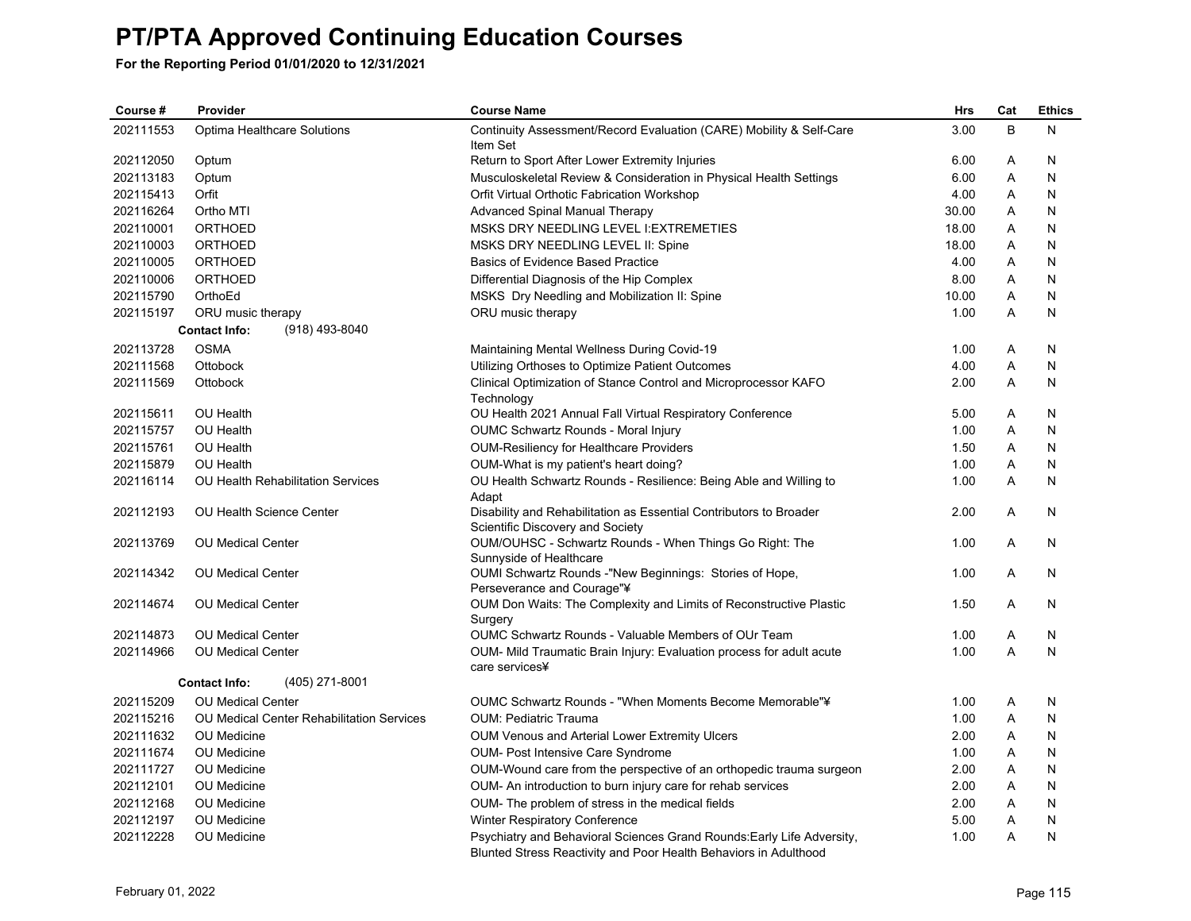# PT/PTA Approved Continuing Education Courses

**For the Reporting Period 01/01/2020 to 12/31/2021**

| Course # | Provider | Course Name | Hrs | Cat | Ethics |
|---|---|---|---|---|---|
| 202111553 | Optima Healthcare Solutions | Continuity Assessment/Record Evaluation (CARE) Mobility & Self-Care Item Set | 3.00 | B | N |
| 202112050 | Optum | Return to Sport After Lower Extremity Injuries | 6.00 | A | N |
| 202113183 | Optum | Musculoskeletal Review & Consideration in Physical Health Settings | 6.00 | A | N |
| 202115413 | Orfit | Orfit Virtual Orthotic Fabrication Workshop | 4.00 | A | N |
| 202116264 | Ortho MTI | Advanced Spinal Manual Therapy | 30.00 | A | N |
| 202110001 | ORTHOED | MSKS DRY NEEDLING LEVEL I:EXTREMETIES | 18.00 | A | N |
| 202110003 | ORTHOED | MSKS DRY NEEDLING LEVEL II: Spine | 18.00 | A | N |
| 202110005 | ORTHOED | Basics of Evidence Based Practice | 4.00 | A | N |
| 202110006 | ORTHOED | Differential Diagnosis of the Hip Complex | 8.00 | A | N |
| 202115790 | OrthoEd | MSKS Dry Needling and Mobilization II: Spine | 10.00 | A | N |
| 202115197 | ORU music therapy | ORU music therapy | 1.00 | A | N |
| | **Contact Info:** (918) 493-8040 | | | | |
| 202113728 | OSMA | Maintaining Mental Wellness During Covid-19 | 1.00 | A | N |
| 202111568 | Ottobock | Utilizing Orthoses to Optimize Patient Outcomes | 4.00 | A | N |
| 202111569 | Ottobock | Clinical Optimization of Stance Control and Microprocessor KAFO Technology | 2.00 | A | N |
| 202115611 | OU Health | OU Health 2021 Annual Fall Virtual Respiratory Conference | 5.00 | A | N |
| 202115757 | OU Health | OUMC Schwartz Rounds - Moral Injury | 1.00 | A | N |
| 202115761 | OU Health | OUM-Resiliency for Healthcare Providers | 1.50 | A | N |
| 202115879 | OU Health | OUM-What is my patient's heart doing? | 1.00 | A | N |
| 202116114 | OU Health Rehabilitation Services | OU Health Schwartz Rounds - Resilience: Being Able and Willing to Adapt | 1.00 | A | N |
| 202112193 | OU Health Science Center | Disability and Rehabilitation as Essential Contributors to Broader Scientific Discovery and Society | 2.00 | A | N |
| 202113769 | OU Medical Center | OUM/OUHSC - Schwartz Rounds - When Things Go Right: The Sunnyside of Healthcare | 1.00 | A | N |
| 202114342 | OU Medical Center | OUMI Schwartz Rounds -"New Beginnings: Stories of Hope, Perseverance and Courage"¥ | 1.00 | A | N |
| 202114674 | OU Medical Center | OUM Don Waits: The Complexity and Limits of Reconstructive Plastic Surgery | 1.50 | A | N |
| 202114873 | OU Medical Center | OUMC Schwartz Rounds - Valuable Members of OUr Team | 1.00 | A | N |
| 202114966 | OU Medical Center | OUM- Mild Traumatic Brain Injury: Evaluation process for adult acute care services¥ | 1.00 | A | N |
| | **Contact Info:** (405) 271-8001 | | | | |
| 202115209 | OU Medical Center | OUMC Schwartz Rounds - "When Moments Become Memorable"¥ | 1.00 | A | N |
| 202115216 | OU Medical Center Rehabilitation Services | OUM: Pediatric Trauma | 1.00 | A | N |
| 202111632 | OU Medicine | OUM Venous and Arterial Lower Extremity Ulcers | 2.00 | A | N |
| 202111674 | OU Medicine | OUM- Post Intensive Care Syndrome | 1.00 | A | N |
| 202111727 | OU Medicine | OUM-Wound care from the perspective of an orthopedic trauma surgeon | 2.00 | A | N |
| 202112101 | OU Medicine | OUM- An introduction to burn injury care for rehab services | 2.00 | A | N |
| 202112168 | OU Medicine | OUM- The problem of stress in the medical fields | 2.00 | A | N |
| 202112197 | OU Medicine | Winter Respiratory Conference | 5.00 | A | N |
| 202112228 | OU Medicine | Psychiatry and Behavioral Sciences Grand Rounds:Early Life Adversity, Blunted Stress Reactivity and Poor Health Behaviors in Adulthood | 1.00 | A | N |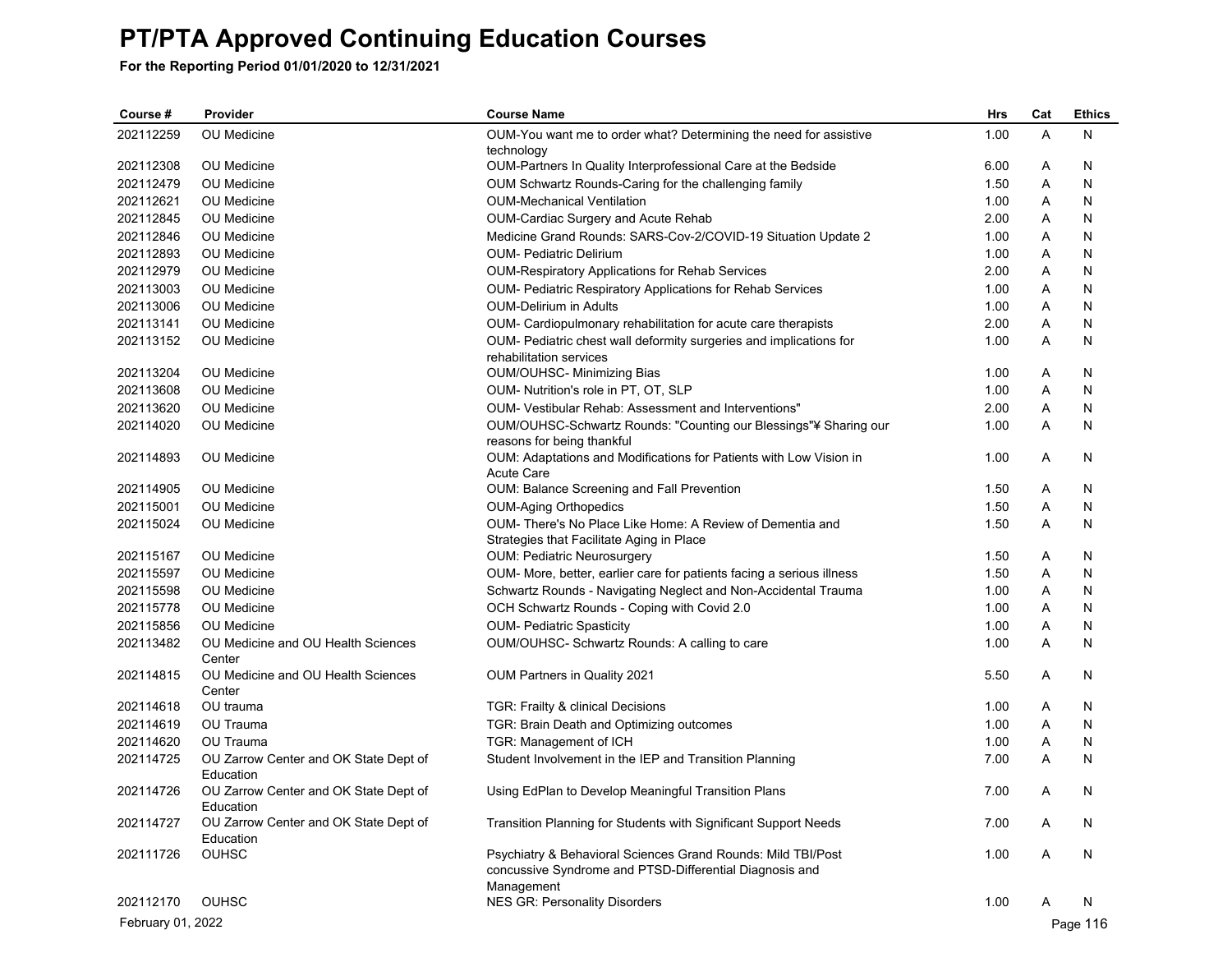# PT/PTA Approved Continuing Education Courses

**For the Reporting Period 01/01/2020 to 12/31/2021**

| Course # | Provider | Course Name | Hrs | Cat | Ethics |
|---|---|---|---|---|---|
| 202112259 | OU Medicine | OUM-You want me to order what? Determining the need for assistive technology | 1.00 | A | N |
| 202112308 | OU Medicine | OUM-Partners In Quality Interprofessional Care at the Bedside | 6.00 | A | N |
| 202112479 | OU Medicine | OUM Schwartz Rounds-Caring for the challenging family | 1.50 | A | N |
| 202112621 | OU Medicine | OUM-Mechanical Ventilation | 1.00 | A | N |
| 202112845 | OU Medicine | OUM-Cardiac Surgery and Acute Rehab | 2.00 | A | N |
| 202112846 | OU Medicine | Medicine Grand Rounds: SARS-Cov-2/COVID-19 Situation Update 2 | 1.00 | A | N |
| 202112893 | OU Medicine | OUM- Pediatric Delirium | 1.00 | A | N |
| 202112979 | OU Medicine | OUM-Respiratory Applications for Rehab Services | 2.00 | A | N |
| 202113003 | OU Medicine | OUM- Pediatric Respiratory Applications for Rehab Services | 1.00 | A | N |
| 202113006 | OU Medicine | OUM-Delirium in Adults | 1.00 | A | N |
| 202113141 | OU Medicine | OUM- Cardiopulmonary rehabilitation for acute care therapists | 2.00 | A | N |
| 202113152 | OU Medicine | OUM- Pediatric chest wall deformity surgeries and implications for rehabilitation services | 1.00 | A | N |
| 202113204 | OU Medicine | OUM/OUHSC- Minimizing Bias | 1.00 | A | N |
| 202113608 | OU Medicine | OUM- Nutrition's role in PT, OT, SLP | 1.00 | A | N |
| 202113620 | OU Medicine | OUM- Vestibular Rehab: Assessment and Interventions" | 2.00 | A | N |
| 202114020 | OU Medicine | OUM/OUHSC-Schwartz Rounds: "Counting our Blessings"¥ Sharing our reasons for being thankful | 1.00 | A | N |
| 202114893 | OU Medicine | OUM: Adaptations and Modifications for Patients with Low Vision in Acute Care | 1.00 | A | N |
| 202114905 | OU Medicine | OUM: Balance Screening and Fall Prevention | 1.50 | A | N |
| 202115001 | OU Medicine | OUM-Aging Orthopedics | 1.50 | A | N |
| 202115024 | OU Medicine | OUM- There's No Place Like Home: A Review of Dementia and Strategies that Facilitate Aging in Place | 1.50 | A | N |
| 202115167 | OU Medicine | OUM: Pediatric Neurosurgery | 1.50 | A | N |
| 202115597 | OU Medicine | OUM- More, better, earlier care for patients facing a serious illness | 1.50 | A | N |
| 202115598 | OU Medicine | Schwartz Rounds - Navigating Neglect and Non-Accidental Trauma | 1.00 | A | N |
| 202115778 | OU Medicine | OCH Schwartz Rounds - Coping with Covid 2.0 | 1.00 | A | N |
| 202115856 | OU Medicine | OUM- Pediatric Spasticity | 1.00 | A | N |
| 202113482 | OU Medicine and OU Health Sciences Center | OUM/OUHSC- Schwartz Rounds: A calling to care | 1.00 | A | N |
| 202114815 | OU Medicine and OU Health Sciences Center | OUM Partners in Quality 2021 | 5.50 | A | N |
| 202114618 | OU trauma | TGR: Frailty & clinical Decisions | 1.00 | A | N |
| 202114619 | OU Trauma | TGR: Brain Death and Optimizing outcomes | 1.00 | A | N |
| 202114620 | OU Trauma | TGR: Management of ICH | 1.00 | A | N |
| 202114725 | OU Zarrow Center and OK State Dept of Education | Student Involvement in the IEP and Transition Planning | 7.00 | A | N |
| 202114726 | OU Zarrow Center and OK State Dept of Education | Using EdPlan to Develop Meaningful Transition Plans | 7.00 | A | N |
| 202114727 | OU Zarrow Center and OK State Dept of Education | Transition Planning for Students with Significant Support Needs | 7.00 | A | N |
| 202111726 | OUHSC | Psychiatry & Behavioral Sciences Grand Rounds: Mild TBI/Post concussive Syndrome and PTSD-Differential Diagnosis and Management | 1.00 | A | N |
| 202112170 | OUHSC | NES GR: Personality Disorders | 1.00 | A | N |

February 01, 2022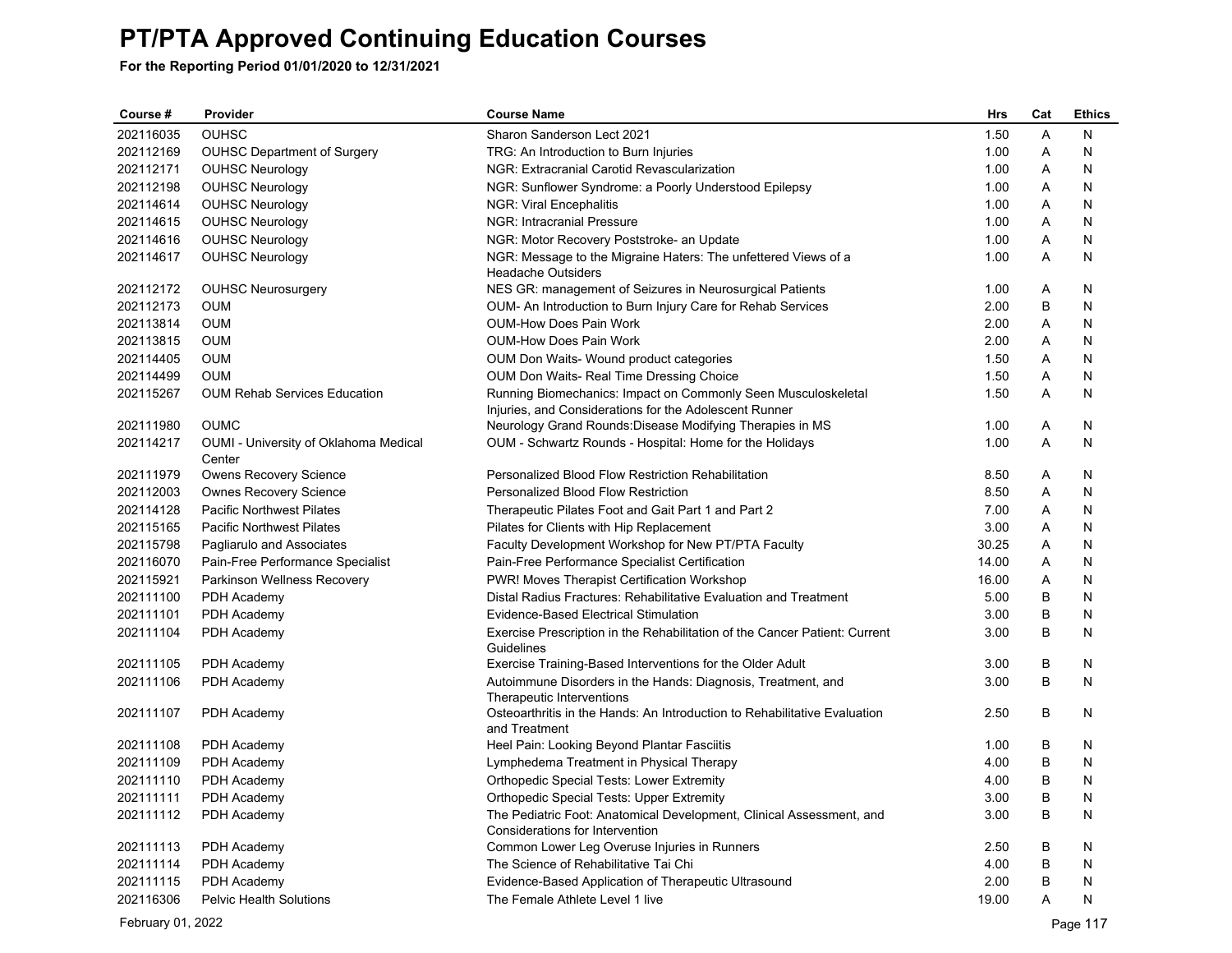# PT/PTA Approved Continuing Education Courses

**For the Reporting Period 01/01/2020 to 12/31/2021**

| Course # | Provider | Course Name | Hrs | Cat | Ethics |
|---|---|---|---|---|---|
| 202116035 | OUHSC | Sharon Sanderson Lect 2021 | 1.50 | A | N |
| 202112169 | OUHSC Department of Surgery | TRG: An Introduction to Burn Injuries | 1.00 | A | N |
| 202112171 | OUHSC Neurology | NGR: Extracranial Carotid Revascularization | 1.00 | A | N |
| 202112198 | OUHSC Neurology | NGR: Sunflower Syndrome: a Poorly Understood Epilepsy | 1.00 | A | N |
| 202114614 | OUHSC Neurology | NGR: Viral Encephalitis | 1.00 | A | N |
| 202114615 | OUHSC Neurology | NGR: Intracranial Pressure | 1.00 | A | N |
| 202114616 | OUHSC Neurology | NGR: Motor Recovery Poststroke- an Update | 1.00 | A | N |
| 202114617 | OUHSC Neurology | NGR: Message to the Migraine Haters: The unfettered Views of a Headache Outsiders | 1.00 | A | N |
| 202112172 | OUHSC Neurosurgery | NES GR: management of Seizures in Neurosurgical Patients | 1.00 | A | N |
| 202112173 | OUM | OUM- An Introduction to Burn Injury Care for Rehab Services | 2.00 | B | N |
| 202113814 | OUM | OUM-How Does Pain Work | 2.00 | A | N |
| 202113815 | OUM | OUM-How Does Pain Work | 2.00 | A | N |
| 202114405 | OUM | OUM Don Waits- Wound product categories | 1.50 | A | N |
| 202114499 | OUM | OUM Don Waits- Real Time Dressing Choice | 1.50 | A | N |
| 202115267 | OUM Rehab Services Education | Running Biomechanics: Impact on Commonly Seen Musculoskeletal Injuries, and Considerations for the Adolescent Runner | 1.50 | A | N |
| 202111980 | OUMC | Neurology Grand Rounds:Disease Modifying Therapies in MS | 1.00 | A | N |
| 202114217 | OUMI - University of Oklahoma Medical Center | OUM - Schwartz Rounds - Hospital: Home for the Holidays | 1.00 | A | N |
| 202111979 | Owens Recovery Science | Personalized Blood Flow Restriction Rehabilitation | 8.50 | A | N |
| 202112003 | Ownes Recovery Science | Personalized Blood Flow Restriction | 8.50 | A | N |
| 202114128 | Pacific Northwest Pilates | Therapeutic Pilates Foot and Gait Part 1 and Part 2 | 7.00 | A | N |
| 202115165 | Pacific Northwest Pilates | Pilates for Clients with Hip Replacement | 3.00 | A | N |
| 202115798 | Pagliarulo and Associates | Faculty Development Workshop for New PT/PTA Faculty | 30.25 | A | N |
| 202116070 | Pain-Free Performance Specialist | Pain-Free Performance Specialist Certification | 14.00 | A | N |
| 202115921 | Parkinson Wellness Recovery | PWR! Moves Therapist Certification Workshop | 16.00 | A | N |
| 202111100 | PDH Academy | Distal Radius Fractures: Rehabilitative Evaluation and Treatment | 5.00 | B | N |
| 202111101 | PDH Academy | Evidence-Based Electrical Stimulation | 3.00 | B | N |
| 202111104 | PDH Academy | Exercise Prescription in the Rehabilitation of the Cancer Patient: Current Guidelines | 3.00 | B | N |
| 202111105 | PDH Academy | Exercise Training-Based Interventions for the Older Adult | 3.00 | B | N |
| 202111106 | PDH Academy | Autoimmune Disorders in the Hands: Diagnosis, Treatment, and Therapeutic Interventions | 3.00 | B | N |
| 202111107 | PDH Academy | Osteoarthritis in the Hands: An Introduction to Rehabilitative Evaluation and Treatment | 2.50 | B | N |
| 202111108 | PDH Academy | Heel Pain: Looking Beyond Plantar Fasciitis | 1.00 | B | N |
| 202111109 | PDH Academy | Lymphedema Treatment in Physical Therapy | 4.00 | B | N |
| 202111110 | PDH Academy | Orthopedic Special Tests: Lower Extremity | 4.00 | B | N |
| 202111111 | PDH Academy | Orthopedic Special Tests: Upper Extremity | 3.00 | B | N |
| 202111112 | PDH Academy | The Pediatric Foot: Anatomical Development, Clinical Assessment, and Considerations for Intervention | 3.00 | B | N |
| 202111113 | PDH Academy | Common Lower Leg Overuse Injuries in Runners | 2.50 | B | N |
| 202111114 | PDH Academy | The Science of Rehabilitative Tai Chi | 4.00 | B | N |
| 202111115 | PDH Academy | Evidence-Based Application of Therapeutic Ultrasound | 2.00 | B | N |
| 202116306 | Pelvic Health Solutions | The Female Athlete Level 1 live | 19.00 | A | N |

February 01, 2022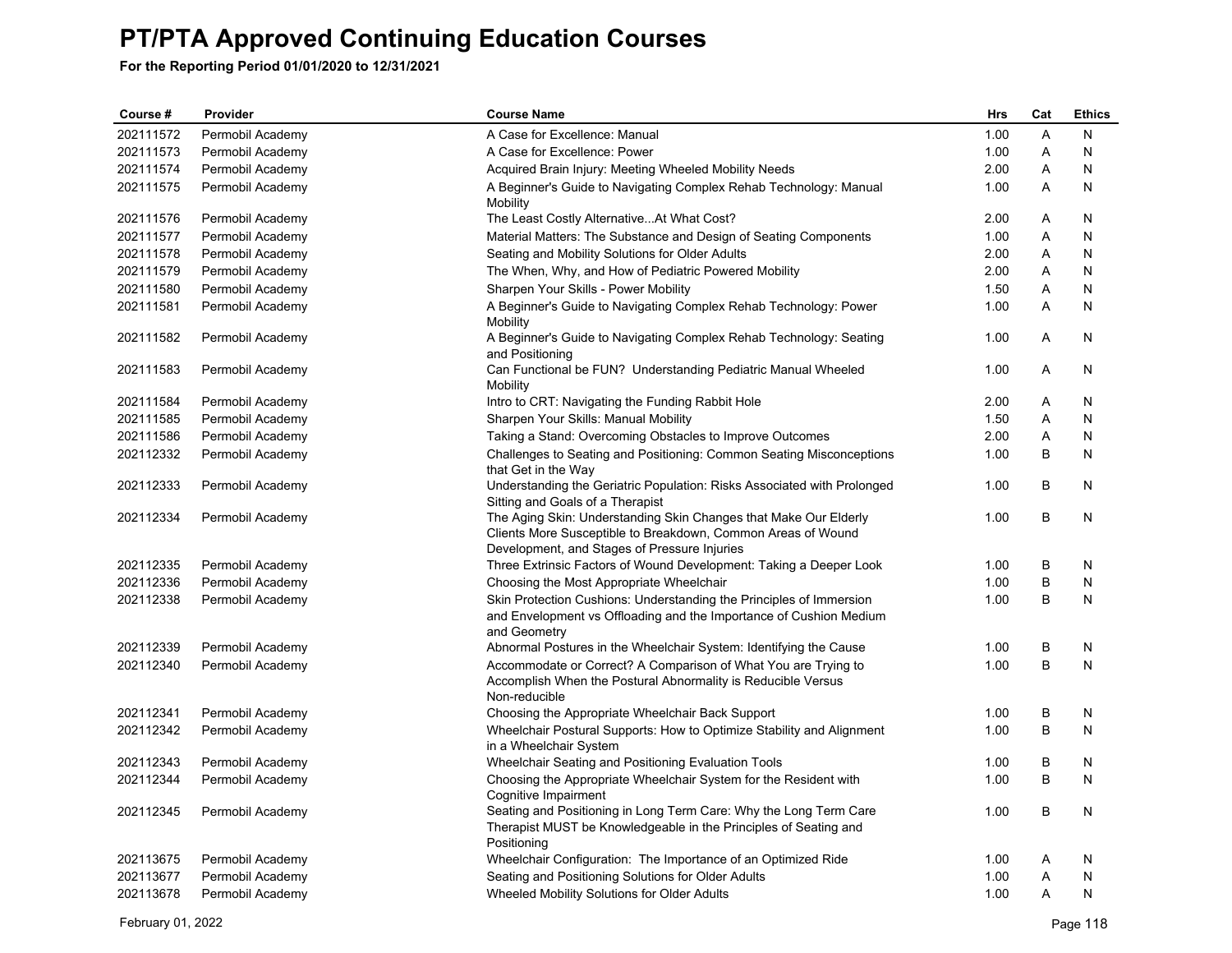# PT/PTA Approved Continuing Education Courses

**For the Reporting Period 01/01/2020 to 12/31/2021**

| Course # | Provider | Course Name | Hrs | Cat | Ethics |
|---|---|---|---|---|---|
| 202111572 | Permobil Academy | A Case for Excellence: Manual | 1.00 | A | N |
| 202111573 | Permobil Academy | A Case for Excellence: Power | 1.00 | A | N |
| 202111574 | Permobil Academy | Acquired Brain Injury: Meeting Wheeled Mobility Needs | 2.00 | A | N |
| 202111575 | Permobil Academy | A Beginner's Guide to Navigating Complex Rehab Technology: Manual Mobility | 1.00 | A | N |
| 202111576 | Permobil Academy | The Least Costly Alternative...At What Cost? | 2.00 | A | N |
| 202111577 | Permobil Academy | Material Matters: The Substance and Design of Seating Components | 1.00 | A | N |
| 202111578 | Permobil Academy | Seating and Mobility Solutions for Older Adults | 2.00 | A | N |
| 202111579 | Permobil Academy | The When, Why, and How of Pediatric Powered Mobility | 2.00 | A | N |
| 202111580 | Permobil Academy | Sharpen Your Skills - Power Mobility | 1.50 | A | N |
| 202111581 | Permobil Academy | A Beginner's Guide to Navigating Complex Rehab Technology: Power Mobility | 1.00 | A | N |
| 202111582 | Permobil Academy | A Beginner's Guide to Navigating Complex Rehab Technology: Seating and Positioning | 1.00 | A | N |
| 202111583 | Permobil Academy | Can Functional be FUN? Understanding Pediatric Manual Wheeled Mobility | 1.00 | A | N |
| 202111584 | Permobil Academy | Intro to CRT: Navigating the Funding Rabbit Hole | 2.00 | A | N |
| 202111585 | Permobil Academy | Sharpen Your Skills: Manual Mobility | 1.50 | A | N |
| 202111586 | Permobil Academy | Taking a Stand: Overcoming Obstacles to Improve Outcomes | 2.00 | A | N |
| 202112332 | Permobil Academy | Challenges to Seating and Positioning: Common Seating Misconceptions that Get in the Way | 1.00 | B | N |
| 202112333 | Permobil Academy | Understanding the Geriatric Population: Risks Associated with Prolonged Sitting and Goals of a Therapist | 1.00 | B | N |
| 202112334 | Permobil Academy | The Aging Skin: Understanding Skin Changes that Make Our Elderly Clients More Susceptible to Breakdown, Common Areas of Wound Development, and Stages of Pressure Injuries | 1.00 | B | N |
| 202112335 | Permobil Academy | Three Extrinsic Factors of Wound Development: Taking a Deeper Look | 1.00 | B | N |
| 202112336 | Permobil Academy | Choosing the Most Appropriate Wheelchair | 1.00 | B | N |
| 202112338 | Permobil Academy | Skin Protection Cushions: Understanding the Principles of Immersion and Envelopment vs Offloading and the Importance of Cushion Medium and Geometry | 1.00 | B | N |
| 202112339 | Permobil Academy | Abnormal Postures in the Wheelchair System: Identifying the Cause | 1.00 | B | N |
| 202112340 | Permobil Academy | Accommodate or Correct? A Comparison of What You are Trying to Accomplish When the Postural Abnormality is Reducible Versus Non-reducible | 1.00 | B | N |
| 202112341 | Permobil Academy | Choosing the Appropriate Wheelchair Back Support | 1.00 | B | N |
| 202112342 | Permobil Academy | Wheelchair Postural Supports: How to Optimize Stability and Alignment in a Wheelchair System | 1.00 | B | N |
| 202112343 | Permobil Academy | Wheelchair Seating and Positioning Evaluation Tools | 1.00 | B | N |
| 202112344 | Permobil Academy | Choosing the Appropriate Wheelchair System for the Resident with Cognitive Impairment | 1.00 | B | N |
| 202112345 | Permobil Academy | Seating and Positioning in Long Term Care: Why the Long Term Care Therapist MUST be Knowledgeable in the Principles of Seating and Positioning | 1.00 | B | N |
| 202113675 | Permobil Academy | Wheelchair Configuration: The Importance of an Optimized Ride | 1.00 | A | N |
| 202113677 | Permobil Academy | Seating and Positioning Solutions for Older Adults | 1.00 | A | N |
| 202113678 | Permobil Academy | Wheeled Mobility Solutions for Older Adults | 1.00 | A | N |

February 01, 2022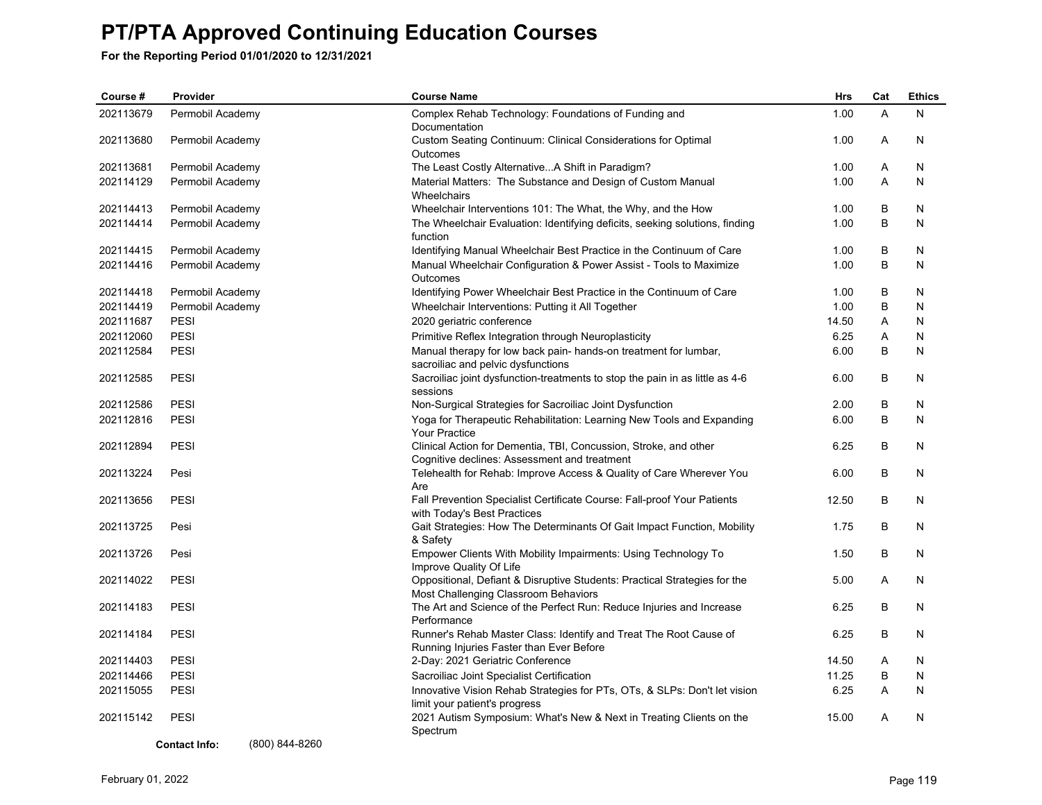# PT/PTA Approved Continuing Education Courses

**For the Reporting Period 01/01/2020 to 12/31/2021**

| Course # | Provider | Course Name | Hrs | Cat | Ethics |
|---|---|---|---|---|---|
| 202113679 | Permobil Academy | Complex Rehab Technology: Foundations of Funding and Documentation | 1.00 | A | N |
| 202113680 | Permobil Academy | Custom Seating Continuum: Clinical Considerations for Optimal Outcomes | 1.00 | A | N |
| 202113681 | Permobil Academy | The Least Costly Alternative...A Shift in Paradigm? | 1.00 | A | N |
| 202114129 | Permobil Academy | Material Matters:  The Substance and Design of Custom Manual Wheelchairs | 1.00 | A | N |
| 202114413 | Permobil Academy | Wheelchair Interventions 101: The What, the Why, and the How | 1.00 | B | N |
| 202114414 | Permobil Academy | The Wheelchair Evaluation: Identifying deficits, seeking solutions, finding function | 1.00 | B | N |
| 202114415 | Permobil Academy | Identifying Manual Wheelchair Best Practice in the Continuum of Care | 1.00 | B | N |
| 202114416 | Permobil Academy | Manual Wheelchair Configuration & Power Assist - Tools to Maximize Outcomes | 1.00 | B | N |
| 202114418 | Permobil Academy | Identifying Power Wheelchair Best Practice in the Continuum of Care | 1.00 | B | N |
| 202114419 | Permobil Academy | Wheelchair Interventions: Putting it All Together | 1.00 | B | N |
| 202111687 | PESI | 2020 geriatric conference | 14.50 | A | N |
| 202112060 | PESI | Primitive Reflex Integration through Neuroplasticity | 6.25 | A | N |
| 202112584 | PESI | Manual therapy for low back pain- hands-on treatment for lumbar, sacroiliac and pelvic dysfunctions | 6.00 | B | N |
| 202112585 | PESI | Sacroiliac joint dysfunction-treatments to stop the pain in as little as 4-6 sessions | 6.00 | B | N |
| 202112586 | PESI | Non-Surgical Strategies for Sacroiliac Joint Dysfunction | 2.00 | B | N |
| 202112816 | PESI | Yoga for Therapeutic Rehabilitation: Learning New Tools and Expanding Your Practice | 6.00 | B | N |
| 202112894 | PESI | Clinical Action for Dementia, TBI, Concussion, Stroke, and other Cognitive declines: Assessment and treatment | 6.25 | B | N |
| 202113224 | Pesi | Telehealth for Rehab: Improve Access & Quality of Care Wherever You Are | 6.00 | B | N |
| 202113656 | PESI | Fall Prevention Specialist Certificate Course: Fall-proof Your Patients with Today's Best Practices | 12.50 | B | N |
| 202113725 | Pesi | Gait Strategies: How The Determinants Of Gait Impact Function, Mobility & Safety | 1.75 | B | N |
| 202113726 | Pesi | Empower Clients With Mobility Impairments: Using Technology To Improve Quality Of Life | 1.50 | B | N |
| 202114022 | PESI | Oppositional, Defiant & Disruptive Students: Practical Strategies for the Most Challenging Classroom Behaviors | 5.00 | A | N |
| 202114183 | PESI | The Art and Science of the Perfect Run: Reduce Injuries and Increase Performance | 6.25 | B | N |
| 202114184 | PESI | Runner's Rehab Master Class: Identify and Treat The Root Cause of Running Injuries Faster than Ever Before | 6.25 | B | N |
| 202114403 | PESI | 2-Day: 2021 Geriatric Conference | 14.50 | A | N |
| 202114466 | PESI | Sacroiliac Joint Specialist Certification | 11.25 | B | N |
| 202115055 | PESI | Innovative Vision Rehab Strategies for PTs, OTs, & SLPs: Don't let vision limit your patient's progress | 6.25 | A | N |
| 202115142 | PESI | 2021 Autism Symposium: What's New & Next in Treating Clients on the Spectrum | 15.00 | A | N |

**Contact Info:** (800) 844-8260

February 01, 2022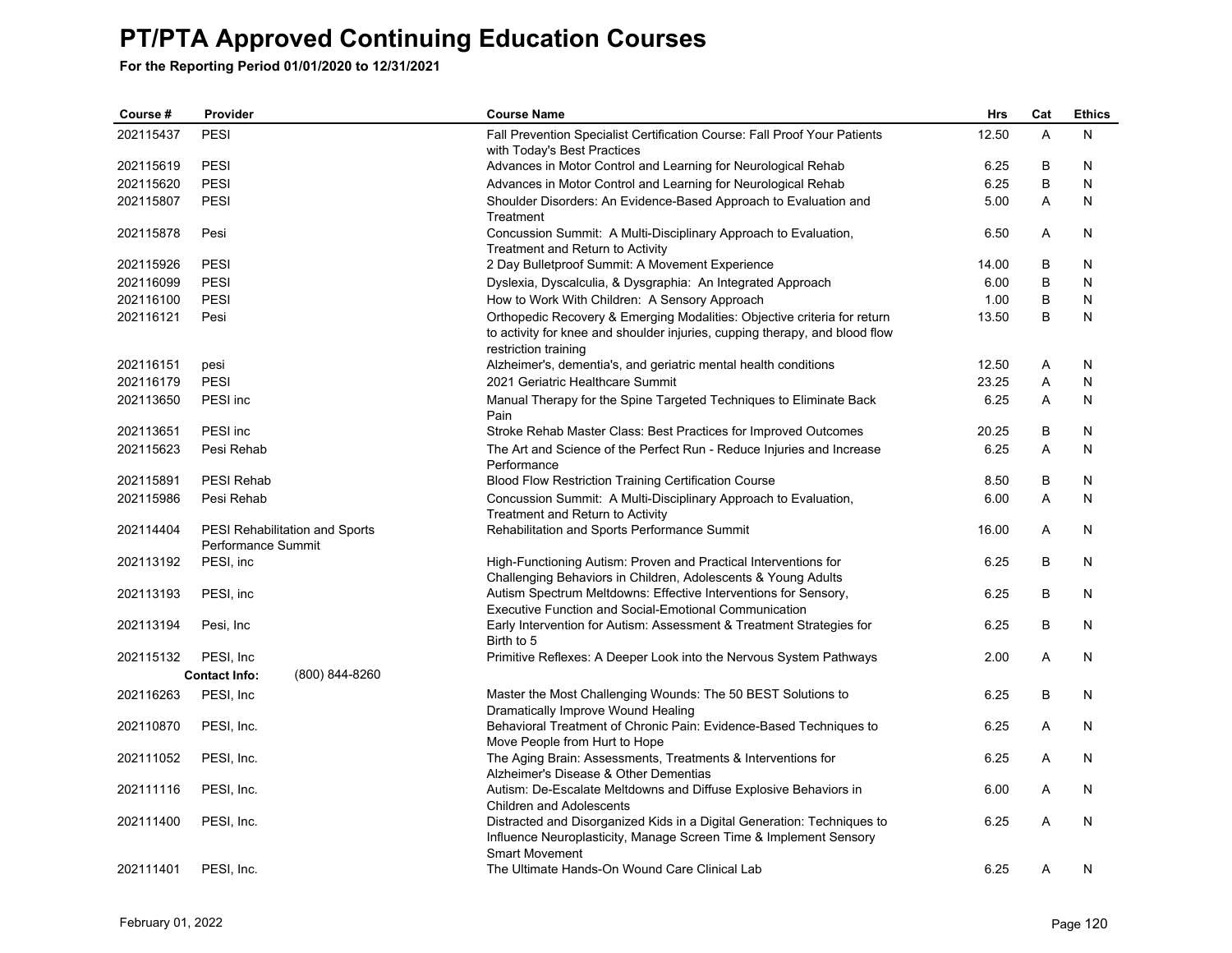# PT/PTA Approved Continuing Education Courses

**For the Reporting Period 01/01/2020 to 12/31/2021**

| Course # | Provider | Course Name | Hrs | Cat | Ethics |
|---|---|---|---|---|---|
| 202115437 | PESI | Fall Prevention Specialist Certification Course: Fall Proof Your Patients with Today's Best Practices | 12.50 | A | N |
| 202115619 | PESI | Advances in Motor Control and Learning for Neurological Rehab | 6.25 | B | N |
| 202115620 | PESI | Advances in Motor Control and Learning for Neurological Rehab | 6.25 | B | N |
| 202115807 | PESI | Shoulder Disorders: An Evidence-Based Approach to Evaluation and Treatment | 5.00 | A | N |
| 202115878 | Pesi | Concussion Summit: A Multi-Disciplinary Approach to Evaluation, Treatment and Return to Activity | 6.50 | A | N |
| 202115926 | PESI | 2 Day Bulletproof Summit: A Movement Experience | 14.00 | B | N |
| 202116099 | PESI | Dyslexia, Dyscalculia, & Dysgraphia: An Integrated Approach | 6.00 | B | N |
| 202116100 | PESI | How to Work With Children: A Sensory Approach | 1.00 | B | N |
| 202116121 | Pesi | Orthopedic Recovery & Emerging Modalities: Objective criteria for return to activity for knee and shoulder injuries, cupping therapy, and blood flow restriction training | 13.50 | B | N |
| 202116151 | pesi | Alzheimer's, dementia's, and geriatric mental health conditions | 12.50 | A | N |
| 202116179 | PESI | 2021 Geriatric Healthcare Summit | 23.25 | A | N |
| 202113650 | PESI inc | Manual Therapy for the Spine Targeted Techniques to Eliminate Back Pain | 6.25 | A | N |
| 202113651 | PESI inc | Stroke Rehab Master Class: Best Practices for Improved Outcomes | 20.25 | B | N |
| 202115623 | Pesi Rehab | The Art and Science of the Perfect Run - Reduce Injuries and Increase Performance | 6.25 | A | N |
| 202115891 | PESI Rehab | Blood Flow Restriction Training Certification Course | 8.50 | B | N |
| 202115986 | Pesi Rehab | Concussion Summit: A Multi-Disciplinary Approach to Evaluation, Treatment and Return to Activity | 6.00 | A | N |
| 202114404 | PESI Rehabilitation and Sports Performance Summit | Rehabilitation and Sports Performance Summit | 16.00 | A | N |
| 202113192 | PESI, inc | High-Functioning Autism: Proven and Practical Interventions for Challenging Behaviors in Children, Adolescents & Young Adults | 6.25 | B | N |
| 202113193 | PESI, inc | Autism Spectrum Meltdowns: Effective Interventions for Sensory, Executive Function and Social-Emotional Communication | 6.25 | B | N |
| 202113194 | Pesi, Inc | Early Intervention for Autism: Assessment & Treatment Strategies for Birth to 5 | 6.25 | B | N |
| 202115132 | PESI, Inc<br>**Contact Info:** (800) 844-8260 | Primitive Reflexes: A Deeper Look into the Nervous System Pathways | 2.00 | A | N |
| 202116263 | PESI, Inc | Master the Most Challenging Wounds: The 50 BEST Solutions to Dramatically Improve Wound Healing | 6.25 | B | N |
| 202110870 | PESI, Inc. | Behavioral Treatment of Chronic Pain: Evidence-Based Techniques to Move People from Hurt to Hope | 6.25 | A | N |
| 202111052 | PESI, Inc. | The Aging Brain: Assessments, Treatments & Interventions for Alzheimer's Disease & Other Dementias | 6.25 | A | N |
| 202111116 | PESI, Inc. | Autism: De-Escalate Meltdowns and Diffuse Explosive Behaviors in Children and Adolescents | 6.00 | A | N |
| 202111400 | PESI, Inc. | Distracted and Disorganized Kids in a Digital Generation: Techniques to Influence Neuroplasticity, Manage Screen Time & Implement Sensory Smart Movement | 6.25 | A | N |
| 202111401 | PESI, Inc. | The Ultimate Hands-On Wound Care Clinical Lab | 6.25 | A | N |

February 01, 2022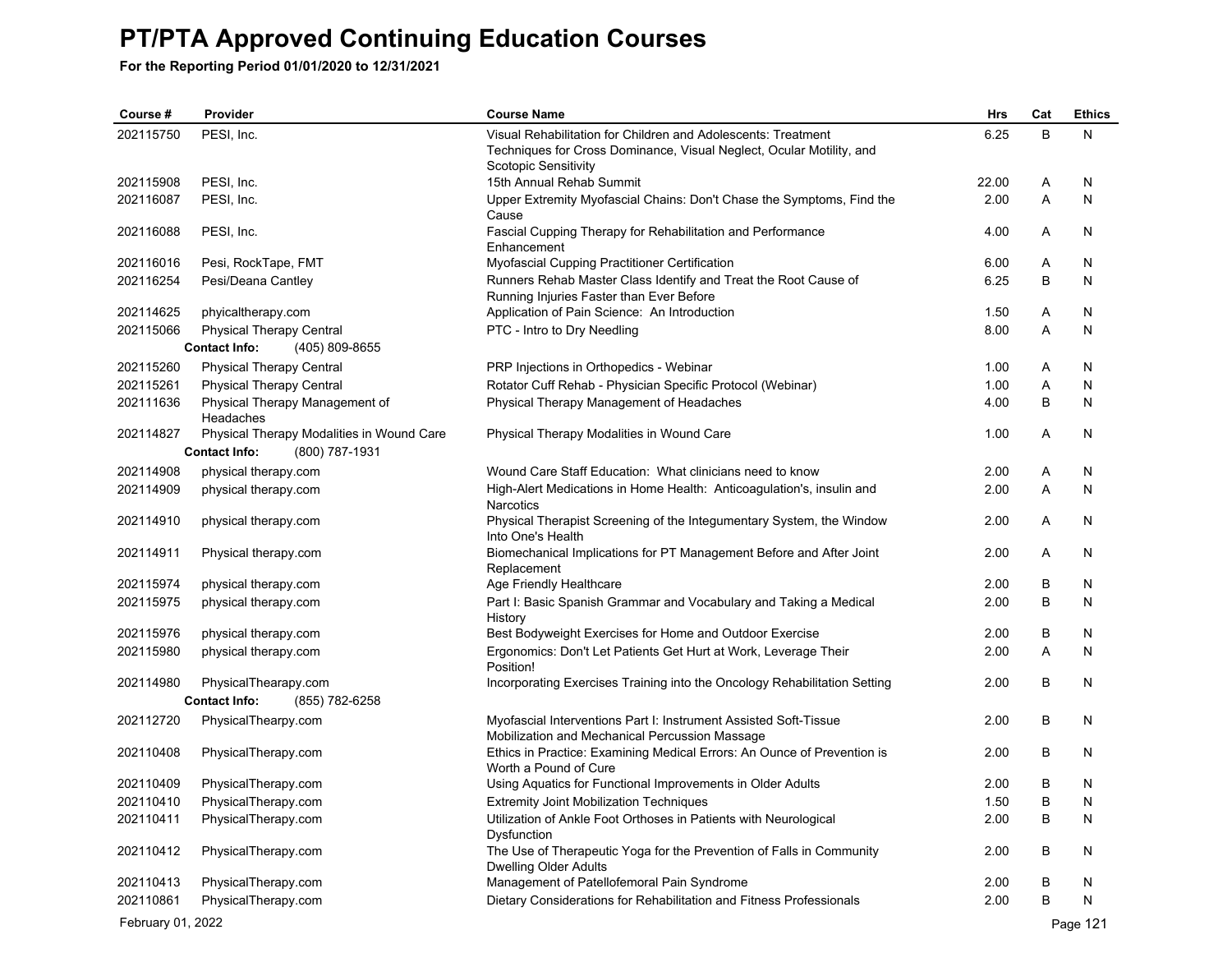# PT/PTA Approved Continuing Education Courses

**For the Reporting Period 01/01/2020 to 12/31/2021**

| Course # | Provider | Course Name | Hrs | Cat | Ethics |
|---|---|---|---|---|---|
| 202115750 | PESI, Inc. | Visual Rehabilitation for Children and Adolescents: Treatment Techniques for Cross Dominance, Visual Neglect, Ocular Motility, and Scotopic Sensitivity | 6.25 | B | N |
| 202115908 | PESI, Inc. | 15th Annual Rehab Summit | 22.00 | A | N |
| 202116087 | PESI, Inc. | Upper Extremity Myofascial Chains: Don't Chase the Symptoms, Find the Cause | 2.00 | A | N |
| 202116088 | PESI, Inc. | Fascial Cupping Therapy for Rehabilitation and Performance Enhancement | 4.00 | A | N |
| 202116016 | Pesi, RockTape, FMT | Myofascial Cupping Practitioner Certification | 6.00 | A | N |
| 202116254 | Pesi/Deana Cantley | Runners Rehab Master Class Identify and Treat the Root Cause of Running Injuries Faster than Ever Before | 6.25 | B | N |
| 202114625 | phyicaltherapy.com | Application of Pain Science: An Introduction | 1.50 | A | N |
| 202115066 | Physical Therapy Central | PTC - Intro to Dry Needling | 8.00 | A | N |
| | **Contact Info:** (405) 809-8655 | | | | |
| 202115260 | Physical Therapy Central | PRP Injections in Orthopedics - Webinar | 1.00 | A | N |
| 202115261 | Physical Therapy Central | Rotator Cuff Rehab - Physician Specific Protocol (Webinar) | 1.00 | A | N |
| 202111636 | Physical Therapy Management of Headaches | Physical Therapy Management of Headaches | 4.00 | B | N |
| 202114827 | Physical Therapy Modalities in Wound Care | Physical Therapy Modalities in Wound Care | 1.00 | A | N |
| | **Contact Info:** (800) 787-1931 | | | | |
| 202114908 | physical therapy.com | Wound Care Staff Education: What clinicians need to know | 2.00 | A | N |
| 202114909 | physical therapy.com | High-Alert Medications in Home Health: Anticoagulation's, insulin and Narcotics | 2.00 | A | N |
| 202114910 | physical therapy.com | Physical Therapist Screening of the Integumentary System, the Window Into One's Health | 2.00 | A | N |
| 202114911 | Physical therapy.com | Biomechanical Implications for PT Management Before and After Joint Replacement | 2.00 | A | N |
| 202115974 | physical therapy.com | Age Friendly Healthcare | 2.00 | B | N |
| 202115975 | physical therapy.com | Part I: Basic Spanish Grammar and Vocabulary and Taking a Medical History | 2.00 | B | N |
| 202115976 | physical therapy.com | Best Bodyweight Exercises for Home and Outdoor Exercise | 2.00 | B | N |
| 202115980 | physical therapy.com | Ergonomics: Don't Let Patients Get Hurt at Work, Leverage Their Position! | 2.00 | A | N |
| 202114980 | PhysicalThearapy.com | Incorporating Exercises Training into the Oncology Rehabilitation Setting | 2.00 | B | N |
| | **Contact Info:** (855) 782-6258 | | | | |
| 202112720 | PhysicalThearpy.com | Myofascial Interventions Part I: Instrument Assisted Soft-Tissue Mobilization and Mechanical Percussion Massage | 2.00 | B | N |
| 202110408 | PhysicalTherapy.com | Ethics in Practice: Examining Medical Errors: An Ounce of Prevention is Worth a Pound of Cure | 2.00 | B | N |
| 202110409 | PhysicalTherapy.com | Using Aquatics for Functional Improvements in Older Adults | 2.00 | B | N |
| 202110410 | PhysicalTherapy.com | Extremity Joint Mobilization Techniques | 1.50 | B | N |
| 202110411 | PhysicalTherapy.com | Utilization of Ankle Foot Orthoses in Patients with Neurological Dysfunction | 2.00 | B | N |
| 202110412 | PhysicalTherapy.com | The Use of Therapeutic Yoga for the Prevention of Falls in Community Dwelling Older Adults | 2.00 | B | N |
| 202110413 | PhysicalTherapy.com | Management of Patellofemoral Pain Syndrome | 2.00 | B | N |
| 202110861 | PhysicalTherapy.com | Dietary Considerations for Rehabilitation and Fitness Professionals | 2.00 | B | N |

February 01, 2022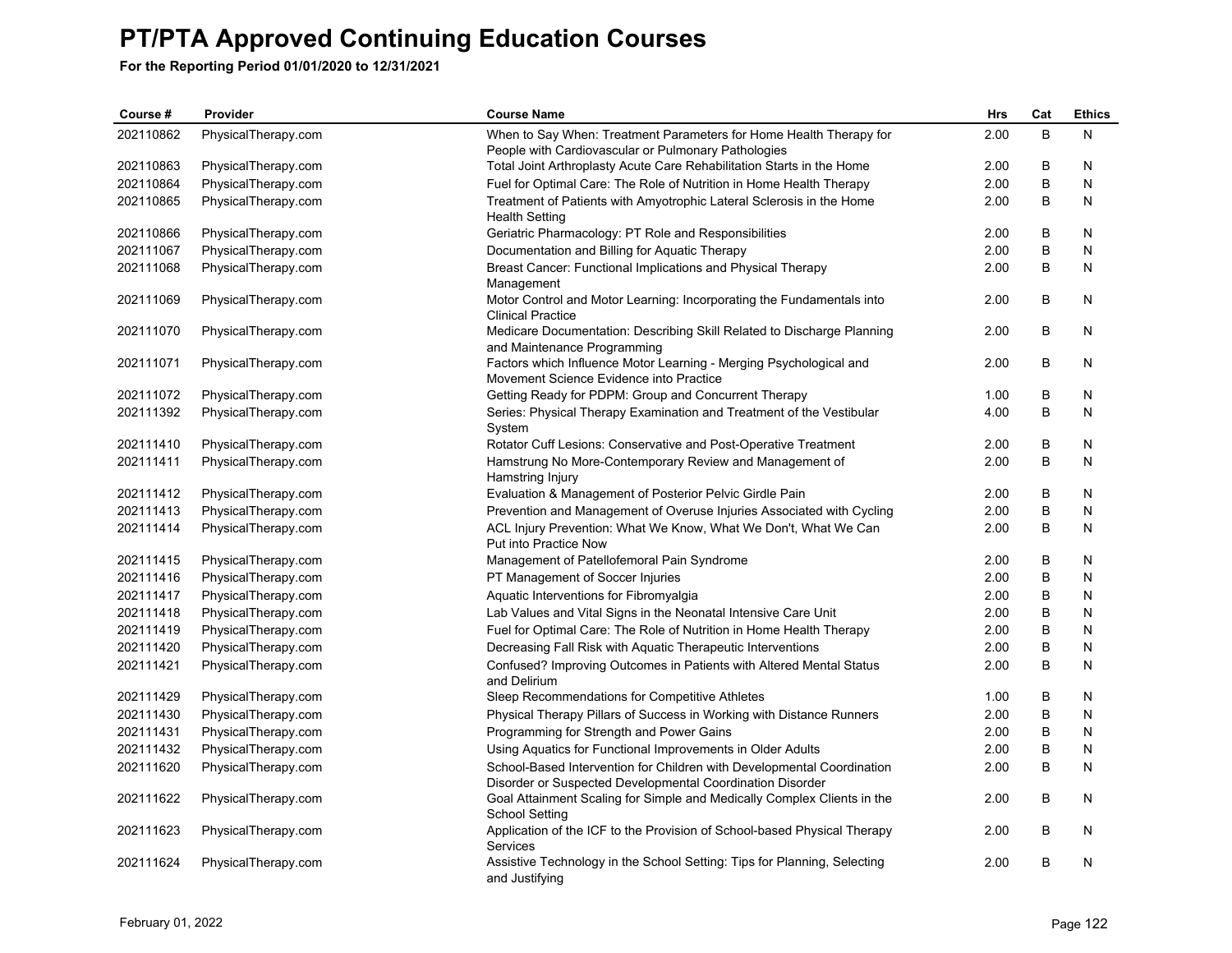# PT/PTA Approved Continuing Education Courses

**For the Reporting Period 01/01/2020 to 12/31/2021**

| Course # | Provider | Course Name | Hrs | Cat | Ethics |
|---|---|---|---|---|---|
| 202110862 | PhysicalTherapy.com | When to Say When: Treatment Parameters for Home Health Therapy for People with Cardiovascular or Pulmonary Pathologies | 2.00 | B | N |
| 202110863 | PhysicalTherapy.com | Total Joint Arthroplasty Acute Care Rehabilitation Starts in the Home | 2.00 | B | N |
| 202110864 | PhysicalTherapy.com | Fuel for Optimal Care: The Role of Nutrition in Home Health Therapy | 2.00 | B | N |
| 202110865 | PhysicalTherapy.com | Treatment of Patients with Amyotrophic Lateral Sclerosis in the Home Health Setting | 2.00 | B | N |
| 202110866 | PhysicalTherapy.com | Geriatric Pharmacology: PT Role and Responsibilities | 2.00 | B | N |
| 202111067 | PhysicalTherapy.com | Documentation and Billing for Aquatic Therapy | 2.00 | B | N |
| 202111068 | PhysicalTherapy.com | Breast Cancer: Functional Implications and Physical Therapy Management | 2.00 | B | N |
| 202111069 | PhysicalTherapy.com | Motor Control and Motor Learning: Incorporating the Fundamentals into Clinical Practice | 2.00 | B | N |
| 202111070 | PhysicalTherapy.com | Medicare Documentation: Describing Skill Related to Discharge Planning and Maintenance Programming | 2.00 | B | N |
| 202111071 | PhysicalTherapy.com | Factors which Influence Motor Learning - Merging Psychological and Movement Science Evidence into Practice | 2.00 | B | N |
| 202111072 | PhysicalTherapy.com | Getting Ready for PDPM: Group and Concurrent Therapy | 1.00 | B | N |
| 202111392 | PhysicalTherapy.com | Series: Physical Therapy Examination and Treatment of the Vestibular System | 4.00 | B | N |
| 202111410 | PhysicalTherapy.com | Rotator Cuff Lesions: Conservative and Post-Operative Treatment | 2.00 | B | N |
| 202111411 | PhysicalTherapy.com | Hamstrung No More-Contemporary Review and Management of Hamstring Injury | 2.00 | B | N |
| 202111412 | PhysicalTherapy.com | Evaluation & Management of Posterior Pelvic Girdle Pain | 2.00 | B | N |
| 202111413 | PhysicalTherapy.com | Prevention and Management of Overuse Injuries Associated with Cycling | 2.00 | B | N |
| 202111414 | PhysicalTherapy.com | ACL Injury Prevention: What We Know, What We Don't, What We Can Put into Practice Now | 2.00 | B | N |
| 202111415 | PhysicalTherapy.com | Management of Patellofemoral Pain Syndrome | 2.00 | B | N |
| 202111416 | PhysicalTherapy.com | PT Management of Soccer Injuries | 2.00 | B | N |
| 202111417 | PhysicalTherapy.com | Aquatic Interventions for Fibromyalgia | 2.00 | B | N |
| 202111418 | PhysicalTherapy.com | Lab Values and Vital Signs in the Neonatal Intensive Care Unit | 2.00 | B | N |
| 202111419 | PhysicalTherapy.com | Fuel for Optimal Care: The Role of Nutrition in Home Health Therapy | 2.00 | B | N |
| 202111420 | PhysicalTherapy.com | Decreasing Fall Risk with Aquatic Therapeutic Interventions | 2.00 | B | N |
| 202111421 | PhysicalTherapy.com | Confused? Improving Outcomes in Patients with Altered Mental Status and Delirium | 2.00 | B | N |
| 202111429 | PhysicalTherapy.com | Sleep Recommendations for Competitive Athletes | 1.00 | B | N |
| 202111430 | PhysicalTherapy.com | Physical Therapy Pillars of Success in Working with Distance Runners | 2.00 | B | N |
| 202111431 | PhysicalTherapy.com | Programming for Strength and Power Gains | 2.00 | B | N |
| 202111432 | PhysicalTherapy.com | Using Aquatics for Functional Improvements in Older Adults | 2.00 | B | N |
| 202111620 | PhysicalTherapy.com | School-Based Intervention for Children with Developmental Coordination Disorder or Suspected Developmental Coordination Disorder | 2.00 | B | N |
| 202111622 | PhysicalTherapy.com | Goal Attainment Scaling for Simple and Medically Complex Clients in the School Setting | 2.00 | B | N |
| 202111623 | PhysicalTherapy.com | Application of the ICF to the Provision of School-based Physical Therapy Services | 2.00 | B | N |
| 202111624 | PhysicalTherapy.com | Assistive Technology in the School Setting: Tips for Planning, Selecting and Justifying | 2.00 | B | N |

February 01, 2022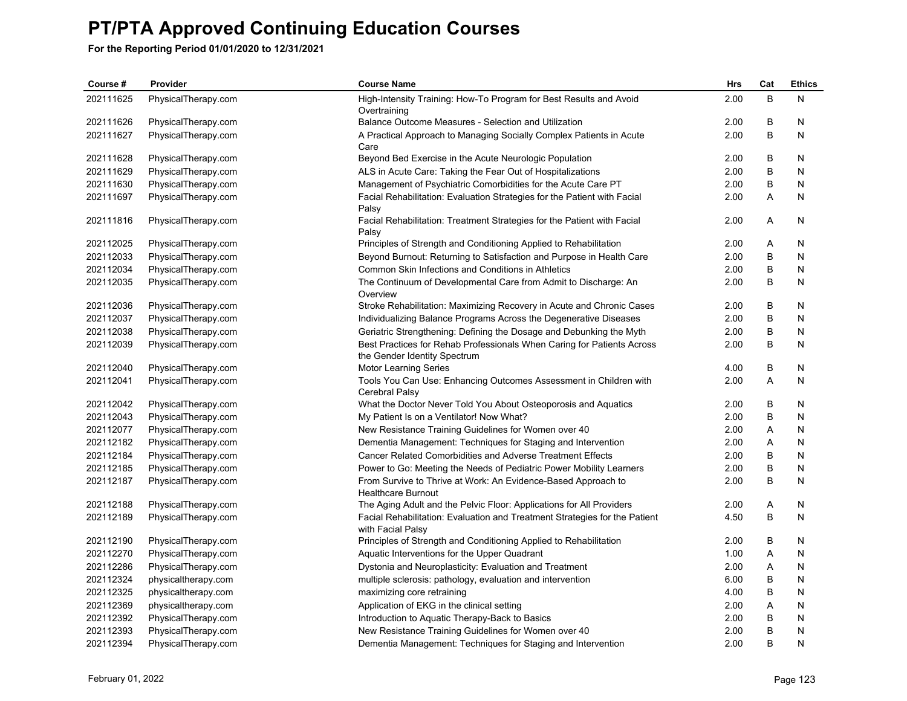# PT/PTA Approved Continuing Education Courses

**For the Reporting Period 01/01/2020 to 12/31/2021**

| Course # | Provider | Course Name | Hrs | Cat | Ethics |
|---|---|---|---|---|---|
| 202111625 | PhysicalTherapy.com | High-Intensity Training: How-To Program for Best Results and Avoid Overtraining | 2.00 | B | N |
| 202111626 | PhysicalTherapy.com | Balance Outcome Measures - Selection and Utilization | 2.00 | B | N |
| 202111627 | PhysicalTherapy.com | A Practical Approach to Managing Socially Complex Patients in Acute Care | 2.00 | B | N |
| 202111628 | PhysicalTherapy.com | Beyond Bed Exercise in the Acute Neurologic Population | 2.00 | B | N |
| 202111629 | PhysicalTherapy.com | ALS in Acute Care: Taking the Fear Out of Hospitalizations | 2.00 | B | N |
| 202111630 | PhysicalTherapy.com | Management of Psychiatric Comorbidities for the Acute Care PT | 2.00 | B | N |
| 202111697 | PhysicalTherapy.com | Facial Rehabilitation: Evaluation Strategies for the Patient with Facial Palsy | 2.00 | A | N |
| 202111816 | PhysicalTherapy.com | Facial Rehabilitation: Treatment Strategies for the Patient with Facial Palsy | 2.00 | A | N |
| 202112025 | PhysicalTherapy.com | Principles of Strength and Conditioning Applied to Rehabilitation | 2.00 | A | N |
| 202112033 | PhysicalTherapy.com | Beyond Burnout: Returning to Satisfaction and Purpose in Health Care | 2.00 | B | N |
| 202112034 | PhysicalTherapy.com | Common Skin Infections and Conditions in Athletics | 2.00 | B | N |
| 202112035 | PhysicalTherapy.com | The Continuum of Developmental Care from Admit to Discharge: An Overview | 2.00 | B | N |
| 202112036 | PhysicalTherapy.com | Stroke Rehabilitation: Maximizing Recovery in Acute and Chronic Cases | 2.00 | B | N |
| 202112037 | PhysicalTherapy.com | Individualizing Balance Programs Across the Degenerative Diseases | 2.00 | B | N |
| 202112038 | PhysicalTherapy.com | Geriatric Strengthening: Defining the Dosage and Debunking the Myth | 2.00 | B | N |
| 202112039 | PhysicalTherapy.com | Best Practices for Rehab Professionals When Caring for Patients Across the Gender Identity Spectrum | 2.00 | B | N |
| 202112040 | PhysicalTherapy.com | Motor Learning Series | 4.00 | B | N |
| 202112041 | PhysicalTherapy.com | Tools You Can Use: Enhancing Outcomes Assessment in Children with Cerebral Palsy | 2.00 | A | N |
| 202112042 | PhysicalTherapy.com | What the Doctor Never Told You About Osteoporosis and Aquatics | 2.00 | B | N |
| 202112043 | PhysicalTherapy.com | My Patient Is on a Ventilator! Now What? | 2.00 | B | N |
| 202112077 | PhysicalTherapy.com | New Resistance Training Guidelines for Women over 40 | 2.00 | A | N |
| 202112182 | PhysicalTherapy.com | Dementia Management: Techniques for Staging and Intervention | 2.00 | A | N |
| 202112184 | PhysicalTherapy.com | Cancer Related Comorbidities and Adverse Treatment Effects | 2.00 | B | N |
| 202112185 | PhysicalTherapy.com | Power to Go: Meeting the Needs of Pediatric Power Mobility Learners | 2.00 | B | N |
| 202112187 | PhysicalTherapy.com | From Survive to Thrive at Work: An Evidence-Based Approach to Healthcare Burnout | 2.00 | B | N |
| 202112188 | PhysicalTherapy.com | The Aging Adult and the Pelvic Floor: Applications for All Providers | 2.00 | A | N |
| 202112189 | PhysicalTherapy.com | Facial Rehabilitation: Evaluation and Treatment Strategies for the Patient with Facial Palsy | 4.50 | B | N |
| 202112190 | PhysicalTherapy.com | Principles of Strength and Conditioning Applied to Rehabilitation | 2.00 | B | N |
| 202112270 | PhysicalTherapy.com | Aquatic Interventions for the Upper Quadrant | 1.00 | A | N |
| 202112286 | PhysicalTherapy.com | Dystonia and Neuroplasticity: Evaluation and Treatment | 2.00 | A | N |
| 202112324 | physicaltherapy.com | multiple sclerosis: pathology, evaluation and intervention | 6.00 | B | N |
| 202112325 | physicaltherapy.com | maximizing core retraining | 4.00 | B | N |
| 202112369 | physicaltherapy.com | Application of EKG in the clinical setting | 2.00 | A | N |
| 202112392 | PhysicalTherapy.com | Introduction to Aquatic Therapy-Back to Basics | 2.00 | B | N |
| 202112393 | PhysicalTherapy.com | New Resistance Training Guidelines for Women over 40 | 2.00 | B | N |
| 202112394 | PhysicalTherapy.com | Dementia Management: Techniques for Staging and Intervention | 2.00 | B | N |

February 01, 2022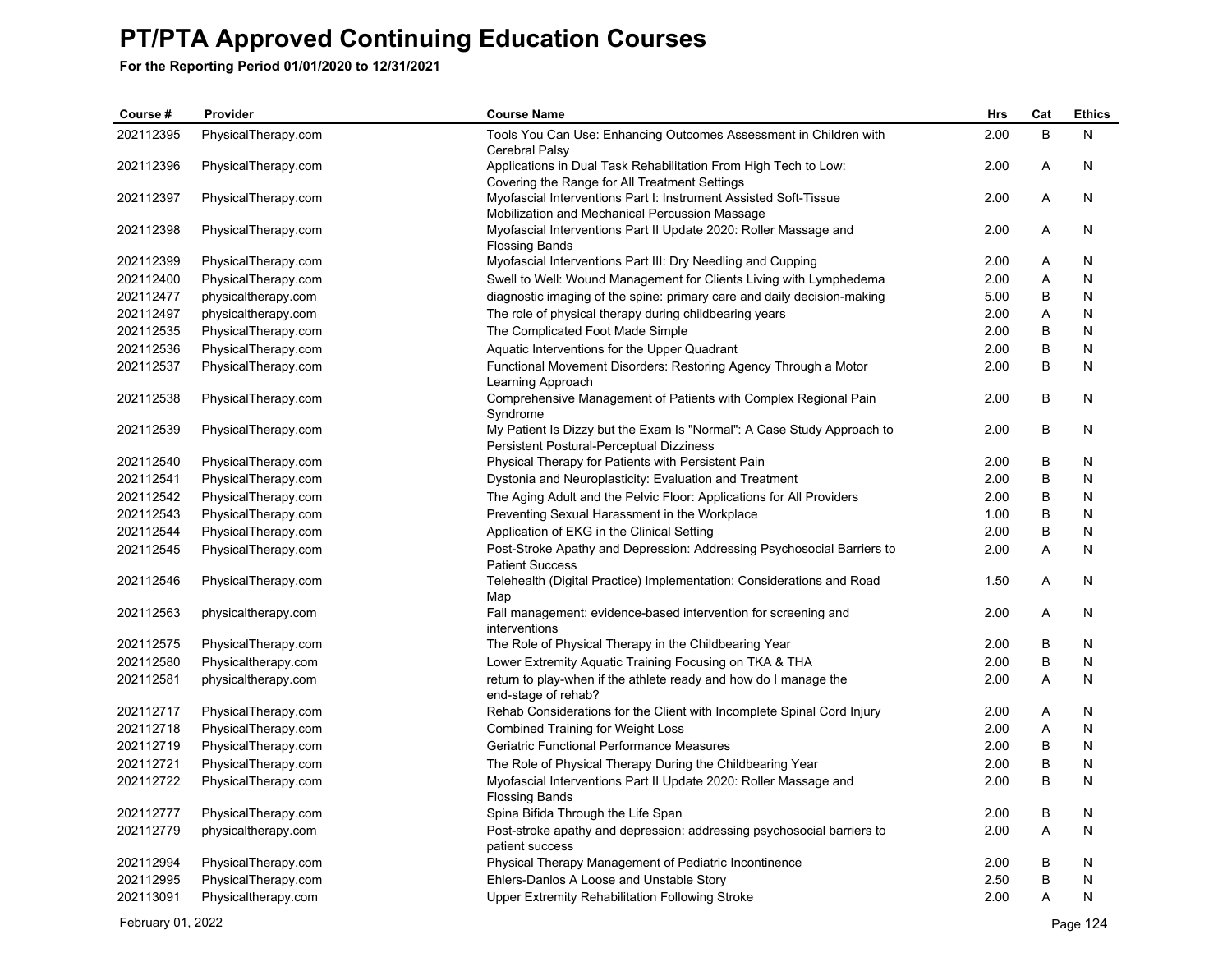# PT/PTA Approved Continuing Education Courses

**For the Reporting Period 01/01/2020 to 12/31/2021**

| Course # | Provider | Course Name | Hrs | Cat | Ethics |
|---|---|---|---|---|---|
| 202112395 | PhysicalTherapy.com | Tools You Can Use: Enhancing Outcomes Assessment in Children with Cerebral Palsy | 2.00 | B | N |
| 202112396 | PhysicalTherapy.com | Applications in Dual Task Rehabilitation From High Tech to Low: Covering the Range for All Treatment Settings | 2.00 | A | N |
| 202112397 | PhysicalTherapy.com | Myofascial Interventions Part I: Instrument Assisted Soft-Tissue Mobilization and Mechanical Percussion Massage | 2.00 | A | N |
| 202112398 | PhysicalTherapy.com | Myofascial Interventions Part II Update 2020: Roller Massage and Flossing Bands | 2.00 | A | N |
| 202112399 | PhysicalTherapy.com | Myofascial Interventions Part III: Dry Needling and Cupping | 2.00 | A | N |
| 202112400 | PhysicalTherapy.com | Swell to Well: Wound Management for Clients Living with Lymphedema | 2.00 | A | N |
| 202112477 | physicaltherapy.com | diagnostic imaging of the spine: primary care and daily decision-making | 5.00 | B | N |
| 202112497 | physicaltherapy.com | The role of physical therapy during childbearing years | 2.00 | A | N |
| 202112535 | PhysicalTherapy.com | The Complicated Foot Made Simple | 2.00 | B | N |
| 202112536 | PhysicalTherapy.com | Aquatic Interventions for the Upper Quadrant | 2.00 | B | N |
| 202112537 | PhysicalTherapy.com | Functional Movement Disorders: Restoring Agency Through a Motor Learning Approach | 2.00 | B | N |
| 202112538 | PhysicalTherapy.com | Comprehensive Management of Patients with Complex Regional Pain Syndrome | 2.00 | B | N |
| 202112539 | PhysicalTherapy.com | My Patient Is Dizzy but the Exam Is "Normal": A Case Study Approach to Persistent Postural-Perceptual Dizziness | 2.00 | B | N |
| 202112540 | PhysicalTherapy.com | Physical Therapy for Patients with Persistent Pain | 2.00 | B | N |
| 202112541 | PhysicalTherapy.com | Dystonia and Neuroplasticity: Evaluation and Treatment | 2.00 | B | N |
| 202112542 | PhysicalTherapy.com | The Aging Adult and the Pelvic Floor: Applications for All Providers | 2.00 | B | N |
| 202112543 | PhysicalTherapy.com | Preventing Sexual Harassment in the Workplace | 1.00 | B | N |
| 202112544 | PhysicalTherapy.com | Application of EKG in the Clinical Setting | 2.00 | B | N |
| 202112545 | PhysicalTherapy.com | Post-Stroke Apathy and Depression: Addressing Psychosocial Barriers to Patient Success | 2.00 | A | N |
| 202112546 | PhysicalTherapy.com | Telehealth (Digital Practice) Implementation: Considerations and Road Map | 1.50 | A | N |
| 202112563 | physicaltherapy.com | Fall management: evidence-based intervention for screening and interventions | 2.00 | A | N |
| 202112575 | PhysicalTherapy.com | The Role of Physical Therapy in the Childbearing Year | 2.00 | B | N |
| 202112580 | Physicaltherapy.com | Lower Extremity Aquatic Training Focusing on TKA & THA | 2.00 | B | N |
| 202112581 | physicaltherapy.com | return to play-when if the athlete ready and how do I manage the end-stage of rehab? | 2.00 | A | N |
| 202112717 | PhysicalTherapy.com | Rehab Considerations for the Client with Incomplete Spinal Cord Injury | 2.00 | A | N |
| 202112718 | PhysicalTherapy.com | Combined Training for Weight Loss | 2.00 | A | N |
| 202112719 | PhysicalTherapy.com | Geriatric Functional Performance Measures | 2.00 | B | N |
| 202112721 | PhysicalTherapy.com | The Role of Physical Therapy During the Childbearing Year | 2.00 | B | N |
| 202112722 | PhysicalTherapy.com | Myofascial Interventions Part II Update 2020: Roller Massage and Flossing Bands | 2.00 | B | N |
| 202112777 | PhysicalTherapy.com | Spina Bifida Through the Life Span | 2.00 | B | N |
| 202112779 | physicaltherapy.com | Post-stroke apathy and depression: addressing psychosocial barriers to patient success | 2.00 | A | N |
| 202112994 | PhysicalTherapy.com | Physical Therapy Management of Pediatric Incontinence | 2.00 | B | N |
| 202112995 | PhysicalTherapy.com | Ehlers-Danlos A Loose and Unstable Story | 2.50 | B | N |
| 202113091 | Physicaltherapy.com | Upper Extremity Rehabilitation Following Stroke | 2.00 | A | N |

February 01, 2022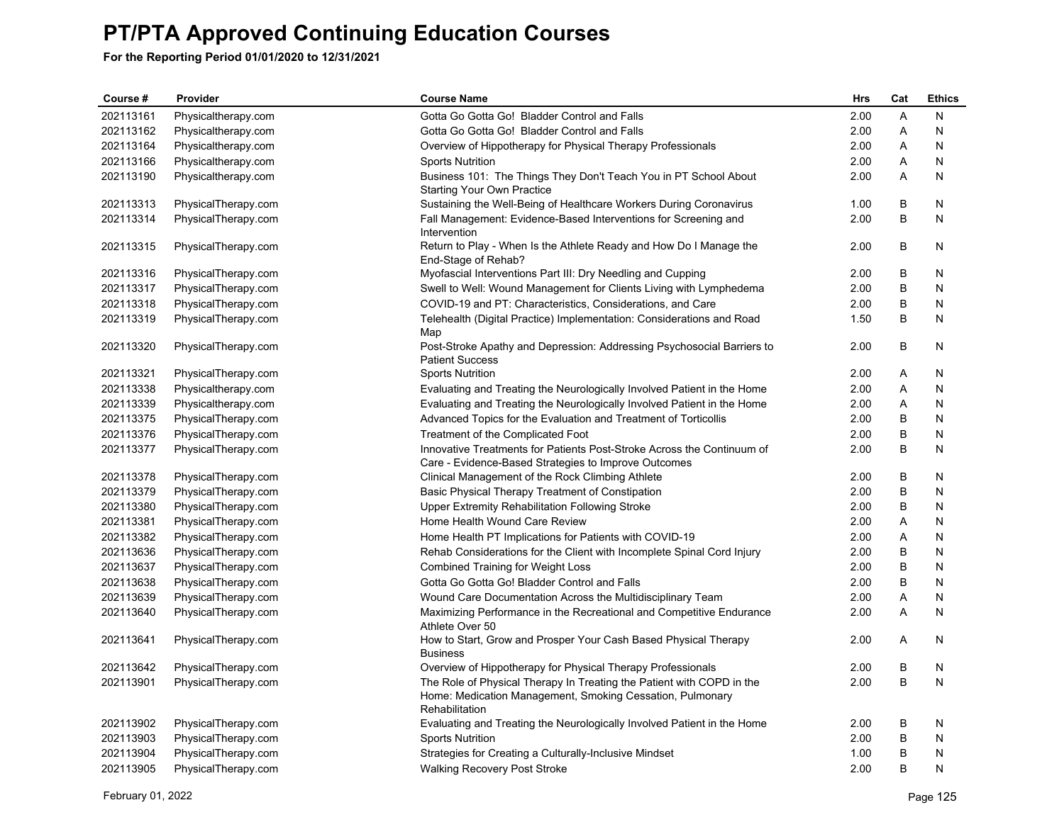# PT/PTA Approved Continuing Education Courses

**For the Reporting Period 01/01/2020 to 12/31/2021**

| Course # | Provider | Course Name | Hrs | Cat | Ethics |
|---|---|---|---|---|---|
| 202113161 | Physicaltherapy.com | Gotta Go Gotta Go!  Bladder Control and Falls | 2.00 | A | N |
| 202113162 | Physicaltherapy.com | Gotta Go Gotta Go!  Bladder Control and Falls | 2.00 | A | N |
| 202113164 | Physicaltherapy.com | Overview of Hippotherapy for Physical Therapy Professionals | 2.00 | A | N |
| 202113166 | Physicaltherapy.com | Sports Nutrition | 2.00 | A | N |
| 202113190 | Physicaltherapy.com | Business 101:  The Things They Don't Teach You in PT School About Starting Your Own Practice | 2.00 | A | N |
| 202113313 | PhysicalTherapy.com | Sustaining the Well-Being of Healthcare Workers During Coronavirus | 1.00 | B | N |
| 202113314 | PhysicalTherapy.com | Fall Management: Evidence-Based Interventions for Screening and Intervention | 2.00 | B | N |
| 202113315 | PhysicalTherapy.com | Return to Play - When Is the Athlete Ready and How Do I Manage the End-Stage of Rehab? | 2.00 | B | N |
| 202113316 | PhysicalTherapy.com | Myofascial Interventions Part III: Dry Needling and Cupping | 2.00 | B | N |
| 202113317 | PhysicalTherapy.com | Swell to Well: Wound Management for Clients Living with Lymphedema | 2.00 | B | N |
| 202113318 | PhysicalTherapy.com | COVID-19 and PT: Characteristics, Considerations, and Care | 2.00 | B | N |
| 202113319 | PhysicalTherapy.com | Telehealth (Digital Practice) Implementation: Considerations and Road Map | 1.50 | B | N |
| 202113320 | PhysicalTherapy.com | Post-Stroke Apathy and Depression: Addressing Psychosocial Barriers to Patient Success | 2.00 | B | N |
| 202113321 | PhysicalTherapy.com | Sports Nutrition | 2.00 | A | N |
| 202113338 | Physicaltherapy.com | Evaluating and Treating the Neurologically Involved Patient in the Home | 2.00 | A | N |
| 202113339 | Physicaltherapy.com | Evaluating and Treating the Neurologically Involved Patient in the Home | 2.00 | A | N |
| 202113375 | PhysicalTherapy.com | Advanced Topics for the Evaluation and Treatment of Torticollis | 2.00 | B | N |
| 202113376 | PhysicalTherapy.com | Treatment of the Complicated Foot | 2.00 | B | N |
| 202113377 | PhysicalTherapy.com | Innovative Treatments for Patients Post-Stroke Across the Continuum of Care - Evidence-Based Strategies to Improve Outcomes | 2.00 | B | N |
| 202113378 | PhysicalTherapy.com | Clinical Management of the Rock Climbing Athlete | 2.00 | B | N |
| 202113379 | PhysicalTherapy.com | Basic Physical Therapy Treatment of Constipation | 2.00 | B | N |
| 202113380 | PhysicalTherapy.com | Upper Extremity Rehabilitation Following Stroke | 2.00 | B | N |
| 202113381 | PhysicalTherapy.com | Home Health Wound Care Review | 2.00 | A | N |
| 202113382 | PhysicalTherapy.com | Home Health PT Implications for Patients with COVID-19 | 2.00 | A | N |
| 202113636 | PhysicalTherapy.com | Rehab Considerations for the Client with Incomplete Spinal Cord Injury | 2.00 | B | N |
| 202113637 | PhysicalTherapy.com | Combined Training for Weight Loss | 2.00 | B | N |
| 202113638 | PhysicalTherapy.com | Gotta Go Gotta Go! Bladder Control and Falls | 2.00 | B | N |
| 202113639 | PhysicalTherapy.com | Wound Care Documentation Across the Multidisciplinary Team | 2.00 | A | N |
| 202113640 | PhysicalTherapy.com | Maximizing Performance in the Recreational and Competitive Endurance Athlete Over 50 | 2.00 | A | N |
| 202113641 | PhysicalTherapy.com | How to Start, Grow and Prosper Your Cash Based Physical Therapy Business | 2.00 | A | N |
| 202113642 | PhysicalTherapy.com | Overview of Hippotherapy for Physical Therapy Professionals | 2.00 | B | N |
| 202113901 | PhysicalTherapy.com | The Role of Physical Therapy In Treating the Patient with COPD in the Home: Medication Management, Smoking Cessation, Pulmonary Rehabilitation | 2.00 | B | N |
| 202113902 | PhysicalTherapy.com | Evaluating and Treating the Neurologically Involved Patient in the Home | 2.00 | B | N |
| 202113903 | PhysicalTherapy.com | Sports Nutrition | 2.00 | B | N |
| 202113904 | PhysicalTherapy.com | Strategies for Creating a Culturally-Inclusive Mindset | 1.00 | B | N |
| 202113905 | PhysicalTherapy.com | Walking Recovery Post Stroke | 2.00 | B | N |

February 01, 2022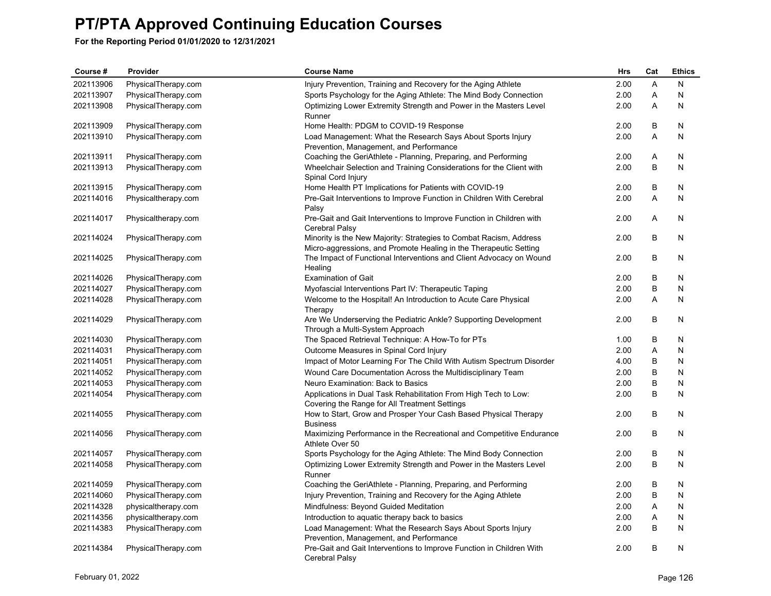# PT/PTA Approved Continuing Education Courses

**For the Reporting Period 01/01/2020 to 12/31/2021**

| Course # | Provider | Course Name | Hrs | Cat | Ethics |
|---|---|---|---|---|---|
| 202113906 | PhysicalTherapy.com | Injury Prevention, Training and Recovery for the Aging Athlete | 2.00 | A | N |
| 202113907 | PhysicalTherapy.com | Sports Psychology for the Aging Athlete: The Mind Body Connection | 2.00 | A | N |
| 202113908 | PhysicalTherapy.com | Optimizing Lower Extremity Strength and Power in the Masters Level Runner | 2.00 | A | N |
| 202113909 | PhysicalTherapy.com | Home Health: PDGM to COVID-19 Response | 2.00 | B | N |
| 202113910 | PhysicalTherapy.com | Load Management: What the Research Says About Sports Injury Prevention, Management, and Performance | 2.00 | A | N |
| 202113911 | PhysicalTherapy.com | Coaching the GeriAthlete - Planning, Preparing, and Performing | 2.00 | A | N |
| 202113913 | PhysicalTherapy.com | Wheelchair Selection and Training Considerations for the Client with Spinal Cord Injury | 2.00 | B | N |
| 202113915 | PhysicalTherapy.com | Home Health PT Implications for Patients with COVID-19 | 2.00 | B | N |
| 202114016 | Physicaltherapy.com | Pre-Gait Interventions to Improve Function in Children With Cerebral Palsy | 2.00 | A | N |
| 202114017 | Physicaltherapy.com | Pre-Gait and Gait Interventions to Improve Function in Children with Cerebral Palsy | 2.00 | A | N |
| 202114024 | PhysicalTherapy.com | Minority is the New Majority: Strategies to Combat Racism, Address Micro-aggressions, and Promote Healing in the Therapeutic Setting | 2.00 | B | N |
| 202114025 | PhysicalTherapy.com | The Impact of Functional Interventions and Client Advocacy on Wound Healing | 2.00 | B | N |
| 202114026 | PhysicalTherapy.com | Examination of Gait | 2.00 | B | N |
| 202114027 | PhysicalTherapy.com | Myofascial Interventions Part IV: Therapeutic Taping | 2.00 | B | N |
| 202114028 | PhysicalTherapy.com | Welcome to the Hospital! An Introduction to Acute Care Physical Therapy | 2.00 | A | N |
| 202114029 | PhysicalTherapy.com | Are We Underserving the Pediatric Ankle? Supporting Development Through a Multi-System Approach | 2.00 | B | N |
| 202114030 | PhysicalTherapy.com | The Spaced Retrieval Technique: A How-To for PTs | 1.00 | B | N |
| 202114031 | PhysicalTherapy.com | Outcome Measures in Spinal Cord Injury | 2.00 | A | N |
| 202114051 | PhysicalTherapy.com | Impact of Motor Learning For The Child With Autism Spectrum Disorder | 4.00 | B | N |
| 202114052 | PhysicalTherapy.com | Wound Care Documentation Across the Multidisciplinary Team | 2.00 | B | N |
| 202114053 | PhysicalTherapy.com | Neuro Examination: Back to Basics | 2.00 | B | N |
| 202114054 | PhysicalTherapy.com | Applications in Dual Task Rehabilitation From High Tech to Low: Covering the Range for All Treatment Settings | 2.00 | B | N |
| 202114055 | PhysicalTherapy.com | How to Start, Grow and Prosper Your Cash Based Physical Therapy Business | 2.00 | B | N |
| 202114056 | PhysicalTherapy.com | Maximizing Performance in the Recreational and Competitive Endurance Athlete Over 50 | 2.00 | B | N |
| 202114057 | PhysicalTherapy.com | Sports Psychology for the Aging Athlete: The Mind Body Connection | 2.00 | B | N |
| 202114058 | PhysicalTherapy.com | Optimizing Lower Extremity Strength and Power in the Masters Level Runner | 2.00 | B | N |
| 202114059 | PhysicalTherapy.com | Coaching the GeriAthlete - Planning, Preparing, and Performing | 2.00 | B | N |
| 202114060 | PhysicalTherapy.com | Injury Prevention, Training and Recovery for the Aging Athlete | 2.00 | B | N |
| 202114328 | physicaltherapy.com | Mindfulness: Beyond Guided Meditation | 2.00 | A | N |
| 202114356 | physicaltherapy.com | Introduction to aquatic therapy back to basics | 2.00 | A | N |
| 202114383 | PhysicalTherapy.com | Load Management: What the Research Says About Sports Injury Prevention, Management, and Performance | 2.00 | B | N |
| 202114384 | PhysicalTherapy.com | Pre-Gait and Gait Interventions to Improve Function in Children With Cerebral Palsy | 2.00 | B | N |

February 01, 2022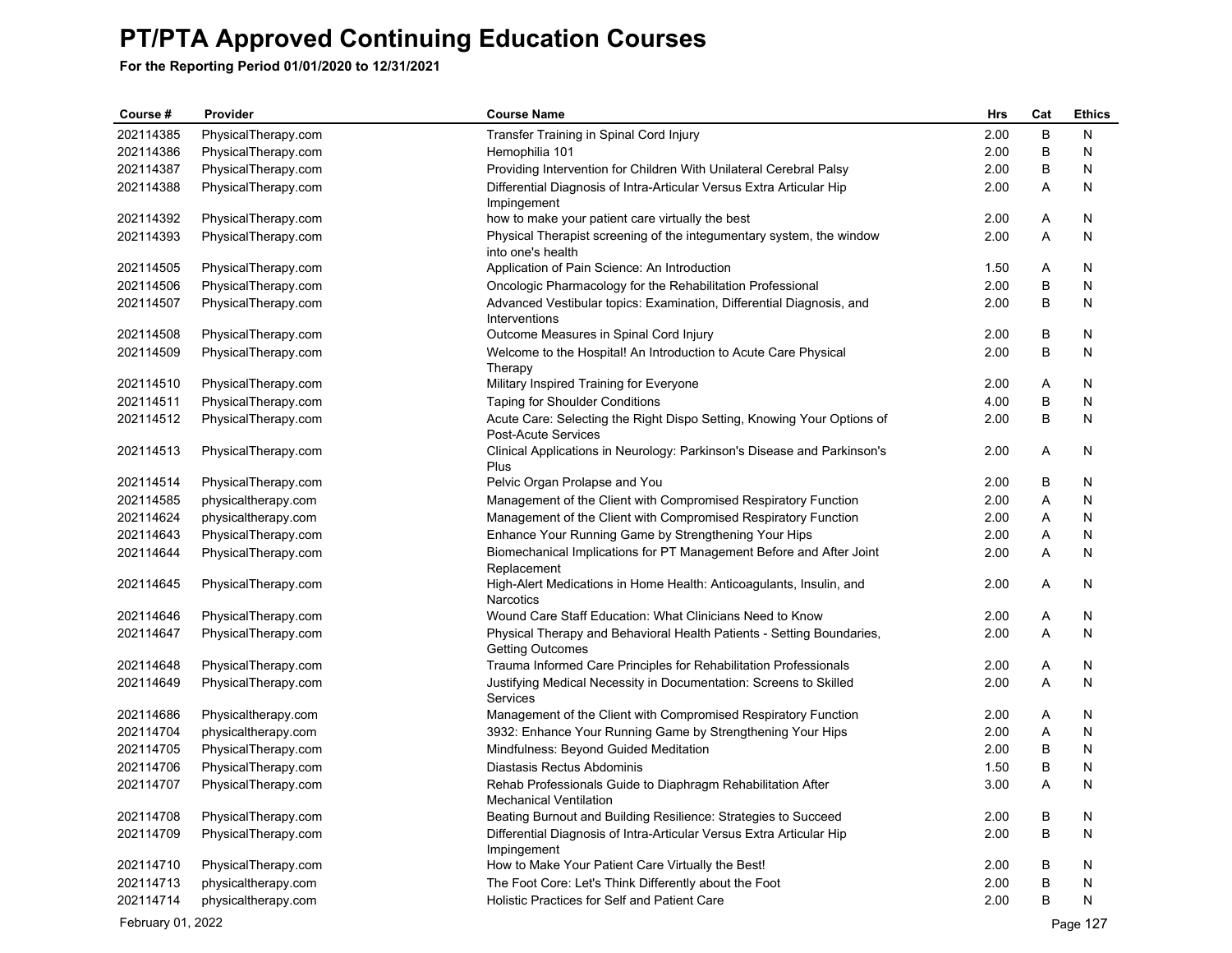# PT/PTA Approved Continuing Education Courses

**For the Reporting Period 01/01/2020 to 12/31/2021**

| Course # | Provider | Course Name | Hrs | Cat | Ethics |
|---|---|---|---|---|---|
| 202114385 | PhysicalTherapy.com | Transfer Training in Spinal Cord Injury | 2.00 | B | N |
| 202114386 | PhysicalTherapy.com | Hemophilia 101 | 2.00 | B | N |
| 202114387 | PhysicalTherapy.com | Providing Intervention for Children With Unilateral Cerebral Palsy | 2.00 | B | N |
| 202114388 | PhysicalTherapy.com | Differential Diagnosis of Intra-Articular Versus Extra Articular Hip Impingement | 2.00 | A | N |
| 202114392 | PhysicalTherapy.com | how to make your patient care virtually the best | 2.00 | A | N |
| 202114393 | PhysicalTherapy.com | Physical Therapist screening of the integumentary system, the window into one's health | 2.00 | A | N |
| 202114505 | PhysicalTherapy.com | Application of Pain Science: An Introduction | 1.50 | A | N |
| 202114506 | PhysicalTherapy.com | Oncologic Pharmacology for the Rehabilitation Professional | 2.00 | B | N |
| 202114507 | PhysicalTherapy.com | Advanced Vestibular topics: Examination, Differential Diagnosis, and Interventions | 2.00 | B | N |
| 202114508 | PhysicalTherapy.com | Outcome Measures in Spinal Cord Injury | 2.00 | B | N |
| 202114509 | PhysicalTherapy.com | Welcome to the Hospital! An Introduction to Acute Care Physical Therapy | 2.00 | B | N |
| 202114510 | PhysicalTherapy.com | Military Inspired Training for Everyone | 2.00 | A | N |
| 202114511 | PhysicalTherapy.com | Taping for Shoulder Conditions | 4.00 | B | N |
| 202114512 | PhysicalTherapy.com | Acute Care: Selecting the Right Dispo Setting, Knowing Your Options of Post-Acute Services | 2.00 | B | N |
| 202114513 | PhysicalTherapy.com | Clinical Applications in Neurology: Parkinson's Disease and Parkinson's Plus | 2.00 | A | N |
| 202114514 | PhysicalTherapy.com | Pelvic Organ Prolapse and You | 2.00 | B | N |
| 202114585 | physicaltherapy.com | Management of the Client with Compromised Respiratory Function | 2.00 | A | N |
| 202114624 | physicaltherapy.com | Management of the Client with Compromised Respiratory Function | 2.00 | A | N |
| 202114643 | PhysicalTherapy.com | Enhance Your Running Game by Strengthening Your Hips | 2.00 | A | N |
| 202114644 | PhysicalTherapy.com | Biomechanical Implications for PT Management Before and After Joint Replacement | 2.00 | A | N |
| 202114645 | PhysicalTherapy.com | High-Alert Medications in Home Health: Anticoagulants, Insulin, and Narcotics | 2.00 | A | N |
| 202114646 | PhysicalTherapy.com | Wound Care Staff Education: What Clinicians Need to Know | 2.00 | A | N |
| 202114647 | PhysicalTherapy.com | Physical Therapy and Behavioral Health Patients - Setting Boundaries, Getting Outcomes | 2.00 | A | N |
| 202114648 | PhysicalTherapy.com | Trauma Informed Care Principles for Rehabilitation Professionals | 2.00 | A | N |
| 202114649 | PhysicalTherapy.com | Justifying Medical Necessity in Documentation: Screens to Skilled Services | 2.00 | A | N |
| 202114686 | Physicaltherapy.com | Management of the Client with Compromised Respiratory Function | 2.00 | A | N |
| 202114704 | physicaltherapy.com | 3932: Enhance Your Running Game by Strengthening Your Hips | 2.00 | A | N |
| 202114705 | PhysicalTherapy.com | Mindfulness: Beyond Guided Meditation | 2.00 | B | N |
| 202114706 | PhysicalTherapy.com | Diastasis Rectus Abdominis | 1.50 | B | N |
| 202114707 | PhysicalTherapy.com | Rehab Professionals Guide to Diaphragm Rehabilitation After Mechanical Ventilation | 3.00 | A | N |
| 202114708 | PhysicalTherapy.com | Beating Burnout and Building Resilience: Strategies to Succeed | 2.00 | B | N |
| 202114709 | PhysicalTherapy.com | Differential Diagnosis of Intra-Articular Versus Extra Articular Hip Impingement | 2.00 | B | N |
| 202114710 | PhysicalTherapy.com | How to Make Your Patient Care Virtually the Best! | 2.00 | B | N |
| 202114713 | physicaltherapy.com | The Foot Core: Let's Think Differently about the Foot | 2.00 | B | N |
| 202114714 | physicaltherapy.com | Holistic Practices for Self and Patient Care | 2.00 | B | N |

February 01, 2022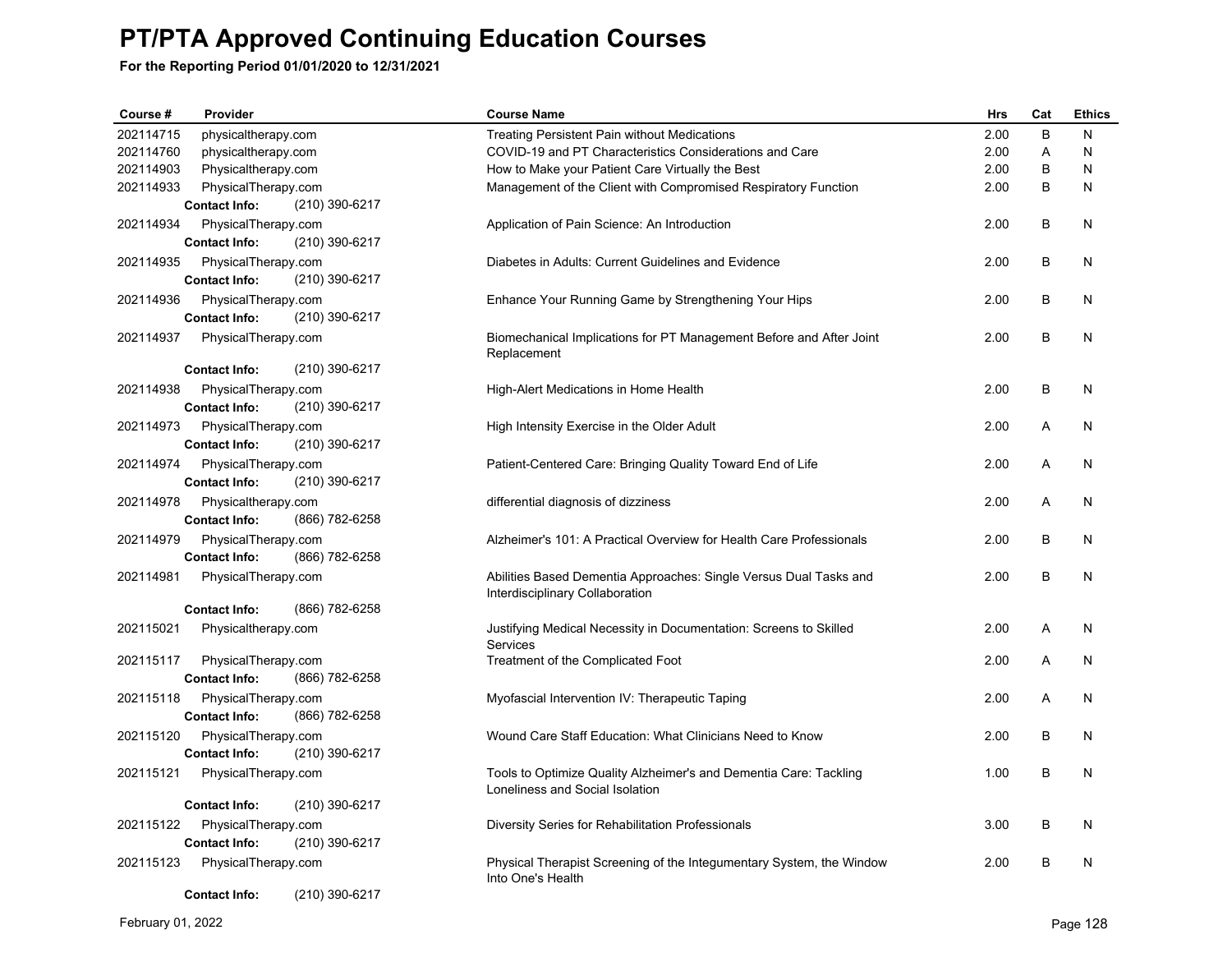# PT/PTA Approved Continuing Education Courses

**For the Reporting Period 01/01/2020 to 12/31/2021**

| Course # | Provider | Course Name | Hrs | Cat | Ethics |
|---|---|---|---|---|---|
| 202114715 | physicaltherapy.com | Treating Persistent Pain without Medications | 2.00 | B | N |
| 202114760 | physicaltherapy.com | COVID-19 and PT Characteristics Considerations and Care | 2.00 | A | N |
| 202114903 | Physicaltherapy.com | How to Make your Patient Care Virtually the Best | 2.00 | B | N |
| 202114933 | PhysicalTherapy.com **Contact Info:** (210) 390-6217 | Management of the Client with Compromised Respiratory Function | 2.00 | B | N |
| 202114934 | PhysicalTherapy.com **Contact Info:** (210) 390-6217 | Application of Pain Science: An Introduction | 2.00 | B | N |
| 202114935 | PhysicalTherapy.com **Contact Info:** (210) 390-6217 | Diabetes in Adults: Current Guidelines and Evidence | 2.00 | B | N |
| 202114936 | PhysicalTherapy.com **Contact Info:** (210) 390-6217 | Enhance Your Running Game by Strengthening Your Hips | 2.00 | B | N |
| 202114937 | PhysicalTherapy.com **Contact Info:** (210) 390-6217 | Biomechanical Implications for PT Management Before and After Joint Replacement | 2.00 | B | N |
| 202114938 | PhysicalTherapy.com **Contact Info:** (210) 390-6217 | High-Alert Medications in Home Health | 2.00 | B | N |
| 202114973 | PhysicalTherapy.com **Contact Info:** (210) 390-6217 | High Intensity Exercise in the Older Adult | 2.00 | A | N |
| 202114974 | PhysicalTherapy.com **Contact Info:** (210) 390-6217 | Patient-Centered Care: Bringing Quality Toward End of Life | 2.00 | A | N |
| 202114978 | Physicaltherapy.com **Contact Info:** (866) 782-6258 | differential diagnosis of dizziness | 2.00 | A | N |
| 202114979 | PhysicalTherapy.com **Contact Info:** (866) 782-6258 | Alzheimer's 101: A Practical Overview for Health Care Professionals | 2.00 | B | N |
| 202114981 | PhysicalTherapy.com **Contact Info:** (866) 782-6258 | Abilities Based Dementia Approaches: Single Versus Dual Tasks and Interdisciplinary Collaboration | 2.00 | B | N |
| 202115021 | Physicaltherapy.com | Justifying Medical Necessity in Documentation: Screens to Skilled Services | 2.00 | A | N |
| 202115117 | PhysicalTherapy.com **Contact Info:** (866) 782-6258 | Treatment of the Complicated Foot | 2.00 | A | N |
| 202115118 | PhysicalTherapy.com **Contact Info:** (866) 782-6258 | Myofascial Intervention IV: Therapeutic Taping | 2.00 | A | N |
| 202115120 | PhysicalTherapy.com **Contact Info:** (210) 390-6217 | Wound Care Staff Education: What Clinicians Need to Know | 2.00 | B | N |
| 202115121 | PhysicalTherapy.com **Contact Info:** (210) 390-6217 | Tools to Optimize Quality Alzheimer's and Dementia Care: Tackling Loneliness and Social Isolation | 1.00 | B | N |
| 202115122 | PhysicalTherapy.com **Contact Info:** (210) 390-6217 | Diversity Series for Rehabilitation Professionals | 3.00 | B | N |
| 202115123 | PhysicalTherapy.com **Contact Info:** (210) 390-6217 | Physical Therapist Screening of the Integumentary System, the Window Into One's Health | 2.00 | B | N |

February 01, 2022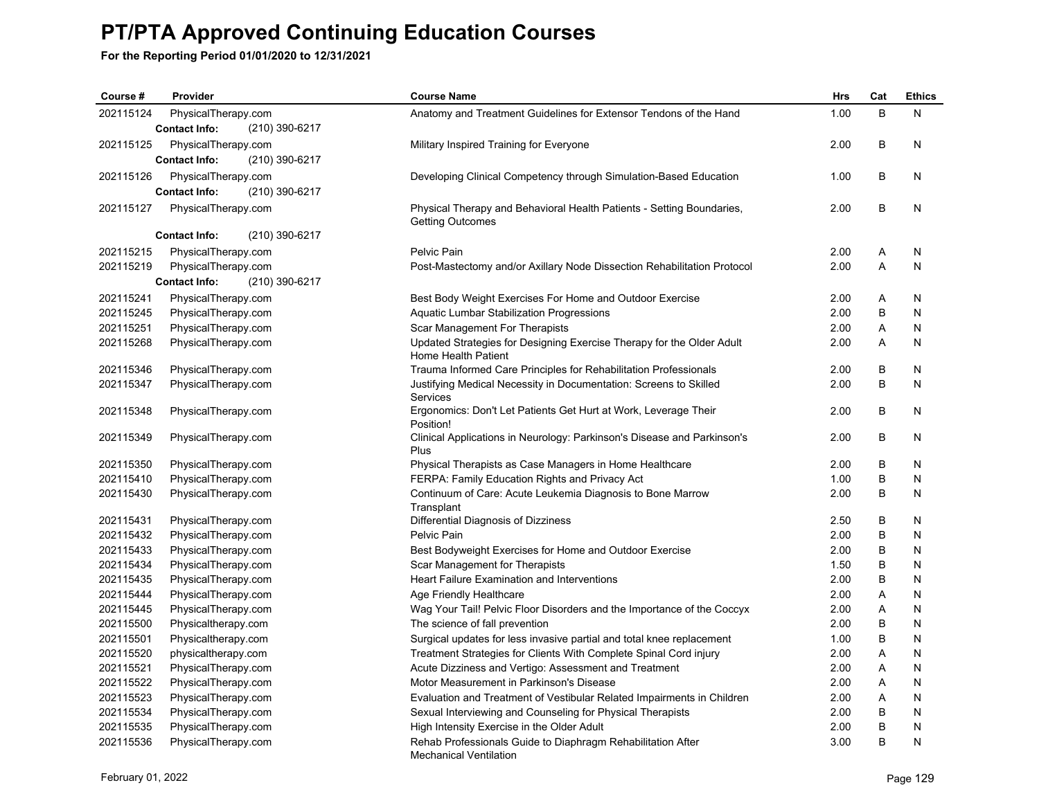# PT/PTA Approved Continuing Education Courses

**For the Reporting Period 01/01/2020 to 12/31/2021**

| Course # | Provider | Course Name | Hrs | Cat | Ethics |
|---|---|---|---|---|---|
| 202115124 | PhysicalTherapy.com | Anatomy and Treatment Guidelines for Extensor Tendons of the Hand | 1.00 | B | N |
| | **Contact Info:** (210) 390-6217 | | | | |
| 202115125 | PhysicalTherapy.com | Military Inspired Training for Everyone | 2.00 | B | N |
| | **Contact Info:** (210) 390-6217 | | | | |
| 202115126 | PhysicalTherapy.com | Developing Clinical Competency through Simulation-Based Education | 1.00 | B | N |
| | **Contact Info:** (210) 390-6217 | | | | |
| 202115127 | PhysicalTherapy.com | Physical Therapy and Behavioral Health Patients - Setting Boundaries, Getting Outcomes | 2.00 | B | N |
| | **Contact Info:** (210) 390-6217 | | | | |
| 202115215 | PhysicalTherapy.com | Pelvic Pain | 2.00 | A | N |
| 202115219 | PhysicalTherapy.com | Post-Mastectomy and/or Axillary Node Dissection Rehabilitation Protocol | 2.00 | A | N |
| | **Contact Info:** (210) 390-6217 | | | | |
| 202115241 | PhysicalTherapy.com | Best Body Weight Exercises For Home and Outdoor Exercise | 2.00 | A | N |
| 202115245 | PhysicalTherapy.com | Aquatic Lumbar Stabilization Progressions | 2.00 | B | N |
| 202115251 | PhysicalTherapy.com | Scar Management For Therapists | 2.00 | A | N |
| 202115268 | PhysicalTherapy.com | Updated Strategies for Designing Exercise Therapy for the Older Adult Home Health Patient | 2.00 | A | N |
| 202115346 | PhysicalTherapy.com | Trauma Informed Care Principles for Rehabilitation Professionals | 2.00 | B | N |
| 202115347 | PhysicalTherapy.com | Justifying Medical Necessity in Documentation: Screens to Skilled Services | 2.00 | B | N |
| 202115348 | PhysicalTherapy.com | Ergonomics: Don't Let Patients Get Hurt at Work, Leverage Their Position! | 2.00 | B | N |
| 202115349 | PhysicalTherapy.com | Clinical Applications in Neurology: Parkinson's Disease and Parkinson's Plus | 2.00 | B | N |
| 202115350 | PhysicalTherapy.com | Physical Therapists as Case Managers in Home Healthcare | 2.00 | B | N |
| 202115410 | PhysicalTherapy.com | FERPA: Family Education Rights and Privacy Act | 1.00 | B | N |
| 202115430 | PhysicalTherapy.com | Continuum of Care: Acute Leukemia Diagnosis to Bone Marrow Transplant | 2.00 | B | N |
| 202115431 | PhysicalTherapy.com | Differential Diagnosis of Dizziness | 2.50 | B | N |
| 202115432 | PhysicalTherapy.com | Pelvic Pain | 2.00 | B | N |
| 202115433 | PhysicalTherapy.com | Best Bodyweight Exercises for Home and Outdoor Exercise | 2.00 | B | N |
| 202115434 | PhysicalTherapy.com | Scar Management for Therapists | 1.50 | B | N |
| 202115435 | PhysicalTherapy.com | Heart Failure Examination and Interventions | 2.00 | B | N |
| 202115444 | PhysicalTherapy.com | Age Friendly Healthcare | 2.00 | A | N |
| 202115445 | PhysicalTherapy.com | Wag Your Tail! Pelvic Floor Disorders and the Importance of the Coccyx | 2.00 | A | N |
| 202115500 | Physicaltherapy.com | The science of fall prevention | 2.00 | B | N |
| 202115501 | Physicaltherapy.com | Surgical updates for less invasive partial and total knee replacement | 1.00 | B | N |
| 202115520 | physicaltherapy.com | Treatment Strategies for Clients With Complete Spinal Cord injury | 2.00 | A | N |
| 202115521 | PhysicalTherapy.com | Acute Dizziness and Vertigo: Assessment and Treatment | 2.00 | A | N |
| 202115522 | PhysicalTherapy.com | Motor Measurement in Parkinson's Disease | 2.00 | A | N |
| 202115523 | PhysicalTherapy.com | Evaluation and Treatment of Vestibular Related Impairments in Children | 2.00 | A | N |
| 202115534 | PhysicalTherapy.com | Sexual Interviewing and Counseling for Physical Therapists | 2.00 | B | N |
| 202115535 | PhysicalTherapy.com | High Intensity Exercise in the Older Adult | 2.00 | B | N |
| 202115536 | PhysicalTherapy.com | Rehab Professionals Guide to Diaphragm Rehabilitation After Mechanical Ventilation | 3.00 | B | N |

February 01, 2022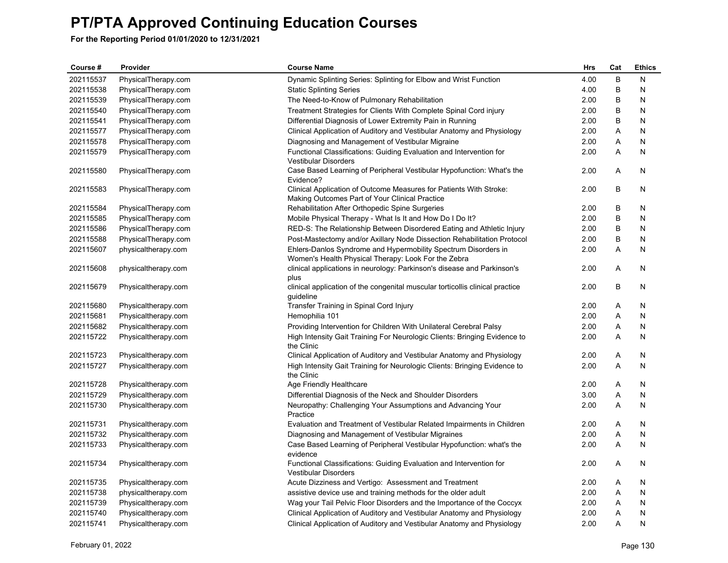# PT/PTA Approved Continuing Education Courses

**For the Reporting Period 01/01/2020 to 12/31/2021**

| Course # | Provider | Course Name | Hrs | Cat | Ethics |
|---|---|---|---|---|---|
| 202115537 | PhysicalTherapy.com | Dynamic Splinting Series: Splinting for Elbow and Wrist Function | 4.00 | B | N |
| 202115538 | PhysicalTherapy.com | Static Splinting Series | 4.00 | B | N |
| 202115539 | PhysicalTherapy.com | The Need-to-Know of Pulmonary Rehabilitation | 2.00 | B | N |
| 202115540 | PhysicalTherapy.com | Treatment Strategies for Clients With Complete Spinal Cord injury | 2.00 | B | N |
| 202115541 | PhysicalTherapy.com | Differential Diagnosis of Lower Extremity Pain in Running | 2.00 | B | N |
| 202115577 | PhysicalTherapy.com | Clinical Application of Auditory and Vestibular Anatomy and Physiology | 2.00 | A | N |
| 202115578 | PhysicalTherapy.com | Diagnosing and Management of Vestibular Migraine | 2.00 | A | N |
| 202115579 | PhysicalTherapy.com | Functional Classifications: Guiding Evaluation and Intervention for Vestibular Disorders | 2.00 | A | N |
| 202115580 | PhysicalTherapy.com | Case Based Learning of Peripheral Vestibular Hypofunction: What's the Evidence? | 2.00 | A | N |
| 202115583 | PhysicalTherapy.com | Clinical Application of Outcome Measures for Patients With Stroke: Making Outcomes Part of Your Clinical Practice | 2.00 | B | N |
| 202115584 | PhysicalTherapy.com | Rehabilitation After Orthopedic Spine Surgeries | 2.00 | B | N |
| 202115585 | PhysicalTherapy.com | Mobile Physical Therapy - What Is It and How Do I Do It? | 2.00 | B | N |
| 202115586 | PhysicalTherapy.com | RED-S: The Relationship Between Disordered Eating and Athletic Injury | 2.00 | B | N |
| 202115588 | PhysicalTherapy.com | Post-Mastectomy and/or Axillary Node Dissection Rehabilitation Protocol | 2.00 | B | N |
| 202115607 | physicaltherapy.com | Ehlers-Danlos Syndrome and Hypermobility Spectrum Disorders in Women's Health Physical Therapy: Look For the Zebra | 2.00 | A | N |
| 202115608 | physicaltherapy.com | clinical applications in neurology: Parkinson's disease and Parkinson's plus | 2.00 | A | N |
| 202115679 | Physicaltherapy.com | clinical application of the congenital muscular torticollis clinical practice guideline | 2.00 | B | N |
| 202115680 | Physicaltherapy.com | Transfer Training in Spinal Cord Injury | 2.00 | A | N |
| 202115681 | Physicaltherapy.com | Hemophilia 101 | 2.00 | A | N |
| 202115682 | Physicaltherapy.com | Providing Intervention for Children With Unilateral Cerebral Palsy | 2.00 | A | N |
| 202115722 | Physicaltherapy.com | High Intensity Gait Training For Neurologic Clients: Bringing Evidence to the Clinic | 2.00 | A | N |
| 202115723 | Physicaltherapy.com | Clinical Application of Auditory and Vestibular Anatomy and Physiology | 2.00 | A | N |
| 202115727 | Physicaltherapy.com | High Intensity Gait Training for Neurologic Clients: Bringing Evidence to the Clinic | 2.00 | A | N |
| 202115728 | Physicaltherapy.com | Age Friendly Healthcare | 2.00 | A | N |
| 202115729 | Physicaltherapy.com | Differential Diagnosis of the Neck and Shoulder Disorders | 3.00 | A | N |
| 202115730 | Physicaltherapy.com | Neuropathy: Challenging Your Assumptions and Advancing Your Practice | 2.00 | A | N |
| 202115731 | Physicaltherapy.com | Evaluation and Treatment of Vestibular Related Impairments in Children | 2.00 | A | N |
| 202115732 | Physicaltherapy.com | Diagnosing and Management of Vestibular Migraines | 2.00 | A | N |
| 202115733 | Physicaltherapy.com | Case Based Learning of Peripheral Vestibular Hypofunction: what's the evidence | 2.00 | A | N |
| 202115734 | Physicaltherapy.com | Functional Classifications: Guiding Evaluation and Intervention for Vestibular Disorders | 2.00 | A | N |
| 202115735 | Physicaltherapy.com | Acute Dizziness and Vertigo: Assessment and Treatment | 2.00 | A | N |
| 202115738 | physicaltherapy.com | assistive device use and training methods for the older adult | 2.00 | A | N |
| 202115739 | Physicaltherapy.com | Wag your Tail Pelvic Floor Disorders and the Importance of the Coccyx | 2.00 | A | N |
| 202115740 | Physicaltherapy.com | Clinical Application of Auditory and Vestibular Anatomy and Physiology | 2.00 | A | N |
| 202115741 | Physicaltherapy.com | Clinical Application of Auditory and Vestibular Anatomy and Physiology | 2.00 | A | N |

February 01, 2022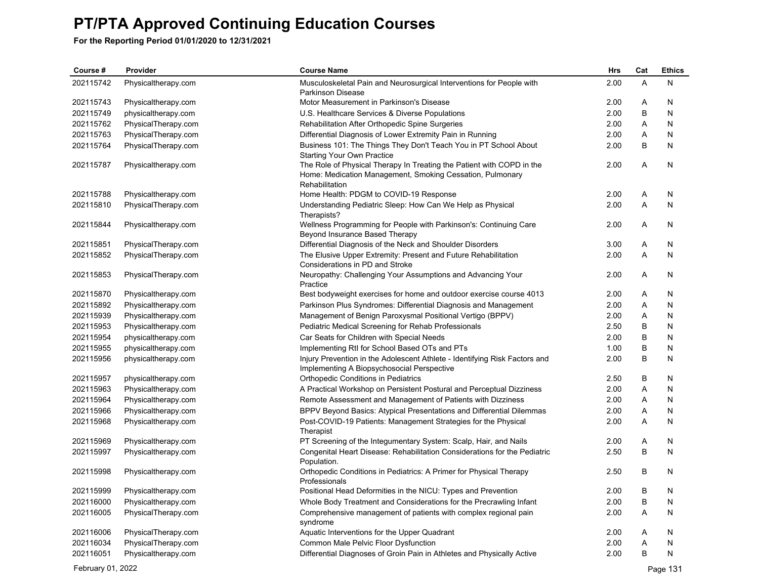# PT/PTA Approved Continuing Education Courses

**For the Reporting Period 01/01/2020 to 12/31/2021**

| Course # | Provider | Course Name | Hrs | Cat | Ethics |
|---|---|---|---|---|---|
| 202115742 | Physicaltherapy.com | Musculoskeletal Pain and Neurosurgical Interventions for People with Parkinson Disease | 2.00 | A | N |
| 202115743 | Physicaltherapy.com | Motor Measurement in Parkinson's Disease | 2.00 | A | N |
| 202115749 | physicaltherapy.com | U.S. Healthcare Services & Diverse Populations | 2.00 | B | N |
| 202115762 | PhysicalTherapy.com | Rehabilitation After Orthopedic Spine Surgeries | 2.00 | A | N |
| 202115763 | PhysicalTherapy.com | Differential Diagnosis of Lower Extremity Pain in Running | 2.00 | A | N |
| 202115764 | PhysicalTherapy.com | Business 101: The Things They Don't Teach You in PT School About Starting Your Own Practice | 2.00 | B | N |
| 202115787 | Physicaltherapy.com | The Role of Physical Therapy In Treating the Patient with COPD in the Home: Medication Management, Smoking Cessation, Pulmonary Rehabilitation | 2.00 | A | N |
| 202115788 | Physicaltherapy.com | Home Health: PDGM to COVID-19 Response | 2.00 | A | N |
| 202115810 | PhysicalTherapy.com | Understanding Pediatric Sleep: How Can We Help as Physical Therapists? | 2.00 | A | N |
| 202115844 | Physicaltherapy.com | Wellness Programming for People with Parkinson's: Continuing Care Beyond Insurance Based Therapy | 2.00 | A | N |
| 202115851 | PhysicalTherapy.com | Differential Diagnosis of the Neck and Shoulder Disorders | 3.00 | A | N |
| 202115852 | PhysicalTherapy.com | The Elusive Upper Extremity: Present and Future Rehabilitation Considerations in PD and Stroke | 2.00 | A | N |
| 202115853 | PhysicalTherapy.com | Neuropathy: Challenging Your Assumptions and Advancing Your Practice | 2.00 | A | N |
| 202115870 | Physicaltherapy.com | Best bodyweight exercises for home and outdoor exercise course 4013 | 2.00 | A | N |
| 202115892 | Physicaltherapy.com | Parkinson Plus Syndromes: Differential Diagnosis and Management | 2.00 | A | N |
| 202115939 | Physicaltherapy.com | Management of Benign Paroxysmal Positional Vertigo (BPPV) | 2.00 | A | N |
| 202115953 | Physicaltherapy.com | Pediatric Medical Screening for Rehab Professionals | 2.50 | B | N |
| 202115954 | physicaltherapy.com | Car Seats for Children with Special Needs | 2.00 | B | N |
| 202115955 | physicaltherapy.com | Implementing RtI for School Based OTs and PTs | 1.00 | B | N |
| 202115956 | physicaltherapy.com | Injury Prevention in the Adolescent Athlete - Identifying Risk Factors and Implementing A Biopsychosocial Perspective | 2.00 | B | N |
| 202115957 | physicaltherapy.com | Orthopedic Conditions in Pediatrics | 2.50 | B | N |
| 202115963 | Physicaltherapy.com | A Practical Workshop on Persistent Postural and Perceptual Dizziness | 2.00 | A | N |
| 202115964 | Physicaltherapy.com | Remote Assessment and Management of Patients with Dizziness | 2.00 | A | N |
| 202115966 | Physicaltherapy.com | BPPV Beyond Basics: Atypical Presentations and Differential Dilemmas | 2.00 | A | N |
| 202115968 | Physicaltherapy.com | Post-COVID-19 Patients: Management Strategies for the Physical Therapist | 2.00 | A | N |
| 202115969 | Physicaltherapy.com | PT Screening of the Integumentary System: Scalp, Hair, and Nails | 2.00 | A | N |
| 202115997 | Physicaltherapy.com | Congenital Heart Disease: Rehabilitation Considerations for the Pediatric Population. | 2.50 | B | N |
| 202115998 | Physicaltherapy.com | Orthopedic Conditions in Pediatrics: A Primer for Physical Therapy Professionals | 2.50 | B | N |
| 202115999 | Physicaltherapy.com | Positional Head Deformities in the NICU: Types and Prevention | 2.00 | B | N |
| 202116000 | Physicaltherapy.com | Whole Body Treatment and Considerations for the Precrawling Infant | 2.00 | B | N |
| 202116005 | PhysicalTherapy.com | Comprehensive management of patients with complex regional pain syndrome | 2.00 | A | N |
| 202116006 | PhysicalTherapy.com | Aquatic Interventions for the Upper Quadrant | 2.00 | A | N |
| 202116034 | PhysicalTherapy.com | Common Male Pelvic Floor Dysfunction | 2.00 | A | N |
| 202116051 | Physicaltherapy.com | Differential Diagnoses of Groin Pain in Athletes and Physically Active | 2.00 | B | N |

February 01, 2022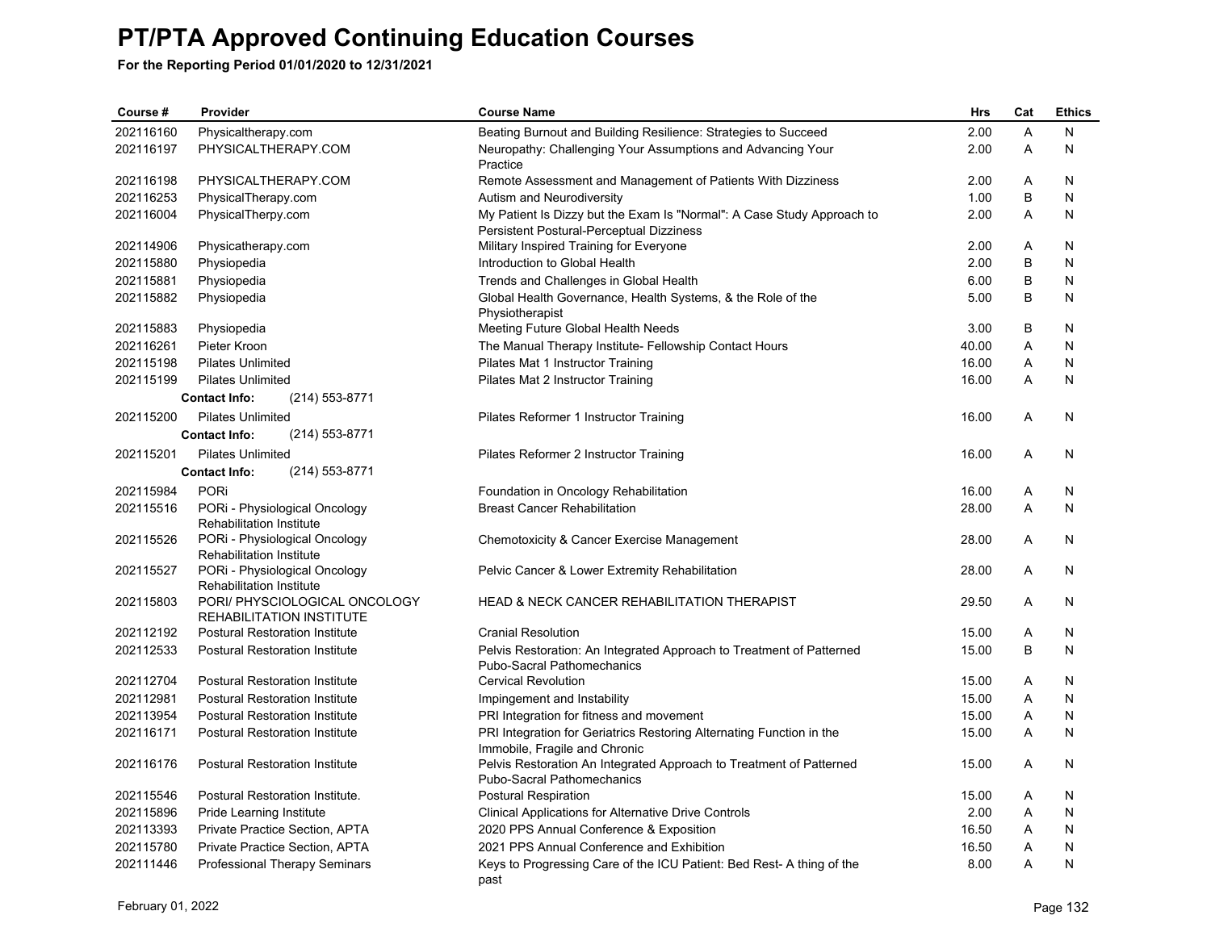# PT/PTA Approved Continuing Education Courses

**For the Reporting Period 01/01/2020 to 12/31/2021**

| Course # | Provider | Course Name | Hrs | Cat | Ethics |
|---|---|---|---|---|---|
| 202116160 | Physicaltherapy.com | Beating Burnout and Building Resilience: Strategies to Succeed | 2.00 | A | N |
| 202116197 | PHYSICALTHERAPY.COM | Neuropathy: Challenging Your Assumptions and Advancing Your Practice | 2.00 | A | N |
| 202116198 | PHYSICALTHERAPY.COM | Remote Assessment and Management of Patients With Dizziness | 2.00 | A | N |
| 202116253 | PhysicalTherapy.com | Autism and Neurodiversity | 1.00 | B | N |
| 202116004 | PhysicalTherpy.com | My Patient Is Dizzy but the Exam Is "Normal": A Case Study Approach to Persistent Postural-Perceptual Dizziness | 2.00 | A | N |
| 202114906 | Physicatherapy.com | Military Inspired Training for Everyone | 2.00 | A | N |
| 202115880 | Physiopedia | Introduction to Global Health | 2.00 | B | N |
| 202115881 | Physiopedia | Trends and Challenges in Global Health | 6.00 | B | N |
| 202115882 | Physiopedia | Global Health Governance, Health Systems, & the Role of the Physiotherapist | 5.00 | B | N |
| 202115883 | Physiopedia | Meeting Future Global Health Needs | 3.00 | B | N |
| 202116261 | Pieter Kroon | The Manual Therapy Institute- Fellowship Contact Hours | 40.00 | A | N |
| 202115198 | Pilates Unlimited | Pilates Mat 1 Instructor Training | 16.00 | A | N |
| 202115199 | Pilates Unlimited | Pilates Mat 2 Instructor Training | 16.00 | A | N |
| | **Contact Info:** (214) 553-8771 | | | | |
| 202115200 | Pilates Unlimited | Pilates Reformer 1 Instructor Training | 16.00 | A | N |
| | **Contact Info:** (214) 553-8771 | | | | |
| 202115201 | Pilates Unlimited | Pilates Reformer 2 Instructor Training | 16.00 | A | N |
| | **Contact Info:** (214) 553-8771 | | | | |
| 202115984 | PORi | Foundation in Oncology Rehabilitation | 16.00 | A | N |
| 202115516 | PORi - Physiological Oncology Rehabilitation Institute | Breast Cancer Rehabilitation | 28.00 | A | N |
| 202115526 | PORi - Physiological Oncology Rehabilitation Institute | Chemotoxicity & Cancer Exercise Management | 28.00 | A | N |
| 202115527 | PORi - Physiological Oncology Rehabilitation Institute | Pelvic Cancer & Lower Extremity Rehabilitation | 28.00 | A | N |
| 202115803 | PORI/ PHYSCIOLOGICAL ONCOLOGY REHABILITATION INSTITUTE | HEAD & NECK CANCER REHABILITATION THERAPIST | 29.50 | A | N |
| 202112192 | Postural Restoration Institute | Cranial Resolution | 15.00 | A | N |
| 202112533 | Postural Restoration Institute | Pelvis Restoration: An Integrated Approach to Treatment of Patterned Pubo-Sacral Pathomechanics | 15.00 | B | N |
| 202112704 | Postural Restoration Institute | Cervical Revolution | 15.00 | A | N |
| 202112981 | Postural Restoration Institute | Impingement and Instability | 15.00 | A | N |
| 202113954 | Postural Restoration Institute | PRI Integration for fitness and movement | 15.00 | A | N |
| 202116171 | Postural Restoration Institute | PRI Integration for Geriatrics Restoring Alternating Function in the Immobile, Fragile and Chronic | 15.00 | A | N |
| 202116176 | Postural Restoration Institute | Pelvis Restoration An Integrated Approach to Treatment of Patterned Pubo-Sacral Pathomechanics | 15.00 | A | N |
| 202115546 | Postural Restoration Institute. | Postural Respiration | 15.00 | A | N |
| 202115896 | Pride Learning Institute | Clinical Applications for Alternative Drive Controls | 2.00 | A | N |
| 202113393 | Private Practice Section, APTA | 2020 PPS Annual Conference & Exposition | 16.50 | A | N |
| 202115780 | Private Practice Section, APTA | 2021 PPS Annual Conference and Exhibition | 16.50 | A | N |
| 202111446 | Professional Therapy Seminars | Keys to Progressing Care of the ICU Patient: Bed Rest- A thing of the past | 8.00 | A | N |

February 01, 2022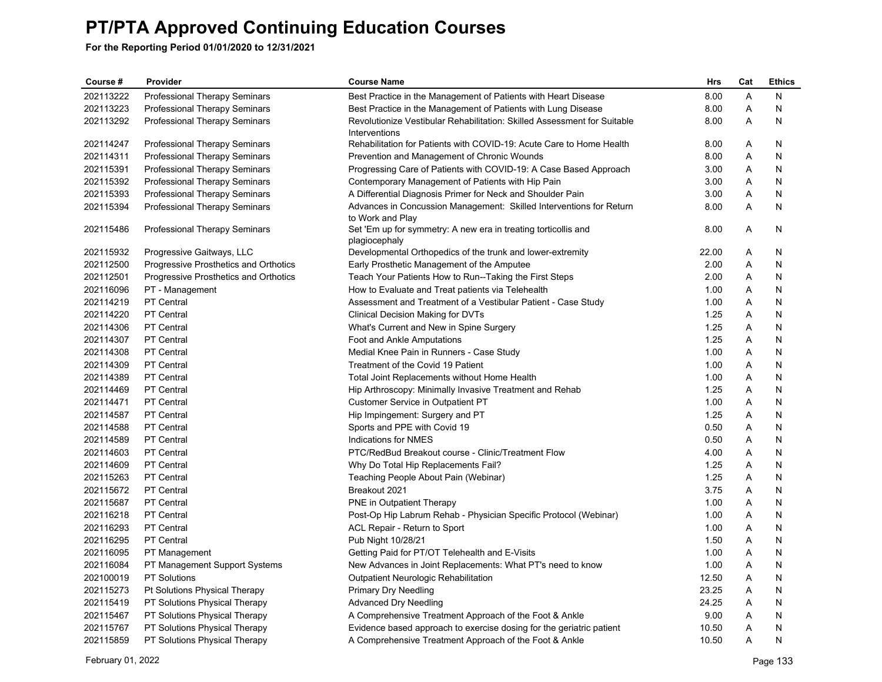# PT/PTA Approved Continuing Education Courses

**For the Reporting Period 01/01/2020 to 12/31/2021**

| Course # | Provider | Course Name | Hrs | Cat | Ethics |
|---|---|---|---|---|---|
| 202113222 | Professional Therapy Seminars | Best Practice in the Management of Patients with Heart Disease | 8.00 | A | N |
| 202113223 | Professional Therapy Seminars | Best Practice in the Management of Patients with Lung Disease | 8.00 | A | N |
| 202113292 | Professional Therapy Seminars | Revolutionize Vestibular Rehabilitation: Skilled Assessment for Suitable Interventions | 8.00 | A | N |
| 202114247 | Professional Therapy Seminars | Rehabilitation for Patients with COVID-19: Acute Care to Home Health | 8.00 | A | N |
| 202114311 | Professional Therapy Seminars | Prevention and Management of Chronic Wounds | 8.00 | A | N |
| 202115391 | Professional Therapy Seminars | Progressing Care of Patients with COVID-19: A Case Based Approach | 3.00 | A | N |
| 202115392 | Professional Therapy Seminars | Contemporary Management of Patients with Hip Pain | 3.00 | A | N |
| 202115393 | Professional Therapy Seminars | A Differential Diagnosis Primer for Neck and Shoulder Pain | 3.00 | A | N |
| 202115394 | Professional Therapy Seminars | Advances in Concussion Management: Skilled Interventions for Return to Work and Play | 8.00 | A | N |
| 202115486 | Professional Therapy Seminars | Set 'Em up for symmetry: A new era in treating torticollis and plagiocephaly | 8.00 | A | N |
| 202115932 | Progressive Gaitways, LLC | Developmental Orthopedics of the trunk and lower-extremity | 22.00 | A | N |
| 202112500 | Progressive Prosthetics and Orthotics | Early Prosthetic Management of the Amputee | 2.00 | A | N |
| 202112501 | Progressive Prosthetics and Orthotics | Teach Your Patients How to Run--Taking the First Steps | 2.00 | A | N |
| 202116096 | PT - Management | How to Evaluate and Treat patients via Telehealth | 1.00 | A | N |
| 202114219 | PT Central | Assessment and Treatment of a Vestibular Patient - Case Study | 1.00 | A | N |
| 202114220 | PT Central | Clinical Decision Making for DVTs | 1.25 | A | N |
| 202114306 | PT Central | What's Current and New in Spine Surgery | 1.25 | A | N |
| 202114307 | PT Central | Foot and Ankle Amputations | 1.25 | A | N |
| 202114308 | PT Central | Medial Knee Pain in Runners - Case Study | 1.00 | A | N |
| 202114309 | PT Central | Treatment of the Covid 19 Patient | 1.00 | A | N |
| 202114389 | PT Central | Total Joint Replacements without Home Health | 1.00 | A | N |
| 202114469 | PT Central | Hip Arthroscopy: Minimally Invasive Treatment and Rehab | 1.25 | A | N |
| 202114471 | PT Central | Customer Service in Outpatient PT | 1.00 | A | N |
| 202114587 | PT Central | Hip Impingement: Surgery and PT | 1.25 | A | N |
| 202114588 | PT Central | Sports and PPE with Covid 19 | 0.50 | A | N |
| 202114589 | PT Central | Indications for NMES | 0.50 | A | N |
| 202114603 | PT Central | PTC/RedBud Breakout course - Clinic/Treatment Flow | 4.00 | A | N |
| 202114609 | PT Central | Why Do Total Hip Replacements Fail? | 1.25 | A | N |
| 202115263 | PT Central | Teaching People About Pain (Webinar) | 1.25 | A | N |
| 202115672 | PT Central | Breakout 2021 | 3.75 | A | N |
| 202115687 | PT Central | PNE in Outpatient Therapy | 1.00 | A | N |
| 202116218 | PT Central | Post-Op Hip Labrum Rehab - Physician Specific Protocol (Webinar) | 1.00 | A | N |
| 202116293 | PT Central | ACL Repair - Return to Sport | 1.00 | A | N |
| 202116295 | PT Central | Pub Night 10/28/21 | 1.50 | A | N |
| 202116095 | PT Management | Getting Paid for PT/OT Telehealth and E-Visits | 1.00 | A | N |
| 202116084 | PT Management Support Systems | New Advances in Joint Replacements: What PT's need to know | 1.00 | A | N |
| 202100019 | PT Solutions | Outpatient Neurologic Rehabilitation | 12.50 | A | N |
| 202115273 | Pt Solutions Physical Therapy | Primary Dry Needling | 23.25 | A | N |
| 202115419 | PT Solutions Physical Therapy | Advanced Dry Needling | 24.25 | A | N |
| 202115467 | PT Solutions Physical Therapy | A Comprehensive Treatment Approach of the Foot & Ankle | 9.00 | A | N |
| 202115767 | PT Solutions Physical Therapy | Evidence based approach to exercise dosing for the geriatric patient | 10.50 | A | N |
| 202115859 | PT Solutions Physical Therapy | A Comprehensive Treatment Approach of the Foot & Ankle | 10.50 | A | N |

February 01, 2022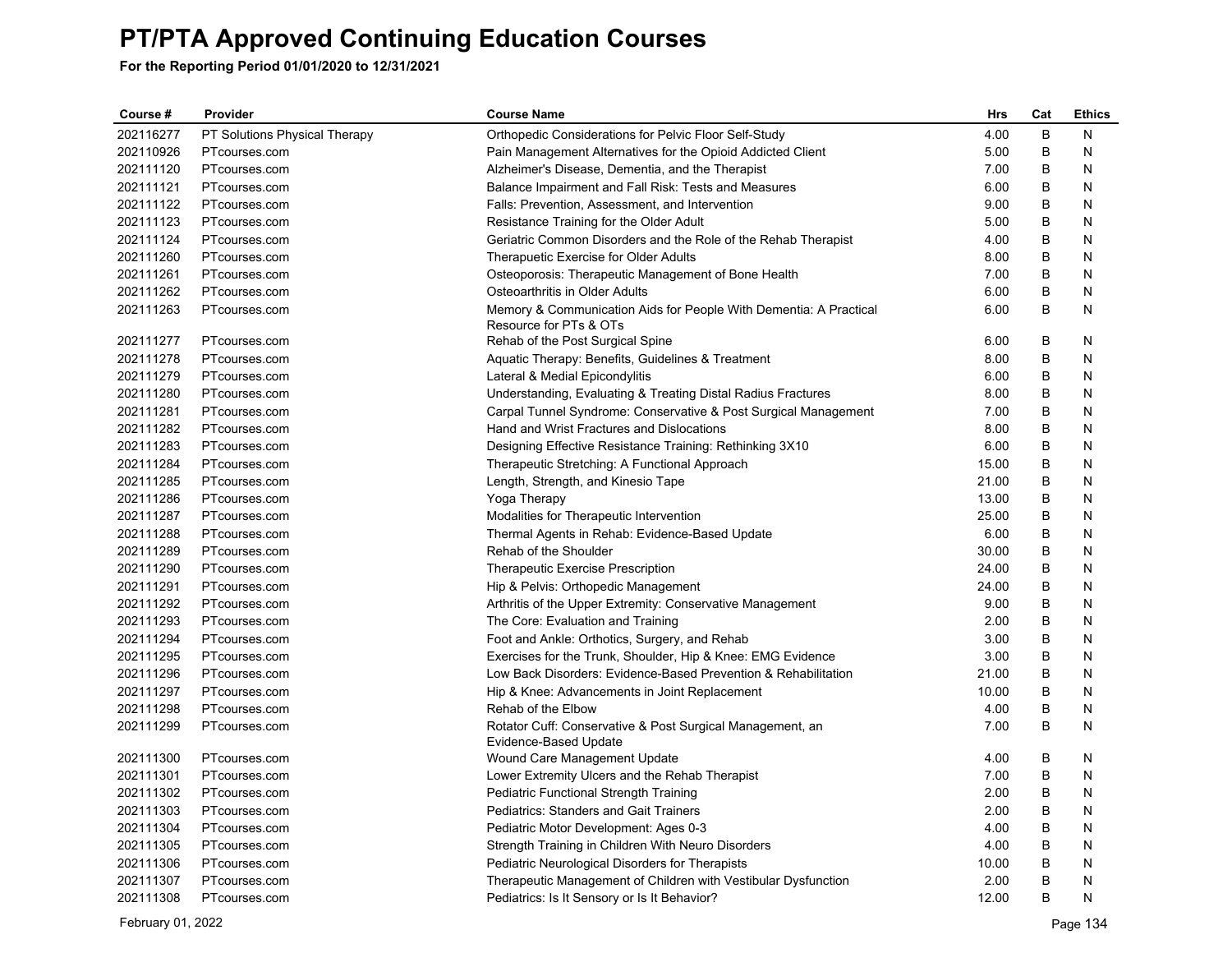# PT/PTA Approved Continuing Education Courses

**For the Reporting Period 01/01/2020 to 12/31/2021**

| Course # | Provider | Course Name | Hrs | Cat | Ethics |
|---|---|---|---|---|---|
| 202116277 | PT Solutions Physical Therapy | Orthopedic Considerations for Pelvic Floor Self-Study | 4.00 | B | N |
| 202110926 | PTcourses.com | Pain Management Alternatives for the Opioid Addicted Client | 5.00 | B | N |
| 202111120 | PTcourses.com | Alzheimer's Disease, Dementia, and the Therapist | 7.00 | B | N |
| 202111121 | PTcourses.com | Balance Impairment and Fall Risk: Tests and Measures | 6.00 | B | N |
| 202111122 | PTcourses.com | Falls: Prevention, Assessment, and Intervention | 9.00 | B | N |
| 202111123 | PTcourses.com | Resistance Training for the Older Adult | 5.00 | B | N |
| 202111124 | PTcourses.com | Geriatric Common Disorders and the Role of the Rehab Therapist | 4.00 | B | N |
| 202111260 | PTcourses.com | Therapeutic Exercise for Older Adults | 8.00 | B | N |
| 202111261 | PTcourses.com | Osteoporosis: Therapeutic Management of Bone Health | 7.00 | B | N |
| 202111262 | PTcourses.com | Osteoarthritis in Older Adults | 6.00 | B | N |
| 202111263 | PTcourses.com | Memory & Communication Aids for People With Dementia: A Practical Resource for PTs & OTs | 6.00 | B | N |
| 202111277 | PTcourses.com | Rehab of the Post Surgical Spine | 6.00 | B | N |
| 202111278 | PTcourses.com | Aquatic Therapy: Benefits, Guidelines & Treatment | 8.00 | B | N |
| 202111279 | PTcourses.com | Lateral & Medial Epicondylitis | 6.00 | B | N |
| 202111280 | PTcourses.com | Understanding, Evaluating & Treating Distal Radius Fractures | 8.00 | B | N |
| 202111281 | PTcourses.com | Carpal Tunnel Syndrome: Conservative & Post Surgical Management | 7.00 | B | N |
| 202111282 | PTcourses.com | Hand and Wrist Fractures and Dislocations | 8.00 | B | N |
| 202111283 | PTcourses.com | Designing Effective Resistance Training: Rethinking 3X10 | 6.00 | B | N |
| 202111284 | PTcourses.com | Therapeutic Stretching: A Functional Approach | 15.00 | B | N |
| 202111285 | PTcourses.com | Length, Strength, and Kinesio Tape | 21.00 | B | N |
| 202111286 | PTcourses.com | Yoga Therapy | 13.00 | B | N |
| 202111287 | PTcourses.com | Modalities for Therapeutic Intervention | 25.00 | B | N |
| 202111288 | PTcourses.com | Thermal Agents in Rehab: Evidence-Based Update | 6.00 | B | N |
| 202111289 | PTcourses.com | Rehab of the Shoulder | 30.00 | B | N |
| 202111290 | PTcourses.com | Therapeutic Exercise Prescription | 24.00 | B | N |
| 202111291 | PTcourses.com | Hip & Pelvis: Orthopedic Management | 24.00 | B | N |
| 202111292 | PTcourses.com | Arthritis of the Upper Extremity: Conservative Management | 9.00 | B | N |
| 202111293 | PTcourses.com | The Core: Evaluation and Training | 2.00 | B | N |
| 202111294 | PTcourses.com | Foot and Ankle: Orthotics, Surgery, and Rehab | 3.00 | B | N |
| 202111295 | PTcourses.com | Exercises for the Trunk, Shoulder, Hip & Knee: EMG Evidence | 3.00 | B | N |
| 202111296 | PTcourses.com | Low Back Disorders: Evidence-Based Prevention & Rehabilitation | 21.00 | B | N |
| 202111297 | PTcourses.com | Hip & Knee: Advancements in Joint Replacement | 10.00 | B | N |
| 202111298 | PTcourses.com | Rehab of the Elbow | 4.00 | B | N |
| 202111299 | PTcourses.com | Rotator Cuff: Conservative & Post Surgical Management, an Evidence-Based Update | 7.00 | B | N |
| 202111300 | PTcourses.com | Wound Care Management Update | 4.00 | B | N |
| 202111301 | PTcourses.com | Lower Extremity Ulcers and the Rehab Therapist | 7.00 | B | N |
| 202111302 | PTcourses.com | Pediatric Functional Strength Training | 2.00 | B | N |
| 202111303 | PTcourses.com | Pediatrics: Standers and Gait Trainers | 2.00 | B | N |
| 202111304 | PTcourses.com | Pediatric Motor Development: Ages 0-3 | 4.00 | B | N |
| 202111305 | PTcourses.com | Strength Training in Children With Neuro Disorders | 4.00 | B | N |
| 202111306 | PTcourses.com | Pediatric Neurological Disorders for Therapists | 10.00 | B | N |
| 202111307 | PTcourses.com | Therapeutic Management of Children with Vestibular Dysfunction | 2.00 | B | N |
| 202111308 | PTcourses.com | Pediatrics: Is It Sensory or Is It Behavior? | 12.00 | B | N |

February 01, 2022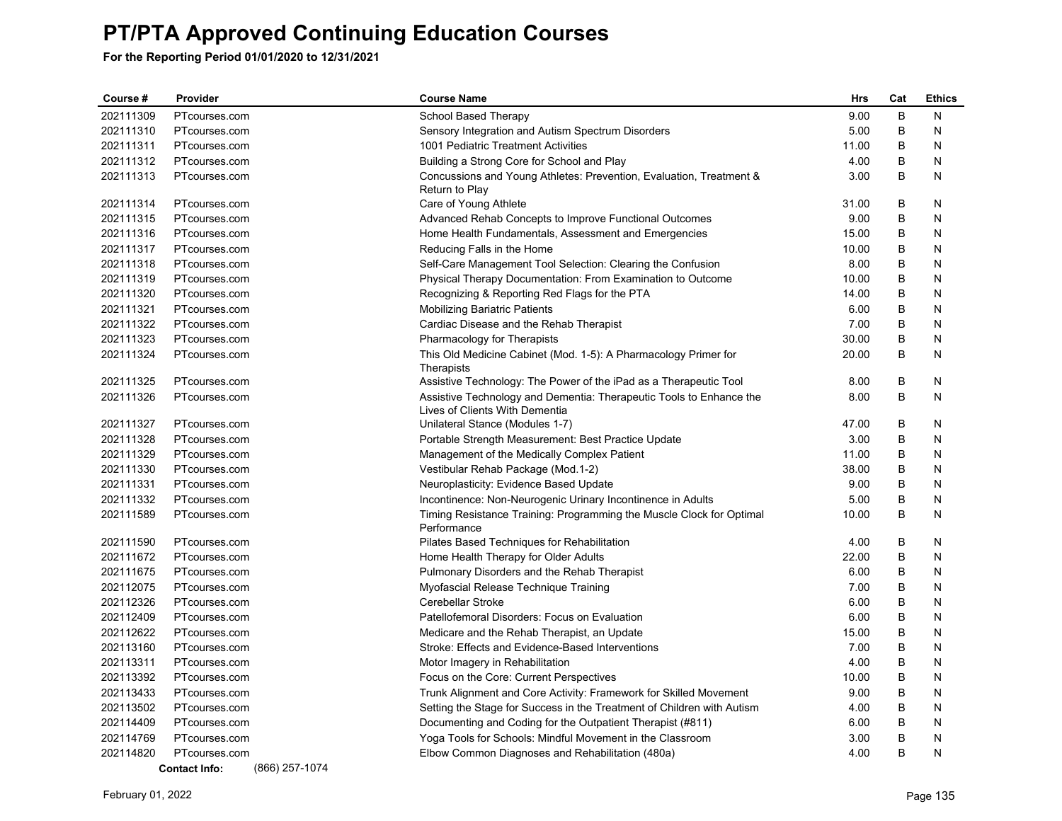# PT/PTA Approved Continuing Education Courses

**For the Reporting Period 01/01/2020 to 12/31/2021**

| Course # | Provider | Course Name | Hrs | Cat | Ethics |
|---|---|---|---|---|---|
| 202111309 | PTcourses.com | School Based Therapy | 9.00 | B | N |
| 202111310 | PTcourses.com | Sensory Integration and Autism Spectrum Disorders | 5.00 | B | N |
| 202111311 | PTcourses.com | 1001 Pediatric Treatment Activities | 11.00 | B | N |
| 202111312 | PTcourses.com | Building a Strong Core for School and Play | 4.00 | B | N |
| 202111313 | PTcourses.com | Concussions and Young Athletes: Prevention, Evaluation, Treatment & Return to Play | 3.00 | B | N |
| 202111314 | PTcourses.com | Care of Young Athlete | 31.00 | B | N |
| 202111315 | PTcourses.com | Advanced Rehab Concepts to Improve Functional Outcomes | 9.00 | B | N |
| 202111316 | PTcourses.com | Home Health Fundamentals, Assessment and Emergencies | 15.00 | B | N |
| 202111317 | PTcourses.com | Reducing Falls in the Home | 10.00 | B | N |
| 202111318 | PTcourses.com | Self-Care Management Tool Selection: Clearing the Confusion | 8.00 | B | N |
| 202111319 | PTcourses.com | Physical Therapy Documentation: From Examination to Outcome | 10.00 | B | N |
| 202111320 | PTcourses.com | Recognizing & Reporting Red Flags for the PTA | 14.00 | B | N |
| 202111321 | PTcourses.com | Mobilizing Bariatric Patients | 6.00 | B | N |
| 202111322 | PTcourses.com | Cardiac Disease and the Rehab Therapist | 7.00 | B | N |
| 202111323 | PTcourses.com | Pharmacology for Therapists | 30.00 | B | N |
| 202111324 | PTcourses.com | This Old Medicine Cabinet (Mod. 1-5): A Pharmacology Primer for Therapists | 20.00 | B | N |
| 202111325 | PTcourses.com | Assistive Technology: The Power of the iPad as a Therapeutic Tool | 8.00 | B | N |
| 202111326 | PTcourses.com | Assistive Technology and Dementia: Therapeutic Tools to Enhance the Lives of Clients With Dementia | 8.00 | B | N |
| 202111327 | PTcourses.com | Unilateral Stance (Modules 1-7) | 47.00 | B | N |
| 202111328 | PTcourses.com | Portable Strength Measurement: Best Practice Update | 3.00 | B | N |
| 202111329 | PTcourses.com | Management of the Medically Complex Patient | 11.00 | B | N |
| 202111330 | PTcourses.com | Vestibular Rehab Package (Mod.1-2) | 38.00 | B | N |
| 202111331 | PTcourses.com | Neuroplasticity: Evidence Based Update | 9.00 | B | N |
| 202111332 | PTcourses.com | Incontinence: Non-Neurogenic Urinary Incontinence in Adults | 5.00 | B | N |
| 202111589 | PTcourses.com | Timing Resistance Training: Programming the Muscle Clock for Optimal Performance | 10.00 | B | N |
| 202111590 | PTcourses.com | Pilates Based Techniques for Rehabilitation | 4.00 | B | N |
| 202111672 | PTcourses.com | Home Health Therapy for Older Adults | 22.00 | B | N |
| 202111675 | PTcourses.com | Pulmonary Disorders and the Rehab Therapist | 6.00 | B | N |
| 202112075 | PTcourses.com | Myofascial Release Technique Training | 7.00 | B | N |
| 202112326 | PTcourses.com | Cerebellar Stroke | 6.00 | B | N |
| 202112409 | PTcourses.com | Patellofemoral Disorders: Focus on Evaluation | 6.00 | B | N |
| 202112622 | PTcourses.com | Medicare and the Rehab Therapist, an Update | 15.00 | B | N |
| 202113160 | PTcourses.com | Stroke: Effects and Evidence-Based Interventions | 7.00 | B | N |
| 202113311 | PTcourses.com | Motor Imagery in Rehabilitation | 4.00 | B | N |
| 202113392 | PTcourses.com | Focus on the Core: Current Perspectives | 10.00 | B | N |
| 202113433 | PTcourses.com | Trunk Alignment and Core Activity: Framework for Skilled Movement | 9.00 | B | N |
| 202113502 | PTcourses.com | Setting the Stage for Success in the Treatment of Children with Autism | 4.00 | B | N |
| 202114409 | PTcourses.com | Documenting and Coding for the Outpatient Therapist (#811) | 6.00 | B | N |
| 202114769 | PTcourses.com | Yoga Tools for Schools: Mindful Movement in the Classroom | 3.00 | B | N |
| 202114820 | PTcourses.com | Elbow Common Diagnoses and Rehabilitation (480a) | 4.00 | B | N |

**Contact Info:** (866) 257-1074

February 01, 2022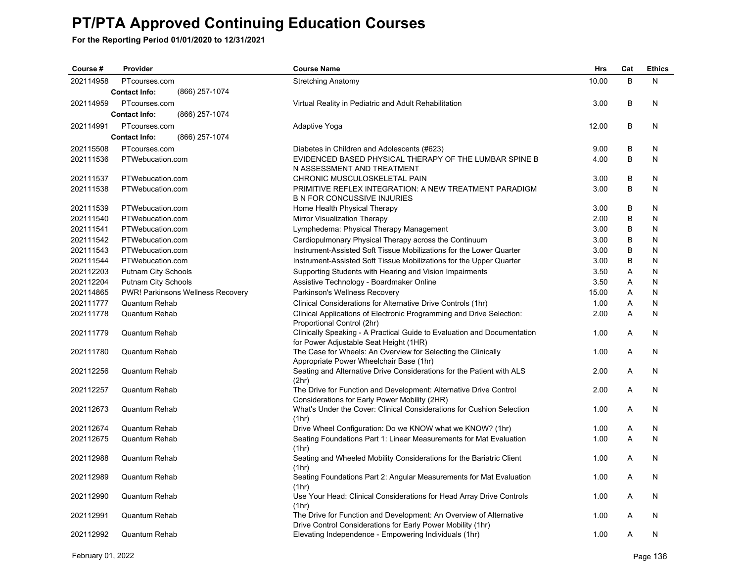# PT/PTA Approved Continuing Education Courses

**For the Reporting Period 01/01/2020 to 12/31/2021**

| Course # | Provider | Course Name | Hrs | Cat | Ethics |
|---|---|---|---|---|---|
| 202114958 | PTcourses.com<br>**Contact Info:** (866) 257-1074 | Stretching Anatomy | 10.00 | B | N |
| 202114959 | PTcourses.com<br>**Contact Info:** (866) 257-1074 | Virtual Reality in Pediatric and Adult Rehabilitation | 3.00 | B | N |
| 202114991 | PTcourses.com<br>**Contact Info:** (866) 257-1074 | Adaptive Yoga | 12.00 | B | N |
| 202115508 | PTcourses.com | Diabetes in Children and Adolescents (#623) | 9.00 | B | N |
| 202111536 | PTWebucation.com | EVIDENCED BASED PHYSICAL THERAPY OF THE LUMBAR SPINE B N ASSESSMENT AND TREATMENT | 4.00 | B | N |
| 202111537 | PTWebucation.com | CHRONIC MUSCULOSKELETAL PAIN | 3.00 | B | N |
| 202111538 | PTWebucation.com | PRIMITIVE REFLEX INTEGRATION: A NEW TREATMENT PARADIGM B N FOR CONCUSSIVE INJURIES | 3.00 | B | N |
| 202111539 | PTWebucation.com | Home Health Physical Therapy | 3.00 | B | N |
| 202111540 | PTWebucation.com | Mirror Visualization Therapy | 2.00 | B | N |
| 202111541 | PTWebucation.com | Lymphedema: Physical Therapy Management | 3.00 | B | N |
| 202111542 | PTWebucation.com | Cardiopulmonary Physical Therapy across the Continuum | 3.00 | B | N |
| 202111543 | PTWebucation.com | Instrument-Assisted Soft Tissue Mobilizations for the Lower Quarter | 3.00 | B | N |
| 202111544 | PTWebucation.com | Instrument-Assisted Soft Tissue Mobilizations for the Upper Quarter | 3.00 | B | N |
| 202112203 | Putnam City Schools | Supporting Students with Hearing and Vision Impairments | 3.50 | A | N |
| 202112204 | Putnam City Schools | Assistive Technology - Boardmaker Online | 3.50 | A | N |
| 202114865 | PWR! Parkinsons Wellness Recovery | Parkinson's Wellness Recovery | 15.00 | A | N |
| 202111777 | Quantum Rehab | Clinical Considerations for Alternative Drive Controls (1hr) | 1.00 | A | N |
| 202111778 | Quantum Rehab | Clinical Applications of Electronic Programming and Drive Selection: Proportional Control (2hr) | 2.00 | A | N |
| 202111779 | Quantum Rehab | Clinically Speaking - A Practical Guide to Evaluation and Documentation for Power Adjustable Seat Height (1HR) | 1.00 | A | N |
| 202111780 | Quantum Rehab | The Case for Wheels: An Overview for Selecting the Clinically Appropriate Power Wheelchair Base (1hr) | 1.00 | A | N |
| 202112256 | Quantum Rehab | Seating and Alternative Drive Considerations for the Patient with ALS (2hr) | 2.00 | A | N |
| 202112257 | Quantum Rehab | The Drive for Function and Development: Alternative Drive Control Considerations for Early Power Mobility (2HR) | 2.00 | A | N |
| 202112673 | Quantum Rehab | What's Under the Cover: Clinical Considerations for Cushion Selection (1hr) | 1.00 | A | N |
| 202112674 | Quantum Rehab | Drive Wheel Configuration: Do we KNOW what we KNOW? (1hr) | 1.00 | A | N |
| 202112675 | Quantum Rehab | Seating Foundations Part 1: Linear Measurements for Mat Evaluation (1hr) | 1.00 | A | N |
| 202112988 | Quantum Rehab | Seating and Wheeled Mobility Considerations for the Bariatric Client (1hr) | 1.00 | A | N |
| 202112989 | Quantum Rehab | Seating Foundations Part 2: Angular Measurements for Mat Evaluation (1hr) | 1.00 | A | N |
| 202112990 | Quantum Rehab | Use Your Head: Clinical Considerations for Head Array Drive Controls (1hr) | 1.00 | A | N |
| 202112991 | Quantum Rehab | The Drive for Function and Development: An Overview of Alternative Drive Control Considerations for Early Power Mobility (1hr) | 1.00 | A | N |
| 202112992 | Quantum Rehab | Elevating Independence - Empowering Individuals (1hr) | 1.00 | A | N |

February 01, 2022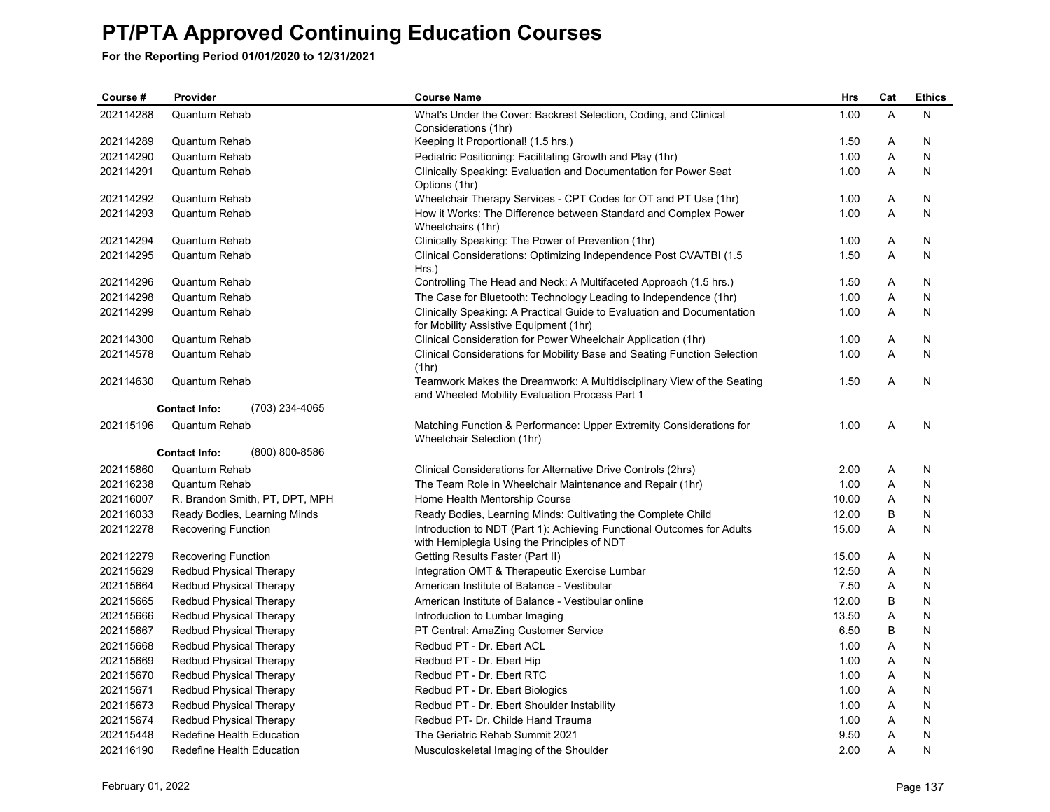# PT/PTA Approved Continuing Education Courses

**For the Reporting Period 01/01/2020 to 12/31/2021**

| Course # | Provider | Course Name | Hrs | Cat | Ethics |
|---|---|---|---|---|---|
| 202114288 | Quantum Rehab | What's Under the Cover: Backrest Selection, Coding, and Clinical Considerations (1hr) | 1.00 | A | N |
| 202114289 | Quantum Rehab | Keeping It Proportional! (1.5 hrs.) | 1.50 | A | N |
| 202114290 | Quantum Rehab | Pediatric Positioning: Facilitating Growth and Play (1hr) | 1.00 | A | N |
| 202114291 | Quantum Rehab | Clinically Speaking: Evaluation and Documentation for Power Seat Options (1hr) | 1.00 | A | N |
| 202114292 | Quantum Rehab | Wheelchair Therapy Services - CPT Codes for OT and PT Use (1hr) | 1.00 | A | N |
| 202114293 | Quantum Rehab | How it Works: The Difference between Standard and Complex Power Wheelchairs (1hr) | 1.00 | A | N |
| 202114294 | Quantum Rehab | Clinically Speaking: The Power of Prevention (1hr) | 1.00 | A | N |
| 202114295 | Quantum Rehab | Clinical Considerations: Optimizing Independence Post CVA/TBI (1.5 Hrs.) | 1.50 | A | N |
| 202114296 | Quantum Rehab | Controlling The Head and Neck: A Multifaceted Approach (1.5 hrs.) | 1.50 | A | N |
| 202114298 | Quantum Rehab | The Case for Bluetooth: Technology Leading to Independence (1hr) | 1.00 | A | N |
| 202114299 | Quantum Rehab | Clinically Speaking: A Practical Guide to Evaluation and Documentation for Mobility Assistive Equipment (1hr) | 1.00 | A | N |
| 202114300 | Quantum Rehab | Clinical Consideration for Power Wheelchair Application (1hr) | 1.00 | A | N |
| 202114578 | Quantum Rehab | Clinical Considerations for Mobility Base and Seating Function Selection (1hr) | 1.00 | A | N |
| 202114630 | Quantum Rehab | Teamwork Makes the Dreamwork: A Multidisciplinary View of the Seating and Wheeled Mobility Evaluation Process Part 1 | 1.50 | A | N |
| | **Contact Info:** (703) 234-4065 | | | | |
| 202115196 | Quantum Rehab | Matching Function & Performance: Upper Extremity Considerations for Wheelchair Selection (1hr) | 1.00 | A | N |
| | **Contact Info:** (800) 800-8586 | | | | |
| 202115860 | Quantum Rehab | Clinical Considerations for Alternative Drive Controls (2hrs) | 2.00 | A | N |
| 202116238 | Quantum Rehab | The Team Role in Wheelchair Maintenance and Repair (1hr) | 1.00 | A | N |
| 202116007 | R. Brandon Smith, PT, DPT, MPH | Home Health Mentorship Course | 10.00 | A | N |
| 202116033 | Ready Bodies, Learning Minds | Ready Bodies, Learning Minds: Cultivating the Complete Child | 12.00 | B | N |
| 202112278 | Recovering Function | Introduction to NDT (Part 1): Achieving Functional Outcomes for Adults with Hemiplegia Using the Principles of NDT | 15.00 | A | N |
| 202112279 | Recovering Function | Getting Results Faster (Part II) | 15.00 | A | N |
| 202115629 | Redbud Physical Therapy | Integration OMT & Therapeutic Exercise Lumbar | 12.50 | A | N |
| 202115664 | Redbud Physical Therapy | American Institute of Balance - Vestibular | 7.50 | A | N |
| 202115665 | Redbud Physical Therapy | American Institute of Balance - Vestibular online | 12.00 | B | N |
| 202115666 | Redbud Physical Therapy | Introduction to Lumbar Imaging | 13.50 | A | N |
| 202115667 | Redbud Physical Therapy | PT Central: AmaZing Customer Service | 6.50 | B | N |
| 202115668 | Redbud Physical Therapy | Redbud PT - Dr. Ebert ACL | 1.00 | A | N |
| 202115669 | Redbud Physical Therapy | Redbud PT - Dr. Ebert Hip | 1.00 | A | N |
| 202115670 | Redbud Physical Therapy | Redbud PT - Dr. Ebert RTC | 1.00 | A | N |
| 202115671 | Redbud Physical Therapy | Redbud PT - Dr. Ebert Biologics | 1.00 | A | N |
| 202115673 | Redbud Physical Therapy | Redbud PT - Dr. Ebert Shoulder Instability | 1.00 | A | N |
| 202115674 | Redbud Physical Therapy | Redbud PT- Dr. Childe Hand Trauma | 1.00 | A | N |
| 202115448 | Redefine Health Education | The Geriatric Rehab Summit 2021 | 9.50 | A | N |
| 202116190 | Redefine Health Education | Musculoskeletal Imaging of the Shoulder | 2.00 | A | N |

February 01, 2022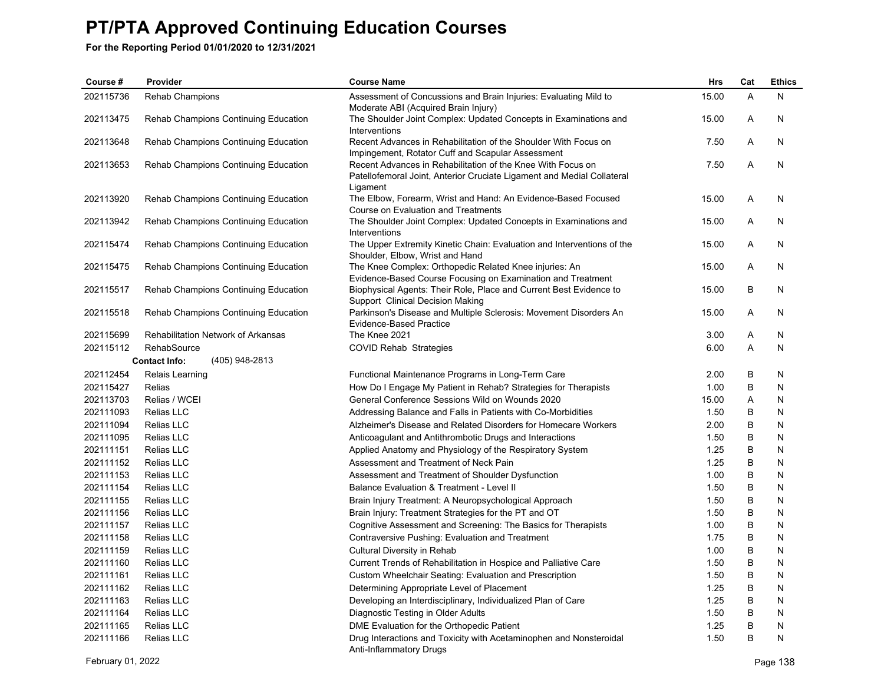# PT/PTA Approved Continuing Education Courses

**For the Reporting Period 01/01/2020 to 12/31/2021**

| Course # | Provider | Course Name | Hrs | Cat | Ethics |
|---|---|---|---|---|---|
| 202115736 | Rehab Champions | Assessment of Concussions and Brain Injuries: Evaluating Mild to Moderate ABI (Acquired Brain Injury) | 15.00 | A | N |
| 202113475 | Rehab Champions Continuing Education | The Shoulder Joint Complex: Updated Concepts in Examinations and Interventions | 15.00 | A | N |
| 202113648 | Rehab Champions Continuing Education | Recent Advances in Rehabilitation of the Shoulder With Focus on Impingement, Rotator Cuff and Scapular Assessment | 7.50 | A | N |
| 202113653 | Rehab Champions Continuing Education | Recent Advances in Rehabilitation of the Knee With Focus on Patellofemoral Joint, Anterior Cruciate Ligament and Medial Collateral Ligament | 7.50 | A | N |
| 202113920 | Rehab Champions Continuing Education | The Elbow, Forearm, Wrist and Hand: An Evidence-Based Focused Course on Evaluation and Treatments | 15.00 | A | N |
| 202113942 | Rehab Champions Continuing Education | The Shoulder Joint Complex: Updated Concepts in Examinations and Interventions | 15.00 | A | N |
| 202115474 | Rehab Champions Continuing Education | The Upper Extremity Kinetic Chain: Evaluation and Interventions of the Shoulder, Elbow, Wrist and Hand | 15.00 | A | N |
| 202115475 | Rehab Champions Continuing Education | The Knee Complex: Orthopedic Related Knee injuries: An Evidence-Based Course Focusing on Examination and Treatment | 15.00 | A | N |
| 202115517 | Rehab Champions Continuing Education | Biophysical Agents: Their Role, Place and Current Best Evidence to Support Clinical Decision Making | 15.00 | B | N |
| 202115518 | Rehab Champions Continuing Education | Parkinson's Disease and Multiple Sclerosis: Movement Disorders An Evidence-Based Practice | 15.00 | A | N |
| 202115699 | Rehabilitation Network of Arkansas | The Knee 2021 | 3.00 | A | N |
| 202115112 | RehabSource | COVID Rehab Strategies | 6.00 | A | N |
| | **Contact Info:** (405) 948-2813 | | | | |
| 202112454 | Relais Learning | Functional Maintenance Programs in Long-Term Care | 2.00 | B | N |
| 202115427 | Relias | How Do I Engage My Patient in Rehab? Strategies for Therapists | 1.00 | B | N |
| 202113703 | Relias / WCEI | General Conference Sessions Wild on Wounds 2020 | 15.00 | A | N |
| 202111093 | Relias LLC | Addressing Balance and Falls in Patients with Co-Morbidities | 1.50 | B | N |
| 202111094 | Relias LLC | Alzheimer's Disease and Related Disorders for Homecare Workers | 2.00 | B | N |
| 202111095 | Relias LLC | Anticoagulant and Antithrombotic Drugs and Interactions | 1.50 | B | N |
| 202111151 | Relias LLC | Applied Anatomy and Physiology of the Respiratory System | 1.25 | B | N |
| 202111152 | Relias LLC | Assessment and Treatment of Neck Pain | 1.25 | B | N |
| 202111153 | Relias LLC | Assessment and Treatment of Shoulder Dysfunction | 1.00 | B | N |
| 202111154 | Relias LLC | Balance Evaluation & Treatment - Level II | 1.50 | B | N |
| 202111155 | Relias LLC | Brain Injury Treatment: A Neuropsychological Approach | 1.50 | B | N |
| 202111156 | Relias LLC | Brain Injury: Treatment Strategies for the PT and OT | 1.50 | B | N |
| 202111157 | Relias LLC | Cognitive Assessment and Screening: The Basics for Therapists | 1.00 | B | N |
| 202111158 | Relias LLC | Contraversive Pushing: Evaluation and Treatment | 1.75 | B | N |
| 202111159 | Relias LLC | Cultural Diversity in Rehab | 1.00 | B | N |
| 202111160 | Relias LLC | Current Trends of Rehabilitation in Hospice and Palliative Care | 1.50 | B | N |
| 202111161 | Relias LLC | Custom Wheelchair Seating: Evaluation and Prescription | 1.50 | B | N |
| 202111162 | Relias LLC | Determining Appropriate Level of Placement | 1.25 | B | N |
| 202111163 | Relias LLC | Developing an Interdisciplinary, Individualized Plan of Care | 1.25 | B | N |
| 202111164 | Relias LLC | Diagnostic Testing in Older Adults | 1.50 | B | N |
| 202111165 | Relias LLC | DME Evaluation for the Orthopedic Patient | 1.25 | B | N |
| 202111166 | Relias LLC | Drug Interactions and Toxicity with Acetaminophen and Nonsteroidal Anti-Inflammatory Drugs | 1.50 | B | N |

February 01, 2022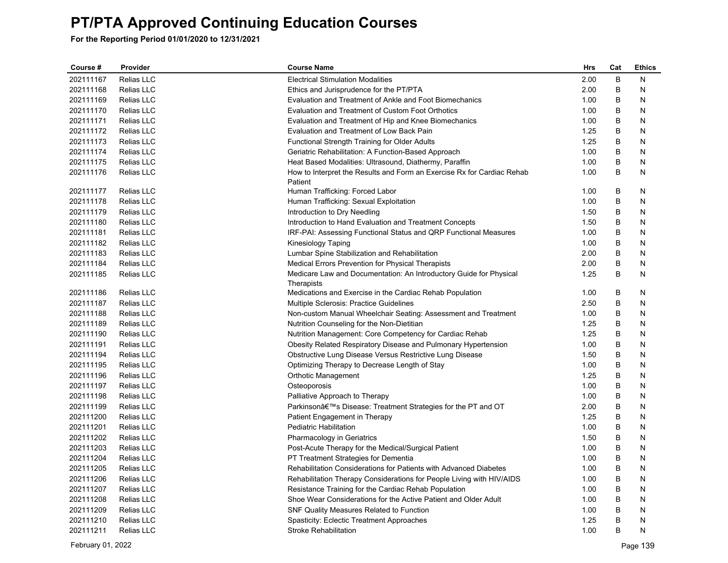# PT/PTA Approved Continuing Education Courses

**For the Reporting Period 01/01/2020 to 12/31/2021**

| Course # | Provider | Course Name | Hrs | Cat | Ethics |
|---|---|---|---|---|---|
| 202111167 | Relias LLC | Electrical Stimulation Modalities | 2.00 | B | N |
| 202111168 | Relias LLC | Ethics and Jurisprudence for the PT/PTA | 2.00 | B | N |
| 202111169 | Relias LLC | Evaluation and Treatment of Ankle and Foot Biomechanics | 1.00 | B | N |
| 202111170 | Relias LLC | Evaluation and Treatment of Custom Foot Orthotics | 1.00 | B | N |
| 202111171 | Relias LLC | Evaluation and Treatment of Hip and Knee Biomechanics | 1.00 | B | N |
| 202111172 | Relias LLC | Evaluation and Treatment of Low Back Pain | 1.25 | B | N |
| 202111173 | Relias LLC | Functional Strength Training for Older Adults | 1.25 | B | N |
| 202111174 | Relias LLC | Geriatric Rehabilitation: A Function-Based Approach | 1.00 | B | N |
| 202111175 | Relias LLC | Heat Based Modalities: Ultrasound, Diathermy, Paraffin | 1.00 | B | N |
| 202111176 | Relias LLC | How to Interpret the Results and Form an Exercise Rx for Cardiac Rehab Patient | 1.00 | B | N |
| 202111177 | Relias LLC | Human Trafficking: Forced Labor | 1.00 | B | N |
| 202111178 | Relias LLC | Human Trafficking: Sexual Exploitation | 1.00 | B | N |
| 202111179 | Relias LLC | Introduction to Dry Needling | 1.50 | B | N |
| 202111180 | Relias LLC | Introduction to Hand Evaluation and Treatment Concepts | 1.50 | B | N |
| 202111181 | Relias LLC | IRF-PAI: Assessing Functional Status and QRP Functional Measures | 1.00 | B | N |
| 202111182 | Relias LLC | Kinesiology Taping | 1.00 | B | N |
| 202111183 | Relias LLC | Lumbar Spine Stabilization and Rehabilitation | 2.00 | B | N |
| 202111184 | Relias LLC | Medical Errors Prevention for Physical Therapists | 2.00 | B | N |
| 202111185 | Relias LLC | Medicare Law and Documentation: An Introductory Guide for Physical Therapists | 1.25 | B | N |
| 202111186 | Relias LLC | Medications and Exercise in the Cardiac Rehab Population | 1.00 | B | N |
| 202111187 | Relias LLC | Multiple Sclerosis: Practice Guidelines | 2.50 | B | N |
| 202111188 | Relias LLC | Non-custom Manual Wheelchair Seating: Assessment and Treatment | 1.00 | B | N |
| 202111189 | Relias LLC | Nutrition Counseling for the Non-Dietitian | 1.25 | B | N |
| 202111190 | Relias LLC | Nutrition Management: Core Competency for Cardiac Rehab | 1.25 | B | N |
| 202111191 | Relias LLC | Obesity Related Respiratory Disease and Pulmonary Hypertension | 1.00 | B | N |
| 202111194 | Relias LLC | Obstructive Lung Disease Versus Restrictive Lung Disease | 1.50 | B | N |
| 202111195 | Relias LLC | Optimizing Therapy to Decrease Length of Stay | 1.00 | B | N |
| 202111196 | Relias LLC | Orthotic Management | 1.25 | B | N |
| 202111197 | Relias LLC | Osteoporosis | 1.00 | B | N |
| 202111198 | Relias LLC | Palliative Approach to Therapy | 1.00 | B | N |
| 202111199 | Relias LLC | Parkinsonâ€™s Disease: Treatment Strategies for the PT and OT | 2.00 | B | N |
| 202111200 | Relias LLC | Patient Engagement in Therapy | 1.25 | B | N |
| 202111201 | Relias LLC | Pediatric Habilitation | 1.00 | B | N |
| 202111202 | Relias LLC | Pharmacology in Geriatrics | 1.50 | B | N |
| 202111203 | Relias LLC | Post-Acute Therapy for the Medical/Surgical Patient | 1.00 | B | N |
| 202111204 | Relias LLC | PT Treatment Strategies for Dementia | 1.00 | B | N |
| 202111205 | Relias LLC | Rehabilitation Considerations for Patients with Advanced Diabetes | 1.00 | B | N |
| 202111206 | Relias LLC | Rehabilitation Therapy Considerations for People Living with HIV/AIDS | 1.00 | B | N |
| 202111207 | Relias LLC | Resistance Training for the Cardiac Rehab Population | 1.00 | B | N |
| 202111208 | Relias LLC | Shoe Wear Considerations for the Active Patient and Older Adult | 1.00 | B | N |
| 202111209 | Relias LLC | SNF Quality Measures Related to Function | 1.00 | B | N |
| 202111210 | Relias LLC | Spasticity: Eclectic Treatment Approaches | 1.25 | B | N |
| 202111211 | Relias LLC | Stroke Rehabilitation | 1.00 | B | N |

February 01, 2022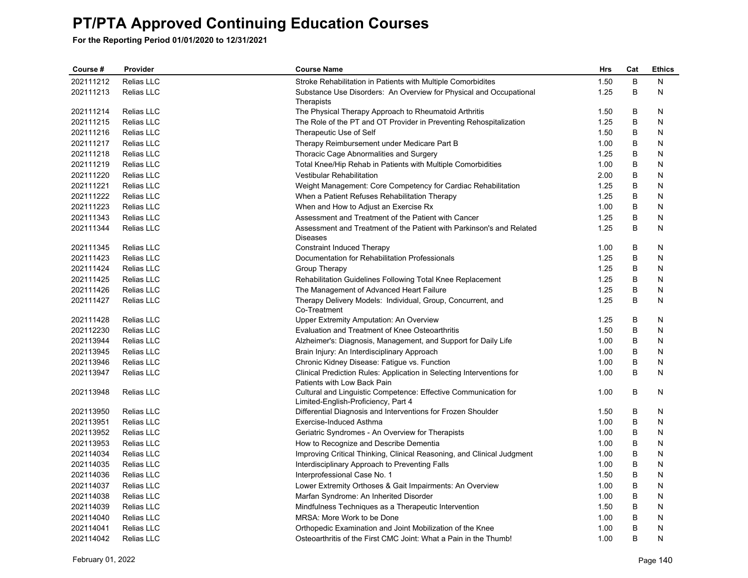# PT/PTA Approved Continuing Education Courses

**For the Reporting Period 01/01/2020 to 12/31/2021**

| Course # | Provider | Course Name | Hrs | Cat | Ethics |
|---|---|---|---|---|---|
| 202111212 | Relias LLC | Stroke Rehabilitation in Patients with Multiple Comorbidites | 1.50 | B | N |
| 202111213 | Relias LLC | Substance Use Disorders: An Overview for Physical and Occupational Therapists | 1.25 | B | N |
| 202111214 | Relias LLC | The Physical Therapy Approach to Rheumatoid Arthritis | 1.50 | B | N |
| 202111215 | Relias LLC | The Role of the PT and OT Provider in Preventing Rehospitalization | 1.25 | B | N |
| 202111216 | Relias LLC | Therapeutic Use of Self | 1.50 | B | N |
| 202111217 | Relias LLC | Therapy Reimbursement under Medicare Part B | 1.00 | B | N |
| 202111218 | Relias LLC | Thoracic Cage Abnormalities and Surgery | 1.25 | B | N |
| 202111219 | Relias LLC | Total Knee/Hip Rehab in Patients with Multiple Comorbidities | 1.00 | B | N |
| 202111220 | Relias LLC | Vestibular Rehabilitation | 2.00 | B | N |
| 202111221 | Relias LLC | Weight Management: Core Competency for Cardiac Rehabilitation | 1.25 | B | N |
| 202111222 | Relias LLC | When a Patient Refuses Rehabilitation Therapy | 1.25 | B | N |
| 202111223 | Relias LLC | When and How to Adjust an Exercise Rx | 1.00 | B | N |
| 202111343 | Relias LLC | Assessment and Treatment of the Patient with Cancer | 1.25 | B | N |
| 202111344 | Relias LLC | Assessment and Treatment of the Patient with Parkinson's and Related Diseases | 1.25 | B | N |
| 202111345 | Relias LLC | Constraint Induced Therapy | 1.00 | B | N |
| 202111423 | Relias LLC | Documentation for Rehabilitation Professionals | 1.25 | B | N |
| 202111424 | Relias LLC | Group Therapy | 1.25 | B | N |
| 202111425 | Relias LLC | Rehabilitation Guidelines Following Total Knee Replacement | 1.25 | B | N |
| 202111426 | Relias LLC | The Management of Advanced Heart Failure | 1.25 | B | N |
| 202111427 | Relias LLC | Therapy Delivery Models: Individual, Group, Concurrent, and Co-Treatment | 1.25 | B | N |
| 202111428 | Relias LLC | Upper Extremity Amputation: An Overview | 1.25 | B | N |
| 202112230 | Relias LLC | Evaluation and Treatment of Knee Osteoarthritis | 1.50 | B | N |
| 202113944 | Relias LLC | Alzheimer's: Diagnosis, Management, and Support for Daily Life | 1.00 | B | N |
| 202113945 | Relias LLC | Brain Injury: An Interdisciplinary Approach | 1.00 | B | N |
| 202113946 | Relias LLC | Chronic Kidney Disease: Fatigue vs. Function | 1.00 | B | N |
| 202113947 | Relias LLC | Clinical Prediction Rules: Application in Selecting Interventions for Patients with Low Back Pain | 1.00 | B | N |
| 202113948 | Relias LLC | Cultural and Linguistic Competence: Effective Communication for Limited-English-Proficiency, Part 4 | 1.00 | B | N |
| 202113950 | Relias LLC | Differential Diagnosis and Interventions for Frozen Shoulder | 1.50 | B | N |
| 202113951 | Relias LLC | Exercise-Induced Asthma | 1.00 | B | N |
| 202113952 | Relias LLC | Geriatric Syndromes - An Overview for Therapists | 1.00 | B | N |
| 202113953 | Relias LLC | How to Recognize and Describe Dementia | 1.00 | B | N |
| 202114034 | Relias LLC | Improving Critical Thinking, Clinical Reasoning, and Clinical Judgment | 1.00 | B | N |
| 202114035 | Relias LLC | Interdisciplinary Approach to Preventing Falls | 1.00 | B | N |
| 202114036 | Relias LLC | Interprofessional Case No. 1 | 1.50 | B | N |
| 202114037 | Relias LLC | Lower Extremity Orthoses & Gait Impairments: An Overview | 1.00 | B | N |
| 202114038 | Relias LLC | Marfan Syndrome: An Inherited Disorder | 1.00 | B | N |
| 202114039 | Relias LLC | Mindfulness Techniques as a Therapeutic Intervention | 1.50 | B | N |
| 202114040 | Relias LLC | MRSA: More Work to be Done | 1.00 | B | N |
| 202114041 | Relias LLC | Orthopedic Examination and Joint Mobilization of the Knee | 1.00 | B | N |
| 202114042 | Relias LLC | Osteoarthritis of the First CMC Joint: What a Pain in the Thumb! | 1.00 | B | N |

February 01, 2022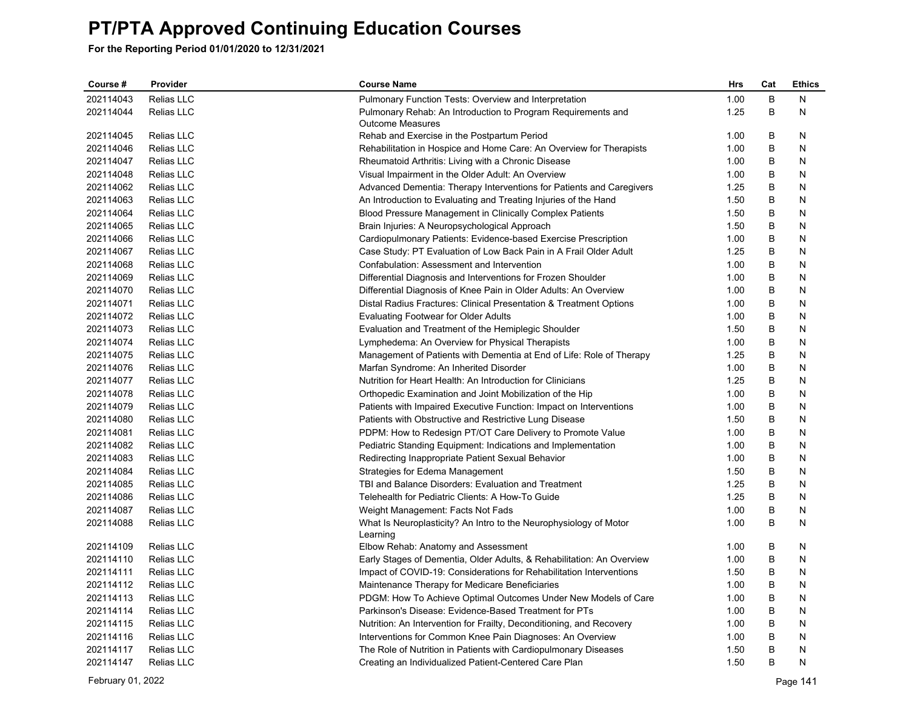# PT/PTA Approved Continuing Education Courses

**For the Reporting Period 01/01/2020 to 12/31/2021**

| Course # | Provider | Course Name | Hrs | Cat | Ethics |
|---|---|---|---|---|---|
| 202114043 | Relias LLC | Pulmonary Function Tests: Overview and Interpretation | 1.00 | B | N |
| 202114044 | Relias LLC | Pulmonary Rehab: An Introduction to Program Requirements and Outcome Measures | 1.25 | B | N |
| 202114045 | Relias LLC | Rehab and Exercise in the Postpartum Period | 1.00 | B | N |
| 202114046 | Relias LLC | Rehabilitation in Hospice and Home Care: An Overview for Therapists | 1.00 | B | N |
| 202114047 | Relias LLC | Rheumatoid Arthritis: Living with a Chronic Disease | 1.00 | B | N |
| 202114048 | Relias LLC | Visual Impairment in the Older Adult: An Overview | 1.00 | B | N |
| 202114062 | Relias LLC | Advanced Dementia: Therapy Interventions for Patients and Caregivers | 1.25 | B | N |
| 202114063 | Relias LLC | An Introduction to Evaluating and Treating Injuries of the Hand | 1.50 | B | N |
| 202114064 | Relias LLC | Blood Pressure Management in Clinically Complex Patients | 1.50 | B | N |
| 202114065 | Relias LLC | Brain Injuries: A Neuropsychological Approach | 1.50 | B | N |
| 202114066 | Relias LLC | Cardiopulmonary Patients: Evidence-based Exercise Prescription | 1.00 | B | N |
| 202114067 | Relias LLC | Case Study: PT Evaluation of Low Back Pain in A Frail Older Adult | 1.25 | B | N |
| 202114068 | Relias LLC | Confabulation: Assessment and Intervention | 1.00 | B | N |
| 202114069 | Relias LLC | Differential Diagnosis and Interventions for Frozen Shoulder | 1.00 | B | N |
| 202114070 | Relias LLC | Differential Diagnosis of Knee Pain in Older Adults: An Overview | 1.00 | B | N |
| 202114071 | Relias LLC | Distal Radius Fractures: Clinical Presentation & Treatment Options | 1.00 | B | N |
| 202114072 | Relias LLC | Evaluating Footwear for Older Adults | 1.00 | B | N |
| 202114073 | Relias LLC | Evaluation and Treatment of the Hemiplegic Shoulder | 1.50 | B | N |
| 202114074 | Relias LLC | Lymphedema: An Overview for Physical Therapists | 1.00 | B | N |
| 202114075 | Relias LLC | Management of Patients with Dementia at End of Life: Role of Therapy | 1.25 | B | N |
| 202114076 | Relias LLC | Marfan Syndrome: An Inherited Disorder | 1.00 | B | N |
| 202114077 | Relias LLC | Nutrition for Heart Health: An Introduction for Clinicians | 1.25 | B | N |
| 202114078 | Relias LLC | Orthopedic Examination and Joint Mobilization of the Hip | 1.00 | B | N |
| 202114079 | Relias LLC | Patients with Impaired Executive Function: Impact on Interventions | 1.00 | B | N |
| 202114080 | Relias LLC | Patients with Obstructive and Restrictive Lung Disease | 1.50 | B | N |
| 202114081 | Relias LLC | PDPM: How to Redesign PT/OT Care Delivery to Promote Value | 1.00 | B | N |
| 202114082 | Relias LLC | Pediatric Standing Equipment: Indications and Implementation | 1.00 | B | N |
| 202114083 | Relias LLC | Redirecting Inappropriate Patient Sexual Behavior | 1.00 | B | N |
| 202114084 | Relias LLC | Strategies for Edema Management | 1.50 | B | N |
| 202114085 | Relias LLC | TBI and Balance Disorders: Evaluation and Treatment | 1.25 | B | N |
| 202114086 | Relias LLC | Telehealth for Pediatric Clients: A How-To Guide | 1.25 | B | N |
| 202114087 | Relias LLC | Weight Management: Facts Not Fads | 1.00 | B | N |
| 202114088 | Relias LLC | What Is Neuroplasticity? An Intro to the Neurophysiology of Motor Learning | 1.00 | B | N |
| 202114109 | Relias LLC | Elbow Rehab: Anatomy and Assessment | 1.00 | B | N |
| 202114110 | Relias LLC | Early Stages of Dementia, Older Adults, & Rehabilitation: An Overview | 1.00 | B | N |
| 202114111 | Relias LLC | Impact of COVID-19: Considerations for Rehabilitation Interventions | 1.50 | B | N |
| 202114112 | Relias LLC | Maintenance Therapy for Medicare Beneficiaries | 1.00 | B | N |
| 202114113 | Relias LLC | PDGM: How To Achieve Optimal Outcomes Under New Models of Care | 1.00 | B | N |
| 202114114 | Relias LLC | Parkinson's Disease: Evidence-Based Treatment for PTs | 1.00 | B | N |
| 202114115 | Relias LLC | Nutrition: An Intervention for Frailty, Deconditioning, and Recovery | 1.00 | B | N |
| 202114116 | Relias LLC | Interventions for Common Knee Pain Diagnoses: An Overview | 1.00 | B | N |
| 202114117 | Relias LLC | The Role of Nutrition in Patients with Cardiopulmonary Diseases | 1.50 | B | N |
| 202114147 | Relias LLC | Creating an Individualized Patient-Centered Care Plan | 1.50 | B | N |

February 01, 2022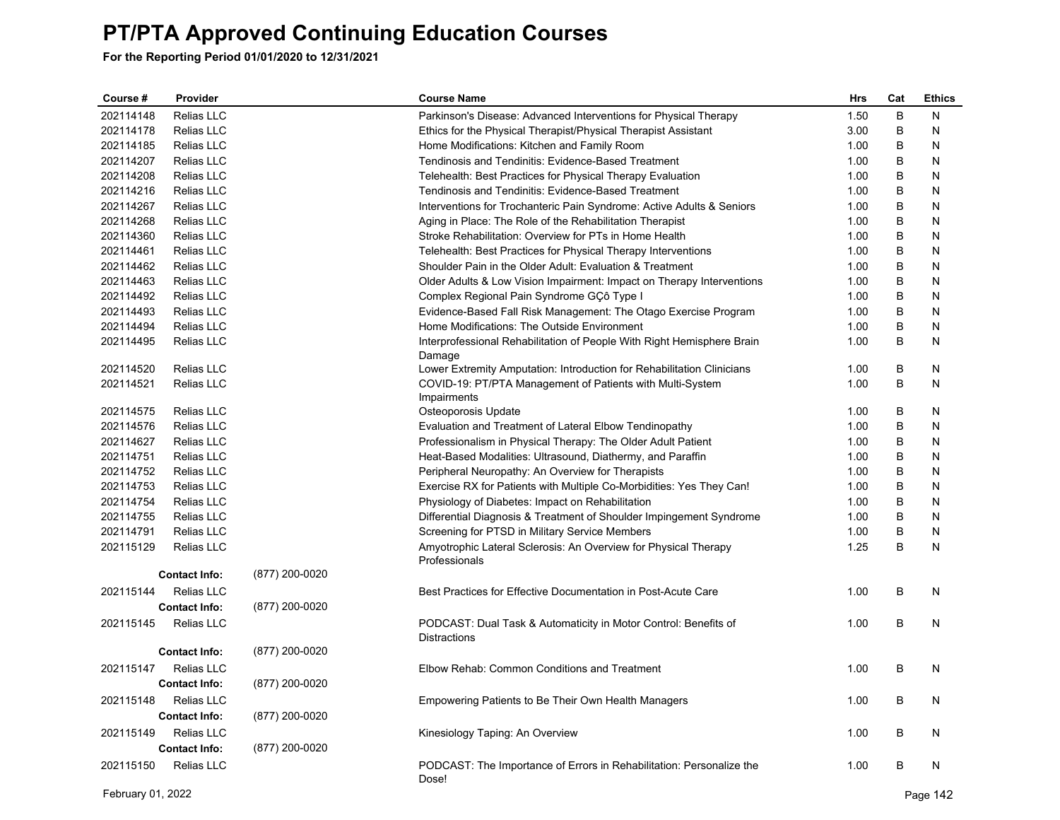# PT/PTA Approved Continuing Education Courses

**For the Reporting Period 01/01/2020 to 12/31/2021**

| Course # | Provider | | Course Name | Hrs | Cat | Ethics |
|---|---|---|---|---|---|---|
| 202114148 | Relias LLC | | Parkinson's Disease: Advanced Interventions for Physical Therapy | 1.50 | B | N |
| 202114178 | Relias LLC | | Ethics for the Physical Therapist/Physical Therapist Assistant | 3.00 | B | N |
| 202114185 | Relias LLC | | Home Modifications: Kitchen and Family Room | 1.00 | B | N |
| 202114207 | Relias LLC | | Tendinosis and Tendinitis: Evidence-Based Treatment | 1.00 | B | N |
| 202114208 | Relias LLC | | Telehealth: Best Practices for Physical Therapy Evaluation | 1.00 | B | N |
| 202114216 | Relias LLC | | Tendinosis and Tendinitis: Evidence-Based Treatment | 1.00 | B | N |
| 202114267 | Relias LLC | | Interventions for Trochanteric Pain Syndrome: Active Adults & Seniors | 1.00 | B | N |
| 202114268 | Relias LLC | | Aging in Place: The Role of the Rehabilitation Therapist | 1.00 | B | N |
| 202114360 | Relias LLC | | Stroke Rehabilitation: Overview for PTs in Home Health | 1.00 | B | N |
| 202114461 | Relias LLC | | Telehealth: Best Practices for Physical Therapy Interventions | 1.00 | B | N |
| 202114462 | Relias LLC | | Shoulder Pain in the Older Adult: Evaluation & Treatment | 1.00 | B | N |
| 202114463 | Relias LLC | | Older Adults & Low Vision Impairment: Impact on Therapy Interventions | 1.00 | B | N |
| 202114492 | Relias LLC | | Complex Regional Pain Syndrome GÇô Type I | 1.00 | B | N |
| 202114493 | Relias LLC | | Evidence-Based Fall Risk Management: The Otago Exercise Program | 1.00 | B | N |
| 202114494 | Relias LLC | | Home Modifications: The Outside Environment | 1.00 | B | N |
| 202114495 | Relias LLC | | Interprofessional Rehabilitation of People With Right Hemisphere Brain Damage | 1.00 | B | N |
| 202114520 | Relias LLC | | Lower Extremity Amputation: Introduction for Rehabilitation Clinicians | 1.00 | B | N |
| 202114521 | Relias LLC | | COVID-19: PT/PTA Management of Patients with Multi-System Impairments | 1.00 | B | N |
| 202114575 | Relias LLC | | Osteoporosis Update | 1.00 | B | N |
| 202114576 | Relias LLC | | Evaluation and Treatment of Lateral Elbow Tendinopathy | 1.00 | B | N |
| 202114627 | Relias LLC | | Professionalism in Physical Therapy: The Older Adult Patient | 1.00 | B | N |
| 202114751 | Relias LLC | | Heat-Based Modalities: Ultrasound, Diathermy, and Paraffin | 1.00 | B | N |
| 202114752 | Relias LLC | | Peripheral Neuropathy: An Overview for Therapists | 1.00 | B | N |
| 202114753 | Relias LLC | | Exercise RX for Patients with Multiple Co-Morbidities: Yes They Can! | 1.00 | B | N |
| 202114754 | Relias LLC | | Physiology of Diabetes: Impact on Rehabilitation | 1.00 | B | N |
| 202114755 | Relias LLC | | Differential Diagnosis & Treatment of Shoulder Impingement Syndrome | 1.00 | B | N |
| 202114791 | Relias LLC | | Screening for PTSD in Military Service Members | 1.00 | B | N |
| 202115129 | Relias LLC | | Amyotrophic Lateral Sclerosis: An Overview for Physical Therapy Professionals | 1.25 | B | N |
| | **Contact Info:** | (877) 200-0020 | | | | |
| 202115144 | Relias LLC | | Best Practices for Effective Documentation in Post-Acute Care | 1.00 | B | N |
| | **Contact Info:** | (877) 200-0020 | | | | |
| 202115145 | Relias LLC | | PODCAST: Dual Task & Automaticity in Motor Control: Benefits of Distractions | 1.00 | B | N |
| | **Contact Info:** | (877) 200-0020 | | | | |
| 202115147 | Relias LLC | | Elbow Rehab: Common Conditions and Treatment | 1.00 | B | N |
| | **Contact Info:** | (877) 200-0020 | | | | |
| 202115148 | Relias LLC | | Empowering Patients to Be Their Own Health Managers | 1.00 | B | N |
| | **Contact Info:** | (877) 200-0020 | | | | |
| 202115149 | Relias LLC | | Kinesiology Taping: An Overview | 1.00 | B | N |
| | **Contact Info:** | (877) 200-0020 | | | | |
| 202115150 | Relias LLC | | PODCAST: The Importance of Errors in Rehabilitation: Personalize the Dose! | 1.00 | B | N |

February 01, 2022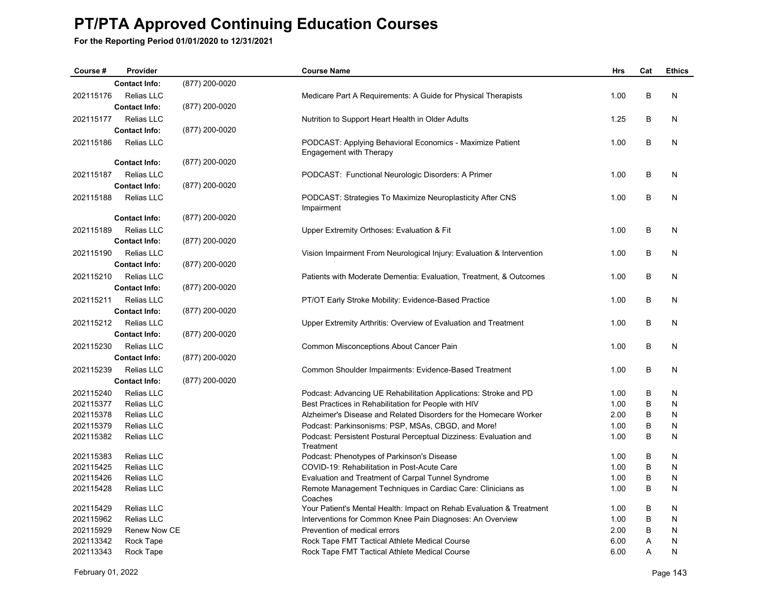# PT/PTA Approved Continuing Education Courses

**For the Reporting Period 01/01/2020 to 12/31/2021**

| Course # | Provider | | Course Name | Hrs | Cat | Ethics |
|---|---|---|---|---|---|---|
| | **Contact Info:** | (877) 200-0020 | | | | |
| 202115176 | Relias LLC | | Medicare Part A Requirements: A Guide for Physical Therapists | 1.00 | B | N |
| | **Contact Info:** | (877) 200-0020 | | | | |
| 202115177 | Relias LLC | | Nutrition to Support Heart Health in Older Adults | 1.25 | B | N |
| | **Contact Info:** | (877) 200-0020 | | | | |
| 202115186 | Relias LLC | | PODCAST: Applying Behavioral Economics - Maximize Patient Engagement with Therapy | 1.00 | B | N |
| | **Contact Info:** | (877) 200-0020 | | | | |
| 202115187 | Relias LLC | | PODCAST: Functional Neurologic Disorders: A Primer | 1.00 | B | N |
| | **Contact Info:** | (877) 200-0020 | | | | |
| 202115188 | Relias LLC | | PODCAST: Strategies To Maximize Neuroplasticity After CNS Impairment | 1.00 | B | N |
| | **Contact Info:** | (877) 200-0020 | | | | |
| 202115189 | Relias LLC | | Upper Extremity Orthoses: Evaluation & Fit | 1.00 | B | N |
| | **Contact Info:** | (877) 200-0020 | | | | |
| 202115190 | Relias LLC | | Vision Impairment From Neurological Injury: Evaluation & Intervention | 1.00 | B | N |
| | **Contact Info:** | (877) 200-0020 | | | | |
| 202115210 | Relias LLC | | Patients with Moderate Dementia: Evaluation, Treatment, & Outcomes | 1.00 | B | N |
| | **Contact Info:** | (877) 200-0020 | | | | |
| 202115211 | Relias LLC | | PT/OT Early Stroke Mobility: Evidence-Based Practice | 1.00 | B | N |
| | **Contact Info:** | (877) 200-0020 | | | | |
| 202115212 | Relias LLC | | Upper Extremity Arthritis: Overview of Evaluation and Treatment | 1.00 | B | N |
| | **Contact Info:** | (877) 200-0020 | | | | |
| 202115230 | Relias LLC | | Common Misconceptions About Cancer Pain | 1.00 | B | N |
| | **Contact Info:** | (877) 200-0020 | | | | |
| 202115239 | Relias LLC | | Common Shoulder Impairments: Evidence-Based Treatment | 1.00 | B | N |
| | **Contact Info:** | (877) 200-0020 | | | | |
| 202115240 | Relias LLC | | Podcast: Advancing UE Rehabilitation Applications: Stroke and PD | 1.00 | B | N |
| 202115377 | Relias LLC | | Best Practices in Rehabilitation for People with HIV | 1.00 | B | N |
| 202115378 | Relias LLC | | Alzheimer's Disease and Related Disorders for the Homecare Worker | 2.00 | B | N |
| 202115379 | Relias LLC | | Podcast: Parkinsonisms: PSP, MSAs, CBGD, and More! | 1.00 | B | N |
| 202115382 | Relias LLC | | Podcast: Persistent Postural Perceptual Dizziness: Evaluation and Treatment | 1.00 | B | N |
| 202115383 | Relias LLC | | Podcast: Phenotypes of Parkinson's Disease | 1.00 | B | N |
| 202115425 | Relias LLC | | COVID-19: Rehabilitation in Post-Acute Care | 1.00 | B | N |
| 202115426 | Relias LLC | | Evaluation and Treatment of Carpal Tunnel Syndrome | 1.00 | B | N |
| 202115428 | Relias LLC | | Remote Management Techniques in Cardiac Care: Clinicians as Coaches | 1.00 | B | N |
| 202115429 | Relias LLC | | Your Patient's Mental Health: Impact on Rehab Evaluation & Treatment | 1.00 | B | N |
| 202115962 | Relias LLC | | Interventions for Common Knee Pain Diagnoses: An Overview | 1.00 | B | N |
| 202115929 | Renew Now CE | | Prevention of medical errors | 2.00 | B | N |
| 202113342 | Rock Tape | | Rock Tape FMT Tactical Athlete Medical Course | 6.00 | A | N |
| 202113343 | Rock Tape | | Rock Tape FMT Tactical Athlete Medical Course | 6.00 | A | N |

February 01, 2022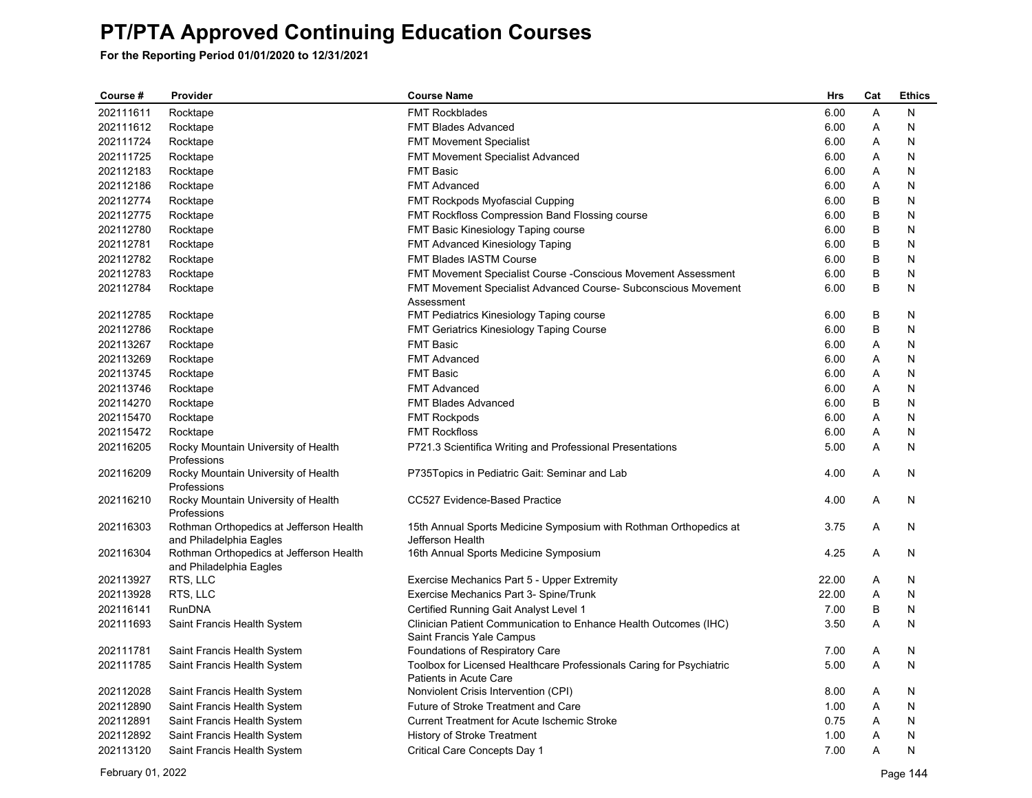# PT/PTA Approved Continuing Education Courses

**For the Reporting Period 01/01/2020 to 12/31/2021**

| Course # | Provider | Course Name | Hrs | Cat | Ethics |
|---|---|---|---|---|---|
| 202111611 | Rocktape | FMT Rockblades | 6.00 | A | N |
| 202111612 | Rocktape | FMT Blades Advanced | 6.00 | A | N |
| 202111724 | Rocktape | FMT Movement Specialist | 6.00 | A | N |
| 202111725 | Rocktape | FMT Movement Specialist Advanced | 6.00 | A | N |
| 202112183 | Rocktape | FMT Basic | 6.00 | A | N |
| 202112186 | Rocktape | FMT Advanced | 6.00 | A | N |
| 202112774 | Rocktape | FMT Rockpods Myofascial Cupping | 6.00 | B | N |
| 202112775 | Rocktape | FMT Rockfloss Compression Band Flossing course | 6.00 | B | N |
| 202112780 | Rocktape | FMT Basic Kinesiology Taping course | 6.00 | B | N |
| 202112781 | Rocktape | FMT Advanced Kinesiology Taping | 6.00 | B | N |
| 202112782 | Rocktape | FMT Blades IASTM Course | 6.00 | B | N |
| 202112783 | Rocktape | FMT Movement Specialist Course -Conscious Movement Assessment | 6.00 | B | N |
| 202112784 | Rocktape | FMT Movement Specialist Advanced Course- Subconscious Movement Assessment | 6.00 | B | N |
| 202112785 | Rocktape | FMT Pediatrics Kinesiology Taping course | 6.00 | B | N |
| 202112786 | Rocktape | FMT Geriatrics Kinesiology Taping Course | 6.00 | B | N |
| 202113267 | Rocktape | FMT Basic | 6.00 | A | N |
| 202113269 | Rocktape | FMT Advanced | 6.00 | A | N |
| 202113745 | Rocktape | FMT Basic | 6.00 | A | N |
| 202113746 | Rocktape | FMT Advanced | 6.00 | A | N |
| 202114270 | Rocktape | FMT Blades Advanced | 6.00 | B | N |
| 202115470 | Rocktape | FMT Rockpods | 6.00 | A | N |
| 202115472 | Rocktape | FMT Rockfloss | 6.00 | A | N |
| 202116205 | Rocky Mountain University of Health Professions | P721.3 Scientifica Writing and Professional Presentations | 5.00 | A | N |
| 202116209 | Rocky Mountain University of Health Professions | P735Topics in Pediatric Gait: Seminar and Lab | 4.00 | A | N |
| 202116210 | Rocky Mountain University of Health Professions | CC527 Evidence-Based Practice | 4.00 | A | N |
| 202116303 | Rothman Orthopedics at Jefferson Health and Philadelphia Eagles | 15th Annual Sports Medicine Symposium with Rothman Orthopedics at Jefferson Health | 3.75 | A | N |
| 202116304 | Rothman Orthopedics at Jefferson Health and Philadelphia Eagles | 16th Annual Sports Medicine Symposium | 4.25 | A | N |
| 202113927 | RTS, LLC | Exercise Mechanics Part 5 - Upper Extremity | 22.00 | A | N |
| 202113928 | RTS, LLC | Exercise Mechanics Part 3- Spine/Trunk | 22.00 | A | N |
| 202116141 | RunDNA | Certified Running Gait Analyst Level 1 | 7.00 | B | N |
| 202111693 | Saint Francis Health System | Clinician Patient Communication to Enhance Health Outcomes (IHC) Saint Francis Yale Campus | 3.50 | A | N |
| 202111781 | Saint Francis Health System | Foundations of Respiratory Care | 7.00 | A | N |
| 202111785 | Saint Francis Health System | Toolbox for Licensed Healthcare Professionals Caring for Psychiatric Patients in Acute Care | 5.00 | A | N |
| 202112028 | Saint Francis Health System | Nonviolent Crisis Intervention (CPI) | 8.00 | A | N |
| 202112890 | Saint Francis Health System | Future of Stroke Treatment and Care | 1.00 | A | N |
| 202112891 | Saint Francis Health System | Current Treatment for Acute Ischemic Stroke | 0.75 | A | N |
| 202112892 | Saint Francis Health System | History of Stroke Treatment | 1.00 | A | N |
| 202113120 | Saint Francis Health System | Critical Care Concepts Day 1 | 7.00 | A | N |

February 01, 2022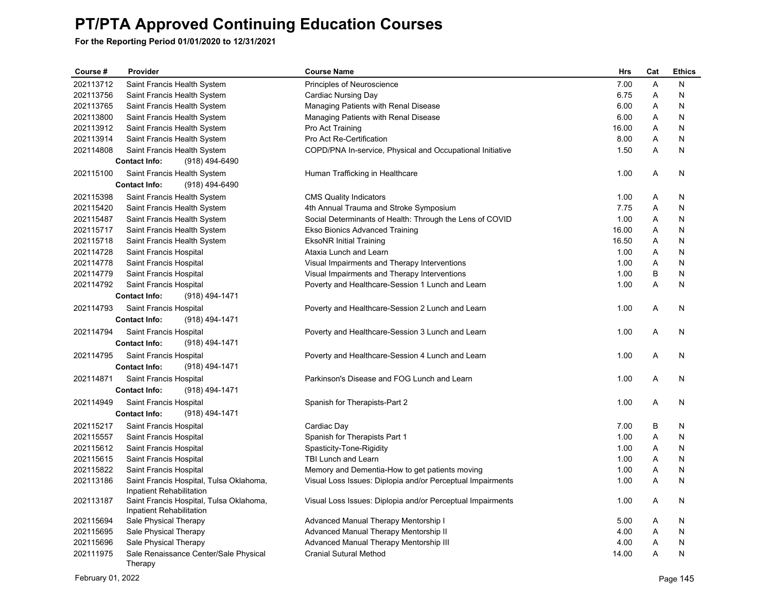# PT/PTA Approved Continuing Education Courses

**For the Reporting Period 01/01/2020 to 12/31/2021**

| Course # | Provider | Course Name | Hrs | Cat | Ethics |
|---|---|---|---|---|---|
| 202113712 | Saint Francis Health System | Principles of Neuroscience | 7.00 | A | N |
| 202113756 | Saint Francis Health System | Cardiac Nursing Day | 6.75 | A | N |
| 202113765 | Saint Francis Health System | Managing Patients with Renal Disease | 6.00 | A | N |
| 202113800 | Saint Francis Health System | Managing Patients with Renal Disease | 6.00 | A | N |
| 202113912 | Saint Francis Health System | Pro Act Training | 16.00 | A | N |
| 202113914 | Saint Francis Health System | Pro Act Re-Certification | 8.00 | A | N |
| 202114808 | Saint Francis Health System<br>**Contact Info:** (918) 494-6490 | COPD/PNA In-service, Physical and Occupational Initiative | 1.50 | A | N |
| 202115100 | Saint Francis Health System<br>**Contact Info:** (918) 494-6490 | Human Trafficking in Healthcare | 1.00 | A | N |
| 202115398 | Saint Francis Health System | CMS Quality Indicators | 1.00 | A | N |
| 202115420 | Saint Francis Health System | 4th Annual Trauma and Stroke Symposium | 7.75 | A | N |
| 202115487 | Saint Francis Health System | Social Determinants of Health: Through the Lens of COVID | 1.00 | A | N |
| 202115717 | Saint Francis Health System | Ekso Bionics Advanced Training | 16.00 | A | N |
| 202115718 | Saint Francis Health System | EksoNR Initial Training | 16.50 | A | N |
| 202114728 | Saint Francis Hospital | Ataxia Lunch and Learn | 1.00 | A | N |
| 202114778 | Saint Francis Hospital | Visual Impairments and Therapy Interventions | 1.00 | A | N |
| 202114779 | Saint Francis Hospital | Visual Impairments and Therapy Interventions | 1.00 | B | N |
| 202114792 | Saint Francis Hospital<br>**Contact Info:** (918) 494-1471 | Poverty and Healthcare-Session 1 Lunch and Learn | 1.00 | A | N |
| 202114793 | Saint Francis Hospital<br>**Contact Info:** (918) 494-1471 | Poverty and Healthcare-Session 2 Lunch and Learn | 1.00 | A | N |
| 202114794 | Saint Francis Hospital<br>**Contact Info:** (918) 494-1471 | Poverty and Healthcare-Session 3 Lunch and Learn | 1.00 | A | N |
| 202114795 | Saint Francis Hospital<br>**Contact Info:** (918) 494-1471 | Poverty and Healthcare-Session 4 Lunch and Learn | 1.00 | A | N |
| 202114871 | Saint Francis Hospital<br>**Contact Info:** (918) 494-1471 | Parkinson's Disease and FOG Lunch and Learn | 1.00 | A | N |
| 202114949 | Saint Francis Hospital<br>**Contact Info:** (918) 494-1471 | Spanish for Therapists-Part 2 | 1.00 | A | N |
| 202115217 | Saint Francis Hospital | Cardiac Day | 7.00 | B | N |
| 202115557 | Saint Francis Hospital | Spanish for Therapists Part 1 | 1.00 | A | N |
| 202115612 | Saint Francis Hospital | Spasticity-Tone-Rigidity | 1.00 | A | N |
| 202115615 | Saint Francis Hospital | TBI Lunch and Learn | 1.00 | A | N |
| 202115822 | Saint Francis Hospital | Memory and Dementia-How to get patients moving | 1.00 | A | N |
| 202113186 | Saint Francis Hospital, Tulsa Oklahoma, Inpatient Rehabilitation | Visual Loss Issues: Diplopia and/or Perceptual Impairments | 1.00 | A | N |
| 202113187 | Saint Francis Hospital, Tulsa Oklahoma, Inpatient Rehabilitation | Visual Loss Issues: Diplopia and/or Perceptual Impairments | 1.00 | A | N |
| 202115694 | Sale Physical Therapy | Advanced Manual Therapy Mentorship I | 5.00 | A | N |
| 202115695 | Sale Physical Therapy | Advanced Manual Therapy Mentorship II | 4.00 | A | N |
| 202115696 | Sale Physical Therapy | Advanced Manual Therapy Mentorship III | 4.00 | A | N |
| 202111975 | Sale Renaissance Center/Sale Physical Therapy | Cranial Sutural Method | 14.00 | A | N |

February 01, 2022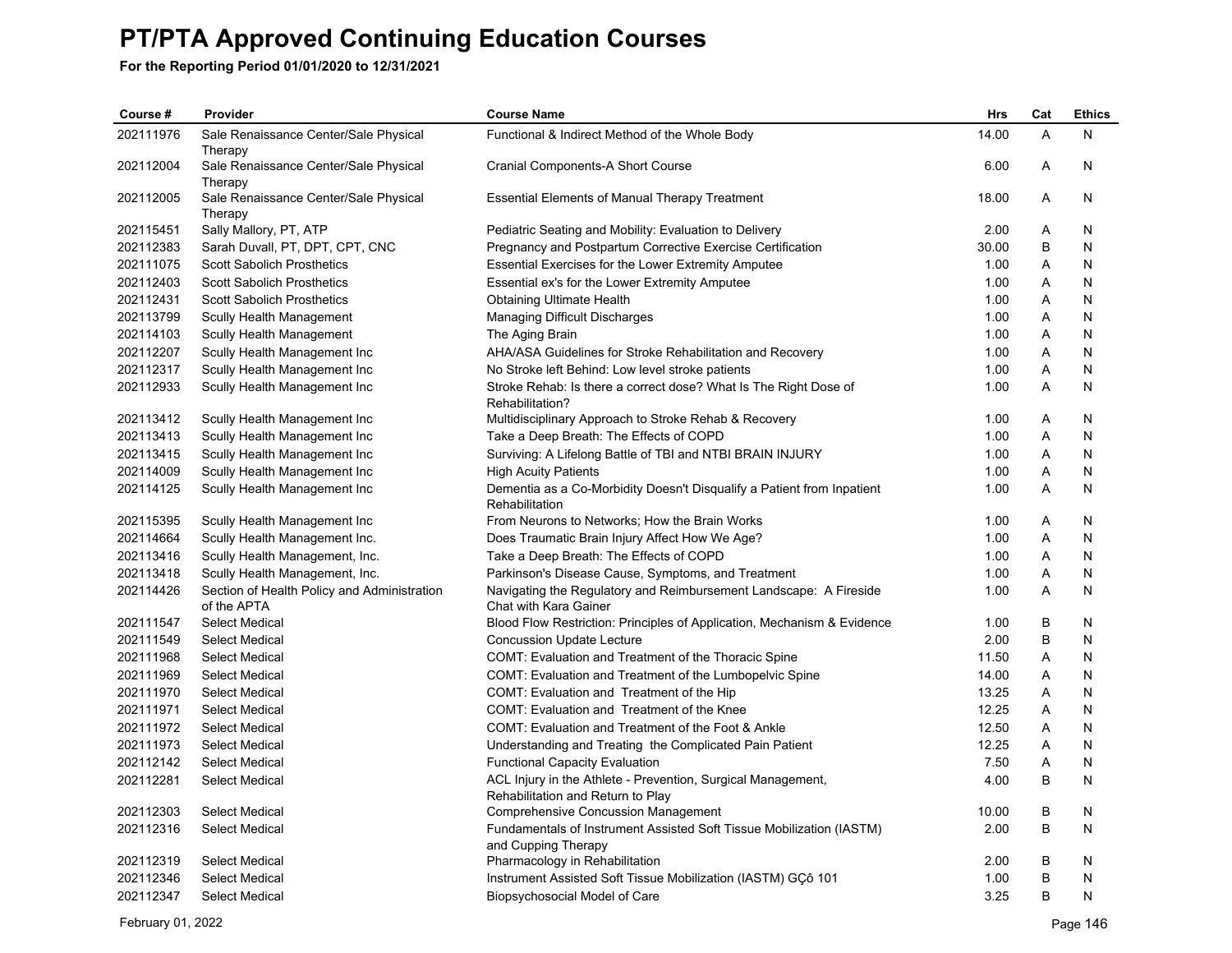# PT/PTA Approved Continuing Education Courses

**For the Reporting Period 01/01/2020 to 12/31/2021**

| Course # | Provider | Course Name | Hrs | Cat | Ethics |
|---|---|---|---|---|---|
| 202111976 | Sale Renaissance Center/Sale Physical Therapy | Functional & Indirect Method of the Whole Body | 14.00 | A | N |
| 202112004 | Sale Renaissance Center/Sale Physical Therapy | Cranial Components-A Short Course | 6.00 | A | N |
| 202112005 | Sale Renaissance Center/Sale Physical Therapy | Essential Elements of Manual Therapy Treatment | 18.00 | A | N |
| 202115451 | Sally Mallory, PT, ATP | Pediatric Seating and Mobility: Evaluation to Delivery | 2.00 | A | N |
| 202112383 | Sarah Duvall, PT, DPT, CPT, CNC | Pregnancy and Postpartum Corrective Exercise Certification | 30.00 | B | N |
| 202111075 | Scott Sabolich Prosthetics | Essential Exercises for the Lower Extremity Amputee | 1.00 | A | N |
| 202112403 | Scott Sabolich Prosthetics | Essential ex's for the Lower Extremity Amputee | 1.00 | A | N |
| 202112431 | Scott Sabolich Prosthetics | Obtaining Ultimate Health | 1.00 | A | N |
| 202113799 | Scully Health Management | Managing Difficult Discharges | 1.00 | A | N |
| 202114103 | Scully Health Management | The Aging Brain | 1.00 | A | N |
| 202112207 | Scully Health Management Inc | AHA/ASA Guidelines for Stroke Rehabilitation and Recovery | 1.00 | A | N |
| 202112317 | Scully Health Management Inc | No Stroke left Behind: Low level stroke patients | 1.00 | A | N |
| 202112933 | Scully Health Management Inc | Stroke Rehab: Is there a correct dose? What Is The Right Dose of Rehabilitation? | 1.00 | A | N |
| 202113412 | Scully Health Management Inc | Multidisciplinary Approach to Stroke Rehab & Recovery | 1.00 | A | N |
| 202113413 | Scully Health Management Inc | Take a Deep Breath: The Effects of COPD | 1.00 | A | N |
| 202113415 | Scully Health Management Inc | Surviving: A Lifelong Battle of TBI and NTBI BRAIN INJURY | 1.00 | A | N |
| 202114009 | Scully Health Management Inc | High Acuity Patients | 1.00 | A | N |
| 202114125 | Scully Health Management Inc | Dementia as a Co-Morbidity Doesn't Disqualify a Patient from Inpatient Rehabilitation | 1.00 | A | N |
| 202115395 | Scully Health Management Inc | From Neurons to Networks; How the Brain Works | 1.00 | A | N |
| 202114664 | Scully Health Management Inc. | Does Traumatic Brain Injury Affect How We Age? | 1.00 | A | N |
| 202113416 | Scully Health Management, Inc. | Take a Deep Breath: The Effects of COPD | 1.00 | A | N |
| 202113418 | Scully Health Management, Inc. | Parkinson's Disease Cause, Symptoms, and Treatment | 1.00 | A | N |
| 202114426 | Section of Health Policy and Administration of the APTA | Navigating the Regulatory and Reimbursement Landscape: A Fireside Chat with Kara Gainer | 1.00 | A | N |
| 202111547 | Select Medical | Blood Flow Restriction: Principles of Application, Mechanism & Evidence | 1.00 | B | N |
| 202111549 | Select Medical | Concussion Update Lecture | 2.00 | B | N |
| 202111968 | Select Medical | COMT: Evaluation and Treatment of the Thoracic Spine | 11.50 | A | N |
| 202111969 | Select Medical | COMT: Evaluation and Treatment of the Lumbopelvic Spine | 14.00 | A | N |
| 202111970 | Select Medical | COMT: Evaluation and Treatment of the Hip | 13.25 | A | N |
| 202111971 | Select Medical | COMT: Evaluation and Treatment of the Knee | 12.25 | A | N |
| 202111972 | Select Medical | COMT: Evaluation and Treatment of the Foot & Ankle | 12.50 | A | N |
| 202111973 | Select Medical | Understanding and Treating the Complicated Pain Patient | 12.25 | A | N |
| 202112142 | Select Medical | Functional Capacity Evaluation | 7.50 | A | N |
| 202112281 | Select Medical | ACL Injury in the Athlete - Prevention, Surgical Management, Rehabilitation and Return to Play | 4.00 | B | N |
| 202112303 | Select Medical | Comprehensive Concussion Management | 10.00 | B | N |
| 202112316 | Select Medical | Fundamentals of Instrument Assisted Soft Tissue Mobilization (IASTM) and Cupping Therapy | 2.00 | B | N |
| 202112319 | Select Medical | Pharmacology in Rehabilitation | 2.00 | B | N |
| 202112346 | Select Medical | Instrument Assisted Soft Tissue Mobilization (IASTM) GÇô 101 | 1.00 | B | N |
| 202112347 | Select Medical | Biopsychosocial Model of Care | 3.25 | B | N |

February 01, 2022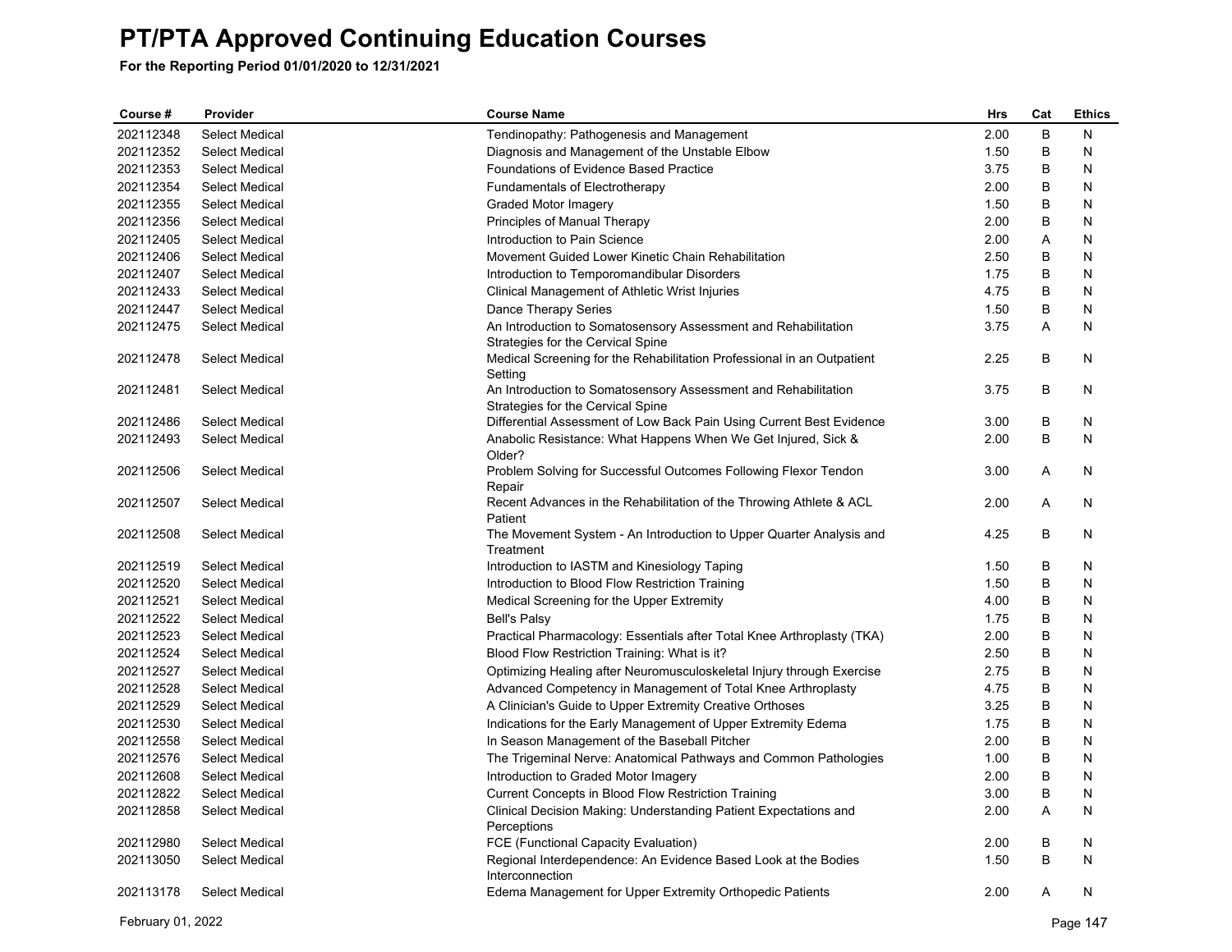# PT/PTA Approved Continuing Education Courses

**For the Reporting Period 01/01/2020 to 12/31/2021**

| Course # | Provider | Course Name | Hrs | Cat | Ethics |
|---|---|---|---|---|---|
| 202112348 | Select Medical | Tendinopathy: Pathogenesis and Management | 2.00 | B | N |
| 202112352 | Select Medical | Diagnosis and Management of the Unstable Elbow | 1.50 | B | N |
| 202112353 | Select Medical | Foundations of Evidence Based Practice | 3.75 | B | N |
| 202112354 | Select Medical | Fundamentals of Electrotherapy | 2.00 | B | N |
| 202112355 | Select Medical | Graded Motor Imagery | 1.50 | B | N |
| 202112356 | Select Medical | Principles of Manual Therapy | 2.00 | B | N |
| 202112405 | Select Medical | Introduction to Pain Science | 2.00 | A | N |
| 202112406 | Select Medical | Movement Guided Lower Kinetic Chain Rehabilitation | 2.50 | B | N |
| 202112407 | Select Medical | Introduction to Temporomandibular Disorders | 1.75 | B | N |
| 202112433 | Select Medical | Clinical Management of Athletic Wrist Injuries | 4.75 | B | N |
| 202112447 | Select Medical | Dance Therapy Series | 1.50 | B | N |
| 202112475 | Select Medical | An Introduction to Somatosensory Assessment and Rehabilitation Strategies for the Cervical Spine | 3.75 | A | N |
| 202112478 | Select Medical | Medical Screening for the Rehabilitation Professional in an Outpatient Setting | 2.25 | B | N |
| 202112481 | Select Medical | An Introduction to Somatosensory Assessment and Rehabilitation Strategies for the Cervical Spine | 3.75 | B | N |
| 202112486 | Select Medical | Differential Assessment of Low Back Pain Using Current Best Evidence | 3.00 | B | N |
| 202112493 | Select Medical | Anabolic Resistance: What Happens When We Get Injured, Sick & Older? | 2.00 | B | N |
| 202112506 | Select Medical | Problem Solving for Successful Outcomes Following Flexor Tendon Repair | 3.00 | A | N |
| 202112507 | Select Medical | Recent Advances in the Rehabilitation of the Throwing Athlete & ACL Patient | 2.00 | A | N |
| 202112508 | Select Medical | The Movement System - An Introduction to Upper Quarter Analysis and Treatment | 4.25 | B | N |
| 202112519 | Select Medical | Introduction to IASTM and Kinesiology Taping | 1.50 | B | N |
| 202112520 | Select Medical | Introduction to Blood Flow Restriction Training | 1.50 | B | N |
| 202112521 | Select Medical | Medical Screening for the Upper Extremity | 4.00 | B | N |
| 202112522 | Select Medical | Bell's Palsy | 1.75 | B | N |
| 202112523 | Select Medical | Practical Pharmacology: Essentials after Total Knee Arthroplasty (TKA) | 2.00 | B | N |
| 202112524 | Select Medical | Blood Flow Restriction Training: What is it? | 2.50 | B | N |
| 202112527 | Select Medical | Optimizing Healing after Neuromusculoskeletal Injury through Exercise | 2.75 | B | N |
| 202112528 | Select Medical | Advanced Competency in Management of Total Knee Arthroplasty | 4.75 | B | N |
| 202112529 | Select Medical | A Clinician's Guide to Upper Extremity Creative Orthoses | 3.25 | B | N |
| 202112530 | Select Medical | Indications for the Early Management of Upper Extremity Edema | 1.75 | B | N |
| 202112558 | Select Medical | In Season Management of the Baseball Pitcher | 2.00 | B | N |
| 202112576 | Select Medical | The Trigeminal Nerve: Anatomical Pathways and Common Pathologies | 1.00 | B | N |
| 202112608 | Select Medical | Introduction to Graded Motor Imagery | 2.00 | B | N |
| 202112822 | Select Medical | Current Concepts in Blood Flow Restriction Training | 3.00 | B | N |
| 202112858 | Select Medical | Clinical Decision Making: Understanding Patient Expectations and Perceptions | 2.00 | A | N |
| 202112980 | Select Medical | FCE (Functional Capacity Evaluation) | 2.00 | B | N |
| 202113050 | Select Medical | Regional Interdependence: An Evidence Based Look at the Bodies Interconnection | 1.50 | B | N |
| 202113178 | Select Medical | Edema Management for Upper Extremity Orthopedic Patients | 2.00 | A | N |

February 01, 2022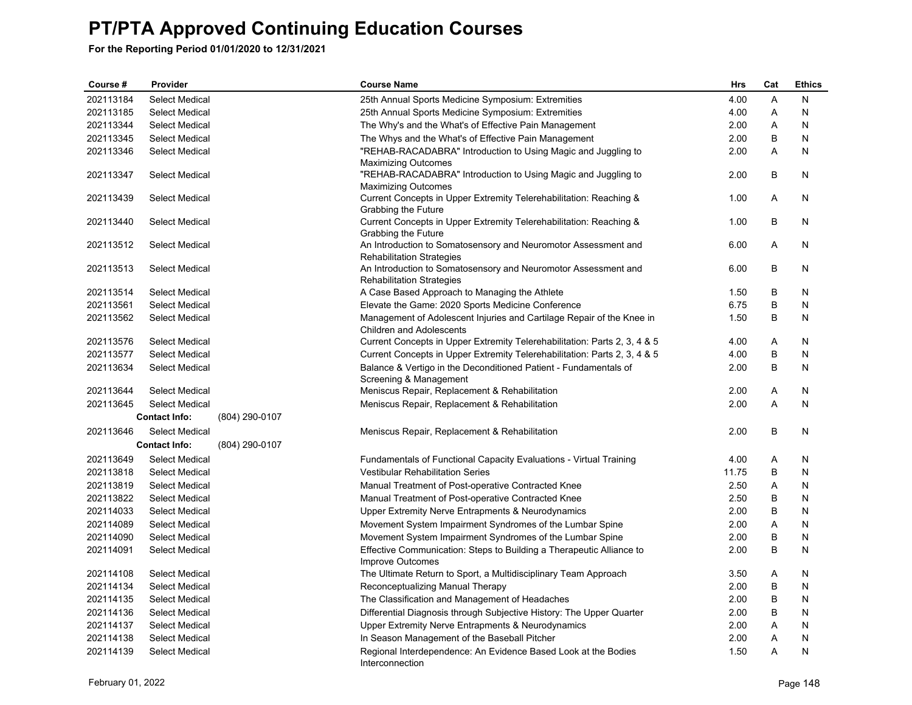# PT/PTA Approved Continuing Education Courses

**For the Reporting Period 01/01/2020 to 12/31/2021**

| Course # | Provider | Course Name | Hrs | Cat | Ethics |
|---|---|---|---|---|---|
| 202113184 | Select Medical | 25th Annual Sports Medicine Symposium: Extremities | 4.00 | A | N |
| 202113185 | Select Medical | 25th Annual Sports Medicine Symposium: Extremities | 4.00 | A | N |
| 202113344 | Select Medical | The Why's and the What's of Effective Pain Management | 2.00 | A | N |
| 202113345 | Select Medical | The Whys and the What's of Effective Pain Management | 2.00 | B | N |
| 202113346 | Select Medical | "REHAB-RACADABRA" Introduction to Using Magic and Juggling to Maximizing Outcomes | 2.00 | A | N |
| 202113347 | Select Medical | "REHAB-RACADABRA" Introduction to Using Magic and Juggling to Maximizing Outcomes | 2.00 | B | N |
| 202113439 | Select Medical | Current Concepts in Upper Extremity Telerehabilitation: Reaching & Grabbing the Future | 1.00 | A | N |
| 202113440 | Select Medical | Current Concepts in Upper Extremity Telerehabilitation: Reaching & Grabbing the Future | 1.00 | B | N |
| 202113512 | Select Medical | An Introduction to Somatosensory and Neuromotor Assessment and Rehabilitation Strategies | 6.00 | A | N |
| 202113513 | Select Medical | An Introduction to Somatosensory and Neuromotor Assessment and Rehabilitation Strategies | 6.00 | B | N |
| 202113514 | Select Medical | A Case Based Approach to Managing the Athlete | 1.50 | B | N |
| 202113561 | Select Medical | Elevate the Game: 2020 Sports Medicine Conference | 6.75 | B | N |
| 202113562 | Select Medical | Management of Adolescent Injuries and Cartilage Repair of the Knee in Children and Adolescents | 1.50 | B | N |
| 202113576 | Select Medical | Current Concepts in Upper Extremity Telerehabilitation: Parts 2, 3, 4 & 5 | 4.00 | A | N |
| 202113577 | Select Medical | Current Concepts in Upper Extremity Telerehabilitation: Parts 2, 3, 4 & 5 | 4.00 | B | N |
| 202113634 | Select Medical | Balance & Vertigo in the Deconditioned Patient - Fundamentals of Screening & Management | 2.00 | B | N |
| 202113644 | Select Medical | Meniscus Repair, Replacement & Rehabilitation | 2.00 | A | N |
| 202113645 | Select Medical | Meniscus Repair, Replacement & Rehabilitation | 2.00 | A | N |
| | **Contact Info:** (804) 290-0107 | | | | |
| 202113646 | Select Medical | Meniscus Repair, Replacement & Rehabilitation | 2.00 | B | N |
| | **Contact Info:** (804) 290-0107 | | | | |
| 202113649 | Select Medical | Fundamentals of Functional Capacity Evaluations - Virtual Training | 4.00 | A | N |
| 202113818 | Select Medical | Vestibular Rehabilitation Series | 11.75 | B | N |
| 202113819 | Select Medical | Manual Treatment of Post-operative Contracted Knee | 2.50 | A | N |
| 202113822 | Select Medical | Manual Treatment of Post-operative Contracted Knee | 2.50 | B | N |
| 202114033 | Select Medical | Upper Extremity Nerve Entrapments & Neurodynamics | 2.00 | B | N |
| 202114089 | Select Medical | Movement System Impairment Syndromes of the Lumbar Spine | 2.00 | A | N |
| 202114090 | Select Medical | Movement System Impairment Syndromes of the Lumbar Spine | 2.00 | B | N |
| 202114091 | Select Medical | Effective Communication: Steps to Building a Therapeutic Alliance to Improve Outcomes | 2.00 | B | N |
| 202114108 | Select Medical | The Ultimate Return to Sport, a Multidisciplinary Team Approach | 3.50 | A | N |
| 202114134 | Select Medical | Reconceptualizing Manual Therapy | 2.00 | B | N |
| 202114135 | Select Medical | The Classification and Management of Headaches | 2.00 | B | N |
| 202114136 | Select Medical | Differential Diagnosis through Subjective History: The Upper Quarter | 2.00 | B | N |
| 202114137 | Select Medical | Upper Extremity Nerve Entrapments & Neurodynamics | 2.00 | A | N |
| 202114138 | Select Medical | In Season Management of the Baseball Pitcher | 2.00 | A | N |
| 202114139 | Select Medical | Regional Interdependence: An Evidence Based Look at the Bodies Interconnection | 1.50 | A | N |

February 01, 2022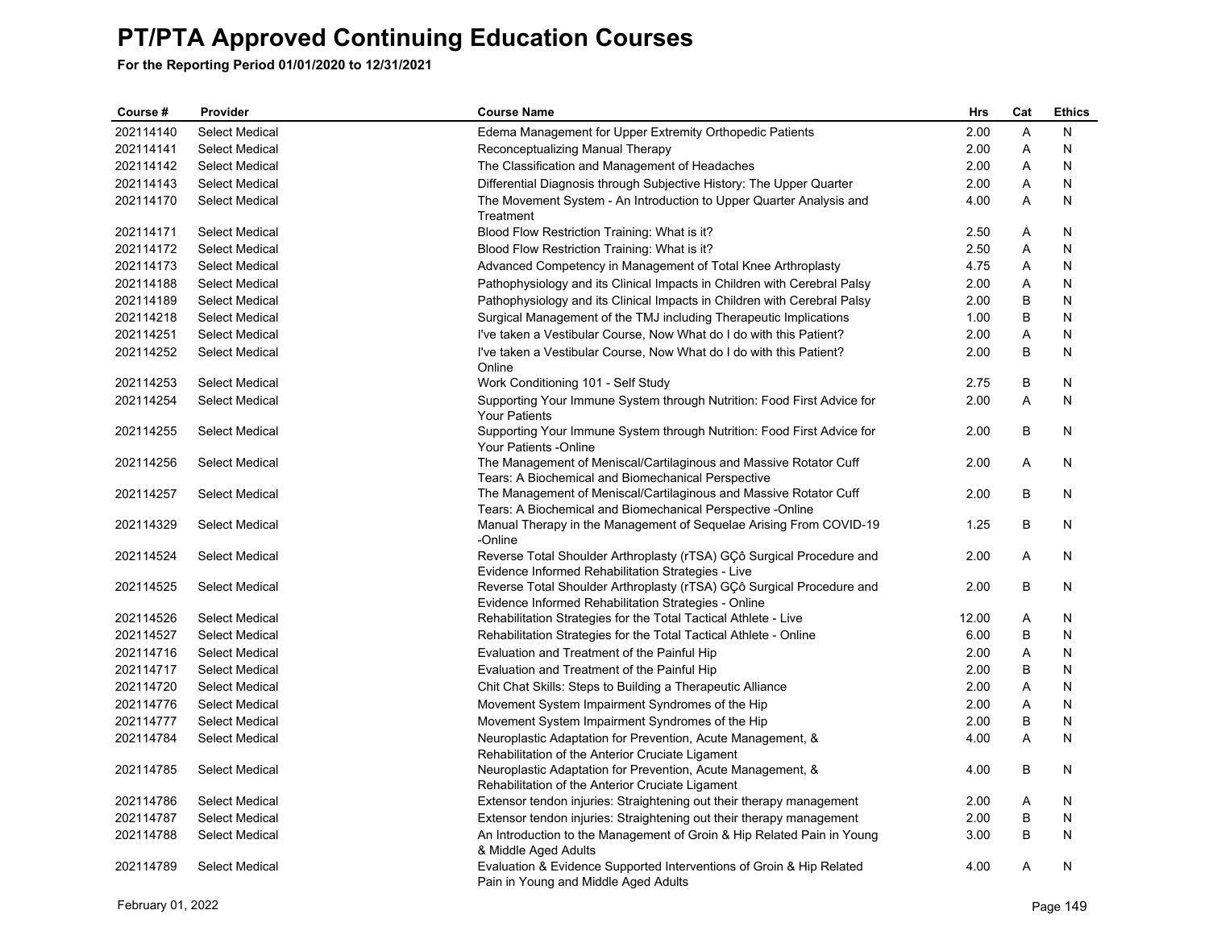# PT/PTA Approved Continuing Education Courses

**For the Reporting Period 01/01/2020 to 12/31/2021**

| Course # | Provider | Course Name | Hrs | Cat | Ethics |
|---|---|---|---|---|---|
| 202114140 | Select Medical | Edema Management for Upper Extremity Orthopedic Patients | 2.00 | A | N |
| 202114141 | Select Medical | Reconceptualizing Manual Therapy | 2.00 | A | N |
| 202114142 | Select Medical | The Classification and Management of Headaches | 2.00 | A | N |
| 202114143 | Select Medical | Differential Diagnosis through Subjective History: The Upper Quarter | 2.00 | A | N |
| 202114170 | Select Medical | The Movement System - An Introduction to Upper Quarter Analysis and Treatment | 4.00 | A | N |
| 202114171 | Select Medical | Blood Flow Restriction Training: What is it? | 2.50 | A | N |
| 202114172 | Select Medical | Blood Flow Restriction Training: What is it? | 2.50 | A | N |
| 202114173 | Select Medical | Advanced Competency in Management of Total Knee Arthroplasty | 4.75 | A | N |
| 202114188 | Select Medical | Pathophysiology and its Clinical Impacts in Children with Cerebral Palsy | 2.00 | A | N |
| 202114189 | Select Medical | Pathophysiology and its Clinical Impacts in Children with Cerebral Palsy | 2.00 | B | N |
| 202114218 | Select Medical | Surgical Management of the TMJ including Therapeutic Implications | 1.00 | B | N |
| 202114251 | Select Medical | I've taken a Vestibular Course, Now What do I do with this Patient? | 2.00 | A | N |
| 202114252 | Select Medical | I've taken a Vestibular Course, Now What do I do with this Patient? Online | 2.00 | B | N |
| 202114253 | Select Medical | Work Conditioning 101 - Self Study | 2.75 | B | N |
| 202114254 | Select Medical | Supporting Your Immune System through Nutrition: Food First Advice for Your Patients | 2.00 | A | N |
| 202114255 | Select Medical | Supporting Your Immune System through Nutrition: Food First Advice for Your Patients -Online | 2.00 | B | N |
| 202114256 | Select Medical | The Management of Meniscal/Cartilaginous and Massive Rotator Cuff Tears: A Biochemical and Biomechanical Perspective | 2.00 | A | N |
| 202114257 | Select Medical | The Management of Meniscal/Cartilaginous and Massive Rotator Cuff Tears: A Biochemical and Biomechanical Perspective -Online | 2.00 | B | N |
| 202114329 | Select Medical | Manual Therapy in the Management of Sequelae Arising From COVID-19 -Online | 1.25 | B | N |
| 202114524 | Select Medical | Reverse Total Shoulder Arthroplasty (rTSA) GÇô Surgical Procedure and Evidence Informed Rehabilitation Strategies - Live | 2.00 | A | N |
| 202114525 | Select Medical | Reverse Total Shoulder Arthroplasty (rTSA) GÇô Surgical Procedure and Evidence Informed Rehabilitation Strategies - Online | 2.00 | B | N |
| 202114526 | Select Medical | Rehabilitation Strategies for the Total Tactical Athlete - Live | 12.00 | A | N |
| 202114527 | Select Medical | Rehabilitation Strategies for the Total Tactical Athlete - Online | 6.00 | B | N |
| 202114716 | Select Medical | Evaluation and Treatment of the Painful Hip | 2.00 | A | N |
| 202114717 | Select Medical | Evaluation and Treatment of the Painful Hip | 2.00 | B | N |
| 202114720 | Select Medical | Chit Chat Skills: Steps to Building a Therapeutic Alliance | 2.00 | A | N |
| 202114776 | Select Medical | Movement System Impairment Syndromes of the Hip | 2.00 | A | N |
| 202114777 | Select Medical | Movement System Impairment Syndromes of the Hip | 2.00 | B | N |
| 202114784 | Select Medical | Neuroplastic Adaptation for Prevention, Acute Management, & Rehabilitation of the Anterior Cruciate Ligament | 4.00 | A | N |
| 202114785 | Select Medical | Neuroplastic Adaptation for Prevention, Acute Management, & Rehabilitation of the Anterior Cruciate Ligament | 4.00 | B | N |
| 202114786 | Select Medical | Extensor tendon injuries: Straightening out their therapy management | 2.00 | A | N |
| 202114787 | Select Medical | Extensor tendon injuries: Straightening out their therapy management | 2.00 | B | N |
| 202114788 | Select Medical | An Introduction to the Management of Groin & Hip Related Pain in Young & Middle Aged Adults | 3.00 | B | N |
| 202114789 | Select Medical | Evaluation & Evidence Supported Interventions of Groin & Hip Related Pain in Young and Middle Aged Adults | 4.00 | A | N |

February 01, 2022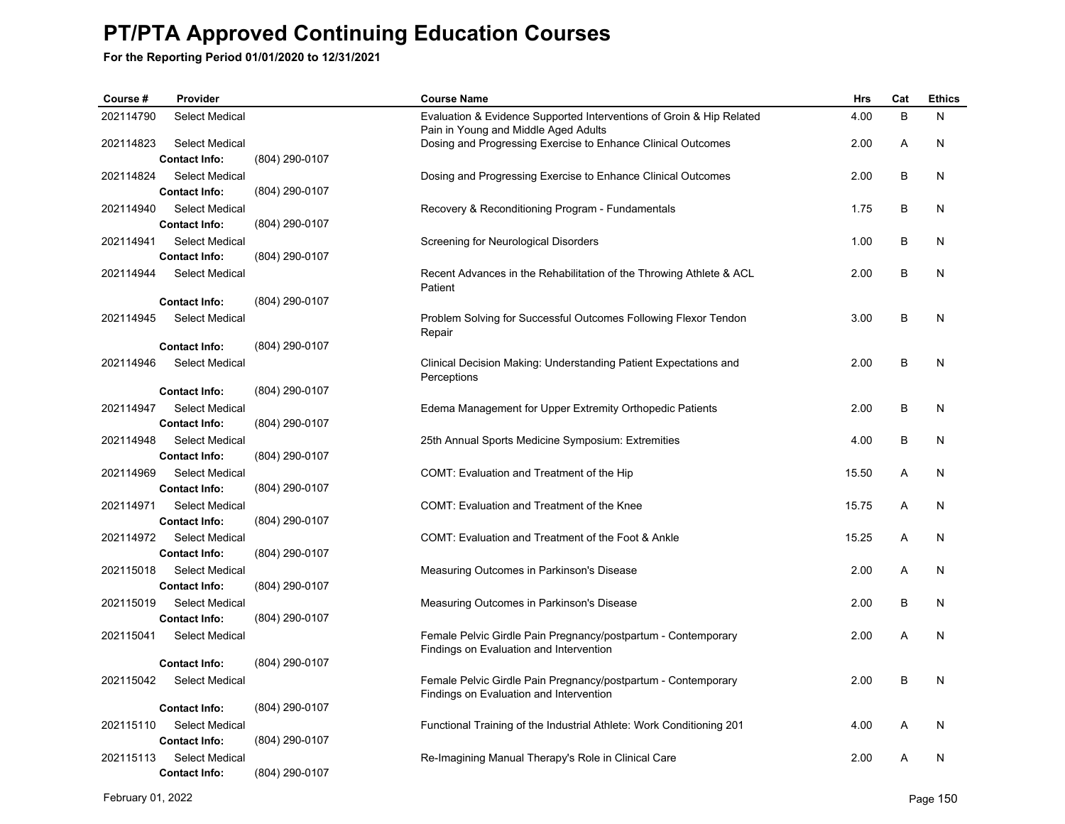# PT/PTA Approved Continuing Education Courses

**For the Reporting Period 01/01/2020 to 12/31/2021**

| Course # | Provider | Course Name | Hrs | Cat | Ethics |
|---|---|---|---|---|---|
| 202114790 | Select Medical | Evaluation & Evidence Supported Interventions of Groin & Hip Related Pain in Young and Middle Aged Adults | 4.00 | B | N |
| 202114823 | Select Medical<br>**Contact Info:** (804) 290-0107 | Dosing and Progressing Exercise to Enhance Clinical Outcomes | 2.00 | A | N |
| 202114824 | Select Medical<br>**Contact Info:** (804) 290-0107 | Dosing and Progressing Exercise to Enhance Clinical Outcomes | 2.00 | B | N |
| 202114940 | Select Medical<br>**Contact Info:** (804) 290-0107 | Recovery & Reconditioning Program - Fundamentals | 1.75 | B | N |
| 202114941 | Select Medical<br>**Contact Info:** (804) 290-0107 | Screening for Neurological Disorders | 1.00 | B | N |
| 202114944 | Select Medical<br>**Contact Info:** (804) 290-0107 | Recent Advances in the Rehabilitation of the Throwing Athlete & ACL Patient | 2.00 | B | N |
| 202114945 | Select Medical<br>**Contact Info:** (804) 290-0107 | Problem Solving for Successful Outcomes Following Flexor Tendon Repair | 3.00 | B | N |
| 202114946 | Select Medical<br>**Contact Info:** (804) 290-0107 | Clinical Decision Making: Understanding Patient Expectations and Perceptions | 2.00 | B | N |
| 202114947 | Select Medical<br>**Contact Info:** (804) 290-0107 | Edema Management for Upper Extremity Orthopedic Patients | 2.00 | B | N |
| 202114948 | Select Medical<br>**Contact Info:** (804) 290-0107 | 25th Annual Sports Medicine Symposium: Extremities | 4.00 | B | N |
| 202114969 | Select Medical<br>**Contact Info:** (804) 290-0107 | COMT: Evaluation and Treatment of the Hip | 15.50 | A | N |
| 202114971 | Select Medical<br>**Contact Info:** (804) 290-0107 | COMT: Evaluation and Treatment of the Knee | 15.75 | A | N |
| 202114972 | Select Medical<br>**Contact Info:** (804) 290-0107 | COMT: Evaluation and Treatment of the Foot & Ankle | 15.25 | A | N |
| 202115018 | Select Medical<br>**Contact Info:** (804) 290-0107 | Measuring Outcomes in Parkinson's Disease | 2.00 | A | N |
| 202115019 | Select Medical<br>**Contact Info:** (804) 290-0107 | Measuring Outcomes in Parkinson's Disease | 2.00 | B | N |
| 202115041 | Select Medical<br>**Contact Info:** (804) 290-0107 | Female Pelvic Girdle Pain Pregnancy/postpartum - Contemporary Findings on Evaluation and Intervention | 2.00 | A | N |
| 202115042 | Select Medical<br>**Contact Info:** (804) 290-0107 | Female Pelvic Girdle Pain Pregnancy/postpartum - Contemporary Findings on Evaluation and Intervention | 2.00 | B | N |
| 202115110 | Select Medical<br>**Contact Info:** (804) 290-0107 | Functional Training of the Industrial Athlete: Work Conditioning 201 | 4.00 | A | N |
| 202115113 | Select Medical<br>**Contact Info:** (804) 290-0107 | Re-Imagining Manual Therapy's Role in Clinical Care | 2.00 | A | N |

February 01, 2022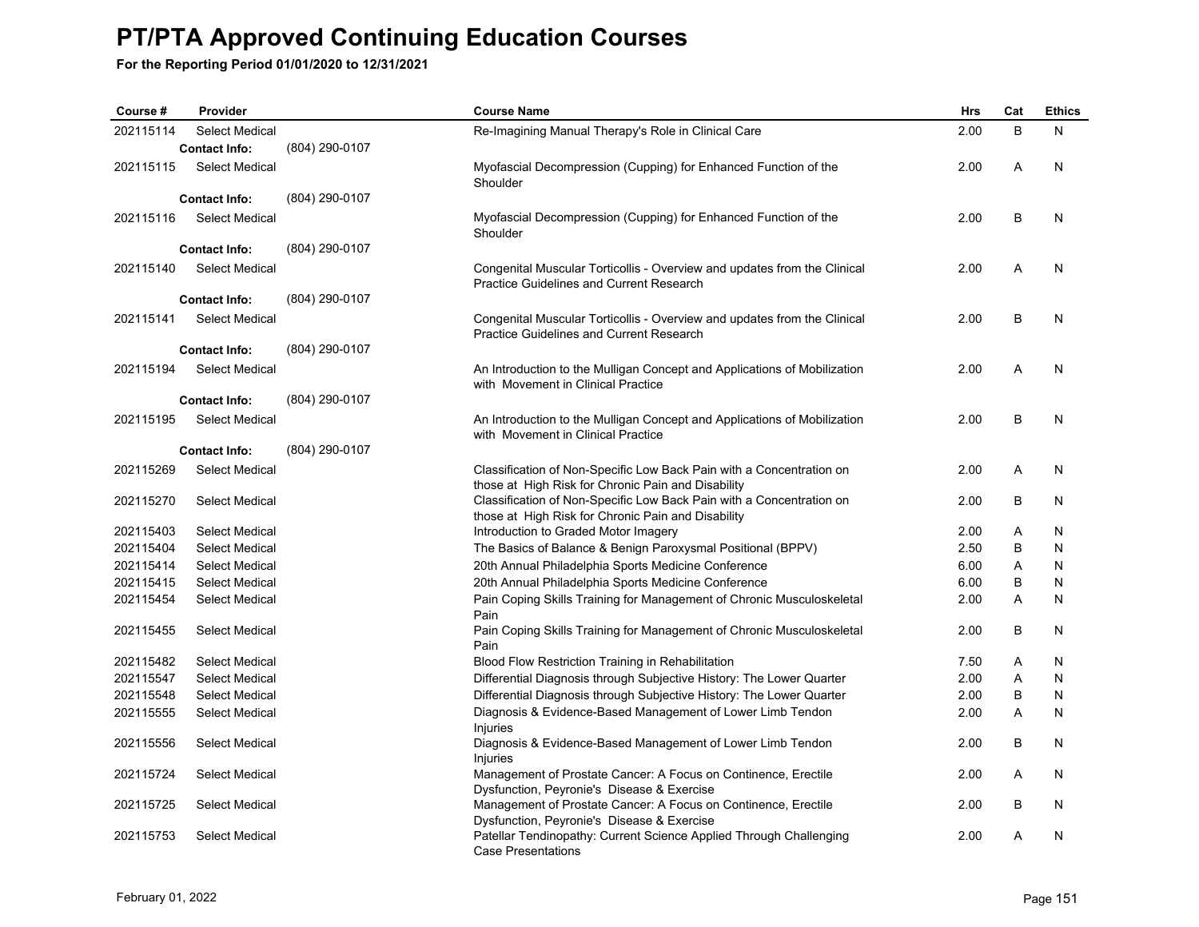# PT/PTA Approved Continuing Education Courses

**For the Reporting Period 01/01/2020 to 12/31/2021**

| Course # | Provider | | Course Name | Hrs | Cat | Ethics |
|---|---|---|---|---|---|---|
| 202115114 | Select Medical | | Re-Imagining Manual Therapy's Role in Clinical Care | 2.00 | B | N |
| | **Contact Info:** | (804) 290-0107 | | | | |
| 202115115 | Select Medical | | Myofascial Decompression (Cupping) for Enhanced Function of the Shoulder | 2.00 | A | N |
| | **Contact Info:** | (804) 290-0107 | | | | |
| 202115116 | Select Medical | | Myofascial Decompression (Cupping) for Enhanced Function of the Shoulder | 2.00 | B | N |
| | **Contact Info:** | (804) 290-0107 | | | | |
| 202115140 | Select Medical | | Congenital Muscular Torticollis - Overview and updates from the Clinical Practice Guidelines and Current Research | 2.00 | A | N |
| | **Contact Info:** | (804) 290-0107 | | | | |
| 202115141 | Select Medical | | Congenital Muscular Torticollis - Overview and updates from the Clinical Practice Guidelines and Current Research | 2.00 | B | N |
| | **Contact Info:** | (804) 290-0107 | | | | |
| 202115194 | Select Medical | | An Introduction to the Mulligan Concept and Applications of Mobilization with Movement in Clinical Practice | 2.00 | A | N |
| | **Contact Info:** | (804) 290-0107 | | | | |
| 202115195 | Select Medical | | An Introduction to the Mulligan Concept and Applications of Mobilization with Movement in Clinical Practice | 2.00 | B | N |
| | **Contact Info:** | (804) 290-0107 | | | | |
| 202115269 | Select Medical | | Classification of Non-Specific Low Back Pain with a Concentration on those at High Risk for Chronic Pain and Disability | 2.00 | A | N |
| 202115270 | Select Medical | | Classification of Non-Specific Low Back Pain with a Concentration on those at High Risk for Chronic Pain and Disability | 2.00 | B | N |
| 202115403 | Select Medical | | Introduction to Graded Motor Imagery | 2.00 | A | N |
| 202115404 | Select Medical | | The Basics of Balance & Benign Paroxysmal Positional (BPPV) | 2.50 | B | N |
| 202115414 | Select Medical | | 20th Annual Philadelphia Sports Medicine Conference | 6.00 | A | N |
| 202115415 | Select Medical | | 20th Annual Philadelphia Sports Medicine Conference | 6.00 | B | N |
| 202115454 | Select Medical | | Pain Coping Skills Training for Management of Chronic Musculoskeletal Pain | 2.00 | A | N |
| 202115455 | Select Medical | | Pain Coping Skills Training for Management of Chronic Musculoskeletal Pain | 2.00 | B | N |
| 202115482 | Select Medical | | Blood Flow Restriction Training in Rehabilitation | 7.50 | A | N |
| 202115547 | Select Medical | | Differential Diagnosis through Subjective History: The Lower Quarter | 2.00 | A | N |
| 202115548 | Select Medical | | Differential Diagnosis through Subjective History: The Lower Quarter | 2.00 | B | N |
| 202115555 | Select Medical | | Diagnosis & Evidence-Based Management of Lower Limb Tendon Injuries | 2.00 | A | N |
| 202115556 | Select Medical | | Diagnosis & Evidence-Based Management of Lower Limb Tendon Injuries | 2.00 | B | N |
| 202115724 | Select Medical | | Management of Prostate Cancer: A Focus on Continence, Erectile Dysfunction, Peyronie's Disease & Exercise | 2.00 | A | N |
| 202115725 | Select Medical | | Management of Prostate Cancer: A Focus on Continence, Erectile Dysfunction, Peyronie's Disease & Exercise | 2.00 | B | N |
| 202115753 | Select Medical | | Patellar Tendinopathy: Current Science Applied Through Challenging Case Presentations | 2.00 | A | N |

February 01, 2022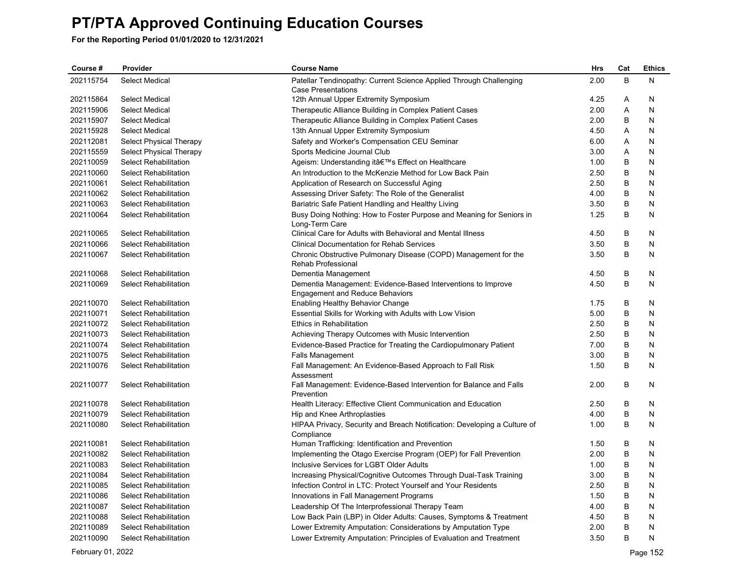# PT/PTA Approved Continuing Education Courses

**For the Reporting Period 01/01/2020 to 12/31/2021**

| Course # | Provider | Course Name | Hrs | Cat | Ethics |
|---|---|---|---|---|---|
| 202115754 | Select Medical | Patellar Tendinopathy: Current Science Applied Through Challenging Case Presentations | 2.00 | B | N |
| 202115864 | Select Medical | 12th Annual Upper Extremity Symposium | 4.25 | A | N |
| 202115906 | Select Medical | Therapeutic Alliance Building in Complex Patient Cases | 2.00 | A | N |
| 202115907 | Select Medical | Therapeutic Alliance Building in Complex Patient Cases | 2.00 | B | N |
| 202115928 | Select Medical | 13th Annual Upper Extremity Symposium | 4.50 | A | N |
| 202112081 | Select Physical Therapy | Safety and Worker's Compensation CEU Seminar | 6.00 | A | N |
| 202115559 | Select Physical Therapy | Sports Medicine Journal Club | 3.00 | A | N |
| 202110059 | Select Rehabilitation | Ageism: Understanding itâ€™s Effect on Healthcare | 1.00 | B | N |
| 202110060 | Select Rehabilitation | An Introduction to the McKenzie Method for Low Back Pain | 2.50 | B | N |
| 202110061 | Select Rehabilitation | Application of Research on Successful Aging | 2.50 | B | N |
| 202110062 | Select Rehabilitation | Assessing Driver Safety: The Role of the Generalist | 4.00 | B | N |
| 202110063 | Select Rehabilitation | Bariatric Safe Patient Handling and Healthy Living | 3.50 | B | N |
| 202110064 | Select Rehabilitation | Busy Doing Nothing: How to Foster Purpose and Meaning for Seniors in Long-Term Care | 1.25 | B | N |
| 202110065 | Select Rehabilitation | Clinical Care for Adults with Behavioral and Mental Illness | 4.50 | B | N |
| 202110066 | Select Rehabilitation | Clinical Documentation for Rehab Services | 3.50 | B | N |
| 202110067 | Select Rehabilitation | Chronic Obstructive Pulmonary Disease (COPD) Management for the Rehab Professional | 3.50 | B | N |
| 202110068 | Select Rehabilitation | Dementia Management | 4.50 | B | N |
| 202110069 | Select Rehabilitation | Dementia Management: Evidence-Based Interventions to Improve Engagement and Reduce Behaviors | 4.50 | B | N |
| 202110070 | Select Rehabilitation | Enabling Healthy Behavior Change | 1.75 | B | N |
| 202110071 | Select Rehabilitation | Essential Skills for Working with Adults with Low Vision | 5.00 | B | N |
| 202110072 | Select Rehabilitation | Ethics in Rehabilitation | 2.50 | B | N |
| 202110073 | Select Rehabilitation | Achieving Therapy Outcomes with Music Intervention | 2.50 | B | N |
| 202110074 | Select Rehabilitation | Evidence-Based Practice for Treating the Cardiopulmonary Patient | 7.00 | B | N |
| 202110075 | Select Rehabilitation | Falls Management | 3.00 | B | N |
| 202110076 | Select Rehabilitation | Fall Management: An Evidence-Based Approach to Fall Risk Assessment | 1.50 | B | N |
| 202110077 | Select Rehabilitation | Fall Management: Evidence-Based Intervention for Balance and Falls Prevention | 2.00 | B | N |
| 202110078 | Select Rehabilitation | Health Literacy: Effective Client Communication and Education | 2.50 | B | N |
| 202110079 | Select Rehabilitation | Hip and Knee Arthroplasties | 4.00 | B | N |
| 202110080 | Select Rehabilitation | HIPAA Privacy, Security and Breach Notification: Developing a Culture of Compliance | 1.00 | B | N |
| 202110081 | Select Rehabilitation | Human Trafficking: Identification and Prevention | 1.50 | B | N |
| 202110082 | Select Rehabilitation | Implementing the Otago Exercise Program (OEP) for Fall Prevention | 2.00 | B | N |
| 202110083 | Select Rehabilitation | Inclusive Services for LGBT Older Adults | 1.00 | B | N |
| 202110084 | Select Rehabilitation | Increasing Physical/Cognitive Outcomes Through Dual-Task Training | 3.00 | B | N |
| 202110085 | Select Rehabilitation | Infection Control in LTC: Protect Yourself and Your Residents | 2.50 | B | N |
| 202110086 | Select Rehabilitation | Innovations in Fall Management Programs | 1.50 | B | N |
| 202110087 | Select Rehabilitation | Leadership Of The Interprofessional Therapy Team | 4.00 | B | N |
| 202110088 | Select Rehabilitation | Low Back Pain (LBP) in Older Adults: Causes, Symptoms & Treatment | 4.50 | B | N |
| 202110089 | Select Rehabilitation | Lower Extremity Amputation: Considerations by Amputation Type | 2.00 | B | N |
| 202110090 | Select Rehabilitation | Lower Extremity Amputation: Principles of Evaluation and Treatment | 3.50 | B | N |

February 01, 2022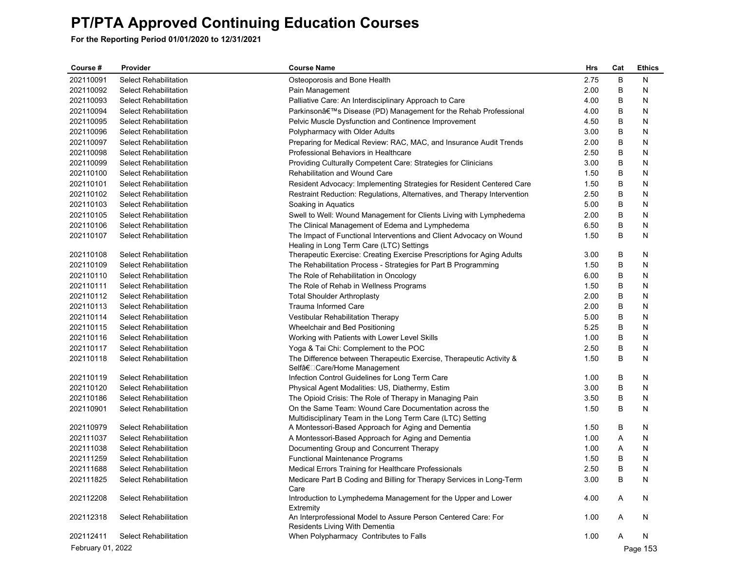# PT/PTA Approved Continuing Education Courses

**For the Reporting Period 01/01/2020 to 12/31/2021**

| Course # | Provider | Course Name | Hrs | Cat | Ethics |
|---|---|---|---|---|---|
| 202110091 | Select Rehabilitation | Osteoporosis and Bone Health | 2.75 | B | N |
| 202110092 | Select Rehabilitation | Pain Management | 2.00 | B | N |
| 202110093 | Select Rehabilitation | Palliative Care: An Interdisciplinary Approach to Care | 4.00 | B | N |
| 202110094 | Select Rehabilitation | Parkinsonâ€™s Disease (PD) Management for the Rehab Professional | 4.00 | B | N |
| 202110095 | Select Rehabilitation | Pelvic Muscle Dysfunction and Continence Improvement | 4.50 | B | N |
| 202110096 | Select Rehabilitation | Polypharmacy with Older Adults | 3.00 | B | N |
| 202110097 | Select Rehabilitation | Preparing for Medical Review: RAC, MAC, and Insurance Audit Trends | 2.00 | B | N |
| 202110098 | Select Rehabilitation | Professional Behaviors in Healthcare | 2.50 | B | N |
| 202110099 | Select Rehabilitation | Providing Culturally Competent Care: Strategies for Clinicians | 3.00 | B | N |
| 202110100 | Select Rehabilitation | Rehabilitation and Wound Care | 1.50 | B | N |
| 202110101 | Select Rehabilitation | Resident Advocacy: Implementing Strategies for Resident Centered Care | 1.50 | B | N |
| 202110102 | Select Rehabilitation | Restraint Reduction: Regulations, Alternatives, and Therapy Intervention | 2.50 | B | N |
| 202110103 | Select Rehabilitation | Soaking in Aquatics | 5.00 | B | N |
| 202110105 | Select Rehabilitation | Swell to Well: Wound Management for Clients Living with Lymphedema | 2.00 | B | N |
| 202110106 | Select Rehabilitation | The Clinical Management of Edema and Lymphedema | 6.50 | B | N |
| 202110107 | Select Rehabilitation | The Impact of Functional Interventions and Client Advocacy on Wound Healing in Long Term Care (LTC) Settings | 1.50 | B | N |
| 202110108 | Select Rehabilitation | Therapeutic Exercise: Creating Exercise Prescriptions for Aging Adults | 3.00 | B | N |
| 202110109 | Select Rehabilitation | The Rehabilitation Process - Strategies for Part B Programming | 1.50 | B | N |
| 202110110 | Select Rehabilitation | The Role of Rehabilitation in Oncology | 6.00 | B | N |
| 202110111 | Select Rehabilitation | The Role of Rehab in Wellness Programs | 1.50 | B | N |
| 202110112 | Select Rehabilitation | Total Shoulder Arthroplasty | 2.00 | B | N |
| 202110113 | Select Rehabilitation | Trauma Informed Care | 2.00 | B | N |
| 202110114 | Select Rehabilitation | Vestibular Rehabilitation Therapy | 5.00 | B | N |
| 202110115 | Select Rehabilitation | Wheelchair and Bed Positioning | 5.25 | B | N |
| 202110116 | Select Rehabilitation | Working with Patients with Lower Level Skills | 1.00 | B | N |
| 202110117 | Select Rehabilitation | Yoga & Tai Chi: Complement to the POC | 2.50 | B | N |
| 202110118 | Select Rehabilitation | The Difference between Therapeutic Exercise, Therapeutic Activity & Selfâ€Care/Home Management | 1.50 | B | N |
| 202110119 | Select Rehabilitation | Infection Control Guidelines for Long Term Care | 1.00 | B | N |
| 202110120 | Select Rehabilitation | Physical Agent Modalities: US, Diathermy, Estim | 3.00 | B | N |
| 202110186 | Select Rehabilitation | The Opioid Crisis: The Role of Therapy in Managing Pain | 3.50 | B | N |
| 202110901 | Select Rehabilitation | On the Same Team: Wound Care Documentation across the Multidisciplinary Team in the Long Term Care (LTC) Setting | 1.50 | B | N |
| 202110979 | Select Rehabilitation | A Montessori-Based Approach for Aging and Dementia | 1.50 | B | N |
| 202111037 | Select Rehabilitation | A Montessori-Based Approach for Aging and Dementia | 1.00 | A | N |
| 202111038 | Select Rehabilitation | Documenting Group and Concurrent Therapy | 1.00 | A | N |
| 202111259 | Select Rehabilitation | Functional Maintenance Programs | 1.50 | B | N |
| 202111688 | Select Rehabilitation | Medical Errors Training for Healthcare Professionals | 2.50 | B | N |
| 202111825 | Select Rehabilitation | Medicare Part B Coding and Billing for Therapy Services in Long-Term Care | 3.00 | B | N |
| 202112208 | Select Rehabilitation | Introduction to Lymphedema Management for the Upper and Lower Extremity | 4.00 | A | N |
| 202112318 | Select Rehabilitation | An Interprofessional Model to Assure Person Centered Care: For Residents Living With Dementia | 1.00 | A | N |
| 202112411 | Select Rehabilitation | When Polypharmacy Contributes to Falls | 1.00 | A | N |

February 01, 2022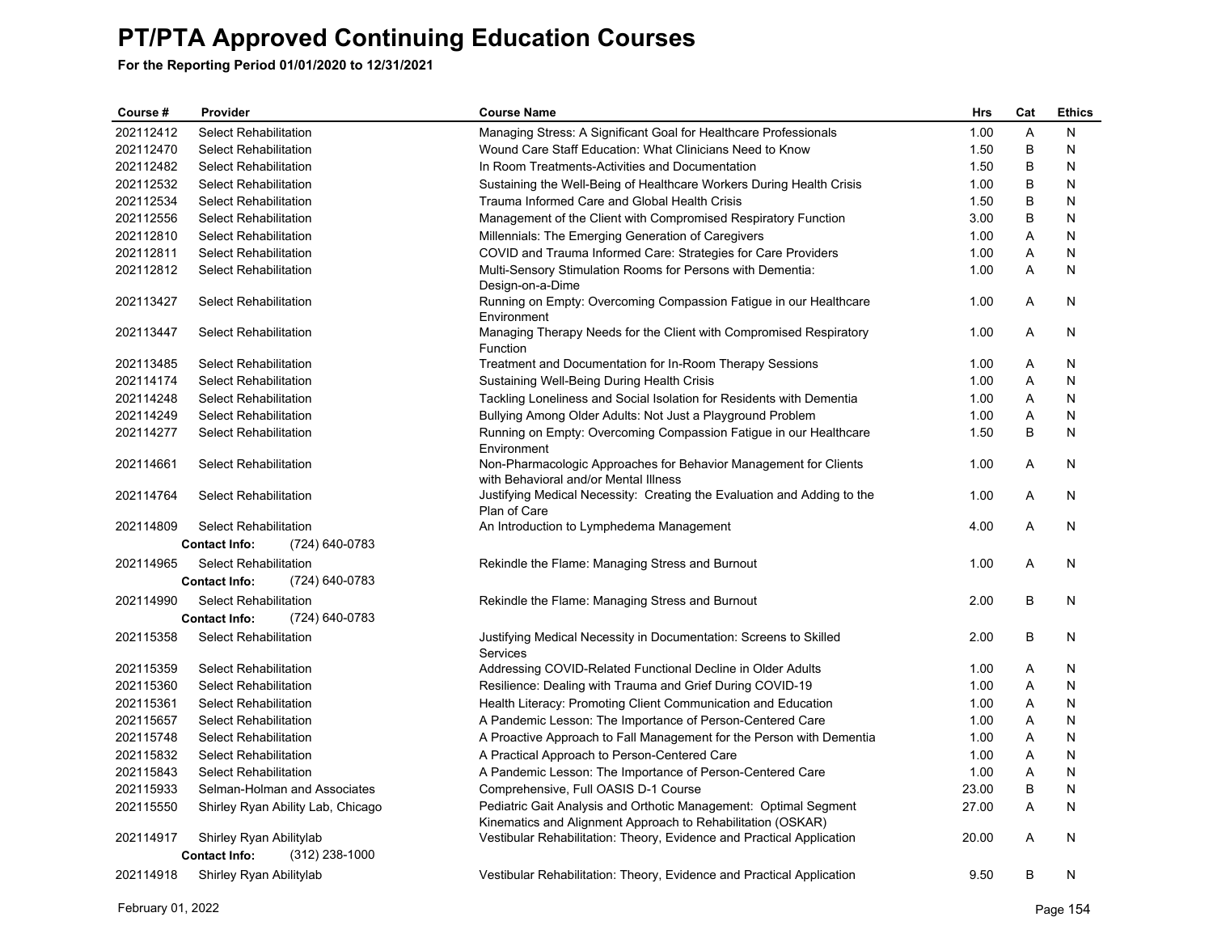# PT/PTA Approved Continuing Education Courses

**For the Reporting Period 01/01/2020 to 12/31/2021**

| Course # | Provider | Course Name | Hrs | Cat | Ethics |
|---|---|---|---|---|---|
| 202112412 | Select Rehabilitation | Managing Stress: A Significant Goal for Healthcare Professionals | 1.00 | A | N |
| 202112470 | Select Rehabilitation | Wound Care Staff Education: What Clinicians Need to Know | 1.50 | B | N |
| 202112482 | Select Rehabilitation | In Room Treatments-Activities and Documentation | 1.50 | B | N |
| 202112532 | Select Rehabilitation | Sustaining the Well-Being of Healthcare Workers During Health Crisis | 1.00 | B | N |
| 202112534 | Select Rehabilitation | Trauma Informed Care and Global Health Crisis | 1.50 | B | N |
| 202112556 | Select Rehabilitation | Management of the Client with Compromised Respiratory Function | 3.00 | B | N |
| 202112810 | Select Rehabilitation | Millennials: The Emerging Generation of Caregivers | 1.00 | A | N |
| 202112811 | Select Rehabilitation | COVID and Trauma Informed Care: Strategies for Care Providers | 1.00 | A | N |
| 202112812 | Select Rehabilitation | Multi-Sensory Stimulation Rooms for Persons with Dementia: Design-on-a-Dime | 1.00 | A | N |
| 202113427 | Select Rehabilitation | Running on Empty: Overcoming Compassion Fatigue in our Healthcare Environment | 1.00 | A | N |
| 202113447 | Select Rehabilitation | Managing Therapy Needs for the Client with Compromised Respiratory Function | 1.00 | A | N |
| 202113485 | Select Rehabilitation | Treatment and Documentation for In-Room Therapy Sessions | 1.00 | A | N |
| 202114174 | Select Rehabilitation | Sustaining Well-Being During Health Crisis | 1.00 | A | N |
| 202114248 | Select Rehabilitation | Tackling Loneliness and Social Isolation for Residents with Dementia | 1.00 | A | N |
| 202114249 | Select Rehabilitation | Bullying Among Older Adults: Not Just a Playground Problem | 1.00 | A | N |
| 202114277 | Select Rehabilitation | Running on Empty: Overcoming Compassion Fatigue in our Healthcare Environment | 1.50 | B | N |
| 202114661 | Select Rehabilitation | Non-Pharmacologic Approaches for Behavior Management for Clients with Behavioral and/or Mental Illness | 1.00 | A | N |
| 202114764 | Select Rehabilitation | Justifying Medical Necessity: Creating the Evaluation and Adding to the Plan of Care | 1.00 | A | N |
| 202114809 | Select Rehabilitation<br>**Contact Info:** (724) 640-0783 | An Introduction to Lymphedema Management | 4.00 | A | N |
| 202114965 | Select Rehabilitation<br>**Contact Info:** (724) 640-0783 | Rekindle the Flame: Managing Stress and Burnout | 1.00 | A | N |
| 202114990 | Select Rehabilitation<br>**Contact Info:** (724) 640-0783 | Rekindle the Flame: Managing Stress and Burnout | 2.00 | B | N |
| 202115358 | Select Rehabilitation | Justifying Medical Necessity in Documentation: Screens to Skilled Services | 2.00 | B | N |
| 202115359 | Select Rehabilitation | Addressing COVID-Related Functional Decline in Older Adults | 1.00 | A | N |
| 202115360 | Select Rehabilitation | Resilience: Dealing with Trauma and Grief During COVID-19 | 1.00 | A | N |
| 202115361 | Select Rehabilitation | Health Literacy: Promoting Client Communication and Education | 1.00 | A | N |
| 202115657 | Select Rehabilitation | A Pandemic Lesson: The Importance of Person-Centered Care | 1.00 | A | N |
| 202115748 | Select Rehabilitation | A Proactive Approach to Fall Management for the Person with Dementia | 1.00 | A | N |
| 202115832 | Select Rehabilitation | A Practical Approach to Person-Centered Care | 1.00 | A | N |
| 202115843 | Select Rehabilitation | A Pandemic Lesson: The Importance of Person-Centered Care | 1.00 | A | N |
| 202115933 | Selman-Holman and Associates | Comprehensive, Full OASIS D-1 Course | 23.00 | B | N |
| 202115550 | Shirley Ryan Ability Lab, Chicago | Pediatric Gait Analysis and Orthotic Management: Optimal Segment Kinematics and Alignment Approach to Rehabilitation (OSKAR) | 27.00 | A | N |
| 202114917 | Shirley Ryan Abilitylab<br>**Contact Info:** (312) 238-1000 | Vestibular Rehabilitation: Theory, Evidence and Practical Application | 20.00 | A | N |
| 202114918 | Shirley Ryan Abilitylab | Vestibular Rehabilitation: Theory, Evidence and Practical Application | 9.50 | B | N |

February 01, 2022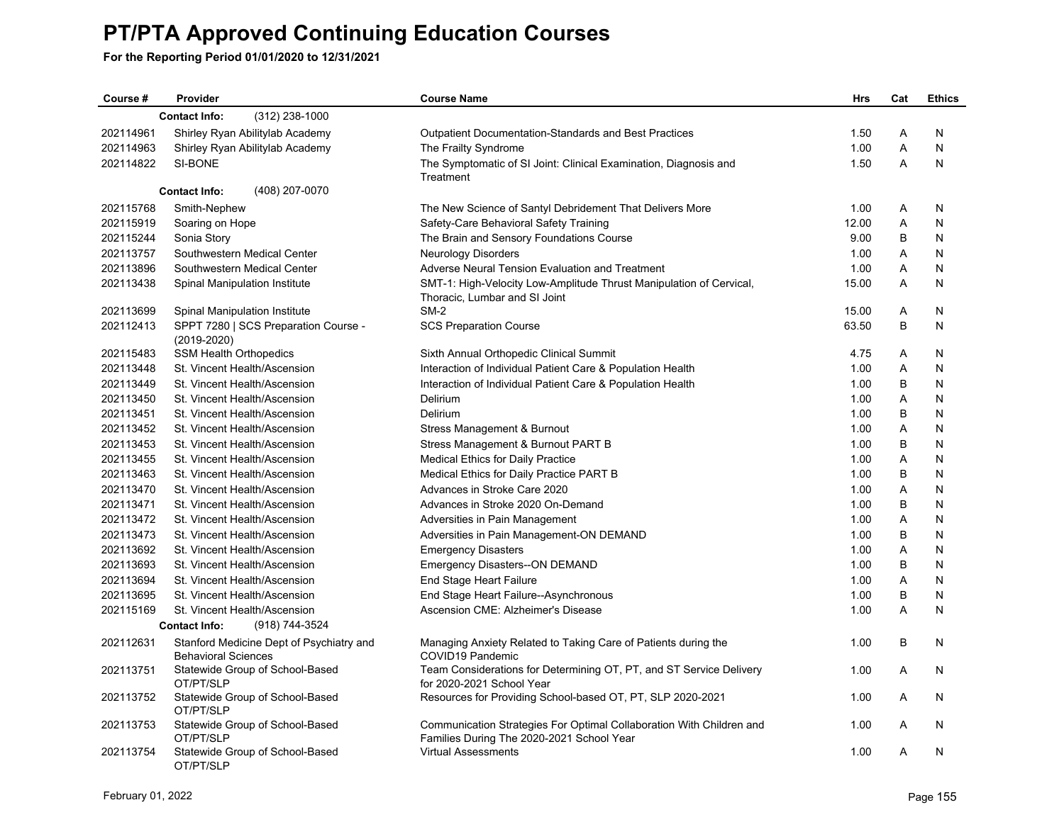# PT/PTA Approved Continuing Education Courses

**For the Reporting Period 01/01/2020 to 12/31/2021**

| Course # | Provider | Course Name | Hrs | Cat | Ethics |
|---|---|---|---|---|---|
| | **Contact Info:** (312) 238-1000 | | | | |
| 202114961 | Shirley Ryan Abilitylab Academy | Outpatient Documentation-Standards and Best Practices | 1.50 | A | N |
| 202114963 | Shirley Ryan Abilitylab Academy | The Frailty Syndrome | 1.00 | A | N |
| 202114822 | SI-BONE | The Symptomatic of SI Joint: Clinical Examination, Diagnosis and Treatment | 1.50 | A | N |
| | **Contact Info:** (408) 207-0070 | | | | |
| 202115768 | Smith-Nephew | The New Science of Santyl Debridement That Delivers More | 1.00 | A | N |
| 202115919 | Soaring on Hope | Safety-Care Behavioral Safety Training | 12.00 | A | N |
| 202115244 | Sonia Story | The Brain and Sensory Foundations Course | 9.00 | B | N |
| 202113757 | Southwestern Medical Center | Neurology Disorders | 1.00 | A | N |
| 202113896 | Southwestern Medical Center | Adverse Neural Tension Evaluation and Treatment | 1.00 | A | N |
| 202113438 | Spinal Manipulation Institute | SMT-1: High-Velocity Low-Amplitude Thrust Manipulation of Cervical, Thoracic, Lumbar and SI Joint | 15.00 | A | N |
| 202113699 | Spinal Manipulation Institute | SM-2 | 15.00 | A | N |
| 202112413 | SPPT 7280 \| SCS Preparation Course - (2019-2020) | SCS Preparation Course | 63.50 | B | N |
| 202115483 | SSM Health Orthopedics | Sixth Annual Orthopedic Clinical Summit | 4.75 | A | N |
| 202113448 | St. Vincent Health/Ascension | Interaction of Individual Patient Care & Population Health | 1.00 | A | N |
| 202113449 | St. Vincent Health/Ascension | Interaction of Individual Patient Care & Population Health | 1.00 | B | N |
| 202113450 | St. Vincent Health/Ascension | Delirium | 1.00 | A | N |
| 202113451 | St. Vincent Health/Ascension | Delirium | 1.00 | B | N |
| 202113452 | St. Vincent Health/Ascension | Stress Management & Burnout | 1.00 | A | N |
| 202113453 | St. Vincent Health/Ascension | Stress Management & Burnout PART B | 1.00 | B | N |
| 202113455 | St. Vincent Health/Ascension | Medical Ethics for Daily Practice | 1.00 | A | N |
| 202113463 | St. Vincent Health/Ascension | Medical Ethics for Daily Practice PART B | 1.00 | B | N |
| 202113470 | St. Vincent Health/Ascension | Advances in Stroke Care 2020 | 1.00 | A | N |
| 202113471 | St. Vincent Health/Ascension | Advances in Stroke 2020 On-Demand | 1.00 | B | N |
| 202113472 | St. Vincent Health/Ascension | Adversities in Pain Management | 1.00 | A | N |
| 202113473 | St. Vincent Health/Ascension | Adversities in Pain Management-ON DEMAND | 1.00 | B | N |
| 202113692 | St. Vincent Health/Ascension | Emergency Disasters | 1.00 | A | N |
| 202113693 | St. Vincent Health/Ascension | Emergency Disasters--ON DEMAND | 1.00 | B | N |
| 202113694 | St. Vincent Health/Ascension | End Stage Heart Failure | 1.00 | A | N |
| 202113695 | St. Vincent Health/Ascension | End Stage Heart Failure--Asynchronous | 1.00 | B | N |
| 202115169 | St. Vincent Health/Ascension | Ascension CME: Alzheimer's Disease | 1.00 | A | N |
| | **Contact Info:** (918) 744-3524 | | | | |
| 202112631 | Stanford Medicine Dept of Psychiatry and Behavioral Sciences | Managing Anxiety Related to Taking Care of Patients during the COVID19 Pandemic | 1.00 | B | N |
| 202113751 | Statewide Group of School-Based OT/PT/SLP | Team Considerations for Determining OT, PT, and ST Service Delivery for 2020-2021 School Year | 1.00 | A | N |
| 202113752 | Statewide Group of School-Based OT/PT/SLP | Resources for Providing School-based OT, PT, SLP 2020-2021 | 1.00 | A | N |
| 202113753 | Statewide Group of School-Based OT/PT/SLP | Communication Strategies For Optimal Collaboration With Children and Families During The 2020-2021 School Year | 1.00 | A | N |
| 202113754 | Statewide Group of School-Based OT/PT/SLP | Virtual Assessments | 1.00 | A | N |

February 01, 2022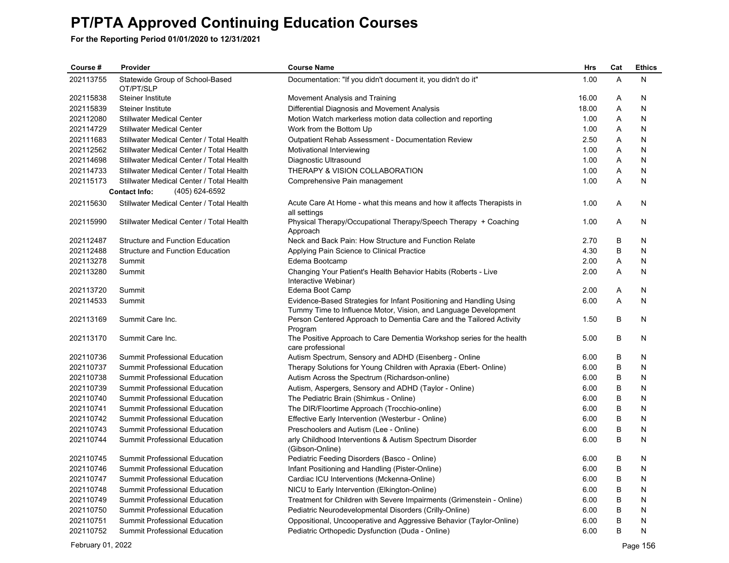# PT/PTA Approved Continuing Education Courses

**For the Reporting Period 01/01/2020 to 12/31/2021**

| Course # | Provider | Course Name | Hrs | Cat | Ethics |
|---|---|---|---|---|---|
| 202113755 | Statewide Group of School-Based OT/PT/SLP | Documentation: "If you didn't document it, you didn't do it" | 1.00 | A | N |
| 202115838 | Steiner Institute | Movement Analysis and Training | 16.00 | A | N |
| 202115839 | Steiner Institute | Differential Diagnosis and Movement Analysis | 18.00 | A | N |
| 202112080 | Stillwater Medical Center | Motion Watch markerless motion data collection and reporting | 1.00 | A | N |
| 202114729 | Stillwater Medical Center | Work from the Bottom Up | 1.00 | A | N |
| 202111683 | Stillwater Medical Center / Total Health | Outpatient Rehab Assessment - Documentation Review | 2.50 | A | N |
| 202112562 | Stillwater Medical Center / Total Health | Motivational Interviewing | 1.00 | A | N |
| 202114698 | Stillwater Medical Center / Total Health | Diagnostic Ultrasound | 1.00 | A | N |
| 202114733 | Stillwater Medical Center / Total Health | THERAPY & VISION COLLABORATION | 1.00 | A | N |
| 202115173 | Stillwater Medical Center / Total Health | Comprehensive Pain management | 1.00 | A | N |
| | **Contact Info:** (405) 624-6592 | | | | |
| 202115630 | Stillwater Medical Center / Total Health | Acute Care At Home - what this means and how it affects Therapists in all settings | 1.00 | A | N |
| 202115990 | Stillwater Medical Center / Total Health | Physical Therapy/Occupational Therapy/Speech Therapy + Coaching Approach | 1.00 | A | N |
| 202112487 | Structure and Function Education | Neck and Back Pain: How Structure and Function Relate | 2.70 | B | N |
| 202112488 | Structure and Function Education | Applying Pain Science to Clinical Practice | 4.30 | B | N |
| 202113278 | Summit | Edema Bootcamp | 2.00 | A | N |
| 202113280 | Summit | Changing Your Patient's Health Behavior Habits (Roberts - Live Interactive Webinar) | 2.00 | A | N |
| 202113720 | Summit | Edema Boot Camp | 2.00 | A | N |
| 202114533 | Summit | Evidence-Based Strategies for Infant Positioning and Handling Using Tummy Time to Influence Motor, Vision, and Language Development | 6.00 | A | N |
| 202113169 | Summit Care Inc. | Person Centered Approach to Dementia Care and the Tailored Activity Program | 1.50 | B | N |
| 202113170 | Summit Care Inc. | The Positive Approach to Care Dementia Workshop series for the health care professional | 5.00 | B | N |
| 202110736 | Summit Professional Education | Autism Spectrum, Sensory and ADHD (Eisenberg - Online | 6.00 | B | N |
| 202110737 | Summit Professional Education | Therapy Solutions for Young Children with Apraxia (Ebert- Online) | 6.00 | B | N |
| 202110738 | Summit Professional Education | Autism Across the Spectrum (Richardson-online) | 6.00 | B | N |
| 202110739 | Summit Professional Education | Autism, Aspergers, Sensory and ADHD (Taylor - Online) | 6.00 | B | N |
| 202110740 | Summit Professional Education | The Pediatric Brain (Shimkus - Online) | 6.00 | B | N |
| 202110741 | Summit Professional Education | The DIR/Floortime Approach (Trocchio-online) | 6.00 | B | N |
| 202110742 | Summit Professional Education | Effective Early Intervention (Westerbur - Online) | 6.00 | B | N |
| 202110743 | Summit Professional Education | Preschoolers and Autism (Lee - Online) | 6.00 | B | N |
| 202110744 | Summit Professional Education | arly Childhood Interventions & Autism Spectrum Disorder (Gibson-Online) | 6.00 | B | N |
| 202110745 | Summit Professional Education | Pediatric Feeding Disorders (Basco - Online) | 6.00 | B | N |
| 202110746 | Summit Professional Education | Infant Positioning and Handling (Pister-Online) | 6.00 | B | N |
| 202110747 | Summit Professional Education | Cardiac ICU Interventions (Mckenna-Online) | 6.00 | B | N |
| 202110748 | Summit Professional Education | NICU to Early Intervention (Elkington-Online) | 6.00 | B | N |
| 202110749 | Summit Professional Education | Treatment for Children with Severe Impairments (Grimenstein - Online) | 6.00 | B | N |
| 202110750 | Summit Professional Education | Pediatric Neurodevelopmental Disorders (Crilly-Online) | 6.00 | B | N |
| 202110751 | Summit Professional Education | Oppositional, Uncooperative and Aggressive Behavior (Taylor-Online) | 6.00 | B | N |
| 202110752 | Summit Professional Education | Pediatric Orthopedic Dysfunction (Duda - Online) | 6.00 | B | N |

February 01, 2022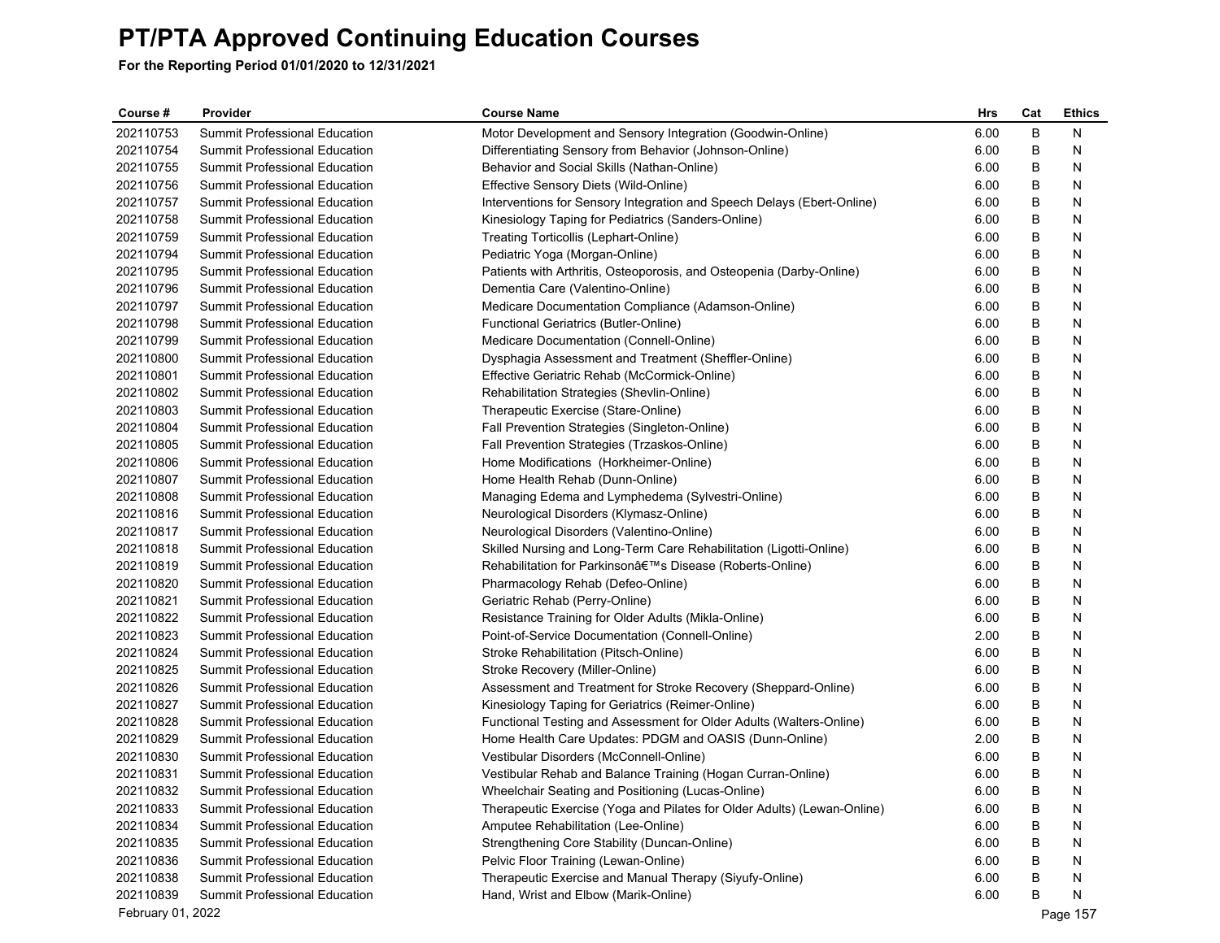# PT/PTA Approved Continuing Education Courses

**For the Reporting Period 01/01/2020 to 12/31/2021**

| Course # | Provider | Course Name | Hrs | Cat | Ethics |
|---|---|---|---|---|---|
| 202110753 | Summit Professional Education | Motor Development and Sensory Integration (Goodwin-Online) | 6.00 | B | N |
| 202110754 | Summit Professional Education | Differentiating Sensory from Behavior (Johnson-Online) | 6.00 | B | N |
| 202110755 | Summit Professional Education | Behavior and Social Skills (Nathan-Online) | 6.00 | B | N |
| 202110756 | Summit Professional Education | Effective Sensory Diets (Wild-Online) | 6.00 | B | N |
| 202110757 | Summit Professional Education | Interventions for Sensory Integration and Speech Delays (Ebert-Online) | 6.00 | B | N |
| 202110758 | Summit Professional Education | Kinesiology Taping for Pediatrics (Sanders-Online) | 6.00 | B | N |
| 202110759 | Summit Professional Education | Treating Torticollis (Lephart-Online) | 6.00 | B | N |
| 202110794 | Summit Professional Education | Pediatric Yoga (Morgan-Online) | 6.00 | B | N |
| 202110795 | Summit Professional Education | Patients with Arthritis, Osteoporosis, and Osteopenia (Darby-Online) | 6.00 | B | N |
| 202110796 | Summit Professional Education | Dementia Care (Valentino-Online) | 6.00 | B | N |
| 202110797 | Summit Professional Education | Medicare Documentation Compliance (Adamson-Online) | 6.00 | B | N |
| 202110798 | Summit Professional Education | Functional Geriatrics (Butler-Online) | 6.00 | B | N |
| 202110799 | Summit Professional Education | Medicare Documentation (Connell-Online) | 6.00 | B | N |
| 202110800 | Summit Professional Education | Dysphagia Assessment and Treatment (Sheffler-Online) | 6.00 | B | N |
| 202110801 | Summit Professional Education | Effective Geriatric Rehab (McCormick-Online) | 6.00 | B | N |
| 202110802 | Summit Professional Education | Rehabilitation Strategies (Shevlin-Online) | 6.00 | B | N |
| 202110803 | Summit Professional Education | Therapeutic Exercise (Stare-Online) | 6.00 | B | N |
| 202110804 | Summit Professional Education | Fall Prevention Strategies (Singleton-Online) | 6.00 | B | N |
| 202110805 | Summit Professional Education | Fall Prevention Strategies (Trzaskos-Online) | 6.00 | B | N |
| 202110806 | Summit Professional Education | Home Modifications (Horkheimer-Online) | 6.00 | B | N |
| 202110807 | Summit Professional Education | Home Health Rehab (Dunn-Online) | 6.00 | B | N |
| 202110808 | Summit Professional Education | Managing Edema and Lymphedema (Sylvestri-Online) | 6.00 | B | N |
| 202110816 | Summit Professional Education | Neurological Disorders (Klymasz-Online) | 6.00 | B | N |
| 202110817 | Summit Professional Education | Neurological Disorders (Valentino-Online) | 6.00 | B | N |
| 202110818 | Summit Professional Education | Skilled Nursing and Long-Term Care Rehabilitation (Ligotti-Online) | 6.00 | B | N |
| 202110819 | Summit Professional Education | Rehabilitation for Parkinsonâ€™s Disease (Roberts-Online) | 6.00 | B | N |
| 202110820 | Summit Professional Education | Pharmacology Rehab (Defeo-Online) | 6.00 | B | N |
| 202110821 | Summit Professional Education | Geriatric Rehab (Perry-Online) | 6.00 | B | N |
| 202110822 | Summit Professional Education | Resistance Training for Older Adults (Mikla-Online) | 6.00 | B | N |
| 202110823 | Summit Professional Education | Point-of-Service Documentation (Connell-Online) | 2.00 | B | N |
| 202110824 | Summit Professional Education | Stroke Rehabilitation (Pitsch-Online) | 6.00 | B | N |
| 202110825 | Summit Professional Education | Stroke Recovery (Miller-Online) | 6.00 | B | N |
| 202110826 | Summit Professional Education | Assessment and Treatment for Stroke Recovery (Sheppard-Online) | 6.00 | B | N |
| 202110827 | Summit Professional Education | Kinesiology Taping for Geriatrics (Reimer-Online) | 6.00 | B | N |
| 202110828 | Summit Professional Education | Functional Testing and Assessment for Older Adults (Walters-Online) | 6.00 | B | N |
| 202110829 | Summit Professional Education | Home Health Care Updates: PDGM and OASIS (Dunn-Online) | 2.00 | B | N |
| 202110830 | Summit Professional Education | Vestibular Disorders (McConnell-Online) | 6.00 | B | N |
| 202110831 | Summit Professional Education | Vestibular Rehab and Balance Training (Hogan Curran-Online) | 6.00 | B | N |
| 202110832 | Summit Professional Education | Wheelchair Seating and Positioning (Lucas-Online) | 6.00 | B | N |
| 202110833 | Summit Professional Education | Therapeutic Exercise (Yoga and Pilates for Older Adults) (Lewan-Online) | 6.00 | B | N |
| 202110834 | Summit Professional Education | Amputee Rehabilitation (Lee-Online) | 6.00 | B | N |
| 202110835 | Summit Professional Education | Strengthening Core Stability (Duncan-Online) | 6.00 | B | N |
| 202110836 | Summit Professional Education | Pelvic Floor Training (Lewan-Online) | 6.00 | B | N |
| 202110838 | Summit Professional Education | Therapeutic Exercise and Manual Therapy (Siyufy-Online) | 6.00 | B | N |
| 202110839 | Summit Professional Education | Hand, Wrist and Elbow (Marik-Online) | 6.00 | B | N |

February 01, 2022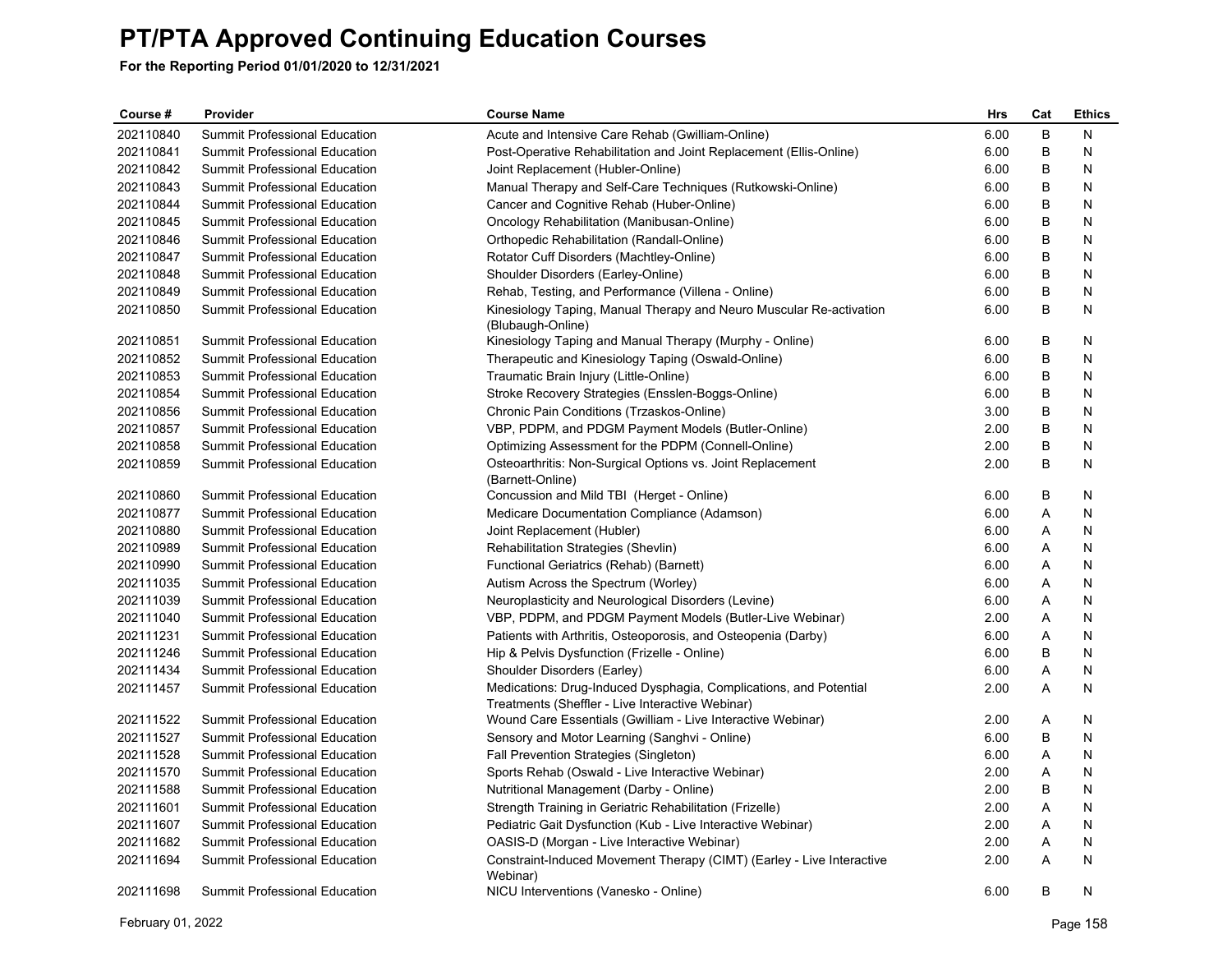# PT/PTA Approved Continuing Education Courses

**For the Reporting Period 01/01/2020 to 12/31/2021**

| Course # | Provider | Course Name | Hrs | Cat | Ethics |
|---|---|---|---|---|---|
| 202110840 | Summit Professional Education | Acute and Intensive Care Rehab (Gwilliam-Online) | 6.00 | B | N |
| 202110841 | Summit Professional Education | Post-Operative Rehabilitation and Joint Replacement (Ellis-Online) | 6.00 | B | N |
| 202110842 | Summit Professional Education | Joint Replacement (Hubler-Online) | 6.00 | B | N |
| 202110843 | Summit Professional Education | Manual Therapy and Self-Care Techniques (Rutkowski-Online) | 6.00 | B | N |
| 202110844 | Summit Professional Education | Cancer and Cognitive Rehab (Huber-Online) | 6.00 | B | N |
| 202110845 | Summit Professional Education | Oncology Rehabilitation (Manibusan-Online) | 6.00 | B | N |
| 202110846 | Summit Professional Education | Orthopedic Rehabilitation (Randall-Online) | 6.00 | B | N |
| 202110847 | Summit Professional Education | Rotator Cuff Disorders (Machtley-Online) | 6.00 | B | N |
| 202110848 | Summit Professional Education | Shoulder Disorders (Earley-Online) | 6.00 | B | N |
| 202110849 | Summit Professional Education | Rehab, Testing, and Performance (Villena - Online) | 6.00 | B | N |
| 202110850 | Summit Professional Education | Kinesiology Taping, Manual Therapy and Neuro Muscular Re-activation (Blubaugh-Online) | 6.00 | B | N |
| 202110851 | Summit Professional Education | Kinesiology Taping and Manual Therapy (Murphy - Online) | 6.00 | B | N |
| 202110852 | Summit Professional Education | Therapeutic and Kinesiology Taping (Oswald-Online) | 6.00 | B | N |
| 202110853 | Summit Professional Education | Traumatic Brain Injury (Little-Online) | 6.00 | B | N |
| 202110854 | Summit Professional Education | Stroke Recovery Strategies (Ensslen-Boggs-Online) | 6.00 | B | N |
| 202110856 | Summit Professional Education | Chronic Pain Conditions (Trzaskos-Online) | 3.00 | B | N |
| 202110857 | Summit Professional Education | VBP, PDPM, and PDGM Payment Models (Butler-Online) | 2.00 | B | N |
| 202110858 | Summit Professional Education | Optimizing Assessment for the PDPM (Connell-Online) | 2.00 | B | N |
| 202110859 | Summit Professional Education | Osteoarthritis: Non-Surgical Options vs. Joint Replacement (Barnett-Online) | 2.00 | B | N |
| 202110860 | Summit Professional Education | Concussion and Mild TBI (Herget - Online) | 6.00 | B | N |
| 202110877 | Summit Professional Education | Medicare Documentation Compliance (Adamson) | 6.00 | A | N |
| 202110880 | Summit Professional Education | Joint Replacement (Hubler) | 6.00 | A | N |
| 202110989 | Summit Professional Education | Rehabilitation Strategies (Shevlin) | 6.00 | A | N |
| 202110990 | Summit Professional Education | Functional Geriatrics (Rehab) (Barnett) | 6.00 | A | N |
| 202111035 | Summit Professional Education | Autism Across the Spectrum (Worley) | 6.00 | A | N |
| 202111039 | Summit Professional Education | Neuroplasticity and Neurological Disorders (Levine) | 6.00 | A | N |
| 202111040 | Summit Professional Education | VBP, PDPM, and PDGM Payment Models (Butler-Live Webinar) | 2.00 | A | N |
| 202111231 | Summit Professional Education | Patients with Arthritis, Osteoporosis, and Osteopenia (Darby) | 6.00 | A | N |
| 202111246 | Summit Professional Education | Hip & Pelvis Dysfunction (Frizelle - Online) | 6.00 | B | N |
| 202111434 | Summit Professional Education | Shoulder Disorders (Earley) | 6.00 | A | N |
| 202111457 | Summit Professional Education | Medications: Drug-Induced Dysphagia, Complications, and Potential Treatments (Sheffler - Live Interactive Webinar) | 2.00 | A | N |
| 202111522 | Summit Professional Education | Wound Care Essentials (Gwilliam - Live Interactive Webinar) | 2.00 | A | N |
| 202111527 | Summit Professional Education | Sensory and Motor Learning (Sanghvi - Online) | 6.00 | B | N |
| 202111528 | Summit Professional Education | Fall Prevention Strategies (Singleton) | 6.00 | A | N |
| 202111570 | Summit Professional Education | Sports Rehab (Oswald - Live Interactive Webinar) | 2.00 | A | N |
| 202111588 | Summit Professional Education | Nutritional Management (Darby - Online) | 2.00 | B | N |
| 202111601 | Summit Professional Education | Strength Training in Geriatric Rehabilitation (Frizelle) | 2.00 | A | N |
| 202111607 | Summit Professional Education | Pediatric Gait Dysfunction (Kub - Live Interactive Webinar) | 2.00 | A | N |
| 202111682 | Summit Professional Education | OASIS-D (Morgan - Live Interactive Webinar) | 2.00 | A | N |
| 202111694 | Summit Professional Education | Constraint-Induced Movement Therapy (CIMT) (Earley - Live Interactive Webinar) | 2.00 | A | N |
| 202111698 | Summit Professional Education | NICU Interventions (Vanesko - Online) | 6.00 | B | N |

February 01, 2022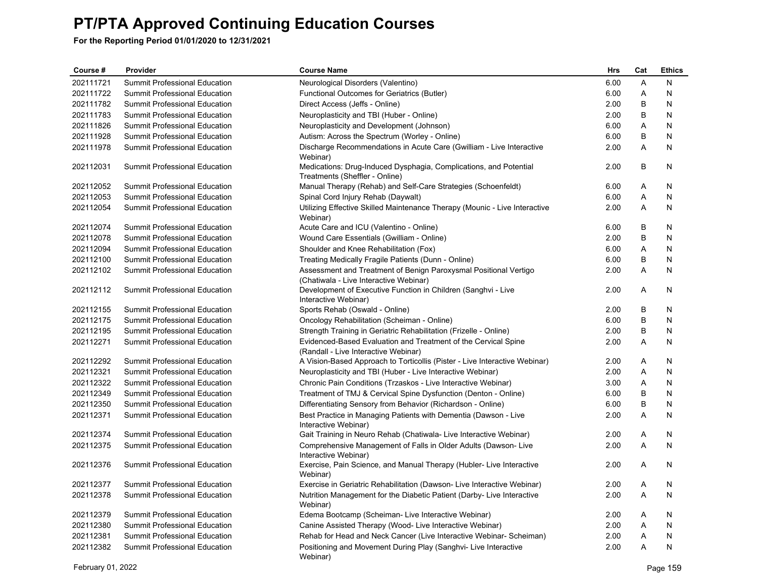# PT/PTA Approved Continuing Education Courses

**For the Reporting Period 01/01/2020 to 12/31/2021**

| Course # | Provider | Course Name | Hrs | Cat | Ethics |
|---|---|---|---|---|---|
| 202111721 | Summit Professional Education | Neurological Disorders (Valentino) | 6.00 | A | N |
| 202111722 | Summit Professional Education | Functional Outcomes for Geriatrics (Butler) | 6.00 | A | N |
| 202111782 | Summit Professional Education | Direct Access (Jeffs - Online) | 2.00 | B | N |
| 202111783 | Summit Professional Education | Neuroplasticity and TBI (Huber - Online) | 2.00 | B | N |
| 202111826 | Summit Professional Education | Neuroplasticity and Development (Johnson) | 6.00 | A | N |
| 202111928 | Summit Professional Education | Autism: Across the Spectrum (Worley - Online) | 6.00 | B | N |
| 202111978 | Summit Professional Education | Discharge Recommendations in Acute Care (Gwilliam - Live Interactive Webinar) | 2.00 | A | N |
| 202112031 | Summit Professional Education | Medications: Drug-Induced Dysphagia, Complications, and Potential Treatments (Sheffler - Online) | 2.00 | B | N |
| 202112052 | Summit Professional Education | Manual Therapy (Rehab) and Self-Care Strategies (Schoenfeldt) | 6.00 | A | N |
| 202112053 | Summit Professional Education | Spinal Cord Injury Rehab (Daywalt) | 6.00 | A | N |
| 202112054 | Summit Professional Education | Utilizing Effective Skilled Maintenance Therapy (Mounic - Live Interactive Webinar) | 2.00 | A | N |
| 202112074 | Summit Professional Education | Acute Care and ICU (Valentino - Online) | 6.00 | B | N |
| 202112078 | Summit Professional Education | Wound Care Essentials (Gwilliam - Online) | 2.00 | B | N |
| 202112094 | Summit Professional Education | Shoulder and Knee Rehabilitation (Fox) | 6.00 | A | N |
| 202112100 | Summit Professional Education | Treating Medically Fragile Patients (Dunn - Online) | 6.00 | B | N |
| 202112102 | Summit Professional Education | Assessment and Treatment of Benign Paroxysmal Positional Vertigo (Chatiwala - Live Interactive Webinar) | 2.00 | A | N |
| 202112112 | Summit Professional Education | Development of Executive Function in Children (Sanghvi - Live Interactive Webinar) | 2.00 | A | N |
| 202112155 | Summit Professional Education | Sports Rehab (Oswald - Online) | 2.00 | B | N |
| 202112175 | Summit Professional Education | Oncology Rehabilitation (Scheiman - Online) | 6.00 | B | N |
| 202112195 | Summit Professional Education | Strength Training in Geriatric Rehabilitation (Frizelle - Online) | 2.00 | B | N |
| 202112271 | Summit Professional Education | Evidenced-Based Evaluation and Treatment of the Cervical Spine (Randall - Live Interactive Webinar) | 2.00 | A | N |
| 202112292 | Summit Professional Education | A Vision-Based Approach to Torticollis (Pister - Live Interactive Webinar) | 2.00 | A | N |
| 202112321 | Summit Professional Education | Neuroplasticity and TBI (Huber - Live Interactive Webinar) | 2.00 | A | N |
| 202112322 | Summit Professional Education | Chronic Pain Conditions (Trzaskos - Live Interactive Webinar) | 3.00 | A | N |
| 202112349 | Summit Professional Education | Treatment of TMJ & Cervical Spine Dysfunction (Denton - Online) | 6.00 | B | N |
| 202112350 | Summit Professional Education | Differentiating Sensory from Behavior (Richardson - Online) | 6.00 | B | N |
| 202112371 | Summit Professional Education | Best Practice in Managing Patients with Dementia (Dawson - Live Interactive Webinar) | 2.00 | A | N |
| 202112374 | Summit Professional Education | Gait Training in Neuro Rehab (Chatiwala- Live Interactive Webinar) | 2.00 | A | N |
| 202112375 | Summit Professional Education | Comprehensive Management of Falls in Older Adults (Dawson- Live Interactive Webinar) | 2.00 | A | N |
| 202112376 | Summit Professional Education | Exercise, Pain Science, and Manual Therapy (Hubler- Live Interactive Webinar) | 2.00 | A | N |
| 202112377 | Summit Professional Education | Exercise in Geriatric Rehabilitation (Dawson- Live Interactive Webinar) | 2.00 | A | N |
| 202112378 | Summit Professional Education | Nutrition Management for the Diabetic Patient (Darby- Live Interactive Webinar) | 2.00 | A | N |
| 202112379 | Summit Professional Education | Edema Bootcamp (Scheiman- Live Interactive Webinar) | 2.00 | A | N |
| 202112380 | Summit Professional Education | Canine Assisted Therapy (Wood- Live Interactive Webinar) | 2.00 | A | N |
| 202112381 | Summit Professional Education | Rehab for Head and Neck Cancer (Live Interactive Webinar- Scheiman) | 2.00 | A | N |
| 202112382 | Summit Professional Education | Positioning and Movement During Play (Sanghvi- Live Interactive Webinar) | 2.00 | A | N |

February 01, 2022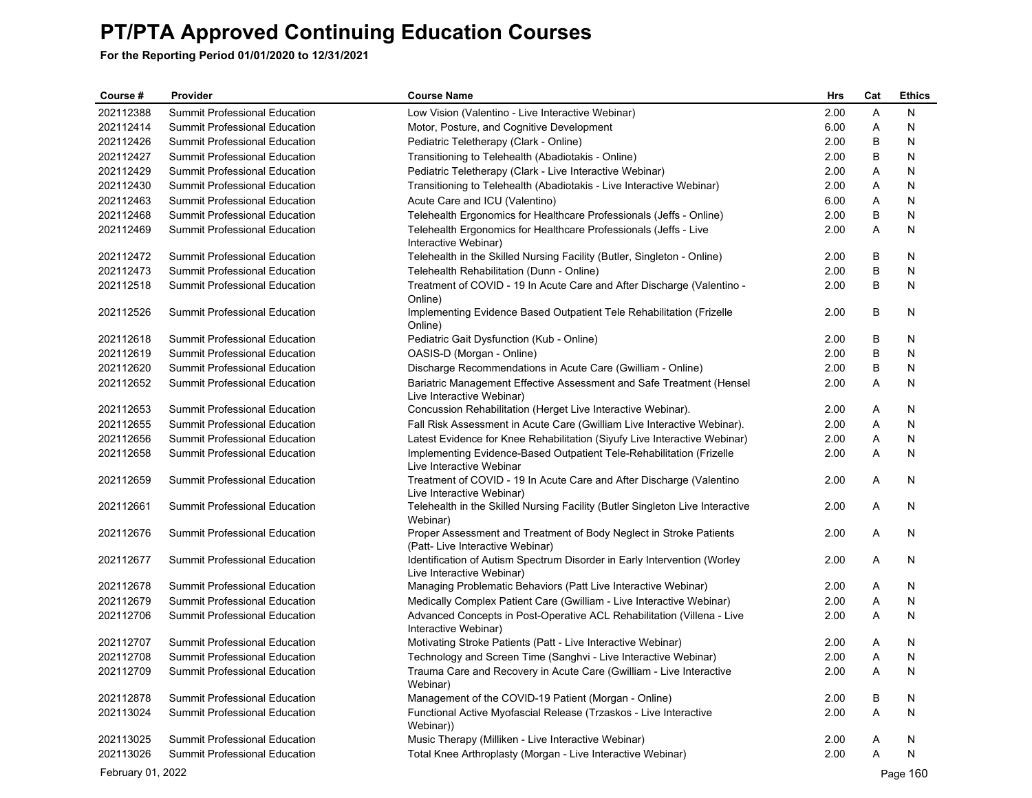# PT/PTA Approved Continuing Education Courses

**For the Reporting Period 01/01/2020 to 12/31/2021**

| Course # | Provider | Course Name | Hrs | Cat | Ethics |
|---|---|---|---|---|---|
| 202112388 | Summit Professional Education | Low Vision (Valentino - Live Interactive Webinar) | 2.00 | A | N |
| 202112414 | Summit Professional Education | Motor, Posture, and Cognitive Development | 6.00 | A | N |
| 202112426 | Summit Professional Education | Pediatric Teletherapy (Clark - Online) | 2.00 | B | N |
| 202112427 | Summit Professional Education | Transitioning to Telehealth (Abadiotakis - Online) | 2.00 | B | N |
| 202112429 | Summit Professional Education | Pediatric Teletherapy (Clark - Live Interactive Webinar) | 2.00 | A | N |
| 202112430 | Summit Professional Education | Transitioning to Telehealth (Abadiotakis - Live Interactive Webinar) | 2.00 | A | N |
| 202112463 | Summit Professional Education | Acute Care and ICU (Valentino) | 6.00 | A | N |
| 202112468 | Summit Professional Education | Telehealth Ergonomics for Healthcare Professionals (Jeffs - Online) | 2.00 | B | N |
| 202112469 | Summit Professional Education | Telehealth Ergonomics for Healthcare Professionals (Jeffs - Live Interactive Webinar) | 2.00 | A | N |
| 202112472 | Summit Professional Education | Telehealth in the Skilled Nursing Facility (Butler, Singleton - Online) | 2.00 | B | N |
| 202112473 | Summit Professional Education | Telehealth Rehabilitation (Dunn - Online) | 2.00 | B | N |
| 202112518 | Summit Professional Education | Treatment of COVID - 19 In Acute Care and After Discharge (Valentino - Online) | 2.00 | B | N |
| 202112526 | Summit Professional Education | Implementing Evidence Based Outpatient Tele Rehabilitation (Frizelle Online) | 2.00 | B | N |
| 202112618 | Summit Professional Education | Pediatric Gait Dysfunction (Kub - Online) | 2.00 | B | N |
| 202112619 | Summit Professional Education | OASIS-D (Morgan - Online) | 2.00 | B | N |
| 202112620 | Summit Professional Education | Discharge Recommendations in Acute Care (Gwilliam - Online) | 2.00 | B | N |
| 202112652 | Summit Professional Education | Bariatric Management Effective Assessment and Safe Treatment (Hensel Live Interactive Webinar) | 2.00 | A | N |
| 202112653 | Summit Professional Education | Concussion Rehabilitation (Herget Live Interactive Webinar). | 2.00 | A | N |
| 202112655 | Summit Professional Education | Fall Risk Assessment in Acute Care (Gwilliam Live Interactive Webinar). | 2.00 | A | N |
| 202112656 | Summit Professional Education | Latest Evidence for Knee Rehabilitation (Siyufy Live Interactive Webinar) | 2.00 | A | N |
| 202112658 | Summit Professional Education | Implementing Evidence-Based Outpatient Tele-Rehabilitation (Frizelle Live Interactive Webinar | 2.00 | A | N |
| 202112659 | Summit Professional Education | Treatment of COVID - 19 In Acute Care and After Discharge (Valentino Live Interactive Webinar) | 2.00 | A | N |
| 202112661 | Summit Professional Education | Telehealth in the Skilled Nursing Facility (Butler Singleton Live Interactive Webinar) | 2.00 | A | N |
| 202112676 | Summit Professional Education | Proper Assessment and Treatment of Body Neglect in Stroke Patients (Patt- Live Interactive Webinar) | 2.00 | A | N |
| 202112677 | Summit Professional Education | Identification of Autism Spectrum Disorder in Early Intervention (Worley Live Interactive Webinar) | 2.00 | A | N |
| 202112678 | Summit Professional Education | Managing Problematic Behaviors (Patt Live Interactive Webinar) | 2.00 | A | N |
| 202112679 | Summit Professional Education | Medically Complex Patient Care (Gwilliam - Live Interactive Webinar) | 2.00 | A | N |
| 202112706 | Summit Professional Education | Advanced Concepts in Post-Operative ACL Rehabilitation (Villena - Live Interactive Webinar) | 2.00 | A | N |
| 202112707 | Summit Professional Education | Motivating Stroke Patients (Patt - Live Interactive Webinar) | 2.00 | A | N |
| 202112708 | Summit Professional Education | Technology and Screen Time (Sanghvi - Live Interactive Webinar) | 2.00 | A | N |
| 202112709 | Summit Professional Education | Trauma Care and Recovery in Acute Care (Gwilliam - Live Interactive Webinar) | 2.00 | A | N |
| 202112878 | Summit Professional Education | Management of the COVID-19 Patient (Morgan - Online) | 2.00 | B | N |
| 202113024 | Summit Professional Education | Functional Active Myofascial Release (Trzaskos - Live Interactive Webinar)) | 2.00 | A | N |
| 202113025 | Summit Professional Education | Music Therapy (Milliken - Live Interactive Webinar) | 2.00 | A | N |
| 202113026 | Summit Professional Education | Total Knee Arthroplasty (Morgan - Live Interactive Webinar) | 2.00 | A | N |

February 01, 2022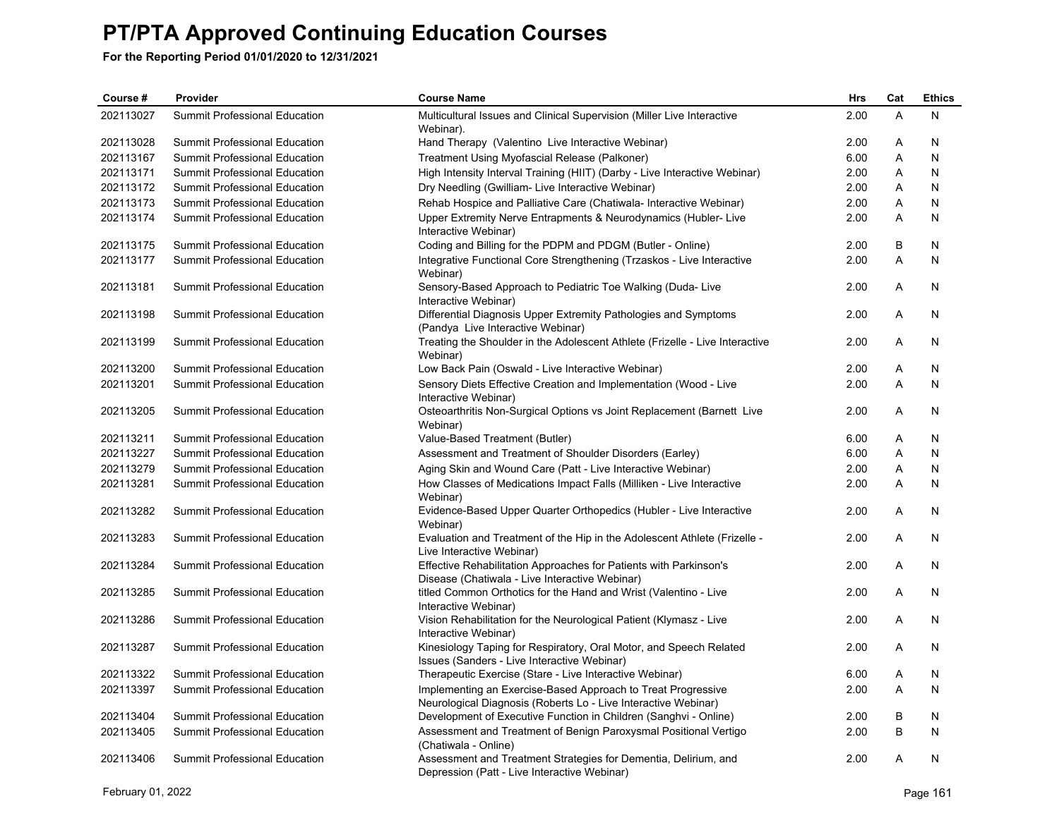# PT/PTA Approved Continuing Education Courses

**For the Reporting Period 01/01/2020 to 12/31/2021**

| Course # | Provider | Course Name | Hrs | Cat | Ethics |
|---|---|---|---|---|---|
| 202113027 | Summit Professional Education | Multicultural Issues and Clinical Supervision (Miller Live Interactive Webinar). | 2.00 | A | N |
| 202113028 | Summit Professional Education | Hand Therapy (Valentino Live Interactive Webinar) | 2.00 | A | N |
| 202113167 | Summit Professional Education | Treatment Using Myofascial Release (Palkoner) | 6.00 | A | N |
| 202113171 | Summit Professional Education | High Intensity Interval Training (HIIT) (Darby - Live Interactive Webinar) | 2.00 | A | N |
| 202113172 | Summit Professional Education | Dry Needling (Gwilliam- Live Interactive Webinar) | 2.00 | A | N |
| 202113173 | Summit Professional Education | Rehab Hospice and Palliative Care (Chatiwala- Interactive Webinar) | 2.00 | A | N |
| 202113174 | Summit Professional Education | Upper Extremity Nerve Entrapments & Neurodynamics (Hubler- Live Interactive Webinar) | 2.00 | A | N |
| 202113175 | Summit Professional Education | Coding and Billing for the PDPM and PDGM (Butler - Online) | 2.00 | B | N |
| 202113177 | Summit Professional Education | Integrative Functional Core Strengthening (Trzaskos - Live Interactive Webinar) | 2.00 | A | N |
| 202113181 | Summit Professional Education | Sensory-Based Approach to Pediatric Toe Walking (Duda- Live Interactive Webinar) | 2.00 | A | N |
| 202113198 | Summit Professional Education | Differential Diagnosis Upper Extremity Pathologies and Symptoms (Pandya Live Interactive Webinar) | 2.00 | A | N |
| 202113199 | Summit Professional Education | Treating the Shoulder in the Adolescent Athlete (Frizelle - Live Interactive Webinar) | 2.00 | A | N |
| 202113200 | Summit Professional Education | Low Back Pain (Oswald - Live Interactive Webinar) | 2.00 | A | N |
| 202113201 | Summit Professional Education | Sensory Diets Effective Creation and Implementation (Wood - Live Interactive Webinar) | 2.00 | A | N |
| 202113205 | Summit Professional Education | Osteoarthritis Non-Surgical Options vs Joint Replacement (Barnett Live Webinar) | 2.00 | A | N |
| 202113211 | Summit Professional Education | Value-Based Treatment (Butler) | 6.00 | A | N |
| 202113227 | Summit Professional Education | Assessment and Treatment of Shoulder Disorders (Earley) | 6.00 | A | N |
| 202113279 | Summit Professional Education | Aging Skin and Wound Care (Patt - Live Interactive Webinar) | 2.00 | A | N |
| 202113281 | Summit Professional Education | How Classes of Medications Impact Falls (Milliken - Live Interactive Webinar) | 2.00 | A | N |
| 202113282 | Summit Professional Education | Evidence-Based Upper Quarter Orthopedics (Hubler - Live Interactive Webinar) | 2.00 | A | N |
| 202113283 | Summit Professional Education | Evaluation and Treatment of the Hip in the Adolescent Athlete (Frizelle - Live Interactive Webinar) | 2.00 | A | N |
| 202113284 | Summit Professional Education | Effective Rehabilitation Approaches for Patients with Parkinson's Disease (Chatiwala - Live Interactive Webinar) | 2.00 | A | N |
| 202113285 | Summit Professional Education | titled Common Orthotics for the Hand and Wrist (Valentino - Live Interactive Webinar) | 2.00 | A | N |
| 202113286 | Summit Professional Education | Vision Rehabilitation for the Neurological Patient (Klymasz - Live Interactive Webinar) | 2.00 | A | N |
| 202113287 | Summit Professional Education | Kinesiology Taping for Respiratory, Oral Motor, and Speech Related Issues (Sanders - Live Interactive Webinar) | 2.00 | A | N |
| 202113322 | Summit Professional Education | Therapeutic Exercise (Stare - Live Interactive Webinar) | 6.00 | A | N |
| 202113397 | Summit Professional Education | Implementing an Exercise-Based Approach to Treat Progressive Neurological Diagnosis (Roberts Lo - Live Interactive Webinar) | 2.00 | A | N |
| 202113404 | Summit Professional Education | Development of Executive Function in Children (Sanghvi - Online) | 2.00 | B | N |
| 202113405 | Summit Professional Education | Assessment and Treatment of Benign Paroxysmal Positional Vertigo (Chatiwala - Online) | 2.00 | B | N |
| 202113406 | Summit Professional Education | Assessment and Treatment Strategies for Dementia, Delirium, and Depression (Patt - Live Interactive Webinar) | 2.00 | A | N |

February 01, 2022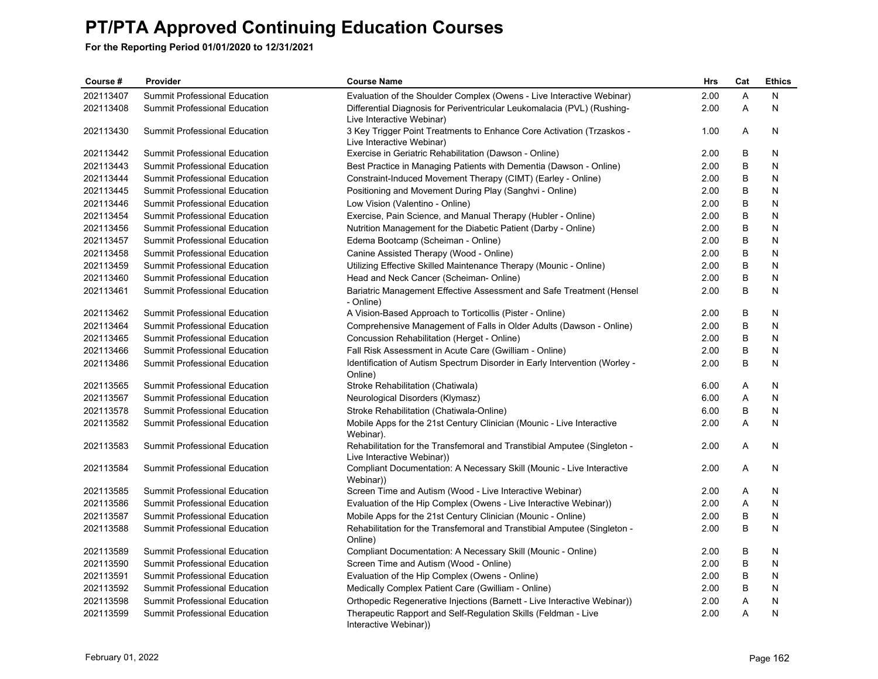# PT/PTA Approved Continuing Education Courses

**For the Reporting Period 01/01/2020 to 12/31/2021**

| Course # | Provider | Course Name | Hrs | Cat | Ethics |
|---|---|---|---|---|---|
| 202113407 | Summit Professional Education | Evaluation of the Shoulder Complex (Owens - Live Interactive Webinar) | 2.00 | A | N |
| 202113408 | Summit Professional Education | Differential Diagnosis for Periventricular Leukomalacia (PVL) (Rushing-Live Interactive Webinar) | 2.00 | A | N |
| 202113430 | Summit Professional Education | 3 Key Trigger Point Treatments to Enhance Core Activation (Trzaskos - Live Interactive Webinar) | 1.00 | A | N |
| 202113442 | Summit Professional Education | Exercise in Geriatric Rehabilitation (Dawson - Online) | 2.00 | B | N |
| 202113443 | Summit Professional Education | Best Practice in Managing Patients with Dementia (Dawson - Online) | 2.00 | B | N |
| 202113444 | Summit Professional Education | Constraint-Induced Movement Therapy (CIMT) (Earley - Online) | 2.00 | B | N |
| 202113445 | Summit Professional Education | Positioning and Movement During Play (Sanghvi - Online) | 2.00 | B | N |
| 202113446 | Summit Professional Education | Low Vision (Valentino - Online) | 2.00 | B | N |
| 202113454 | Summit Professional Education | Exercise, Pain Science, and Manual Therapy (Hubler - Online) | 2.00 | B | N |
| 202113456 | Summit Professional Education | Nutrition Management for the Diabetic Patient (Darby - Online) | 2.00 | B | N |
| 202113457 | Summit Professional Education | Edema Bootcamp (Scheiman - Online) | 2.00 | B | N |
| 202113458 | Summit Professional Education | Canine Assisted Therapy (Wood - Online) | 2.00 | B | N |
| 202113459 | Summit Professional Education | Utilizing Effective Skilled Maintenance Therapy (Mounic - Online) | 2.00 | B | N |
| 202113460 | Summit Professional Education | Head and Neck Cancer (Scheiman- Online) | 2.00 | B | N |
| 202113461 | Summit Professional Education | Bariatric Management Effective Assessment and Safe Treatment (Hensel - Online) | 2.00 | B | N |
| 202113462 | Summit Professional Education | A Vision-Based Approach to Torticollis (Pister - Online) | 2.00 | B | N |
| 202113464 | Summit Professional Education | Comprehensive Management of Falls in Older Adults (Dawson - Online) | 2.00 | B | N |
| 202113465 | Summit Professional Education | Concussion Rehabilitation (Herget - Online) | 2.00 | B | N |
| 202113466 | Summit Professional Education | Fall Risk Assessment in Acute Care (Gwilliam - Online) | 2.00 | B | N |
| 202113486 | Summit Professional Education | Identification of Autism Spectrum Disorder in Early Intervention (Worley - Online) | 2.00 | B | N |
| 202113565 | Summit Professional Education | Stroke Rehabilitation (Chatiwala) | 6.00 | A | N |
| 202113567 | Summit Professional Education | Neurological Disorders (Klymasz) | 6.00 | A | N |
| 202113578 | Summit Professional Education | Stroke Rehabilitation (Chatiwala-Online) | 6.00 | B | N |
| 202113582 | Summit Professional Education | Mobile Apps for the 21st Century Clinician (Mounic - Live Interactive Webinar). | 2.00 | A | N |
| 202113583 | Summit Professional Education | Rehabilitation for the Transfemoral and Transtibial Amputee (Singleton - Live Interactive Webinar)) | 2.00 | A | N |
| 202113584 | Summit Professional Education | Compliant Documentation: A Necessary Skill (Mounic - Live Interactive Webinar)) | 2.00 | A | N |
| 202113585 | Summit Professional Education | Screen Time and Autism (Wood - Live Interactive Webinar) | 2.00 | A | N |
| 202113586 | Summit Professional Education | Evaluation of the Hip Complex (Owens - Live Interactive Webinar)) | 2.00 | A | N |
| 202113587 | Summit Professional Education | Mobile Apps for the 21st Century Clinician (Mounic - Online) | 2.00 | B | N |
| 202113588 | Summit Professional Education | Rehabilitation for the Transfemoral and Transtibial Amputee (Singleton - Online) | 2.00 | B | N |
| 202113589 | Summit Professional Education | Compliant Documentation: A Necessary Skill (Mounic - Online) | 2.00 | B | N |
| 202113590 | Summit Professional Education | Screen Time and Autism (Wood - Online) | 2.00 | B | N |
| 202113591 | Summit Professional Education | Evaluation of the Hip Complex (Owens - Online) | 2.00 | B | N |
| 202113592 | Summit Professional Education | Medically Complex Patient Care (Gwilliam - Online) | 2.00 | B | N |
| 202113598 | Summit Professional Education | Orthopedic Regenerative Injections (Barnett - Live Interactive Webinar)) | 2.00 | A | N |
| 202113599 | Summit Professional Education | Therapeutic Rapport and Self-Regulation Skills (Feldman - Live Interactive Webinar)) | 2.00 | A | N |

February 01, 2022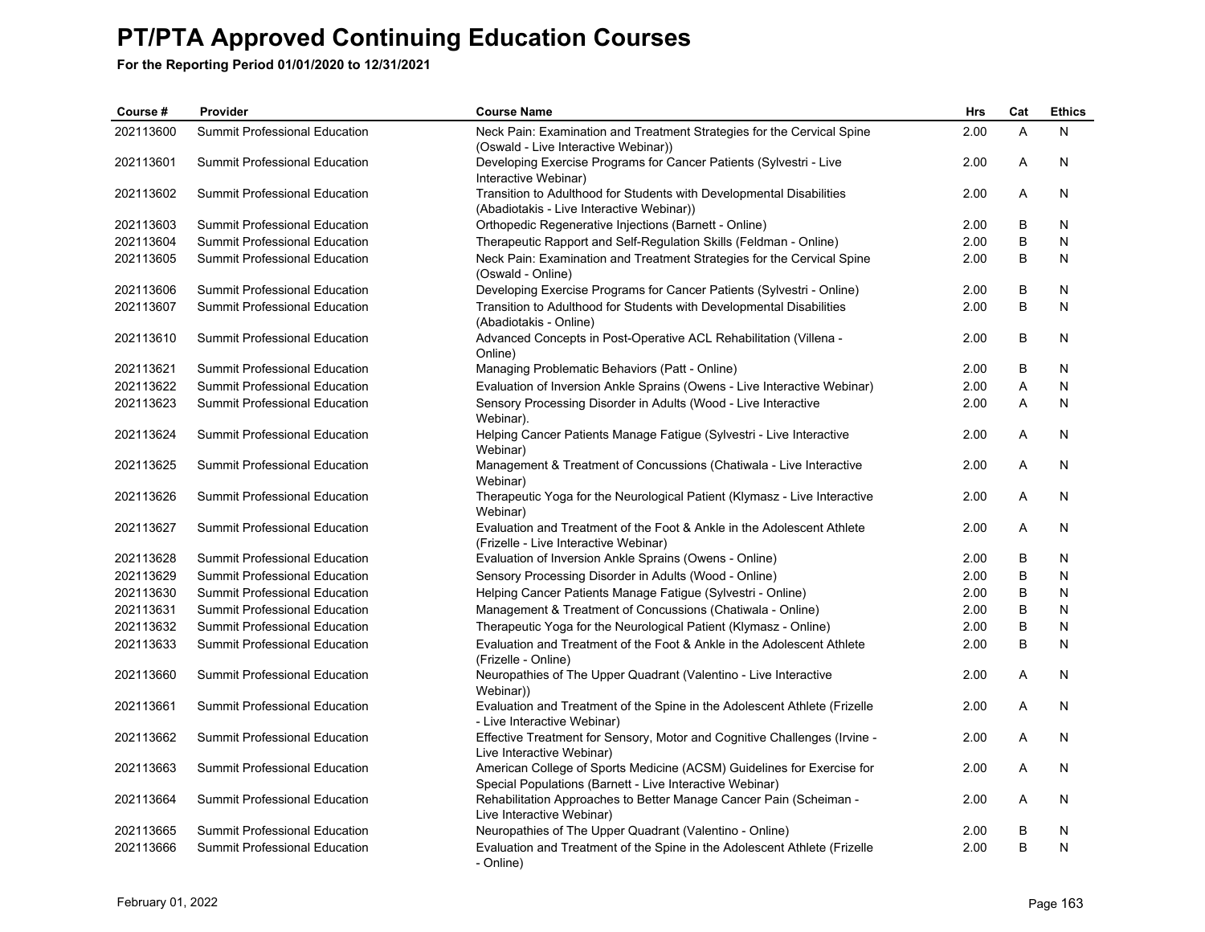# PT/PTA Approved Continuing Education Courses

**For the Reporting Period 01/01/2020 to 12/31/2021**

| Course # | Provider | Course Name | Hrs | Cat | Ethics |
|---|---|---|---|---|---|
| 202113600 | Summit Professional Education | Neck Pain: Examination and Treatment Strategies for the Cervical Spine (Oswald - Live Interactive Webinar)) | 2.00 | A | N |
| 202113601 | Summit Professional Education | Developing Exercise Programs for Cancer Patients (Sylvestri - Live Interactive Webinar) | 2.00 | A | N |
| 202113602 | Summit Professional Education | Transition to Adulthood for Students with Developmental Disabilities (Abadiotakis - Live Interactive Webinar)) | 2.00 | A | N |
| 202113603 | Summit Professional Education | Orthopedic Regenerative Injections (Barnett - Online) | 2.00 | B | N |
| 202113604 | Summit Professional Education | Therapeutic Rapport and Self-Regulation Skills (Feldman - Online) | 2.00 | B | N |
| 202113605 | Summit Professional Education | Neck Pain: Examination and Treatment Strategies for the Cervical Spine (Oswald - Online) | 2.00 | B | N |
| 202113606 | Summit Professional Education | Developing Exercise Programs for Cancer Patients (Sylvestri - Online) | 2.00 | B | N |
| 202113607 | Summit Professional Education | Transition to Adulthood for Students with Developmental Disabilities (Abadiotakis - Online) | 2.00 | B | N |
| 202113610 | Summit Professional Education | Advanced Concepts in Post-Operative ACL Rehabilitation (Villena - Online) | 2.00 | B | N |
| 202113621 | Summit Professional Education | Managing Problematic Behaviors (Patt - Online) | 2.00 | B | N |
| 202113622 | Summit Professional Education | Evaluation of Inversion Ankle Sprains (Owens - Live Interactive Webinar) | 2.00 | A | N |
| 202113623 | Summit Professional Education | Sensory Processing Disorder in Adults (Wood - Live Interactive Webinar). | 2.00 | A | N |
| 202113624 | Summit Professional Education | Helping Cancer Patients Manage Fatigue (Sylvestri - Live Interactive Webinar) | 2.00 | A | N |
| 202113625 | Summit Professional Education | Management & Treatment of Concussions (Chatiwala - Live Interactive Webinar) | 2.00 | A | N |
| 202113626 | Summit Professional Education | Therapeutic Yoga for the Neurological Patient (Klymasz - Live Interactive Webinar) | 2.00 | A | N |
| 202113627 | Summit Professional Education | Evaluation and Treatment of the Foot & Ankle in the Adolescent Athlete (Frizelle - Live Interactive Webinar) | 2.00 | A | N |
| 202113628 | Summit Professional Education | Evaluation of Inversion Ankle Sprains (Owens - Online) | 2.00 | B | N |
| 202113629 | Summit Professional Education | Sensory Processing Disorder in Adults (Wood - Online) | 2.00 | B | N |
| 202113630 | Summit Professional Education | Helping Cancer Patients Manage Fatigue (Sylvestri - Online) | 2.00 | B | N |
| 202113631 | Summit Professional Education | Management & Treatment of Concussions (Chatiwala - Online) | 2.00 | B | N |
| 202113632 | Summit Professional Education | Therapeutic Yoga for the Neurological Patient (Klymasz - Online) | 2.00 | B | N |
| 202113633 | Summit Professional Education | Evaluation and Treatment of the Foot & Ankle in the Adolescent Athlete (Frizelle - Online) | 2.00 | B | N |
| 202113660 | Summit Professional Education | Neuropathies of The Upper Quadrant (Valentino - Live Interactive Webinar)) | 2.00 | A | N |
| 202113661 | Summit Professional Education | Evaluation and Treatment of the Spine in the Adolescent Athlete (Frizelle - Live Interactive Webinar) | 2.00 | A | N |
| 202113662 | Summit Professional Education | Effective Treatment for Sensory, Motor and Cognitive Challenges (Irvine - Live Interactive Webinar) | 2.00 | A | N |
| 202113663 | Summit Professional Education | American College of Sports Medicine (ACSM) Guidelines for Exercise for Special Populations (Barnett - Live Interactive Webinar) | 2.00 | A | N |
| 202113664 | Summit Professional Education | Rehabilitation Approaches to Better Manage Cancer Pain (Scheiman - Live Interactive Webinar) | 2.00 | A | N |
| 202113665 | Summit Professional Education | Neuropathies of The Upper Quadrant (Valentino - Online) | 2.00 | B | N |
| 202113666 | Summit Professional Education | Evaluation and Treatment of the Spine in the Adolescent Athlete (Frizelle - Online) | 2.00 | B | N |

February 01, 2022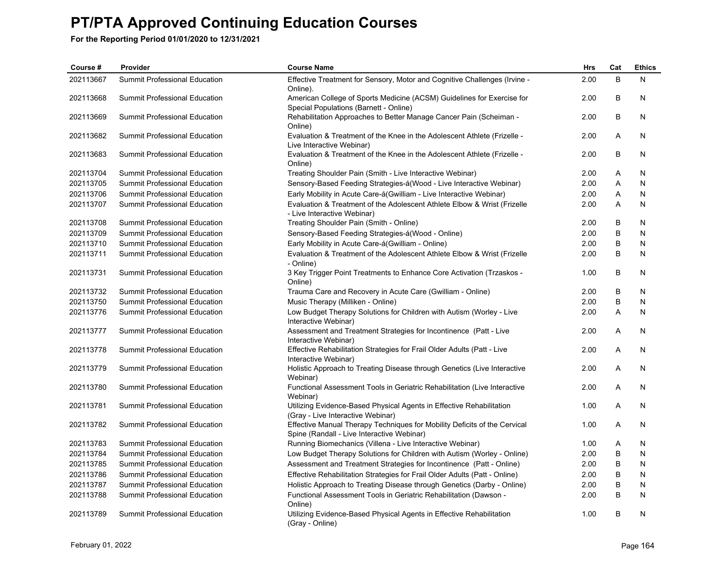# PT/PTA Approved Continuing Education Courses

**For the Reporting Period 01/01/2020 to 12/31/2021**

| Course # | Provider | Course Name | Hrs | Cat | Ethics |
|---|---|---|---|---|---|
| 202113667 | Summit Professional Education | Effective Treatment for Sensory, Motor and Cognitive Challenges (Irvine - Online). | 2.00 | B | N |
| 202113668 | Summit Professional Education | American College of Sports Medicine (ACSM) Guidelines for Exercise for Special Populations (Barnett - Online) | 2.00 | B | N |
| 202113669 | Summit Professional Education | Rehabilitation Approaches to Better Manage Cancer Pain (Scheiman - Online) | 2.00 | B | N |
| 202113682 | Summit Professional Education | Evaluation & Treatment of the Knee in the Adolescent Athlete (Frizelle - Live Interactive Webinar) | 2.00 | A | N |
| 202113683 | Summit Professional Education | Evaluation & Treatment of the Knee in the Adolescent Athlete (Frizelle - Online) | 2.00 | B | N |
| 202113704 | Summit Professional Education | Treating Shoulder Pain (Smith - Live Interactive Webinar) | 2.00 | A | N |
| 202113705 | Summit Professional Education | Sensory-Based Feeding Strategies-á(Wood - Live Interactive Webinar) | 2.00 | A | N |
| 202113706 | Summit Professional Education | Early Mobility in Acute Care-á(Gwilliam - Live Interactive Webinar) | 2.00 | A | N |
| 202113707 | Summit Professional Education | Evaluation & Treatment of the Adolescent Athlete Elbow & Wrist (Frizelle - Live Interactive Webinar) | 2.00 | A | N |
| 202113708 | Summit Professional Education | Treating Shoulder Pain (Smith - Online) | 2.00 | B | N |
| 202113709 | Summit Professional Education | Sensory-Based Feeding Strategies-á(Wood - Online) | 2.00 | B | N |
| 202113710 | Summit Professional Education | Early Mobility in Acute Care-á(Gwilliam - Online) | 2.00 | B | N |
| 202113711 | Summit Professional Education | Evaluation & Treatment of the Adolescent Athlete Elbow & Wrist (Frizelle - Online) | 2.00 | B | N |
| 202113731 | Summit Professional Education | 3 Key Trigger Point Treatments to Enhance Core Activation (Trzaskos - Online) | 1.00 | B | N |
| 202113732 | Summit Professional Education | Trauma Care and Recovery in Acute Care (Gwilliam - Online) | 2.00 | B | N |
| 202113750 | Summit Professional Education | Music Therapy (Milliken - Online) | 2.00 | B | N |
| 202113776 | Summit Professional Education | Low Budget Therapy Solutions for Children with Autism (Worley - Live Interactive Webinar) | 2.00 | A | N |
| 202113777 | Summit Professional Education | Assessment and Treatment Strategies for Incontinence (Patt - Live Interactive Webinar) | 2.00 | A | N |
| 202113778 | Summit Professional Education | Effective Rehabilitation Strategies for Frail Older Adults (Patt - Live Interactive Webinar) | 2.00 | A | N |
| 202113779 | Summit Professional Education | Holistic Approach to Treating Disease through Genetics (Live Interactive Webinar) | 2.00 | A | N |
| 202113780 | Summit Professional Education | Functional Assessment Tools in Geriatric Rehabilitation (Live Interactive Webinar) | 2.00 | A | N |
| 202113781 | Summit Professional Education | Utilizing Evidence-Based Physical Agents in Effective Rehabilitation (Gray - Live Interactive Webinar) | 1.00 | A | N |
| 202113782 | Summit Professional Education | Effective Manual Therapy Techniques for Mobility Deficits of the Cervical Spine (Randall - Live Interactive Webinar) | 1.00 | A | N |
| 202113783 | Summit Professional Education | Running Biomechanics (Villena - Live Interactive Webinar) | 1.00 | A | N |
| 202113784 | Summit Professional Education | Low Budget Therapy Solutions for Children with Autism (Worley - Online) | 2.00 | B | N |
| 202113785 | Summit Professional Education | Assessment and Treatment Strategies for Incontinence (Patt - Online) | 2.00 | B | N |
| 202113786 | Summit Professional Education | Effective Rehabilitation Strategies for Frail Older Adults (Patt - Online) | 2.00 | B | N |
| 202113787 | Summit Professional Education | Holistic Approach to Treating Disease through Genetics (Darby - Online) | 2.00 | B | N |
| 202113788 | Summit Professional Education | Functional Assessment Tools in Geriatric Rehabilitation (Dawson - Online) | 2.00 | B | N |
| 202113789 | Summit Professional Education | Utilizing Evidence-Based Physical Agents in Effective Rehabilitation (Gray - Online) | 1.00 | B | N |

February 01, 2022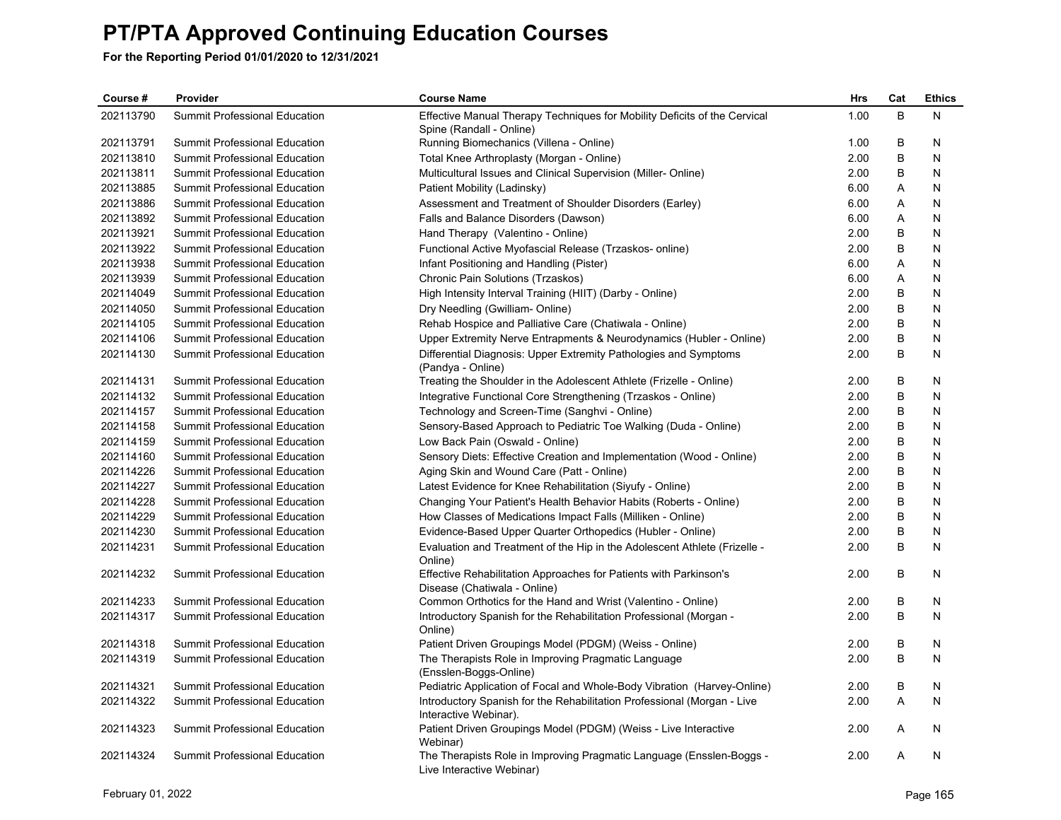# PT/PTA Approved Continuing Education Courses

**For the Reporting Period 01/01/2020 to 12/31/2021**

| Course # | Provider | Course Name | Hrs | Cat | Ethics |
|---|---|---|---|---|---|
| 202113790 | Summit Professional Education | Effective Manual Therapy Techniques for Mobility Deficits of the Cervical Spine (Randall - Online) | 1.00 | B | N |
| 202113791 | Summit Professional Education | Running Biomechanics (Villena - Online) | 1.00 | B | N |
| 202113810 | Summit Professional Education | Total Knee Arthroplasty (Morgan - Online) | 2.00 | B | N |
| 202113811 | Summit Professional Education | Multicultural Issues and Clinical Supervision (Miller- Online) | 2.00 | B | N |
| 202113885 | Summit Professional Education | Patient Mobility (Ladinsky) | 6.00 | A | N |
| 202113886 | Summit Professional Education | Assessment and Treatment of Shoulder Disorders (Earley) | 6.00 | A | N |
| 202113892 | Summit Professional Education | Falls and Balance Disorders (Dawson) | 6.00 | A | N |
| 202113921 | Summit Professional Education | Hand Therapy (Valentino - Online) | 2.00 | B | N |
| 202113922 | Summit Professional Education | Functional Active Myofascial Release (Trzaskos- online) | 2.00 | B | N |
| 202113938 | Summit Professional Education | Infant Positioning and Handling (Pister) | 6.00 | A | N |
| 202113939 | Summit Professional Education | Chronic Pain Solutions (Trzaskos) | 6.00 | A | N |
| 202114049 | Summit Professional Education | High Intensity Interval Training (HIIT) (Darby - Online) | 2.00 | B | N |
| 202114050 | Summit Professional Education | Dry Needling (Gwilliam- Online) | 2.00 | B | N |
| 202114105 | Summit Professional Education | Rehab Hospice and Palliative Care (Chatiwala - Online) | 2.00 | B | N |
| 202114106 | Summit Professional Education | Upper Extremity Nerve Entrapments & Neurodynamics (Hubler - Online) | 2.00 | B | N |
| 202114130 | Summit Professional Education | Differential Diagnosis: Upper Extremity Pathologies and Symptoms (Pandya - Online) | 2.00 | B | N |
| 202114131 | Summit Professional Education | Treating the Shoulder in the Adolescent Athlete (Frizelle - Online) | 2.00 | B | N |
| 202114132 | Summit Professional Education | Integrative Functional Core Strengthening (Trzaskos - Online) | 2.00 | B | N |
| 202114157 | Summit Professional Education | Technology and Screen-Time (Sanghvi - Online) | 2.00 | B | N |
| 202114158 | Summit Professional Education | Sensory-Based Approach to Pediatric Toe Walking (Duda - Online) | 2.00 | B | N |
| 202114159 | Summit Professional Education | Low Back Pain (Oswald - Online) | 2.00 | B | N |
| 202114160 | Summit Professional Education | Sensory Diets: Effective Creation and Implementation (Wood - Online) | 2.00 | B | N |
| 202114226 | Summit Professional Education | Aging Skin and Wound Care (Patt - Online) | 2.00 | B | N |
| 202114227 | Summit Professional Education | Latest Evidence for Knee Rehabilitation (Siyufy - Online) | 2.00 | B | N |
| 202114228 | Summit Professional Education | Changing Your Patient's Health Behavior Habits (Roberts - Online) | 2.00 | B | N |
| 202114229 | Summit Professional Education | How Classes of Medications Impact Falls (Milliken - Online) | 2.00 | B | N |
| 202114230 | Summit Professional Education | Evidence-Based Upper Quarter Orthopedics (Hubler - Online) | 2.00 | B | N |
| 202114231 | Summit Professional Education | Evaluation and Treatment of the Hip in the Adolescent Athlete (Frizelle - Online) | 2.00 | B | N |
| 202114232 | Summit Professional Education | Effective Rehabilitation Approaches for Patients with Parkinson's Disease (Chatiwala - Online) | 2.00 | B | N |
| 202114233 | Summit Professional Education | Common Orthotics for the Hand and Wrist (Valentino - Online) | 2.00 | B | N |
| 202114317 | Summit Professional Education | Introductory Spanish for the Rehabilitation Professional (Morgan - Online) | 2.00 | B | N |
| 202114318 | Summit Professional Education | Patient Driven Groupings Model (PDGM) (Weiss - Online) | 2.00 | B | N |
| 202114319 | Summit Professional Education | The Therapists Role in Improving Pragmatic Language (Ensslen-Boggs-Online) | 2.00 | B | N |
| 202114321 | Summit Professional Education | Pediatric Application of Focal and Whole-Body Vibration (Harvey-Online) | 2.00 | B | N |
| 202114322 | Summit Professional Education | Introductory Spanish for the Rehabilitation Professional (Morgan - Live Interactive Webinar). | 2.00 | A | N |
| 202114323 | Summit Professional Education | Patient Driven Groupings Model (PDGM) (Weiss - Live Interactive Webinar) | 2.00 | A | N |
| 202114324 | Summit Professional Education | The Therapists Role in Improving Pragmatic Language (Ensslen-Boggs - Live Interactive Webinar) | 2.00 | A | N |

February 01, 2022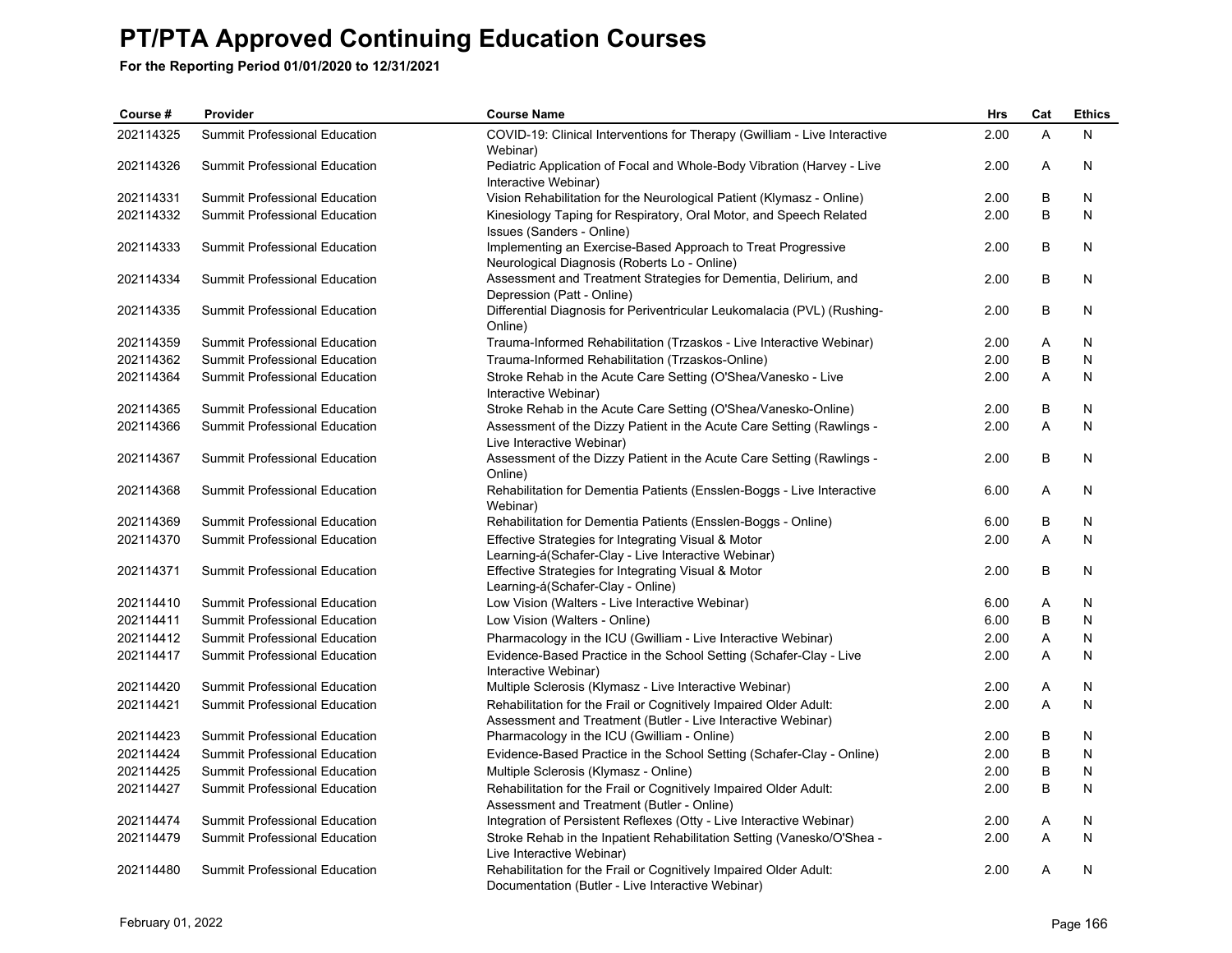# PT/PTA Approved Continuing Education Courses

**For the Reporting Period 01/01/2020 to 12/31/2021**

| Course # | Provider | Course Name | Hrs | Cat | Ethics |
|---|---|---|---|---|---|
| 202114325 | Summit Professional Education | COVID-19: Clinical Interventions for Therapy (Gwilliam - Live Interactive Webinar) | 2.00 | A | N |
| 202114326 | Summit Professional Education | Pediatric Application of Focal and Whole-Body Vibration (Harvey - Live Interactive Webinar) | 2.00 | A | N |
| 202114331 | Summit Professional Education | Vision Rehabilitation for the Neurological Patient (Klymasz - Online) | 2.00 | B | N |
| 202114332 | Summit Professional Education | Kinesiology Taping for Respiratory, Oral Motor, and Speech Related Issues (Sanders - Online) | 2.00 | B | N |
| 202114333 | Summit Professional Education | Implementing an Exercise-Based Approach to Treat Progressive Neurological Diagnosis (Roberts Lo - Online) | 2.00 | B | N |
| 202114334 | Summit Professional Education | Assessment and Treatment Strategies for Dementia, Delirium, and Depression (Patt - Online) | 2.00 | B | N |
| 202114335 | Summit Professional Education | Differential Diagnosis for Periventricular Leukomalacia (PVL) (Rushing-Online) | 2.00 | B | N |
| 202114359 | Summit Professional Education | Trauma-Informed Rehabilitation (Trzaskos - Live Interactive Webinar) | 2.00 | A | N |
| 202114362 | Summit Professional Education | Trauma-Informed Rehabilitation (Trzaskos-Online) | 2.00 | B | N |
| 202114364 | Summit Professional Education | Stroke Rehab in the Acute Care Setting (O'Shea/Vanesko - Live Interactive Webinar) | 2.00 | A | N |
| 202114365 | Summit Professional Education | Stroke Rehab in the Acute Care Setting (O'Shea/Vanesko-Online) | 2.00 | B | N |
| 202114366 | Summit Professional Education | Assessment of the Dizzy Patient in the Acute Care Setting (Rawlings - Live Interactive Webinar) | 2.00 | A | N |
| 202114367 | Summit Professional Education | Assessment of the Dizzy Patient in the Acute Care Setting (Rawlings - Online) | 2.00 | B | N |
| 202114368 | Summit Professional Education | Rehabilitation for Dementia Patients (Ensslen-Boggs - Live Interactive Webinar) | 6.00 | A | N |
| 202114369 | Summit Professional Education | Rehabilitation for Dementia Patients (Ensslen-Boggs - Online) | 6.00 | B | N |
| 202114370 | Summit Professional Education | Effective Strategies for Integrating Visual & Motor Learning-á(Schafer-Clay - Live Interactive Webinar) | 2.00 | A | N |
| 202114371 | Summit Professional Education | Effective Strategies for Integrating Visual & Motor Learning-á(Schafer-Clay - Online) | 2.00 | B | N |
| 202114410 | Summit Professional Education | Low Vision (Walters - Live Interactive Webinar) | 6.00 | A | N |
| 202114411 | Summit Professional Education | Low Vision (Walters - Online) | 6.00 | B | N |
| 202114412 | Summit Professional Education | Pharmacology in the ICU (Gwilliam - Live Interactive Webinar) | 2.00 | A | N |
| 202114417 | Summit Professional Education | Evidence-Based Practice in the School Setting (Schafer-Clay - Live Interactive Webinar) | 2.00 | A | N |
| 202114420 | Summit Professional Education | Multiple Sclerosis (Klymasz - Live Interactive Webinar) | 2.00 | A | N |
| 202114421 | Summit Professional Education | Rehabilitation for the Frail or Cognitively Impaired Older Adult: Assessment and Treatment (Butler - Live Interactive Webinar) | 2.00 | A | N |
| 202114423 | Summit Professional Education | Pharmacology in the ICU (Gwilliam - Online) | 2.00 | B | N |
| 202114424 | Summit Professional Education | Evidence-Based Practice in the School Setting (Schafer-Clay - Online) | 2.00 | B | N |
| 202114425 | Summit Professional Education | Multiple Sclerosis (Klymasz - Online) | 2.00 | B | N |
| 202114427 | Summit Professional Education | Rehabilitation for the Frail or Cognitively Impaired Older Adult: Assessment and Treatment (Butler - Online) | 2.00 | B | N |
| 202114474 | Summit Professional Education | Integration of Persistent Reflexes (Otty - Live Interactive Webinar) | 2.00 | A | N |
| 202114479 | Summit Professional Education | Stroke Rehab in the Inpatient Rehabilitation Setting (Vanesko/O'Shea - Live Interactive Webinar) | 2.00 | A | N |
| 202114480 | Summit Professional Education | Rehabilitation for the Frail or Cognitively Impaired Older Adult: Documentation (Butler - Live Interactive Webinar) | 2.00 | A | N |

February 01, 2022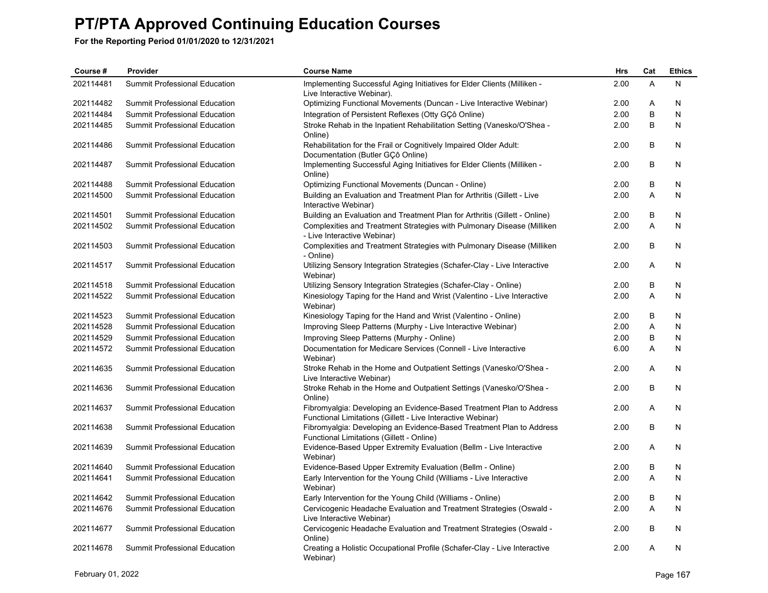# PT/PTA Approved Continuing Education Courses

**For the Reporting Period 01/01/2020 to 12/31/2021**

| Course # | Provider | Course Name | Hrs | Cat | Ethics |
|---|---|---|---|---|---|
| 202114481 | Summit Professional Education | Implementing Successful Aging Initiatives for Elder Clients (Milliken - Live Interactive Webinar). | 2.00 | A | N |
| 202114482 | Summit Professional Education | Optimizing Functional Movements (Duncan - Live Interactive Webinar) | 2.00 | A | N |
| 202114484 | Summit Professional Education | Integration of Persistent Reflexes (Otty GÇô Online) | 2.00 | B | N |
| 202114485 | Summit Professional Education | Stroke Rehab in the Inpatient Rehabilitation Setting (Vanesko/O'Shea - Online) | 2.00 | B | N |
| 202114486 | Summit Professional Education | Rehabilitation for the Frail or Cognitively Impaired Older Adult: Documentation (Butler GÇô Online) | 2.00 | B | N |
| 202114487 | Summit Professional Education | Implementing Successful Aging Initiatives for Elder Clients (Milliken - Online) | 2.00 | B | N |
| 202114488 | Summit Professional Education | Optimizing Functional Movements (Duncan - Online) | 2.00 | B | N |
| 202114500 | Summit Professional Education | Building an Evaluation and Treatment Plan for Arthritis (Gillett - Live Interactive Webinar) | 2.00 | A | N |
| 202114501 | Summit Professional Education | Building an Evaluation and Treatment Plan for Arthritis (Gillett - Online) | 2.00 | B | N |
| 202114502 | Summit Professional Education | Complexities and Treatment Strategies with Pulmonary Disease (Milliken - Live Interactive Webinar) | 2.00 | A | N |
| 202114503 | Summit Professional Education | Complexities and Treatment Strategies with Pulmonary Disease (Milliken - Online) | 2.00 | B | N |
| 202114517 | Summit Professional Education | Utilizing Sensory Integration Strategies (Schafer-Clay - Live Interactive Webinar) | 2.00 | A | N |
| 202114518 | Summit Professional Education | Utilizing Sensory Integration Strategies (Schafer-Clay - Online) | 2.00 | B | N |
| 202114522 | Summit Professional Education | Kinesiology Taping for the Hand and Wrist (Valentino - Live Interactive Webinar) | 2.00 | A | N |
| 202114523 | Summit Professional Education | Kinesiology Taping for the Hand and Wrist (Valentino - Online) | 2.00 | B | N |
| 202114528 | Summit Professional Education | Improving Sleep Patterns (Murphy - Live Interactive Webinar) | 2.00 | A | N |
| 202114529 | Summit Professional Education | Improving Sleep Patterns (Murphy - Online) | 2.00 | B | N |
| 202114572 | Summit Professional Education | Documentation for Medicare Services (Connell - Live Interactive Webinar) | 6.00 | A | N |
| 202114635 | Summit Professional Education | Stroke Rehab in the Home and Outpatient Settings (Vanesko/O'Shea - Live Interactive Webinar) | 2.00 | A | N |
| 202114636 | Summit Professional Education | Stroke Rehab in the Home and Outpatient Settings (Vanesko/O'Shea - Online) | 2.00 | B | N |
| 202114637 | Summit Professional Education | Fibromyalgia: Developing an Evidence-Based Treatment Plan to Address Functional Limitations (Gillett - Live Interactive Webinar) | 2.00 | A | N |
| 202114638 | Summit Professional Education | Fibromyalgia: Developing an Evidence-Based Treatment Plan to Address Functional Limitations (Gillett - Online) | 2.00 | B | N |
| 202114639 | Summit Professional Education | Evidence-Based Upper Extremity Evaluation (Bellm - Live Interactive Webinar) | 2.00 | A | N |
| 202114640 | Summit Professional Education | Evidence-Based Upper Extremity Evaluation (Bellm - Online) | 2.00 | B | N |
| 202114641 | Summit Professional Education | Early Intervention for the Young Child (Williams - Live Interactive Webinar) | 2.00 | A | N |
| 202114642 | Summit Professional Education | Early Intervention for the Young Child (Williams - Online) | 2.00 | B | N |
| 202114676 | Summit Professional Education | Cervicogenic Headache Evaluation and Treatment Strategies (Oswald - Live Interactive Webinar) | 2.00 | A | N |
| 202114677 | Summit Professional Education | Cervicogenic Headache Evaluation and Treatment Strategies (Oswald - Online) | 2.00 | B | N |
| 202114678 | Summit Professional Education | Creating a Holistic Occupational Profile (Schafer-Clay - Live Interactive Webinar) | 2.00 | A | N |

February 01, 2022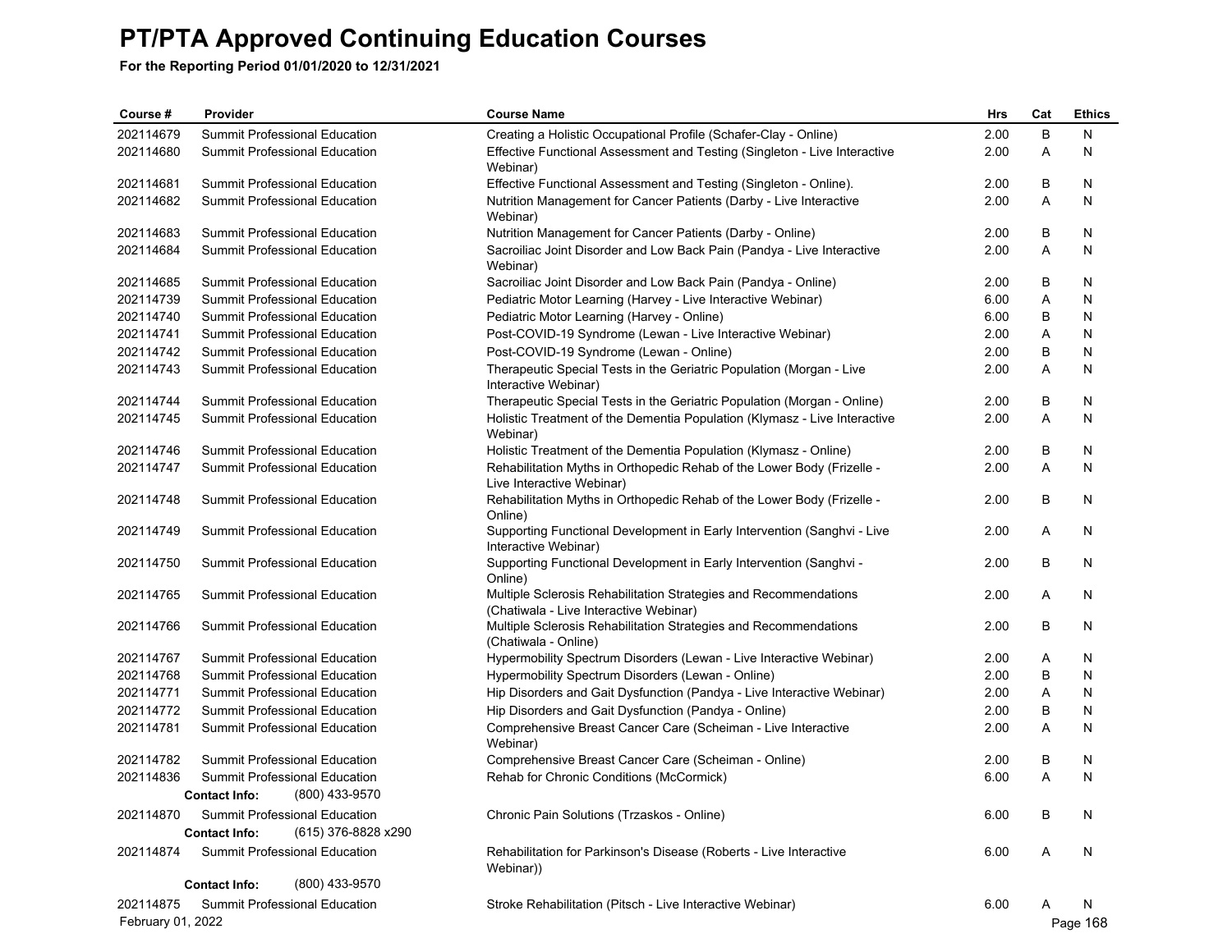# PT/PTA Approved Continuing Education Courses

**For the Reporting Period 01/01/2020 to 12/31/2021**

| Course # | Provider | Course Name | Hrs | Cat | Ethics |
|---|---|---|---|---|---|
| 202114679 | Summit Professional Education | Creating a Holistic Occupational Profile (Schafer-Clay - Online) | 2.00 | B | N |
| 202114680 | Summit Professional Education | Effective Functional Assessment and Testing (Singleton - Live Interactive Webinar) | 2.00 | A | N |
| 202114681 | Summit Professional Education | Effective Functional Assessment and Testing (Singleton - Online). | 2.00 | B | N |
| 202114682 | Summit Professional Education | Nutrition Management for Cancer Patients (Darby - Live Interactive Webinar) | 2.00 | A | N |
| 202114683 | Summit Professional Education | Nutrition Management for Cancer Patients (Darby - Online) | 2.00 | B | N |
| 202114684 | Summit Professional Education | Sacroiliac Joint Disorder and Low Back Pain (Pandya - Live Interactive Webinar) | 2.00 | A | N |
| 202114685 | Summit Professional Education | Sacroiliac Joint Disorder and Low Back Pain (Pandya - Online) | 2.00 | B | N |
| 202114739 | Summit Professional Education | Pediatric Motor Learning (Harvey - Live Interactive Webinar) | 6.00 | A | N |
| 202114740 | Summit Professional Education | Pediatric Motor Learning (Harvey - Online) | 6.00 | B | N |
| 202114741 | Summit Professional Education | Post-COVID-19 Syndrome (Lewan - Live Interactive Webinar) | 2.00 | A | N |
| 202114742 | Summit Professional Education | Post-COVID-19 Syndrome (Lewan - Online) | 2.00 | B | N |
| 202114743 | Summit Professional Education | Therapeutic Special Tests in the Geriatric Population (Morgan - Live Interactive Webinar) | 2.00 | A | N |
| 202114744 | Summit Professional Education | Therapeutic Special Tests in the Geriatric Population (Morgan - Online) | 2.00 | B | N |
| 202114745 | Summit Professional Education | Holistic Treatment of the Dementia Population (Klymasz - Live Interactive Webinar) | 2.00 | A | N |
| 202114746 | Summit Professional Education | Holistic Treatment of the Dementia Population (Klymasz - Online) | 2.00 | B | N |
| 202114747 | Summit Professional Education | Rehabilitation Myths in Orthopedic Rehab of the Lower Body (Frizelle - Live Interactive Webinar) | 2.00 | A | N |
| 202114748 | Summit Professional Education | Rehabilitation Myths in Orthopedic Rehab of the Lower Body (Frizelle - Online) | 2.00 | B | N |
| 202114749 | Summit Professional Education | Supporting Functional Development in Early Intervention (Sanghvi - Live Interactive Webinar) | 2.00 | A | N |
| 202114750 | Summit Professional Education | Supporting Functional Development in Early Intervention (Sanghvi - Online) | 2.00 | B | N |
| 202114765 | Summit Professional Education | Multiple Sclerosis Rehabilitation Strategies and Recommendations (Chatiwala - Live Interactive Webinar) | 2.00 | A | N |
| 202114766 | Summit Professional Education | Multiple Sclerosis Rehabilitation Strategies and Recommendations (Chatiwala - Online) | 2.00 | B | N |
| 202114767 | Summit Professional Education | Hypermobility Spectrum Disorders (Lewan - Live Interactive Webinar) | 2.00 | A | N |
| 202114768 | Summit Professional Education | Hypermobility Spectrum Disorders (Lewan - Online) | 2.00 | B | N |
| 202114771 | Summit Professional Education | Hip Disorders and Gait Dysfunction (Pandya - Live Interactive Webinar) | 2.00 | A | N |
| 202114772 | Summit Professional Education | Hip Disorders and Gait Dysfunction (Pandya - Online) | 2.00 | B | N |
| 202114781 | Summit Professional Education | Comprehensive Breast Cancer Care (Scheiman - Live Interactive Webinar) | 2.00 | A | N |
| 202114782 | Summit Professional Education | Comprehensive Breast Cancer Care (Scheiman - Online) | 2.00 | B | N |
| 202114836 | Summit Professional Education | Rehab for Chronic Conditions (McCormick) | 6.00 | A | N |
| | **Contact Info:** (800) 433-9570 | | | | |
| 202114870 | Summit Professional Education | Chronic Pain Solutions (Trzaskos - Online) | 6.00 | B | N |
| | **Contact Info:** (615) 376-8828 x290 | | | | |
| 202114874 | Summit Professional Education | Rehabilitation for Parkinson's Disease (Roberts - Live Interactive Webinar)) | 6.00 | A | N |
| | **Contact Info:** (800) 433-9570 | | | | |
| 202114875 | Summit Professional Education | Stroke Rehabilitation (Pitsch - Live Interactive Webinar) | 6.00 | A | N |

February 01, 2022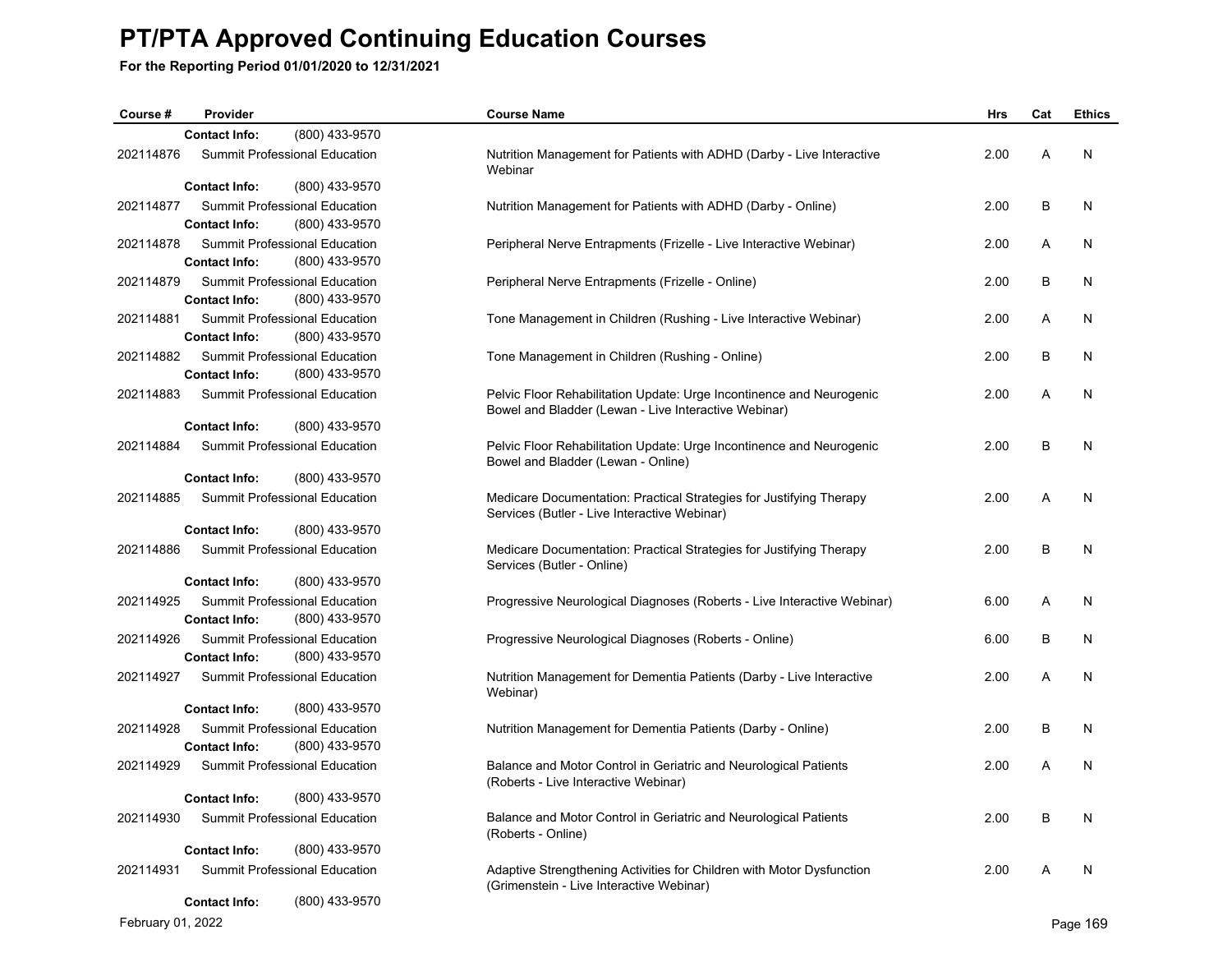# PT/PTA Approved Continuing Education Courses

**For the Reporting Period 01/01/2020 to 12/31/2021**

| Course # | Provider | Course Name | Hrs | Cat | Ethics |
|---|---|---|---|---|---|
| | **Contact Info:** (800) 433-9570 | | | | |
| 202114876 | Summit Professional Education | Nutrition Management for Patients with ADHD (Darby - Live Interactive Webinar | 2.00 | A | N |
| | **Contact Info:** (800) 433-9570 | | | | |
| 202114877 | Summit Professional Education | Nutrition Management for Patients with ADHD (Darby - Online) | 2.00 | B | N |
| | **Contact Info:** (800) 433-9570 | | | | |
| 202114878 | Summit Professional Education | Peripheral Nerve Entrapments (Frizelle - Live Interactive Webinar) | 2.00 | A | N |
| | **Contact Info:** (800) 433-9570 | | | | |
| 202114879 | Summit Professional Education | Peripheral Nerve Entrapments (Frizelle - Online) | 2.00 | B | N |
| | **Contact Info:** (800) 433-9570 | | | | |
| 202114881 | Summit Professional Education | Tone Management in Children (Rushing - Live Interactive Webinar) | 2.00 | A | N |
| | **Contact Info:** (800) 433-9570 | | | | |
| 202114882 | Summit Professional Education | Tone Management in Children (Rushing - Online) | 2.00 | B | N |
| | **Contact Info:** (800) 433-9570 | | | | |
| 202114883 | Summit Professional Education | Pelvic Floor Rehabilitation Update: Urge Incontinence and Neurogenic Bowel and Bladder (Lewan - Live Interactive Webinar) | 2.00 | A | N |
| | **Contact Info:** (800) 433-9570 | | | | |
| 202114884 | Summit Professional Education | Pelvic Floor Rehabilitation Update: Urge Incontinence and Neurogenic Bowel and Bladder (Lewan - Online) | 2.00 | B | N |
| | **Contact Info:** (800) 433-9570 | | | | |
| 202114885 | Summit Professional Education | Medicare Documentation: Practical Strategies for Justifying Therapy Services (Butler - Live Interactive Webinar) | 2.00 | A | N |
| | **Contact Info:** (800) 433-9570 | | | | |
| 202114886 | Summit Professional Education | Medicare Documentation: Practical Strategies for Justifying Therapy Services (Butler - Online) | 2.00 | B | N |
| | **Contact Info:** (800) 433-9570 | | | | |
| 202114925 | Summit Professional Education | Progressive Neurological Diagnoses (Roberts - Live Interactive Webinar) | 6.00 | A | N |
| | **Contact Info:** (800) 433-9570 | | | | |
| 202114926 | Summit Professional Education | Progressive Neurological Diagnoses (Roberts - Online) | 6.00 | B | N |
| | **Contact Info:** (800) 433-9570 | | | | |
| 202114927 | Summit Professional Education | Nutrition Management for Dementia Patients (Darby - Live Interactive Webinar) | 2.00 | A | N |
| | **Contact Info:** (800) 433-9570 | | | | |
| 202114928 | Summit Professional Education | Nutrition Management for Dementia Patients (Darby - Online) | 2.00 | B | N |
| | **Contact Info:** (800) 433-9570 | | | | |
| 202114929 | Summit Professional Education | Balance and Motor Control in Geriatric and Neurological Patients (Roberts - Live Interactive Webinar) | 2.00 | A | N |
| | **Contact Info:** (800) 433-9570 | | | | |
| 202114930 | Summit Professional Education | Balance and Motor Control in Geriatric and Neurological Patients (Roberts - Online) | 2.00 | B | N |
| | **Contact Info:** (800) 433-9570 | | | | |
| 202114931 | Summit Professional Education | Adaptive Strengthening Activities for Children with Motor Dysfunction (Grimenstein - Live Interactive Webinar) | 2.00 | A | N |
| | **Contact Info:** (800) 433-9570 | | | | |

February 01, 2022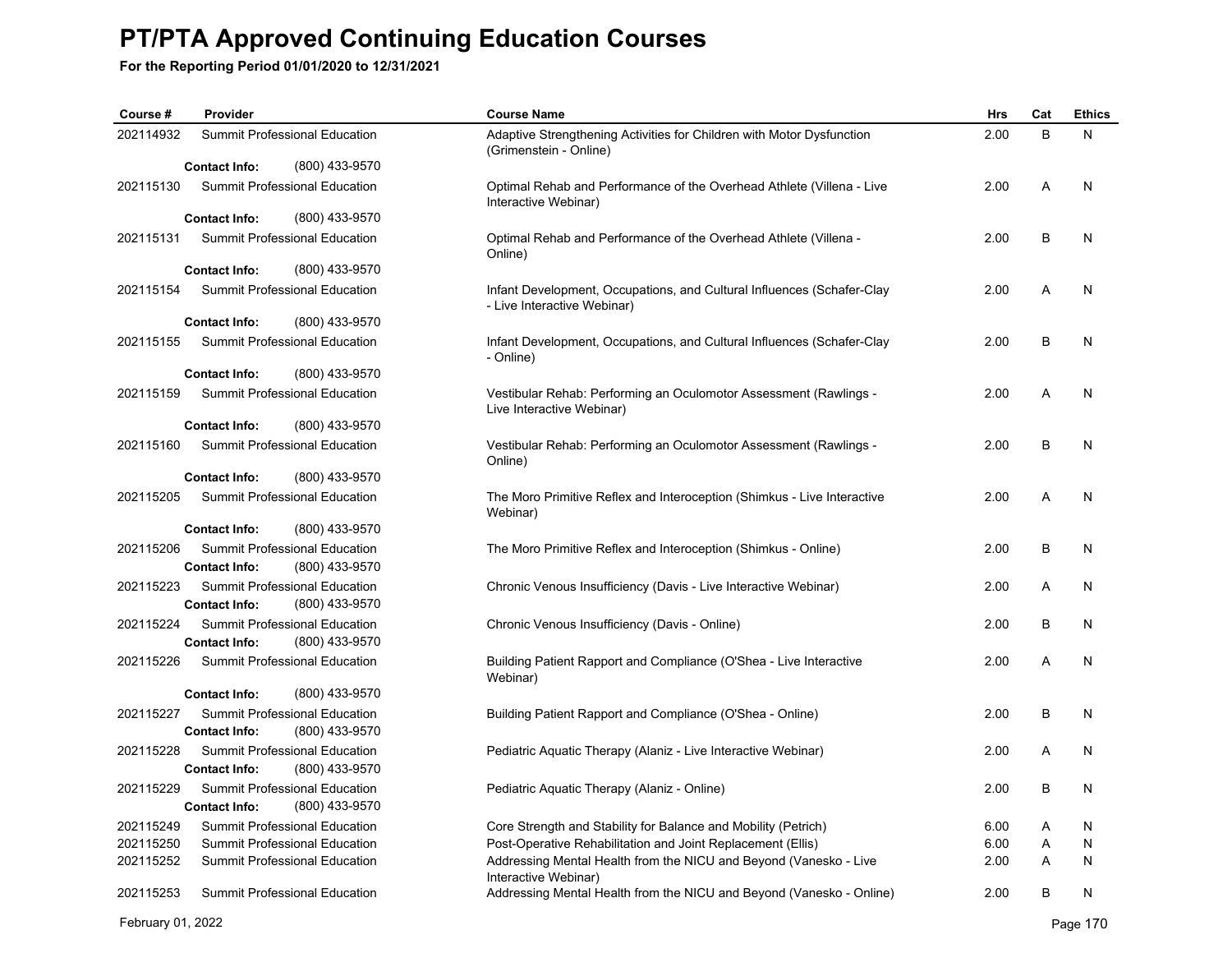# PT/PTA Approved Continuing Education Courses

**For the Reporting Period 01/01/2020 to 12/31/2021**

| Course # | Provider | Course Name | Hrs | Cat | Ethics |
|---|---|---|---|---|---|
| 202114932 | Summit Professional Education | Adaptive Strengthening Activities for Children with Motor Dysfunction (Grimenstein - Online) | 2.00 | B | N |
| | **Contact Info:** (800) 433-9570 | | | | |
| 202115130 | Summit Professional Education | Optimal Rehab and Performance of the Overhead Athlete (Villena - Live Interactive Webinar) | 2.00 | A | N |
| | **Contact Info:** (800) 433-9570 | | | | |
| 202115131 | Summit Professional Education | Optimal Rehab and Performance of the Overhead Athlete (Villena - Online) | 2.00 | B | N |
| | **Contact Info:** (800) 433-9570 | | | | |
| 202115154 | Summit Professional Education | Infant Development, Occupations, and Cultural Influences (Schafer-Clay - Live Interactive Webinar) | 2.00 | A | N |
| | **Contact Info:** (800) 433-9570 | | | | |
| 202115155 | Summit Professional Education | Infant Development, Occupations, and Cultural Influences (Schafer-Clay - Online) | 2.00 | B | N |
| | **Contact Info:** (800) 433-9570 | | | | |
| 202115159 | Summit Professional Education | Vestibular Rehab: Performing an Oculomotor Assessment (Rawlings - Live Interactive Webinar) | 2.00 | A | N |
| | **Contact Info:** (800) 433-9570 | | | | |
| 202115160 | Summit Professional Education | Vestibular Rehab: Performing an Oculomotor Assessment (Rawlings - Online) | 2.00 | B | N |
| | **Contact Info:** (800) 433-9570 | | | | |
| 202115205 | Summit Professional Education | The Moro Primitive Reflex and Interoception (Shimkus - Live Interactive Webinar) | 2.00 | A | N |
| | **Contact Info:** (800) 433-9570 | | | | |
| 202115206 | Summit Professional Education | The Moro Primitive Reflex and Interoception (Shimkus - Online) | 2.00 | B | N |
| | **Contact Info:** (800) 433-9570 | | | | |
| 202115223 | Summit Professional Education | Chronic Venous Insufficiency (Davis - Live Interactive Webinar) | 2.00 | A | N |
| | **Contact Info:** (800) 433-9570 | | | | |
| 202115224 | Summit Professional Education | Chronic Venous Insufficiency (Davis - Online) | 2.00 | B | N |
| | **Contact Info:** (800) 433-9570 | | | | |
| 202115226 | Summit Professional Education | Building Patient Rapport and Compliance (O'Shea - Live Interactive Webinar) | 2.00 | A | N |
| | **Contact Info:** (800) 433-9570 | | | | |
| 202115227 | Summit Professional Education | Building Patient Rapport and Compliance (O'Shea - Online) | 2.00 | B | N |
| | **Contact Info:** (800) 433-9570 | | | | |
| 202115228 | Summit Professional Education | Pediatric Aquatic Therapy (Alaniz - Live Interactive Webinar) | 2.00 | A | N |
| | **Contact Info:** (800) 433-9570 | | | | |
| 202115229 | Summit Professional Education | Pediatric Aquatic Therapy (Alaniz - Online) | 2.00 | B | N |
| | **Contact Info:** (800) 433-9570 | | | | |
| 202115249 | Summit Professional Education | Core Strength and Stability for Balance and Mobility (Petrich) | 6.00 | A | N |
| 202115250 | Summit Professional Education | Post-Operative Rehabilitation and Joint Replacement (Ellis) | 6.00 | A | N |
| 202115252 | Summit Professional Education | Addressing Mental Health from the NICU and Beyond (Vanesko - Live Interactive Webinar) | 2.00 | A | N |
| 202115253 | Summit Professional Education | Addressing Mental Health from the NICU and Beyond (Vanesko - Online) | 2.00 | B | N |

February 01, 2022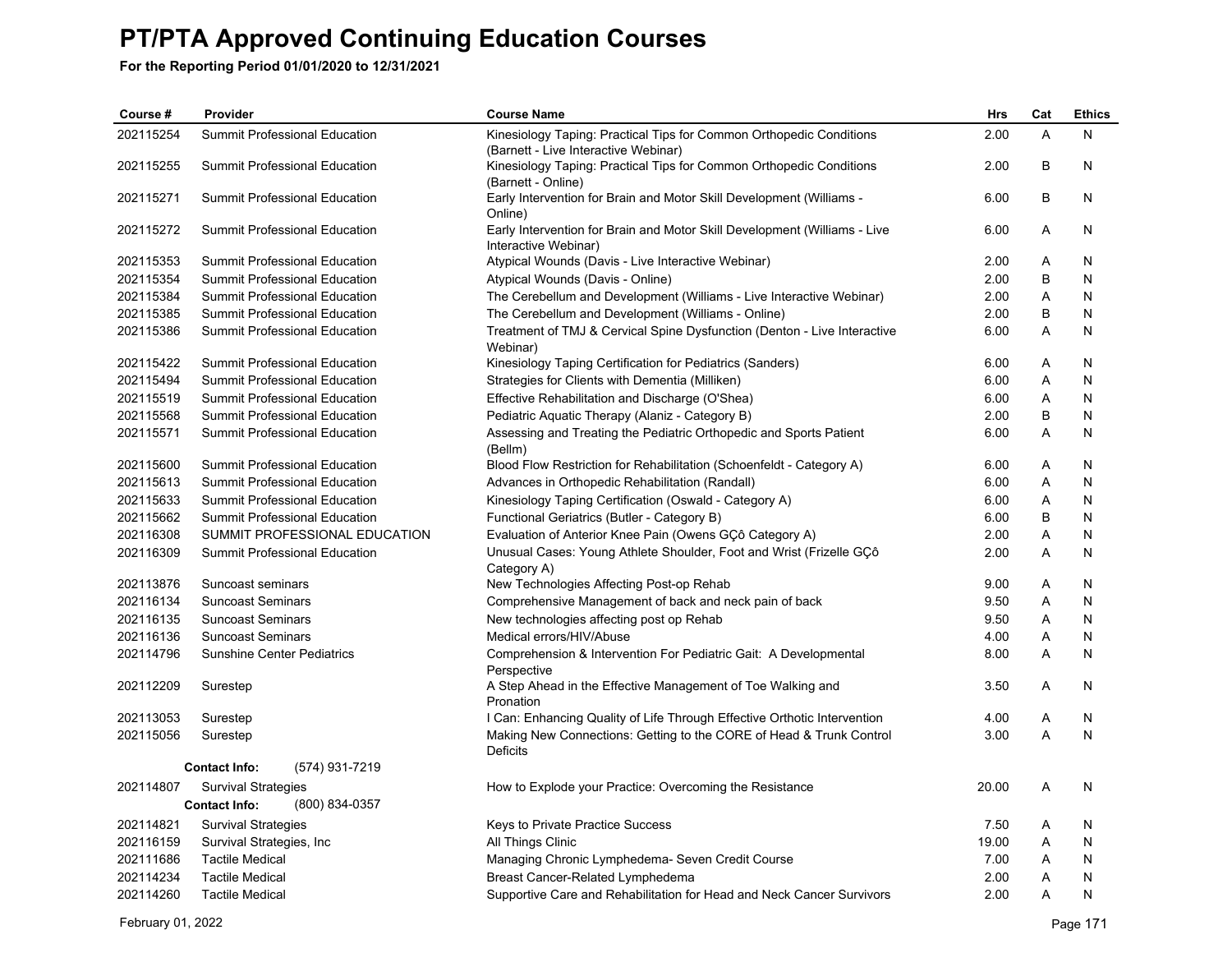# PT/PTA Approved Continuing Education Courses

**For the Reporting Period 01/01/2020 to 12/31/2021**

| Course # | Provider | Course Name | Hrs | Cat | Ethics |
|---|---|---|---|---|---|
| 202115254 | Summit Professional Education | Kinesiology Taping: Practical Tips for Common Orthopedic Conditions (Barnett - Live Interactive Webinar) | 2.00 | A | N |
| 202115255 | Summit Professional Education | Kinesiology Taping: Practical Tips for Common Orthopedic Conditions (Barnett - Online) | 2.00 | B | N |
| 202115271 | Summit Professional Education | Early Intervention for Brain and Motor Skill Development (Williams - Online) | 6.00 | B | N |
| 202115272 | Summit Professional Education | Early Intervention for Brain and Motor Skill Development (Williams - Live Interactive Webinar) | 6.00 | A | N |
| 202115353 | Summit Professional Education | Atypical Wounds (Davis - Live Interactive Webinar) | 2.00 | A | N |
| 202115354 | Summit Professional Education | Atypical Wounds (Davis - Online) | 2.00 | B | N |
| 202115384 | Summit Professional Education | The Cerebellum and Development (Williams - Live Interactive Webinar) | 2.00 | A | N |
| 202115385 | Summit Professional Education | The Cerebellum and Development (Williams - Online) | 2.00 | B | N |
| 202115386 | Summit Professional Education | Treatment of TMJ & Cervical Spine Dysfunction (Denton - Live Interactive Webinar) | 6.00 | A | N |
| 202115422 | Summit Professional Education | Kinesiology Taping Certification for Pediatrics (Sanders) | 6.00 | A | N |
| 202115494 | Summit Professional Education | Strategies for Clients with Dementia (Milliken) | 6.00 | A | N |
| 202115519 | Summit Professional Education | Effective Rehabilitation and Discharge (O'Shea) | 6.00 | A | N |
| 202115568 | Summit Professional Education | Pediatric Aquatic Therapy (Alaniz - Category B) | 2.00 | B | N |
| 202115571 | Summit Professional Education | Assessing and Treating the Pediatric Orthopedic and Sports Patient (Bellm) | 6.00 | A | N |
| 202115600 | Summit Professional Education | Blood Flow Restriction for Rehabilitation (Schoenfeldt - Category A) | 6.00 | A | N |
| 202115613 | Summit Professional Education | Advances in Orthopedic Rehabilitation (Randall) | 6.00 | A | N |
| 202115633 | Summit Professional Education | Kinesiology Taping Certification (Oswald - Category A) | 6.00 | A | N |
| 202115662 | Summit Professional Education | Functional Geriatrics (Butler - Category B) | 6.00 | B | N |
| 202116308 | SUMMIT PROFESSIONAL EDUCATION | Evaluation of Anterior Knee Pain (Owens GÇô Category A) | 2.00 | A | N |
| 202116309 | Summit Professional Education | Unusual Cases: Young Athlete Shoulder, Foot and Wrist (Frizelle GÇô Category A) | 2.00 | A | N |
| 202113876 | Suncoast seminars | New Technologies Affecting Post-op Rehab | 9.00 | A | N |
| 202116134 | Suncoast Seminars | Comprehensive Management of back and neck pain of back | 9.50 | A | N |
| 202116135 | Suncoast Seminars | New technologies affecting post op Rehab | 9.50 | A | N |
| 202116136 | Suncoast Seminars | Medical errors/HIV/Abuse | 4.00 | A | N |
| 202114796 | Sunshine Center Pediatrics | Comprehension & Intervention For Pediatric Gait: A Developmental Perspective | 8.00 | A | N |
| 202112209 | Surestep | A Step Ahead in the Effective Management of Toe Walking and Pronation | 3.50 | A | N |
| 202113053 | Surestep | I Can: Enhancing Quality of Life Through Effective Orthotic Intervention | 4.00 | A | N |
| 202115056 | Surestep | Making New Connections: Getting to the CORE of Head & Trunk Control Deficits | 3.00 | A | N |
| | **Contact Info:** (574) 931-7219 | | | | |
| 202114807 | Survival Strategies | How to Explode your Practice: Overcoming the Resistance | 20.00 | A | N |
| | **Contact Info:** (800) 834-0357 | | | | |
| 202114821 | Survival Strategies | Keys to Private Practice Success | 7.50 | A | N |
| 202116159 | Survival Strategies, Inc | All Things Clinic | 19.00 | A | N |
| 202111686 | Tactile Medical | Managing Chronic Lymphedema- Seven Credit Course | 7.00 | A | N |
| 202114234 | Tactile Medical | Breast Cancer-Related Lymphedema | 2.00 | A | N |
| 202114260 | Tactile Medical | Supportive Care and Rehabilitation for Head and Neck Cancer Survivors | 2.00 | A | N |

February 01, 2022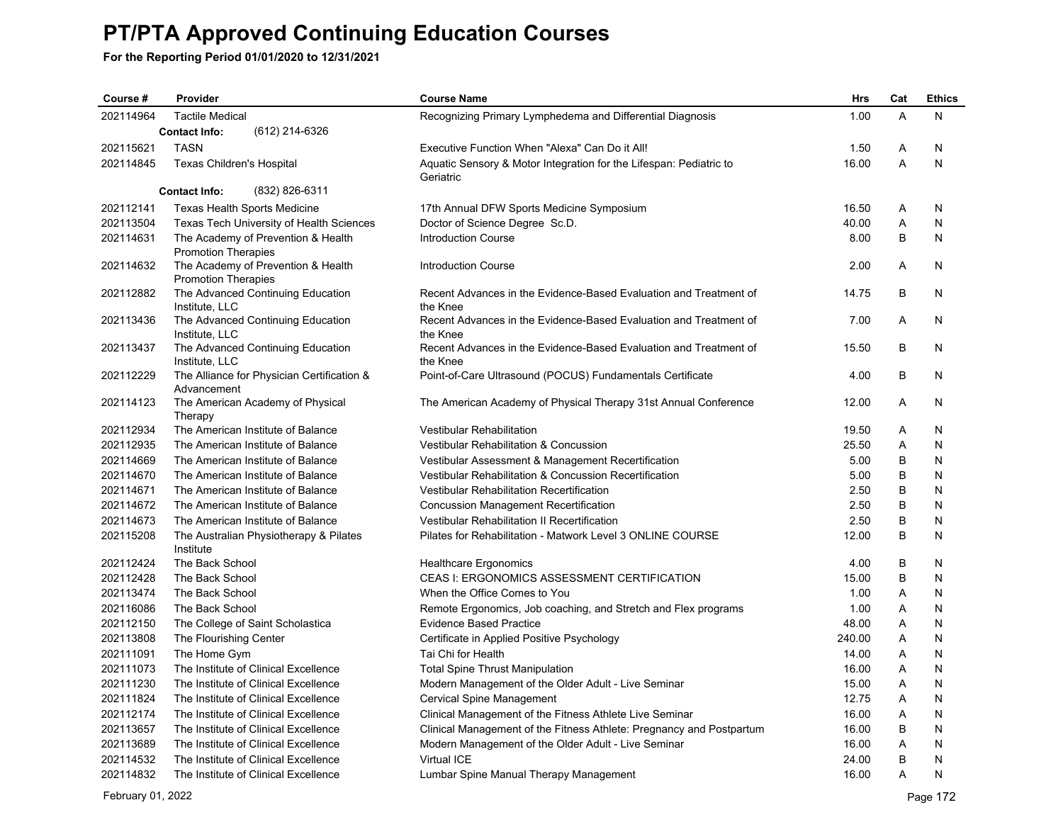# PT/PTA Approved Continuing Education Courses

**For the Reporting Period 01/01/2020 to 12/31/2021**

| Course # | Provider | Course Name | Hrs | Cat | Ethics |
|---|---|---|---|---|---|
| 202114964 | Tactile Medical | Recognizing Primary Lymphedema and Differential Diagnosis | 1.00 | A | N |
| | **Contact Info:** (612) 214-6326 | | | | |
| 202115621 | TASN | Executive Function When "Alexa" Can Do it All! | 1.50 | A | N |
| 202114845 | Texas Children's Hospital | Aquatic Sensory & Motor Integration for the Lifespan: Pediatric to Geriatric | 16.00 | A | N |
| | **Contact Info:** (832) 826-6311 | | | | |
| 202112141 | Texas Health Sports Medicine | 17th Annual DFW Sports Medicine Symposium | 16.50 | A | N |
| 202113504 | Texas Tech University of Health Sciences | Doctor of Science Degree Sc.D. | 40.00 | A | N |
| 202114631 | The Academy of Prevention & Health Promotion Therapies | Introduction Course | 8.00 | B | N |
| 202114632 | The Academy of Prevention & Health Promotion Therapies | Introduction Course | 2.00 | A | N |
| 202112882 | The Advanced Continuing Education Institute, LLC | Recent Advances in the Evidence-Based Evaluation and Treatment of the Knee | 14.75 | B | N |
| 202113436 | The Advanced Continuing Education Institute, LLC | Recent Advances in the Evidence-Based Evaluation and Treatment of the Knee | 7.00 | A | N |
| 202113437 | The Advanced Continuing Education Institute, LLC | Recent Advances in the Evidence-Based Evaluation and Treatment of the Knee | 15.50 | B | N |
| 202112229 | The Alliance for Physician Certification & Advancement | Point-of-Care Ultrasound (POCUS) Fundamentals Certificate | 4.00 | B | N |
| 202114123 | The American Academy of Physical Therapy | The American Academy of Physical Therapy 31st Annual Conference | 12.00 | A | N |
| 202112934 | The American Institute of Balance | Vestibular Rehabilitation | 19.50 | A | N |
| 202112935 | The American Institute of Balance | Vestibular Rehabilitation & Concussion | 25.50 | A | N |
| 202114669 | The American Institute of Balance | Vestibular Assessment & Management Recertification | 5.00 | B | N |
| 202114670 | The American Institute of Balance | Vestibular Rehabilitation & Concussion Recertification | 5.00 | B | N |
| 202114671 | The American Institute of Balance | Vestibular Rehabilitation Recertification | 2.50 | B | N |
| 202114672 | The American Institute of Balance | Concussion Management Recertification | 2.50 | B | N |
| 202114673 | The American Institute of Balance | Vestibular Rehabilitation II Recertification | 2.50 | B | N |
| 202115208 | The Australian Physiotherapy & Pilates Institute | Pilates for Rehabilitation - Matwork Level 3 ONLINE COURSE | 12.00 | B | N |
| 202112424 | The Back School | Healthcare Ergonomics | 4.00 | B | N |
| 202112428 | The Back School | CEAS I: ERGONOMICS ASSESSMENT CERTIFICATION | 15.00 | B | N |
| 202113474 | The Back School | When the Office Comes to You | 1.00 | A | N |
| 202116086 | The Back School | Remote Ergonomics, Job coaching, and Stretch and Flex programs | 1.00 | A | N |
| 202112150 | The College of Saint Scholastica | Evidence Based Practice | 48.00 | A | N |
| 202113808 | The Flourishing Center | Certificate in Applied Positive Psychology | 240.00 | A | N |
| 202111091 | The Home Gym | Tai Chi for Health | 14.00 | A | N |
| 202111073 | The Institute of Clinical Excellence | Total Spine Thrust Manipulation | 16.00 | A | N |
| 202111230 | The Institute of Clinical Excellence | Modern Management of the Older Adult - Live Seminar | 15.00 | A | N |
| 202111824 | The Institute of Clinical Excellence | Cervical Spine Management | 12.75 | A | N |
| 202112174 | The Institute of Clinical Excellence | Clinical Management of the Fitness Athlete Live Seminar | 16.00 | A | N |
| 202113657 | The Institute of Clinical Excellence | Clinical Management of the Fitness Athlete: Pregnancy and Postpartum | 16.00 | B | N |
| 202113689 | The Institute of Clinical Excellence | Modern Management of the Older Adult - Live Seminar | 16.00 | A | N |
| 202114532 | The Institute of Clinical Excellence | Virtual ICE | 24.00 | B | N |
| 202114832 | The Institute of Clinical Excellence | Lumbar Spine Manual Therapy Management | 16.00 | A | N |

February 01, 2022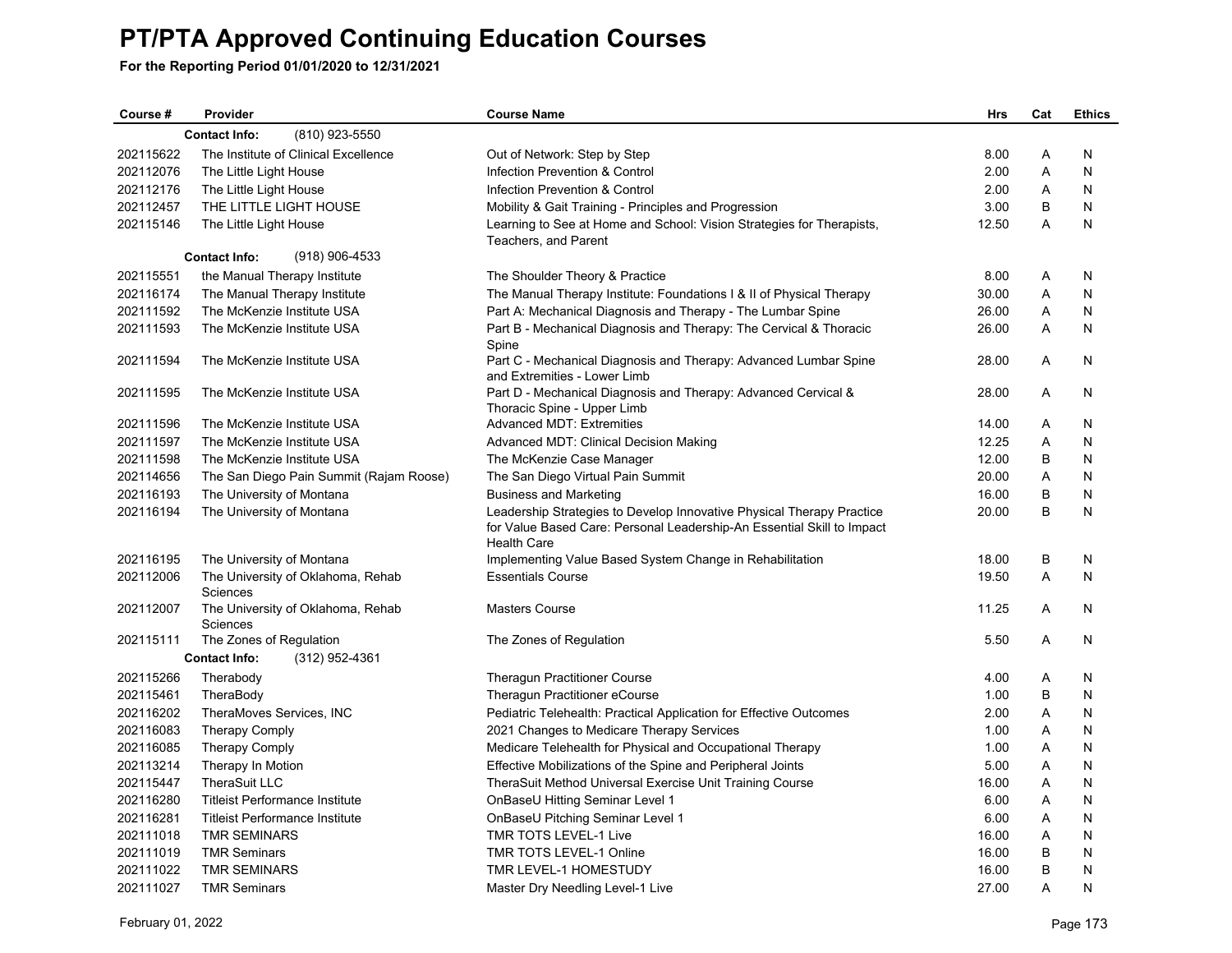# PT/PTA Approved Continuing Education Courses

**For the Reporting Period 01/01/2020 to 12/31/2021**

| Course # | Provider | Course Name | Hrs | Cat | Ethics |
|---|---|---|---|---|---|
| | **Contact Info:** (810) 923-5550 | | | | |
| 202115622 | The Institute of Clinical Excellence | Out of Network: Step by Step | 8.00 | A | N |
| 202112076 | The Little Light House | Infection Prevention & Control | 2.00 | A | N |
| 202112176 | The Little Light House | Infection Prevention & Control | 2.00 | A | N |
| 202112457 | THE LITTLE LIGHT HOUSE | Mobility & Gait Training - Principles and Progression | 3.00 | B | N |
| 202115146 | The Little Light House | Learning to See at Home and School: Vision Strategies for Therapists, Teachers, and Parent | 12.50 | A | N |
| | **Contact Info:** (918) 906-4533 | | | | |
| 202115551 | the Manual Therapy Institute | The Shoulder Theory & Practice | 8.00 | A | N |
| 202116174 | The Manual Therapy Institute | The Manual Therapy Institute: Foundations I & II of Physical Therapy | 30.00 | A | N |
| 202111592 | The McKenzie Institute USA | Part A: Mechanical Diagnosis and Therapy - The Lumbar Spine | 26.00 | A | N |
| 202111593 | The McKenzie Institute USA | Part B - Mechanical Diagnosis and Therapy: The Cervical & Thoracic Spine | 26.00 | A | N |
| 202111594 | The McKenzie Institute USA | Part C - Mechanical Diagnosis and Therapy: Advanced Lumbar Spine and Extremities - Lower Limb | 28.00 | A | N |
| 202111595 | The McKenzie Institute USA | Part D - Mechanical Diagnosis and Therapy: Advanced Cervical & Thoracic Spine - Upper Limb | 28.00 | A | N |
| 202111596 | The McKenzie Institute USA | Advanced MDT: Extremities | 14.00 | A | N |
| 202111597 | The McKenzie Institute USA | Advanced MDT: Clinical Decision Making | 12.25 | A | N |
| 202111598 | The McKenzie Institute USA | The McKenzie Case Manager | 12.00 | B | N |
| 202114656 | The San Diego Pain Summit (Rajam Roose) | The San Diego Virtual Pain Summit | 20.00 | A | N |
| 202116193 | The University of Montana | Business and Marketing | 16.00 | B | N |
| 202116194 | The University of Montana | Leadership Strategies to Develop Innovative Physical Therapy Practice for Value Based Care: Personal Leadership-An Essential Skill to Impact Health Care | 20.00 | B | N |
| 202116195 | The University of Montana | Implementing Value Based System Change in Rehabilitation | 18.00 | B | N |
| 202112006 | The University of Oklahoma, Rehab Sciences | Essentials Course | 19.50 | A | N |
| 202112007 | The University of Oklahoma, Rehab Sciences | Masters Course | 11.25 | A | N |
| 202115111 | The Zones of Regulation | The Zones of Regulation | 5.50 | A | N |
| | **Contact Info:** (312) 952-4361 | | | | |
| 202115266 | Therabody | Theragun Practitioner Course | 4.00 | A | N |
| 202115461 | TheraBody | Theragun Practitioner eCourse | 1.00 | B | N |
| 202116202 | TheraMoves Services, INC | Pediatric Telehealth: Practical Application for Effective Outcomes | 2.00 | A | N |
| 202116083 | Therapy Comply | 2021 Changes to Medicare Therapy Services | 1.00 | A | N |
| 202116085 | Therapy Comply | Medicare Telehealth for Physical and Occupational Therapy | 1.00 | A | N |
| 202113214 | Therapy In Motion | Effective Mobilizations of the Spine and Peripheral Joints | 5.00 | A | N |
| 202115447 | TheraSuit LLC | TheraSuit Method Universal Exercise Unit Training Course | 16.00 | A | N |
| 202116280 | Titleist Performance Institute | OnBaseU Hitting Seminar Level 1 | 6.00 | A | N |
| 202116281 | Titleist Performance Institute | OnBaseU Pitching Seminar Level 1 | 6.00 | A | N |
| 202111018 | TMR SEMINARS | TMR TOTS LEVEL-1 Live | 16.00 | A | N |
| 202111019 | TMR Seminars | TMR TOTS LEVEL-1 Online | 16.00 | B | N |
| 202111022 | TMR SEMINARS | TMR LEVEL-1 HOMESTUDY | 16.00 | B | N |
| 202111027 | TMR Seminars | Master Dry Needling Level-1 Live | 27.00 | A | N |

February 01, 2022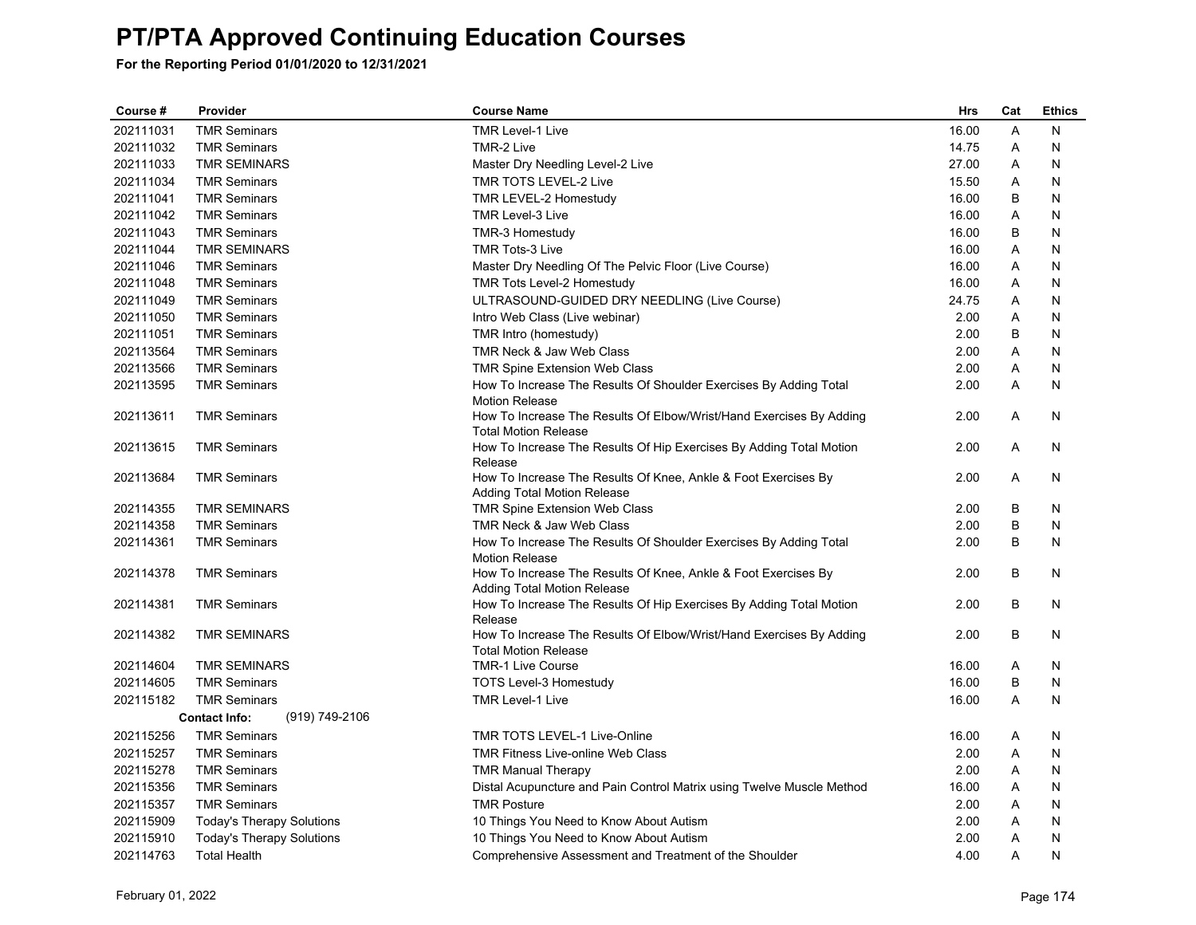# PT/PTA Approved Continuing Education Courses

**For the Reporting Period 01/01/2020 to 12/31/2021**

| Course # | Provider | Course Name | Hrs | Cat | Ethics |
|---|---|---|---|---|---|
| 202111031 | TMR Seminars | TMR Level-1 Live | 16.00 | A | N |
| 202111032 | TMR Seminars | TMR-2 Live | 14.75 | A | N |
| 202111033 | TMR SEMINARS | Master Dry Needling Level-2 Live | 27.00 | A | N |
| 202111034 | TMR Seminars | TMR TOTS LEVEL-2 Live | 15.50 | A | N |
| 202111041 | TMR Seminars | TMR LEVEL-2 Homestudy | 16.00 | B | N |
| 202111042 | TMR Seminars | TMR Level-3 Live | 16.00 | A | N |
| 202111043 | TMR Seminars | TMR-3 Homestudy | 16.00 | B | N |
| 202111044 | TMR SEMINARS | TMR Tots-3 Live | 16.00 | A | N |
| 202111046 | TMR Seminars | Master Dry Needling Of The Pelvic Floor (Live Course) | 16.00 | A | N |
| 202111048 | TMR Seminars | TMR Tots Level-2 Homestudy | 16.00 | A | N |
| 202111049 | TMR Seminars | ULTRASOUND-GUIDED DRY NEEDLING (Live Course) | 24.75 | A | N |
| 202111050 | TMR Seminars | Intro Web Class (Live webinar) | 2.00 | A | N |
| 202111051 | TMR Seminars | TMR Intro (homestudy) | 2.00 | B | N |
| 202113564 | TMR Seminars | TMR Neck & Jaw Web Class | 2.00 | A | N |
| 202113566 | TMR Seminars | TMR Spine Extension Web Class | 2.00 | A | N |
| 202113595 | TMR Seminars | How To Increase The Results Of Shoulder Exercises By Adding Total Motion Release | 2.00 | A | N |
| 202113611 | TMR Seminars | How To Increase The Results Of Elbow/Wrist/Hand Exercises By Adding Total Motion Release | 2.00 | A | N |
| 202113615 | TMR Seminars | How To Increase The Results Of Hip Exercises By Adding Total Motion Release | 2.00 | A | N |
| 202113684 | TMR Seminars | How To Increase The Results Of Knee, Ankle & Foot Exercises By Adding Total Motion Release | 2.00 | A | N |
| 202114355 | TMR SEMINARS | TMR Spine Extension Web Class | 2.00 | B | N |
| 202114358 | TMR Seminars | TMR Neck & Jaw Web Class | 2.00 | B | N |
| 202114361 | TMR Seminars | How To Increase The Results Of Shoulder Exercises By Adding Total Motion Release | 2.00 | B | N |
| 202114378 | TMR Seminars | How To Increase The Results Of Knee, Ankle & Foot Exercises By Adding Total Motion Release | 2.00 | B | N |
| 202114381 | TMR Seminars | How To Increase The Results Of Hip Exercises By Adding Total Motion Release | 2.00 | B | N |
| 202114382 | TMR SEMINARS | How To Increase The Results Of Elbow/Wrist/Hand Exercises By Adding Total Motion Release | 2.00 | B | N |
| 202114604 | TMR SEMINARS | TMR-1 Live Course | 16.00 | A | N |
| 202114605 | TMR Seminars | TOTS Level-3 Homestudy | 16.00 | B | N |
| 202115182 | TMR Seminars | TMR Level-1 Live | 16.00 | A | N |
| | **Contact Info:** (919) 749-2106 | | | | |
| 202115256 | TMR Seminars | TMR TOTS LEVEL-1 Live-Online | 16.00 | A | N |
| 202115257 | TMR Seminars | TMR Fitness Live-online Web Class | 2.00 | A | N |
| 202115278 | TMR Seminars | TMR Manual Therapy | 2.00 | A | N |
| 202115356 | TMR Seminars | Distal Acupuncture and Pain Control Matrix using Twelve Muscle Method | 16.00 | A | N |
| 202115357 | TMR Seminars | TMR Posture | 2.00 | A | N |
| 202115909 | Today's Therapy Solutions | 10 Things You Need to Know About Autism | 2.00 | A | N |
| 202115910 | Today's Therapy Solutions | 10 Things You Need to Know About Autism | 2.00 | A | N |
| 202114763 | Total Health | Comprehensive Assessment and Treatment of the Shoulder | 4.00 | A | N |

February 01, 2022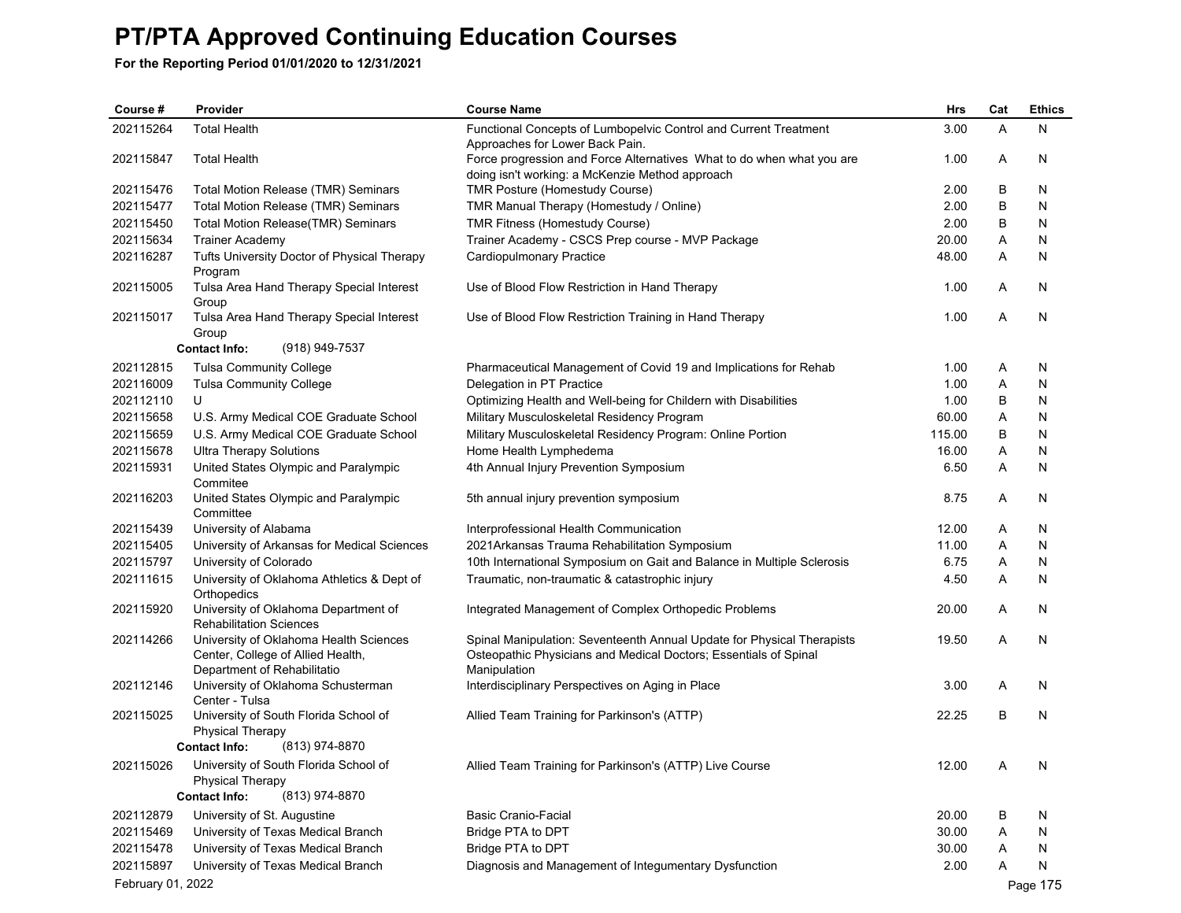# PT/PTA Approved Continuing Education Courses

**For the Reporting Period 01/01/2020 to 12/31/2021**

| Course # | Provider | Course Name | Hrs | Cat | Ethics |
|---|---|---|---|---|---|
| 202115264 | Total Health | Functional Concepts of Lumbopelvic Control and Current Treatment Approaches for Lower Back Pain. | 3.00 | A | N |
| 202115847 | Total Health | Force progression and Force Alternatives What to do when what you are doing isn't working: a McKenzie Method approach | 1.00 | A | N |
| 202115476 | Total Motion Release (TMR) Seminars | TMR Posture (Homestudy Course) | 2.00 | B | N |
| 202115477 | Total Motion Release (TMR) Seminars | TMR Manual Therapy (Homestudy / Online) | 2.00 | B | N |
| 202115450 | Total Motion Release(TMR) Seminars | TMR Fitness (Homestudy Course) | 2.00 | B | N |
| 202115634 | Trainer Academy | Trainer Academy - CSCS Prep course - MVP Package | 20.00 | A | N |
| 202116287 | Tufts University Doctor of Physical Therapy Program | Cardiopulmonary Practice | 48.00 | A | N |
| 202115005 | Tulsa Area Hand Therapy Special Interest Group | Use of Blood Flow Restriction in Hand Therapy | 1.00 | A | N |
| 202115017 | Tulsa Area Hand Therapy Special Interest Group<br>**Contact Info:** (918) 949-7537 | Use of Blood Flow Restriction Training in Hand Therapy | 1.00 | A | N |
| 202112815 | Tulsa Community College | Pharmaceutical Management of Covid 19 and Implications for Rehab | 1.00 | A | N |
| 202116009 | Tulsa Community College | Delegation in PT Practice | 1.00 | A | N |
| 202112110 | U | Optimizing Health and Well-being for Childern with Disabilities | 1.00 | B | N |
| 202115658 | U.S. Army Medical COE Graduate School | Military Musculoskeletal Residency Program | 60.00 | A | N |
| 202115659 | U.S. Army Medical COE Graduate School | Military Musculoskeletal Residency Program: Online Portion | 115.00 | B | N |
| 202115678 | Ultra Therapy Solutions | Home Health Lymphedema | 16.00 | A | N |
| 202115931 | United States Olympic and Paralympic Commitee | 4th Annual Injury Prevention Symposium | 6.50 | A | N |
| 202116203 | United States Olympic and Paralympic Committee | 5th annual injury prevention symposium | 8.75 | A | N |
| 202115439 | University of Alabama | Interprofessional Health Communication | 12.00 | A | N |
| 202115405 | University of Arkansas for Medical Sciences | 2021Arkansas Trauma Rehabilitation Symposium | 11.00 | A | N |
| 202115797 | University of Colorado | 10th International Symposium on Gait and Balance in Multiple Sclerosis | 6.75 | A | N |
| 202111615 | University of Oklahoma Athletics & Dept of Orthopedics | Traumatic, non-traumatic & catastrophic injury | 4.50 | A | N |
| 202115920 | University of Oklahoma Department of Rehabilitation Sciences | Integrated Management of Complex Orthopedic Problems | 20.00 | A | N |
| 202114266 | University of Oklahoma Health Sciences Center, College of Allied Health, Department of Rehabilitatio | Spinal Manipulation: Seventeenth Annual Update for Physical Therapists Osteopathic Physicians and Medical Doctors; Essentials of Spinal Manipulation | 19.50 | A | N |
| 202112146 | University of Oklahoma Schusterman Center - Tulsa | Interdisciplinary Perspectives on Aging in Place | 3.00 | A | N |
| 202115025 | University of South Florida School of Physical Therapy<br>**Contact Info:** (813) 974-8870 | Allied Team Training for Parkinson's (ATTP) | 22.25 | B | N |
| 202115026 | University of South Florida School of Physical Therapy<br>**Contact Info:** (813) 974-8870 | Allied Team Training for Parkinson's (ATTP) Live Course | 12.00 | A | N |
| 202112879 | University of St. Augustine | Basic Cranio-Facial | 20.00 | B | N |
| 202115469 | University of Texas Medical Branch | Bridge PTA to DPT | 30.00 | A | N |
| 202115478 | University of Texas Medical Branch | Bridge PTA to DPT | 30.00 | A | N |
| 202115897 | University of Texas Medical Branch | Diagnosis and Management of Integumentary Dysfunction | 2.00 | A | N |

February 01, 2022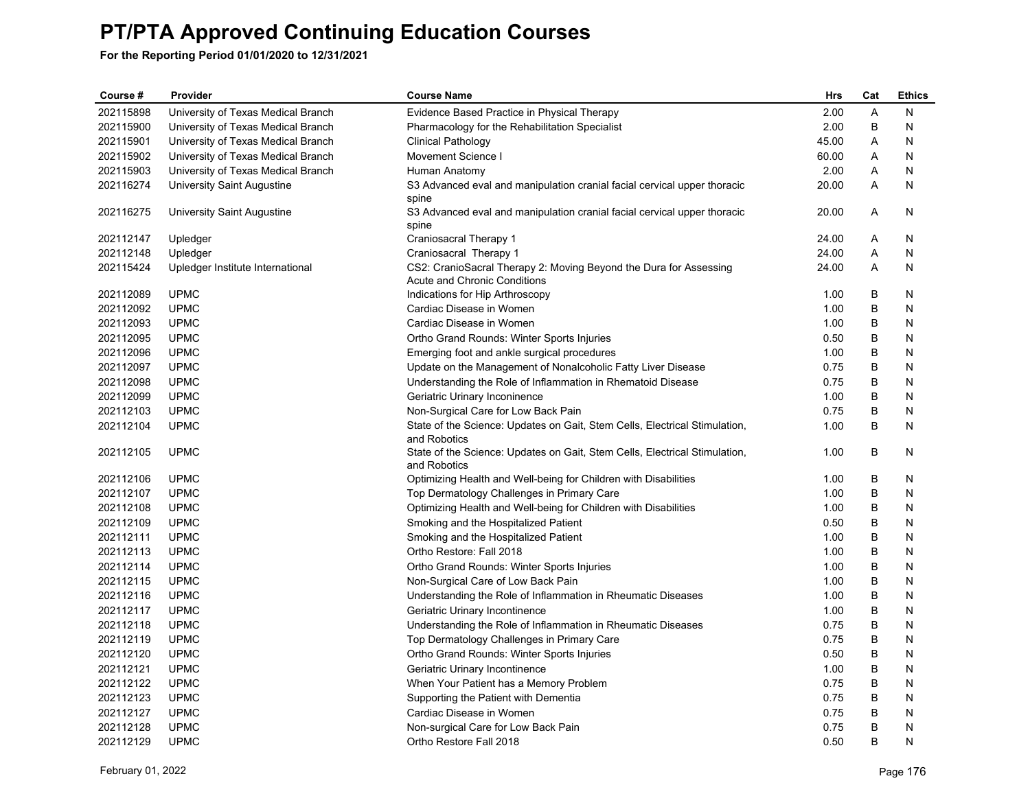# PT/PTA Approved Continuing Education Courses

**For the Reporting Period 01/01/2020 to 12/31/2021**

| Course # | Provider | Course Name | Hrs | Cat | Ethics |
|---|---|---|---|---|---|
| 202115898 | University of Texas Medical Branch | Evidence Based Practice in Physical Therapy | 2.00 | A | N |
| 202115900 | University of Texas Medical Branch | Pharmacology for the Rehabilitation Specialist | 2.00 | B | N |
| 202115901 | University of Texas Medical Branch | Clinical Pathology | 45.00 | A | N |
| 202115902 | University of Texas Medical Branch | Movement Science I | 60.00 | A | N |
| 202115903 | University of Texas Medical Branch | Human Anatomy | 2.00 | A | N |
| 202116274 | University Saint Augustine | S3 Advanced eval and manipulation cranial facial cervical upper thoracic spine | 20.00 | A | N |
| 202116275 | University Saint Augustine | S3 Advanced eval and manipulation cranial facial cervical upper thoracic spine | 20.00 | A | N |
| 202112147 | Upledger | Craniosacral Therapy 1 | 24.00 | A | N |
| 202112148 | Upledger | Craniosacral Therapy 1 | 24.00 | A | N |
| 202115424 | Upledger Institute International | CS2: CranioSacral Therapy 2: Moving Beyond the Dura for Assessing Acute and Chronic Conditions | 24.00 | A | N |
| 202112089 | UPMC | Indications for Hip Arthroscopy | 1.00 | B | N |
| 202112092 | UPMC | Cardiac Disease in Women | 1.00 | B | N |
| 202112093 | UPMC | Cardiac Disease in Women | 1.00 | B | N |
| 202112095 | UPMC | Ortho Grand Rounds: Winter Sports Injuries | 0.50 | B | N |
| 202112096 | UPMC | Emerging foot and ankle surgical procedures | 1.00 | B | N |
| 202112097 | UPMC | Update on the Management of Nonalcoholic Fatty Liver Disease | 0.75 | B | N |
| 202112098 | UPMC | Understanding the Role of Inflammation in Rhematoid Disease | 0.75 | B | N |
| 202112099 | UPMC | Geriatric Urinary Inconinence | 1.00 | B | N |
| 202112103 | UPMC | Non-Surgical Care for Low Back Pain | 0.75 | B | N |
| 202112104 | UPMC | State of the Science: Updates on Gait, Stem Cells, Electrical Stimulation, and Robotics | 1.00 | B | N |
| 202112105 | UPMC | State of the Science: Updates on Gait, Stem Cells, Electrical Stimulation, and Robotics | 1.00 | B | N |
| 202112106 | UPMC | Optimizing Health and Well-being for Children with Disabilities | 1.00 | B | N |
| 202112107 | UPMC | Top Dermatology Challenges in Primary Care | 1.00 | B | N |
| 202112108 | UPMC | Optimizing Health and Well-being for Children with Disabilities | 1.00 | B | N |
| 202112109 | UPMC | Smoking and the Hospitalized Patient | 0.50 | B | N |
| 202112111 | UPMC | Smoking and the Hospitalized Patient | 1.00 | B | N |
| 202112113 | UPMC | Ortho Restore: Fall 2018 | 1.00 | B | N |
| 202112114 | UPMC | Ortho Grand Rounds: Winter Sports Injuries | 1.00 | B | N |
| 202112115 | UPMC | Non-Surgical Care of Low Back Pain | 1.00 | B | N |
| 202112116 | UPMC | Understanding the Role of Inflammation in Rheumatic Diseases | 1.00 | B | N |
| 202112117 | UPMC | Geriatric Urinary Incontinence | 1.00 | B | N |
| 202112118 | UPMC | Understanding the Role of Inflammation in Rheumatic Diseases | 0.75 | B | N |
| 202112119 | UPMC | Top Dermatology Challenges in Primary Care | 0.75 | B | N |
| 202112120 | UPMC | Ortho Grand Rounds: Winter Sports Injuries | 0.50 | B | N |
| 202112121 | UPMC | Geriatric Urinary Incontinence | 1.00 | B | N |
| 202112122 | UPMC | When Your Patient has a Memory Problem | 0.75 | B | N |
| 202112123 | UPMC | Supporting the Patient with Dementia | 0.75 | B | N |
| 202112127 | UPMC | Cardiac Disease in Women | 0.75 | B | N |
| 202112128 | UPMC | Non-surgical Care for Low Back Pain | 0.75 | B | N |
| 202112129 | UPMC | Ortho Restore Fall 2018 | 0.50 | B | N |

February 01, 2022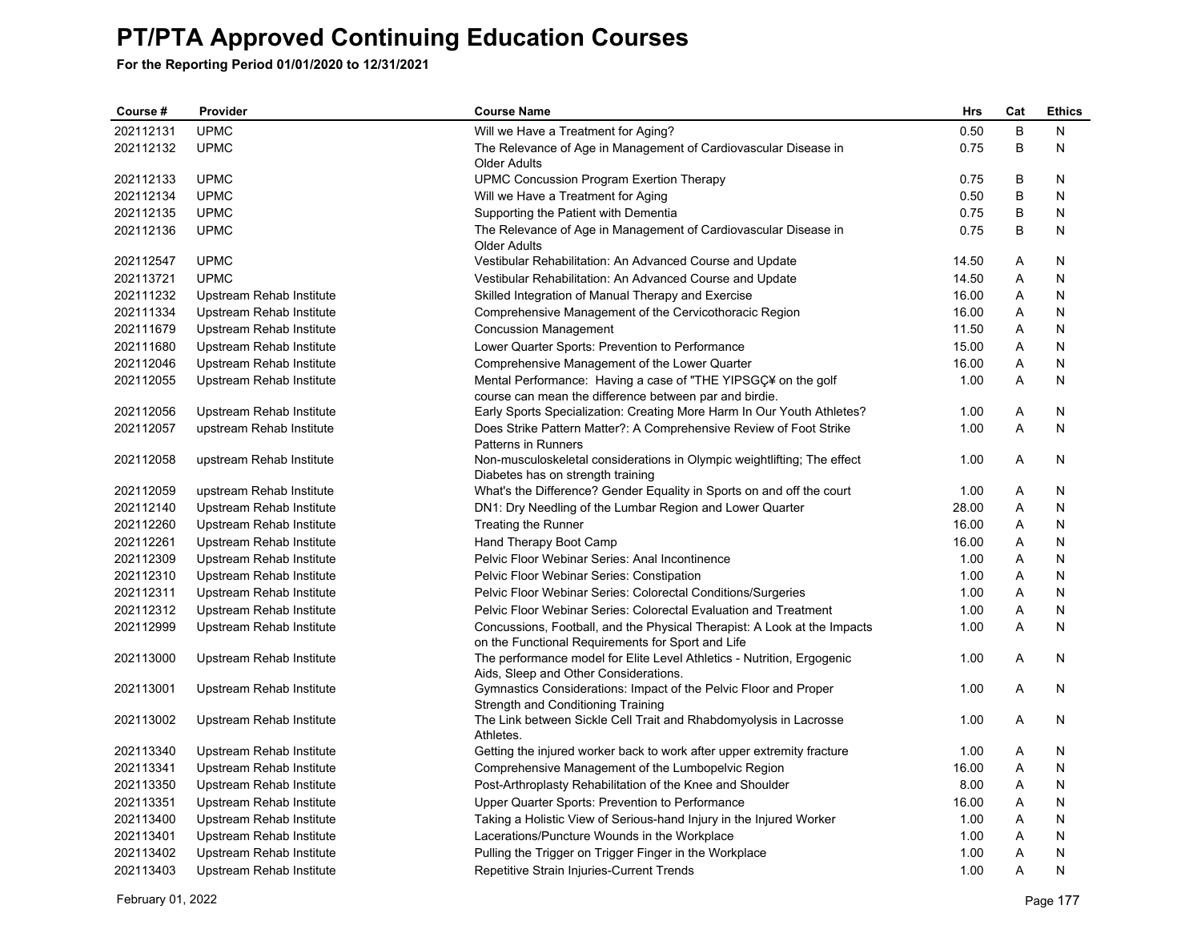# PT/PTA Approved Continuing Education Courses

**For the Reporting Period 01/01/2020 to 12/31/2021**

| Course # | Provider | Course Name | Hrs | Cat | Ethics |
|---|---|---|---|---|---|
| 202112131 | UPMC | Will we Have a Treatment for Aging? | 0.50 | B | N |
| 202112132 | UPMC | The Relevance of Age in Management of Cardiovascular Disease in Older Adults | 0.75 | B | N |
| 202112133 | UPMC | UPMC Concussion Program Exertion Therapy | 0.75 | B | N |
| 202112134 | UPMC | Will we Have a Treatment for Aging | 0.50 | B | N |
| 202112135 | UPMC | Supporting the Patient with Dementia | 0.75 | B | N |
| 202112136 | UPMC | The Relevance of Age in Management of Cardiovascular Disease in Older Adults | 0.75 | B | N |
| 202112547 | UPMC | Vestibular Rehabilitation: An Advanced Course and Update | 14.50 | A | N |
| 202113721 | UPMC | Vestibular Rehabilitation: An Advanced Course and Update | 14.50 | A | N |
| 202111232 | Upstream Rehab Institute | Skilled Integration of Manual Therapy and Exercise | 16.00 | A | N |
| 202111334 | Upstream Rehab Institute | Comprehensive Management of the Cervicothoracic Region | 16.00 | A | N |
| 202111679 | Upstream Rehab Institute | Concussion Management | 11.50 | A | N |
| 202111680 | Upstream Rehab Institute | Lower Quarter Sports: Prevention to Performance | 15.00 | A | N |
| 202112046 | Upstream Rehab Institute | Comprehensive Management of the Lower Quarter | 16.00 | A | N |
| 202112055 | Upstream Rehab Institute | Mental Performance: Having a case of "THE YIPSGÇ¥ on the golf course can mean the difference between par and birdie. | 1.00 | A | N |
| 202112056 | Upstream Rehab Institute | Early Sports Specialization: Creating More Harm In Our Youth Athletes? | 1.00 | A | N |
| 202112057 | upstream Rehab Institute | Does Strike Pattern Matter?: A Comprehensive Review of Foot Strike Patterns in Runners | 1.00 | A | N |
| 202112058 | upstream Rehab Institute | Non-musculoskeletal considerations in Olympic weightlifting; The effect Diabetes has on strength training | 1.00 | A | N |
| 202112059 | upstream Rehab Institute | What's the Difference? Gender Equality in Sports on and off the court | 1.00 | A | N |
| 202112140 | Upstream Rehab Institute | DN1: Dry Needling of the Lumbar Region and Lower Quarter | 28.00 | A | N |
| 202112260 | Upstream Rehab Institute | Treating the Runner | 16.00 | A | N |
| 202112261 | Upstream Rehab Institute | Hand Therapy Boot Camp | 16.00 | A | N |
| 202112309 | Upstream Rehab Institute | Pelvic Floor Webinar Series: Anal Incontinence | 1.00 | A | N |
| 202112310 | Upstream Rehab Institute | Pelvic Floor Webinar Series: Constipation | 1.00 | A | N |
| 202112311 | Upstream Rehab Institute | Pelvic Floor Webinar Series: Colorectal Conditions/Surgeries | 1.00 | A | N |
| 202112312 | Upstream Rehab Institute | Pelvic Floor Webinar Series: Colorectal Evaluation and Treatment | 1.00 | A | N |
| 202112999 | Upstream Rehab Institute | Concussions, Football, and the Physical Therapist: A Look at the Impacts on the Functional Requirements for Sport and Life | 1.00 | A | N |
| 202113000 | Upstream Rehab Institute | The performance model for Elite Level Athletics - Nutrition, Ergogenic Aids, Sleep and Other Considerations. | 1.00 | A | N |
| 202113001 | Upstream Rehab Institute | Gymnastics Considerations: Impact of the Pelvic Floor and Proper Strength and Conditioning Training | 1.00 | A | N |
| 202113002 | Upstream Rehab Institute | The Link between Sickle Cell Trait and Rhabdomyolysis in Lacrosse Athletes. | 1.00 | A | N |
| 202113340 | Upstream Rehab Institute | Getting the injured worker back to work after upper extremity fracture | 1.00 | A | N |
| 202113341 | Upstream Rehab Institute | Comprehensive Management of the Lumbopelvic Region | 16.00 | A | N |
| 202113350 | Upstream Rehab Institute | Post-Arthroplasty Rehabilitation of the Knee and Shoulder | 8.00 | A | N |
| 202113351 | Upstream Rehab Institute | Upper Quarter Sports: Prevention to Performance | 16.00 | A | N |
| 202113400 | Upstream Rehab Institute | Taking a Holistic View of Serious-hand Injury in the Injured Worker | 1.00 | A | N |
| 202113401 | Upstream Rehab Institute | Lacerations/Puncture Wounds in the Workplace | 1.00 | A | N |
| 202113402 | Upstream Rehab Institute | Pulling the Trigger on Trigger Finger in the Workplace | 1.00 | A | N |
| 202113403 | Upstream Rehab Institute | Repetitive Strain Injuries-Current Trends | 1.00 | A | N |

February 01, 2022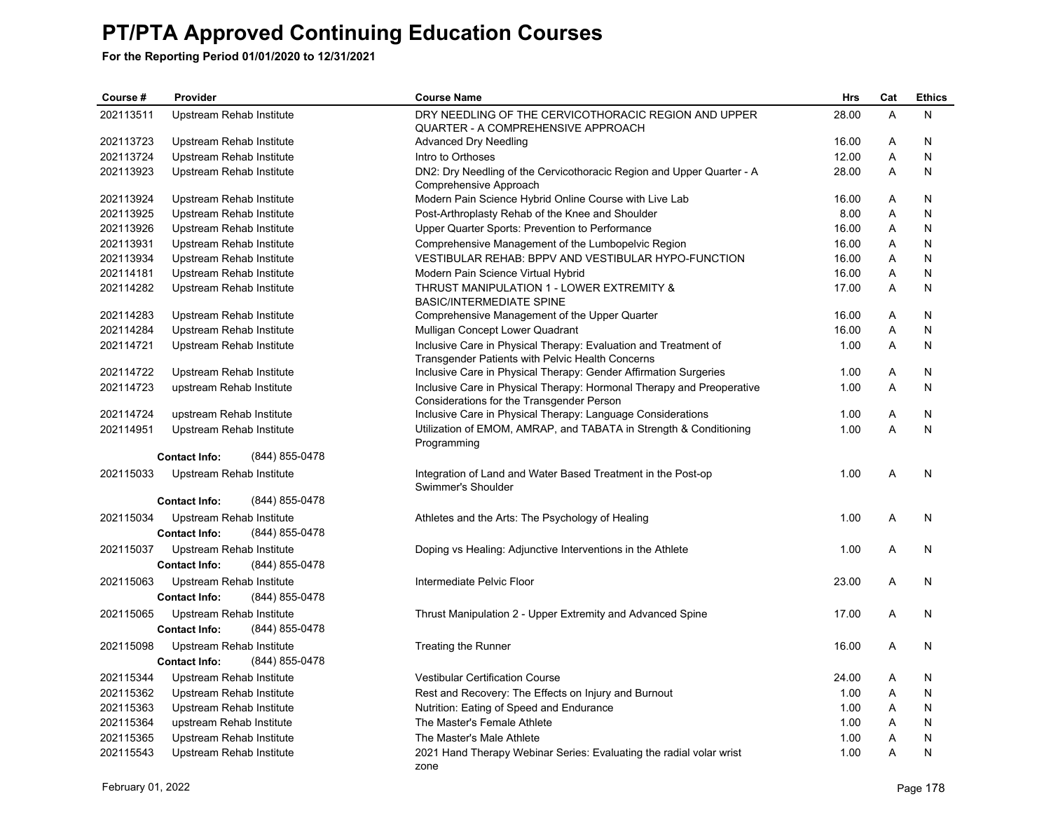# PT/PTA Approved Continuing Education Courses

**For the Reporting Period 01/01/2020 to 12/31/2021**

| Course # | Provider | Course Name | Hrs | Cat | Ethics |
|---|---|---|---|---|---|
| 202113511 | Upstream Rehab Institute | DRY NEEDLING OF THE CERVICOTHORACIC REGION AND UPPER QUARTER - A COMPREHENSIVE APPROACH | 28.00 | A | N |
| 202113723 | Upstream Rehab Institute | Advanced Dry Needling | 16.00 | A | N |
| 202113724 | Upstream Rehab Institute | Intro to Orthoses | 12.00 | A | N |
| 202113923 | Upstream Rehab Institute | DN2: Dry Needling of the Cervicothoracic Region and Upper Quarter - A Comprehensive Approach | 28.00 | A | N |
| 202113924 | Upstream Rehab Institute | Modern Pain Science Hybrid Online Course with Live Lab | 16.00 | A | N |
| 202113925 | Upstream Rehab Institute | Post-Arthroplasty Rehab of the Knee and Shoulder | 8.00 | A | N |
| 202113926 | Upstream Rehab Institute | Upper Quarter Sports: Prevention to Performance | 16.00 | A | N |
| 202113931 | Upstream Rehab Institute | Comprehensive Management of the Lumbopelvic Region | 16.00 | A | N |
| 202113934 | Upstream Rehab Institute | VESTIBULAR REHAB: BPPV AND VESTIBULAR HYPO-FUNCTION | 16.00 | A | N |
| 202114181 | Upstream Rehab Institute | Modern Pain Science Virtual Hybrid | 16.00 | A | N |
| 202114282 | Upstream Rehab Institute | THRUST MANIPULATION 1 - LOWER EXTREMITY & BASIC/INTERMEDIATE SPINE | 17.00 | A | N |
| 202114283 | Upstream Rehab Institute | Comprehensive Management of the Upper Quarter | 16.00 | A | N |
| 202114284 | Upstream Rehab Institute | Mulligan Concept Lower Quadrant | 16.00 | A | N |
| 202114721 | Upstream Rehab Institute | Inclusive Care in Physical Therapy: Evaluation and Treatment of Transgender Patients with Pelvic Health Concerns | 1.00 | A | N |
| 202114722 | Upstream Rehab Institute | Inclusive Care in Physical Therapy: Gender Affirmation Surgeries | 1.00 | A | N |
| 202114723 | upstream Rehab Institute | Inclusive Care in Physical Therapy: Hormonal Therapy and Preoperative Considerations for the Transgender Person | 1.00 | A | N |
| 202114724 | upstream Rehab Institute | Inclusive Care in Physical Therapy: Language Considerations | 1.00 | A | N |
| 202114951 | Upstream Rehab Institute | Utilization of EMOM, AMRAP, and TABATA in Strength & Conditioning Programming | 1.00 | A | N |
| | **Contact Info:** (844) 855-0478 | | | | |
| 202115033 | Upstream Rehab Institute | Integration of Land and Water Based Treatment in the Post-op Swimmer's Shoulder | 1.00 | A | N |
| | **Contact Info:** (844) 855-0478 | | | | |
| 202115034 | Upstream Rehab Institute | Athletes and the Arts: The Psychology of Healing | 1.00 | A | N |
| | **Contact Info:** (844) 855-0478 | | | | |
| 202115037 | Upstream Rehab Institute | Doping vs Healing: Adjunctive Interventions in the Athlete | 1.00 | A | N |
| | **Contact Info:** (844) 855-0478 | | | | |
| 202115063 | Upstream Rehab Institute | Intermediate Pelvic Floor | 23.00 | A | N |
| | **Contact Info:** (844) 855-0478 | | | | |
| 202115065 | Upstream Rehab Institute | Thrust Manipulation 2 - Upper Extremity and Advanced Spine | 17.00 | A | N |
| | **Contact Info:** (844) 855-0478 | | | | |
| 202115098 | Upstream Rehab Institute | Treating the Runner | 16.00 | A | N |
| | **Contact Info:** (844) 855-0478 | | | | |
| 202115344 | Upstream Rehab Institute | Vestibular Certification Course | 24.00 | A | N |
| 202115362 | Upstream Rehab Institute | Rest and Recovery: The Effects on Injury and Burnout | 1.00 | A | N |
| 202115363 | Upstream Rehab Institute | Nutrition: Eating of Speed and Endurance | 1.00 | A | N |
| 202115364 | upstream Rehab Institute | The Master's Female Athlete | 1.00 | A | N |
| 202115365 | Upstream Rehab Institute | The Master's Male Athlete | 1.00 | A | N |
| 202115543 | Upstream Rehab Institute | 2021 Hand Therapy Webinar Series: Evaluating the radial volar wrist zone | 1.00 | A | N |

February 01, 2022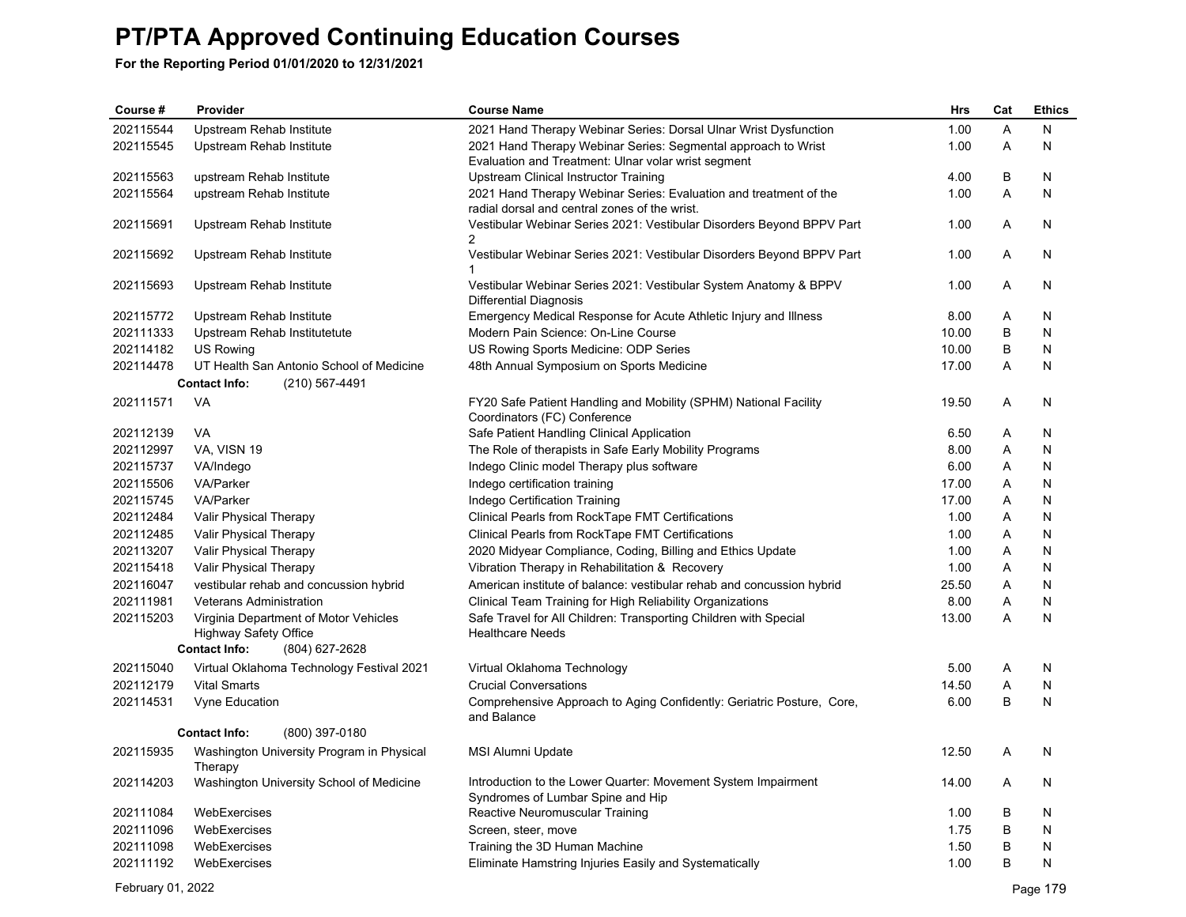# PT/PTA Approved Continuing Education Courses

**For the Reporting Period 01/01/2020 to 12/31/2021**

| Course # | Provider | Course Name | Hrs | Cat | Ethics |
|---|---|---|---|---|---|
| 202115544 | Upstream Rehab Institute | 2021 Hand Therapy Webinar Series: Dorsal Ulnar Wrist Dysfunction | 1.00 | A | N |
| 202115545 | Upstream Rehab Institute | 2021 Hand Therapy Webinar Series: Segmental approach to Wrist Evaluation and Treatment: Ulnar volar wrist segment | 1.00 | A | N |
| 202115563 | upstream Rehab Institute | Upstream Clinical Instructor Training | 4.00 | B | N |
| 202115564 | upstream Rehab Institute | 2021 Hand Therapy Webinar Series: Evaluation and treatment of the radial dorsal and central zones of the wrist. | 1.00 | A | N |
| 202115691 | Upstream Rehab Institute | Vestibular Webinar Series 2021: Vestibular Disorders Beyond BPPV Part 2 | 1.00 | A | N |
| 202115692 | Upstream Rehab Institute | Vestibular Webinar Series 2021: Vestibular Disorders Beyond BPPV Part 1 | 1.00 | A | N |
| 202115693 | Upstream Rehab Institute | Vestibular Webinar Series 2021: Vestibular System Anatomy & BPPV Differential Diagnosis | 1.00 | A | N |
| 202115772 | Upstream Rehab Institute | Emergency Medical Response for Acute Athletic Injury and Illness | 8.00 | A | N |
| 202111333 | Upstream Rehab Institutetute | Modern Pain Science: On-Line Course | 10.00 | B | N |
| 202114182 | US Rowing | US Rowing Sports Medicine: ODP Series | 10.00 | B | N |
| 202114478 | UT Health San Antonio School of Medicine | 48th Annual Symposium on Sports Medicine | 17.00 | A | N |
| | **Contact Info:** (210) 567-4491 | | | | |
| 202111571 | VA | FY20 Safe Patient Handling and Mobility (SPHM) National Facility Coordinators (FC) Conference | 19.50 | A | N |
| 202112139 | VA | Safe Patient Handling Clinical Application | 6.50 | A | N |
| 202112997 | VA, VISN 19 | The Role of therapists in Safe Early Mobility Programs | 8.00 | A | N |
| 202115737 | VA/Indego | Indego Clinic model Therapy plus software | 6.00 | A | N |
| 202115506 | VA/Parker | Indego certification training | 17.00 | A | N |
| 202115745 | VA/Parker | Indego Certification Training | 17.00 | A | N |
| 202112484 | Valir Physical Therapy | Clinical Pearls from RockTape FMT Certifications | 1.00 | A | N |
| 202112485 | Valir Physical Therapy | Clinical Pearls from RockTape FMT Certifications | 1.00 | A | N |
| 202113207 | Valir Physical Therapy | 2020 Midyear Compliance, Coding, Billing and Ethics Update | 1.00 | A | N |
| 202115418 | Valir Physical Therapy | Vibration Therapy in Rehabilitation & Recovery | 1.00 | A | N |
| 202116047 | vestibular rehab and concussion hybrid | American institute of balance: vestibular rehab and concussion hybrid | 25.50 | A | N |
| 202111981 | Veterans Administration | Clinical Team Training for High Reliability Organizations | 8.00 | A | N |
| 202115203 | Virginia Department of Motor Vehicles Highway Safety Office | Safe Travel for All Children: Transporting Children with Special Healthcare Needs | 13.00 | A | N |
| | **Contact Info:** (804) 627-2628 | | | | |
| 202115040 | Virtual Oklahoma Technology Festival 2021 | Virtual Oklahoma Technology | 5.00 | A | N |
| 202112179 | Vital Smarts | Crucial Conversations | 14.50 | A | N |
| 202114531 | Vyne Education | Comprehensive Approach to Aging Confidently: Geriatric Posture, Core, and Balance | 6.00 | B | N |
| | **Contact Info:** (800) 397-0180 | | | | |
| 202115935 | Washington University Program in Physical Therapy | MSI Alumni Update | 12.50 | A | N |
| 202114203 | Washington University School of Medicine | Introduction to the Lower Quarter: Movement System Impairment Syndromes of Lumbar Spine and Hip | 14.00 | A | N |
| 202111084 | WebExercises | Reactive Neuromuscular Training | 1.00 | B | N |
| 202111096 | WebExercises | Screen, steer, move | 1.75 | B | N |
| 202111098 | WebExercises | Training the 3D Human Machine | 1.50 | B | N |
| 202111192 | WebExercises | Eliminate Hamstring Injuries Easily and Systematically | 1.00 | B | N |

February 01, 2022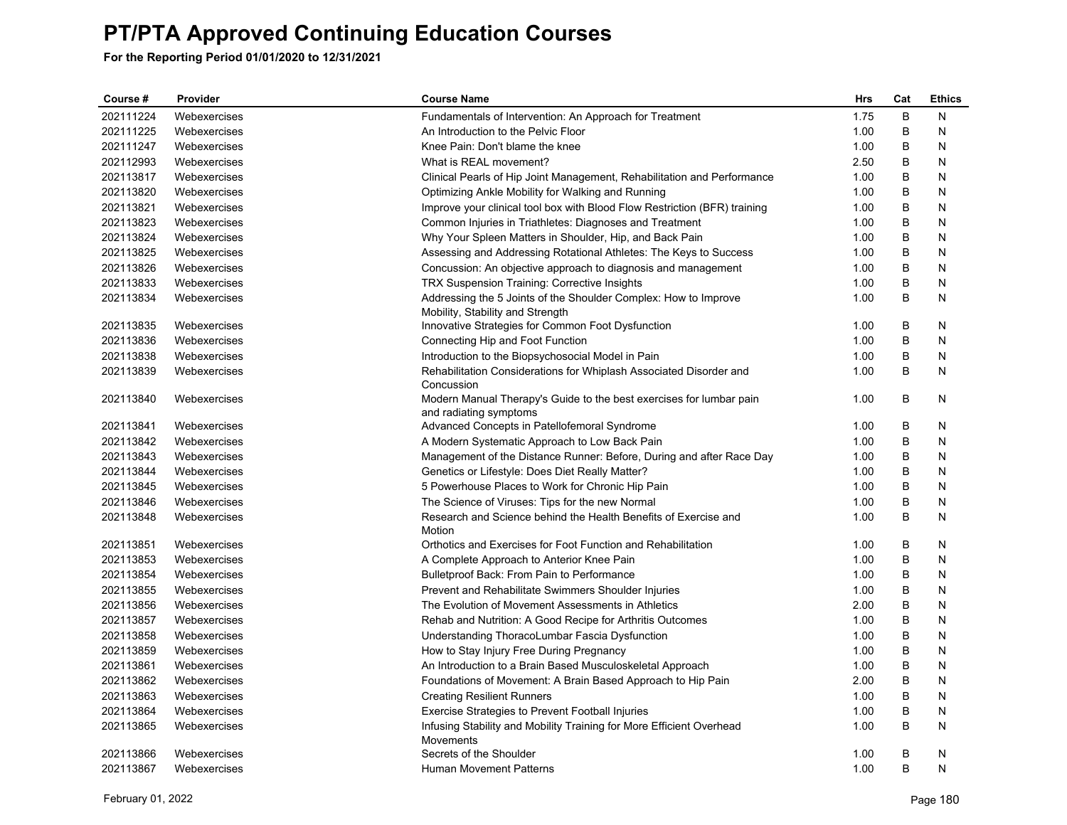# PT/PTA Approved Continuing Education Courses

**For the Reporting Period 01/01/2020 to 12/31/2021**

| Course # | Provider | Course Name | Hrs | Cat | Ethics |
|---|---|---|---|---|---|
| 202111224 | Webexercises | Fundamentals of Intervention: An Approach for Treatment | 1.75 | B | N |
| 202111225 | Webexercises | An Introduction to the Pelvic Floor | 1.00 | B | N |
| 202111247 | Webexercises | Knee Pain: Don't blame the knee | 1.00 | B | N |
| 202112993 | Webexercises | What is REAL movement? | 2.50 | B | N |
| 202113817 | Webexercises | Clinical Pearls of Hip Joint Management, Rehabilitation and Performance | 1.00 | B | N |
| 202113820 | Webexercises | Optimizing Ankle Mobility for Walking and Running | 1.00 | B | N |
| 202113821 | Webexercises | Improve your clinical tool box with Blood Flow Restriction (BFR) training | 1.00 | B | N |
| 202113823 | Webexercises | Common Injuries in Triathletes: Diagnoses and Treatment | 1.00 | B | N |
| 202113824 | Webexercises | Why Your Spleen Matters in Shoulder, Hip, and Back Pain | 1.00 | B | N |
| 202113825 | Webexercises | Assessing and Addressing Rotational Athletes: The Keys to Success | 1.00 | B | N |
| 202113826 | Webexercises | Concussion: An objective approach to diagnosis and management | 1.00 | B | N |
| 202113833 | Webexercises | TRX Suspension Training: Corrective Insights | 1.00 | B | N |
| 202113834 | Webexercises | Addressing the 5 Joints of the Shoulder Complex: How to Improve Mobility, Stability and Strength | 1.00 | B | N |
| 202113835 | Webexercises | Innovative Strategies for Common Foot Dysfunction | 1.00 | B | N |
| 202113836 | Webexercises | Connecting Hip and Foot Function | 1.00 | B | N |
| 202113838 | Webexercises | Introduction to the Biopsychosocial Model in Pain | 1.00 | B | N |
| 202113839 | Webexercises | Rehabilitation Considerations for Whiplash Associated Disorder and Concussion | 1.00 | B | N |
| 202113840 | Webexercises | Modern Manual Therapy's Guide to the best exercises for lumbar pain and radiating symptoms | 1.00 | B | N |
| 202113841 | Webexercises | Advanced Concepts in Patellofemoral Syndrome | 1.00 | B | N |
| 202113842 | Webexercises | A Modern Systematic Approach to Low Back Pain | 1.00 | B | N |
| 202113843 | Webexercises | Management of the Distance Runner: Before, During and after Race Day | 1.00 | B | N |
| 202113844 | Webexercises | Genetics or Lifestyle: Does Diet Really Matter? | 1.00 | B | N |
| 202113845 | Webexercises | 5 Powerhouse Places to Work for Chronic Hip Pain | 1.00 | B | N |
| 202113846 | Webexercises | The Science of Viruses: Tips for the new Normal | 1.00 | B | N |
| 202113848 | Webexercises | Research and Science behind the Health Benefits of Exercise and Motion | 1.00 | B | N |
| 202113851 | Webexercises | Orthotics and Exercises for Foot Function and Rehabilitation | 1.00 | B | N |
| 202113853 | Webexercises | A Complete Approach to Anterior Knee Pain | 1.00 | B | N |
| 202113854 | Webexercises | Bulletproof Back: From Pain to Performance | 1.00 | B | N |
| 202113855 | Webexercises | Prevent and Rehabilitate Swimmers Shoulder Injuries | 1.00 | B | N |
| 202113856 | Webexercises | The Evolution of Movement Assessments in Athletics | 2.00 | B | N |
| 202113857 | Webexercises | Rehab and Nutrition: A Good Recipe for Arthritis Outcomes | 1.00 | B | N |
| 202113858 | Webexercises | Understanding ThoracoLumbar Fascia Dysfunction | 1.00 | B | N |
| 202113859 | Webexercises | How to Stay Injury Free During Pregnancy | 1.00 | B | N |
| 202113861 | Webexercises | An Introduction to a Brain Based Musculoskeletal Approach | 1.00 | B | N |
| 202113862 | Webexercises | Foundations of Movement: A Brain Based Approach to Hip Pain | 2.00 | B | N |
| 202113863 | Webexercises | Creating Resilient Runners | 1.00 | B | N |
| 202113864 | Webexercises | Exercise Strategies to Prevent Football Injuries | 1.00 | B | N |
| 202113865 | Webexercises | Infusing Stability and Mobility Training for More Efficient Overhead Movements | 1.00 | B | N |
| 202113866 | Webexercises | Secrets of the Shoulder | 1.00 | B | N |
| 202113867 | Webexercises | Human Movement Patterns | 1.00 | B | N |

February 01, 2022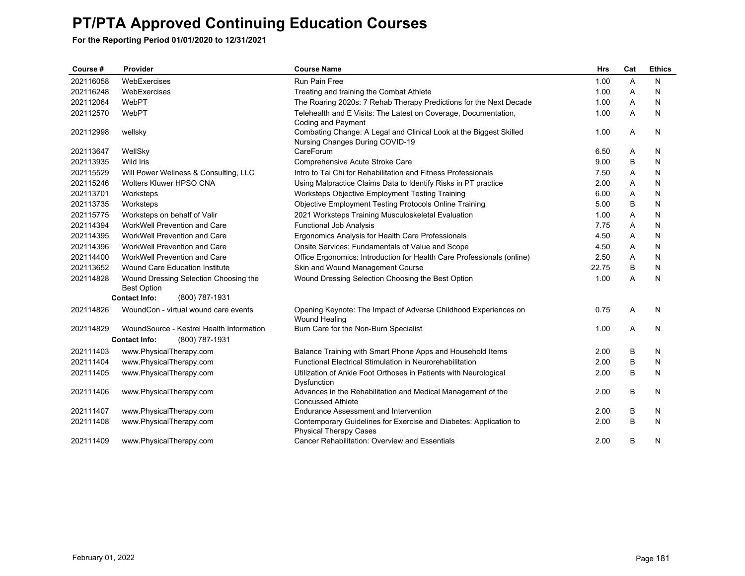# PT/PTA Approved Continuing Education Courses

**For the Reporting Period 01/01/2020 to 12/31/2021**

| Course # | Provider | Course Name | Hrs | Cat | Ethics |
|---|---|---|---|---|---|
| 202116058 | WebExercises | Run Pain Free | 1.00 | A | N |
| 202116248 | WebExercises | Treating and training the Combat Athlete | 1.00 | A | N |
| 202112064 | WebPT | The Roaring 2020s: 7 Rehab Therapy Predictions for the Next Decade | 1.00 | A | N |
| 202112570 | WebPT | Telehealth and E Visits: The Latest on Coverage, Documentation, Coding and Payment | 1.00 | A | N |
| 202112998 | wellsky | Combating Change: A Legal and Clinical Look at the Biggest Skilled Nursing Changes During COVID-19 | 1.00 | A | N |
| 202113647 | WellSky | CareForum | 6.50 | A | N |
| 202113935 | Wild Iris | Comprehensive Acute Stroke Care | 9.00 | B | N |
| 202115529 | Will Power Wellness & Consulting, LLC | Intro to Tai Chi for Rehabilitation and Fitness Professionals | 7.50 | A | N |
| 202115246 | Wolters Kluwer HPSO CNA | Using Malpractice Claims Data to Identify Risks in PT practice | 2.00 | A | N |
| 202113701 | Worksteps | Worksteps Objective Employment Testing Training | 6.00 | A | N |
| 202113735 | Worksteps | Objective Employment Testing Protocols Online Training | 5.00 | B | N |
| 202115775 | Worksteps on behalf of Valir | 2021 Worksteps Training Musculoskeletal Evaluation | 1.00 | A | N |
| 202114394 | WorkWell Prevention and Care | Functional Job Analysis | 7.75 | A | N |
| 202114395 | WorkWell Prevention and Care | Ergonomics Analysis for Health Care Professionals | 4.50 | A | N |
| 202114396 | WorkWell Prevention and Care | Onsite Services: Fundamentals of Value and Scope | 4.50 | A | N |
| 202114400 | WorkWell Prevention and Care | Office Ergonomics: Introduction for Health Care Professionals (online) | 2.50 | A | N |
| 202113652 | Wound Care Education Institute | Skin and Wound Management Course | 22.75 | B | N |
| 202114828 | Wound Dressing Selection Choosing the Best Option | Wound Dressing Selection Choosing the Best Option | 1.00 | A | N |
| | **Contact Info:** (800) 787-1931 | | | | |
| 202114826 | WoundCon - virtual wound care events | Opening Keynote: The Impact of Adverse Childhood Experiences on Wound Healing | 0.75 | A | N |
| 202114829 | WoundSource - Kestrel Health Information | Burn Care for the Non-Burn Specialist | 1.00 | A | N |
| | **Contact Info:** (800) 787-1931 | | | | |
| 202111403 | www.PhysicalTherapy.com | Balance Training with Smart Phone Apps and Household Items | 2.00 | B | N |
| 202111404 | www.PhysicalTherapy.com | Functional Electrical Stimulation in Neurorehabilitation | 2.00 | B | N |
| 202111405 | www.PhysicalTherapy.com | Utilization of Ankle Foot Orthoses in Patients with Neurological Dysfunction | 2.00 | B | N |
| 202111406 | www.PhysicalTherapy.com | Advances in the Rehabilitation and Medical Management of the Concussed Athlete | 2.00 | B | N |
| 202111407 | www.PhysicalTherapy.com | Endurance Assessment and Intervention | 2.00 | B | N |
| 202111408 | www.PhysicalTherapy.com | Contemporary Guidelines for Exercise and Diabetes: Application to Physical Therapy Cases | 2.00 | B | N |
| 202111409 | www.PhysicalTherapy.com | Cancer Rehabilitation: Overview and Essentials | 2.00 | B | N |

February 01, 2022